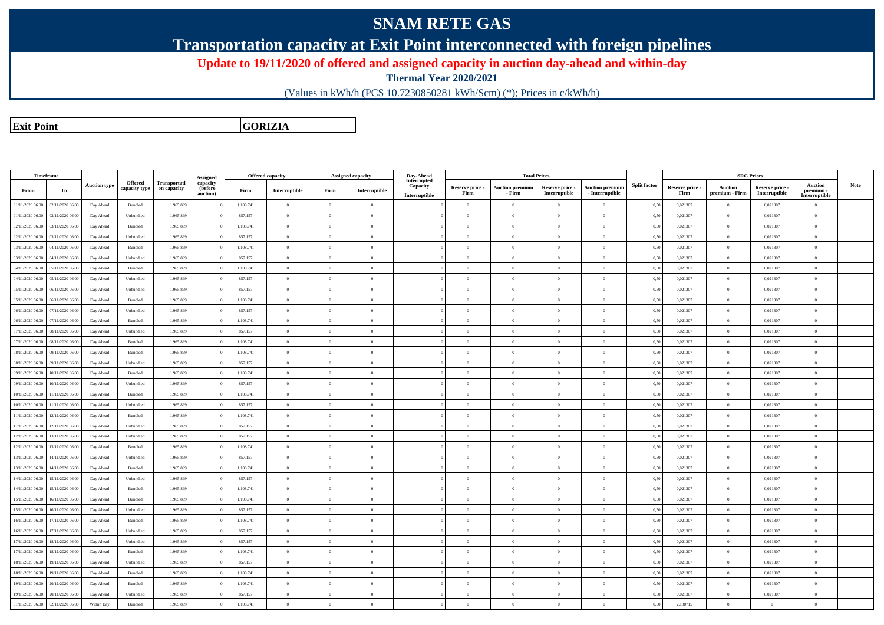# SNAM RETE GAS

## Transportation capacity at Exit Point interconnected with foreign pipelines

### Update to 19/11/2020 of offered and assigned capacity in auction day-ahead and within-day

**Thermal Year 2020/2021**

(Values in kWh/h (PCS 10.7230850281 kWh/Scm) (*); Prices in c/kWh/h)

| **Exit Point** | **GORIZIA** |
|---|---|

| Timeframe | | Auction type | Offered capacity type | Transportation capacity | Assigned capacity (before auction) | Offered capacity | | Assigned capacity | | Day-Ahead Interrupted Capacity | Total Prices | | | | Split factor | SRG Prices | | | | Note |
|---|---|---|---|---|---|---|---|---|---|---|---|---|---|---|---|---|---|---|---|---|
| From | To | | | | | Firm | Interruptible | Firm | Interruptible | Interruptible | Reserve price - Firm | Auction premium - Firm | Reserve price - Interruptible | Auction premium - Interruptible | | Reserve price - Firm | Auction premium - Firm | Reserve price - Interruptible | Auction premium - Interruptible | |
| 01/11/2020 06.00 | 02/11/2020 06.00 | Day Ahead | Bundled | 1.965.899 | 0 | 1.108.741 | 0 | 0 | 0 | 0 | 0 | 0 | 0 | 0 | 0,50 | 0,021307 | 0 | 0,021307 | 0 | |
| 01/11/2020 06.00 | 02/11/2020 06.00 | Day Ahead | Unbundled | 1.965.899 | 0 | 857.157 | 0 | 0 | 0 | 0 | 0 | 0 | 0 | 0 | 0,50 | 0,021307 | 0 | 0,021307 | 0 | |
| 02/11/2020 06.00 | 03/11/2020 06.00 | Day Ahead | Bundled | 1.965.899 | 0 | 1.108.741 | 0 | 0 | 0 | 0 | 0 | 0 | 0 | 0 | 0,50 | 0,021307 | 0 | 0,021307 | 0 | |
| 02/11/2020 06.00 | 03/11/2020 06.00 | Day Ahead | Unbundled | 1.965.899 | 0 | 857.157 | 0 | 0 | 0 | 0 | 0 | 0 | 0 | 0 | 0,50 | 0,021307 | 0 | 0,021307 | 0 | |
| 03/11/2020 06.00 | 04/11/2020 06.00 | Day Ahead | Bundled | 1.965.899 | 0 | 1.108.741 | 0 | 0 | 0 | 0 | 0 | 0 | 0 | 0 | 0,50 | 0,021307 | 0 | 0,021307 | 0 | |
| 03/11/2020 06.00 | 04/11/2020 06.00 | Day Ahead | Unbundled | 1.965.899 | 0 | 857.157 | 0 | 0 | 0 | 0 | 0 | 0 | 0 | 0 | 0,50 | 0,021307 | 0 | 0,021307 | 0 | |
| 04/11/2020 06.00 | 05/11/2020 06.00 | Day Ahead | Bundled | 1.965.899 | 0 | 1.108.741 | 0 | 0 | 0 | 0 | 0 | 0 | 0 | 0 | 0,50 | 0,021307 | 0 | 0,021307 | 0 | |
| 04/11/2020 06.00 | 05/11/2020 06.00 | Day Ahead | Unbundled | 1.965.899 | 0 | 857.157 | 0 | 0 | 0 | 0 | 0 | 0 | 0 | 0 | 0,50 | 0,021307 | 0 | 0,021307 | 0 | |
| 05/11/2020 06.00 | 06/11/2020 06.00 | Day Ahead | Unbundled | 1.965.899 | 0 | 857.157 | 0 | 0 | 0 | 0 | 0 | 0 | 0 | 0 | 0,50 | 0,021307 | 0 | 0,021307 | 0 | |
| 05/11/2020 06.00 | 06/11/2020 06.00 | Day Ahead | Bundled | 1.965.899 | 0 | 1.108.741 | 0 | 0 | 0 | 0 | 0 | 0 | 0 | 0 | 0,50 | 0,021307 | 0 | 0,021307 | 0 | |
| 06/11/2020 06.00 | 07/11/2020 06.00 | Day Ahead | Unbundled | 1.965.899 | 0 | 857.157 | 0 | 0 | 0 | 0 | 0 | 0 | 0 | 0 | 0,50 | 0,021307 | 0 | 0,021307 | 0 | |
| 06/11/2020 06.00 | 07/11/2020 06.00 | Day Ahead | Bundled | 1.965.899 | 0 | 1.108.741 | 0 | 0 | 0 | 0 | 0 | 0 | 0 | 0 | 0,50 | 0,021307 | 0 | 0,021307 | 0 | |
| 07/11/2020 06.00 | 08/11/2020 06.00 | Day Ahead | Unbundled | 1.965.899 | 0 | 857.157 | 0 | 0 | 0 | 0 | 0 | 0 | 0 | 0 | 0,50 | 0,021307 | 0 | 0,021307 | 0 | |
| 07/11/2020 06.00 | 08/11/2020 06.00 | Day Ahead | Bundled | 1.965.899 | 0 | 1.108.741 | 0 | 0 | 0 | 0 | 0 | 0 | 0 | 0 | 0,50 | 0,021307 | 0 | 0,021307 | 0 | |
| 08/11/2020 06.00 | 09/11/2020 06.00 | Day Ahead | Bundled | 1.965.899 | 0 | 1.108.741 | 0 | 0 | 0 | 0 | 0 | 0 | 0 | 0 | 0,50 | 0,021307 | 0 | 0,021307 | 0 | |
| 08/11/2020 06.00 | 09/11/2020 06.00 | Day Ahead | Unbundled | 1.965.899 | 0 | 857.157 | 0 | 0 | 0 | 0 | 0 | 0 | 0 | 0 | 0,50 | 0,021307 | 0 | 0,021307 | 0 | |
| 09/11/2020 06.00 | 10/11/2020 06.00 | Day Ahead | Bundled | 1.965.899 | 0 | 1.108.741 | 0 | 0 | 0 | 0 | 0 | 0 | 0 | 0 | 0,50 | 0,021307 | 0 | 0,021307 | 0 | |
| 09/11/2020 06.00 | 10/11/2020 06.00 | Day Ahead | Unbundled | 1.965.899 | 0 | 857.157 | 0 | 0 | 0 | 0 | 0 | 0 | 0 | 0 | 0,50 | 0,021307 | 0 | 0,021307 | 0 | |
| 10/11/2020 06.00 | 11/11/2020 06.00 | Day Ahead | Bundled | 1.965.899 | 0 | 1.108.741 | 0 | 0 | 0 | 0 | 0 | 0 | 0 | 0 | 0,50 | 0,021307 | 0 | 0,021307 | 0 | |
| 10/11/2020 06.00 | 11/11/2020 06.00 | Day Ahead | Unbundled | 1.965.899 | 0 | 857.157 | 0 | 0 | 0 | 0 | 0 | 0 | 0 | 0 | 0,50 | 0,021307 | 0 | 0,021307 | 0 | |
| 11/11/2020 06.00 | 12/11/2020 06.00 | Day Ahead | Bundled | 1.965.899 | 0 | 1.108.741 | 0 | 0 | 0 | 0 | 0 | 0 | 0 | 0 | 0,50 | 0,021307 | 0 | 0,021307 | 0 | |
| 11/11/2020 06.00 | 12/11/2020 06.00 | Day Ahead | Unbundled | 1.965.899 | 0 | 857.157 | 0 | 0 | 0 | 0 | 0 | 0 | 0 | 0 | 0,50 | 0,021307 | 0 | 0,021307 | 0 | |
| 12/11/2020 06.00 | 13/11/2020 06.00 | Day Ahead | Unbundled | 1.965.899 | 0 | 857.157 | 0 | 0 | 0 | 0 | 0 | 0 | 0 | 0 | 0,50 | 0,021307 | 0 | 0,021307 | 0 | |
| 12/11/2020 06.00 | 13/11/2020 06.00 | Day Ahead | Bundled | 1.965.899 | 0 | 1.108.741 | 0 | 0 | 0 | 0 | 0 | 0 | 0 | 0 | 0,50 | 0,021307 | 0 | 0,021307 | 0 | |
| 13/11/2020 06.00 | 14/11/2020 06.00 | Day Ahead | Unbundled | 1.965.899 | 0 | 857.157 | 0 | 0 | 0 | 0 | 0 | 0 | 0 | 0 | 0,50 | 0,021307 | 0 | 0,021307 | 0 | |
| 13/11/2020 06.00 | 14/11/2020 06.00 | Day Ahead | Bundled | 1.965.899 | 0 | 1.108.741 | 0 | 0 | 0 | 0 | 0 | 0 | 0 | 0 | 0,50 | 0,021307 | 0 | 0,021307 | 0 | |
| 14/11/2020 06.00 | 15/11/2020 06.00 | Day Ahead | Unbundled | 1.965.899 | 0 | 857.157 | 0 | 0 | 0 | 0 | 0 | 0 | 0 | 0 | 0,50 | 0,021307 | 0 | 0,021307 | 0 | |
| 14/11/2020 06.00 | 15/11/2020 06.00 | Day Ahead | Bundled | 1.965.899 | 0 | 1.108.741 | 0 | 0 | 0 | 0 | 0 | 0 | 0 | 0 | 0,50 | 0,021307 | 0 | 0,021307 | 0 | |
| 15/11/2020 06.00 | 16/11/2020 06.00 | Day Ahead | Bundled | 1.965.899 | 0 | 1.108.741 | 0 | 0 | 0 | 0 | 0 | 0 | 0 | 0 | 0,50 | 0,021307 | 0 | 0,021307 | 0 | |
| 15/11/2020 06.00 | 16/11/2020 06.00 | Day Ahead | Unbundled | 1.965.899 | 0 | 857.157 | 0 | 0 | 0 | 0 | 0 | 0 | 0 | 0 | 0,50 | 0,021307 | 0 | 0,021307 | 0 | |
| 16/11/2020 06.00 | 17/11/2020 06.00 | Day Ahead | Bundled | 1.965.899 | 0 | 1.108.741 | 0 | 0 | 0 | 0 | 0 | 0 | 0 | 0 | 0,50 | 0,021307 | 0 | 0,021307 | 0 | |
| 16/11/2020 06.00 | 17/11/2020 06.00 | Day Ahead | Unbundled | 1.965.899 | 0 | 857.157 | 0 | 0 | 0 | 0 | 0 | 0 | 0 | 0 | 0,50 | 0,021307 | 0 | 0,021307 | 0 | |
| 17/11/2020 06.00 | 18/11/2020 06.00 | Day Ahead | Unbundled | 1.965.899 | 0 | 857.157 | 0 | 0 | 0 | 0 | 0 | 0 | 0 | 0 | 0,50 | 0,021307 | 0 | 0,021307 | 0 | |
| 17/11/2020 06.00 | 18/11/2020 06.00 | Day Ahead | Bundled | 1.965.899 | 0 | 1.108.741 | 0 | 0 | 0 | 0 | 0 | 0 | 0 | 0 | 0,50 | 0,021307 | 0 | 0,021307 | 0 | |
| 18/11/2020 06.00 | 19/11/2020 06.00 | Day Ahead | Unbundled | 1.965.899 | 0 | 857.157 | 0 | 0 | 0 | 0 | 0 | 0 | 0 | 0 | 0,50 | 0,021307 | 0 | 0,021307 | 0 | |
| 18/11/2020 06.00 | 19/11/2020 06.00 | Day Ahead | Bundled | 1.965.899 | 0 | 1.108.741 | 0 | 0 | 0 | 0 | 0 | 0 | 0 | 0 | 0,50 | 0,021307 | 0 | 0,021307 | 0 | |
| 19/11/2020 06.00 | 20/11/2020 06.00 | Day Ahead | Bundled | 1.965.899 | 0 | 1.108.741 | 0 | 0 | 0 | 0 | 0 | 0 | 0 | 0 | 0,50 | 0,021307 | 0 | 0,021307 | 0 | |
| 19/11/2020 06.00 | 20/11/2020 06.00 | Day Ahead | Unbundled | 1.965.899 | 0 | 857.157 | 0 | 0 | 0 | 0 | 0 | 0 | 0 | 0 | 0,50 | 0,021307 | 0 | 0,021307 | 0 | |
| 01/11/2020 06.00 | 02/11/2020 06.00 | Within Day | Bundled | 1.965.899 | 0 | 1.108.741 | 0 | 0 | 0 | 0 | 0 | 0 | 0 | 0 | 0,50 | 2,130715 | 0 | 0 | 0 | |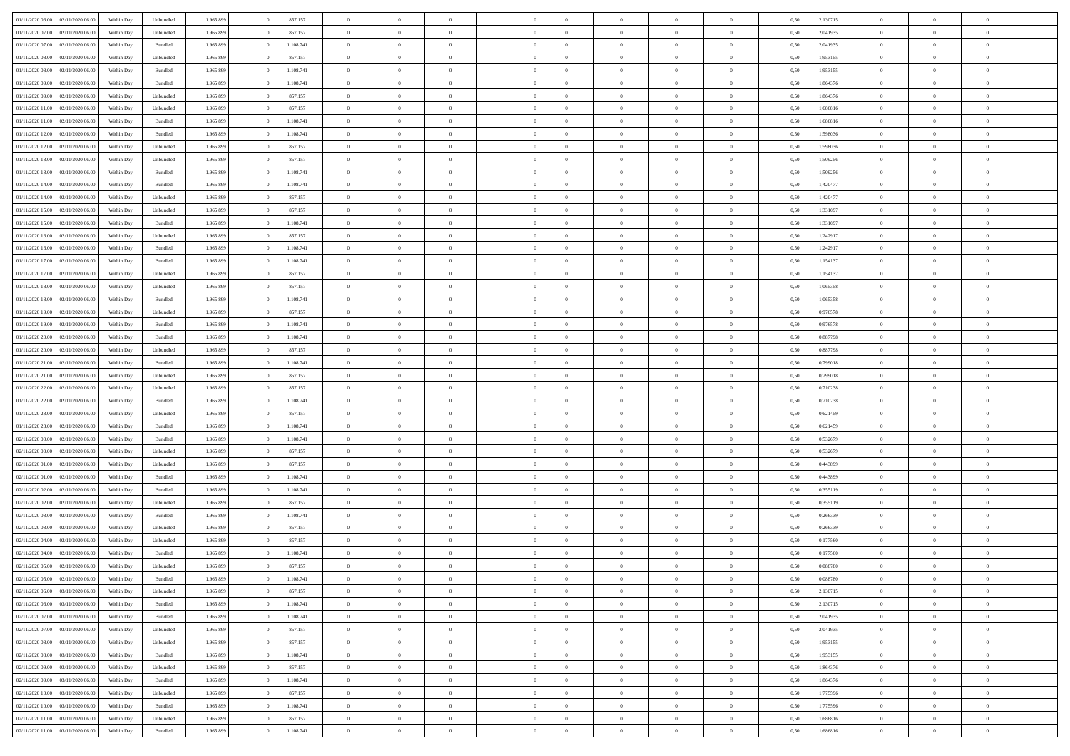| | | | | | | | | | | | | | | | | | | | | | |
|---|---|---|---|---|---|---|---|---|---|---|---|---|---|---|---|---|---|---|---|---|---|
| 01/11/2020 06.00 | 02/11/2020 06.00 | Within Day | Unbundled | 1.965.899 | 0 | 857.157 | 0 | 0 | 0 | 0 | 0 | 0 | 0 | 0 | 0,50 | 2,130715 | 0 | 0 | 0 | |
| 01/11/2020 07.00 | 02/11/2020 06.00 | Within Day | Unbundled | 1.965.899 | 0 | 857.157 | 0 | 0 | 0 | 0 | 0 | 0 | 0 | 0 | 0,50 | 2,041935 | 0 | 0 | 0 | |
| 01/11/2020 07.00 | 02/11/2020 06.00 | Within Day | Bundled | 1.965.899 | 0 | 1.108.741 | 0 | 0 | 0 | 0 | 0 | 0 | 0 | 0 | 0,50 | 2,041935 | 0 | 0 | 0 | |
| 01/11/2020 08.00 | 02/11/2020 06.00 | Within Day | Unbundled | 1.965.899 | 0 | 857.157 | 0 | 0 | 0 | 0 | 0 | 0 | 0 | 0 | 0,50 | 1,953155 | 0 | 0 | 0 | |
| 01/11/2020 08.00 | 02/11/2020 06.00 | Within Day | Bundled | 1.965.899 | 0 | 1.108.741 | 0 | 0 | 0 | 0 | 0 | 0 | 0 | 0 | 0,50 | 1,953155 | 0 | 0 | 0 | |
| 01/11/2020 09.00 | 02/11/2020 06.00 | Within Day | Bundled | 1.965.899 | 0 | 1.108.741 | 0 | 0 | 0 | 0 | 0 | 0 | 0 | 0 | 0,50 | 1,864376 | 0 | 0 | 0 | |
| 01/11/2020 09.00 | 02/11/2020 06.00 | Within Day | Unbundled | 1.965.899 | 0 | 857.157 | 0 | 0 | 0 | 0 | 0 | 0 | 0 | 0 | 0,50 | 1,864376 | 0 | 0 | 0 | |
| 01/11/2020 11.00 | 02/11/2020 06.00 | Within Day | Unbundled | 1.965.899 | 0 | 857.157 | 0 | 0 | 0 | 0 | 0 | 0 | 0 | 0 | 0,50 | 1,686816 | 0 | 0 | 0 | |
| 01/11/2020 11.00 | 02/11/2020 06.00 | Within Day | Bundled | 1.965.899 | 0 | 1.108.741 | 0 | 0 | 0 | 0 | 0 | 0 | 0 | 0 | 0,50 | 1,686816 | 0 | 0 | 0 | |
| 01/11/2020 12.00 | 02/11/2020 06.00 | Within Day | Bundled | 1.965.899 | 0 | 1.108.741 | 0 | 0 | 0 | 0 | 0 | 0 | 0 | 0 | 0,50 | 1,598036 | 0 | 0 | 0 | |
| 01/11/2020 12.00 | 02/11/2020 06.00 | Within Day | Unbundled | 1.965.899 | 0 | 857.157 | 0 | 0 | 0 | 0 | 0 | 0 | 0 | 0 | 0,50 | 1,598036 | 0 | 0 | 0 | |
| 01/11/2020 13.00 | 02/11/2020 06.00 | Within Day | Unbundled | 1.965.899 | 0 | 857.157 | 0 | 0 | 0 | 0 | 0 | 0 | 0 | 0 | 0,50 | 1,509256 | 0 | 0 | 0 | |
| 01/11/2020 13.00 | 02/11/2020 06.00 | Within Day | Bundled | 1.965.899 | 0 | 1.108.741 | 0 | 0 | 0 | 0 | 0 | 0 | 0 | 0 | 0,50 | 1,509256 | 0 | 0 | 0 | |
| 01/11/2020 14.00 | 02/11/2020 06.00 | Within Day | Bundled | 1.965.899 | 0 | 1.108.741 | 0 | 0 | 0 | 0 | 0 | 0 | 0 | 0 | 0,50 | 1,420477 | 0 | 0 | 0 | |
| 01/11/2020 14.00 | 02/11/2020 06.00 | Within Day | Unbundled | 1.965.899 | 0 | 857.157 | 0 | 0 | 0 | 0 | 0 | 0 | 0 | 0 | 0,50 | 1,420477 | 0 | 0 | 0 | |
| 01/11/2020 15.00 | 02/11/2020 06.00 | Within Day | Unbundled | 1.965.899 | 0 | 857.157 | 0 | 0 | 0 | 0 | 0 | 0 | 0 | 0 | 0,50 | 1,331697 | 0 | 0 | 0 | |
| 01/11/2020 15.00 | 02/11/2020 06.00 | Within Day | Bundled | 1.965.899 | 0 | 1.108.741 | 0 | 0 | 0 | 0 | 0 | 0 | 0 | 0 | 0,50 | 1,331697 | 0 | 0 | 0 | |
| 01/11/2020 16.00 | 02/11/2020 06.00 | Within Day | Unbundled | 1.965.899 | 0 | 857.157 | 0 | 0 | 0 | 0 | 0 | 0 | 0 | 0 | 0,50 | 1,242917 | 0 | 0 | 0 | |
| 01/11/2020 16.00 | 02/11/2020 06.00 | Within Day | Bundled | 1.965.899 | 0 | 1.108.741 | 0 | 0 | 0 | 0 | 0 | 0 | 0 | 0 | 0,50 | 1,242917 | 0 | 0 | 0 | |
| 01/11/2020 17.00 | 02/11/2020 06.00 | Within Day | Bundled | 1.965.899 | 0 | 1.108.741 | 0 | 0 | 0 | 0 | 0 | 0 | 0 | 0 | 0,50 | 1,154137 | 0 | 0 | 0 | |
| 01/11/2020 17.00 | 02/11/2020 06.00 | Within Day | Unbundled | 1.965.899 | 0 | 857.157 | 0 | 0 | 0 | 0 | 0 | 0 | 0 | 0 | 0,50 | 1,154137 | 0 | 0 | 0 | |
| 01/11/2020 18.00 | 02/11/2020 06.00 | Within Day | Unbundled | 1.965.899 | 0 | 857.157 | 0 | 0 | 0 | 0 | 0 | 0 | 0 | 0 | 0,50 | 1,065358 | 0 | 0 | 0 | |
| 01/11/2020 18.00 | 02/11/2020 06.00 | Within Day | Bundled | 1.965.899 | 0 | 1.108.741 | 0 | 0 | 0 | 0 | 0 | 0 | 0 | 0 | 0,50 | 1,065358 | 0 | 0 | 0 | |
| 01/11/2020 19.00 | 02/11/2020 06.00 | Within Day | Unbundled | 1.965.899 | 0 | 857.157 | 0 | 0 | 0 | 0 | 0 | 0 | 0 | 0 | 0,50 | 0,976578 | 0 | 0 | 0 | |
| 01/11/2020 19.00 | 02/11/2020 06.00 | Within Day | Bundled | 1.965.899 | 0 | 1.108.741 | 0 | 0 | 0 | 0 | 0 | 0 | 0 | 0 | 0,50 | 0,976578 | 0 | 0 | 0 | |
| 01/11/2020 20.00 | 02/11/2020 06.00 | Within Day | Bundled | 1.965.899 | 0 | 1.108.741 | 0 | 0 | 0 | 0 | 0 | 0 | 0 | 0 | 0,50 | 0,887798 | 0 | 0 | 0 | |
| 01/11/2020 20.00 | 02/11/2020 06.00 | Within Day | Unbundled | 1.965.899 | 0 | 857.157 | 0 | 0 | 0 | 0 | 0 | 0 | 0 | 0 | 0,50 | 0,887798 | 0 | 0 | 0 | |
| 01/11/2020 21.00 | 02/11/2020 06.00 | Within Day | Bundled | 1.965.899 | 0 | 1.108.741 | 0 | 0 | 0 | 0 | 0 | 0 | 0 | 0 | 0,50 | 0,799018 | 0 | 0 | 0 | |
| 01/11/2020 21.00 | 02/11/2020 06.00 | Within Day | Unbundled | 1.965.899 | 0 | 857.157 | 0 | 0 | 0 | 0 | 0 | 0 | 0 | 0 | 0,50 | 0,799018 | 0 | 0 | 0 | |
| 01/11/2020 22.00 | 02/11/2020 06.00 | Within Day | Unbundled | 1.965.899 | 0 | 857.157 | 0 | 0 | 0 | 0 | 0 | 0 | 0 | 0 | 0,50 | 0,710238 | 0 | 0 | 0 | |
| 01/11/2020 22.00 | 02/11/2020 06.00 | Within Day | Bundled | 1.965.899 | 0 | 1.108.741 | 0 | 0 | 0 | 0 | 0 | 0 | 0 | 0 | 0,50 | 0,710238 | 0 | 0 | 0 | |
| 01/11/2020 23.00 | 02/11/2020 06.00 | Within Day | Unbundled | 1.965.899 | 0 | 857.157 | 0 | 0 | 0 | 0 | 0 | 0 | 0 | 0 | 0,50 | 0,621459 | 0 | 0 | 0 | |
| 01/11/2020 23.00 | 02/11/2020 06.00 | Within Day | Bundled | 1.965.899 | 0 | 1.108.741 | 0 | 0 | 0 | 0 | 0 | 0 | 0 | 0 | 0,50 | 0,621459 | 0 | 0 | 0 | |
| 02/11/2020 00.00 | 02/11/2020 06.00 | Within Day | Bundled | 1.965.899 | 0 | 1.108.741 | 0 | 0 | 0 | 0 | 0 | 0 | 0 | 0 | 0,50 | 0,532679 | 0 | 0 | 0 | |
| 02/11/2020 00.00 | 02/11/2020 06.00 | Within Day | Unbundled | 1.965.899 | 0 | 857.157 | 0 | 0 | 0 | 0 | 0 | 0 | 0 | 0 | 0,50 | 0,532679 | 0 | 0 | 0 | |
| 02/11/2020 01.00 | 02/11/2020 06.00 | Within Day | Unbundled | 1.965.899 | 0 | 857.157 | 0 | 0 | 0 | 0 | 0 | 0 | 0 | 0 | 0,50 | 0,443899 | 0 | 0 | 0 | |
| 02/11/2020 01.00 | 02/11/2020 06.00 | Within Day | Bundled | 1.965.899 | 0 | 1.108.741 | 0 | 0 | 0 | 0 | 0 | 0 | 0 | 0 | 0,50 | 0,443899 | 0 | 0 | 0 | |
| 02/11/2020 02.00 | 02/11/2020 06.00 | Within Day | Bundled | 1.965.899 | 0 | 1.108.741 | 0 | 0 | 0 | 0 | 0 | 0 | 0 | 0 | 0,50 | 0,355119 | 0 | 0 | 0 | |
| 02/11/2020 02.00 | 02/11/2020 06.00 | Within Day | Unbundled | 1.965.899 | 0 | 857.157 | 0 | 0 | 0 | 0 | 0 | 0 | 0 | 0 | 0,50 | 0,355119 | 0 | 0 | 0 | |
| 02/11/2020 03.00 | 02/11/2020 06.00 | Within Day | Bundled | 1.965.899 | 0 | 1.108.741 | 0 | 0 | 0 | 0 | 0 | 0 | 0 | 0 | 0,50 | 0,266339 | 0 | 0 | 0 | |
| 02/11/2020 03.00 | 02/11/2020 06.00 | Within Day | Unbundled | 1.965.899 | 0 | 857.157 | 0 | 0 | 0 | 0 | 0 | 0 | 0 | 0 | 0,50 | 0,266339 | 0 | 0 | 0 | |
| 02/11/2020 04.00 | 02/11/2020 06.00 | Within Day | Unbundled | 1.965.899 | 0 | 857.157 | 0 | 0 | 0 | 0 | 0 | 0 | 0 | 0 | 0,50 | 0,177560 | 0 | 0 | 0 | |
| 02/11/2020 04.00 | 02/11/2020 06.00 | Within Day | Bundled | 1.965.899 | 0 | 1.108.741 | 0 | 0 | 0 | 0 | 0 | 0 | 0 | 0 | 0,50 | 0,177560 | 0 | 0 | 0 | |
| 02/11/2020 05.00 | 02/11/2020 06.00 | Within Day | Unbundled | 1.965.899 | 0 | 857.157 | 0 | 0 | 0 | 0 | 0 | 0 | 0 | 0 | 0,50 | 0,088780 | 0 | 0 | 0 | |
| 02/11/2020 05.00 | 02/11/2020 06.00 | Within Day | Bundled | 1.965.899 | 0 | 1.108.741 | 0 | 0 | 0 | 0 | 0 | 0 | 0 | 0 | 0,50 | 0,088780 | 0 | 0 | 0 | |
| 02/11/2020 06.00 | 03/11/2020 06.00 | Within Day | Unbundled | 1.965.899 | 0 | 857.157 | 0 | 0 | 0 | 0 | 0 | 0 | 0 | 0 | 0,50 | 2,130715 | 0 | 0 | 0 | |
| 02/11/2020 06.00 | 03/11/2020 06.00 | Within Day | Bundled | 1.965.899 | 0 | 1.108.741 | 0 | 0 | 0 | 0 | 0 | 0 | 0 | 0 | 0,50 | 2,130715 | 0 | 0 | 0 | |
| 02/11/2020 07.00 | 03/11/2020 06.00 | Within Day | Bundled | 1.965.899 | 0 | 1.108.741 | 0 | 0 | 0 | 0 | 0 | 0 | 0 | 0 | 0,50 | 2,041935 | 0 | 0 | 0 | |
| 02/11/2020 07.00 | 03/11/2020 06.00 | Within Day | Unbundled | 1.965.899 | 0 | 857.157 | 0 | 0 | 0 | 0 | 0 | 0 | 0 | 0 | 0,50 | 2,041935 | 0 | 0 | 0 | |
| 02/11/2020 08.00 | 03/11/2020 06.00 | Within Day | Unbundled | 1.965.899 | 0 | 857.157 | 0 | 0 | 0 | 0 | 0 | 0 | 0 | 0 | 0,50 | 1,953155 | 0 | 0 | 0 | |
| 02/11/2020 08.00 | 03/11/2020 06.00 | Within Day | Bundled | 1.965.899 | 0 | 1.108.741 | 0 | 0 | 0 | 0 | 0 | 0 | 0 | 0 | 0,50 | 1,953155 | 0 | 0 | 0 | |
| 02/11/2020 09.00 | 03/11/2020 06.00 | Within Day | Unbundled | 1.965.899 | 0 | 857.157 | 0 | 0 | 0 | 0 | 0 | 0 | 0 | 0 | 0,50 | 1,864376 | 0 | 0 | 0 | |
| 02/11/2020 09.00 | 03/11/2020 06.00 | Within Day | Bundled | 1.965.899 | 0 | 1.108.741 | 0 | 0 | 0 | 0 | 0 | 0 | 0 | 0 | 0,50 | 1,864376 | 0 | 0 | 0 | |
| 02/11/2020 10.00 | 03/11/2020 06.00 | Within Day | Unbundled | 1.965.899 | 0 | 857.157 | 0 | 0 | 0 | 0 | 0 | 0 | 0 | 0 | 0,50 | 1,775596 | 0 | 0 | 0 | |
| 02/11/2020 10.00 | 03/11/2020 06.00 | Within Day | Bundled | 1.965.899 | 0 | 1.108.741 | 0 | 0 | 0 | 0 | 0 | 0 | 0 | 0 | 0,50 | 1,775596 | 0 | 0 | 0 | |
| 02/11/2020 11.00 | 03/11/2020 06.00 | Within Day | Unbundled | 1.965.899 | 0 | 857.157 | 0 | 0 | 0 | 0 | 0 | 0 | 0 | 0 | 0,50 | 1,686816 | 0 | 0 | 0 | |
| 02/11/2020 11.00 | 03/11/2020 06.00 | Within Day | Bundled | 1.965.899 | 0 | 1.108.741 | 0 | 0 | 0 | 0 | 0 | 0 | 0 | 0 | 0,50 | 1,686816 | 0 | 0 | 0 | |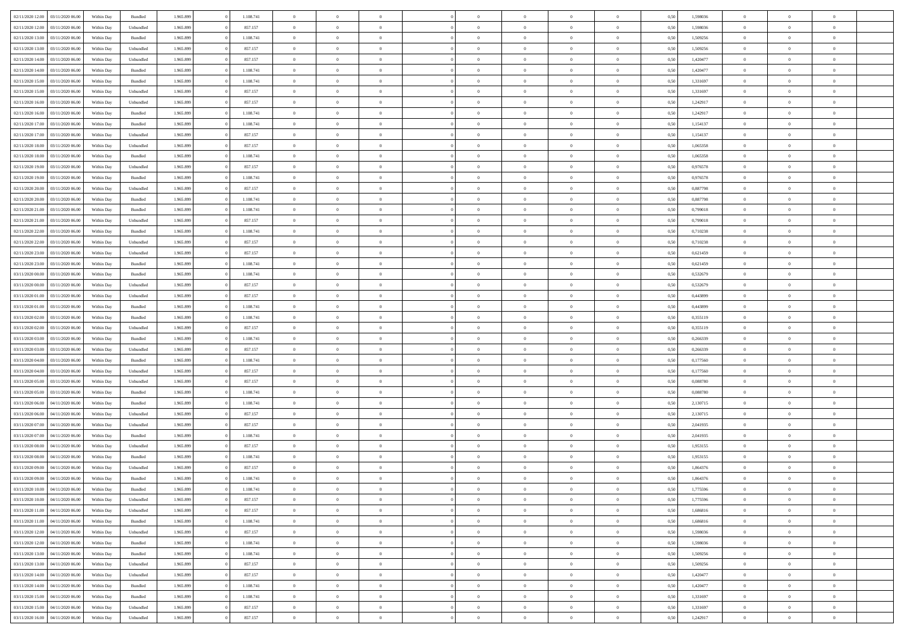| | | | | | | | | | | | | | | | | | | | | |
|---|---|---|---|---|---|---|---|---|---|---|---|---|---|---|---|---|---|---|---|---|
| 02/11/2020 12:00 | 03/11/2020 06:00 | Within Day | Bundled | 1.965.899 | 0 | 1.108.741 | 0 | 0 | 0 | | 0 | 0 | 0 | 0 | 0,50 | 1,598036 | 0 | 0 | 0 | |
| 02/11/2020 12:00 | 03/11/2020 06:00 | Within Day | Unbundled | 1.965.899 | 0 | 857.157 | 0 | 0 | 0 | | 0 | 0 | 0 | 0 | 0,50 | 1,598036 | 0 | 0 | 0 | |
| 02/11/2020 13:00 | 03/11/2020 06:00 | Within Day | Bundled | 1.965.899 | 0 | 1.108.741 | 0 | 0 | 0 | | 0 | 0 | 0 | 0 | 0,50 | 1,509256 | 0 | 0 | 0 | |
| 02/11/2020 13:00 | 03/11/2020 06:00 | Within Day | Unbundled | 1.965.899 | 0 | 857.157 | 0 | 0 | 0 | | 0 | 0 | 0 | 0 | 0,50 | 1,509256 | 0 | 0 | 0 | |
| 02/11/2020 14:00 | 03/11/2020 06:00 | Within Day | Unbundled | 1.965.899 | 0 | 857.157 | 0 | 0 | 0 | | 0 | 0 | 0 | 0 | 0,50 | 1,420477 | 0 | 0 | 0 | |
| 02/11/2020 14:00 | 03/11/2020 06:00 | Within Day | Bundled | 1.965.899 | 0 | 1.108.741 | 0 | 0 | 0 | | 0 | 0 | 0 | 0 | 0,50 | 1,420477 | 0 | 0 | 0 | |
| 02/11/2020 15:00 | 03/11/2020 06:00 | Within Day | Bundled | 1.965.899 | 0 | 1.108.741 | 0 | 0 | 0 | | 0 | 0 | 0 | 0 | 0,50 | 1,331697 | 0 | 0 | 0 | |
| 02/11/2020 15:00 | 03/11/2020 06:00 | Within Day | Unbundled | 1.965.899 | 0 | 857.157 | 0 | 0 | 0 | | 0 | 0 | 0 | 0 | 0,50 | 1,331697 | 0 | 0 | 0 | |
| 02/11/2020 16:00 | 03/11/2020 06:00 | Within Day | Unbundled | 1.965.899 | 0 | 857.157 | 0 | 0 | 0 | | 0 | 0 | 0 | 0 | 0,50 | 1,242917 | 0 | 0 | 0 | |
| 02/11/2020 16:00 | 03/11/2020 06:00 | Within Day | Bundled | 1.965.899 | 0 | 1.108.741 | 0 | 0 | 0 | | 0 | 0 | 0 | 0 | 0,50 | 1,242917 | 0 | 0 | 0 | |
| 02/11/2020 17:00 | 03/11/2020 06:00 | Within Day | Bundled | 1.965.899 | 0 | 1.108.741 | 0 | 0 | 0 | | 0 | 0 | 0 | 0 | 0,50 | 1,154137 | 0 | 0 | 0 | |
| 02/11/2020 17:00 | 03/11/2020 06:00 | Within Day | Unbundled | 1.965.899 | 0 | 857.157 | 0 | 0 | 0 | | 0 | 0 | 0 | 0 | 0,50 | 1,154137 | 0 | 0 | 0 | |
| 02/11/2020 18:00 | 03/11/2020 06:00 | Within Day | Unbundled | 1.965.899 | 0 | 857.157 | 0 | 0 | 0 | | 0 | 0 | 0 | 0 | 0,50 | 1,065358 | 0 | 0 | 0 | |
| 02/11/2020 18:00 | 03/11/2020 06:00 | Within Day | Bundled | 1.965.899 | 0 | 1.108.741 | 0 | 0 | 0 | | 0 | 0 | 0 | 0 | 0,50 | 1,065358 | 0 | 0 | 0 | |
| 02/11/2020 19:00 | 03/11/2020 06:00 | Within Day | Unbundled | 1.965.899 | 0 | 857.157 | 0 | 0 | 0 | | 0 | 0 | 0 | 0 | 0,50 | 0,976578 | 0 | 0 | 0 | |
| 02/11/2020 19:00 | 03/11/2020 06:00 | Within Day | Bundled | 1.965.899 | 0 | 1.108.741 | 0 | 0 | 0 | | 0 | 0 | 0 | 0 | 0,50 | 0,976578 | 0 | 0 | 0 | |
| 02/11/2020 20:00 | 03/11/2020 06:00 | Within Day | Unbundled | 1.965.899 | 0 | 857.157 | 0 | 0 | 0 | | 0 | 0 | 0 | 0 | 0,50 | 0,887798 | 0 | 0 | 0 | |
| 02/11/2020 20:00 | 03/11/2020 06:00 | Within Day | Bundled | 1.965.899 | 0 | 1.108.741 | 0 | 0 | 0 | | 0 | 0 | 0 | 0 | 0,50 | 0,887798 | 0 | 0 | 0 | |
| 02/11/2020 21:00 | 03/11/2020 06:00 | Within Day | Bundled | 1.965.899 | 0 | 1.108.741 | 0 | 0 | 0 | | 0 | 0 | 0 | 0 | 0,50 | 0,799018 | 0 | 0 | 0 | |
| 02/11/2020 21:00 | 03/11/2020 06:00 | Within Day | Unbundled | 1.965.899 | 0 | 857.157 | 0 | 0 | 0 | | 0 | 0 | 0 | 0 | 0,50 | 0,799018 | 0 | 0 | 0 | |
| 02/11/2020 22:00 | 03/11/2020 06:00 | Within Day | Bundled | 1.965.899 | 0 | 1.108.741 | 0 | 0 | 0 | | 0 | 0 | 0 | 0 | 0,50 | 0,710238 | 0 | 0 | 0 | |
| 02/11/2020 22:00 | 03/11/2020 06:00 | Within Day | Unbundled | 1.965.899 | 0 | 857.157 | 0 | 0 | 0 | | 0 | 0 | 0 | 0 | 0,50 | 0,710238 | 0 | 0 | 0 | |
| 02/11/2020 23:00 | 03/11/2020 06:00 | Within Day | Unbundled | 1.965.899 | 0 | 857.157 | 0 | 0 | 0 | | 0 | 0 | 0 | 0 | 0,50 | 0,621459 | 0 | 0 | 0 | |
| 02/11/2020 23:00 | 03/11/2020 06:00 | Within Day | Bundled | 1.965.899 | 0 | 1.108.741 | 0 | 0 | 0 | | 0 | 0 | 0 | 0 | 0,50 | 0,621459 | 0 | 0 | 0 | |
| 03/11/2020 00:00 | 03/11/2020 06:00 | Within Day | Bundled | 1.965.899 | 0 | 1.108.741 | 0 | 0 | 0 | | 0 | 0 | 0 | 0 | 0,50 | 0,532679 | 0 | 0 | 0 | |
| 03/11/2020 00:00 | 03/11/2020 06:00 | Within Day | Unbundled | 1.965.899 | 0 | 857.157 | 0 | 0 | 0 | | 0 | 0 | 0 | 0 | 0,50 | 0,532679 | 0 | 0 | 0 | |
| 03/11/2020 01:00 | 03/11/2020 06:00 | Within Day | Unbundled | 1.965.899 | 0 | 857.157 | 0 | 0 | 0 | | 0 | 0 | 0 | 0 | 0,50 | 0,443899 | 0 | 0 | 0 | |
| 03/11/2020 01:00 | 03/11/2020 06:00 | Within Day | Bundled | 1.965.899 | 0 | 1.108.741 | 0 | 0 | 0 | | 0 | 0 | 0 | 0 | 0,50 | 0,443899 | 0 | 0 | 0 | |
| 03/11/2020 02:00 | 03/11/2020 06:00 | Within Day | Bundled | 1.965.899 | 0 | 1.108.741 | 0 | 0 | 0 | | 0 | 0 | 0 | 0 | 0,50 | 0,355119 | 0 | 0 | 0 | |
| 03/11/2020 02:00 | 03/11/2020 06:00 | Within Day | Unbundled | 1.965.899 | 0 | 857.157 | 0 | 0 | 0 | | 0 | 0 | 0 | 0 | 0,50 | 0,355119 | 0 | 0 | 0 | |
| 03/11/2020 03:00 | 03/11/2020 06:00 | Within Day | Bundled | 1.965.899 | 0 | 1.108.741 | 0 | 0 | 0 | | 0 | 0 | 0 | 0 | 0,50 | 0,266339 | 0 | 0 | 0 | |
| 03/11/2020 03:00 | 03/11/2020 06:00 | Within Day | Unbundled | 1.965.899 | 0 | 857.157 | 0 | 0 | 0 | | 0 | 0 | 0 | 0 | 0,50 | 0,266339 | 0 | 0 | 0 | |
| 03/11/2020 04:00 | 03/11/2020 06:00 | Within Day | Bundled | 1.965.899 | 0 | 1.108.741 | 0 | 0 | 0 | | 0 | 0 | 0 | 0 | 0,50 | 0,177560 | 0 | 0 | 0 | |
| 03/11/2020 04:00 | 03/11/2020 06:00 | Within Day | Unbundled | 1.965.899 | 0 | 857.157 | 0 | 0 | 0 | | 0 | 0 | 0 | 0 | 0,50 | 0,177560 | 0 | 0 | 0 | |
| 03/11/2020 05:00 | 03/11/2020 06:00 | Within Day | Unbundled | 1.965.899 | 0 | 857.157 | 0 | 0 | 0 | | 0 | 0 | 0 | 0 | 0,50 | 0,088780 | 0 | 0 | 0 | |
| 03/11/2020 05:00 | 03/11/2020 06:00 | Within Day | Bundled | 1.965.899 | 0 | 1.108.741 | 0 | 0 | 0 | | 0 | 0 | 0 | 0 | 0,50 | 0,088780 | 0 | 0 | 0 | |
| 03/11/2020 06:00 | 04/11/2020 06:00 | Within Day | Bundled | 1.965.899 | 0 | 1.108.741 | 0 | 0 | 0 | | 0 | 0 | 0 | 0 | 0,50 | 2,130715 | 0 | 0 | 0 | |
| 03/11/2020 06:00 | 04/11/2020 06:00 | Within Day | Unbundled | 1.965.899 | 0 | 857.157 | 0 | 0 | 0 | | 0 | 0 | 0 | 0 | 0,50 | 2,130715 | 0 | 0 | 0 | |
| 03/11/2020 07:00 | 04/11/2020 06:00 | Within Day | Unbundled | 1.965.899 | 0 | 857.157 | 0 | 0 | 0 | | 0 | 0 | 0 | 0 | 0,50 | 2,041935 | 0 | 0 | 0 | |
| 03/11/2020 07:00 | 04/11/2020 06:00 | Within Day | Bundled | 1.965.899 | 0 | 1.108.741 | 0 | 0 | 0 | | 0 | 0 | 0 | 0 | 0,50 | 2,041935 | 0 | 0 | 0 | |
| 03/11/2020 08:00 | 04/11/2020 06:00 | Within Day | Unbundled | 1.965.899 | 0 | 857.157 | 0 | 0 | 0 | | 0 | 0 | 0 | 0 | 0,50 | 1,953155 | 0 | 0 | 0 | |
| 03/11/2020 08:00 | 04/11/2020 06:00 | Within Day | Bundled | 1.965.899 | 0 | 1.108.741 | 0 | 0 | 0 | | 0 | 0 | 0 | 0 | 0,50 | 1,953155 | 0 | 0 | 0 | |
| 03/11/2020 09:00 | 04/11/2020 06:00 | Within Day | Unbundled | 1.965.899 | 0 | 857.157 | 0 | 0 | 0 | | 0 | 0 | 0 | 0 | 0,50 | 1,864376 | 0 | 0 | 0 | |
| 03/11/2020 09:00 | 04/11/2020 06:00 | Within Day | Bundled | 1.965.899 | 0 | 1.108.741 | 0 | 0 | 0 | | 0 | 0 | 0 | 0 | 0,50 | 1,864376 | 0 | 0 | 0 | |
| 03/11/2020 10:00 | 04/11/2020 06:00 | Within Day | Bundled | 1.965.899 | 0 | 1.108.741 | 0 | 0 | 0 | | 0 | 0 | 0 | 0 | 0,50 | 1,775596 | 0 | 0 | 0 | |
| 03/11/2020 10:00 | 04/11/2020 06:00 | Within Day | Unbundled | 1.965.899 | 0 | 857.157 | 0 | 0 | 0 | | 0 | 0 | 0 | 0 | 0,50 | 1,775596 | 0 | 0 | 0 | |
| 03/11/2020 11:00 | 04/11/2020 06:00 | Within Day | Unbundled | 1.965.899 | 0 | 857.157 | 0 | 0 | 0 | | 0 | 0 | 0 | 0 | 0,50 | 1,686816 | 0 | 0 | 0 | |
| 03/11/2020 11:00 | 04/11/2020 06:00 | Within Day | Bundled | 1.965.899 | 0 | 1.108.741 | 0 | 0 | 0 | | 0 | 0 | 0 | 0 | 0,50 | 1,686816 | 0 | 0 | 0 | |
| 03/11/2020 12:00 | 04/11/2020 06:00 | Within Day | Unbundled | 1.965.899 | 0 | 857.157 | 0 | 0 | 0 | | 0 | 0 | 0 | 0 | 0,50 | 1,598036 | 0 | 0 | 0 | |
| 03/11/2020 12:00 | 04/11/2020 06:00 | Within Day | Bundled | 1.965.899 | 0 | 1.108.741 | 0 | 0 | 0 | | 0 | 0 | 0 | 0 | 0,50 | 1,598036 | 0 | 0 | 0 | |
| 03/11/2020 13:00 | 04/11/2020 06:00 | Within Day | Bundled | 1.965.899 | 0 | 1.108.741 | 0 | 0 | 0 | | 0 | 0 | 0 | 0 | 0,50 | 1,509256 | 0 | 0 | 0 | |
| 03/11/2020 13:00 | 04/11/2020 06:00 | Within Day | Unbundled | 1.965.899 | 0 | 857.157 | 0 | 0 | 0 | | 0 | 0 | 0 | 0 | 0,50 | 1,509256 | 0 | 0 | 0 | |
| 03/11/2020 14:00 | 04/11/2020 06:00 | Within Day | Unbundled | 1.965.899 | 0 | 857.157 | 0 | 0 | 0 | | 0 | 0 | 0 | 0 | 0,50 | 1,420477 | 0 | 0 | 0 | |
| 03/11/2020 14:00 | 04/11/2020 06:00 | Within Day | Bundled | 1.965.899 | 0 | 1.108.741 | 0 | 0 | 0 | | 0 | 0 | 0 | 0 | 0,50 | 1,420477 | 0 | 0 | 0 | |
| 03/11/2020 15:00 | 04/11/2020 06:00 | Within Day | Bundled | 1.965.899 | 0 | 1.108.741 | 0 | 0 | 0 | | 0 | 0 | 0 | 0 | 0,50 | 1,331697 | 0 | 0 | 0 | |
| 03/11/2020 15:00 | 04/11/2020 06:00 | Within Day | Unbundled | 1.965.899 | 0 | 857.157 | 0 | 0 | 0 | | 0 | 0 | 0 | 0 | 0,50 | 1,331697 | 0 | 0 | 0 | |
| 03/11/2020 16:00 | 04/11/2020 06:00 | Within Day | Unbundled | 1.965.899 | 0 | 857.157 | 0 | 0 | 0 | | 0 | 0 | 0 | 0 | 0,50 | 1,242917 | 0 | 0 | 0 | |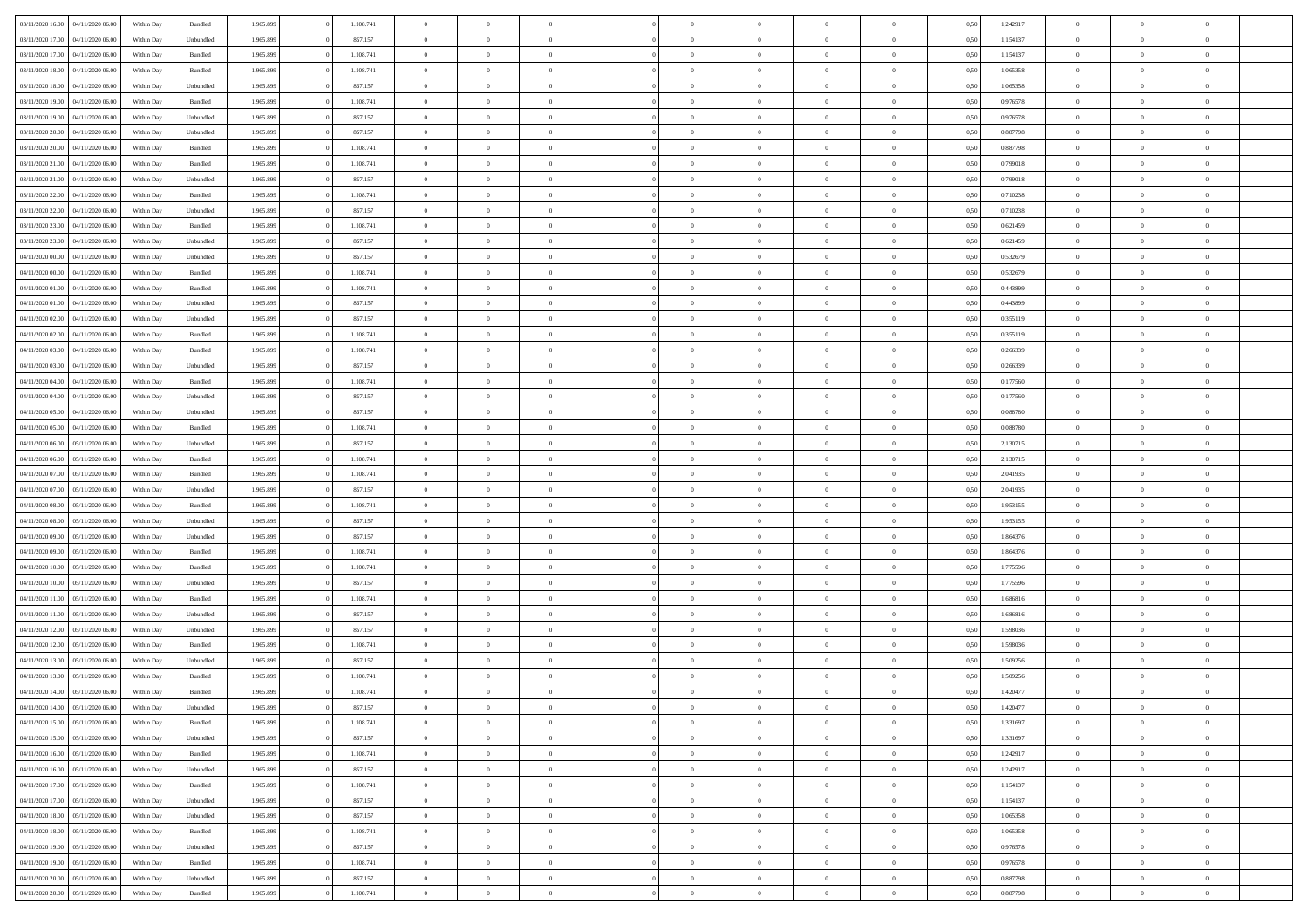| | | | | | | | | | | | | | | | | | | | | |
|---|---|---|---|---|---|---|---|---|---|---|---|---|---|---|---|---|---|---|---|---|
| 03/11/2020 16:00 | 04/11/2020 06.00 | Within Day | Bundled | 1.965.899 | 0 | 1.108.741 | 0 | 0 | 0 | | 0 | 0 | 0 | 0 | 0,50 | 1,242917 | 0 | 0 | 0 | |
| 03/11/2020 17:00 | 04/11/2020 06.00 | Within Day | Unbundled | 1.965.899 | 0 | 857.157 | 0 | 0 | 0 | | 0 | 0 | 0 | 0 | 0,50 | 1,154137 | 0 | 0 | 0 | |
| 03/11/2020 17:00 | 04/11/2020 06.00 | Within Day | Bundled | 1.965.899 | 0 | 1.108.741 | 0 | 0 | 0 | | 0 | 0 | 0 | 0 | 0,50 | 1,154137 | 0 | 0 | 0 | |
| 03/11/2020 18:00 | 04/11/2020 06.00 | Within Day | Bundled | 1.965.899 | 0 | 1.108.741 | 0 | 0 | 0 | | 0 | 0 | 0 | 0 | 0,50 | 1,065358 | 0 | 0 | 0 | |
| 03/11/2020 18:00 | 04/11/2020 06.00 | Within Day | Unbundled | 1.965.899 | 0 | 857.157 | 0 | 0 | 0 | | 0 | 0 | 0 | 0 | 0,50 | 1,065358 | 0 | 0 | 0 | |
| 03/11/2020 19:00 | 04/11/2020 06.00 | Within Day | Bundled | 1.965.899 | 0 | 1.108.741 | 0 | 0 | 0 | | 0 | 0 | 0 | 0 | 0,50 | 0,976578 | 0 | 0 | 0 | |
| 03/11/2020 19:00 | 04/11/2020 06.00 | Within Day | Unbundled | 1.965.899 | 0 | 857.157 | 0 | 0 | 0 | | 0 | 0 | 0 | 0 | 0,50 | 0,976578 | 0 | 0 | 0 | |
| 03/11/2020 20:00 | 04/11/2020 06.00 | Within Day | Unbundled | 1.965.899 | 0 | 857.157 | 0 | 0 | 0 | | 0 | 0 | 0 | 0 | 0,50 | 0,887798 | 0 | 0 | 0 | |
| 03/11/2020 20:00 | 04/11/2020 06.00 | Within Day | Bundled | 1.965.899 | 0 | 1.108.741 | 0 | 0 | 0 | | 0 | 0 | 0 | 0 | 0,50 | 0,887798 | 0 | 0 | 0 | |
| 03/11/2020 21:00 | 04/11/2020 06.00 | Within Day | Bundled | 1.965.899 | 0 | 1.108.741 | 0 | 0 | 0 | | 0 | 0 | 0 | 0 | 0,50 | 0,799018 | 0 | 0 | 0 | |
| 03/11/2020 21:00 | 04/11/2020 06.00 | Within Day | Unbundled | 1.965.899 | 0 | 857.157 | 0 | 0 | 0 | | 0 | 0 | 0 | 0 | 0,50 | 0,799018 | 0 | 0 | 0 | |
| 03/11/2020 22:00 | 04/11/2020 06.00 | Within Day | Bundled | 1.965.899 | 0 | 1.108.741 | 0 | 0 | 0 | | 0 | 0 | 0 | 0 | 0,50 | 0,710238 | 0 | 0 | 0 | |
| 03/11/2020 22:00 | 04/11/2020 06.00 | Within Day | Unbundled | 1.965.899 | 0 | 857.157 | 0 | 0 | 0 | | 0 | 0 | 0 | 0 | 0,50 | 0,710238 | 0 | 0 | 0 | |
| 03/11/2020 23:00 | 04/11/2020 06.00 | Within Day | Bundled | 1.965.899 | 0 | 1.108.741 | 0 | 0 | 0 | | 0 | 0 | 0 | 0 | 0,50 | 0,621459 | 0 | 0 | 0 | |
| 03/11/2020 23:00 | 04/11/2020 06.00 | Within Day | Unbundled | 1.965.899 | 0 | 857.157 | 0 | 0 | 0 | | 0 | 0 | 0 | 0 | 0,50 | 0,621459 | 0 | 0 | 0 | |
| 04/11/2020 00:00 | 04/11/2020 06.00 | Within Day | Unbundled | 1.965.899 | 0 | 857.157 | 0 | 0 | 0 | | 0 | 0 | 0 | 0 | 0,50 | 0,532679 | 0 | 0 | 0 | |
| 04/11/2020 00:00 | 04/11/2020 06.00 | Within Day | Bundled | 1.965.899 | 0 | 1.108.741 | 0 | 0 | 0 | | 0 | 0 | 0 | 0 | 0,50 | 0,532679 | 0 | 0 | 0 | |
| 04/11/2020 01:00 | 04/11/2020 06.00 | Within Day | Bundled | 1.965.899 | 0 | 1.108.741 | 0 | 0 | 0 | | 0 | 0 | 0 | 0 | 0,50 | 0,443899 | 0 | 0 | 0 | |
| 04/11/2020 01:00 | 04/11/2020 06.00 | Within Day | Unbundled | 1.965.899 | 0 | 857.157 | 0 | 0 | 0 | | 0 | 0 | 0 | 0 | 0,50 | 0,443899 | 0 | 0 | 0 | |
| 04/11/2020 02:00 | 04/11/2020 06.00 | Within Day | Unbundled | 1.965.899 | 0 | 857.157 | 0 | 0 | 0 | | 0 | 0 | 0 | 0 | 0,50 | 0,355119 | 0 | 0 | 0 | |
| 04/11/2020 02:00 | 04/11/2020 06.00 | Within Day | Bundled | 1.965.899 | 0 | 1.108.741 | 0 | 0 | 0 | | 0 | 0 | 0 | 0 | 0,50 | 0,355119 | 0 | 0 | 0 | |
| 04/11/2020 03:00 | 04/11/2020 06.00 | Within Day | Bundled | 1.965.899 | 0 | 1.108.741 | 0 | 0 | 0 | | 0 | 0 | 0 | 0 | 0,50 | 0,266339 | 0 | 0 | 0 | |
| 04/11/2020 03:00 | 04/11/2020 06.00 | Within Day | Unbundled | 1.965.899 | 0 | 857.157 | 0 | 0 | 0 | | 0 | 0 | 0 | 0 | 0,50 | 0,266339 | 0 | 0 | 0 | |
| 04/11/2020 04:00 | 04/11/2020 06.00 | Within Day | Bundled | 1.965.899 | 0 | 1.108.741 | 0 | 0 | 0 | | 0 | 0 | 0 | 0 | 0,50 | 0,177560 | 0 | 0 | 0 | |
| 04/11/2020 04:00 | 04/11/2020 06.00 | Within Day | Unbundled | 1.965.899 | 0 | 857.157 | 0 | 0 | 0 | | 0 | 0 | 0 | 0 | 0,50 | 0,177560 | 0 | 0 | 0 | |
| 04/11/2020 05:00 | 04/11/2020 06.00 | Within Day | Unbundled | 1.965.899 | 0 | 857.157 | 0 | 0 | 0 | | 0 | 0 | 0 | 0 | 0,50 | 0,088780 | 0 | 0 | 0 | |
| 04/11/2020 05:00 | 04/11/2020 06.00 | Within Day | Bundled | 1.965.899 | 0 | 1.108.741 | 0 | 0 | 0 | | 0 | 0 | 0 | 0 | 0,50 | 0,088780 | 0 | 0 | 0 | |
| 04/11/2020 06:00 | 05/11/2020 06.00 | Within Day | Unbundled | 1.965.899 | 0 | 857.157 | 0 | 0 | 0 | | 0 | 0 | 0 | 0 | 0,50 | 2,130715 | 0 | 0 | 0 | |
| 04/11/2020 06:00 | 05/11/2020 06.00 | Within Day | Bundled | 1.965.899 | 0 | 1.108.741 | 0 | 0 | 0 | | 0 | 0 | 0 | 0 | 0,50 | 2,130715 | 0 | 0 | 0 | |
| 04/11/2020 07:00 | 05/11/2020 06.00 | Within Day | Bundled | 1.965.899 | 0 | 1.108.741 | 0 | 0 | 0 | | 0 | 0 | 0 | 0 | 0,50 | 2,041935 | 0 | 0 | 0 | |
| 04/11/2020 07:00 | 05/11/2020 06.00 | Within Day | Unbundled | 1.965.899 | 0 | 857.157 | 0 | 0 | 0 | | 0 | 0 | 0 | 0 | 0,50 | 2,041935 | 0 | 0 | 0 | |
| 04/11/2020 08:00 | 05/11/2020 06.00 | Within Day | Bundled | 1.965.899 | 0 | 1.108.741 | 0 | 0 | 0 | | 0 | 0 | 0 | 0 | 0,50 | 1,953155 | 0 | 0 | 0 | |
| 04/11/2020 08:00 | 05/11/2020 06.00 | Within Day | Unbundled | 1.965.899 | 0 | 857.157 | 0 | 0 | 0 | | 0 | 0 | 0 | 0 | 0,50 | 1,953155 | 0 | 0 | 0 | |
| 04/11/2020 09:00 | 05/11/2020 06.00 | Within Day | Unbundled | 1.965.899 | 0 | 857.157 | 0 | 0 | 0 | | 0 | 0 | 0 | 0 | 0,50 | 1,864376 | 0 | 0 | 0 | |
| 04/11/2020 09:00 | 05/11/2020 06.00 | Within Day | Bundled | 1.965.899 | 0 | 1.108.741 | 0 | 0 | 0 | | 0 | 0 | 0 | 0 | 0,50 | 1,864376 | 0 | 0 | 0 | |
| 04/11/2020 10:00 | 05/11/2020 06.00 | Within Day | Bundled | 1.965.899 | 0 | 1.108.741 | 0 | 0 | 0 | | 0 | 0 | 0 | 0 | 0,50 | 1,775596 | 0 | 0 | 0 | |
| 04/11/2020 10:00 | 05/11/2020 06.00 | Within Day | Unbundled | 1.965.899 | 0 | 857.157 | 0 | 0 | 0 | | 0 | 0 | 0 | 0 | 0,50 | 1,775596 | 0 | 0 | 0 | |
| 04/11/2020 11:00 | 05/11/2020 06.00 | Within Day | Bundled | 1.965.899 | 0 | 1.108.741 | 0 | 0 | 0 | | 0 | 0 | 0 | 0 | 0,50 | 1,686816 | 0 | 0 | 0 | |
| 04/11/2020 11:00 | 05/11/2020 06.00 | Within Day | Unbundled | 1.965.899 | 0 | 857.157 | 0 | 0 | 0 | | 0 | 0 | 0 | 0 | 0,50 | 1,686816 | 0 | 0 | 0 | |
| 04/11/2020 12:00 | 05/11/2020 06.00 | Within Day | Unbundled | 1.965.899 | 0 | 857.157 | 0 | 0 | 0 | | 0 | 0 | 0 | 0 | 0,50 | 1,598036 | 0 | 0 | 0 | |
| 04/11/2020 12:00 | 05/11/2020 06.00 | Within Day | Bundled | 1.965.899 | 0 | 1.108.741 | 0 | 0 | 0 | | 0 | 0 | 0 | 0 | 0,50 | 1,598036 | 0 | 0 | 0 | |
| 04/11/2020 13:00 | 05/11/2020 06.00 | Within Day | Unbundled | 1.965.899 | 0 | 857.157 | 0 | 0 | 0 | | 0 | 0 | 0 | 0 | 0,50 | 1,509256 | 0 | 0 | 0 | |
| 04/11/2020 13:00 | 05/11/2020 06.00 | Within Day | Bundled | 1.965.899 | 0 | 1.108.741 | 0 | 0 | 0 | | 0 | 0 | 0 | 0 | 0,50 | 1,509256 | 0 | 0 | 0 | |
| 04/11/2020 14:00 | 05/11/2020 06.00 | Within Day | Bundled | 1.965.899 | 0 | 1.108.741 | 0 | 0 | 0 | | 0 | 0 | 0 | 0 | 0,50 | 1,420477 | 0 | 0 | 0 | |
| 04/11/2020 14:00 | 05/11/2020 06.00 | Within Day | Unbundled | 1.965.899 | 0 | 857.157 | 0 | 0 | 0 | | 0 | 0 | 0 | 0 | 0,50 | 1,420477 | 0 | 0 | 0 | |
| 04/11/2020 15:00 | 05/11/2020 06.00 | Within Day | Bundled | 1.965.899 | 0 | 1.108.741 | 0 | 0 | 0 | | 0 | 0 | 0 | 0 | 0,50 | 1,331697 | 0 | 0 | 0 | |
| 04/11/2020 15:00 | 05/11/2020 06.00 | Within Day | Unbundled | 1.965.899 | 0 | 857.157 | 0 | 0 | 0 | | 0 | 0 | 0 | 0 | 0,50 | 1,331697 | 0 | 0 | 0 | |
| 04/11/2020 16:00 | 05/11/2020 06.00 | Within Day | Bundled | 1.965.899 | 0 | 1.108.741 | 0 | 0 | 0 | | 0 | 0 | 0 | 0 | 0,50 | 1,242917 | 0 | 0 | 0 | |
| 04/11/2020 16:00 | 05/11/2020 06.00 | Within Day | Unbundled | 1.965.899 | 0 | 857.157 | 0 | 0 | 0 | | 0 | 0 | 0 | 0 | 0,50 | 1,242917 | 0 | 0 | 0 | |
| 04/11/2020 17:00 | 05/11/2020 06.00 | Within Day | Bundled | 1.965.899 | 0 | 1.108.741 | 0 | 0 | 0 | | 0 | 0 | 0 | 0 | 0,50 | 1,154137 | 0 | 0 | 0 | |
| 04/11/2020 17:00 | 05/11/2020 06.00 | Within Day | Unbundled | 1.965.899 | 0 | 857.157 | 0 | 0 | 0 | | 0 | 0 | 0 | 0 | 0,50 | 1,154137 | 0 | 0 | 0 | |
| 04/11/2020 18:00 | 05/11/2020 06.00 | Within Day | Unbundled | 1.965.899 | 0 | 857.157 | 0 | 0 | 0 | | 0 | 0 | 0 | 0 | 0,50 | 1,065358 | 0 | 0 | 0 | |
| 04/11/2020 18:00 | 05/11/2020 06.00 | Within Day | Bundled | 1.965.899 | 0 | 1.108.741 | 0 | 0 | 0 | | 0 | 0 | 0 | 0 | 0,50 | 1,065358 | 0 | 0 | 0 | |
| 04/11/2020 19:00 | 05/11/2020 06.00 | Within Day | Unbundled | 1.965.899 | 0 | 857.157 | 0 | 0 | 0 | | 0 | 0 | 0 | 0 | 0,50 | 0,976578 | 0 | 0 | 0 | |
| 04/11/2020 19:00 | 05/11/2020 06.00 | Within Day | Bundled | 1.965.899 | 0 | 1.108.741 | 0 | 0 | 0 | | 0 | 0 | 0 | 0 | 0,50 | 0,976578 | 0 | 0 | 0 | |
| 04/11/2020 20:00 | 05/11/2020 06.00 | Within Day | Unbundled | 1.965.899 | 0 | 857.157 | 0 | 0 | 0 | | 0 | 0 | 0 | 0 | 0,50 | 0,887798 | 0 | 0 | 0 | |
| 04/11/2020 20:00 | 05/11/2020 06.00 | Within Day | Bundled | 1.965.899 | 0 | 1.108.741 | 0 | 0 | 0 | | 0 | 0 | 0 | 0 | 0,50 | 0,887798 | 0 | 0 | 0 | |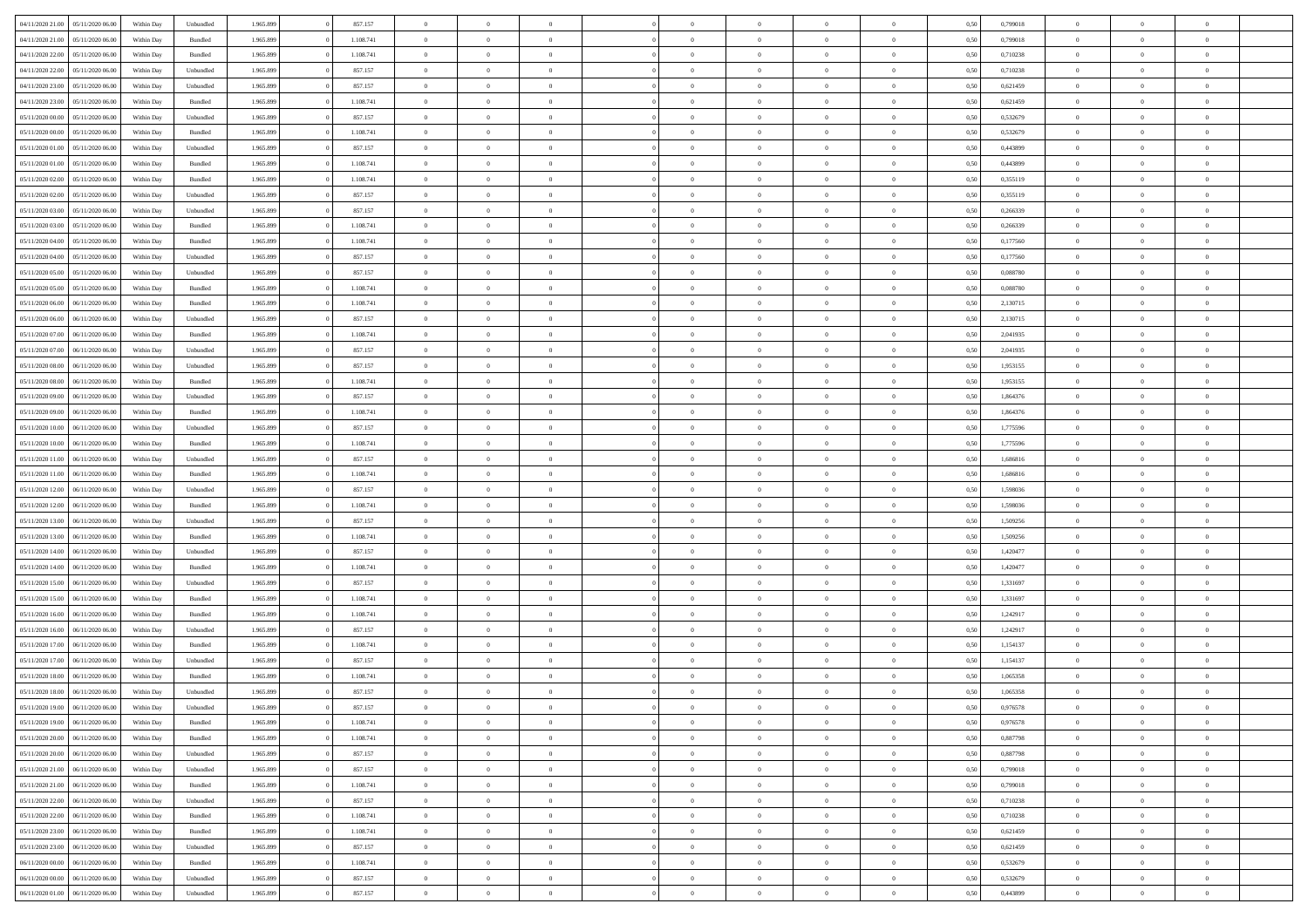| | | | | | | | | | | | | | | | | | | | | |
|---|---|---|---|---|---|---|---|---|---|---|---|---|---|---|---|---|---|---|---|---|
| 04/11/2020 21.00 | 05/11/2020 06.00 | Within Day | Unbundled | 1.965.899 | 0 | 857.157 | 0 | 0 | 0 | | 0 | 0 | 0 | 0 | 0,50 | 0,799018 | 0 | 0 | 0 | |
| 04/11/2020 21.00 | 05/11/2020 06.00 | Within Day | Bundled | 1.965.899 | 0 | 1.108.741 | 0 | 0 | 0 | | 0 | 0 | 0 | 0 | 0,50 | 0,799018 | 0 | 0 | 0 | |
| 04/11/2020 22.00 | 05/11/2020 06.00 | Within Day | Bundled | 1.965.899 | 0 | 1.108.741 | 0 | 0 | 0 | | 0 | 0 | 0 | 0 | 0,50 | 0,710238 | 0 | 0 | 0 | |
| 04/11/2020 22.00 | 05/11/2020 06.00 | Within Day | Unbundled | 1.965.899 | 0 | 857.157 | 0 | 0 | 0 | | 0 | 0 | 0 | 0 | 0,50 | 0,710238 | 0 | 0 | 0 | |
| 04/11/2020 23.00 | 05/11/2020 06.00 | Within Day | Unbundled | 1.965.899 | 0 | 857.157 | 0 | 0 | 0 | | 0 | 0 | 0 | 0 | 0,50 | 0,621459 | 0 | 0 | 0 | |
| 04/11/2020 23.00 | 05/11/2020 06.00 | Within Day | Bundled | 1.965.899 | 0 | 1.108.741 | 0 | 0 | 0 | | 0 | 0 | 0 | 0 | 0,50 | 0,621459 | 0 | 0 | 0 | |
| 05/11/2020 00.00 | 05/11/2020 06.00 | Within Day | Unbundled | 1.965.899 | 0 | 857.157 | 0 | 0 | 0 | | 0 | 0 | 0 | 0 | 0,50 | 0,532679 | 0 | 0 | 0 | |
| 05/11/2020 00.00 | 05/11/2020 06.00 | Within Day | Bundled | 1.965.899 | 0 | 1.108.741 | 0 | 0 | 0 | | 0 | 0 | 0 | 0 | 0,50 | 0,532679 | 0 | 0 | 0 | |
| 05/11/2020 01.00 | 05/11/2020 06.00 | Within Day | Unbundled | 1.965.899 | 0 | 857.157 | 0 | 0 | 0 | | 0 | 0 | 0 | 0 | 0,50 | 0,443899 | 0 | 0 | 0 | |
| 05/11/2020 01.00 | 05/11/2020 06.00 | Within Day | Bundled | 1.965.899 | 0 | 1.108.741 | 0 | 0 | 0 | | 0 | 0 | 0 | 0 | 0,50 | 0,443899 | 0 | 0 | 0 | |
| 05/11/2020 02.00 | 05/11/2020 06.00 | Within Day | Bundled | 1.965.899 | 0 | 1.108.741 | 0 | 0 | 0 | | 0 | 0 | 0 | 0 | 0,50 | 0,355119 | 0 | 0 | 0 | |
| 05/11/2020 02.00 | 05/11/2020 06.00 | Within Day | Unbundled | 1.965.899 | 0 | 857.157 | 0 | 0 | 0 | | 0 | 0 | 0 | 0 | 0,50 | 0,355119 | 0 | 0 | 0 | |
| 05/11/2020 03.00 | 05/11/2020 06.00 | Within Day | Unbundled | 1.965.899 | 0 | 857.157 | 0 | 0 | 0 | | 0 | 0 | 0 | 0 | 0,50 | 0,266339 | 0 | 0 | 0 | |
| 05/11/2020 03.00 | 05/11/2020 06.00 | Within Day | Bundled | 1.965.899 | 0 | 1.108.741 | 0 | 0 | 0 | | 0 | 0 | 0 | 0 | 0,50 | 0,266339 | 0 | 0 | 0 | |
| 05/11/2020 04.00 | 05/11/2020 06.00 | Within Day | Bundled | 1.965.899 | 0 | 1.108.741 | 0 | 0 | 0 | | 0 | 0 | 0 | 0 | 0,50 | 0,177560 | 0 | 0 | 0 | |
| 05/11/2020 04.00 | 05/11/2020 06.00 | Within Day | Unbundled | 1.965.899 | 0 | 857.157 | 0 | 0 | 0 | | 0 | 0 | 0 | 0 | 0,50 | 0,177560 | 0 | 0 | 0 | |
| 05/11/2020 05.00 | 05/11/2020 06.00 | Within Day | Unbundled | 1.965.899 | 0 | 857.157 | 0 | 0 | 0 | | 0 | 0 | 0 | 0 | 0,50 | 0,088780 | 0 | 0 | 0 | |
| 05/11/2020 05.00 | 05/11/2020 06.00 | Within Day | Bundled | 1.965.899 | 0 | 1.108.741 | 0 | 0 | 0 | | 0 | 0 | 0 | 0 | 0,50 | 0,088780 | 0 | 0 | 0 | |
| 05/11/2020 06.00 | 06/11/2020 06.00 | Within Day | Bundled | 1.965.899 | 0 | 1.108.741 | 0 | 0 | 0 | | 0 | 0 | 0 | 0 | 0,50 | 2,130715 | 0 | 0 | 0 | |
| 05/11/2020 06.00 | 06/11/2020 06.00 | Within Day | Unbundled | 1.965.899 | 0 | 857.157 | 0 | 0 | 0 | | 0 | 0 | 0 | 0 | 0,50 | 2,130715 | 0 | 0 | 0 | |
| 05/11/2020 07.00 | 06/11/2020 06.00 | Within Day | Bundled | 1.965.899 | 0 | 1.108.741 | 0 | 0 | 0 | | 0 | 0 | 0 | 0 | 0,50 | 2,041935 | 0 | 0 | 0 | |
| 05/11/2020 07.00 | 06/11/2020 06.00 | Within Day | Unbundled | 1.965.899 | 0 | 857.157 | 0 | 0 | 0 | | 0 | 0 | 0 | 0 | 0,50 | 2,041935 | 0 | 0 | 0 | |
| 05/11/2020 08.00 | 06/11/2020 06.00 | Within Day | Unbundled | 1.965.899 | 0 | 857.157 | 0 | 0 | 0 | | 0 | 0 | 0 | 0 | 0,50 | 1,953155 | 0 | 0 | 0 | |
| 05/11/2020 08.00 | 06/11/2020 06.00 | Within Day | Bundled | 1.965.899 | 0 | 1.108.741 | 0 | 0 | 0 | | 0 | 0 | 0 | 0 | 0,50 | 1,953155 | 0 | 0 | 0 | |
| 05/11/2020 09.00 | 06/11/2020 06.00 | Within Day | Unbundled | 1.965.899 | 0 | 857.157 | 0 | 0 | 0 | | 0 | 0 | 0 | 0 | 0,50 | 1,864376 | 0 | 0 | 0 | |
| 05/11/2020 09.00 | 06/11/2020 06.00 | Within Day | Bundled | 1.965.899 | 0 | 1.108.741 | 0 | 0 | 0 | | 0 | 0 | 0 | 0 | 0,50 | 1,864376 | 0 | 0 | 0 | |
| 05/11/2020 10.00 | 06/11/2020 06.00 | Within Day | Unbundled | 1.965.899 | 0 | 857.157 | 0 | 0 | 0 | | 0 | 0 | 0 | 0 | 0,50 | 1,775596 | 0 | 0 | 0 | |
| 05/11/2020 10.00 | 06/11/2020 06.00 | Within Day | Bundled | 1.965.899 | 0 | 1.108.741 | 0 | 0 | 0 | | 0 | 0 | 0 | 0 | 0,50 | 1,775596 | 0 | 0 | 0 | |
| 05/11/2020 11.00 | 06/11/2020 06.00 | Within Day | Unbundled | 1.965.899 | 0 | 857.157 | 0 | 0 | 0 | | 0 | 0 | 0 | 0 | 0,50 | 1,686816 | 0 | 0 | 0 | |
| 05/11/2020 11.00 | 06/11/2020 06.00 | Within Day | Bundled | 1.965.899 | 0 | 1.108.741 | 0 | 0 | 0 | | 0 | 0 | 0 | 0 | 0,50 | 1,686816 | 0 | 0 | 0 | |
| 05/11/2020 12.00 | 06/11/2020 06.00 | Within Day | Unbundled | 1.965.899 | 0 | 857.157 | 0 | 0 | 0 | | 0 | 0 | 0 | 0 | 0,50 | 1,598036 | 0 | 0 | 0 | |
| 05/11/2020 12.00 | 06/11/2020 06.00 | Within Day | Bundled | 1.965.899 | 0 | 1.108.741 | 0 | 0 | 0 | | 0 | 0 | 0 | 0 | 0,50 | 1,598036 | 0 | 0 | 0 | |
| 05/11/2020 13.00 | 06/11/2020 06.00 | Within Day | Unbundled | 1.965.899 | 0 | 857.157 | 0 | 0 | 0 | | 0 | 0 | 0 | 0 | 0,50 | 1,509256 | 0 | 0 | 0 | |
| 05/11/2020 13.00 | 06/11/2020 06.00 | Within Day | Bundled | 1.965.899 | 0 | 1.108.741 | 0 | 0 | 0 | | 0 | 0 | 0 | 0 | 0,50 | 1,509256 | 0 | 0 | 0 | |
| 05/11/2020 14.00 | 06/11/2020 06.00 | Within Day | Unbundled | 1.965.899 | 0 | 857.157 | 0 | 0 | 0 | | 0 | 0 | 0 | 0 | 0,50 | 1,420477 | 0 | 0 | 0 | |
| 05/11/2020 14.00 | 06/11/2020 06.00 | Within Day | Bundled | 1.965.899 | 0 | 1.108.741 | 0 | 0 | 0 | | 0 | 0 | 0 | 0 | 0,50 | 1,420477 | 0 | 0 | 0 | |
| 05/11/2020 15.00 | 06/11/2020 06.00 | Within Day | Unbundled | 1.965.899 | 0 | 857.157 | 0 | 0 | 0 | | 0 | 0 | 0 | 0 | 0,50 | 1,331697 | 0 | 0 | 0 | |
| 05/11/2020 15.00 | 06/11/2020 06.00 | Within Day | Bundled | 1.965.899 | 0 | 1.108.741 | 0 | 0 | 0 | | 0 | 0 | 0 | 0 | 0,50 | 1,331697 | 0 | 0 | 0 | |
| 05/11/2020 16.00 | 06/11/2020 06.00 | Within Day | Bundled | 1.965.899 | 0 | 1.108.741 | 0 | 0 | 0 | | 0 | 0 | 0 | 0 | 0,50 | 1,242917 | 0 | 0 | 0 | |
| 05/11/2020 16.00 | 06/11/2020 06.00 | Within Day | Unbundled | 1.965.899 | 0 | 857.157 | 0 | 0 | 0 | | 0 | 0 | 0 | 0 | 0,50 | 1,242917 | 0 | 0 | 0 | |
| 05/11/2020 17.00 | 06/11/2020 06.00 | Within Day | Bundled | 1.965.899 | 0 | 1.108.741 | 0 | 0 | 0 | | 0 | 0 | 0 | 0 | 0,50 | 1,154137 | 0 | 0 | 0 | |
| 05/11/2020 17.00 | 06/11/2020 06.00 | Within Day | Unbundled | 1.965.899 | 0 | 857.157 | 0 | 0 | 0 | | 0 | 0 | 0 | 0 | 0,50 | 1,154137 | 0 | 0 | 0 | |
| 05/11/2020 18.00 | 06/11/2020 06.00 | Within Day | Bundled | 1.965.899 | 0 | 1.108.741 | 0 | 0 | 0 | | 0 | 0 | 0 | 0 | 0,50 | 1,065358 | 0 | 0 | 0 | |
| 05/11/2020 18.00 | 06/11/2020 06.00 | Within Day | Unbundled | 1.965.899 | 0 | 857.157 | 0 | 0 | 0 | | 0 | 0 | 0 | 0 | 0,50 | 1,065358 | 0 | 0 | 0 | |
| 05/11/2020 19.00 | 06/11/2020 06.00 | Within Day | Unbundled | 1.965.899 | 0 | 857.157 | 0 | 0 | 0 | | 0 | 0 | 0 | 0 | 0,50 | 0,976578 | 0 | 0 | 0 | |
| 05/11/2020 19.00 | 06/11/2020 06.00 | Within Day | Bundled | 1.965.899 | 0 | 1.108.741 | 0 | 0 | 0 | | 0 | 0 | 0 | 0 | 0,50 | 0,976578 | 0 | 0 | 0 | |
| 05/11/2020 20.00 | 06/11/2020 06.00 | Within Day | Bundled | 1.965.899 | 0 | 1.108.741 | 0 | 0 | 0 | | 0 | 0 | 0 | 0 | 0,50 | 0,887798 | 0 | 0 | 0 | |
| 05/11/2020 20.00 | 06/11/2020 06.00 | Within Day | Unbundled | 1.965.899 | 0 | 857.157 | 0 | 0 | 0 | | 0 | 0 | 0 | 0 | 0,50 | 0,887798 | 0 | 0 | 0 | |
| 05/11/2020 21.00 | 06/11/2020 06.00 | Within Day | Unbundled | 1.965.899 | 0 | 857.157 | 0 | 0 | 0 | | 0 | 0 | 0 | 0 | 0,50 | 0,799018 | 0 | 0 | 0 | |
| 05/11/2020 21.00 | 06/11/2020 06.00 | Within Day | Bundled | 1.965.899 | 0 | 1.108.741 | 0 | 0 | 0 | | 0 | 0 | 0 | 0 | 0,50 | 0,799018 | 0 | 0 | 0 | |
| 05/11/2020 22.00 | 06/11/2020 06.00 | Within Day | Unbundled | 1.965.899 | 0 | 857.157 | 0 | 0 | 0 | | 0 | 0 | 0 | 0 | 0,50 | 0,710238 | 0 | 0 | 0 | |
| 05/11/2020 22.00 | 06/11/2020 06.00 | Within Day | Bundled | 1.965.899 | 0 | 1.108.741 | 0 | 0 | 0 | | 0 | 0 | 0 | 0 | 0,50 | 0,710238 | 0 | 0 | 0 | |
| 05/11/2020 23.00 | 06/11/2020 06.00 | Within Day | Bundled | 1.965.899 | 0 | 1.108.741 | 0 | 0 | 0 | | 0 | 0 | 0 | 0 | 0,50 | 0,621459 | 0 | 0 | 0 | |
| 05/11/2020 23.00 | 06/11/2020 06.00 | Within Day | Unbundled | 1.965.899 | 0 | 857.157 | 0 | 0 | 0 | | 0 | 0 | 0 | 0 | 0,50 | 0,621459 | 0 | 0 | 0 | |
| 06/11/2020 00.00 | 06/11/2020 06.00 | Within Day | Bundled | 1.965.899 | 0 | 1.108.741 | 0 | 0 | 0 | | 0 | 0 | 0 | 0 | 0,50 | 0,532679 | 0 | 0 | 0 | |
| 06/11/2020 00.00 | 06/11/2020 06.00 | Within Day | Unbundled | 1.965.899 | 0 | 857.157 | 0 | 0 | 0 | | 0 | 0 | 0 | 0 | 0,50 | 0,532679 | 0 | 0 | 0 | |
| 06/11/2020 01.00 | 06/11/2020 06.00 | Within Day | Unbundled | 1.965.899 | 0 | 857.157 | 0 | 0 | 0 | | 0 | 0 | 0 | 0 | 0,50 | 0,443899 | 0 | 0 | 0 | |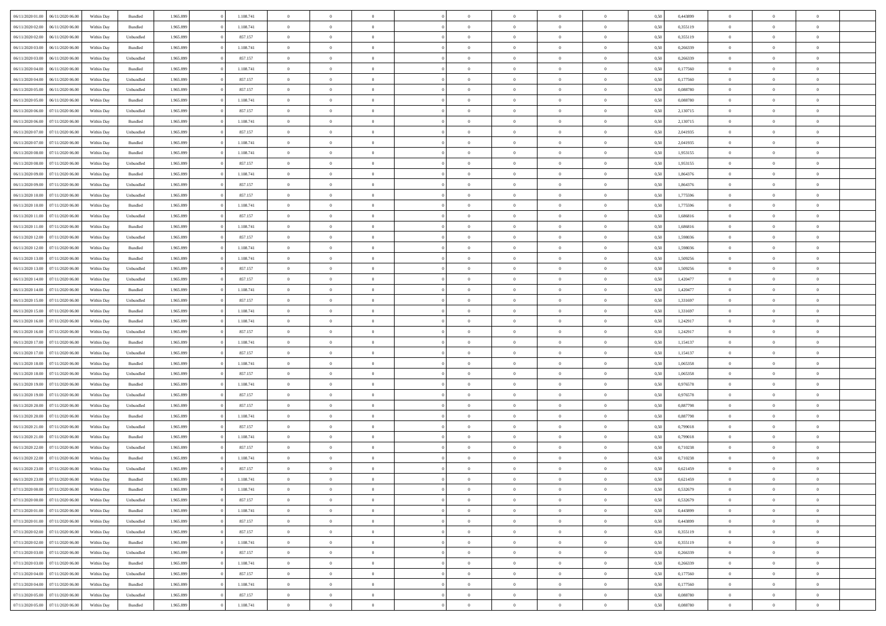| | | | | | | | | | | | | | | | | | | | | | |
|---|---|---|---|---|---|---|---|---|---|---|---|---|---|---|---|---|---|---|---|---|---|
| 06/11/2020 01:00 | 06/11/2020 06:00 | Within Day | Bundled | 1.965.899 | 0 | 1.108.741 | 0 | 0 | 0 | | 0 | 0 | 0 | 0 | 0,50 | 0,443899 | 0 | 0 | 0 | |
| 06/11/2020 02:00 | 06/11/2020 06:00 | Within Day | Bundled | 1.965.899 | 0 | 1.108.741 | 0 | 0 | 0 | | 0 | 0 | 0 | 0 | 0,50 | 0,355119 | 0 | 0 | 0 | |
| 06/11/2020 02:00 | 06/11/2020 06:00 | Within Day | Unbundled | 1.965.899 | 0 | 857.157 | 0 | 0 | 0 | | 0 | 0 | 0 | 0 | 0,50 | 0,355119 | 0 | 0 | 0 | |
| 06/11/2020 03:00 | 06/11/2020 06:00 | Within Day | Bundled | 1.965.899 | 0 | 1.108.741 | 0 | 0 | 0 | | 0 | 0 | 0 | 0 | 0,50 | 0,266339 | 0 | 0 | 0 | |
| 06/11/2020 03:00 | 06/11/2020 06:00 | Within Day | Unbundled | 1.965.899 | 0 | 857.157 | 0 | 0 | 0 | | 0 | 0 | 0 | 0 | 0,50 | 0,266339 | 0 | 0 | 0 | |
| 06/11/2020 04:00 | 06/11/2020 06:00 | Within Day | Bundled | 1.965.899 | 0 | 1.108.741 | 0 | 0 | 0 | | 0 | 0 | 0 | 0 | 0,50 | 0,177560 | 0 | 0 | 0 | |
| 06/11/2020 04:00 | 06/11/2020 06:00 | Within Day | Unbundled | 1.965.899 | 0 | 857.157 | 0 | 0 | 0 | | 0 | 0 | 0 | 0 | 0,50 | 0,177560 | 0 | 0 | 0 | |
| 06/11/2020 05:00 | 06/11/2020 06:00 | Within Day | Unbundled | 1.965.899 | 0 | 857.157 | 0 | 0 | 0 | | 0 | 0 | 0 | 0 | 0,50 | 0,088780 | 0 | 0 | 0 | |
| 06/11/2020 05:00 | 06/11/2020 06:00 | Within Day | Bundled | 1.965.899 | 0 | 1.108.741 | 0 | 0 | 0 | | 0 | 0 | 0 | 0 | 0,50 | 0,088780 | 0 | 0 | 0 | |
| 06/11/2020 06:00 | 07/11/2020 06:00 | Within Day | Unbundled | 1.965.899 | 0 | 857.157 | 0 | 0 | 0 | | 0 | 0 | 0 | 0 | 0,50 | 2,130715 | 0 | 0 | 0 | |
| 06/11/2020 06:00 | 07/11/2020 06:00 | Within Day | Bundled | 1.965.899 | 0 | 1.108.741 | 0 | 0 | 0 | | 0 | 0 | 0 | 0 | 0,50 | 2,130715 | 0 | 0 | 0 | |
| 06/11/2020 07:00 | 07/11/2020 06:00 | Within Day | Unbundled | 1.965.899 | 0 | 857.157 | 0 | 0 | 0 | | 0 | 0 | 0 | 0 | 0,50 | 2,041935 | 0 | 0 | 0 | |
| 06/11/2020 07:00 | 07/11/2020 06:00 | Within Day | Bundled | 1.965.899 | 0 | 1.108.741 | 0 | 0 | 0 | | 0 | 0 | 0 | 0 | 0,50 | 2,041935 | 0 | 0 | 0 | |
| 06/11/2020 08:00 | 07/11/2020 06:00 | Within Day | Bundled | 1.965.899 | 0 | 1.108.741 | 0 | 0 | 0 | | 0 | 0 | 0 | 0 | 0,50 | 1,953155 | 0 | 0 | 0 | |
| 06/11/2020 08:00 | 07/11/2020 06:00 | Within Day | Unbundled | 1.965.899 | 0 | 857.157 | 0 | 0 | 0 | | 0 | 0 | 0 | 0 | 0,50 | 1,953155 | 0 | 0 | 0 | |
| 06/11/2020 09:00 | 07/11/2020 06:00 | Within Day | Bundled | 1.965.899 | 0 | 1.108.741 | 0 | 0 | 0 | | 0 | 0 | 0 | 0 | 0,50 | 1,864376 | 0 | 0 | 0 | |
| 06/11/2020 09:00 | 07/11/2020 06:00 | Within Day | Unbundled | 1.965.899 | 0 | 857.157 | 0 | 0 | 0 | | 0 | 0 | 0 | 0 | 0,50 | 1,864376 | 0 | 0 | 0 | |
| 06/11/2020 10:00 | 07/11/2020 06:00 | Within Day | Unbundled | 1.965.899 | 0 | 857.157 | 0 | 0 | 0 | | 0 | 0 | 0 | 0 | 0,50 | 1,775596 | 0 | 0 | 0 | |
| 06/11/2020 10:00 | 07/11/2020 06:00 | Within Day | Bundled | 1.965.899 | 0 | 1.108.741 | 0 | 0 | 0 | | 0 | 0 | 0 | 0 | 0,50 | 1,775596 | 0 | 0 | 0 | |
| 06/11/2020 11:00 | 07/11/2020 06:00 | Within Day | Unbundled | 1.965.899 | 0 | 857.157 | 0 | 0 | 0 | | 0 | 0 | 0 | 0 | 0,50 | 1,686816 | 0 | 0 | 0 | |
| 06/11/2020 11:00 | 07/11/2020 06:00 | Within Day | Bundled | 1.965.899 | 0 | 1.108.741 | 0 | 0 | 0 | | 0 | 0 | 0 | 0 | 0,50 | 1,686816 | 0 | 0 | 0 | |
| 06/11/2020 12:00 | 07/11/2020 06:00 | Within Day | Unbundled | 1.965.899 | 0 | 857.157 | 0 | 0 | 0 | | 0 | 0 | 0 | 0 | 0,50 | 1,598036 | 0 | 0 | 0 | |
| 06/11/2020 12:00 | 07/11/2020 06:00 | Within Day | Bundled | 1.965.899 | 0 | 1.108.741 | 0 | 0 | 0 | | 0 | 0 | 0 | 0 | 0,50 | 1,598036 | 0 | 0 | 0 | |
| 06/11/2020 13:00 | 07/11/2020 06:00 | Within Day | Bundled | 1.965.899 | 0 | 1.108.741 | 0 | 0 | 0 | | 0 | 0 | 0 | 0 | 0,50 | 1,509256 | 0 | 0 | 0 | |
| 06/11/2020 13:00 | 07/11/2020 06:00 | Within Day | Unbundled | 1.965.899 | 0 | 857.157 | 0 | 0 | 0 | | 0 | 0 | 0 | 0 | 0,50 | 1,509256 | 0 | 0 | 0 | |
| 06/11/2020 14:00 | 07/11/2020 06:00 | Within Day | Unbundled | 1.965.899 | 0 | 857.157 | 0 | 0 | 0 | | 0 | 0 | 0 | 0 | 0,50 | 1,420477 | 0 | 0 | 0 | |
| 06/11/2020 14:00 | 07/11/2020 06:00 | Within Day | Bundled | 1.965.899 | 0 | 1.108.741 | 0 | 0 | 0 | | 0 | 0 | 0 | 0 | 0,50 | 1,420477 | 0 | 0 | 0 | |
| 06/11/2020 15:00 | 07/11/2020 06:00 | Within Day | Unbundled | 1.965.899 | 0 | 857.157 | 0 | 0 | 0 | | 0 | 0 | 0 | 0 | 0,50 | 1,331697 | 0 | 0 | 0 | |
| 06/11/2020 15:00 | 07/11/2020 06:00 | Within Day | Bundled | 1.965.899 | 0 | 1.108.741 | 0 | 0 | 0 | | 0 | 0 | 0 | 0 | 0,50 | 1,331697 | 0 | 0 | 0 | |
| 06/11/2020 16:00 | 07/11/2020 06:00 | Within Day | Bundled | 1.965.899 | 0 | 1.108.741 | 0 | 0 | 0 | | 0 | 0 | 0 | 0 | 0,50 | 1,242917 | 0 | 0 | 0 | |
| 06/11/2020 16:00 | 07/11/2020 06:00 | Within Day | Unbundled | 1.965.899 | 0 | 857.157 | 0 | 0 | 0 | | 0 | 0 | 0 | 0 | 0,50 | 1,242917 | 0 | 0 | 0 | |
| 06/11/2020 17:00 | 07/11/2020 06:00 | Within Day | Bundled | 1.965.899 | 0 | 1.108.741 | 0 | 0 | 0 | | 0 | 0 | 0 | 0 | 0,50 | 1,154137 | 0 | 0 | 0 | |
| 06/11/2020 17:00 | 07/11/2020 06:00 | Within Day | Unbundled | 1.965.899 | 0 | 857.157 | 0 | 0 | 0 | | 0 | 0 | 0 | 0 | 0,50 | 1,154137 | 0 | 0 | 0 | |
| 06/11/2020 18:00 | 07/11/2020 06:00 | Within Day | Bundled | 1.965.899 | 0 | 1.108.741 | 0 | 0 | 0 | | 0 | 0 | 0 | 0 | 0,50 | 1,065358 | 0 | 0 | 0 | |
| 06/11/2020 18:00 | 07/11/2020 06:00 | Within Day | Unbundled | 1.965.899 | 0 | 857.157 | 0 | 0 | 0 | | 0 | 0 | 0 | 0 | 0,50 | 1,065358 | 0 | 0 | 0 | |
| 06/11/2020 19:00 | 07/11/2020 06:00 | Within Day | Bundled | 1.965.899 | 0 | 1.108.741 | 0 | 0 | 0 | | 0 | 0 | 0 | 0 | 0,50 | 0,976578 | 0 | 0 | 0 | |
| 06/11/2020 19:00 | 07/11/2020 06:00 | Within Day | Unbundled | 1.965.899 | 0 | 857.157 | 0 | 0 | 0 | | 0 | 0 | 0 | 0 | 0,50 | 0,976578 | 0 | 0 | 0 | |
| 06/11/2020 20:00 | 07/11/2020 06:00 | Within Day | Unbundled | 1.965.899 | 0 | 857.157 | 0 | 0 | 0 | | 0 | 0 | 0 | 0 | 0,50 | 0,887798 | 0 | 0 | 0 | |
| 06/11/2020 20:00 | 07/11/2020 06:00 | Within Day | Bundled | 1.965.899 | 0 | 1.108.741 | 0 | 0 | 0 | | 0 | 0 | 0 | 0 | 0,50 | 0,887798 | 0 | 0 | 0 | |
| 06/11/2020 21:00 | 07/11/2020 06:00 | Within Day | Unbundled | 1.965.899 | 0 | 857.157 | 0 | 0 | 0 | | 0 | 0 | 0 | 0 | 0,50 | 0,799018 | 0 | 0 | 0 | |
| 06/11/2020 21:00 | 07/11/2020 06:00 | Within Day | Bundled | 1.965.899 | 0 | 1.108.741 | 0 | 0 | 0 | | 0 | 0 | 0 | 0 | 0,50 | 0,799018 | 0 | 0 | 0 | |
| 06/11/2020 22:00 | 07/11/2020 06:00 | Within Day | Unbundled | 1.965.899 | 0 | 857.157 | 0 | 0 | 0 | | 0 | 0 | 0 | 0 | 0,50 | 0,710238 | 0 | 0 | 0 | |
| 06/11/2020 22:00 | 07/11/2020 06:00 | Within Day | Bundled | 1.965.899 | 0 | 1.108.741 | 0 | 0 | 0 | | 0 | 0 | 0 | 0 | 0,50 | 0,710238 | 0 | 0 | 0 | |
| 06/11/2020 23:00 | 07/11/2020 06:00 | Within Day | Unbundled | 1.965.899 | 0 | 857.157 | 0 | 0 | 0 | | 0 | 0 | 0 | 0 | 0,50 | 0,621459 | 0 | 0 | 0 | |
| 06/11/2020 23:00 | 07/11/2020 06:00 | Within Day | Bundled | 1.965.899 | 0 | 1.108.741 | 0 | 0 | 0 | | 0 | 0 | 0 | 0 | 0,50 | 0,621459 | 0 | 0 | 0 | |
| 07/11/2020 00:00 | 07/11/2020 06:00 | Within Day | Bundled | 1.965.899 | 0 | 1.108.741 | 0 | 0 | 0 | | 0 | 0 | 0 | 0 | 0,50 | 0,532679 | 0 | 0 | 0 | |
| 07/11/2020 00:00 | 07/11/2020 06:00 | Within Day | Unbundled | 1.965.899 | 0 | 857.157 | 0 | 0 | 0 | | 0 | 0 | 0 | 0 | 0,50 | 0,532679 | 0 | 0 | 0 | |
| 07/11/2020 01:00 | 07/11/2020 06:00 | Within Day | Bundled | 1.965.899 | 0 | 1.108.741 | 0 | 0 | 0 | | 0 | 0 | 0 | 0 | 0,50 | 0,443899 | 0 | 0 | 0 | |
| 07/11/2020 01:00 | 07/11/2020 06:00 | Within Day | Unbundled | 1.965.899 | 0 | 857.157 | 0 | 0 | 0 | | 0 | 0 | 0 | 0 | 0,50 | 0,443899 | 0 | 0 | 0 | |
| 07/11/2020 02:00 | 07/11/2020 06:00 | Within Day | Unbundled | 1.965.899 | 0 | 857.157 | 0 | 0 | 0 | | 0 | 0 | 0 | 0 | 0,50 | 0,355119 | 0 | 0 | 0 | |
| 07/11/2020 02:00 | 07/11/2020 06:00 | Within Day | Bundled | 1.965.899 | 0 | 1.108.741 | 0 | 0 | 0 | | 0 | 0 | 0 | 0 | 0,50 | 0,355119 | 0 | 0 | 0 | |
| 07/11/2020 03:00 | 07/11/2020 06:00 | Within Day | Unbundled | 1.965.899 | 0 | 857.157 | 0 | 0 | 0 | | 0 | 0 | 0 | 0 | 0,50 | 0,266339 | 0 | 0 | 0 | |
| 07/11/2020 03:00 | 07/11/2020 06:00 | Within Day | Bundled | 1.965.899 | 0 | 1.108.741 | 0 | 0 | 0 | | 0 | 0 | 0 | 0 | 0,50 | 0,266339 | 0 | 0 | 0 | |
| 07/11/2020 04:00 | 07/11/2020 06:00 | Within Day | Unbundled | 1.965.899 | 0 | 857.157 | 0 | 0 | 0 | | 0 | 0 | 0 | 0 | 0,50 | 0,177560 | 0 | 0 | 0 | |
| 07/11/2020 04:00 | 07/11/2020 06:00 | Within Day | Bundled | 1.965.899 | 0 | 1.108.741 | 0 | 0 | 0 | | 0 | 0 | 0 | 0 | 0,50 | 0,177560 | 0 | 0 | 0 | |
| 07/11/2020 05:00 | 07/11/2020 06:00 | Within Day | Unbundled | 1.965.899 | 0 | 857.157 | 0 | 0 | 0 | | 0 | 0 | 0 | 0 | 0,50 | 0,088780 | 0 | 0 | 0 | |
| 07/11/2020 05:00 | 07/11/2020 06:00 | Within Day | Bundled | 1.965.899 | 0 | 1.108.741 | 0 | 0 | 0 | | 0 | 0 | 0 | 0 | 0,50 | 0,088780 | 0 | 0 | 0 | |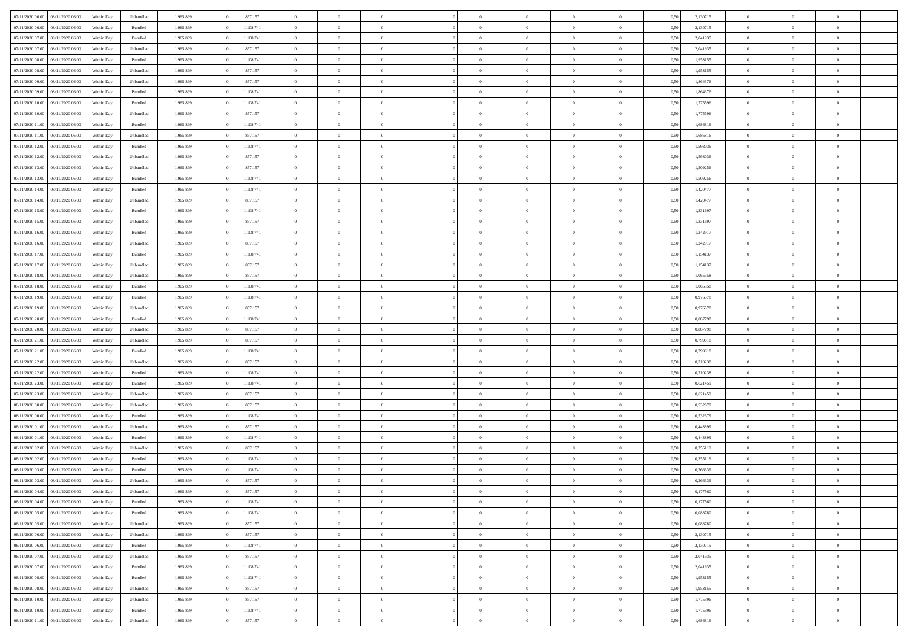| | | | | | | | | | | | | | | | | | | | | | |
|---|---|---|---|---|---|---|---|---|---|---|---|---|---|---|---|---|---|---|---|---|---|
| 07/11/2020 06:00 | 08/11/2020 06:00 | Within Day | Unbundled | 1.965.899 | 0 | 857.157 | 0 | 0 | 0 | | 0 | 0 | 0 | 0 | 0,50 | 2,130715 | 0 | 0 | 0 | |
| 07/11/2020 06:00 | 08/11/2020 06:00 | Within Day | Bundled | 1.965.899 | 0 | 1.108.741 | 0 | 0 | 0 | | 0 | 0 | 0 | 0 | 0,50 | 2,130715 | 0 | 0 | 0 | |
| 07/11/2020 07:00 | 08/11/2020 06:00 | Within Day | Bundled | 1.965.899 | 0 | 1.108.741 | 0 | 0 | 0 | | 0 | 0 | 0 | 0 | 0,50 | 2,041935 | 0 | 0 | 0 | |
| 07/11/2020 07:00 | 08/11/2020 06:00 | Within Day | Unbundled | 1.965.899 | 0 | 857.157 | 0 | 0 | 0 | | 0 | 0 | 0 | 0 | 0,50 | 2,041935 | 0 | 0 | 0 | |
| 07/11/2020 08:00 | 08/11/2020 06:00 | Within Day | Bundled | 1.965.899 | 0 | 1.108.741 | 0 | 0 | 0 | | 0 | 0 | 0 | 0 | 0,50 | 1,953155 | 0 | 0 | 0 | |
| 07/11/2020 08:00 | 08/11/2020 06:00 | Within Day | Unbundled | 1.965.899 | 0 | 857.157 | 0 | 0 | 0 | | 0 | 0 | 0 | 0 | 0,50 | 1,953155 | 0 | 0 | 0 | |
| 07/11/2020 09:00 | 08/11/2020 06:00 | Within Day | Unbundled | 1.965.899 | 0 | 857.157 | 0 | 0 | 0 | | 0 | 0 | 0 | 0 | 0,50 | 1,864376 | 0 | 0 | 0 | |
| 07/11/2020 09:00 | 08/11/2020 06:00 | Within Day | Bundled | 1.965.899 | 0 | 1.108.741 | 0 | 0 | 0 | | 0 | 0 | 0 | 0 | 0,50 | 1,864376 | 0 | 0 | 0 | |
| 07/11/2020 10:00 | 08/11/2020 06:00 | Within Day | Bundled | 1.965.899 | 0 | 1.108.741 | 0 | 0 | 0 | | 0 | 0 | 0 | 0 | 0,50 | 1,775596 | 0 | 0 | 0 | |
| 07/11/2020 10:00 | 08/11/2020 06:00 | Within Day | Unbundled | 1.965.899 | 0 | 857.157 | 0 | 0 | 0 | | 0 | 0 | 0 | 0 | 0,50 | 1,775596 | 0 | 0 | 0 | |
| 07/11/2020 11:00 | 08/11/2020 06:00 | Within Day | Bundled | 1.965.899 | 0 | 1.108.741 | 0 | 0 | 0 | | 0 | 0 | 0 | 0 | 0,50 | 1,686816 | 0 | 0 | 0 | |
| 07/11/2020 11:00 | 08/11/2020 06:00 | Within Day | Unbundled | 1.965.899 | 0 | 857.157 | 0 | 0 | 0 | | 0 | 0 | 0 | 0 | 0,50 | 1,686816 | 0 | 0 | 0 | |
| 07/11/2020 12:00 | 08/11/2020 06:00 | Within Day | Bundled | 1.965.899 | 0 | 1.108.741 | 0 | 0 | 0 | | 0 | 0 | 0 | 0 | 0,50 | 1,598036 | 0 | 0 | 0 | |
| 07/11/2020 12:00 | 08/11/2020 06:00 | Within Day | Unbundled | 1.965.899 | 0 | 857.157 | 0 | 0 | 0 | | 0 | 0 | 0 | 0 | 0,50 | 1,598036 | 0 | 0 | 0 | |
| 07/11/2020 13:00 | 08/11/2020 06:00 | Within Day | Unbundled | 1.965.899 | 0 | 857.157 | 0 | 0 | 0 | | 0 | 0 | 0 | 0 | 0,50 | 1,509256 | 0 | 0 | 0 | |
| 07/11/2020 13:00 | 08/11/2020 06:00 | Within Day | Bundled | 1.965.899 | 0 | 1.108.741 | 0 | 0 | 0 | | 0 | 0 | 0 | 0 | 0,50 | 1,509256 | 0 | 0 | 0 | |
| 07/11/2020 14:00 | 08/11/2020 06:00 | Within Day | Bundled | 1.965.899 | 0 | 1.108.741 | 0 | 0 | 0 | | 0 | 0 | 0 | 0 | 0,50 | 1,420477 | 0 | 0 | 0 | |
| 07/11/2020 14:00 | 08/11/2020 06:00 | Within Day | Unbundled | 1.965.899 | 0 | 857.157 | 0 | 0 | 0 | | 0 | 0 | 0 | 0 | 0,50 | 1,420477 | 0 | 0 | 0 | |
| 07/11/2020 15:00 | 08/11/2020 06:00 | Within Day | Bundled | 1.965.899 | 0 | 1.108.741 | 0 | 0 | 0 | | 0 | 0 | 0 | 0 | 0,50 | 1,331697 | 0 | 0 | 0 | |
| 07/11/2020 15:00 | 08/11/2020 06:00 | Within Day | Unbundled | 1.965.899 | 0 | 857.157 | 0 | 0 | 0 | | 0 | 0 | 0 | 0 | 0,50 | 1,331697 | 0 | 0 | 0 | |
| 07/11/2020 16:00 | 08/11/2020 06:00 | Within Day | Bundled | 1.965.899 | 0 | 1.108.741 | 0 | 0 | 0 | | 0 | 0 | 0 | 0 | 0,50 | 1,242917 | 0 | 0 | 0 | |
| 07/11/2020 16:00 | 08/11/2020 06:00 | Within Day | Unbundled | 1.965.899 | 0 | 857.157 | 0 | 0 | 0 | | 0 | 0 | 0 | 0 | 0,50 | 1,242917 | 0 | 0 | 0 | |
| 07/11/2020 17:00 | 08/11/2020 06:00 | Within Day | Bundled | 1.965.899 | 0 | 1.108.741 | 0 | 0 | 0 | | 0 | 0 | 0 | 0 | 0,50 | 1,154137 | 0 | 0 | 0 | |
| 07/11/2020 17:00 | 08/11/2020 06:00 | Within Day | Unbundled | 1.965.899 | 0 | 857.157 | 0 | 0 | 0 | | 0 | 0 | 0 | 0 | 0,50 | 1,154137 | 0 | 0 | 0 | |
| 07/11/2020 18:00 | 08/11/2020 06:00 | Within Day | Unbundled | 1.965.899 | 0 | 857.157 | 0 | 0 | 0 | | 0 | 0 | 0 | 0 | 0,50 | 1,065358 | 0 | 0 | 0 | |
| 07/11/2020 18:00 | 08/11/2020 06:00 | Within Day | Bundled | 1.965.899 | 0 | 1.108.741 | 0 | 0 | 0 | | 0 | 0 | 0 | 0 | 0,50 | 1,065358 | 0 | 0 | 0 | |
| 07/11/2020 19:00 | 08/11/2020 06:00 | Within Day | Bundled | 1.965.899 | 0 | 1.108.741 | 0 | 0 | 0 | | 0 | 0 | 0 | 0 | 0,50 | 0,976578 | 0 | 0 | 0 | |
| 07/11/2020 19:00 | 08/11/2020 06:00 | Within Day | Unbundled | 1.965.899 | 0 | 857.157 | 0 | 0 | 0 | | 0 | 0 | 0 | 0 | 0,50 | 0,976578 | 0 | 0 | 0 | |
| 07/11/2020 20:00 | 08/11/2020 06:00 | Within Day | Bundled | 1.965.899 | 0 | 1.108.741 | 0 | 0 | 0 | | 0 | 0 | 0 | 0 | 0,50 | 0,887798 | 0 | 0 | 0 | |
| 07/11/2020 20:00 | 08/11/2020 06:00 | Within Day | Unbundled | 1.965.899 | 0 | 857.157 | 0 | 0 | 0 | | 0 | 0 | 0 | 0 | 0,50 | 0,887798 | 0 | 0 | 0 | |
| 07/11/2020 21:00 | 08/11/2020 06:00 | Within Day | Unbundled | 1.965.899 | 0 | 857.157 | 0 | 0 | 0 | | 0 | 0 | 0 | 0 | 0,50 | 0,799018 | 0 | 0 | 0 | |
| 07/11/2020 21:00 | 08/11/2020 06:00 | Within Day | Bundled | 1.965.899 | 0 | 1.108.741 | 0 | 0 | 0 | | 0 | 0 | 0 | 0 | 0,50 | 0,799018 | 0 | 0 | 0 | |
| 07/11/2020 22:00 | 08/11/2020 06:00 | Within Day | Unbundled | 1.965.899 | 0 | 857.157 | 0 | 0 | 0 | | 0 | 0 | 0 | 0 | 0,50 | 0,710238 | 0 | 0 | 0 | |
| 07/11/2020 22:00 | 08/11/2020 06:00 | Within Day | Bundled | 1.965.899 | 0 | 1.108.741 | 0 | 0 | 0 | | 0 | 0 | 0 | 0 | 0,50 | 0,710238 | 0 | 0 | 0 | |
| 07/11/2020 23:00 | 08/11/2020 06:00 | Within Day | Bundled | 1.965.899 | 0 | 1.108.741 | 0 | 0 | 0 | | 0 | 0 | 0 | 0 | 0,50 | 0,621459 | 0 | 0 | 0 | |
| 07/11/2020 23:00 | 08/11/2020 06:00 | Within Day | Unbundled | 1.965.899 | 0 | 857.157 | 0 | 0 | 0 | | 0 | 0 | 0 | 0 | 0,50 | 0,621459 | 0 | 0 | 0 | |
| 08/11/2020 00:00 | 08/11/2020 06:00 | Within Day | Unbundled | 1.965.899 | 0 | 857.157 | 0 | 0 | 0 | | 0 | 0 | 0 | 0 | 0,50 | 0,532679 | 0 | 0 | 0 | |
| 08/11/2020 00:00 | 08/11/2020 06:00 | Within Day | Bundled | 1.965.899 | 0 | 1.108.741 | 0 | 0 | 0 | | 0 | 0 | 0 | 0 | 0,50 | 0,532679 | 0 | 0 | 0 | |
| 08/11/2020 01:00 | 08/11/2020 06:00 | Within Day | Unbundled | 1.965.899 | 0 | 857.157 | 0 | 0 | 0 | | 0 | 0 | 0 | 0 | 0,50 | 0,443899 | 0 | 0 | 0 | |
| 08/11/2020 01:00 | 08/11/2020 06:00 | Within Day | Bundled | 1.965.899 | 0 | 1.108.741 | 0 | 0 | 0 | | 0 | 0 | 0 | 0 | 0,50 | 0,443899 | 0 | 0 | 0 | |
| 08/11/2020 02:00 | 08/11/2020 06:00 | Within Day | Unbundled | 1.965.899 | 0 | 857.157 | 0 | 0 | 0 | | 0 | 0 | 0 | 0 | 0,50 | 0,355119 | 0 | 0 | 0 | |
| 08/11/2020 02:00 | 08/11/2020 06:00 | Within Day | Bundled | 1.965.899 | 0 | 1.108.741 | 0 | 0 | 0 | | 0 | 0 | 0 | 0 | 0,50 | 0,355119 | 0 | 0 | 0 | |
| 08/11/2020 03:00 | 08/11/2020 06:00 | Within Day | Bundled | 1.965.899 | 0 | 1.108.741 | 0 | 0 | 0 | | 0 | 0 | 0 | 0 | 0,50 | 0,266339 | 0 | 0 | 0 | |
| 08/11/2020 03:00 | 08/11/2020 06:00 | Within Day | Unbundled | 1.965.899 | 0 | 857.157 | 0 | 0 | 0 | | 0 | 0 | 0 | 0 | 0,50 | 0,266339 | 0 | 0 | 0 | |
| 08/11/2020 04:00 | 08/11/2020 06:00 | Within Day | Unbundled | 1.965.899 | 0 | 857.157 | 0 | 0 | 0 | | 0 | 0 | 0 | 0 | 0,50 | 0,177560 | 0 | 0 | 0 | |
| 08/11/2020 04:00 | 08/11/2020 06:00 | Within Day | Bundled | 1.965.899 | 0 | 1.108.741 | 0 | 0 | 0 | | 0 | 0 | 0 | 0 | 0,50 | 0,177560 | 0 | 0 | 0 | |
| 08/11/2020 05:00 | 08/11/2020 06:00 | Within Day | Bundled | 1.965.899 | 0 | 1.108.741 | 0 | 0 | 0 | | 0 | 0 | 0 | 0 | 0,50 | 0,088780 | 0 | 0 | 0 | |
| 08/11/2020 05:00 | 08/11/2020 06:00 | Within Day | Unbundled | 1.965.899 | 0 | 857.157 | 0 | 0 | 0 | | 0 | 0 | 0 | 0 | 0,50 | 0,088780 | 0 | 0 | 0 | |
| 08/11/2020 06:00 | 09/11/2020 06:00 | Within Day | Unbundled | 1.965.899 | 0 | 857.157 | 0 | 0 | 0 | | 0 | 0 | 0 | 0 | 0,50 | 2,130715 | 0 | 0 | 0 | |
| 08/11/2020 06:00 | 09/11/2020 06:00 | Within Day | Bundled | 1.965.899 | 0 | 1.108.741 | 0 | 0 | 0 | | 0 | 0 | 0 | 0 | 0,50 | 2,130715 | 0 | 0 | 0 | |
| 08/11/2020 07:00 | 09/11/2020 06:00 | Within Day | Unbundled | 1.965.899 | 0 | 857.157 | 0 | 0 | 0 | | 0 | 0 | 0 | 0 | 0,50 | 2,041935 | 0 | 0 | 0 | |
| 08/11/2020 07:00 | 09/11/2020 06:00 | Within Day | Bundled | 1.965.899 | 0 | 1.108.741 | 0 | 0 | 0 | | 0 | 0 | 0 | 0 | 0,50 | 2,041935 | 0 | 0 | 0 | |
| 08/11/2020 08:00 | 09/11/2020 06:00 | Within Day | Bundled | 1.965.899 | 0 | 1.108.741 | 0 | 0 | 0 | | 0 | 0 | 0 | 0 | 0,50 | 1,953155 | 0 | 0 | 0 | |
| 08/11/2020 08:00 | 09/11/2020 06:00 | Within Day | Unbundled | 1.965.899 | 0 | 857.157 | 0 | 0 | 0 | | 0 | 0 | 0 | 0 | 0,50 | 1,953155 | 0 | 0 | 0 | |
| 08/11/2020 10:00 | 09/11/2020 06:00 | Within Day | Unbundled | 1.965.899 | 0 | 857.157 | 0 | 0 | 0 | | 0 | 0 | 0 | 0 | 0,50 | 1,775596 | 0 | 0 | 0 | |
| 08/11/2020 10:00 | 09/11/2020 06:00 | Within Day | Bundled | 1.965.899 | 0 | 1.108.741 | 0 | 0 | 0 | | 0 | 0 | 0 | 0 | 0,50 | 1,775596 | 0 | 0 | 0 | |
| 08/11/2020 11:00 | 09/11/2020 06:00 | Within Day | Unbundled | 1.965.899 | 0 | 857.157 | 0 | 0 | 0 | | 0 | 0 | 0 | 0 | 0,50 | 1,686816 | 0 | 0 | 0 | |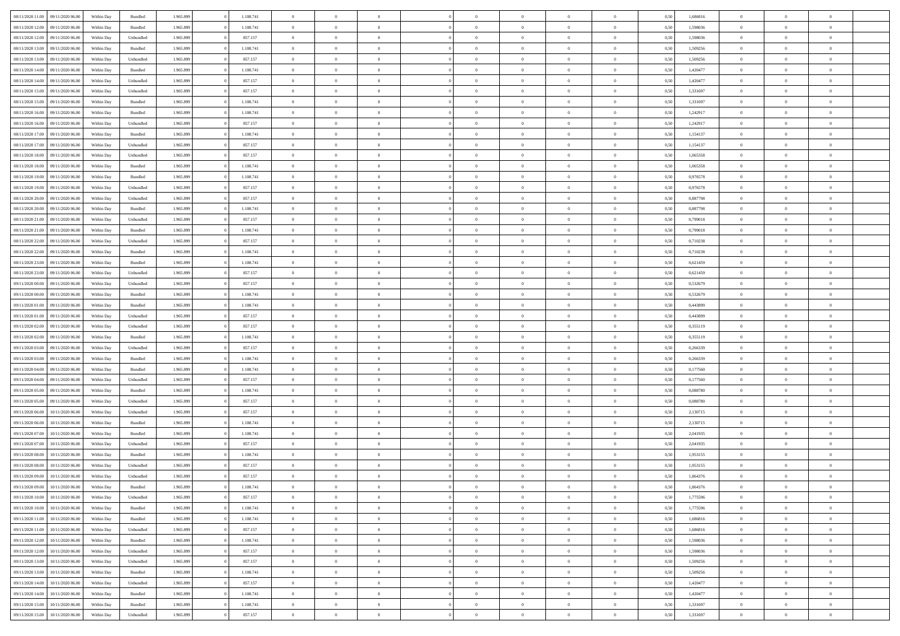| | | | | | | | | | | | | | | | | | | | | | |
|---|---|---|---|---|---|---|---|---|---|---|---|---|---|---|---|---|---|---|---|---|---|
| 08/11/2020 11:00 | 09/11/2020 06.00 | Within Day | Bundled | 1.965.899 | 0 | 1.108.741 | 0 | 0 | 0 | | 0 | 0 | 0 | 0 | 0 | 0,50 | 1,686816 | 0 | 0 | 0 | |
| 08/11/2020 12:00 | 09/11/2020 06.00 | Within Day | Bundled | 1.965.899 | 0 | 1.108.741 | 0 | 0 | 0 | | 0 | 0 | 0 | 0 | 0 | 0,50 | 1,598036 | 0 | 0 | 0 | |
| 08/11/2020 12:00 | 09/11/2020 06.00 | Within Day | Unbundled | 1.965.899 | 0 | 857.157 | 0 | 0 | 0 | | 0 | 0 | 0 | 0 | 0 | 0,50 | 1,598036 | 0 | 0 | 0 | |
| 08/11/2020 13:00 | 09/11/2020 06.00 | Within Day | Bundled | 1.965.899 | 0 | 1.108.741 | 0 | 0 | 0 | | 0 | 0 | 0 | 0 | 0 | 0,50 | 1,509256 | 0 | 0 | 0 | |
| 08/11/2020 13:00 | 09/11/2020 06.00 | Within Day | Unbundled | 1.965.899 | 0 | 857.157 | 0 | 0 | 0 | | 0 | 0 | 0 | 0 | 0 | 0,50 | 1,509256 | 0 | 0 | 0 | |
| 08/11/2020 14:00 | 09/11/2020 06.00 | Within Day | Bundled | 1.965.899 | 0 | 1.108.741 | 0 | 0 | 0 | | 0 | 0 | 0 | 0 | 0 | 0,50 | 1,420477 | 0 | 0 | 0 | |
| 08/11/2020 14:00 | 09/11/2020 06.00 | Within Day | Unbundled | 1.965.899 | 0 | 857.157 | 0 | 0 | 0 | | 0 | 0 | 0 | 0 | 0 | 0,50 | 1,420477 | 0 | 0 | 0 | |
| 08/11/2020 15:00 | 09/11/2020 06.00 | Within Day | Unbundled | 1.965.899 | 0 | 857.157 | 0 | 0 | 0 | | 0 | 0 | 0 | 0 | 0 | 0,50 | 1,331697 | 0 | 0 | 0 | |
| 08/11/2020 15:00 | 09/11/2020 06.00 | Within Day | Bundled | 1.965.899 | 0 | 1.108.741 | 0 | 0 | 0 | | 0 | 0 | 0 | 0 | 0 | 0,50 | 1,331697 | 0 | 0 | 0 | |
| 08/11/2020 16:00 | 09/11/2020 06.00 | Within Day | Bundled | 1.965.899 | 0 | 1.108.741 | 0 | 0 | 0 | | 0 | 0 | 0 | 0 | 0 | 0,50 | 1,242917 | 0 | 0 | 0 | |
| 08/11/2020 16:00 | 09/11/2020 06.00 | Within Day | Unbundled | 1.965.899 | 0 | 857.157 | 0 | 0 | 0 | | 0 | 0 | 0 | 0 | 0 | 0,50 | 1,242917 | 0 | 0 | 0 | |
| 08/11/2020 17:00 | 09/11/2020 06.00 | Within Day | Bundled | 1.965.899 | 0 | 1.108.741 | 0 | 0 | 0 | | 0 | 0 | 0 | 0 | 0 | 0,50 | 1,154137 | 0 | 0 | 0 | |
| 08/11/2020 17:00 | 09/11/2020 06.00 | Within Day | Unbundled | 1.965.899 | 0 | 857.157 | 0 | 0 | 0 | | 0 | 0 | 0 | 0 | 0 | 0,50 | 1,154137 | 0 | 0 | 0 | |
| 08/11/2020 18:00 | 09/11/2020 06.00 | Within Day | Unbundled | 1.965.899 | 0 | 857.157 | 0 | 0 | 0 | | 0 | 0 | 0 | 0 | 0 | 0,50 | 1,065358 | 0 | 0 | 0 | |
| 08/11/2020 18:00 | 09/11/2020 06.00 | Within Day | Bundled | 1.965.899 | 0 | 1.108.741 | 0 | 0 | 0 | | 0 | 0 | 0 | 0 | 0 | 0,50 | 1,065358 | 0 | 0 | 0 | |
| 08/11/2020 19:00 | 09/11/2020 06.00 | Within Day | Bundled | 1.965.899 | 0 | 1.108.741 | 0 | 0 | 0 | | 0 | 0 | 0 | 0 | 0 | 0,50 | 0,976578 | 0 | 0 | 0 | |
| 08/11/2020 19:00 | 09/11/2020 06.00 | Within Day | Unbundled | 1.965.899 | 0 | 857.157 | 0 | 0 | 0 | | 0 | 0 | 0 | 0 | 0 | 0,50 | 0,976578 | 0 | 0 | 0 | |
| 08/11/2020 20:00 | 09/11/2020 06.00 | Within Day | Unbundled | 1.965.899 | 0 | 857.157 | 0 | 0 | 0 | | 0 | 0 | 0 | 0 | 0 | 0,50 | 0,887798 | 0 | 0 | 0 | |
| 08/11/2020 20:00 | 09/11/2020 06.00 | Within Day | Bundled | 1.965.899 | 0 | 1.108.741 | 0 | 0 | 0 | | 0 | 0 | 0 | 0 | 0 | 0,50 | 0,887798 | 0 | 0 | 0 | |
| 08/11/2020 21:00 | 09/11/2020 06.00 | Within Day | Unbundled | 1.965.899 | 0 | 857.157 | 0 | 0 | 0 | | 0 | 0 | 0 | 0 | 0 | 0,50 | 0,799018 | 0 | 0 | 0 | |
| 08/11/2020 21:00 | 09/11/2020 06.00 | Within Day | Bundled | 1.965.899 | 0 | 1.108.741 | 0 | 0 | 0 | | 0 | 0 | 0 | 0 | 0 | 0,50 | 0,799018 | 0 | 0 | 0 | |
| 08/11/2020 22:00 | 09/11/2020 06.00 | Within Day | Unbundled | 1.965.899 | 0 | 857.157 | 0 | 0 | 0 | | 0 | 0 | 0 | 0 | 0 | 0,50 | 0,710238 | 0 | 0 | 0 | |
| 08/11/2020 22:00 | 09/11/2020 06.00 | Within Day | Bundled | 1.965.899 | 0 | 1.108.741 | 0 | 0 | 0 | | 0 | 0 | 0 | 0 | 0 | 0,50 | 0,710238 | 0 | 0 | 0 | |
| 08/11/2020 23:00 | 09/11/2020 06.00 | Within Day | Bundled | 1.965.899 | 0 | 1.108.741 | 0 | 0 | 0 | | 0 | 0 | 0 | 0 | 0 | 0,50 | 0,621459 | 0 | 0 | 0 | |
| 08/11/2020 23:00 | 09/11/2020 06.00 | Within Day | Unbundled | 1.965.899 | 0 | 857.157 | 0 | 0 | 0 | | 0 | 0 | 0 | 0 | 0 | 0,50 | 0,621459 | 0 | 0 | 0 | |
| 09/11/2020 00:00 | 09/11/2020 06.00 | Within Day | Unbundled | 1.965.899 | 0 | 857.157 | 0 | 0 | 0 | | 0 | 0 | 0 | 0 | 0 | 0,50 | 0,532679 | 0 | 0 | 0 | |
| 09/11/2020 00:00 | 09/11/2020 06.00 | Within Day | Bundled | 1.965.899 | 0 | 1.108.741 | 0 | 0 | 0 | | 0 | 0 | 0 | 0 | 0 | 0,50 | 0,532679 | 0 | 0 | 0 | |
| 09/11/2020 01:00 | 09/11/2020 06.00 | Within Day | Bundled | 1.965.899 | 0 | 1.108.741 | 0 | 0 | 0 | | 0 | 0 | 0 | 0 | 0 | 0,50 | 0,443899 | 0 | 0 | 0 | |
| 09/11/2020 01:00 | 09/11/2020 06.00 | Within Day | Unbundled | 1.965.899 | 0 | 857.157 | 0 | 0 | 0 | | 0 | 0 | 0 | 0 | 0 | 0,50 | 0,443899 | 0 | 0 | 0 | |
| 09/11/2020 02:00 | 09/11/2020 06.00 | Within Day | Unbundled | 1.965.899 | 0 | 857.157 | 0 | 0 | 0 | | 0 | 0 | 0 | 0 | 0 | 0,50 | 0,355119 | 0 | 0 | 0 | |
| 09/11/2020 02:00 | 09/11/2020 06.00 | Within Day | Bundled | 1.965.899 | 0 | 1.108.741 | 0 | 0 | 0 | | 0 | 0 | 0 | 0 | 0 | 0,50 | 0,355119 | 0 | 0 | 0 | |
| 09/11/2020 03:00 | 09/11/2020 06.00 | Within Day | Unbundled | 1.965.899 | 0 | 857.157 | 0 | 0 | 0 | | 0 | 0 | 0 | 0 | 0 | 0,50 | 0,266339 | 0 | 0 | 0 | |
| 09/11/2020 03:00 | 09/11/2020 06.00 | Within Day | Bundled | 1.965.899 | 0 | 1.108.741 | 0 | 0 | 0 | | 0 | 0 | 0 | 0 | 0 | 0,50 | 0,266339 | 0 | 0 | 0 | |
| 09/11/2020 04:00 | 09/11/2020 06.00 | Within Day | Bundled | 1.965.899 | 0 | 1.108.741 | 0 | 0 | 0 | | 0 | 0 | 0 | 0 | 0 | 0,50 | 0,177560 | 0 | 0 | 0 | |
| 09/11/2020 04:00 | 09/11/2020 06.00 | Within Day | Unbundled | 1.965.899 | 0 | 857.157 | 0 | 0 | 0 | | 0 | 0 | 0 | 0 | 0 | 0,50 | 0,177560 | 0 | 0 | 0 | |
| 09/11/2020 05:00 | 09/11/2020 06.00 | Within Day | Bundled | 1.965.899 | 0 | 1.108.741 | 0 | 0 | 0 | | 0 | 0 | 0 | 0 | 0 | 0,50 | 0,088780 | 0 | 0 | 0 | |
| 09/11/2020 05:00 | 09/11/2020 06.00 | Within Day | Unbundled | 1.965.899 | 0 | 857.157 | 0 | 0 | 0 | | 0 | 0 | 0 | 0 | 0 | 0,50 | 0,088780 | 0 | 0 | 0 | |
| 09/11/2020 06:00 | 10/11/2020 06.00 | Within Day | Unbundled | 1.965.899 | 0 | 857.157 | 0 | 0 | 0 | | 0 | 0 | 0 | 0 | 0 | 0,50 | 2,130715 | 0 | 0 | 0 | |
| 09/11/2020 06:00 | 10/11/2020 06.00 | Within Day | Bundled | 1.965.899 | 0 | 1.108.741 | 0 | 0 | 0 | | 0 | 0 | 0 | 0 | 0 | 0,50 | 2,130715 | 0 | 0 | 0 | |
| 09/11/2020 07:00 | 10/11/2020 06.00 | Within Day | Bundled | 1.965.899 | 0 | 1.108.741 | 0 | 0 | 0 | | 0 | 0 | 0 | 0 | 0 | 0,50 | 2,041935 | 0 | 0 | 0 | |
| 09/11/2020 07:00 | 10/11/2020 06.00 | Within Day | Unbundled | 1.965.899 | 0 | 857.157 | 0 | 0 | 0 | | 0 | 0 | 0 | 0 | 0 | 0,50 | 2,041935 | 0 | 0 | 0 | |
| 09/11/2020 08:00 | 10/11/2020 06.00 | Within Day | Bundled | 1.965.899 | 0 | 1.108.741 | 0 | 0 | 0 | | 0 | 0 | 0 | 0 | 0 | 0,50 | 1,953155 | 0 | 0 | 0 | |
| 09/11/2020 08:00 | 10/11/2020 06.00 | Within Day | Unbundled | 1.965.899 | 0 | 857.157 | 0 | 0 | 0 | | 0 | 0 | 0 | 0 | 0 | 0,50 | 1,953155 | 0 | 0 | 0 | |
| 09/11/2020 09:00 | 10/11/2020 06.00 | Within Day | Unbundled | 1.965.899 | 0 | 857.157 | 0 | 0 | 0 | | 0 | 0 | 0 | 0 | 0 | 0,50 | 1,864376 | 0 | 0 | 0 | |
| 09/11/2020 09:00 | 10/11/2020 06.00 | Within Day | Bundled | 1.965.899 | 0 | 1.108.741 | 0 | 0 | 0 | | 0 | 0 | 0 | 0 | 0 | 0,50 | 1,864376 | 0 | 0 | 0 | |
| 09/11/2020 10:00 | 10/11/2020 06.00 | Within Day | Unbundled | 1.965.899 | 0 | 857.157 | 0 | 0 | 0 | | 0 | 0 | 0 | 0 | 0 | 0,50 | 1,775596 | 0 | 0 | 0 | |
| 09/11/2020 10:00 | 10/11/2020 06.00 | Within Day | Bundled | 1.965.899 | 0 | 1.108.741 | 0 | 0 | 0 | | 0 | 0 | 0 | 0 | 0 | 0,50 | 1,775596 | 0 | 0 | 0 | |
| 09/11/2020 11:00 | 10/11/2020 06.00 | Within Day | Bundled | 1.965.899 | 0 | 1.108.741 | 0 | 0 | 0 | | 0 | 0 | 0 | 0 | 0 | 0,50 | 1,686816 | 0 | 0 | 0 | |
| 09/11/2020 11:00 | 10/11/2020 06.00 | Within Day | Unbundled | 1.965.899 | 0 | 857.157 | 0 | 0 | 0 | | 0 | 0 | 0 | 0 | 0 | 0,50 | 1,686816 | 0 | 0 | 0 | |
| 09/11/2020 12:00 | 10/11/2020 06.00 | Within Day | Bundled | 1.965.899 | 0 | 1.108.741 | 0 | 0 | 0 | | 0 | 0 | 0 | 0 | 0 | 0,50 | 1,598036 | 0 | 0 | 0 | |
| 09/11/2020 12:00 | 10/11/2020 06.00 | Within Day | Unbundled | 1.965.899 | 0 | 857.157 | 0 | 0 | 0 | | 0 | 0 | 0 | 0 | 0 | 0,50 | 1,598036 | 0 | 0 | 0 | |
| 09/11/2020 13:00 | 10/11/2020 06.00 | Within Day | Unbundled | 1.965.899 | 0 | 857.157 | 0 | 0 | 0 | | 0 | 0 | 0 | 0 | 0 | 0,50 | 1,509256 | 0 | 0 | 0 | |
| 09/11/2020 13:00 | 10/11/2020 06.00 | Within Day | Bundled | 1.965.899 | 0 | 1.108.741 | 0 | 0 | 0 | | 0 | 0 | 0 | 0 | 0 | 0,50 | 1,509256 | 0 | 0 | 0 | |
| 09/11/2020 14:00 | 10/11/2020 06.00 | Within Day | Unbundled | 1.965.899 | 0 | 857.157 | 0 | 0 | 0 | | 0 | 0 | 0 | 0 | 0 | 0,50 | 1,420477 | 0 | 0 | 0 | |
| 09/11/2020 14:00 | 10/11/2020 06.00 | Within Day | Bundled | 1.965.899 | 0 | 1.108.741 | 0 | 0 | 0 | | 0 | 0 | 0 | 0 | 0 | 0,50 | 1,420477 | 0 | 0 | 0 | |
| 09/11/2020 15:00 | 10/11/2020 06.00 | Within Day | Bundled | 1.965.899 | 0 | 1.108.741 | 0 | 0 | 0 | | 0 | 0 | 0 | 0 | 0 | 0,50 | 1,331697 | 0 | 0 | 0 | |
| 09/11/2020 15:00 | 10/11/2020 06.00 | Within Day | Unbundled | 1.965.899 | 0 | 857.157 | 0 | 0 | 0 | | 0 | 0 | 0 | 0 | 0 | 0,50 | 1,331697 | 0 | 0 | 0 | |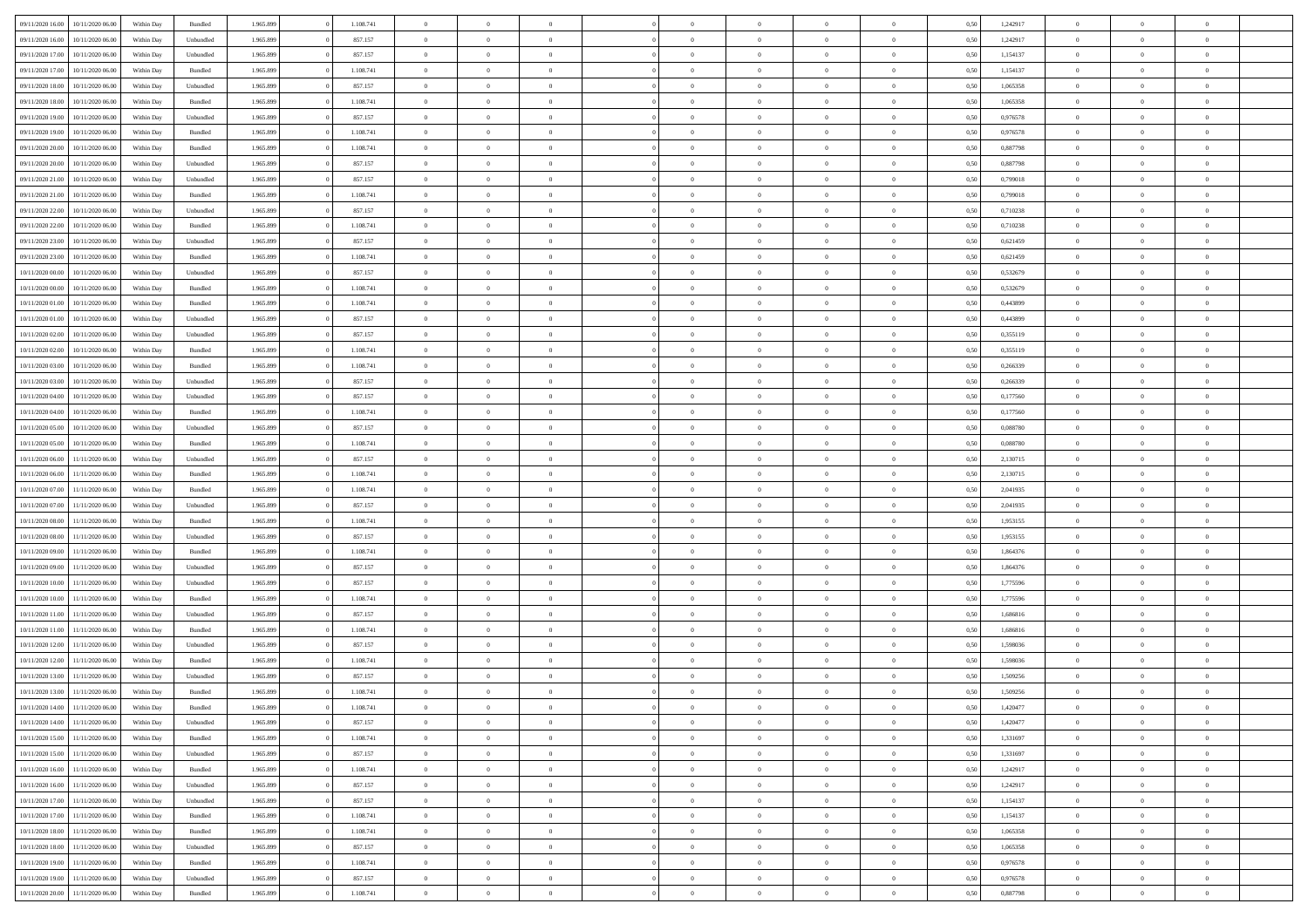| | | | | | | | | | | | | | | | | | | | | | |
|---|---|---|---|---|---|---|---|---|---|---|---|---|---|---|---|---|---|---|---|---|---|
| 09/11/2020 16.00 | 10/11/2020 06.00 | Within Day | Bundled | 1.965.899 | 0 | 1.108.741 | 0 | 0 | 0 | | 0 | 0 | 0 | 0 | 0,50 | 1,242917 | 0 | 0 | 0 | |
| 09/11/2020 16.00 | 10/11/2020 06.00 | Within Day | Unbundled | 1.965.899 | 0 | 857.157 | 0 | 0 | 0 | | 0 | 0 | 0 | 0 | 0,50 | 1,242917 | 0 | 0 | 0 | |
| 09/11/2020 17.00 | 10/11/2020 06.00 | Within Day | Unbundled | 1.965.899 | 0 | 857.157 | 0 | 0 | 0 | | 0 | 0 | 0 | 0 | 0,50 | 1,154137 | 0 | 0 | 0 | |
| 09/11/2020 17.00 | 10/11/2020 06.00 | Within Day | Bundled | 1.965.899 | 0 | 1.108.741 | 0 | 0 | 0 | | 0 | 0 | 0 | 0 | 0,50 | 1,154137 | 0 | 0 | 0 | |
| 09/11/2020 18.00 | 10/11/2020 06.00 | Within Day | Unbundled | 1.965.899 | 0 | 857.157 | 0 | 0 | 0 | | 0 | 0 | 0 | 0 | 0,50 | 1,065358 | 0 | 0 | 0 | |
| 09/11/2020 18.00 | 10/11/2020 06.00 | Within Day | Bundled | 1.965.899 | 0 | 1.108.741 | 0 | 0 | 0 | | 0 | 0 | 0 | 0 | 0,50 | 1,065358 | 0 | 0 | 0 | |
| 09/11/2020 19.00 | 10/11/2020 06.00 | Within Day | Unbundled | 1.965.899 | 0 | 857.157 | 0 | 0 | 0 | | 0 | 0 | 0 | 0 | 0,50 | 0,976578 | 0 | 0 | 0 | |
| 09/11/2020 19.00 | 10/11/2020 06.00 | Within Day | Bundled | 1.965.899 | 0 | 1.108.741 | 0 | 0 | 0 | | 0 | 0 | 0 | 0 | 0,50 | 0,976578 | 0 | 0 | 0 | |
| 09/11/2020 20.00 | 10/11/2020 06.00 | Within Day | Bundled | 1.965.899 | 0 | 1.108.741 | 0 | 0 | 0 | | 0 | 0 | 0 | 0 | 0,50 | 0,887798 | 0 | 0 | 0 | |
| 09/11/2020 20.00 | 10/11/2020 06.00 | Within Day | Unbundled | 1.965.899 | 0 | 857.157 | 0 | 0 | 0 | | 0 | 0 | 0 | 0 | 0,50 | 0,887798 | 0 | 0 | 0 | |
| 09/11/2020 21.00 | 10/11/2020 06.00 | Within Day | Unbundled | 1.965.899 | 0 | 857.157 | 0 | 0 | 0 | | 0 | 0 | 0 | 0 | 0,50 | 0,799018 | 0 | 0 | 0 | |
| 09/11/2020 21.00 | 10/11/2020 06.00 | Within Day | Bundled | 1.965.899 | 0 | 1.108.741 | 0 | 0 | 0 | | 0 | 0 | 0 | 0 | 0,50 | 0,799018 | 0 | 0 | 0 | |
| 09/11/2020 22.00 | 10/11/2020 06.00 | Within Day | Unbundled | 1.965.899 | 0 | 857.157 | 0 | 0 | 0 | | 0 | 0 | 0 | 0 | 0,50 | 0,710238 | 0 | 0 | 0 | |
| 09/11/2020 22.00 | 10/11/2020 06.00 | Within Day | Bundled | 1.965.899 | 0 | 1.108.741 | 0 | 0 | 0 | | 0 | 0 | 0 | 0 | 0,50 | 0,710238 | 0 | 0 | 0 | |
| 09/11/2020 23.00 | 10/11/2020 06.00 | Within Day | Unbundled | 1.965.899 | 0 | 857.157 | 0 | 0 | 0 | | 0 | 0 | 0 | 0 | 0,50 | 0,621459 | 0 | 0 | 0 | |
| 09/11/2020 23.00 | 10/11/2020 06.00 | Within Day | Bundled | 1.965.899 | 0 | 1.108.741 | 0 | 0 | 0 | | 0 | 0 | 0 | 0 | 0,50 | 0,621459 | 0 | 0 | 0 | |
| 10/11/2020 00.00 | 10/11/2020 06.00 | Within Day | Unbundled | 1.965.899 | 0 | 857.157 | 0 | 0 | 0 | | 0 | 0 | 0 | 0 | 0,50 | 0,532679 | 0 | 0 | 0 | |
| 10/11/2020 00.00 | 10/11/2020 06.00 | Within Day | Bundled | 1.965.899 | 0 | 1.108.741 | 0 | 0 | 0 | | 0 | 0 | 0 | 0 | 0,50 | 0,532679 | 0 | 0 | 0 | |
| 10/11/2020 01.00 | 10/11/2020 06.00 | Within Day | Bundled | 1.965.899 | 0 | 1.108.741 | 0 | 0 | 0 | | 0 | 0 | 0 | 0 | 0,50 | 0,443899 | 0 | 0 | 0 | |
| 10/11/2020 01.00 | 10/11/2020 06.00 | Within Day | Unbundled | 1.965.899 | 0 | 857.157 | 0 | 0 | 0 | | 0 | 0 | 0 | 0 | 0,50 | 0,443899 | 0 | 0 | 0 | |
| 10/11/2020 02.00 | 10/11/2020 06.00 | Within Day | Unbundled | 1.965.899 | 0 | 857.157 | 0 | 0 | 0 | | 0 | 0 | 0 | 0 | 0,50 | 0,355119 | 0 | 0 | 0 | |
| 10/11/2020 02.00 | 10/11/2020 06.00 | Within Day | Bundled | 1.965.899 | 0 | 1.108.741 | 0 | 0 | 0 | | 0 | 0 | 0 | 0 | 0,50 | 0,355119 | 0 | 0 | 0 | |
| 10/11/2020 03.00 | 10/11/2020 06.00 | Within Day | Bundled | 1.965.899 | 0 | 1.108.741 | 0 | 0 | 0 | | 0 | 0 | 0 | 0 | 0,50 | 0,266339 | 0 | 0 | 0 | |
| 10/11/2020 03.00 | 10/11/2020 06.00 | Within Day | Unbundled | 1.965.899 | 0 | 857.157 | 0 | 0 | 0 | | 0 | 0 | 0 | 0 | 0,50 | 0,266339 | 0 | 0 | 0 | |
| 10/11/2020 04.00 | 10/11/2020 06.00 | Within Day | Unbundled | 1.965.899 | 0 | 857.157 | 0 | 0 | 0 | | 0 | 0 | 0 | 0 | 0,50 | 0,177560 | 0 | 0 | 0 | |
| 10/11/2020 04.00 | 10/11/2020 06.00 | Within Day | Bundled | 1.965.899 | 0 | 1.108.741 | 0 | 0 | 0 | | 0 | 0 | 0 | 0 | 0,50 | 0,177560 | 0 | 0 | 0 | |
| 10/11/2020 05.00 | 10/11/2020 06.00 | Within Day | Unbundled | 1.965.899 | 0 | 857.157 | 0 | 0 | 0 | | 0 | 0 | 0 | 0 | 0,50 | 0,088780 | 0 | 0 | 0 | |
| 10/11/2020 05.00 | 10/11/2020 06.00 | Within Day | Bundled | 1.965.899 | 0 | 1.108.741 | 0 | 0 | 0 | | 0 | 0 | 0 | 0 | 0,50 | 0,088780 | 0 | 0 | 0 | |
| 10/11/2020 06.00 | 11/11/2020 06.00 | Within Day | Unbundled | 1.965.899 | 0 | 857.157 | 0 | 0 | 0 | | 0 | 0 | 0 | 0 | 0,50 | 2,130715 | 0 | 0 | 0 | |
| 10/11/2020 06.00 | 11/11/2020 06.00 | Within Day | Bundled | 1.965.899 | 0 | 1.108.741 | 0 | 0 | 0 | | 0 | 0 | 0 | 0 | 0,50 | 2,130715 | 0 | 0 | 0 | |
| 10/11/2020 07.00 | 11/11/2020 06.00 | Within Day | Bundled | 1.965.899 | 0 | 1.108.741 | 0 | 0 | 0 | | 0 | 0 | 0 | 0 | 0,50 | 2,041935 | 0 | 0 | 0 | |
| 10/11/2020 07.00 | 11/11/2020 06.00 | Within Day | Unbundled | 1.965.899 | 0 | 857.157 | 0 | 0 | 0 | | 0 | 0 | 0 | 0 | 0,50 | 2,041935 | 0 | 0 | 0 | |
| 10/11/2020 08.00 | 11/11/2020 06.00 | Within Day | Bundled | 1.965.899 | 0 | 1.108.741 | 0 | 0 | 0 | | 0 | 0 | 0 | 0 | 0,50 | 1,953155 | 0 | 0 | 0 | |
| 10/11/2020 08.00 | 11/11/2020 06.00 | Within Day | Unbundled | 1.965.899 | 0 | 857.157 | 0 | 0 | 0 | | 0 | 0 | 0 | 0 | 0,50 | 1,953155 | 0 | 0 | 0 | |
| 10/11/2020 09.00 | 11/11/2020 06.00 | Within Day | Bundled | 1.965.899 | 0 | 1.108.741 | 0 | 0 | 0 | | 0 | 0 | 0 | 0 | 0,50 | 1,864376 | 0 | 0 | 0 | |
| 10/11/2020 09.00 | 11/11/2020 06.00 | Within Day | Unbundled | 1.965.899 | 0 | 857.157 | 0 | 0 | 0 | | 0 | 0 | 0 | 0 | 0,50 | 1,864376 | 0 | 0 | 0 | |
| 10/11/2020 10.00 | 11/11/2020 06.00 | Within Day | Unbundled | 1.965.899 | 0 | 857.157 | 0 | 0 | 0 | | 0 | 0 | 0 | 0 | 0,50 | 1,775596 | 0 | 0 | 0 | |
| 10/11/2020 10.00 | 11/11/2020 06.00 | Within Day | Bundled | 1.965.899 | 0 | 1.108.741 | 0 | 0 | 0 | | 0 | 0 | 0 | 0 | 0,50 | 1,775596 | 0 | 0 | 0 | |
| 10/11/2020 11.00 | 11/11/2020 06.00 | Within Day | Unbundled | 1.965.899 | 0 | 857.157 | 0 | 0 | 0 | | 0 | 0 | 0 | 0 | 0,50 | 1,686816 | 0 | 0 | 0 | |
| 10/11/2020 11.00 | 11/11/2020 06.00 | Within Day | Bundled | 1.965.899 | 0 | 1.108.741 | 0 | 0 | 0 | | 0 | 0 | 0 | 0 | 0,50 | 1,686816 | 0 | 0 | 0 | |
| 10/11/2020 12.00 | 11/11/2020 06.00 | Within Day | Unbundled | 1.965.899 | 0 | 857.157 | 0 | 0 | 0 | | 0 | 0 | 0 | 0 | 0,50 | 1,598036 | 0 | 0 | 0 | |
| 10/11/2020 12.00 | 11/11/2020 06.00 | Within Day | Bundled | 1.965.899 | 0 | 1.108.741 | 0 | 0 | 0 | | 0 | 0 | 0 | 0 | 0,50 | 1,598036 | 0 | 0 | 0 | |
| 10/11/2020 13.00 | 11/11/2020 06.00 | Within Day | Unbundled | 1.965.899 | 0 | 857.157 | 0 | 0 | 0 | | 0 | 0 | 0 | 0 | 0,50 | 1,509256 | 0 | 0 | 0 | |
| 10/11/2020 13.00 | 11/11/2020 06.00 | Within Day | Bundled | 1.965.899 | 0 | 1.108.741 | 0 | 0 | 0 | | 0 | 0 | 0 | 0 | 0,50 | 1,509256 | 0 | 0 | 0 | |
| 10/11/2020 14.00 | 11/11/2020 06.00 | Within Day | Bundled | 1.965.899 | 0 | 1.108.741 | 0 | 0 | 0 | | 0 | 0 | 0 | 0 | 0,50 | 1,420477 | 0 | 0 | 0 | |
| 10/11/2020 14.00 | 11/11/2020 06.00 | Within Day | Unbundled | 1.965.899 | 0 | 857.157 | 0 | 0 | 0 | | 0 | 0 | 0 | 0 | 0,50 | 1,420477 | 0 | 0 | 0 | |
| 10/11/2020 15.00 | 11/11/2020 06.00 | Within Day | Bundled | 1.965.899 | 0 | 1.108.741 | 0 | 0 | 0 | | 0 | 0 | 0 | 0 | 0,50 | 1,331697 | 0 | 0 | 0 | |
| 10/11/2020 15.00 | 11/11/2020 06.00 | Within Day | Unbundled | 1.965.899 | 0 | 857.157 | 0 | 0 | 0 | | 0 | 0 | 0 | 0 | 0,50 | 1,331697 | 0 | 0 | 0 | |
| 10/11/2020 16.00 | 11/11/2020 06.00 | Within Day | Bundled | 1.965.899 | 0 | 1.108.741 | 0 | 0 | 0 | | 0 | 0 | 0 | 0 | 0,50 | 1,242917 | 0 | 0 | 0 | |
| 10/11/2020 16.00 | 11/11/2020 06.00 | Within Day | Unbundled | 1.965.899 | 0 | 857.157 | 0 | 0 | 0 | | 0 | 0 | 0 | 0 | 0,50 | 1,242917 | 0 | 0 | 0 | |
| 10/11/2020 17.00 | 11/11/2020 06.00 | Within Day | Unbundled | 1.965.899 | 0 | 857.157 | 0 | 0 | 0 | | 0 | 0 | 0 | 0 | 0,50 | 1,154137 | 0 | 0 | 0 | |
| 10/11/2020 17.00 | 11/11/2020 06.00 | Within Day | Bundled | 1.965.899 | 0 | 1.108.741 | 0 | 0 | 0 | | 0 | 0 | 0 | 0 | 0,50 | 1,154137 | 0 | 0 | 0 | |
| 10/11/2020 18.00 | 11/11/2020 06.00 | Within Day | Bundled | 1.965.899 | 0 | 1.108.741 | 0 | 0 | 0 | | 0 | 0 | 0 | 0 | 0,50 | 1,065358 | 0 | 0 | 0 | |
| 10/11/2020 18.00 | 11/11/2020 06.00 | Within Day | Unbundled | 1.965.899 | 0 | 857.157 | 0 | 0 | 0 | | 0 | 0 | 0 | 0 | 0,50 | 1,065358 | 0 | 0 | 0 | |
| 10/11/2020 19.00 | 11/11/2020 06.00 | Within Day | Bundled | 1.965.899 | 0 | 1.108.741 | 0 | 0 | 0 | | 0 | 0 | 0 | 0 | 0,50 | 0,976578 | 0 | 0 | 0 | |
| 10/11/2020 19.00 | 11/11/2020 06.00 | Within Day | Unbundled | 1.965.899 | 0 | 857.157 | 0 | 0 | 0 | | 0 | 0 | 0 | 0 | 0,50 | 0,976578 | 0 | 0 | 0 | |
| 10/11/2020 20.00 | 11/11/2020 06.00 | Within Day | Bundled | 1.965.899 | 0 | 1.108.741 | 0 | 0 | 0 | | 0 | 0 | 0 | 0 | 0,50 | 0,887798 | 0 | 0 | 0 | |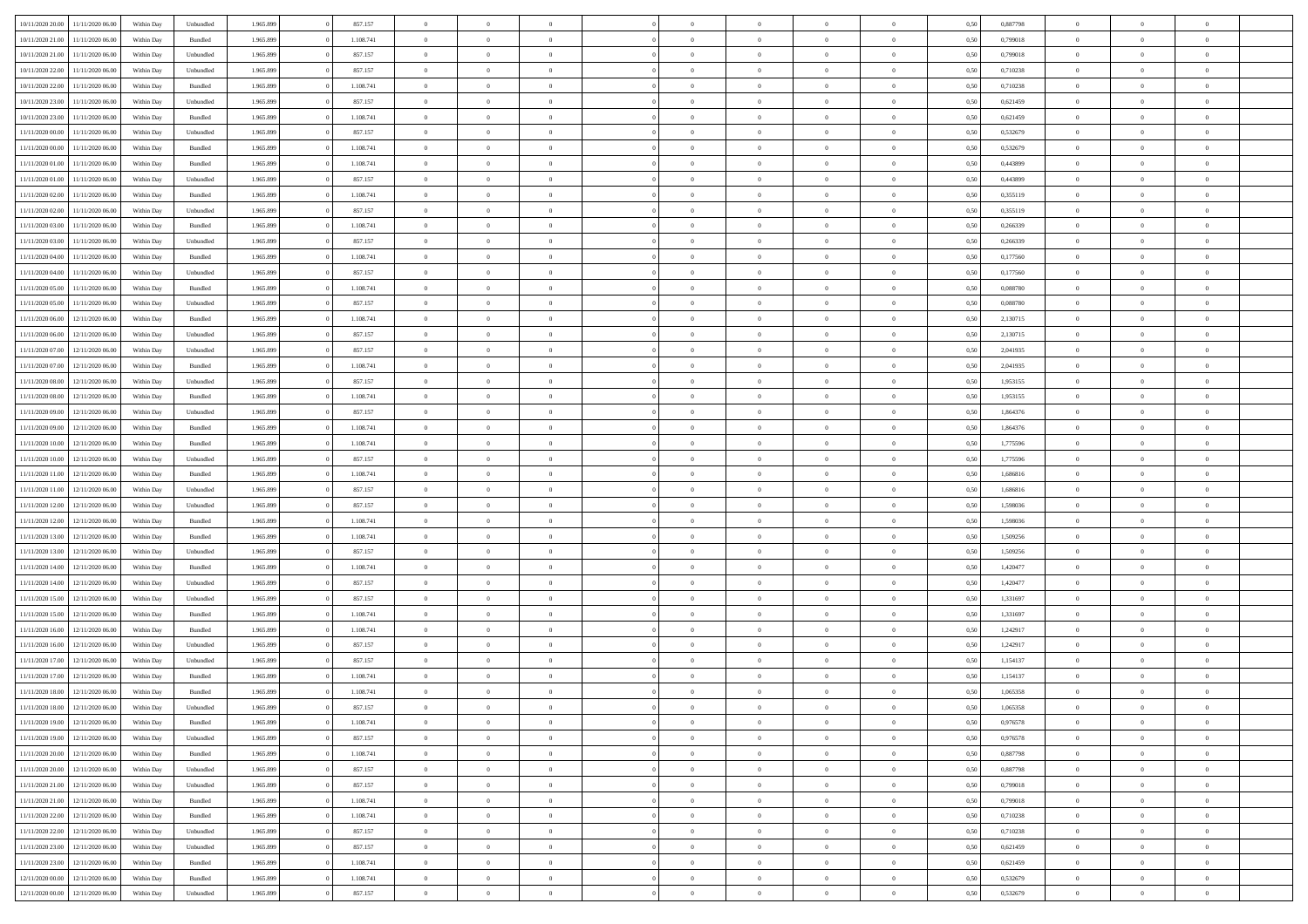| 10/11/2020 20:00 | 11/11/2020 06:00 | Within Day | Unbundled | 1.965.899 | 0 | 857.157 | 0 | 0 | 0 | | 0 | 0 | 0 | 0 | 0,50 | 0,887798 | 0 | 0 | 0 | |
|---|---|---|---|---|---|---|---|---|---|---|---|---|---|---|---|---|---|---|---|---|
| 10/11/2020 21:00 | 11/11/2020 06:00 | Within Day | Bundled | 1.965.899 | 0 | 1.108.741 | 0 | 0 | 0 | | 0 | 0 | 0 | 0 | 0,50 | 0,799018 | 0 | 0 | 0 | |
| 10/11/2020 21:00 | 11/11/2020 06:00 | Within Day | Unbundled | 1.965.899 | 0 | 857.157 | 0 | 0 | 0 | | 0 | 0 | 0 | 0 | 0,50 | 0,799018 | 0 | 0 | 0 | |
| 10/11/2020 22:00 | 11/11/2020 06:00 | Within Day | Unbundled | 1.965.899 | 0 | 857.157 | 0 | 0 | 0 | | 0 | 0 | 0 | 0 | 0,50 | 0,710238 | 0 | 0 | 0 | |
| 10/11/2020 22:00 | 11/11/2020 06:00 | Within Day | Bundled | 1.965.899 | 0 | 1.108.741 | 0 | 0 | 0 | | 0 | 0 | 0 | 0 | 0,50 | 0,710238 | 0 | 0 | 0 | |
| 10/11/2020 23:00 | 11/11/2020 06:00 | Within Day | Unbundled | 1.965.899 | 0 | 857.157 | 0 | 0 | 0 | | 0 | 0 | 0 | 0 | 0,50 | 0,621459 | 0 | 0 | 0 | |
| 10/11/2020 23:00 | 11/11/2020 06:00 | Within Day | Bundled | 1.965.899 | 0 | 1.108.741 | 0 | 0 | 0 | | 0 | 0 | 0 | 0 | 0,50 | 0,621459 | 0 | 0 | 0 | |
| 11/11/2020 00:00 | 11/11/2020 06:00 | Within Day | Unbundled | 1.965.899 | 0 | 857.157 | 0 | 0 | 0 | | 0 | 0 | 0 | 0 | 0,50 | 0,532679 | 0 | 0 | 0 | |
| 11/11/2020 00:00 | 11/11/2020 06:00 | Within Day | Bundled | 1.965.899 | 0 | 1.108.741 | 0 | 0 | 0 | | 0 | 0 | 0 | 0 | 0,50 | 0,532679 | 0 | 0 | 0 | |
| 11/11/2020 01:00 | 11/11/2020 06:00 | Within Day | Bundled | 1.965.899 | 0 | 1.108.741 | 0 | 0 | 0 | | 0 | 0 | 0 | 0 | 0,50 | 0,443899 | 0 | 0 | 0 | |
| 11/11/2020 01:00 | 11/11/2020 06:00 | Within Day | Unbundled | 1.965.899 | 0 | 857.157 | 0 | 0 | 0 | | 0 | 0 | 0 | 0 | 0,50 | 0,443899 | 0 | 0 | 0 | |
| 11/11/2020 02:00 | 11/11/2020 06:00 | Within Day | Bundled | 1.965.899 | 0 | 1.108.741 | 0 | 0 | 0 | | 0 | 0 | 0 | 0 | 0,50 | 0,355119 | 0 | 0 | 0 | |
| 11/11/2020 02:00 | 11/11/2020 06:00 | Within Day | Unbundled | 1.965.899 | 0 | 857.157 | 0 | 0 | 0 | | 0 | 0 | 0 | 0 | 0,50 | 0,355119 | 0 | 0 | 0 | |
| 11/11/2020 03:00 | 11/11/2020 06:00 | Within Day | Bundled | 1.965.899 | 0 | 1.108.741 | 0 | 0 | 0 | | 0 | 0 | 0 | 0 | 0,50 | 0,266339 | 0 | 0 | 0 | |
| 11/11/2020 03:00 | 11/11/2020 06:00 | Within Day | Unbundled | 1.965.899 | 0 | 857.157 | 0 | 0 | 0 | | 0 | 0 | 0 | 0 | 0,50 | 0,266339 | 0 | 0 | 0 | |
| 11/11/2020 04:00 | 11/11/2020 06:00 | Within Day | Bundled | 1.965.899 | 0 | 1.108.741 | 0 | 0 | 0 | | 0 | 0 | 0 | 0 | 0,50 | 0,177560 | 0 | 0 | 0 | |
| 11/11/2020 04:00 | 11/11/2020 06:00 | Within Day | Unbundled | 1.965.899 | 0 | 857.157 | 0 | 0 | 0 | | 0 | 0 | 0 | 0 | 0,50 | 0,177560 | 0 | 0 | 0 | |
| 11/11/2020 05:00 | 11/11/2020 06:00 | Within Day | Bundled | 1.965.899 | 0 | 1.108.741 | 0 | 0 | 0 | | 0 | 0 | 0 | 0 | 0,50 | 0,088780 | 0 | 0 | 0 | |
| 11/11/2020 05:00 | 11/11/2020 06:00 | Within Day | Unbundled | 1.965.899 | 0 | 857.157 | 0 | 0 | 0 | | 0 | 0 | 0 | 0 | 0,50 | 0,088780 | 0 | 0 | 0 | |
| 11/11/2020 06:00 | 12/11/2020 06:00 | Within Day | Bundled | 1.965.899 | 0 | 1.108.741 | 0 | 0 | 0 | | 0 | 0 | 0 | 0 | 0,50 | 2,130715 | 0 | 0 | 0 | |
| 11/11/2020 06:00 | 12/11/2020 06:00 | Within Day | Unbundled | 1.965.899 | 0 | 857.157 | 0 | 0 | 0 | | 0 | 0 | 0 | 0 | 0,50 | 2,130715 | 0 | 0 | 0 | |
| 11/11/2020 07:00 | 12/11/2020 06:00 | Within Day | Unbundled | 1.965.899 | 0 | 857.157 | 0 | 0 | 0 | | 0 | 0 | 0 | 0 | 0,50 | 2,041935 | 0 | 0 | 0 | |
| 11/11/2020 07:00 | 12/11/2020 06:00 | Within Day | Bundled | 1.965.899 | 0 | 1.108.741 | 0 | 0 | 0 | | 0 | 0 | 0 | 0 | 0,50 | 2,041935 | 0 | 0 | 0 | |
| 11/11/2020 08:00 | 12/11/2020 06:00 | Within Day | Unbundled | 1.965.899 | 0 | 857.157 | 0 | 0 | 0 | | 0 | 0 | 0 | 0 | 0,50 | 1,953155 | 0 | 0 | 0 | |
| 11/11/2020 08:00 | 12/11/2020 06:00 | Within Day | Bundled | 1.965.899 | 0 | 1.108.741 | 0 | 0 | 0 | | 0 | 0 | 0 | 0 | 0,50 | 1,953155 | 0 | 0 | 0 | |
| 11/11/2020 09:00 | 12/11/2020 06:00 | Within Day | Unbundled | 1.965.899 | 0 | 857.157 | 0 | 0 | 0 | | 0 | 0 | 0 | 0 | 0,50 | 1,864376 | 0 | 0 | 0 | |
| 11/11/2020 09:00 | 12/11/2020 06:00 | Within Day | Bundled | 1.965.899 | 0 | 1.108.741 | 0 | 0 | 0 | | 0 | 0 | 0 | 0 | 0,50 | 1,864376 | 0 | 0 | 0 | |
| 11/11/2020 10:00 | 12/11/2020 06:00 | Within Day | Bundled | 1.965.899 | 0 | 1.108.741 | 0 | 0 | 0 | | 0 | 0 | 0 | 0 | 0,50 | 1,775596 | 0 | 0 | 0 | |
| 11/11/2020 10:00 | 12/11/2020 06:00 | Within Day | Unbundled | 1.965.899 | 0 | 857.157 | 0 | 0 | 0 | | 0 | 0 | 0 | 0 | 0,50 | 1,775596 | 0 | 0 | 0 | |
| 11/11/2020 11:00 | 12/11/2020 06:00 | Within Day | Bundled | 1.965.899 | 0 | 1.108.741 | 0 | 0 | 0 | | 0 | 0 | 0 | 0 | 0,50 | 1,686816 | 0 | 0 | 0 | |
| 11/11/2020 11:00 | 12/11/2020 06:00 | Within Day | Unbundled | 1.965.899 | 0 | 857.157 | 0 | 0 | 0 | | 0 | 0 | 0 | 0 | 0,50 | 1,686816 | 0 | 0 | 0 | |
| 11/11/2020 12:00 | 12/11/2020 06:00 | Within Day | Unbundled | 1.965.899 | 0 | 857.157 | 0 | 0 | 0 | | 0 | 0 | 0 | 0 | 0,50 | 1,598036 | 0 | 0 | 0 | |
| 11/11/2020 12:00 | 12/11/2020 06:00 | Within Day | Bundled | 1.965.899 | 0 | 1.108.741 | 0 | 0 | 0 | | 0 | 0 | 0 | 0 | 0,50 | 1,598036 | 0 | 0 | 0 | |
| 11/11/2020 13:00 | 12/11/2020 06:00 | Within Day | Bundled | 1.965.899 | 0 | 1.108.741 | 0 | 0 | 0 | | 0 | 0 | 0 | 0 | 0,50 | 1,509256 | 0 | 0 | 0 | |
| 11/11/2020 13:00 | 12/11/2020 06:00 | Within Day | Unbundled | 1.965.899 | 0 | 857.157 | 0 | 0 | 0 | | 0 | 0 | 0 | 0 | 0,50 | 1,509256 | 0 | 0 | 0 | |
| 11/11/2020 14:00 | 12/11/2020 06:00 | Within Day | Bundled | 1.965.899 | 0 | 1.108.741 | 0 | 0 | 0 | | 0 | 0 | 0 | 0 | 0,50 | 1,420477 | 0 | 0 | 0 | |
| 11/11/2020 14:00 | 12/11/2020 06:00 | Within Day | Unbundled | 1.965.899 | 0 | 857.157 | 0 | 0 | 0 | | 0 | 0 | 0 | 0 | 0,50 | 1,420477 | 0 | 0 | 0 | |
| 11/11/2020 15:00 | 12/11/2020 06:00 | Within Day | Unbundled | 1.965.899 | 0 | 857.157 | 0 | 0 | 0 | | 0 | 0 | 0 | 0 | 0,50 | 1,331697 | 0 | 0 | 0 | |
| 11/11/2020 15:00 | 12/11/2020 06:00 | Within Day | Bundled | 1.965.899 | 0 | 1.108.741 | 0 | 0 | 0 | | 0 | 0 | 0 | 0 | 0,50 | 1,331697 | 0 | 0 | 0 | |
| 11/11/2020 16:00 | 12/11/2020 06:00 | Within Day | Bundled | 1.965.899 | 0 | 1.108.741 | 0 | 0 | 0 | | 0 | 0 | 0 | 0 | 0,50 | 1,242917 | 0 | 0 | 0 | |
| 11/11/2020 16:00 | 12/11/2020 06:00 | Within Day | Unbundled | 1.965.899 | 0 | 857.157 | 0 | 0 | 0 | | 0 | 0 | 0 | 0 | 0,50 | 1,242917 | 0 | 0 | 0 | |
| 11/11/2020 17:00 | 12/11/2020 06:00 | Within Day | Unbundled | 1.965.899 | 0 | 857.157 | 0 | 0 | 0 | | 0 | 0 | 0 | 0 | 0,50 | 1,154137 | 0 | 0 | 0 | |
| 11/11/2020 17:00 | 12/11/2020 06:00 | Within Day | Bundled | 1.965.899 | 0 | 1.108.741 | 0 | 0 | 0 | | 0 | 0 | 0 | 0 | 0,50 | 1,154137 | 0 | 0 | 0 | |
| 11/11/2020 18:00 | 12/11/2020 06:00 | Within Day | Bundled | 1.965.899 | 0 | 1.108.741 | 0 | 0 | 0 | | 0 | 0 | 0 | 0 | 0,50 | 1,065358 | 0 | 0 | 0 | |
| 11/11/2020 18:00 | 12/11/2020 06:00 | Within Day | Unbundled | 1.965.899 | 0 | 857.157 | 0 | 0 | 0 | | 0 | 0 | 0 | 0 | 0,50 | 1,065358 | 0 | 0 | 0 | |
| 11/11/2020 19:00 | 12/11/2020 06:00 | Within Day | Bundled | 1.965.899 | 0 | 1.108.741 | 0 | 0 | 0 | | 0 | 0 | 0 | 0 | 0,50 | 0,976578 | 0 | 0 | 0 | |
| 11/11/2020 19:00 | 12/11/2020 06:00 | Within Day | Unbundled | 1.965.899 | 0 | 857.157 | 0 | 0 | 0 | | 0 | 0 | 0 | 0 | 0,50 | 0,976578 | 0 | 0 | 0 | |
| 11/11/2020 20:00 | 12/11/2020 06:00 | Within Day | Bundled | 1.965.899 | 0 | 1.108.741 | 0 | 0 | 0 | | 0 | 0 | 0 | 0 | 0,50 | 0,887798 | 0 | 0 | 0 | |
| 11/11/2020 20:00 | 12/11/2020 06:00 | Within Day | Unbundled | 1.965.899 | 0 | 857.157 | 0 | 0 | 0 | | 0 | 0 | 0 | 0 | 0,50 | 0,887798 | 0 | 0 | 0 | |
| 11/11/2020 21:00 | 12/11/2020 06:00 | Within Day | Unbundled | 1.965.899 | 0 | 857.157 | 0 | 0 | 0 | | 0 | 0 | 0 | 0 | 0,50 | 0,799018 | 0 | 0 | 0 | |
| 11/11/2020 21:00 | 12/11/2020 06:00 | Within Day | Bundled | 1.965.899 | 0 | 1.108.741 | 0 | 0 | 0 | | 0 | 0 | 0 | 0 | 0,50 | 0,799018 | 0 | 0 | 0 | |
| 11/11/2020 22:00 | 12/11/2020 06:00 | Within Day | Bundled | 1.965.899 | 0 | 1.108.741 | 0 | 0 | 0 | | 0 | 0 | 0 | 0 | 0,50 | 0,710238 | 0 | 0 | 0 | |
| 11/11/2020 22:00 | 12/11/2020 06:00 | Within Day | Unbundled | 1.965.899 | 0 | 857.157 | 0 | 0 | 0 | | 0 | 0 | 0 | 0 | 0,50 | 0,710238 | 0 | 0 | 0 | |
| 11/11/2020 23:00 | 12/11/2020 06:00 | Within Day | Unbundled | 1.965.899 | 0 | 857.157 | 0 | 0 | 0 | | 0 | 0 | 0 | 0 | 0,50 | 0,621459 | 0 | 0 | 0 | |
| 11/11/2020 23:00 | 12/11/2020 06:00 | Within Day | Bundled | 1.965.899 | 0 | 1.108.741 | 0 | 0 | 0 | | 0 | 0 | 0 | 0 | 0,50 | 0,621459 | 0 | 0 | 0 | |
| 12/11/2020 00:00 | 12/11/2020 06:00 | Within Day | Bundled | 1.965.899 | 0 | 1.108.741 | 0 | 0 | 0 | | 0 | 0 | 0 | 0 | 0,50 | 0,532679 | 0 | 0 | 0 | |
| 12/11/2020 00:00 | 12/11/2020 06:00 | Within Day | Unbundled | 1.965.899 | 0 | 857.157 | 0 | 0 | 0 | | 0 | 0 | 0 | 0 | 0,50 | 0,532679 | 0 | 0 | 0 | |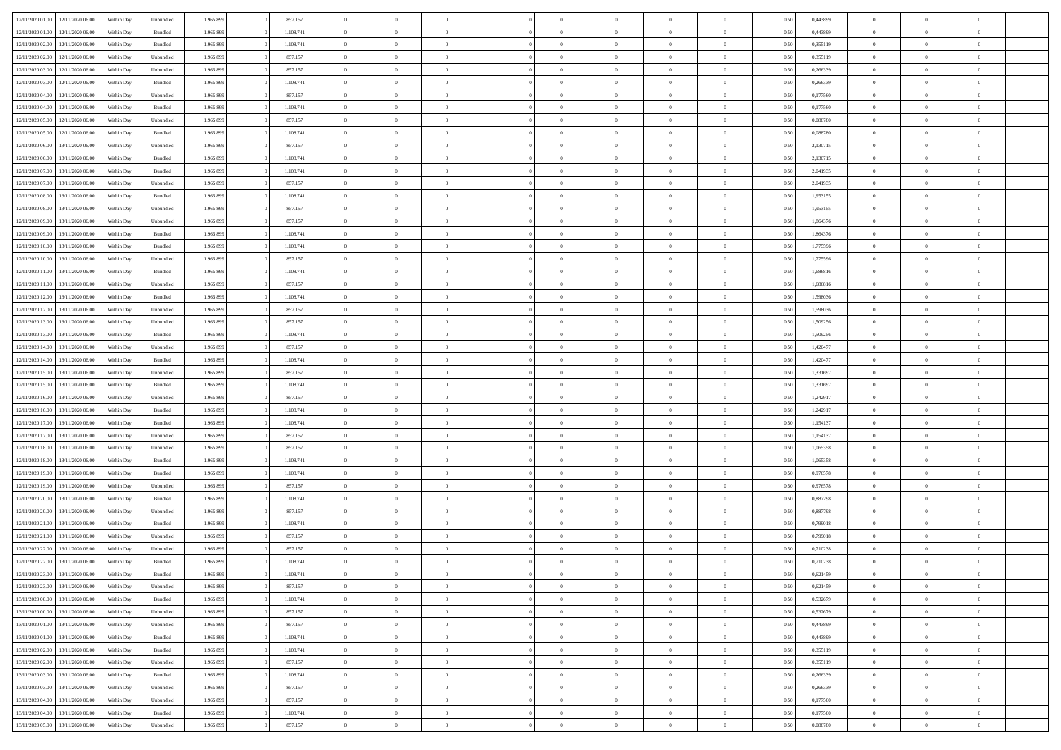| | | | | | | | | | | | | | | | | | | | | | |
|---|---|---|---|---|---|---|---|---|---|---|---|---|---|---|---|---|---|---|---|---|---|
| 12/11/2020 01:00 | 12/11/2020 06:00 | Within Day | Unbundled | 1.965.899 | 0 | 857.157 | 0 | 0 | 0 | | 0 | 0 | 0 | 0 | 0 | 0,50 | 0,443899 | 0 | 0 | 0 | |
| 12/11/2020 01:00 | 12/11/2020 06:00 | Within Day | Bundled | 1.965.899 | 0 | 1.108.741 | 0 | 0 | 0 | | 0 | 0 | 0 | 0 | 0 | 0,50 | 0,443899 | 0 | 0 | 0 | |
| 12/11/2020 02:00 | 12/11/2020 06:00 | Within Day | Bundled | 1.965.899 | 0 | 1.108.741 | 0 | 0 | 0 | | 0 | 0 | 0 | 0 | 0 | 0,50 | 0,355119 | 0 | 0 | 0 | |
| 12/11/2020 02:00 | 12/11/2020 06:00 | Within Day | Unbundled | 1.965.899 | 0 | 857.157 | 0 | 0 | 0 | | 0 | 0 | 0 | 0 | 0 | 0,50 | 0,355119 | 0 | 0 | 0 | |
| 12/11/2020 03:00 | 12/11/2020 06:00 | Within Day | Unbundled | 1.965.899 | 0 | 857.157 | 0 | 0 | 0 | | 0 | 0 | 0 | 0 | 0 | 0,50 | 0,266339 | 0 | 0 | 0 | |
| 12/11/2020 03:00 | 12/11/2020 06:00 | Within Day | Bundled | 1.965.899 | 0 | 1.108.741 | 0 | 0 | 0 | | 0 | 0 | 0 | 0 | 0 | 0,50 | 0,266339 | 0 | 0 | 0 | |
| 12/11/2020 04:00 | 12/11/2020 06:00 | Within Day | Unbundled | 1.965.899 | 0 | 857.157 | 0 | 0 | 0 | | 0 | 0 | 0 | 0 | 0 | 0,50 | 0,177560 | 0 | 0 | 0 | |
| 12/11/2020 04:00 | 12/11/2020 06:00 | Within Day | Bundled | 1.965.899 | 0 | 1.108.741 | 0 | 0 | 0 | | 0 | 0 | 0 | 0 | 0 | 0,50 | 0,177560 | 0 | 0 | 0 | |
| 12/11/2020 05:00 | 12/11/2020 06:00 | Within Day | Unbundled | 1.965.899 | 0 | 857.157 | 0 | 0 | 0 | | 0 | 0 | 0 | 0 | 0 | 0,50 | 0,088780 | 0 | 0 | 0 | |
| 12/11/2020 05:00 | 12/11/2020 06:00 | Within Day | Bundled | 1.965.899 | 0 | 1.108.741 | 0 | 0 | 0 | | 0 | 0 | 0 | 0 | 0 | 0,50 | 0,088780 | 0 | 0 | 0 | |
| 12/11/2020 06:00 | 13/11/2020 06:00 | Within Day | Unbundled | 1.965.899 | 0 | 857.157 | 0 | 0 | 0 | | 0 | 0 | 0 | 0 | 0 | 0,50 | 2,130715 | 0 | 0 | 0 | |
| 12/11/2020 06:00 | 13/11/2020 06:00 | Within Day | Bundled | 1.965.899 | 0 | 1.108.741 | 0 | 0 | 0 | | 0 | 0 | 0 | 0 | 0 | 0,50 | 2,130715 | 0 | 0 | 0 | |
| 12/11/2020 07:00 | 13/11/2020 06:00 | Within Day | Bundled | 1.965.899 | 0 | 1.108.741 | 0 | 0 | 0 | | 0 | 0 | 0 | 0 | 0 | 0,50 | 2,041935 | 0 | 0 | 0 | |
| 12/11/2020 07:00 | 13/11/2020 06:00 | Within Day | Unbundled | 1.965.899 | 0 | 857.157 | 0 | 0 | 0 | | 0 | 0 | 0 | 0 | 0 | 0,50 | 2,041935 | 0 | 0 | 0 | |
| 12/11/2020 08:00 | 13/11/2020 06:00 | Within Day | Bundled | 1.965.899 | 0 | 1.108.741 | 0 | 0 | 0 | | 0 | 0 | 0 | 0 | 0 | 0,50 | 1,953155 | 0 | 0 | 0 | |
| 12/11/2020 08:00 | 13/11/2020 06:00 | Within Day | Unbundled | 1.965.899 | 0 | 857.157 | 0 | 0 | 0 | | 0 | 0 | 0 | 0 | 0 | 0,50 | 1,953155 | 0 | 0 | 0 | |
| 12/11/2020 09:00 | 13/11/2020 06:00 | Within Day | Unbundled | 1.965.899 | 0 | 857.157 | 0 | 0 | 0 | | 0 | 0 | 0 | 0 | 0 | 0,50 | 1,864376 | 0 | 0 | 0 | |
| 12/11/2020 09:00 | 13/11/2020 06:00 | Within Day | Bundled | 1.965.899 | 0 | 1.108.741 | 0 | 0 | 0 | | 0 | 0 | 0 | 0 | 0 | 0,50 | 1,864376 | 0 | 0 | 0 | |
| 12/11/2020 10:00 | 13/11/2020 06:00 | Within Day | Bundled | 1.965.899 | 0 | 1.108.741 | 0 | 0 | 0 | | 0 | 0 | 0 | 0 | 0 | 0,50 | 1,775596 | 0 | 0 | 0 | |
| 12/11/2020 10:00 | 13/11/2020 06:00 | Within Day | Unbundled | 1.965.899 | 0 | 857.157 | 0 | 0 | 0 | | 0 | 0 | 0 | 0 | 0 | 0,50 | 1,775596 | 0 | 0 | 0 | |
| 12/11/2020 11:00 | 13/11/2020 06:00 | Within Day | Bundled | 1.965.899 | 0 | 1.108.741 | 0 | 0 | 0 | | 0 | 0 | 0 | 0 | 0 | 0,50 | 1,686816 | 0 | 0 | 0 | |
| 12/11/2020 11:00 | 13/11/2020 06:00 | Within Day | Unbundled | 1.965.899 | 0 | 857.157 | 0 | 0 | 0 | | 0 | 0 | 0 | 0 | 0 | 0,50 | 1,686816 | 0 | 0 | 0 | |
| 12/11/2020 12:00 | 13/11/2020 06:00 | Within Day | Bundled | 1.965.899 | 0 | 1.108.741 | 0 | 0 | 0 | | 0 | 0 | 0 | 0 | 0 | 0,50 | 1,598036 | 0 | 0 | 0 | |
| 12/11/2020 12:00 | 13/11/2020 06:00 | Within Day | Unbundled | 1.965.899 | 0 | 857.157 | 0 | 0 | 0 | | 0 | 0 | 0 | 0 | 0 | 0,50 | 1,598036 | 0 | 0 | 0 | |
| 12/11/2020 13:00 | 13/11/2020 06:00 | Within Day | Unbundled | 1.965.899 | 0 | 857.157 | 0 | 0 | 0 | | 0 | 0 | 0 | 0 | 0 | 0,50 | 1,509256 | 0 | 0 | 0 | |
| 12/11/2020 13:00 | 13/11/2020 06:00 | Within Day | Bundled | 1.965.899 | 0 | 1.108.741 | 0 | 0 | 0 | | 0 | 0 | 0 | 0 | 0 | 0,50 | 1,509256 | 0 | 0 | 0 | |
| 12/11/2020 14:00 | 13/11/2020 06:00 | Within Day | Unbundled | 1.965.899 | 0 | 857.157 | 0 | 0 | 0 | | 0 | 0 | 0 | 0 | 0 | 0,50 | 1,420477 | 0 | 0 | 0 | |
| 12/11/2020 14:00 | 13/11/2020 06:00 | Within Day | Bundled | 1.965.899 | 0 | 1.108.741 | 0 | 0 | 0 | | 0 | 0 | 0 | 0 | 0 | 0,50 | 1,420477 | 0 | 0 | 0 | |
| 12/11/2020 15:00 | 13/11/2020 06:00 | Within Day | Unbundled | 1.965.899 | 0 | 857.157 | 0 | 0 | 0 | | 0 | 0 | 0 | 0 | 0 | 0,50 | 1,331697 | 0 | 0 | 0 | |
| 12/11/2020 15:00 | 13/11/2020 06:00 | Within Day | Bundled | 1.965.899 | 0 | 1.108.741 | 0 | 0 | 0 | | 0 | 0 | 0 | 0 | 0 | 0,50 | 1,331697 | 0 | 0 | 0 | |
| 12/11/2020 16:00 | 13/11/2020 06:00 | Within Day | Unbundled | 1.965.899 | 0 | 857.157 | 0 | 0 | 0 | | 0 | 0 | 0 | 0 | 0 | 0,50 | 1,242917 | 0 | 0 | 0 | |
| 12/11/2020 16:00 | 13/11/2020 06:00 | Within Day | Bundled | 1.965.899 | 0 | 1.108.741 | 0 | 0 | 0 | | 0 | 0 | 0 | 0 | 0 | 0,50 | 1,242917 | 0 | 0 | 0 | |
| 12/11/2020 17:00 | 13/11/2020 06:00 | Within Day | Bundled | 1.965.899 | 0 | 1.108.741 | 0 | 0 | 0 | | 0 | 0 | 0 | 0 | 0 | 0,50 | 1,154137 | 0 | 0 | 0 | |
| 12/11/2020 17:00 | 13/11/2020 06:00 | Within Day | Unbundled | 1.965.899 | 0 | 857.157 | 0 | 0 | 0 | | 0 | 0 | 0 | 0 | 0 | 0,50 | 1,154137 | 0 | 0 | 0 | |
| 12/11/2020 18:00 | 13/11/2020 06:00 | Within Day | Unbundled | 1.965.899 | 0 | 857.157 | 0 | 0 | 0 | | 0 | 0 | 0 | 0 | 0 | 0,50 | 1,065358 | 0 | 0 | 0 | |
| 12/11/2020 18:00 | 13/11/2020 06:00 | Within Day | Bundled | 1.965.899 | 0 | 1.108.741 | 0 | 0 | 0 | | 0 | 0 | 0 | 0 | 0 | 0,50 | 1,065358 | 0 | 0 | 0 | |
| 12/11/2020 19:00 | 13/11/2020 06:00 | Within Day | Bundled | 1.965.899 | 0 | 1.108.741 | 0 | 0 | 0 | | 0 | 0 | 0 | 0 | 0 | 0,50 | 0,976578 | 0 | 0 | 0 | |
| 12/11/2020 19:00 | 13/11/2020 06:00 | Within Day | Unbundled | 1.965.899 | 0 | 857.157 | 0 | 0 | 0 | | 0 | 0 | 0 | 0 | 0 | 0,50 | 0,976578 | 0 | 0 | 0 | |
| 12/11/2020 20:00 | 13/11/2020 06:00 | Within Day | Bundled | 1.965.899 | 0 | 1.108.741 | 0 | 0 | 0 | | 0 | 0 | 0 | 0 | 0 | 0,50 | 0,887798 | 0 | 0 | 0 | |
| 12/11/2020 20:00 | 13/11/2020 06:00 | Within Day | Unbundled | 1.965.899 | 0 | 857.157 | 0 | 0 | 0 | | 0 | 0 | 0 | 0 | 0 | 0,50 | 0,887798 | 0 | 0 | 0 | |
| 12/11/2020 21:00 | 13/11/2020 06:00 | Within Day | Bundled | 1.965.899 | 0 | 1.108.741 | 0 | 0 | 0 | | 0 | 0 | 0 | 0 | 0 | 0,50 | 0,799018 | 0 | 0 | 0 | |
| 12/11/2020 21:00 | 13/11/2020 06:00 | Within Day | Unbundled | 1.965.899 | 0 | 857.157 | 0 | 0 | 0 | | 0 | 0 | 0 | 0 | 0 | 0,50 | 0,799018 | 0 | 0 | 0 | |
| 12/11/2020 22:00 | 13/11/2020 06:00 | Within Day | Unbundled | 1.965.899 | 0 | 857.157 | 0 | 0 | 0 | | 0 | 0 | 0 | 0 | 0 | 0,50 | 0,710238 | 0 | 0 | 0 | |
| 12/11/2020 22:00 | 13/11/2020 06:00 | Within Day | Bundled | 1.965.899 | 0 | 1.108.741 | 0 | 0 | 0 | | 0 | 0 | 0 | 0 | 0 | 0,50 | 0,710238 | 0 | 0 | 0 | |
| 12/11/2020 23:00 | 13/11/2020 06:00 | Within Day | Bundled | 1.965.899 | 0 | 1.108.741 | 0 | 0 | 0 | | 0 | 0 | 0 | 0 | 0 | 0,50 | 0,621459 | 0 | 0 | 0 | |
| 12/11/2020 23:00 | 13/11/2020 06:00 | Within Day | Unbundled | 1.965.899 | 0 | 857.157 | 0 | 0 | 0 | | 0 | 0 | 0 | 0 | 0 | 0,50 | 0,621459 | 0 | 0 | 0 | |
| 13/11/2020 00:00 | 13/11/2020 06:00 | Within Day | Bundled | 1.965.899 | 0 | 1.108.741 | 0 | 0 | 0 | | 0 | 0 | 0 | 0 | 0 | 0,50 | 0,532679 | 0 | 0 | 0 | |
| 13/11/2020 00:00 | 13/11/2020 06:00 | Within Day | Unbundled | 1.965.899 | 0 | 857.157 | 0 | 0 | 0 | | 0 | 0 | 0 | 0 | 0 | 0,50 | 0,532679 | 0 | 0 | 0 | |
| 13/11/2020 01:00 | 13/11/2020 06:00 | Within Day | Unbundled | 1.965.899 | 0 | 857.157 | 0 | 0 | 0 | | 0 | 0 | 0 | 0 | 0 | 0,50 | 0,443899 | 0 | 0 | 0 | |
| 13/11/2020 01:00 | 13/11/2020 06:00 | Within Day | Bundled | 1.965.899 | 0 | 1.108.741 | 0 | 0 | 0 | | 0 | 0 | 0 | 0 | 0 | 0,50 | 0,443899 | 0 | 0 | 0 | |
| 13/11/2020 02:00 | 13/11/2020 06:00 | Within Day | Bundled | 1.965.899 | 0 | 1.108.741 | 0 | 0 | 0 | | 0 | 0 | 0 | 0 | 0 | 0,50 | 0,355119 | 0 | 0 | 0 | |
| 13/11/2020 02:00 | 13/11/2020 06:00 | Within Day | Unbundled | 1.965.899 | 0 | 857.157 | 0 | 0 | 0 | | 0 | 0 | 0 | 0 | 0 | 0,50 | 0,355119 | 0 | 0 | 0 | |
| 13/11/2020 03:00 | 13/11/2020 06:00 | Within Day | Bundled | 1.965.899 | 0 | 1.108.741 | 0 | 0 | 0 | | 0 | 0 | 0 | 0 | 0 | 0,50 | 0,266339 | 0 | 0 | 0 | |
| 13/11/2020 03:00 | 13/11/2020 06:00 | Within Day | Unbundled | 1.965.899 | 0 | 857.157 | 0 | 0 | 0 | | 0 | 0 | 0 | 0 | 0 | 0,50 | 0,266339 | 0 | 0 | 0 | |
| 13/11/2020 04:00 | 13/11/2020 06:00 | Within Day | Unbundled | 1.965.899 | 0 | 857.157 | 0 | 0 | 0 | | 0 | 0 | 0 | 0 | 0 | 0,50 | 0,177560 | 0 | 0 | 0 | |
| 13/11/2020 04:00 | 13/11/2020 06:00 | Within Day | Bundled | 1.965.899 | 0 | 1.108.741 | 0 | 0 | 0 | | 0 | 0 | 0 | 0 | 0 | 0,50 | 0,177560 | 0 | 0 | 0 | |
| 13/11/2020 05:00 | 13/11/2020 06:00 | Within Day | Unbundled | 1.965.899 | 0 | 857.157 | 0 | 0 | 0 | | 0 | 0 | 0 | 0 | 0 | 0,50 | 0,088780 | 0 | 0 | 0 | |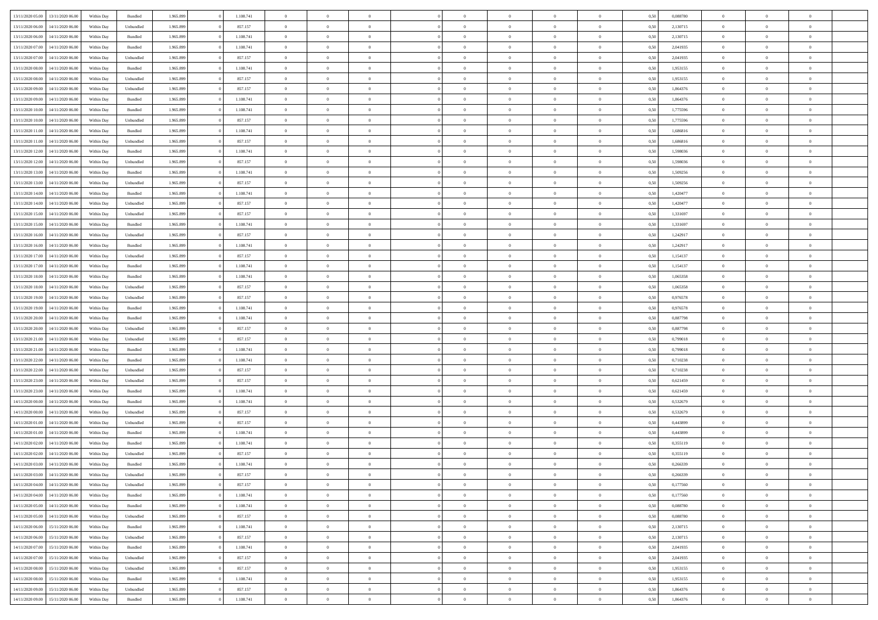| | | | | | | | | | | | | | | | | | | | | | |
|---|---|---|---|---|---|---|---|---|---|---|---|---|---|---|---|---|---|---|---|---|---|
| 13/11/2020 05.00 | 13/11/2020 06.00 | Within Day | Bundled | 1.965.899 | 0 | 1.108.741 | 0 | 0 | 0 | | 0 | 0 | 0 | 0 | 0,50 | 0,088780 | 0 | 0 | 0 | |
| 13/11/2020 06.00 | 14/11/2020 06.00 | Within Day | Unbundled | 1.965.899 | 0 | 857.157 | 0 | 0 | 0 | | 0 | 0 | 0 | 0 | 0,50 | 2,130715 | 0 | 0 | 0 | |
| 13/11/2020 06.00 | 14/11/2020 06.00 | Within Day | Bundled | 1.965.899 | 0 | 1.108.741 | 0 | 0 | 0 | | 0 | 0 | 0 | 0 | 0,50 | 2,130715 | 0 | 0 | 0 | |
| 13/11/2020 07.00 | 14/11/2020 06.00 | Within Day | Bundled | 1.965.899 | 0 | 1.108.741 | 0 | 0 | 0 | | 0 | 0 | 0 | 0 | 0,50 | 2,041935 | 0 | 0 | 0 | |
| 13/11/2020 07.00 | 14/11/2020 06.00 | Within Day | Unbundled | 1.965.899 | 0 | 857.157 | 0 | 0 | 0 | | 0 | 0 | 0 | 0 | 0,50 | 2,041935 | 0 | 0 | 0 | |
| 13/11/2020 08.00 | 14/11/2020 06.00 | Within Day | Bundled | 1.965.899 | 0 | 1.108.741 | 0 | 0 | 0 | | 0 | 0 | 0 | 0 | 0,50 | 1,953155 | 0 | 0 | 0 | |
| 13/11/2020 08.00 | 14/11/2020 06.00 | Within Day | Unbundled | 1.965.899 | 0 | 857.157 | 0 | 0 | 0 | | 0 | 0 | 0 | 0 | 0,50 | 1,953155 | 0 | 0 | 0 | |
| 13/11/2020 09.00 | 14/11/2020 06.00 | Within Day | Unbundled | 1.965.899 | 0 | 857.157 | 0 | 0 | 0 | | 0 | 0 | 0 | 0 | 0,50 | 1,864376 | 0 | 0 | 0 | |
| 13/11/2020 09.00 | 14/11/2020 06.00 | Within Day | Bundled | 1.965.899 | 0 | 1.108.741 | 0 | 0 | 0 | | 0 | 0 | 0 | 0 | 0,50 | 1,864376 | 0 | 0 | 0 | |
| 13/11/2020 10.00 | 14/11/2020 06.00 | Within Day | Bundled | 1.965.899 | 0 | 1.108.741 | 0 | 0 | 0 | | 0 | 0 | 0 | 0 | 0,50 | 1,775596 | 0 | 0 | 0 | |
| 13/11/2020 10.00 | 14/11/2020 06.00 | Within Day | Unbundled | 1.965.899 | 0 | 857.157 | 0 | 0 | 0 | | 0 | 0 | 0 | 0 | 0,50 | 1,775596 | 0 | 0 | 0 | |
| 13/11/2020 11.00 | 14/11/2020 06.00 | Within Day | Bundled | 1.965.899 | 0 | 1.108.741 | 0 | 0 | 0 | | 0 | 0 | 0 | 0 | 0,50 | 1,686816 | 0 | 0 | 0 | |
| 13/11/2020 11.00 | 14/11/2020 06.00 | Within Day | Unbundled | 1.965.899 | 0 | 857.157 | 0 | 0 | 0 | | 0 | 0 | 0 | 0 | 0,50 | 1,686816 | 0 | 0 | 0 | |
| 13/11/2020 12.00 | 14/11/2020 06.00 | Within Day | Bundled | 1.965.899 | 0 | 1.108.741 | 0 | 0 | 0 | | 0 | 0 | 0 | 0 | 0,50 | 1,598036 | 0 | 0 | 0 | |
| 13/11/2020 12.00 | 14/11/2020 06.00 | Within Day | Unbundled | 1.965.899 | 0 | 857.157 | 0 | 0 | 0 | | 0 | 0 | 0 | 0 | 0,50 | 1,598036 | 0 | 0 | 0 | |
| 13/11/2020 13.00 | 14/11/2020 06.00 | Within Day | Bundled | 1.965.899 | 0 | 1.108.741 | 0 | 0 | 0 | | 0 | 0 | 0 | 0 | 0,50 | 1,509256 | 0 | 0 | 0 | |
| 13/11/2020 13.00 | 14/11/2020 06.00 | Within Day | Unbundled | 1.965.899 | 0 | 857.157 | 0 | 0 | 0 | | 0 | 0 | 0 | 0 | 0,50 | 1,509256 | 0 | 0 | 0 | |
| 13/11/2020 14.00 | 14/11/2020 06.00 | Within Day | Bundled | 1.965.899 | 0 | 1.108.741 | 0 | 0 | 0 | | 0 | 0 | 0 | 0 | 0,50 | 1,420477 | 0 | 0 | 0 | |
| 13/11/2020 14.00 | 14/11/2020 06.00 | Within Day | Unbundled | 1.965.899 | 0 | 857.157 | 0 | 0 | 0 | | 0 | 0 | 0 | 0 | 0,50 | 1,420477 | 0 | 0 | 0 | |
| 13/11/2020 15.00 | 14/11/2020 06.00 | Within Day | Unbundled | 1.965.899 | 0 | 857.157 | 0 | 0 | 0 | | 0 | 0 | 0 | 0 | 0,50 | 1,331697 | 0 | 0 | 0 | |
| 13/11/2020 15.00 | 14/11/2020 06.00 | Within Day | Bundled | 1.965.899 | 0 | 1.108.741 | 0 | 0 | 0 | | 0 | 0 | 0 | 0 | 0,50 | 1,331697 | 0 | 0 | 0 | |
| 13/11/2020 16.00 | 14/11/2020 06.00 | Within Day | Unbundled | 1.965.899 | 0 | 857.157 | 0 | 0 | 0 | | 0 | 0 | 0 | 0 | 0,50 | 1,242917 | 0 | 0 | 0 | |
| 13/11/2020 16.00 | 14/11/2020 06.00 | Within Day | Bundled | 1.965.899 | 0 | 1.108.741 | 0 | 0 | 0 | | 0 | 0 | 0 | 0 | 0,50 | 1,242917 | 0 | 0 | 0 | |
| 13/11/2020 17.00 | 14/11/2020 06.00 | Within Day | Unbundled | 1.965.899 | 0 | 857.157 | 0 | 0 | 0 | | 0 | 0 | 0 | 0 | 0,50 | 1,154137 | 0 | 0 | 0 | |
| 13/11/2020 17.00 | 14/11/2020 06.00 | Within Day | Bundled | 1.965.899 | 0 | 1.108.741 | 0 | 0 | 0 | | 0 | 0 | 0 | 0 | 0,50 | 1,154137 | 0 | 0 | 0 | |
| 13/11/2020 18.00 | 14/11/2020 06.00 | Within Day | Bundled | 1.965.899 | 0 | 1.108.741 | 0 | 0 | 0 | | 0 | 0 | 0 | 0 | 0,50 | 1,065358 | 0 | 0 | 0 | |
| 13/11/2020 18.00 | 14/11/2020 06.00 | Within Day | Unbundled | 1.965.899 | 0 | 857.157 | 0 | 0 | 0 | | 0 | 0 | 0 | 0 | 0,50 | 1,065358 | 0 | 0 | 0 | |
| 13/11/2020 19.00 | 14/11/2020 06.00 | Within Day | Unbundled | 1.965.899 | 0 | 857.157 | 0 | 0 | 0 | | 0 | 0 | 0 | 0 | 0,50 | 0,976578 | 0 | 0 | 0 | |
| 13/11/2020 19.00 | 14/11/2020 06.00 | Within Day | Bundled | 1.965.899 | 0 | 1.108.741 | 0 | 0 | 0 | | 0 | 0 | 0 | 0 | 0,50 | 0,976578 | 0 | 0 | 0 | |
| 13/11/2020 20.00 | 14/11/2020 06.00 | Within Day | Bundled | 1.965.899 | 0 | 1.108.741 | 0 | 0 | 0 | | 0 | 0 | 0 | 0 | 0,50 | 0,887798 | 0 | 0 | 0 | |
| 13/11/2020 20.00 | 14/11/2020 06.00 | Within Day | Unbundled | 1.965.899 | 0 | 857.157 | 0 | 0 | 0 | | 0 | 0 | 0 | 0 | 0,50 | 0,887798 | 0 | 0 | 0 | |
| 13/11/2020 21.00 | 14/11/2020 06.00 | Within Day | Unbundled | 1.965.899 | 0 | 857.157 | 0 | 0 | 0 | | 0 | 0 | 0 | 0 | 0,50 | 0,799018 | 0 | 0 | 0 | |
| 13/11/2020 21.00 | 14/11/2020 06.00 | Within Day | Bundled | 1.965.899 | 0 | 1.108.741 | 0 | 0 | 0 | | 0 | 0 | 0 | 0 | 0,50 | 0,799018 | 0 | 0 | 0 | |
| 13/11/2020 22.00 | 14/11/2020 06.00 | Within Day | Bundled | 1.965.899 | 0 | 1.108.741 | 0 | 0 | 0 | | 0 | 0 | 0 | 0 | 0,50 | 0,710238 | 0 | 0 | 0 | |
| 13/11/2020 22.00 | 14/11/2020 06.00 | Within Day | Unbundled | 1.965.899 | 0 | 857.157 | 0 | 0 | 0 | | 0 | 0 | 0 | 0 | 0,50 | 0,710238 | 0 | 0 | 0 | |
| 13/11/2020 23.00 | 14/11/2020 06.00 | Within Day | Unbundled | 1.965.899 | 0 | 857.157 | 0 | 0 | 0 | | 0 | 0 | 0 | 0 | 0,50 | 0,621459 | 0 | 0 | 0 | |
| 13/11/2020 23.00 | 14/11/2020 06.00 | Within Day | Bundled | 1.965.899 | 0 | 1.108.741 | 0 | 0 | 0 | | 0 | 0 | 0 | 0 | 0,50 | 0,621459 | 0 | 0 | 0 | |
| 14/11/2020 00.00 | 14/11/2020 06.00 | Within Day | Bundled | 1.965.899 | 0 | 1.108.741 | 0 | 0 | 0 | | 0 | 0 | 0 | 0 | 0,50 | 0,532679 | 0 | 0 | 0 | |
| 14/11/2020 00.00 | 14/11/2020 06.00 | Within Day | Unbundled | 1.965.899 | 0 | 857.157 | 0 | 0 | 0 | | 0 | 0 | 0 | 0 | 0,50 | 0,532679 | 0 | 0 | 0 | |
| 14/11/2020 01.00 | 14/11/2020 06.00 | Within Day | Unbundled | 1.965.899 | 0 | 857.157 | 0 | 0 | 0 | | 0 | 0 | 0 | 0 | 0,50 | 0,443899 | 0 | 0 | 0 | |
| 14/11/2020 01.00 | 14/11/2020 06.00 | Within Day | Bundled | 1.965.899 | 0 | 1.108.741 | 0 | 0 | 0 | | 0 | 0 | 0 | 0 | 0,50 | 0,443899 | 0 | 0 | 0 | |
| 14/11/2020 02.00 | 14/11/2020 06.00 | Within Day | Bundled | 1.965.899 | 0 | 1.108.741 | 0 | 0 | 0 | | 0 | 0 | 0 | 0 | 0,50 | 0,355119 | 0 | 0 | 0 | |
| 14/11/2020 02.00 | 14/11/2020 06.00 | Within Day | Unbundled | 1.965.899 | 0 | 857.157 | 0 | 0 | 0 | | 0 | 0 | 0 | 0 | 0,50 | 0,355119 | 0 | 0 | 0 | |
| 14/11/2020 03.00 | 14/11/2020 06.00 | Within Day | Bundled | 1.965.899 | 0 | 1.108.741 | 0 | 0 | 0 | | 0 | 0 | 0 | 0 | 0,50 | 0,266339 | 0 | 0 | 0 | |
| 14/11/2020 03.00 | 14/11/2020 06.00 | Within Day | Unbundled | 1.965.899 | 0 | 857.157 | 0 | 0 | 0 | | 0 | 0 | 0 | 0 | 0,50 | 0,266339 | 0 | 0 | 0 | |
| 14/11/2020 04.00 | 14/11/2020 06.00 | Within Day | Unbundled | 1.965.899 | 0 | 857.157 | 0 | 0 | 0 | | 0 | 0 | 0 | 0 | 0,50 | 0,177560 | 0 | 0 | 0 | |
| 14/11/2020 04.00 | 14/11/2020 06.00 | Within Day | Bundled | 1.965.899 | 0 | 1.108.741 | 0 | 0 | 0 | | 0 | 0 | 0 | 0 | 0,50 | 0,177560 | 0 | 0 | 0 | |
| 14/11/2020 05.00 | 14/11/2020 06.00 | Within Day | Bundled | 1.965.899 | 0 | 1.108.741 | 0 | 0 | 0 | | 0 | 0 | 0 | 0 | 0,50 | 0,088780 | 0 | 0 | 0 | |
| 14/11/2020 05.00 | 14/11/2020 06.00 | Within Day | Unbundled | 1.965.899 | 0 | 857.157 | 0 | 0 | 0 | | 0 | 0 | 0 | 0 | 0,50 | 0,088780 | 0 | 0 | 0 | |
| 14/11/2020 06.00 | 15/11/2020 06.00 | Within Day | Bundled | 1.965.899 | 0 | 1.108.741 | 0 | 0 | 0 | | 0 | 0 | 0 | 0 | 0,50 | 2,130715 | 0 | 0 | 0 | |
| 14/11/2020 06.00 | 15/11/2020 06.00 | Within Day | Unbundled | 1.965.899 | 0 | 857.157 | 0 | 0 | 0 | | 0 | 0 | 0 | 0 | 0,50 | 2,130715 | 0 | 0 | 0 | |
| 14/11/2020 07.00 | 15/11/2020 06.00 | Within Day | Bundled | 1.965.899 | 0 | 1.108.741 | 0 | 0 | 0 | | 0 | 0 | 0 | 0 | 0,50 | 2,041935 | 0 | 0 | 0 | |
| 14/11/2020 07.00 | 15/11/2020 06.00 | Within Day | Unbundled | 1.965.899 | 0 | 857.157 | 0 | 0 | 0 | | 0 | 0 | 0 | 0 | 0,50 | 2,041935 | 0 | 0 | 0 | |
| 14/11/2020 08.00 | 15/11/2020 06.00 | Within Day | Unbundled | 1.965.899 | 0 | 857.157 | 0 | 0 | 0 | | 0 | 0 | 0 | 0 | 0,50 | 1,953155 | 0 | 0 | 0 | |
| 14/11/2020 08.00 | 15/11/2020 06.00 | Within Day | Bundled | 1.965.899 | 0 | 1.108.741 | 0 | 0 | 0 | | 0 | 0 | 0 | 0 | 0,50 | 1,953155 | 0 | 0 | 0 | |
| 14/11/2020 09.00 | 15/11/2020 06.00 | Within Day | Unbundled | 1.965.899 | 0 | 857.157 | 0 | 0 | 0 | | 0 | 0 | 0 | 0 | 0,50 | 1,864376 | 0 | 0 | 0 | |
| 14/11/2020 09.00 | 15/11/2020 06.00 | Within Day | Bundled | 1.965.899 | 0 | 1.108.741 | 0 | 0 | 0 | | 0 | 0 | 0 | 0 | 0,50 | 1,864376 | 0 | 0 | 0 | |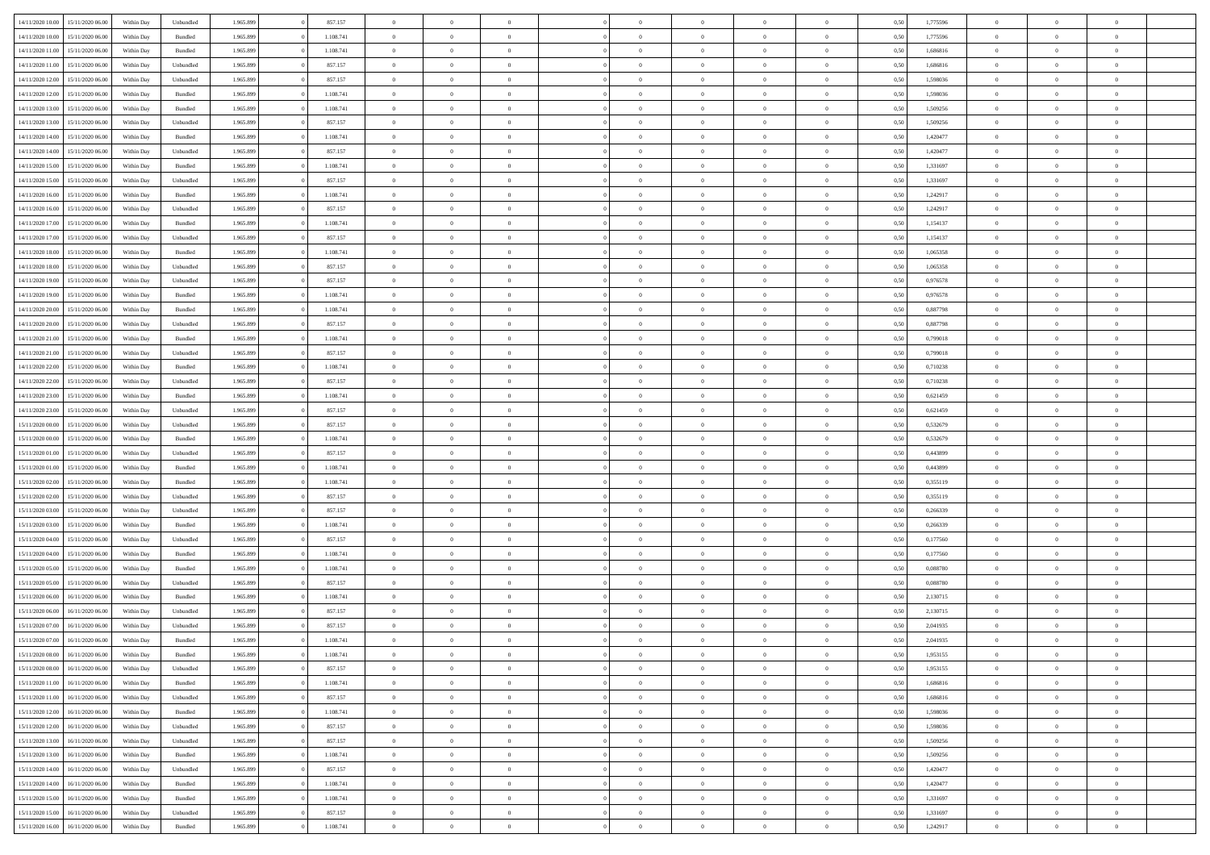| | | | | | | | | | | | | | | | | | | | | | |
|---|---|---|---|---|---|---|---|---|---|---|---|---|---|---|---|---|---|---|---|---|---|
| 14/11/2020 10:00 | 15/11/2020 06:00 | Within Day | Unbundled | 1.965.899 | 0 | 857.157 | 0 | 0 | 0 | | 0 | 0 | 0 | 0 | 0,50 | 1,775596 | 0 | 0 | 0 | |
| 14/11/2020 10:00 | 15/11/2020 06:00 | Within Day | Bundled | 1.965.899 | 0 | 1.108.741 | 0 | 0 | 0 | | 0 | 0 | 0 | 0 | 0,50 | 1,775596 | 0 | 0 | 0 | |
| 14/11/2020 11:00 | 15/11/2020 06:00 | Within Day | Bundled | 1.965.899 | 0 | 1.108.741 | 0 | 0 | 0 | | 0 | 0 | 0 | 0 | 0,50 | 1,686816 | 0 | 0 | 0 | |
| 14/11/2020 11:00 | 15/11/2020 06:00 | Within Day | Unbundled | 1.965.899 | 0 | 857.157 | 0 | 0 | 0 | | 0 | 0 | 0 | 0 | 0,50 | 1,686816 | 0 | 0 | 0 | |
| 14/11/2020 12:00 | 15/11/2020 06:00 | Within Day | Unbundled | 1.965.899 | 0 | 857.157 | 0 | 0 | 0 | | 0 | 0 | 0 | 0 | 0,50 | 1,598036 | 0 | 0 | 0 | |
| 14/11/2020 12:00 | 15/11/2020 06:00 | Within Day | Bundled | 1.965.899 | 0 | 1.108.741 | 0 | 0 | 0 | | 0 | 0 | 0 | 0 | 0,50 | 1,598036 | 0 | 0 | 0 | |
| 14/11/2020 13:00 | 15/11/2020 06:00 | Within Day | Bundled | 1.965.899 | 0 | 1.108.741 | 0 | 0 | 0 | | 0 | 0 | 0 | 0 | 0,50 | 1,509256 | 0 | 0 | 0 | |
| 14/11/2020 13:00 | 15/11/2020 06:00 | Within Day | Unbundled | 1.965.899 | 0 | 857.157 | 0 | 0 | 0 | | 0 | 0 | 0 | 0 | 0,50 | 1,509256 | 0 | 0 | 0 | |
| 14/11/2020 14:00 | 15/11/2020 06:00 | Within Day | Bundled | 1.965.899 | 0 | 1.108.741 | 0 | 0 | 0 | | 0 | 0 | 0 | 0 | 0,50 | 1,420477 | 0 | 0 | 0 | |
| 14/11/2020 14:00 | 15/11/2020 06:00 | Within Day | Unbundled | 1.965.899 | 0 | 857.157 | 0 | 0 | 0 | | 0 | 0 | 0 | 0 | 0,50 | 1,420477 | 0 | 0 | 0 | |
| 14/11/2020 15:00 | 15/11/2020 06:00 | Within Day | Bundled | 1.965.899 | 0 | 1.108.741 | 0 | 0 | 0 | | 0 | 0 | 0 | 0 | 0,50 | 1,331697 | 0 | 0 | 0 | |
| 14/11/2020 15:00 | 15/11/2020 06:00 | Within Day | Unbundled | 1.965.899 | 0 | 857.157 | 0 | 0 | 0 | | 0 | 0 | 0 | 0 | 0,50 | 1,331697 | 0 | 0 | 0 | |
| 14/11/2020 16:00 | 15/11/2020 06:00 | Within Day | Bundled | 1.965.899 | 0 | 1.108.741 | 0 | 0 | 0 | | 0 | 0 | 0 | 0 | 0,50 | 1,242917 | 0 | 0 | 0 | |
| 14/11/2020 16:00 | 15/11/2020 06:00 | Within Day | Unbundled | 1.965.899 | 0 | 857.157 | 0 | 0 | 0 | | 0 | 0 | 0 | 0 | 0,50 | 1,242917 | 0 | 0 | 0 | |
| 14/11/2020 17:00 | 15/11/2020 06:00 | Within Day | Bundled | 1.965.899 | 0 | 1.108.741 | 0 | 0 | 0 | | 0 | 0 | 0 | 0 | 0,50 | 1,154137 | 0 | 0 | 0 | |
| 14/11/2020 17:00 | 15/11/2020 06:00 | Within Day | Unbundled | 1.965.899 | 0 | 857.157 | 0 | 0 | 0 | | 0 | 0 | 0 | 0 | 0,50 | 1,154137 | 0 | 0 | 0 | |
| 14/11/2020 18:00 | 15/11/2020 06:00 | Within Day | Bundled | 1.965.899 | 0 | 1.108.741 | 0 | 0 | 0 | | 0 | 0 | 0 | 0 | 0,50 | 1,065358 | 0 | 0 | 0 | |
| 14/11/2020 18:00 | 15/11/2020 06:00 | Within Day | Unbundled | 1.965.899 | 0 | 857.157 | 0 | 0 | 0 | | 0 | 0 | 0 | 0 | 0,50 | 1,065358 | 0 | 0 | 0 | |
| 14/11/2020 19:00 | 15/11/2020 06:00 | Within Day | Unbundled | 1.965.899 | 0 | 857.157 | 0 | 0 | 0 | | 0 | 0 | 0 | 0 | 0,50 | 0,976578 | 0 | 0 | 0 | |
| 14/11/2020 19:00 | 15/11/2020 06:00 | Within Day | Bundled | 1.965.899 | 0 | 1.108.741 | 0 | 0 | 0 | | 0 | 0 | 0 | 0 | 0,50 | 0,976578 | 0 | 0 | 0 | |
| 14/11/2020 20:00 | 15/11/2020 06:00 | Within Day | Bundled | 1.965.899 | 0 | 1.108.741 | 0 | 0 | 0 | | 0 | 0 | 0 | 0 | 0,50 | 0,887798 | 0 | 0 | 0 | |
| 14/11/2020 20:00 | 15/11/2020 06:00 | Within Day | Unbundled | 1.965.899 | 0 | 857.157 | 0 | 0 | 0 | | 0 | 0 | 0 | 0 | 0,50 | 0,887798 | 0 | 0 | 0 | |
| 14/11/2020 21:00 | 15/11/2020 06:00 | Within Day | Bundled | 1.965.899 | 0 | 1.108.741 | 0 | 0 | 0 | | 0 | 0 | 0 | 0 | 0,50 | 0,799018 | 0 | 0 | 0 | |
| 14/11/2020 21:00 | 15/11/2020 06:00 | Within Day | Unbundled | 1.965.899 | 0 | 857.157 | 0 | 0 | 0 | | 0 | 0 | 0 | 0 | 0,50 | 0,799018 | 0 | 0 | 0 | |
| 14/11/2020 22:00 | 15/11/2020 06:00 | Within Day | Bundled | 1.965.899 | 0 | 1.108.741 | 0 | 0 | 0 | | 0 | 0 | 0 | 0 | 0,50 | 0,710238 | 0 | 0 | 0 | |
| 14/11/2020 22:00 | 15/11/2020 06:00 | Within Day | Unbundled | 1.965.899 | 0 | 857.157 | 0 | 0 | 0 | | 0 | 0 | 0 | 0 | 0,50 | 0,710238 | 0 | 0 | 0 | |
| 14/11/2020 23:00 | 15/11/2020 06:00 | Within Day | Bundled | 1.965.899 | 0 | 1.108.741 | 0 | 0 | 0 | | 0 | 0 | 0 | 0 | 0,50 | 0,621459 | 0 | 0 | 0 | |
| 14/11/2020 23:00 | 15/11/2020 06:00 | Within Day | Unbundled | 1.965.899 | 0 | 857.157 | 0 | 0 | 0 | | 0 | 0 | 0 | 0 | 0,50 | 0,621459 | 0 | 0 | 0 | |
| 15/11/2020 00:00 | 15/11/2020 06:00 | Within Day | Unbundled | 1.965.899 | 0 | 857.157 | 0 | 0 | 0 | | 0 | 0 | 0 | 0 | 0,50 | 0,532679 | 0 | 0 | 0 | |
| 15/11/2020 00:00 | 15/11/2020 06:00 | Within Day | Bundled | 1.965.899 | 0 | 1.108.741 | 0 | 0 | 0 | | 0 | 0 | 0 | 0 | 0,50 | 0,532679 | 0 | 0 | 0 | |
| 15/11/2020 01:00 | 15/11/2020 06:00 | Within Day | Unbundled | 1.965.899 | 0 | 857.157 | 0 | 0 | 0 | | 0 | 0 | 0 | 0 | 0,50 | 0,443899 | 0 | 0 | 0 | |
| 15/11/2020 01:00 | 15/11/2020 06:00 | Within Day | Bundled | 1.965.899 | 0 | 1.108.741 | 0 | 0 | 0 | | 0 | 0 | 0 | 0 | 0,50 | 0,443899 | 0 | 0 | 0 | |
| 15/11/2020 02:00 | 15/11/2020 06:00 | Within Day | Bundled | 1.965.899 | 0 | 1.108.741 | 0 | 0 | 0 | | 0 | 0 | 0 | 0 | 0,50 | 0,355119 | 0 | 0 | 0 | |
| 15/11/2020 02:00 | 15/11/2020 06:00 | Within Day | Unbundled | 1.965.899 | 0 | 857.157 | 0 | 0 | 0 | | 0 | 0 | 0 | 0 | 0,50 | 0,355119 | 0 | 0 | 0 | |
| 15/11/2020 03:00 | 15/11/2020 06:00 | Within Day | Unbundled | 1.965.899 | 0 | 857.157 | 0 | 0 | 0 | | 0 | 0 | 0 | 0 | 0,50 | 0,266339 | 0 | 0 | 0 | |
| 15/11/2020 03:00 | 15/11/2020 06:00 | Within Day | Bundled | 1.965.899 | 0 | 1.108.741 | 0 | 0 | 0 | | 0 | 0 | 0 | 0 | 0,50 | 0,266339 | 0 | 0 | 0 | |
| 15/11/2020 04:00 | 15/11/2020 06:00 | Within Day | Unbundled | 1.965.899 | 0 | 857.157 | 0 | 0 | 0 | | 0 | 0 | 0 | 0 | 0,50 | 0,177560 | 0 | 0 | 0 | |
| 15/11/2020 04:00 | 15/11/2020 06:00 | Within Day | Bundled | 1.965.899 | 0 | 1.108.741 | 0 | 0 | 0 | | 0 | 0 | 0 | 0 | 0,50 | 0,177560 | 0 | 0 | 0 | |
| 15/11/2020 05:00 | 15/11/2020 06:00 | Within Day | Bundled | 1.965.899 | 0 | 1.108.741 | 0 | 0 | 0 | | 0 | 0 | 0 | 0 | 0,50 | 0,088780 | 0 | 0 | 0 | |
| 15/11/2020 05:00 | 15/11/2020 06:00 | Within Day | Unbundled | 1.965.899 | 0 | 857.157 | 0 | 0 | 0 | | 0 | 0 | 0 | 0 | 0,50 | 0,088780 | 0 | 0 | 0 | |
| 15/11/2020 06:00 | 16/11/2020 06:00 | Within Day | Bundled | 1.965.899 | 0 | 1.108.741 | 0 | 0 | 0 | | 0 | 0 | 0 | 0 | 0,50 | 2,130715 | 0 | 0 | 0 | |
| 15/11/2020 06:00 | 16/11/2020 06:00 | Within Day | Unbundled | 1.965.899 | 0 | 857.157 | 0 | 0 | 0 | | 0 | 0 | 0 | 0 | 0,50 | 2,130715 | 0 | 0 | 0 | |
| 15/11/2020 07:00 | 16/11/2020 06:00 | Within Day | Unbundled | 1.965.899 | 0 | 857.157 | 0 | 0 | 0 | | 0 | 0 | 0 | 0 | 0,50 | 2,041935 | 0 | 0 | 0 | |
| 15/11/2020 07:00 | 16/11/2020 06:00 | Within Day | Bundled | 1.965.899 | 0 | 1.108.741 | 0 | 0 | 0 | | 0 | 0 | 0 | 0 | 0,50 | 2,041935 | 0 | 0 | 0 | |
| 15/11/2020 08:00 | 16/11/2020 06:00 | Within Day | Bundled | 1.965.899 | 0 | 1.108.741 | 0 | 0 | 0 | | 0 | 0 | 0 | 0 | 0,50 | 1,953155 | 0 | 0 | 0 | |
| 15/11/2020 08:00 | 16/11/2020 06:00 | Within Day | Unbundled | 1.965.899 | 0 | 857.157 | 0 | 0 | 0 | | 0 | 0 | 0 | 0 | 0,50 | 1,953155 | 0 | 0 | 0 | |
| 15/11/2020 11:00 | 16/11/2020 06:00 | Within Day | Bundled | 1.965.899 | 0 | 1.108.741 | 0 | 0 | 0 | | 0 | 0 | 0 | 0 | 0,50 | 1,686816 | 0 | 0 | 0 | |
| 15/11/2020 11:00 | 16/11/2020 06:00 | Within Day | Unbundled | 1.965.899 | 0 | 857.157 | 0 | 0 | 0 | | 0 | 0 | 0 | 0 | 0,50 | 1,686816 | 0 | 0 | 0 | |
| 15/11/2020 12:00 | 16/11/2020 06:00 | Within Day | Bundled | 1.965.899 | 0 | 1.108.741 | 0 | 0 | 0 | | 0 | 0 | 0 | 0 | 0,50 | 1,598036 | 0 | 0 | 0 | |
| 15/11/2020 12:00 | 16/11/2020 06:00 | Within Day | Unbundled | 1.965.899 | 0 | 857.157 | 0 | 0 | 0 | | 0 | 0 | 0 | 0 | 0,50 | 1,598036 | 0 | 0 | 0 | |
| 15/11/2020 13:00 | 16/11/2020 06:00 | Within Day | Unbundled | 1.965.899 | 0 | 857.157 | 0 | 0 | 0 | | 0 | 0 | 0 | 0 | 0,50 | 1,509256 | 0 | 0 | 0 | |
| 15/11/2020 13:00 | 16/11/2020 06:00 | Within Day | Bundled | 1.965.899 | 0 | 1.108.741 | 0 | 0 | 0 | | 0 | 0 | 0 | 0 | 0,50 | 1,509256 | 0 | 0 | 0 | |
| 15/11/2020 14:00 | 16/11/2020 06:00 | Within Day | Unbundled | 1.965.899 | 0 | 857.157 | 0 | 0 | 0 | | 0 | 0 | 0 | 0 | 0,50 | 1,420477 | 0 | 0 | 0 | |
| 15/11/2020 14:00 | 16/11/2020 06:00 | Within Day | Bundled | 1.965.899 | 0 | 1.108.741 | 0 | 0 | 0 | | 0 | 0 | 0 | 0 | 0,50 | 1,420477 | 0 | 0 | 0 | |
| 15/11/2020 15:00 | 16/11/2020 06:00 | Within Day | Bundled | 1.965.899 | 0 | 1.108.741 | 0 | 0 | 0 | | 0 | 0 | 0 | 0 | 0,50 | 1,331697 | 0 | 0 | 0 | |
| 15/11/2020 15:00 | 16/11/2020 06:00 | Within Day | Unbundled | 1.965.899 | 0 | 857.157 | 0 | 0 | 0 | | 0 | 0 | 0 | 0 | 0,50 | 1,331697 | 0 | 0 | 0 | |
| 15/11/2020 16:00 | 16/11/2020 06:00 | Within Day | Bundled | 1.965.899 | 0 | 1.108.741 | 0 | 0 | 0 | | 0 | 0 | 0 | 0 | 0,50 | 1,242917 | 0 | 0 | 0 | |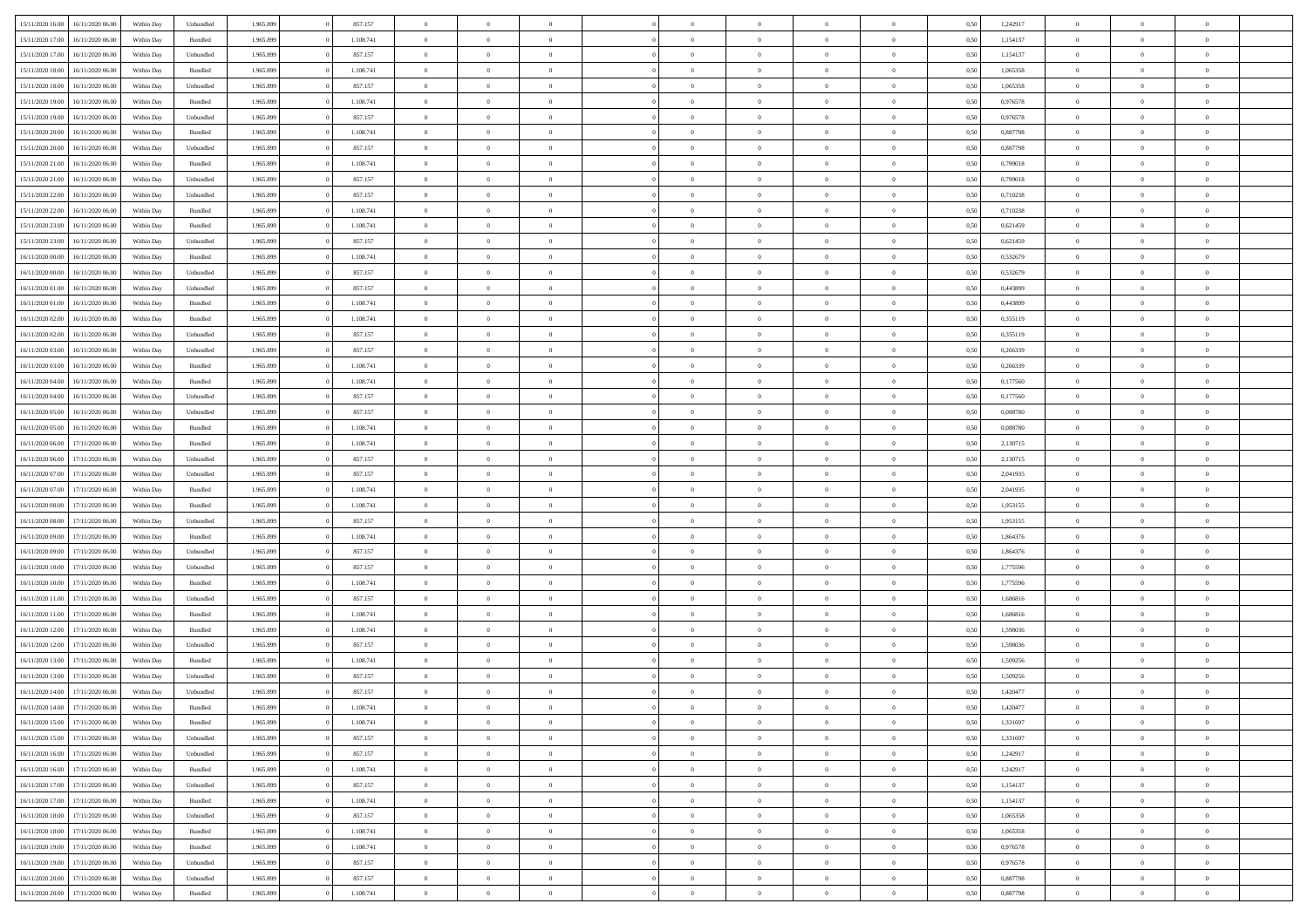| | | | | | | | | | | | | | | | | | | | | | |
|---|---|---|---|---|---|---|---|---|---|---|---|---|---|---|---|---|---|---|---|---|---|
| 15/11/2020 16:00 | 16/11/2020 06:00 | Within Day | Unbundled | 1.965.899 | 0 | 857.157 | 0 | 0 | 0 | | 0 | 0 | 0 | 0 | 0 | 0,50 | 1,242917 | 0 | 0 | 0 | |
| 15/11/2020 17:00 | 16/11/2020 06:00 | Within Day | Bundled | 1.965.899 | 0 | 1.108.741 | 0 | 0 | 0 | | 0 | 0 | 0 | 0 | 0 | 0,50 | 1,154137 | 0 | 0 | 0 | |
| 15/11/2020 17:00 | 16/11/2020 06:00 | Within Day | Unbundled | 1.965.899 | 0 | 857.157 | 0 | 0 | 0 | | 0 | 0 | 0 | 0 | 0 | 0,50 | 1,154137 | 0 | 0 | 0 | |
| 15/11/2020 18:00 | 16/11/2020 06:00 | Within Day | Bundled | 1.965.899 | 0 | 1.108.741 | 0 | 0 | 0 | | 0 | 0 | 0 | 0 | 0 | 0,50 | 1,065358 | 0 | 0 | 0 | |
| 15/11/2020 18:00 | 16/11/2020 06:00 | Within Day | Unbundled | 1.965.899 | 0 | 857.157 | 0 | 0 | 0 | | 0 | 0 | 0 | 0 | 0 | 0,50 | 1,065358 | 0 | 0 | 0 | |
| 15/11/2020 19:00 | 16/11/2020 06:00 | Within Day | Bundled | 1.965.899 | 0 | 1.108.741 | 0 | 0 | 0 | | 0 | 0 | 0 | 0 | 0 | 0,50 | 0,976578 | 0 | 0 | 0 | |
| 15/11/2020 19:00 | 16/11/2020 06:00 | Within Day | Unbundled | 1.965.899 | 0 | 857.157 | 0 | 0 | 0 | | 0 | 0 | 0 | 0 | 0 | 0,50 | 0,976578 | 0 | 0 | 0 | |
| 15/11/2020 20:00 | 16/11/2020 06:00 | Within Day | Bundled | 1.965.899 | 0 | 1.108.741 | 0 | 0 | 0 | | 0 | 0 | 0 | 0 | 0 | 0,50 | 0,887798 | 0 | 0 | 0 | |
| 15/11/2020 20:00 | 16/11/2020 06:00 | Within Day | Unbundled | 1.965.899 | 0 | 857.157 | 0 | 0 | 0 | | 0 | 0 | 0 | 0 | 0 | 0,50 | 0,887798 | 0 | 0 | 0 | |
| 15/11/2020 21:00 | 16/11/2020 06:00 | Within Day | Bundled | 1.965.899 | 0 | 1.108.741 | 0 | 0 | 0 | | 0 | 0 | 0 | 0 | 0 | 0,50 | 0,799018 | 0 | 0 | 0 | |
| 15/11/2020 21:00 | 16/11/2020 06:00 | Within Day | Unbundled | 1.965.899 | 0 | 857.157 | 0 | 0 | 0 | | 0 | 0 | 0 | 0 | 0 | 0,50 | 0,799018 | 0 | 0 | 0 | |
| 15/11/2020 22:00 | 16/11/2020 06:00 | Within Day | Unbundled | 1.965.899 | 0 | 857.157 | 0 | 0 | 0 | | 0 | 0 | 0 | 0 | 0 | 0,50 | 0,710238 | 0 | 0 | 0 | |
| 15/11/2020 22:00 | 16/11/2020 06:00 | Within Day | Bundled | 1.965.899 | 0 | 1.108.741 | 0 | 0 | 0 | | 0 | 0 | 0 | 0 | 0 | 0,50 | 0,710238 | 0 | 0 | 0 | |
| 15/11/2020 23:00 | 16/11/2020 06:00 | Within Day | Bundled | 1.965.899 | 0 | 1.108.741 | 0 | 0 | 0 | | 0 | 0 | 0 | 0 | 0 | 0,50 | 0,621459 | 0 | 0 | 0 | |
| 15/11/2020 23:00 | 16/11/2020 06:00 | Within Day | Unbundled | 1.965.899 | 0 | 857.157 | 0 | 0 | 0 | | 0 | 0 | 0 | 0 | 0 | 0,50 | 0,621459 | 0 | 0 | 0 | |
| 16/11/2020 00:00 | 16/11/2020 06:00 | Within Day | Bundled | 1.965.899 | 0 | 1.108.741 | 0 | 0 | 0 | | 0 | 0 | 0 | 0 | 0 | 0,50 | 0,532679 | 0 | 0 | 0 | |
| 16/11/2020 00:00 | 16/11/2020 06:00 | Within Day | Unbundled | 1.965.899 | 0 | 857.157 | 0 | 0 | 0 | | 0 | 0 | 0 | 0 | 0 | 0,50 | 0,532679 | 0 | 0 | 0 | |
| 16/11/2020 01:00 | 16/11/2020 06:00 | Within Day | Unbundled | 1.965.899 | 0 | 857.157 | 0 | 0 | 0 | | 0 | 0 | 0 | 0 | 0 | 0,50 | 0,443899 | 0 | 0 | 0 | |
| 16/11/2020 01:00 | 16/11/2020 06:00 | Within Day | Bundled | 1.965.899 | 0 | 1.108.741 | 0 | 0 | 0 | | 0 | 0 | 0 | 0 | 0 | 0,50 | 0,443899 | 0 | 0 | 0 | |
| 16/11/2020 02:00 | 16/11/2020 06:00 | Within Day | Bundled | 1.965.899 | 0 | 1.108.741 | 0 | 0 | 0 | | 0 | 0 | 0 | 0 | 0 | 0,50 | 0,355119 | 0 | 0 | 0 | |
| 16/11/2020 02:00 | 16/11/2020 06:00 | Within Day | Unbundled | 1.965.899 | 0 | 857.157 | 0 | 0 | 0 | | 0 | 0 | 0 | 0 | 0 | 0,50 | 0,355119 | 0 | 0 | 0 | |
| 16/11/2020 03:00 | 16/11/2020 06:00 | Within Day | Unbundled | 1.965.899 | 0 | 857.157 | 0 | 0 | 0 | | 0 | 0 | 0 | 0 | 0 | 0,50 | 0,266339 | 0 | 0 | 0 | |
| 16/11/2020 03:00 | 16/11/2020 06:00 | Within Day | Bundled | 1.965.899 | 0 | 1.108.741 | 0 | 0 | 0 | | 0 | 0 | 0 | 0 | 0 | 0,50 | 0,266339 | 0 | 0 | 0 | |
| 16/11/2020 04:00 | 16/11/2020 06:00 | Within Day | Bundled | 1.965.899 | 0 | 1.108.741 | 0 | 0 | 0 | | 0 | 0 | 0 | 0 | 0 | 0,50 | 0,177560 | 0 | 0 | 0 | |
| 16/11/2020 04:00 | 16/11/2020 06:00 | Within Day | Unbundled | 1.965.899 | 0 | 857.157 | 0 | 0 | 0 | | 0 | 0 | 0 | 0 | 0 | 0,50 | 0,177560 | 0 | 0 | 0 | |
| 16/11/2020 05:00 | 16/11/2020 06:00 | Within Day | Unbundled | 1.965.899 | 0 | 857.157 | 0 | 0 | 0 | | 0 | 0 | 0 | 0 | 0 | 0,50 | 0,088780 | 0 | 0 | 0 | |
| 16/11/2020 05:00 | 16/11/2020 06:00 | Within Day | Bundled | 1.965.899 | 0 | 1.108.741 | 0 | 0 | 0 | | 0 | 0 | 0 | 0 | 0 | 0,50 | 0,088780 | 0 | 0 | 0 | |
| 16/11/2020 06:00 | 17/11/2020 06:00 | Within Day | Bundled | 1.965.899 | 0 | 1.108.741 | 0 | 0 | 0 | | 0 | 0 | 0 | 0 | 0 | 0,50 | 2,130715 | 0 | 0 | 0 | |
| 16/11/2020 06:00 | 17/11/2020 06:00 | Within Day | Unbundled | 1.965.899 | 0 | 857.157 | 0 | 0 | 0 | | 0 | 0 | 0 | 0 | 0 | 0,50 | 2,130715 | 0 | 0 | 0 | |
| 16/11/2020 07:00 | 17/11/2020 06:00 | Within Day | Unbundled | 1.965.899 | 0 | 857.157 | 0 | 0 | 0 | | 0 | 0 | 0 | 0 | 0 | 0,50 | 2,041935 | 0 | 0 | 0 | |
| 16/11/2020 07:00 | 17/11/2020 06:00 | Within Day | Bundled | 1.965.899 | 0 | 1.108.741 | 0 | 0 | 0 | | 0 | 0 | 0 | 0 | 0 | 0,50 | 2,041935 | 0 | 0 | 0 | |
| 16/11/2020 08:00 | 17/11/2020 06:00 | Within Day | Bundled | 1.965.899 | 0 | 1.108.741 | 0 | 0 | 0 | | 0 | 0 | 0 | 0 | 0 | 0,50 | 1,953155 | 0 | 0 | 0 | |
| 16/11/2020 08:00 | 17/11/2020 06:00 | Within Day | Unbundled | 1.965.899 | 0 | 857.157 | 0 | 0 | 0 | | 0 | 0 | 0 | 0 | 0 | 0,50 | 1,953155 | 0 | 0 | 0 | |
| 16/11/2020 09:00 | 17/11/2020 06:00 | Within Day | Bundled | 1.965.899 | 0 | 1.108.741 | 0 | 0 | 0 | | 0 | 0 | 0 | 0 | 0 | 0,50 | 1,864376 | 0 | 0 | 0 | |
| 16/11/2020 09:00 | 17/11/2020 06:00 | Within Day | Unbundled | 1.965.899 | 0 | 857.157 | 0 | 0 | 0 | | 0 | 0 | 0 | 0 | 0 | 0,50 | 1,864376 | 0 | 0 | 0 | |
| 16/11/2020 10:00 | 17/11/2020 06:00 | Within Day | Unbundled | 1.965.899 | 0 | 857.157 | 0 | 0 | 0 | | 0 | 0 | 0 | 0 | 0 | 0,50 | 1,775596 | 0 | 0 | 0 | |
| 16/11/2020 10:00 | 17/11/2020 06:00 | Within Day | Bundled | 1.965.899 | 0 | 1.108.741 | 0 | 0 | 0 | | 0 | 0 | 0 | 0 | 0 | 0,50 | 1,775596 | 0 | 0 | 0 | |
| 16/11/2020 11:00 | 17/11/2020 06:00 | Within Day | Unbundled | 1.965.899 | 0 | 857.157 | 0 | 0 | 0 | | 0 | 0 | 0 | 0 | 0 | 0,50 | 1,686816 | 0 | 0 | 0 | |
| 16/11/2020 11:00 | 17/11/2020 06:00 | Within Day | Bundled | 1.965.899 | 0 | 1.108.741 | 0 | 0 | 0 | | 0 | 0 | 0 | 0 | 0 | 0,50 | 1,686816 | 0 | 0 | 0 | |
| 16/11/2020 12:00 | 17/11/2020 06:00 | Within Day | Bundled | 1.965.899 | 0 | 1.108.741 | 0 | 0 | 0 | | 0 | 0 | 0 | 0 | 0 | 0,50 | 1,598036 | 0 | 0 | 0 | |
| 16/11/2020 12:00 | 17/11/2020 06:00 | Within Day | Unbundled | 1.965.899 | 0 | 857.157 | 0 | 0 | 0 | | 0 | 0 | 0 | 0 | 0 | 0,50 | 1,598036 | 0 | 0 | 0 | |
| 16/11/2020 13:00 | 17/11/2020 06:00 | Within Day | Bundled | 1.965.899 | 0 | 1.108.741 | 0 | 0 | 0 | | 0 | 0 | 0 | 0 | 0 | 0,50 | 1,509256 | 0 | 0 | 0 | |
| 16/11/2020 13:00 | 17/11/2020 06:00 | Within Day | Unbundled | 1.965.899 | 0 | 857.157 | 0 | 0 | 0 | | 0 | 0 | 0 | 0 | 0 | 0,50 | 1,509256 | 0 | 0 | 0 | |
| 16/11/2020 14:00 | 17/11/2020 06:00 | Within Day | Unbundled | 1.965.899 | 0 | 857.157 | 0 | 0 | 0 | | 0 | 0 | 0 | 0 | 0 | 0,50 | 1,420477 | 0 | 0 | 0 | |
| 16/11/2020 14:00 | 17/11/2020 06:00 | Within Day | Bundled | 1.965.899 | 0 | 1.108.741 | 0 | 0 | 0 | | 0 | 0 | 0 | 0 | 0 | 0,50 | 1,420477 | 0 | 0 | 0 | |
| 16/11/2020 15:00 | 17/11/2020 06:00 | Within Day | Bundled | 1.965.899 | 0 | 1.108.741 | 0 | 0 | 0 | | 0 | 0 | 0 | 0 | 0 | 0,50 | 1,331697 | 0 | 0 | 0 | |
| 16/11/2020 15:00 | 17/11/2020 06:00 | Within Day | Unbundled | 1.965.899 | 0 | 857.157 | 0 | 0 | 0 | | 0 | 0 | 0 | 0 | 0 | 0,50 | 1,331697 | 0 | 0 | 0 | |
| 16/11/2020 16:00 | 17/11/2020 06:00 | Within Day | Unbundled | 1.965.899 | 0 | 857.157 | 0 | 0 | 0 | | 0 | 0 | 0 | 0 | 0 | 0,50 | 1,242917 | 0 | 0 | 0 | |
| 16/11/2020 16:00 | 17/11/2020 06:00 | Within Day | Bundled | 1.965.899 | 0 | 1.108.741 | 0 | 0 | 0 | | 0 | 0 | 0 | 0 | 0 | 0,50 | 1,242917 | 0 | 0 | 0 | |
| 16/11/2020 17:00 | 17/11/2020 06:00 | Within Day | Unbundled | 1.965.899 | 0 | 857.157 | 0 | 0 | 0 | | 0 | 0 | 0 | 0 | 0 | 0,50 | 1,154137 | 0 | 0 | 0 | |
| 16/11/2020 17:00 | 17/11/2020 06:00 | Within Day | Bundled | 1.965.899 | 0 | 1.108.741 | 0 | 0 | 0 | | 0 | 0 | 0 | 0 | 0 | 0,50 | 1,154137 | 0 | 0 | 0 | |
| 16/11/2020 18:00 | 17/11/2020 06:00 | Within Day | Unbundled | 1.965.899 | 0 | 857.157 | 0 | 0 | 0 | | 0 | 0 | 0 | 0 | 0 | 0,50 | 1,065358 | 0 | 0 | 0 | |
| 16/11/2020 18:00 | 17/11/2020 06:00 | Within Day | Bundled | 1.965.899 | 0 | 1.108.741 | 0 | 0 | 0 | | 0 | 0 | 0 | 0 | 0 | 0,50 | 1,065358 | 0 | 0 | 0 | |
| 16/11/2020 19:00 | 17/11/2020 06:00 | Within Day | Bundled | 1.965.899 | 0 | 1.108.741 | 0 | 0 | 0 | | 0 | 0 | 0 | 0 | 0 | 0,50 | 0,976578 | 0 | 0 | 0 | |
| 16/11/2020 19:00 | 17/11/2020 06:00 | Within Day | Unbundled | 1.965.899 | 0 | 857.157 | 0 | 0 | 0 | | 0 | 0 | 0 | 0 | 0 | 0,50 | 0,976578 | 0 | 0 | 0 | |
| 16/11/2020 20:00 | 17/11/2020 06:00 | Within Day | Unbundled | 1.965.899 | 0 | 857.157 | 0 | 0 | 0 | | 0 | 0 | 0 | 0 | 0 | 0,50 | 0,887798 | 0 | 0 | 0 | |
| 16/11/2020 20:00 | 17/11/2020 06:00 | Within Day | Bundled | 1.965.899 | 0 | 1.108.741 | 0 | 0 | 0 | | 0 | 0 | 0 | 0 | 0 | 0,50 | 0,887798 | 0 | 0 | 0 | |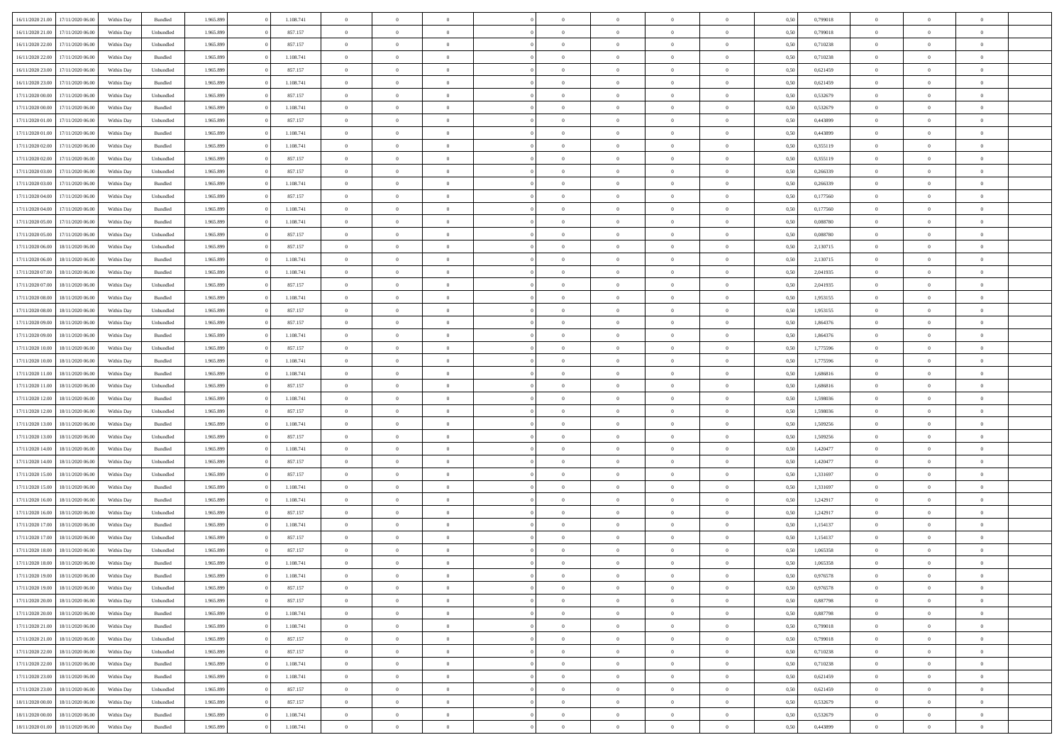| 16/11/2020 21.00 | 17/11/2020 06.00 | Within Day | Bundled | 1.965.899 | 0 | 1.108.741 | 0 | 0 | 0 | | 0 | 0 | 0 | 0 | 0,50 | 0,799018 | 0 | 0 | 0 |
|---|---|---|---|---|---|---|---|---|---|---|---|---|---|---|---|---|---|---|---|
| 16/11/2020 21.00 | 17/11/2020 06.00 | Within Day | Unbundled | 1.965.899 | 0 | 857.157 | 0 | 0 | 0 | | 0 | 0 | 0 | 0 | 0,50 | 0,799018 | 0 | 0 | 0 |
| 16/11/2020 22.00 | 17/11/2020 06.00 | Within Day | Unbundled | 1.965.899 | 0 | 857.157 | 0 | 0 | 0 | | 0 | 0 | 0 | 0 | 0,50 | 0,710238 | 0 | 0 | 0 |
| 16/11/2020 22.00 | 17/11/2020 06.00 | Within Day | Bundled | 1.965.899 | 0 | 1.108.741 | 0 | 0 | 0 | | 0 | 0 | 0 | 0 | 0,50 | 0,710238 | 0 | 0 | 0 |
| 16/11/2020 23.00 | 17/11/2020 06.00 | Within Day | Unbundled | 1.965.899 | 0 | 857.157 | 0 | 0 | 0 | | 0 | 0 | 0 | 0 | 0,50 | 0,621459 | 0 | 0 | 0 |
| 16/11/2020 23.00 | 17/11/2020 06.00 | Within Day | Bundled | 1.965.899 | 0 | 1.108.741 | 0 | 0 | 0 | | 0 | 0 | 0 | 0 | 0,50 | 0,621459 | 0 | 0 | 0 |
| 17/11/2020 00.00 | 17/11/2020 06.00 | Within Day | Unbundled | 1.965.899 | 0 | 857.157 | 0 | 0 | 0 | | 0 | 0 | 0 | 0 | 0,50 | 0,532679 | 0 | 0 | 0 |
| 17/11/2020 00.00 | 17/11/2020 06.00 | Within Day | Bundled | 1.965.899 | 0 | 1.108.741 | 0 | 0 | 0 | | 0 | 0 | 0 | 0 | 0,50 | 0,532679 | 0 | 0 | 0 |
| 17/11/2020 01.00 | 17/11/2020 06.00 | Within Day | Unbundled | 1.965.899 | 0 | 857.157 | 0 | 0 | 0 | | 0 | 0 | 0 | 0 | 0,50 | 0,443899 | 0 | 0 | 0 |
| 17/11/2020 01.00 | 17/11/2020 06.00 | Within Day | Bundled | 1.965.899 | 0 | 1.108.741 | 0 | 0 | 0 | | 0 | 0 | 0 | 0 | 0,50 | 0,443899 | 0 | 0 | 0 |
| 17/11/2020 02.00 | 17/11/2020 06.00 | Within Day | Bundled | 1.965.899 | 0 | 1.108.741 | 0 | 0 | 0 | | 0 | 0 | 0 | 0 | 0,50 | 0,355119 | 0 | 0 | 0 |
| 17/11/2020 02.00 | 17/11/2020 06.00 | Within Day | Unbundled | 1.965.899 | 0 | 857.157 | 0 | 0 | 0 | | 0 | 0 | 0 | 0 | 0,50 | 0,355119 | 0 | 0 | 0 |
| 17/11/2020 03.00 | 17/11/2020 06.00 | Within Day | Unbundled | 1.965.899 | 0 | 857.157 | 0 | 0 | 0 | | 0 | 0 | 0 | 0 | 0,50 | 0,266339 | 0 | 0 | 0 |
| 17/11/2020 03.00 | 17/11/2020 06.00 | Within Day | Bundled | 1.965.899 | 0 | 1.108.741 | 0 | 0 | 0 | | 0 | 0 | 0 | 0 | 0,50 | 0,266339 | 0 | 0 | 0 |
| 17/11/2020 04.00 | 17/11/2020 06.00 | Within Day | Unbundled | 1.965.899 | 0 | 857.157 | 0 | 0 | 0 | | 0 | 0 | 0 | 0 | 0,50 | 0,177560 | 0 | 0 | 0 |
| 17/11/2020 04.00 | 17/11/2020 06.00 | Within Day | Bundled | 1.965.899 | 0 | 1.108.741 | 0 | 0 | 0 | | 0 | 0 | 0 | 0 | 0,50 | 0,177560 | 0 | 0 | 0 |
| 17/11/2020 05.00 | 17/11/2020 06.00 | Within Day | Bundled | 1.965.899 | 0 | 1.108.741 | 0 | 0 | 0 | | 0 | 0 | 0 | 0 | 0,50 | 0,088780 | 0 | 0 | 0 |
| 17/11/2020 05.00 | 17/11/2020 06.00 | Within Day | Unbundled | 1.965.899 | 0 | 857.157 | 0 | 0 | 0 | | 0 | 0 | 0 | 0 | 0,50 | 0,088780 | 0 | 0 | 0 |
| 17/11/2020 06.00 | 18/11/2020 06.00 | Within Day | Unbundled | 1.965.899 | 0 | 857.157 | 0 | 0 | 0 | | 0 | 0 | 0 | 0 | 0,50 | 2,130715 | 0 | 0 | 0 |
| 17/11/2020 06.00 | 18/11/2020 06.00 | Within Day | Bundled | 1.965.899 | 0 | 1.108.741 | 0 | 0 | 0 | | 0 | 0 | 0 | 0 | 0,50 | 2,130715 | 0 | 0 | 0 |
| 17/11/2020 07.00 | 18/11/2020 06.00 | Within Day | Bundled | 1.965.899 | 0 | 1.108.741 | 0 | 0 | 0 | | 0 | 0 | 0 | 0 | 0,50 | 2,041935 | 0 | 0 | 0 |
| 17/11/2020 07.00 | 18/11/2020 06.00 | Within Day | Unbundled | 1.965.899 | 0 | 857.157 | 0 | 0 | 0 | | 0 | 0 | 0 | 0 | 0,50 | 2,041935 | 0 | 0 | 0 |
| 17/11/2020 08.00 | 18/11/2020 06.00 | Within Day | Bundled | 1.965.899 | 0 | 1.108.741 | 0 | 0 | 0 | | 0 | 0 | 0 | 0 | 0,50 | 1,953155 | 0 | 0 | 0 |
| 17/11/2020 08.00 | 18/11/2020 06.00 | Within Day | Unbundled | 1.965.899 | 0 | 857.157 | 0 | 0 | 0 | | 0 | 0 | 0 | 0 | 0,50 | 1,953155 | 0 | 0 | 0 |
| 17/11/2020 09.00 | 18/11/2020 06.00 | Within Day | Unbundled | 1.965.899 | 0 | 857.157 | 0 | 0 | 0 | | 0 | 0 | 0 | 0 | 0,50 | 1,864376 | 0 | 0 | 0 |
| 17/11/2020 09.00 | 18/11/2020 06.00 | Within Day | Bundled | 1.965.899 | 0 | 1.108.741 | 0 | 0 | 0 | | 0 | 0 | 0 | 0 | 0,50 | 1,864376 | 0 | 0 | 0 |
| 17/11/2020 10.00 | 18/11/2020 06.00 | Within Day | Unbundled | 1.965.899 | 0 | 857.157 | 0 | 0 | 0 | | 0 | 0 | 0 | 0 | 0,50 | 1,775596 | 0 | 0 | 0 |
| 17/11/2020 10.00 | 18/11/2020 06.00 | Within Day | Bundled | 1.965.899 | 0 | 1.108.741 | 0 | 0 | 0 | | 0 | 0 | 0 | 0 | 0,50 | 1,775596 | 0 | 0 | 0 |
| 17/11/2020 11.00 | 18/11/2020 06.00 | Within Day | Bundled | 1.965.899 | 0 | 1.108.741 | 0 | 0 | 0 | | 0 | 0 | 0 | 0 | 0,50 | 1,686816 | 0 | 0 | 0 |
| 17/11/2020 11.00 | 18/11/2020 06.00 | Within Day | Unbundled | 1.965.899 | 0 | 857.157 | 0 | 0 | 0 | | 0 | 0 | 0 | 0 | 0,50 | 1,686816 | 0 | 0 | 0 |
| 17/11/2020 12.00 | 18/11/2020 06.00 | Within Day | Bundled | 1.965.899 | 0 | 1.108.741 | 0 | 0 | 0 | | 0 | 0 | 0 | 0 | 0,50 | 1,598036 | 0 | 0 | 0 |
| 17/11/2020 12.00 | 18/11/2020 06.00 | Within Day | Unbundled | 1.965.899 | 0 | 857.157 | 0 | 0 | 0 | | 0 | 0 | 0 | 0 | 0,50 | 1,598036 | 0 | 0 | 0 |
| 17/11/2020 13.00 | 18/11/2020 06.00 | Within Day | Bundled | 1.965.899 | 0 | 1.108.741 | 0 | 0 | 0 | | 0 | 0 | 0 | 0 | 0,50 | 1,509256 | 0 | 0 | 0 |
| 17/11/2020 13.00 | 18/11/2020 06.00 | Within Day | Unbundled | 1.965.899 | 0 | 857.157 | 0 | 0 | 0 | | 0 | 0 | 0 | 0 | 0,50 | 1,509256 | 0 | 0 | 0 |
| 17/11/2020 14.00 | 18/11/2020 06.00 | Within Day | Bundled | 1.965.899 | 0 | 1.108.741 | 0 | 0 | 0 | | 0 | 0 | 0 | 0 | 0,50 | 1,420477 | 0 | 0 | 0 |
| 17/11/2020 14.00 | 18/11/2020 06.00 | Within Day | Unbundled | 1.965.899 | 0 | 857.157 | 0 | 0 | 0 | | 0 | 0 | 0 | 0 | 0,50 | 1,420477 | 0 | 0 | 0 |
| 17/11/2020 15.00 | 18/11/2020 06.00 | Within Day | Unbundled | 1.965.899 | 0 | 857.157 | 0 | 0 | 0 | | 0 | 0 | 0 | 0 | 0,50 | 1,331697 | 0 | 0 | 0 |
| 17/11/2020 15.00 | 18/11/2020 06.00 | Within Day | Bundled | 1.965.899 | 0 | 1.108.741 | 0 | 0 | 0 | | 0 | 0 | 0 | 0 | 0,50 | 1,331697 | 0 | 0 | 0 |
| 17/11/2020 16.00 | 18/11/2020 06.00 | Within Day | Bundled | 1.965.899 | 0 | 1.108.741 | 0 | 0 | 0 | | 0 | 0 | 0 | 0 | 0,50 | 1,242917 | 0 | 0 | 0 |
| 17/11/2020 16.00 | 18/11/2020 06.00 | Within Day | Unbundled | 1.965.899 | 0 | 857.157 | 0 | 0 | 0 | | 0 | 0 | 0 | 0 | 0,50 | 1,242917 | 0 | 0 | 0 |
| 17/11/2020 17.00 | 18/11/2020 06.00 | Within Day | Bundled | 1.965.899 | 0 | 1.108.741 | 0 | 0 | 0 | | 0 | 0 | 0 | 0 | 0,50 | 1,154137 | 0 | 0 | 0 |
| 17/11/2020 17.00 | 18/11/2020 06.00 | Within Day | Unbundled | 1.965.899 | 0 | 857.157 | 0 | 0 | 0 | | 0 | 0 | 0 | 0 | 0,50 | 1,154137 | 0 | 0 | 0 |
| 17/11/2020 18.00 | 18/11/2020 06.00 | Within Day | Unbundled | 1.965.899 | 0 | 857.157 | 0 | 0 | 0 | | 0 | 0 | 0 | 0 | 0,50 | 1,065358 | 0 | 0 | 0 |
| 17/11/2020 18.00 | 18/11/2020 06.00 | Within Day | Bundled | 1.965.899 | 0 | 1.108.741 | 0 | 0 | 0 | | 0 | 0 | 0 | 0 | 0,50 | 1,065358 | 0 | 0 | 0 |
| 17/11/2020 19.00 | 18/11/2020 06.00 | Within Day | Bundled | 1.965.899 | 0 | 1.108.741 | 0 | 0 | 0 | | 0 | 0 | 0 | 0 | 0,50 | 0,976578 | 0 | 0 | 0 |
| 17/11/2020 19.00 | 18/11/2020 06.00 | Within Day | Unbundled | 1.965.899 | 0 | 857.157 | 0 | 0 | 0 | | 0 | 0 | 0 | 0 | 0,50 | 0,976578 | 0 | 0 | 0 |
| 17/11/2020 20.00 | 18/11/2020 06.00 | Within Day | Unbundled | 1.965.899 | 0 | 857.157 | 0 | 0 | 0 | | 0 | 0 | 0 | 0 | 0,50 | 0,887798 | 0 | 0 | 0 |
| 17/11/2020 20.00 | 18/11/2020 06.00 | Within Day | Bundled | 1.965.899 | 0 | 1.108.741 | 0 | 0 | 0 | | 0 | 0 | 0 | 0 | 0,50 | 0,887798 | 0 | 0 | 0 |
| 17/11/2020 21.00 | 18/11/2020 06.00 | Within Day | Bundled | 1.965.899 | 0 | 1.108.741 | 0 | 0 | 0 | | 0 | 0 | 0 | 0 | 0,50 | 0,799018 | 0 | 0 | 0 |
| 17/11/2020 21.00 | 18/11/2020 06.00 | Within Day | Unbundled | 1.965.899 | 0 | 857.157 | 0 | 0 | 0 | | 0 | 0 | 0 | 0 | 0,50 | 0,799018 | 0 | 0 | 0 |
| 17/11/2020 22.00 | 18/11/2020 06.00 | Within Day | Unbundled | 1.965.899 | 0 | 857.157 | 0 | 0 | 0 | | 0 | 0 | 0 | 0 | 0,50 | 0,710238 | 0 | 0 | 0 |
| 17/11/2020 22.00 | 18/11/2020 06.00 | Within Day | Bundled | 1.965.899 | 0 | 1.108.741 | 0 | 0 | 0 | | 0 | 0 | 0 | 0 | 0,50 | 0,710238 | 0 | 0 | 0 |
| 17/11/2020 23.00 | 18/11/2020 06.00 | Within Day | Bundled | 1.965.899 | 0 | 1.108.741 | 0 | 0 | 0 | | 0 | 0 | 0 | 0 | 0,50 | 0,621459 | 0 | 0 | 0 |
| 17/11/2020 23.00 | 18/11/2020 06.00 | Within Day | Unbundled | 1.965.899 | 0 | 857.157 | 0 | 0 | 0 | | 0 | 0 | 0 | 0 | 0,50 | 0,621459 | 0 | 0 | 0 |
| 18/11/2020 00.00 | 18/11/2020 06.00 | Within Day | Unbundled | 1.965.899 | 0 | 857.157 | 0 | 0 | 0 | | 0 | 0 | 0 | 0 | 0,50 | 0,532679 | 0 | 0 | 0 |
| 18/11/2020 00.00 | 18/11/2020 06.00 | Within Day | Bundled | 1.965.899 | 0 | 1.108.741 | 0 | 0 | 0 | | 0 | 0 | 0 | 0 | 0,50 | 0,532679 | 0 | 0 | 0 |
| 18/11/2020 01.00 | 18/11/2020 06.00 | Within Day | Bundled | 1.965.899 | 0 | 1.108.741 | 0 | 0 | 0 | | 0 | 0 | 0 | 0 | 0,50 | 0,443899 | 0 | 0 | 0 |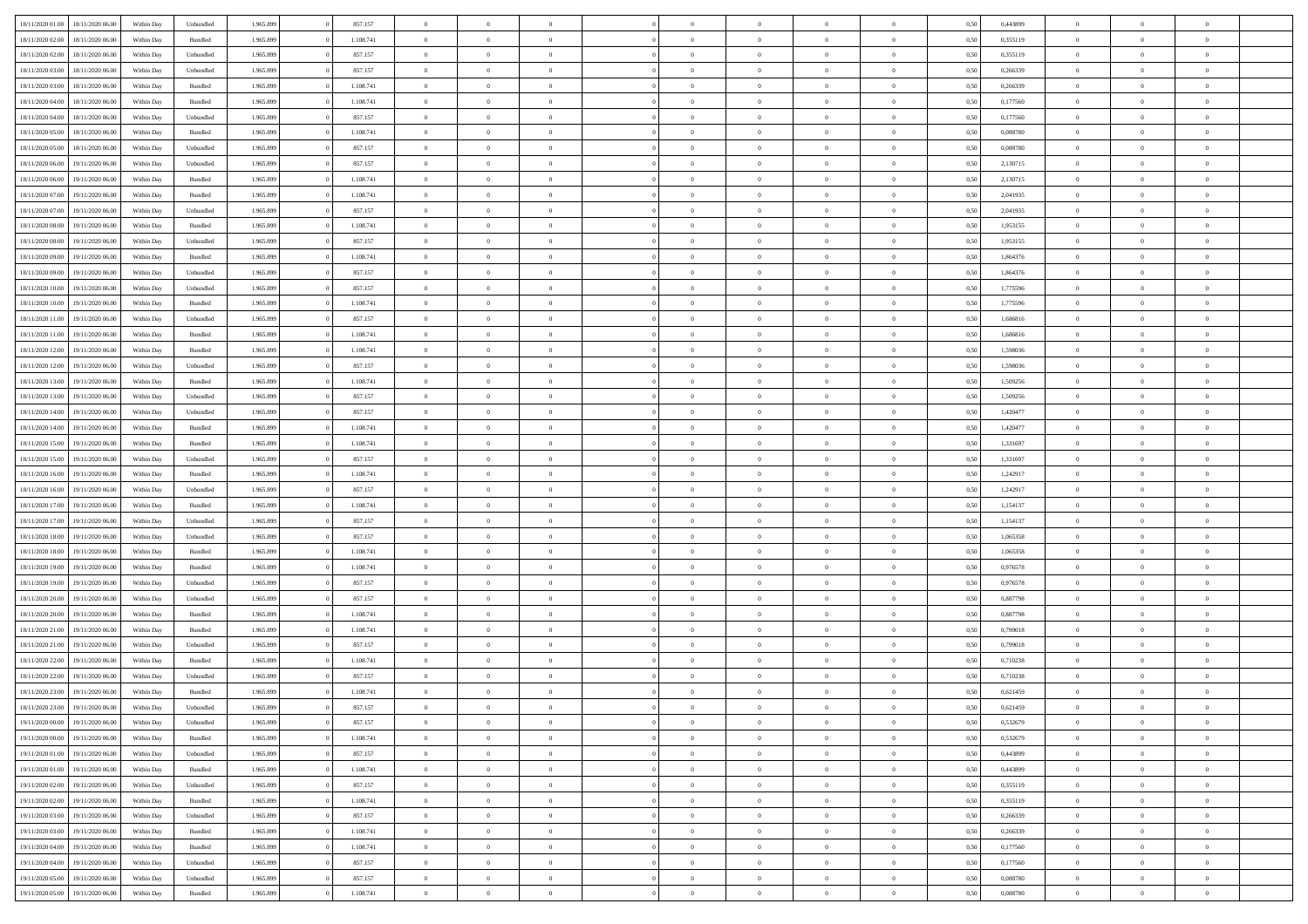| | | | | | | | | | | | | | | | | | | | | | |
|---|---|---|---|---|---|---|---|---|---|---|---|---|---|---|---|---|---|---|---|---|---|
| 18/11/2020 01:00 | 18/11/2020 06:00 | Within Day | Unbundled | 1.965.899 | 0 | 857.157 | 0 | 0 | 0 | | 0 | 0 | 0 | 0 | 0,50 | 0,443899 | 0 | 0 | 0 | |
| 18/11/2020 02:00 | 18/11/2020 06:00 | Within Day | Bundled | 1.965.899 | 0 | 1.108.741 | 0 | 0 | 0 | | 0 | 0 | 0 | 0 | 0,50 | 0,355119 | 0 | 0 | 0 | |
| 18/11/2020 02:00 | 18/11/2020 06:00 | Within Day | Unbundled | 1.965.899 | 0 | 857.157 | 0 | 0 | 0 | | 0 | 0 | 0 | 0 | 0,50 | 0,355119 | 0 | 0 | 0 | |
| 18/11/2020 03:00 | 18/11/2020 06:00 | Within Day | Unbundled | 1.965.899 | 0 | 857.157 | 0 | 0 | 0 | | 0 | 0 | 0 | 0 | 0,50 | 0,266339 | 0 | 0 | 0 | |
| 18/11/2020 03:00 | 18/11/2020 06:00 | Within Day | Bundled | 1.965.899 | 0 | 1.108.741 | 0 | 0 | 0 | | 0 | 0 | 0 | 0 | 0,50 | 0,266339 | 0 | 0 | 0 | |
| 18/11/2020 04:00 | 18/11/2020 06:00 | Within Day | Bundled | 1.965.899 | 0 | 1.108.741 | 0 | 0 | 0 | | 0 | 0 | 0 | 0 | 0,50 | 0,177560 | 0 | 0 | 0 | |
| 18/11/2020 04:00 | 18/11/2020 06:00 | Within Day | Unbundled | 1.965.899 | 0 | 857.157 | 0 | 0 | 0 | | 0 | 0 | 0 | 0 | 0,50 | 0,177560 | 0 | 0 | 0 | |
| 18/11/2020 05:00 | 18/11/2020 06:00 | Within Day | Bundled | 1.965.899 | 0 | 1.108.741 | 0 | 0 | 0 | | 0 | 0 | 0 | 0 | 0,50 | 0,088780 | 0 | 0 | 0 | |
| 18/11/2020 05:00 | 18/11/2020 06:00 | Within Day | Unbundled | 1.965.899 | 0 | 857.157 | 0 | 0 | 0 | | 0 | 0 | 0 | 0 | 0,50 | 0,088780 | 0 | 0 | 0 | |
| 18/11/2020 06:00 | 19/11/2020 06:00 | Within Day | Unbundled | 1.965.899 | 0 | 857.157 | 0 | 0 | 0 | | 0 | 0 | 0 | 0 | 0,50 | 2,130715 | 0 | 0 | 0 | |
| 18/11/2020 06:00 | 19/11/2020 06:00 | Within Day | Bundled | 1.965.899 | 0 | 1.108.741 | 0 | 0 | 0 | | 0 | 0 | 0 | 0 | 0,50 | 2,130715 | 0 | 0 | 0 | |
| 18/11/2020 07:00 | 19/11/2020 06:00 | Within Day | Bundled | 1.965.899 | 0 | 1.108.741 | 0 | 0 | 0 | | 0 | 0 | 0 | 0 | 0,50 | 2,041935 | 0 | 0 | 0 | |
| 18/11/2020 07:00 | 19/11/2020 06:00 | Within Day | Unbundled | 1.965.899 | 0 | 857.157 | 0 | 0 | 0 | | 0 | 0 | 0 | 0 | 0,50 | 2,041935 | 0 | 0 | 0 | |
| 18/11/2020 08:00 | 19/11/2020 06:00 | Within Day | Bundled | 1.965.899 | 0 | 1.108.741 | 0 | 0 | 0 | | 0 | 0 | 0 | 0 | 0,50 | 1,953155 | 0 | 0 | 0 | |
| 18/11/2020 08:00 | 19/11/2020 06:00 | Within Day | Unbundled | 1.965.899 | 0 | 857.157 | 0 | 0 | 0 | | 0 | 0 | 0 | 0 | 0,50 | 1,953155 | 0 | 0 | 0 | |
| 18/11/2020 09:00 | 19/11/2020 06:00 | Within Day | Bundled | 1.965.899 | 0 | 1.108.741 | 0 | 0 | 0 | | 0 | 0 | 0 | 0 | 0,50 | 1,864376 | 0 | 0 | 0 | |
| 18/11/2020 09:00 | 19/11/2020 06:00 | Within Day | Unbundled | 1.965.899 | 0 | 857.157 | 0 | 0 | 0 | | 0 | 0 | 0 | 0 | 0,50 | 1,864376 | 0 | 0 | 0 | |
| 18/11/2020 10:00 | 19/11/2020 06:00 | Within Day | Unbundled | 1.965.899 | 0 | 857.157 | 0 | 0 | 0 | | 0 | 0 | 0 | 0 | 0,50 | 1,775596 | 0 | 0 | 0 | |
| 18/11/2020 10:00 | 19/11/2020 06:00 | Within Day | Bundled | 1.965.899 | 0 | 1.108.741 | 0 | 0 | 0 | | 0 | 0 | 0 | 0 | 0,50 | 1,775596 | 0 | 0 | 0 | |
| 18/11/2020 11:00 | 19/11/2020 06:00 | Within Day | Unbundled | 1.965.899 | 0 | 857.157 | 0 | 0 | 0 | | 0 | 0 | 0 | 0 | 0,50 | 1,686816 | 0 | 0 | 0 | |
| 18/11/2020 11:00 | 19/11/2020 06:00 | Within Day | Bundled | 1.965.899 | 0 | 1.108.741 | 0 | 0 | 0 | | 0 | 0 | 0 | 0 | 0,50 | 1,686816 | 0 | 0 | 0 | |
| 18/11/2020 12:00 | 19/11/2020 06:00 | Within Day | Bundled | 1.965.899 | 0 | 1.108.741 | 0 | 0 | 0 | | 0 | 0 | 0 | 0 | 0,50 | 1,598036 | 0 | 0 | 0 | |
| 18/11/2020 12:00 | 19/11/2020 06:00 | Within Day | Unbundled | 1.965.899 | 0 | 857.157 | 0 | 0 | 0 | | 0 | 0 | 0 | 0 | 0,50 | 1,598036 | 0 | 0 | 0 | |
| 18/11/2020 13:00 | 19/11/2020 06:00 | Within Day | Bundled | 1.965.899 | 0 | 1.108.741 | 0 | 0 | 0 | | 0 | 0 | 0 | 0 | 0,50 | 1,509256 | 0 | 0 | 0 | |
| 18/11/2020 13:00 | 19/11/2020 06:00 | Within Day | Unbundled | 1.965.899 | 0 | 857.157 | 0 | 0 | 0 | | 0 | 0 | 0 | 0 | 0,50 | 1,509256 | 0 | 0 | 0 | |
| 18/11/2020 14:00 | 19/11/2020 06:00 | Within Day | Unbundled | 1.965.899 | 0 | 857.157 | 0 | 0 | 0 | | 0 | 0 | 0 | 0 | 0,50 | 1,420477 | 0 | 0 | 0 | |
| 18/11/2020 14:00 | 19/11/2020 06:00 | Within Day | Bundled | 1.965.899 | 0 | 1.108.741 | 0 | 0 | 0 | | 0 | 0 | 0 | 0 | 0,50 | 1,420477 | 0 | 0 | 0 | |
| 18/11/2020 15:00 | 19/11/2020 06:00 | Within Day | Bundled | 1.965.899 | 0 | 1.108.741 | 0 | 0 | 0 | | 0 | 0 | 0 | 0 | 0,50 | 1,331697 | 0 | 0 | 0 | |
| 18/11/2020 15:00 | 19/11/2020 06:00 | Within Day | Unbundled | 1.965.899 | 0 | 857.157 | 0 | 0 | 0 | | 0 | 0 | 0 | 0 | 0,50 | 1,331697 | 0 | 0 | 0 | |
| 18/11/2020 16:00 | 19/11/2020 06:00 | Within Day | Bundled | 1.965.899 | 0 | 1.108.741 | 0 | 0 | 0 | | 0 | 0 | 0 | 0 | 0,50 | 1,242917 | 0 | 0 | 0 | |
| 18/11/2020 16:00 | 19/11/2020 06:00 | Within Day | Unbundled | 1.965.899 | 0 | 857.157 | 0 | 0 | 0 | | 0 | 0 | 0 | 0 | 0,50 | 1,242917 | 0 | 0 | 0 | |
| 18/11/2020 17:00 | 19/11/2020 06:00 | Within Day | Bundled | 1.965.899 | 0 | 1.108.741 | 0 | 0 | 0 | | 0 | 0 | 0 | 0 | 0,50 | 1,154137 | 0 | 0 | 0 | |
| 18/11/2020 17:00 | 19/11/2020 06:00 | Within Day | Unbundled | 1.965.899 | 0 | 857.157 | 0 | 0 | 0 | | 0 | 0 | 0 | 0 | 0,50 | 1,154137 | 0 | 0 | 0 | |
| 18/11/2020 18:00 | 19/11/2020 06:00 | Within Day | Unbundled | 1.965.899 | 0 | 857.157 | 0 | 0 | 0 | | 0 | 0 | 0 | 0 | 0,50 | 1,065358 | 0 | 0 | 0 | |
| 18/11/2020 18:00 | 19/11/2020 06:00 | Within Day | Bundled | 1.965.899 | 0 | 1.108.741 | 0 | 0 | 0 | | 0 | 0 | 0 | 0 | 0,50 | 1,065358 | 0 | 0 | 0 | |
| 18/11/2020 19:00 | 19/11/2020 06:00 | Within Day | Bundled | 1.965.899 | 0 | 1.108.741 | 0 | 0 | 0 | | 0 | 0 | 0 | 0 | 0,50 | 0,976578 | 0 | 0 | 0 | |
| 18/11/2020 19:00 | 19/11/2020 06:00 | Within Day | Unbundled | 1.965.899 | 0 | 857.157 | 0 | 0 | 0 | | 0 | 0 | 0 | 0 | 0,50 | 0,976578 | 0 | 0 | 0 | |
| 18/11/2020 20:00 | 19/11/2020 06:00 | Within Day | Unbundled | 1.965.899 | 0 | 857.157 | 0 | 0 | 0 | | 0 | 0 | 0 | 0 | 0,50 | 0,887798 | 0 | 0 | 0 | |
| 18/11/2020 20:00 | 19/11/2020 06:00 | Within Day | Bundled | 1.965.899 | 0 | 1.108.741 | 0 | 0 | 0 | | 0 | 0 | 0 | 0 | 0,50 | 0,887798 | 0 | 0 | 0 | |
| 18/11/2020 21:00 | 19/11/2020 06:00 | Within Day | Bundled | 1.965.899 | 0 | 1.108.741 | 0 | 0 | 0 | | 0 | 0 | 0 | 0 | 0,50 | 0,799018 | 0 | 0 | 0 | |
| 18/11/2020 21:00 | 19/11/2020 06:00 | Within Day | Unbundled | 1.965.899 | 0 | 857.157 | 0 | 0 | 0 | | 0 | 0 | 0 | 0 | 0,50 | 0,799018 | 0 | 0 | 0 | |
| 18/11/2020 22:00 | 19/11/2020 06:00 | Within Day | Bundled | 1.965.899 | 0 | 1.108.741 | 0 | 0 | 0 | | 0 | 0 | 0 | 0 | 0,50 | 0,710238 | 0 | 0 | 0 | |
| 18/11/2020 22:00 | 19/11/2020 06:00 | Within Day | Unbundled | 1.965.899 | 0 | 857.157 | 0 | 0 | 0 | | 0 | 0 | 0 | 0 | 0,50 | 0,710238 | 0 | 0 | 0 | |
| 18/11/2020 23:00 | 19/11/2020 06:00 | Within Day | Bundled | 1.965.899 | 0 | 1.108.741 | 0 | 0 | 0 | | 0 | 0 | 0 | 0 | 0,50 | 0,621459 | 0 | 0 | 0 | |
| 18/11/2020 23:00 | 19/11/2020 06:00 | Within Day | Unbundled | 1.965.899 | 0 | 857.157 | 0 | 0 | 0 | | 0 | 0 | 0 | 0 | 0,50 | 0,621459 | 0 | 0 | 0 | |
| 19/11/2020 00:00 | 19/11/2020 06:00 | Within Day | Unbundled | 1.965.899 | 0 | 857.157 | 0 | 0 | 0 | | 0 | 0 | 0 | 0 | 0,50 | 0,532679 | 0 | 0 | 0 | |
| 19/11/2020 00:00 | 19/11/2020 06:00 | Within Day | Bundled | 1.965.899 | 0 | 1.108.741 | 0 | 0 | 0 | | 0 | 0 | 0 | 0 | 0,50 | 0,532679 | 0 | 0 | 0 | |
| 19/11/2020 01:00 | 19/11/2020 06:00 | Within Day | Unbundled | 1.965.899 | 0 | 857.157 | 0 | 0 | 0 | | 0 | 0 | 0 | 0 | 0,50 | 0,443899 | 0 | 0 | 0 | |
| 19/11/2020 01:00 | 19/11/2020 06:00 | Within Day | Bundled | 1.965.899 | 0 | 1.108.741 | 0 | 0 | 0 | | 0 | 0 | 0 | 0 | 0,50 | 0,443899 | 0 | 0 | 0 | |
| 19/11/2020 02:00 | 19/11/2020 06:00 | Within Day | Unbundled | 1.965.899 | 0 | 857.157 | 0 | 0 | 0 | | 0 | 0 | 0 | 0 | 0,50 | 0,355119 | 0 | 0 | 0 | |
| 19/11/2020 02:00 | 19/11/2020 06:00 | Within Day | Bundled | 1.965.899 | 0 | 1.108.741 | 0 | 0 | 0 | | 0 | 0 | 0 | 0 | 0,50 | 0,355119 | 0 | 0 | 0 | |
| 19/11/2020 03:00 | 19/11/2020 06:00 | Within Day | Unbundled | 1.965.899 | 0 | 857.157 | 0 | 0 | 0 | | 0 | 0 | 0 | 0 | 0,50 | 0,266339 | 0 | 0 | 0 | |
| 19/11/2020 03:00 | 19/11/2020 06:00 | Within Day | Bundled | 1.965.899 | 0 | 1.108.741 | 0 | 0 | 0 | | 0 | 0 | 0 | 0 | 0,50 | 0,266339 | 0 | 0 | 0 | |
| 19/11/2020 04:00 | 19/11/2020 06:00 | Within Day | Bundled | 1.965.899 | 0 | 1.108.741 | 0 | 0 | 0 | | 0 | 0 | 0 | 0 | 0,50 | 0,177560 | 0 | 0 | 0 | |
| 19/11/2020 04:00 | 19/11/2020 06:00 | Within Day | Unbundled | 1.965.899 | 0 | 857.157 | 0 | 0 | 0 | | 0 | 0 | 0 | 0 | 0,50 | 0,177560 | 0 | 0 | 0 | |
| 19/11/2020 05:00 | 19/11/2020 06:00 | Within Day | Unbundled | 1.965.899 | 0 | 857.157 | 0 | 0 | 0 | | 0 | 0 | 0 | 0 | 0,50 | 0,088780 | 0 | 0 | 0 | |
| 19/11/2020 05:00 | 19/11/2020 06:00 | Within Day | Bundled | 1.965.899 | 0 | 1.108.741 | 0 | 0 | 0 | | 0 | 0 | 0 | 0 | 0,50 | 0,088780 | 0 | 0 | 0 | |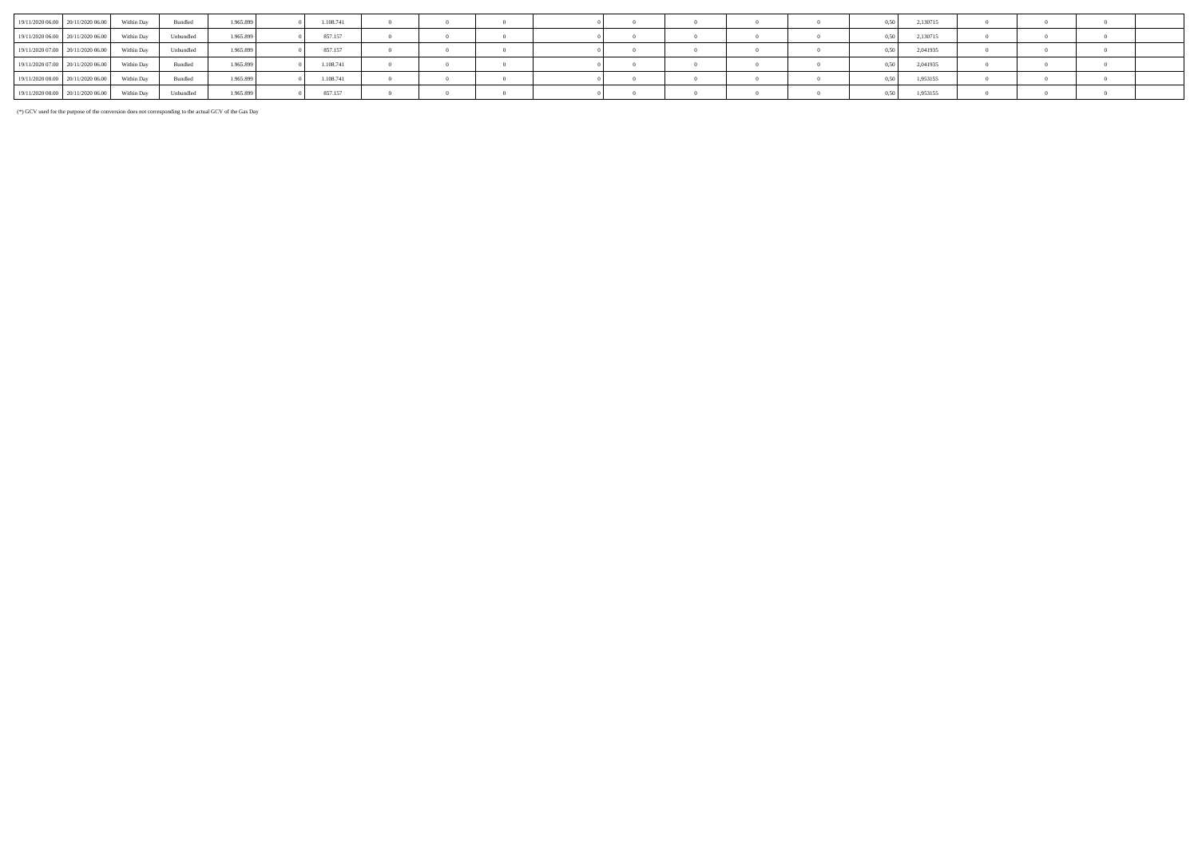| | | | | | | | | | | | | | | | | | | | | |
|---|---|---|---|---|---|---|---|---|---|---|---|---|---|---|---|---|---|---|---|---|
| 19/11/2020 06.00 | 20/11/2020 06.00 | Within Day | Bundled | 1.965.899 | 0 | 1.108.741 | 0 | 0 | 0 | 0 | 0 | 0 | 0 | 0 | 0,50 | 2,130715 | 0 | 0 | 0 | |
| 19/11/2020 06.00 | 20/11/2020 06.00 | Within Day | Unbundled | 1.965.899 | 0 | 857.157 | 0 | 0 | 0 | 0 | 0 | 0 | 0 | 0 | 0,50 | 2,130715 | 0 | 0 | 0 | |
| 19/11/2020 07.00 | 20/11/2020 06.00 | Within Day | Unbundled | 1.965.899 | 0 | 857.157 | 0 | 0 | 0 | 0 | 0 | 0 | 0 | 0 | 0,50 | 2,041935 | 0 | 0 | 0 | |
| 19/11/2020 07.00 | 20/11/2020 06.00 | Within Day | Bundled | 1.965.899 | 0 | 1.108.741 | 0 | 0 | 0 | 0 | 0 | 0 | 0 | 0 | 0,50 | 2,041935 | 0 | 0 | 0 | |
| 19/11/2020 08.00 | 20/11/2020 06.00 | Within Day | Bundled | 1.965.899 | 0 | 1.108.741 | 0 | 0 | 0 | 0 | 0 | 0 | 0 | 0 | 0,50 | 1,953155 | 0 | 0 | 0 | |
| 19/11/2020 08.00 | 20/11/2020 06.00 | Within Day | Unbundled | 1.965.899 | 0 | 857.157 | 0 | 0 | 0 | 0 | 0 | 0 | 0 | 0 | 0,50 | 1,953155 | 0 | 0 | 0 | |

(*) GCV used for the purpose of the conversion does not corresponding to the actual GCV of the Gas Day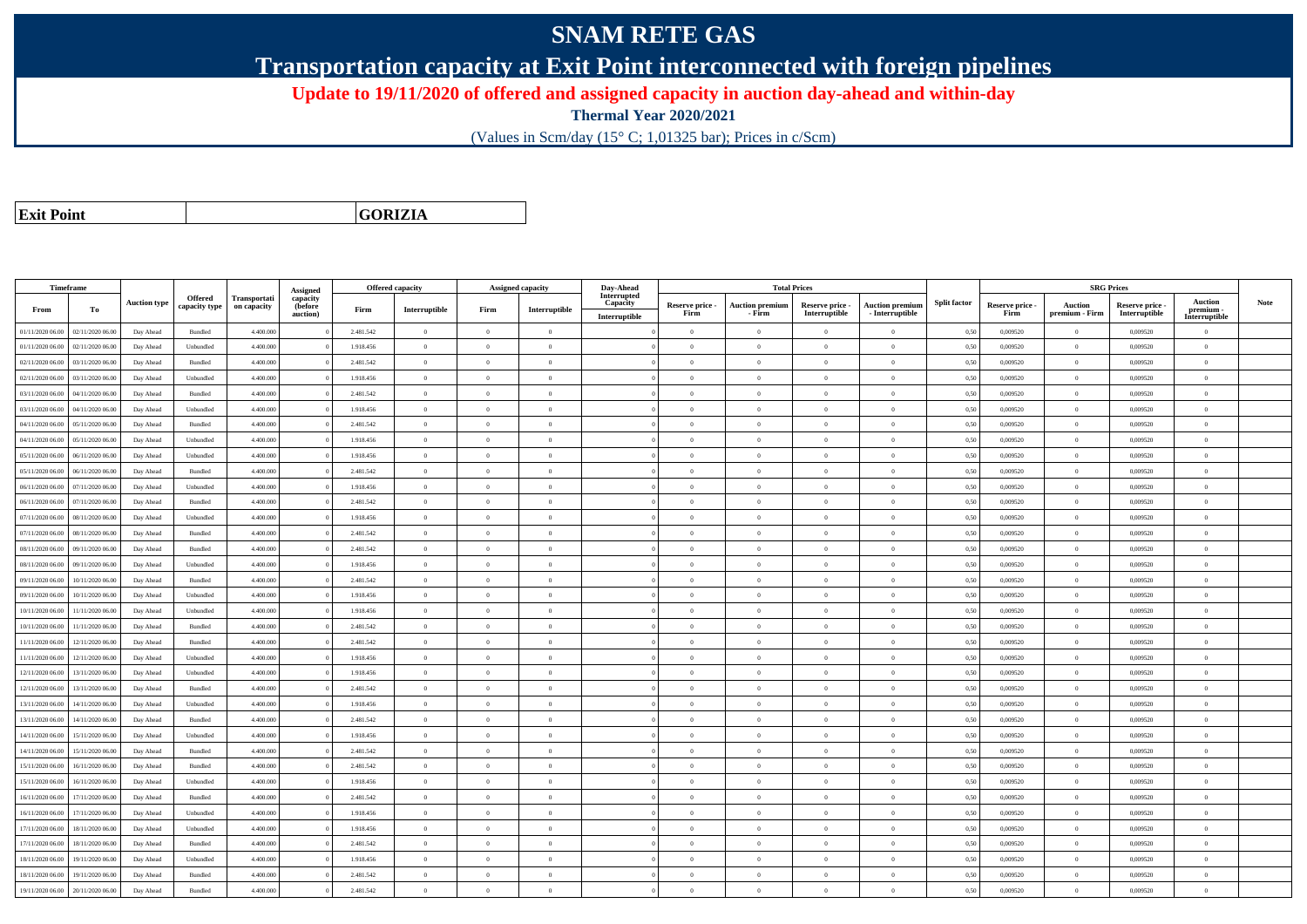# SNAM RETE GAS

## Transportation capacity at Exit Point interconnected with foreign pipelines

### Update to 19/11/2020 of offered and assigned capacity in auction day-ahead and within-day

**Thermal Year 2020/2021**

(Values in Scm/day (15° C; 1,01325 bar); Prices in c/Scm)

| **Exit Point** | | **GORIZIA** |
|---|---|---|

| Timeframe | | Auction type | Offered capacity type | Transportation capacity | Assigned capacity (before auction) | Offered capacity | | Assigned capacity | | Day-Ahead Interrupted Capacity | Total Prices | | | | Split factor | SRG Prices | | | | Note |
|---|---|---|---|---|---|---|---|---|---|---|---|---|---|---|---|---|---|---|---|---|
| From | To | | | | | Firm | Interruptible | Firm | Interruptible | Interruptible | Reserve price - Firm | Auction premium - Firm | Reserve price - Interruptible | Auction premium - Interruptible | | Reserve price - Firm | Auction premium - Firm | Reserve price - Interruptible | Auction premium - Interruptible | |
| 01/11/2020 06.00 | 02/11/2020 06.00 | Day Ahead | Bundled | 4.400.000 | 0 | 2.481.542 | 0 | 0 | 0 | 0 | 0 | 0 | 0 | 0 | 0,50 | 0,009520 | 0 | 0,009520 | 0 | |
| 01/11/2020 06.00 | 02/11/2020 06.00 | Day Ahead | Unbundled | 4.400.000 | 0 | 1.918.456 | 0 | 0 | 0 | 0 | 0 | 0 | 0 | 0 | 0,50 | 0,009520 | 0 | 0,009520 | 0 | |
| 02/11/2020 06.00 | 03/11/2020 06.00 | Day Ahead | Bundled | 4.400.000 | 0 | 2.481.542 | 0 | 0 | 0 | 0 | 0 | 0 | 0 | 0 | 0,50 | 0,009520 | 0 | 0,009520 | 0 | |
| 02/11/2020 06.00 | 03/11/2020 06.00 | Day Ahead | Unbundled | 4.400.000 | 0 | 1.918.456 | 0 | 0 | 0 | 0 | 0 | 0 | 0 | 0 | 0,50 | 0,009520 | 0 | 0,009520 | 0 | |
| 03/11/2020 06.00 | 04/11/2020 06.00 | Day Ahead | Bundled | 4.400.000 | 0 | 2.481.542 | 0 | 0 | 0 | 0 | 0 | 0 | 0 | 0 | 0,50 | 0,009520 | 0 | 0,009520 | 0 | |
| 03/11/2020 06.00 | 04/11/2020 06.00 | Day Ahead | Unbundled | 4.400.000 | 0 | 1.918.456 | 0 | 0 | 0 | 0 | 0 | 0 | 0 | 0 | 0,50 | 0,009520 | 0 | 0,009520 | 0 | |
| 04/11/2020 06.00 | 05/11/2020 06.00 | Day Ahead | Bundled | 4.400.000 | 0 | 2.481.542 | 0 | 0 | 0 | 0 | 0 | 0 | 0 | 0 | 0,50 | 0,009520 | 0 | 0,009520 | 0 | |
| 04/11/2020 06.00 | 05/11/2020 06.00 | Day Ahead | Unbundled | 4.400.000 | 0 | 1.918.456 | 0 | 0 | 0 | 0 | 0 | 0 | 0 | 0 | 0,50 | 0,009520 | 0 | 0,009520 | 0 | |
| 05/11/2020 06.00 | 06/11/2020 06.00 | Day Ahead | Unbundled | 4.400.000 | 0 | 1.918.456 | 0 | 0 | 0 | 0 | 0 | 0 | 0 | 0 | 0,50 | 0,009520 | 0 | 0,009520 | 0 | |
| 05/11/2020 06.00 | 06/11/2020 06.00 | Day Ahead | Bundled | 4.400.000 | 0 | 2.481.542 | 0 | 0 | 0 | 0 | 0 | 0 | 0 | 0 | 0,50 | 0,009520 | 0 | 0,009520 | 0 | |
| 06/11/2020 06.00 | 07/11/2020 06.00 | Day Ahead | Unbundled | 4.400.000 | 0 | 1.918.456 | 0 | 0 | 0 | 0 | 0 | 0 | 0 | 0 | 0,50 | 0,009520 | 0 | 0,009520 | 0 | |
| 06/11/2020 06.00 | 07/11/2020 06.00 | Day Ahead | Bundled | 4.400.000 | 0 | 2.481.542 | 0 | 0 | 0 | 0 | 0 | 0 | 0 | 0 | 0,50 | 0,009520 | 0 | 0,009520 | 0 | |
| 07/11/2020 06.00 | 08/11/2020 06.00 | Day Ahead | Unbundled | 4.400.000 | 0 | 1.918.456 | 0 | 0 | 0 | 0 | 0 | 0 | 0 | 0 | 0,50 | 0,009520 | 0 | 0,009520 | 0 | |
| 07/11/2020 06.00 | 08/11/2020 06.00 | Day Ahead | Bundled | 4.400.000 | 0 | 2.481.542 | 0 | 0 | 0 | 0 | 0 | 0 | 0 | 0 | 0,50 | 0,009520 | 0 | 0,009520 | 0 | |
| 08/11/2020 06.00 | 09/11/2020 06.00 | Day Ahead | Bundled | 4.400.000 | 0 | 2.481.542 | 0 | 0 | 0 | 0 | 0 | 0 | 0 | 0 | 0,50 | 0,009520 | 0 | 0,009520 | 0 | |
| 08/11/2020 06.00 | 09/11/2020 06.00 | Day Ahead | Unbundled | 4.400.000 | 0 | 1.918.456 | 0 | 0 | 0 | 0 | 0 | 0 | 0 | 0 | 0,50 | 0,009520 | 0 | 0,009520 | 0 | |
| 09/11/2020 06.00 | 10/11/2020 06.00 | Day Ahead | Bundled | 4.400.000 | 0 | 2.481.542 | 0 | 0 | 0 | 0 | 0 | 0 | 0 | 0 | 0,50 | 0,009520 | 0 | 0,009520 | 0 | |
| 09/11/2020 06.00 | 10/11/2020 06.00 | Day Ahead | Unbundled | 4.400.000 | 0 | 1.918.456 | 0 | 0 | 0 | 0 | 0 | 0 | 0 | 0 | 0,50 | 0,009520 | 0 | 0,009520 | 0 | |
| 10/11/2020 06.00 | 11/11/2020 06.00 | Day Ahead | Unbundled | 4.400.000 | 0 | 1.918.456 | 0 | 0 | 0 | 0 | 0 | 0 | 0 | 0 | 0,50 | 0,009520 | 0 | 0,009520 | 0 | |
| 10/11/2020 06.00 | 11/11/2020 06.00 | Day Ahead | Bundled | 4.400.000 | 0 | 2.481.542 | 0 | 0 | 0 | 0 | 0 | 0 | 0 | 0 | 0,50 | 0,009520 | 0 | 0,009520 | 0 | |
| 11/11/2020 06.00 | 12/11/2020 06.00 | Day Ahead | Bundled | 4.400.000 | 0 | 2.481.542 | 0 | 0 | 0 | 0 | 0 | 0 | 0 | 0 | 0,50 | 0,009520 | 0 | 0,009520 | 0 | |
| 11/11/2020 06.00 | 12/11/2020 06.00 | Day Ahead | Unbundled | 4.400.000 | 0 | 1.918.456 | 0 | 0 | 0 | 0 | 0 | 0 | 0 | 0 | 0,50 | 0,009520 | 0 | 0,009520 | 0 | |
| 12/11/2020 06.00 | 13/11/2020 06.00 | Day Ahead | Unbundled | 4.400.000 | 0 | 1.918.456 | 0 | 0 | 0 | 0 | 0 | 0 | 0 | 0 | 0,50 | 0,009520 | 0 | 0,009520 | 0 | |
| 12/11/2020 06.00 | 13/11/2020 06.00 | Day Ahead | Bundled | 4.400.000 | 0 | 2.481.542 | 0 | 0 | 0 | 0 | 0 | 0 | 0 | 0 | 0,50 | 0,009520 | 0 | 0,009520 | 0 | |
| 13/11/2020 06.00 | 14/11/2020 06.00 | Day Ahead | Unbundled | 4.400.000 | 0 | 1.918.456 | 0 | 0 | 0 | 0 | 0 | 0 | 0 | 0 | 0,50 | 0,009520 | 0 | 0,009520 | 0 | |
| 13/11/2020 06.00 | 14/11/2020 06.00 | Day Ahead | Bundled | 4.400.000 | 0 | 2.481.542 | 0 | 0 | 0 | 0 | 0 | 0 | 0 | 0 | 0,50 | 0,009520 | 0 | 0,009520 | 0 | |
| 14/11/2020 06.00 | 15/11/2020 06.00 | Day Ahead | Unbundled | 4.400.000 | 0 | 1.918.456 | 0 | 0 | 0 | 0 | 0 | 0 | 0 | 0 | 0,50 | 0,009520 | 0 | 0,009520 | 0 | |
| 14/11/2020 06.00 | 15/11/2020 06.00 | Day Ahead | Bundled | 4.400.000 | 0 | 2.481.542 | 0 | 0 | 0 | 0 | 0 | 0 | 0 | 0 | 0,50 | 0,009520 | 0 | 0,009520 | 0 | |
| 15/11/2020 06.00 | 16/11/2020 06.00 | Day Ahead | Bundled | 4.400.000 | 0 | 2.481.542 | 0 | 0 | 0 | 0 | 0 | 0 | 0 | 0 | 0,50 | 0,009520 | 0 | 0,009520 | 0 | |
| 15/11/2020 06.00 | 16/11/2020 06.00 | Day Ahead | Unbundled | 4.400.000 | 0 | 1.918.456 | 0 | 0 | 0 | 0 | 0 | 0 | 0 | 0 | 0,50 | 0,009520 | 0 | 0,009520 | 0 | |
| 16/11/2020 06.00 | 17/11/2020 06.00 | Day Ahead | Bundled | 4.400.000 | 0 | 2.481.542 | 0 | 0 | 0 | 0 | 0 | 0 | 0 | 0 | 0,50 | 0,009520 | 0 | 0,009520 | 0 | |
| 16/11/2020 06.00 | 17/11/2020 06.00 | Day Ahead | Unbundled | 4.400.000 | 0 | 1.918.456 | 0 | 0 | 0 | 0 | 0 | 0 | 0 | 0 | 0,50 | 0,009520 | 0 | 0,009520 | 0 | |
| 17/11/2020 06.00 | 18/11/2020 06.00 | Day Ahead | Unbundled | 4.400.000 | 0 | 1.918.456 | 0 | 0 | 0 | 0 | 0 | 0 | 0 | 0 | 0,50 | 0,009520 | 0 | 0,009520 | 0 | |
| 17/11/2020 06.00 | 18/11/2020 06.00 | Day Ahead | Bundled | 4.400.000 | 0 | 2.481.542 | 0 | 0 | 0 | 0 | 0 | 0 | 0 | 0 | 0,50 | 0,009520 | 0 | 0,009520 | 0 | |
| 18/11/2020 06.00 | 19/11/2020 06.00 | Day Ahead | Unbundled | 4.400.000 | 0 | 1.918.456 | 0 | 0 | 0 | 0 | 0 | 0 | 0 | 0 | 0,50 | 0,009520 | 0 | 0,009520 | 0 | |
| 18/11/2020 06.00 | 19/11/2020 06.00 | Day Ahead | Bundled | 4.400.000 | 0 | 2.481.542 | 0 | 0 | 0 | 0 | 0 | 0 | 0 | 0 | 0,50 | 0,009520 | 0 | 0,009520 | 0 | |
| 19/11/2020 06.00 | 20/11/2020 06.00 | Day Ahead | Bundled | 4.400.000 | 0 | 2.481.542 | 0 | 0 | 0 | 0 | 0 | 0 | 0 | 0 | 0,50 | 0,009520 | 0 | 0,009520 | 0 | |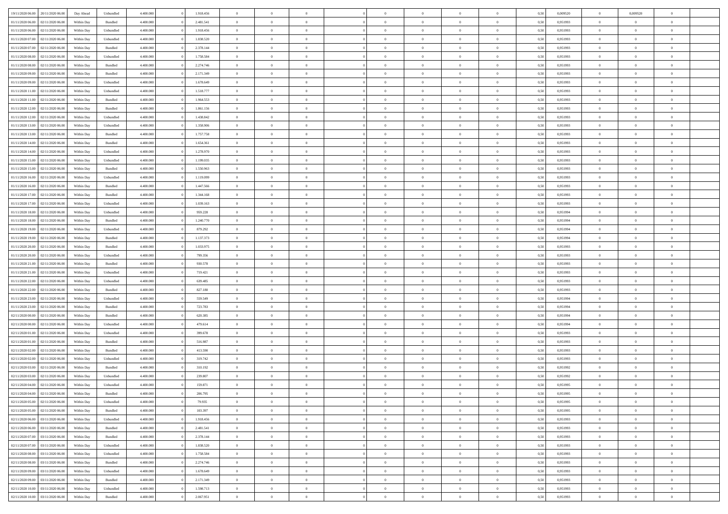| | | | | | | | | | | | | | | | | | | | | |
|---|---|---|---|---|---|---|---|---|---|---|---|---|---|---|---|---|---|---|---|---|
| 19/11/2020 06.00 | 20/11/2020 06.00 | Day Ahead | Unbundled | 4.400.000 | 0 | 1.918.456 | 0 | 0 | 0 | | 0 | 0 | 0 | 0 | 0,50 | 0,009520 | 0 | 0,009520 | 0 | |
| 01/11/2020 06.00 | 02/11/2020 06.00 | Within Day | Bundled | 4.400.000 | 0 | 2.481.541 | 0 | 0 | 0 | | 0 | 0 | 0 | 0 | 0,50 | 0,951993 | 0 | 0 | 0 | |
| 01/11/2020 06.00 | 02/11/2020 06.00 | Within Day | Unbundled | 4.400.000 | 0 | 1.918.456 | 0 | 0 | 0 | | 0 | 0 | 0 | 0 | 0,50 | 0,951993 | 0 | 0 | 0 | |
| 01/11/2020 07.00 | 02/11/2020 06.00 | Within Day | Unbundled | 4.400.000 | 0 | 1.838.520 | 0 | 0 | 0 | | 0 | 0 | 0 | 0 | 0,50 | 0,951993 | 0 | 0 | 0 | |
| 01/11/2020 07.00 | 02/11/2020 06.00 | Within Day | Bundled | 4.400.000 | 0 | 2.378.144 | 0 | 0 | 0 | | 0 | 0 | 0 | 0 | 0,50 | 0,951993 | 0 | 0 | 0 | |
| 01/11/2020 08.00 | 02/11/2020 06.00 | Within Day | Unbundled | 4.400.000 | 0 | 1.758.584 | 0 | 0 | 0 | | 0 | 0 | 0 | 0 | 0,50 | 0,951993 | 0 | 0 | 0 | |
| 01/11/2020 08.00 | 02/11/2020 06.00 | Within Day | Bundled | 4.400.000 | 0 | 2.274.746 | 0 | 0 | 0 | | 0 | 0 | 0 | 0 | 0,50 | 0,951993 | 0 | 0 | 0 | |
| 01/11/2020 09.00 | 02/11/2020 06.00 | Within Day | Bundled | 4.400.000 | 0 | 2.171.349 | 0 | 0 | 0 | | 0 | 0 | 0 | 0 | 0,50 | 0,951993 | 0 | 0 | 0 | |
| 01/11/2020 09.00 | 02/11/2020 06.00 | Within Day | Unbundled | 4.400.000 | 0 | 1.678.649 | 0 | 0 | 0 | | 0 | 0 | 0 | 0 | 0,50 | 0,951993 | 0 | 0 | 0 | |
| 01/11/2020 11.00 | 02/11/2020 06.00 | Within Day | Unbundled | 4.400.000 | 0 | 1.518.777 | 0 | 0 | 0 | | 0 | 0 | 0 | 0 | 0,50 | 0,951993 | 0 | 0 | 0 | |
| 01/11/2020 11.00 | 02/11/2020 06.00 | Within Day | Bundled | 4.400.000 | 0 | 1.964.553 | 0 | 0 | 0 | | 0 | 0 | 0 | 0 | 0,50 | 0,951993 | 0 | 0 | 0 | |
| 01/11/2020 12.00 | 02/11/2020 06.00 | Within Day | Bundled | 4.400.000 | 0 | 1.861.156 | 0 | 0 | 0 | | 0 | 0 | 0 | 0 | 0,50 | 0,951993 | 0 | 0 | 0 | |
| 01/11/2020 12.00 | 02/11/2020 06.00 | Within Day | Unbundled | 4.400.000 | 0 | 1.438.842 | 0 | 0 | 0 | | 0 | 0 | 0 | 0 | 0,50 | 0,951993 | 0 | 0 | 0 | |
| 01/11/2020 13.00 | 02/11/2020 06.00 | Within Day | Unbundled | 4.400.000 | 0 | 1.358.906 | 0 | 0 | 0 | | 0 | 0 | 0 | 0 | 0,50 | 0,951993 | 0 | 0 | 0 | |
| 01/11/2020 13.00 | 02/11/2020 06.00 | Within Day | Bundled | 4.400.000 | 0 | 1.757.758 | 0 | 0 | 0 | | 0 | 0 | 0 | 0 | 0,50 | 0,951993 | 0 | 0 | 0 | |
| 01/11/2020 14.00 | 02/11/2020 06.00 | Within Day | Bundled | 4.400.000 | 0 | 1.654.361 | 0 | 0 | 0 | | 0 | 0 | 0 | 0 | 0,50 | 0,951993 | 0 | 0 | 0 | |
| 01/11/2020 14.00 | 02/11/2020 06.00 | Within Day | Unbundled | 4.400.000 | 0 | 1.278.970 | 0 | 0 | 0 | | 0 | 0 | 0 | 0 | 0,50 | 0,951993 | 0 | 0 | 0 | |
| 01/11/2020 15.00 | 02/11/2020 06.00 | Within Day | Unbundled | 4.400.000 | 0 | 1.199.035 | 0 | 0 | 0 | | 0 | 0 | 0 | 0 | 0,50 | 0,951993 | 0 | 0 | 0 | |
| 01/11/2020 15.00 | 02/11/2020 06.00 | Within Day | Bundled | 4.400.000 | 0 | 1.550.963 | 0 | 0 | 0 | | 0 | 0 | 0 | 0 | 0,50 | 0,951993 | 0 | 0 | 0 | |
| 01/11/2020 16.00 | 02/11/2020 06.00 | Within Day | Unbundled | 4.400.000 | 0 | 1.119.099 | 0 | 0 | 0 | | 0 | 0 | 0 | 0 | 0,50 | 0,951993 | 0 | 0 | 0 | |
| 01/11/2020 16.00 | 02/11/2020 06.00 | Within Day | Bundled | 4.400.000 | 0 | 1.447.566 | 0 | 0 | 0 | | 0 | 0 | 0 | 0 | 0,50 | 0,951993 | 0 | 0 | 0 | |
| 01/11/2020 17.00 | 02/11/2020 06.00 | Within Day | Bundled | 4.400.000 | 0 | 1.344.168 | 0 | 0 | 0 | | 0 | 0 | 0 | 0 | 0,50 | 0,951993 | 0 | 0 | 0 | |
| 01/11/2020 17.00 | 02/11/2020 06.00 | Within Day | Unbundled | 4.400.000 | 0 | 1.039.163 | 0 | 0 | 0 | | 0 | 0 | 0 | 0 | 0,50 | 0,951993 | 0 | 0 | 0 | |
| 01/11/2020 18.00 | 02/11/2020 06.00 | Within Day | Unbundled | 4.400.000 | 0 | 959.228 | 0 | 0 | 0 | | 0 | 0 | 0 | 0 | 0,50 | 0,951994 | 0 | 0 | 0 | |
| 01/11/2020 18.00 | 02/11/2020 06.00 | Within Day | Bundled | 4.400.000 | 0 | 1.240.770 | 0 | 0 | 0 | | 0 | 0 | 0 | 0 | 0,50 | 0,951994 | 0 | 0 | 0 | |
| 01/11/2020 19.00 | 02/11/2020 06.00 | Within Day | Unbundled | 4.400.000 | 0 | 879.292 | 0 | 0 | 0 | | 0 | 0 | 0 | 0 | 0,50 | 0,951994 | 0 | 0 | 0 | |
| 01/11/2020 19.00 | 02/11/2020 06.00 | Within Day | Bundled | 4.400.000 | 0 | 1.137.373 | 0 | 0 | 0 | | 0 | 0 | 0 | 0 | 0,50 | 0,951994 | 0 | 0 | 0 | |
| 01/11/2020 20.00 | 02/11/2020 06.00 | Within Day | Bundled | 4.400.000 | 0 | 1.033.975 | 0 | 0 | 0 | | 0 | 0 | 0 | 0 | 0,50 | 0,951993 | 0 | 0 | 0 | |
| 01/11/2020 20.00 | 02/11/2020 06.00 | Within Day | Unbundled | 4.400.000 | 0 | 799.356 | 0 | 0 | 0 | | 0 | 0 | 0 | 0 | 0,50 | 0,951993 | 0 | 0 | 0 | |
| 01/11/2020 21.00 | 02/11/2020 06.00 | Within Day | Bundled | 4.400.000 | 0 | 930.578 | 0 | 0 | 0 | | 0 | 0 | 0 | 0 | 0,50 | 0,951993 | 0 | 0 | 0 | |
| 01/11/2020 21.00 | 02/11/2020 06.00 | Within Day | Unbundled | 4.400.000 | 0 | 719.421 | 0 | 0 | 0 | | 0 | 0 | 0 | 0 | 0,50 | 0,951993 | 0 | 0 | 0 | |
| 01/11/2020 22.00 | 02/11/2020 06.00 | Within Day | Unbundled | 4.400.000 | 0 | 639.485 | 0 | 0 | 0 | | 0 | 0 | 0 | 0 | 0,50 | 0,951993 | 0 | 0 | 0 | |
| 01/11/2020 22.00 | 02/11/2020 06.00 | Within Day | Bundled | 4.400.000 | 0 | 827.180 | 0 | 0 | 0 | | 0 | 0 | 0 | 0 | 0,50 | 0,951993 | 0 | 0 | 0 | |
| 01/11/2020 23.00 | 02/11/2020 06.00 | Within Day | Unbundled | 4.400.000 | 0 | 559.549 | 0 | 0 | 0 | | 0 | 0 | 0 | 0 | 0,50 | 0,951994 | 0 | 0 | 0 | |
| 01/11/2020 23.00 | 02/11/2020 06.00 | Within Day | Bundled | 4.400.000 | 0 | 723.783 | 0 | 0 | 0 | | 0 | 0 | 0 | 0 | 0,50 | 0,951994 | 0 | 0 | 0 | |
| 02/11/2020 00.00 | 02/11/2020 06.00 | Within Day | Bundled | 4.400.000 | 0 | 620.385 | 0 | 0 | 0 | | 0 | 0 | 0 | 0 | 0,50 | 0,951994 | 0 | 0 | 0 | |
| 02/11/2020 00.00 | 02/11/2020 06.00 | Within Day | Unbundled | 4.400.000 | 0 | 479.614 | 0 | 0 | 0 | | 0 | 0 | 0 | 0 | 0,50 | 0,951994 | 0 | 0 | 0 | |
| 02/11/2020 01.00 | 02/11/2020 06.00 | Within Day | Unbundled | 4.400.000 | 0 | 399.678 | 0 | 0 | 0 | | 0 | 0 | 0 | 0 | 0,50 | 0,951993 | 0 | 0 | 0 | |
| 02/11/2020 01.00 | 02/11/2020 06.00 | Within Day | Bundled | 4.400.000 | 0 | 516.987 | 0 | 0 | 0 | | 0 | 0 | 0 | 0 | 0,50 | 0,951993 | 0 | 0 | 0 | |
| 02/11/2020 02.00 | 02/11/2020 06.00 | Within Day | Bundled | 4.400.000 | 0 | 413.590 | 0 | 0 | 0 | | 0 | 0 | 0 | 0 | 0,50 | 0,951993 | 0 | 0 | 0 | |
| 02/11/2020 02.00 | 02/11/2020 06.00 | Within Day | Unbundled | 4.400.000 | 0 | 319.742 | 0 | 0 | 0 | | 0 | 0 | 0 | 0 | 0,50 | 0,951993 | 0 | 0 | 0 | |
| 02/11/2020 03.00 | 02/11/2020 06.00 | Within Day | Bundled | 4.400.000 | 0 | 310.192 | 0 | 0 | 0 | | 0 | 0 | 0 | 0 | 0,50 | 0,951992 | 0 | 0 | 0 | |
| 02/11/2020 03.00 | 02/11/2020 06.00 | Within Day | Unbundled | 4.400.000 | 0 | 239.807 | 0 | 0 | 0 | | 0 | 0 | 0 | 0 | 0,50 | 0,951992 | 0 | 0 | 0 | |
| 02/11/2020 04.00 | 02/11/2020 06.00 | Within Day | Unbundled | 4.400.000 | 0 | 159.871 | 0 | 0 | 0 | | 0 | 0 | 0 | 0 | 0,50 | 0,951995 | 0 | 0 | 0 | |
| 02/11/2020 04.00 | 02/11/2020 06.00 | Within Day | Bundled | 4.400.000 | 0 | 206.795 | 0 | 0 | 0 | | 0 | 0 | 0 | 0 | 0,50 | 0,951995 | 0 | 0 | 0 | |
| 02/11/2020 05.00 | 02/11/2020 06.00 | Within Day | Unbundled | 4.400.000 | 0 | 79.935 | 0 | 0 | 0 | | 0 | 0 | 0 | 0 | 0,50 | 0,951995 | 0 | 0 | 0 | |
| 02/11/2020 05.00 | 02/11/2020 06.00 | Within Day | Bundled | 4.400.000 | 0 | 103.397 | 0 | 0 | 0 | | 0 | 0 | 0 | 0 | 0,50 | 0,951995 | 0 | 0 | 0 | |
| 02/11/2020 06.00 | 03/11/2020 06.00 | Within Day | Unbundled | 4.400.000 | 0 | 1.918.456 | 0 | 0 | 0 | | 0 | 0 | 0 | 0 | 0,50 | 0,951993 | 0 | 0 | 0 | |
| 02/11/2020 06.00 | 03/11/2020 06.00 | Within Day | Bundled | 4.400.000 | 0 | 2.481.541 | 0 | 0 | 0 | | 0 | 0 | 0 | 0 | 0,50 | 0,951993 | 0 | 0 | 0 | |
| 02/11/2020 07.00 | 03/11/2020 06.00 | Within Day | Bundled | 4.400.000 | 0 | 2.378.144 | 0 | 0 | 0 | | 0 | 0 | 0 | 0 | 0,50 | 0,951993 | 0 | 0 | 0 | |
| 02/11/2020 07.00 | 03/11/2020 06.00 | Within Day | Unbundled | 4.400.000 | 0 | 1.838.520 | 0 | 0 | 0 | | 0 | 0 | 0 | 0 | 0,50 | 0,951993 | 0 | 0 | 0 | |
| 02/11/2020 08.00 | 03/11/2020 06.00 | Within Day | Unbundled | 4.400.000 | 0 | 1.758.584 | 0 | 0 | 0 | | 0 | 0 | 0 | 0 | 0,50 | 0,951993 | 0 | 0 | 0 | |
| 02/11/2020 08.00 | 03/11/2020 06.00 | Within Day | Bundled | 4.400.000 | 0 | 2.274.746 | 0 | 0 | 0 | | 0 | 0 | 0 | 0 | 0,50 | 0,951993 | 0 | 0 | 0 | |
| 02/11/2020 09.00 | 03/11/2020 06.00 | Within Day | Unbundled | 4.400.000 | 0 | 1.678.649 | 0 | 0 | 0 | | 0 | 0 | 0 | 0 | 0,50 | 0,951993 | 0 | 0 | 0 | |
| 02/11/2020 09.00 | 03/11/2020 06.00 | Within Day | Bundled | 4.400.000 | 0 | 2.171.349 | 0 | 0 | 0 | | 0 | 0 | 0 | 0 | 0,50 | 0,951993 | 0 | 0 | 0 | |
| 02/11/2020 10.00 | 03/11/2020 06.00 | Within Day | Unbundled | 4.400.000 | 0 | 1.598.713 | 0 | 0 | 0 | | 0 | 0 | 0 | 0 | 0,50 | 0,951993 | 0 | 0 | 0 | |
| 02/11/2020 10.00 | 03/11/2020 06.00 | Within Day | Bundled | 4.400.000 | 0 | 2.067.951 | 0 | 0 | 0 | | 0 | 0 | 0 | 0 | 0,50 | 0,951993 | 0 | 0 | 0 | |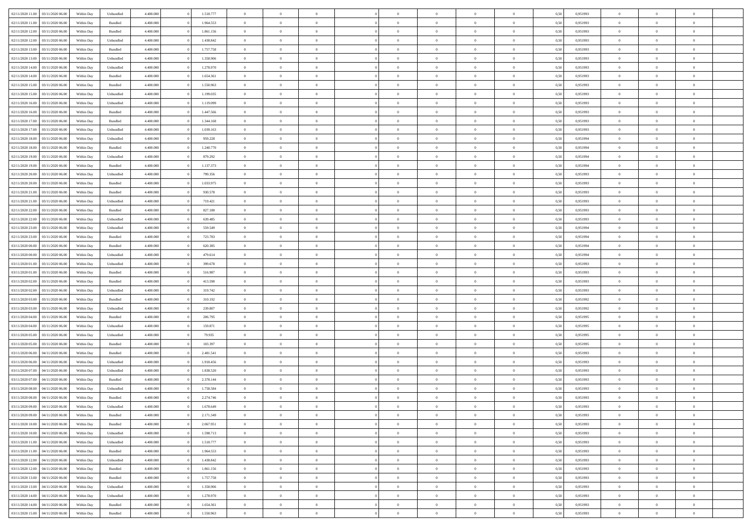| | | | | | | | | | | | | | | | | | | | | |
|---|---|---|---|---|---|---|---|---|---|---|---|---|---|---|---|---|---|---|---|---|
| 02/11/2020 11:00 | 03/11/2020 06:00 | Within Day | Unbundled | 4.400.000 | 0 | 1.518.777 | 0 | 0 | 0 | | 0 | 0 | 0 | 0 | 0,50 | 0,951993 | 0 | 0 | 0 | |
| 02/11/2020 11:00 | 03/11/2020 06:00 | Within Day | Bundled | 4.400.000 | 0 | 1.964.553 | 0 | 0 | 0 | | 0 | 0 | 0 | 0 | 0,50 | 0,951993 | 0 | 0 | 0 | |
| 02/11/2020 12:00 | 03/11/2020 06:00 | Within Day | Bundled | 4.400.000 | 0 | 1.861.156 | 0 | 0 | 0 | | 0 | 0 | 0 | 0 | 0,50 | 0,951993 | 0 | 0 | 0 | |
| 02/11/2020 12:00 | 03/11/2020 06:00 | Within Day | Unbundled | 4.400.000 | 0 | 1.438.842 | 0 | 0 | 0 | | 0 | 0 | 0 | 0 | 0,50 | 0,951993 | 0 | 0 | 0 | |
| 02/11/2020 13:00 | 03/11/2020 06:00 | Within Day | Bundled | 4.400.000 | 0 | 1.757.758 | 0 | 0 | 0 | | 0 | 0 | 0 | 0 | 0,50 | 0,951993 | 0 | 0 | 0 | |
| 02/11/2020 13:00 | 03/11/2020 06:00 | Within Day | Unbundled | 4.400.000 | 0 | 1.358.906 | 0 | 0 | 0 | | 0 | 0 | 0 | 0 | 0,50 | 0,951993 | 0 | 0 | 0 | |
| 02/11/2020 14:00 | 03/11/2020 06:00 | Within Day | Unbundled | 4.400.000 | 0 | 1.278.970 | 0 | 0 | 0 | | 0 | 0 | 0 | 0 | 0,50 | 0,951993 | 0 | 0 | 0 | |
| 02/11/2020 14:00 | 03/11/2020 06:00 | Within Day | Bundled | 4.400.000 | 0 | 1.654.361 | 0 | 0 | 0 | | 0 | 0 | 0 | 0 | 0,50 | 0,951993 | 0 | 0 | 0 | |
| 02/11/2020 15:00 | 03/11/2020 06:00 | Within Day | Bundled | 4.400.000 | 0 | 1.550.963 | 0 | 0 | 0 | | 0 | 0 | 0 | 0 | 0,50 | 0,951993 | 0 | 0 | 0 | |
| 02/11/2020 15:00 | 03/11/2020 06:00 | Within Day | Unbundled | 4.400.000 | 0 | 1.199.035 | 0 | 0 | 0 | | 0 | 0 | 0 | 0 | 0,50 | 0,951993 | 0 | 0 | 0 | |
| 02/11/2020 16:00 | 03/11/2020 06:00 | Within Day | Unbundled | 4.400.000 | 0 | 1.119.099 | 0 | 0 | 0 | | 0 | 0 | 0 | 0 | 0,50 | 0,951993 | 0 | 0 | 0 | |
| 02/11/2020 16:00 | 03/11/2020 06:00 | Within Day | Bundled | 4.400.000 | 0 | 1.447.566 | 0 | 0 | 0 | | 0 | 0 | 0 | 0 | 0,50 | 0,951993 | 0 | 0 | 0 | |
| 02/11/2020 17:00 | 03/11/2020 06:00 | Within Day | Bundled | 4.400.000 | 0 | 1.344.168 | 0 | 0 | 0 | | 0 | 0 | 0 | 0 | 0,50 | 0,951993 | 0 | 0 | 0 | |
| 02/11/2020 17:00 | 03/11/2020 06:00 | Within Day | Unbundled | 4.400.000 | 0 | 1.039.163 | 0 | 0 | 0 | | 0 | 0 | 0 | 0 | 0,50 | 0,951993 | 0 | 0 | 0 | |
| 02/11/2020 18:00 | 03/11/2020 06:00 | Within Day | Unbundled | 4.400.000 | 0 | 959.228 | 0 | 0 | 0 | | 0 | 0 | 0 | 0 | 0,50 | 0,951994 | 0 | 0 | 0 | |
| 02/11/2020 18:00 | 03/11/2020 06:00 | Within Day | Bundled | 4.400.000 | 0 | 1.240.770 | 0 | 0 | 0 | | 0 | 0 | 0 | 0 | 0,50 | 0,951994 | 0 | 0 | 0 | |
| 02/11/2020 19:00 | 03/11/2020 06:00 | Within Day | Unbundled | 4.400.000 | 0 | 879.292 | 0 | 0 | 0 | | 0 | 0 | 0 | 0 | 0,50 | 0,951994 | 0 | 0 | 0 | |
| 02/11/2020 19:00 | 03/11/2020 06:00 | Within Day | Bundled | 4.400.000 | 0 | 1.137.373 | 0 | 0 | 0 | | 0 | 0 | 0 | 0 | 0,50 | 0,951994 | 0 | 0 | 0 | |
| 02/11/2020 20:00 | 03/11/2020 06:00 | Within Day | Unbundled | 4.400.000 | 0 | 799.356 | 0 | 0 | 0 | | 0 | 0 | 0 | 0 | 0,50 | 0,951993 | 0 | 0 | 0 | |
| 02/11/2020 20:00 | 03/11/2020 06:00 | Within Day | Bundled | 4.400.000 | 0 | 1.033.975 | 0 | 0 | 0 | | 0 | 0 | 0 | 0 | 0,50 | 0,951993 | 0 | 0 | 0 | |
| 02/11/2020 21:00 | 03/11/2020 06:00 | Within Day | Bundled | 4.400.000 | 0 | 930.578 | 0 | 0 | 0 | | 0 | 0 | 0 | 0 | 0,50 | 0,951993 | 0 | 0 | 0 | |
| 02/11/2020 21:00 | 03/11/2020 06:00 | Within Day | Unbundled | 4.400.000 | 0 | 719.421 | 0 | 0 | 0 | | 0 | 0 | 0 | 0 | 0,50 | 0,951993 | 0 | 0 | 0 | |
| 02/11/2020 22:00 | 03/11/2020 06:00 | Within Day | Bundled | 4.400.000 | 0 | 827.180 | 0 | 0 | 0 | | 0 | 0 | 0 | 0 | 0,50 | 0,951993 | 0 | 0 | 0 | |
| 02/11/2020 22:00 | 03/11/2020 06:00 | Within Day | Unbundled | 4.400.000 | 0 | 639.485 | 0 | 0 | 0 | | 0 | 0 | 0 | 0 | 0,50 | 0,951993 | 0 | 0 | 0 | |
| 02/11/2020 23:00 | 03/11/2020 06:00 | Within Day | Unbundled | 4.400.000 | 0 | 559.549 | 0 | 0 | 0 | | 0 | 0 | 0 | 0 | 0,50 | 0,951994 | 0 | 0 | 0 | |
| 02/11/2020 23:00 | 03/11/2020 06:00 | Within Day | Bundled | 4.400.000 | 0 | 723.783 | 0 | 0 | 0 | | 0 | 0 | 0 | 0 | 0,50 | 0,951994 | 0 | 0 | 0 | |
| 03/11/2020 00:00 | 03/11/2020 06:00 | Within Day | Bundled | 4.400.000 | 0 | 620.385 | 0 | 0 | 0 | | 0 | 0 | 0 | 0 | 0,50 | 0,951994 | 0 | 0 | 0 | |
| 03/11/2020 00:00 | 03/11/2020 06:00 | Within Day | Unbundled | 4.400.000 | 0 | 479.614 | 0 | 0 | 0 | | 0 | 0 | 0 | 0 | 0,50 | 0,951994 | 0 | 0 | 0 | |
| 03/11/2020 01:00 | 03/11/2020 06:00 | Within Day | Unbundled | 4.400.000 | 0 | 399.678 | 0 | 0 | 0 | | 0 | 0 | 0 | 0 | 0,50 | 0,951993 | 0 | 0 | 0 | |
| 03/11/2020 01:00 | 03/11/2020 06:00 | Within Day | Bundled | 4.400.000 | 0 | 516.987 | 0 | 0 | 0 | | 0 | 0 | 0 | 0 | 0,50 | 0,951993 | 0 | 0 | 0 | |
| 03/11/2020 02:00 | 03/11/2020 06:00 | Within Day | Bundled | 4.400.000 | 0 | 413.590 | 0 | 0 | 0 | | 0 | 0 | 0 | 0 | 0,50 | 0,951993 | 0 | 0 | 0 | |
| 03/11/2020 02:00 | 03/11/2020 06:00 | Within Day | Unbundled | 4.400.000 | 0 | 319.742 | 0 | 0 | 0 | | 0 | 0 | 0 | 0 | 0,50 | 0,951993 | 0 | 0 | 0 | |
| 03/11/2020 03:00 | 03/11/2020 06:00 | Within Day | Bundled | 4.400.000 | 0 | 310.192 | 0 | 0 | 0 | | 0 | 0 | 0 | 0 | 0,50 | 0,951992 | 0 | 0 | 0 | |
| 03/11/2020 03:00 | 03/11/2020 06:00 | Within Day | Unbundled | 4.400.000 | 0 | 239.807 | 0 | 0 | 0 | | 0 | 0 | 0 | 0 | 0,50 | 0,951992 | 0 | 0 | 0 | |
| 03/11/2020 04:00 | 03/11/2020 06:00 | Within Day | Bundled | 4.400.000 | 0 | 206.795 | 0 | 0 | 0 | | 0 | 0 | 0 | 0 | 0,50 | 0,951995 | 0 | 0 | 0 | |
| 03/11/2020 04:00 | 03/11/2020 06:00 | Within Day | Unbundled | 4.400.000 | 0 | 159.871 | 0 | 0 | 0 | | 0 | 0 | 0 | 0 | 0,50 | 0,951995 | 0 | 0 | 0 | |
| 03/11/2020 05:00 | 03/11/2020 06:00 | Within Day | Unbundled | 4.400.000 | 0 | 79.935 | 0 | 0 | 0 | | 0 | 0 | 0 | 0 | 0,50 | 0,951995 | 0 | 0 | 0 | |
| 03/11/2020 05:00 | 03/11/2020 06:00 | Within Day | Bundled | 4.400.000 | 0 | 103.397 | 0 | 0 | 0 | | 0 | 0 | 0 | 0 | 0,50 | 0,951995 | 0 | 0 | 0 | |
| 03/11/2020 06:00 | 04/11/2020 06:00 | Within Day | Bundled | 4.400.000 | 0 | 2.481.541 | 0 | 0 | 0 | | 0 | 0 | 0 | 0 | 0,50 | 0,951993 | 0 | 0 | 0 | |
| 03/11/2020 06:00 | 04/11/2020 06:00 | Within Day | Unbundled | 4.400.000 | 0 | 1.918.456 | 0 | 0 | 0 | | 0 | 0 | 0 | 0 | 0,50 | 0,951993 | 0 | 0 | 0 | |
| 03/11/2020 07:00 | 04/11/2020 06:00 | Within Day | Unbundled | 4.400.000 | 0 | 1.838.520 | 0 | 0 | 0 | | 0 | 0 | 0 | 0 | 0,50 | 0,951993 | 0 | 0 | 0 | |
| 03/11/2020 07:00 | 04/11/2020 06:00 | Within Day | Bundled | 4.400.000 | 0 | 2.378.144 | 0 | 0 | 0 | | 0 | 0 | 0 | 0 | 0,50 | 0,951993 | 0 | 0 | 0 | |
| 03/11/2020 08:00 | 04/11/2020 06:00 | Within Day | Unbundled | 4.400.000 | 0 | 1.758.584 | 0 | 0 | 0 | | 0 | 0 | 0 | 0 | 0,50 | 0,951993 | 0 | 0 | 0 | |
| 03/11/2020 08:00 | 04/11/2020 06:00 | Within Day | Bundled | 4.400.000 | 0 | 2.274.746 | 0 | 0 | 0 | | 0 | 0 | 0 | 0 | 0,50 | 0,951993 | 0 | 0 | 0 | |
| 03/11/2020 09:00 | 04/11/2020 06:00 | Within Day | Unbundled | 4.400.000 | 0 | 1.678.649 | 0 | 0 | 0 | | 0 | 0 | 0 | 0 | 0,50 | 0,951993 | 0 | 0 | 0 | |
| 03/11/2020 09:00 | 04/11/2020 06:00 | Within Day | Bundled | 4.400.000 | 0 | 2.171.349 | 0 | 0 | 0 | | 0 | 0 | 0 | 0 | 0,50 | 0,951993 | 0 | 0 | 0 | |
| 03/11/2020 10:00 | 04/11/2020 06:00 | Within Day | Bundled | 4.400.000 | 0 | 2.067.951 | 0 | 0 | 0 | | 0 | 0 | 0 | 0 | 0,50 | 0,951993 | 0 | 0 | 0 | |
| 03/11/2020 10:00 | 04/11/2020 06:00 | Within Day | Unbundled | 4.400.000 | 0 | 1.598.713 | 0 | 0 | 0 | | 0 | 0 | 0 | 0 | 0,50 | 0,951993 | 0 | 0 | 0 | |
| 03/11/2020 11:00 | 04/11/2020 06:00 | Within Day | Unbundled | 4.400.000 | 0 | 1.518.777 | 0 | 0 | 0 | | 0 | 0 | 0 | 0 | 0,50 | 0,951993 | 0 | 0 | 0 | |
| 03/11/2020 11:00 | 04/11/2020 06:00 | Within Day | Bundled | 4.400.000 | 0 | 1.964.553 | 0 | 0 | 0 | | 0 | 0 | 0 | 0 | 0,50 | 0,951993 | 0 | 0 | 0 | |
| 03/11/2020 12:00 | 04/11/2020 06:00 | Within Day | Unbundled | 4.400.000 | 0 | 1.438.842 | 0 | 0 | 0 | | 0 | 0 | 0 | 0 | 0,50 | 0,951993 | 0 | 0 | 0 | |
| 03/11/2020 12:00 | 04/11/2020 06:00 | Within Day | Bundled | 4.400.000 | 0 | 1.861.156 | 0 | 0 | 0 | | 0 | 0 | 0 | 0 | 0,50 | 0,951993 | 0 | 0 | 0 | |
| 03/11/2020 13:00 | 04/11/2020 06:00 | Within Day | Bundled | 4.400.000 | 0 | 1.757.758 | 0 | 0 | 0 | | 0 | 0 | 0 | 0 | 0,50 | 0,951993 | 0 | 0 | 0 | |
| 03/11/2020 13:00 | 04/11/2020 06:00 | Within Day | Unbundled | 4.400.000 | 0 | 1.358.906 | 0 | 0 | 0 | | 0 | 0 | 0 | 0 | 0,50 | 0,951993 | 0 | 0 | 0 | |
| 03/11/2020 14:00 | 04/11/2020 06:00 | Within Day | Unbundled | 4.400.000 | 0 | 1.278.970 | 0 | 0 | 0 | | 0 | 0 | 0 | 0 | 0,50 | 0,951993 | 0 | 0 | 0 | |
| 03/11/2020 14:00 | 04/11/2020 06:00 | Within Day | Bundled | 4.400.000 | 0 | 1.654.361 | 0 | 0 | 0 | | 0 | 0 | 0 | 0 | 0,50 | 0,951993 | 0 | 0 | 0 | |
| 03/11/2020 15:00 | 04/11/2020 06:00 | Within Day | Bundled | 4.400.000 | 0 | 1.550.963 | 0 | 0 | 0 | | 0 | 0 | 0 | 0 | 0,50 | 0,951993 | 0 | 0 | 0 | |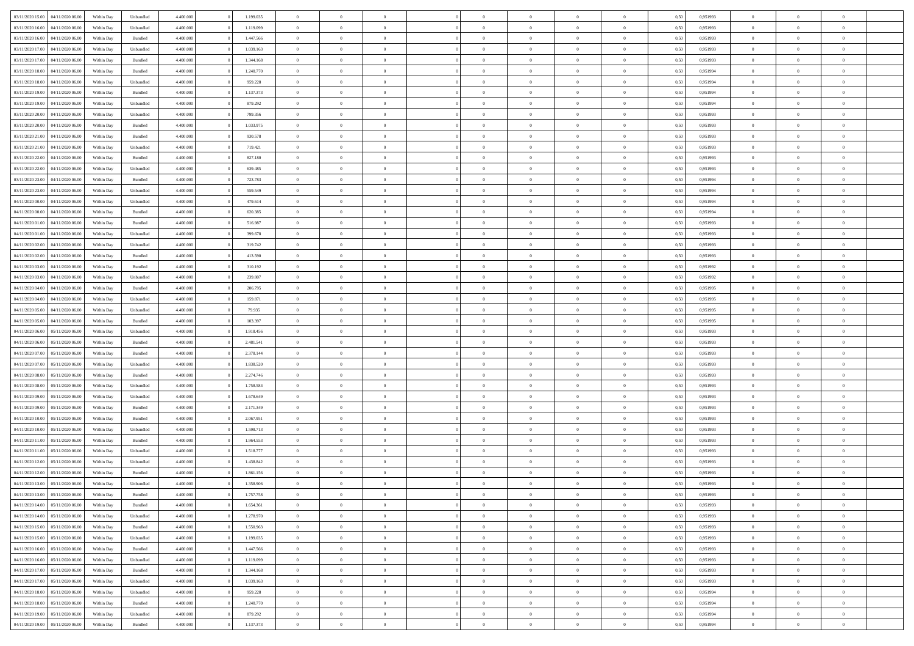| | | | | | | | | | | | | | | | | | | | | | |
|---|---|---|---|---|---|---|---|---|---|---|---|---|---|---|---|---|---|---|---|---|---|
| 03/11/2020 15.00 | 04/11/2020 06.00 | Within Day | Unbundled | 4.400.000 | 0 | 1.199.035 | 0 | 0 | 0 | | 0 | 0 | 0 | 0 | 0,50 | 0,951993 | 0 | 0 | 0 | |
| 03/11/2020 16.00 | 04/11/2020 06.00 | Within Day | Unbundled | 4.400.000 | 0 | 1.119.099 | 0 | 0 | 0 | | 0 | 0 | 0 | 0 | 0,50 | 0,951993 | 0 | 0 | 0 | |
| 03/11/2020 16.00 | 04/11/2020 06.00 | Within Day | Bundled | 4.400.000 | 0 | 1.447.566 | 0 | 0 | 0 | | 0 | 0 | 0 | 0 | 0,50 | 0,951993 | 0 | 0 | 0 | |
| 03/11/2020 17.00 | 04/11/2020 06.00 | Within Day | Unbundled | 4.400.000 | 0 | 1.039.163 | 0 | 0 | 0 | | 0 | 0 | 0 | 0 | 0,50 | 0,951993 | 0 | 0 | 0 | |
| 03/11/2020 17.00 | 04/11/2020 06.00 | Within Day | Bundled | 4.400.000 | 0 | 1.344.168 | 0 | 0 | 0 | | 0 | 0 | 0 | 0 | 0,50 | 0,951993 | 0 | 0 | 0 | |
| 03/11/2020 18.00 | 04/11/2020 06.00 | Within Day | Bundled | 4.400.000 | 0 | 1.240.770 | 0 | 0 | 0 | | 0 | 0 | 0 | 0 | 0,50 | 0,951994 | 0 | 0 | 0 | |
| 03/11/2020 18.00 | 04/11/2020 06.00 | Within Day | Unbundled | 4.400.000 | 0 | 959.228 | 0 | 0 | 0 | | 0 | 0 | 0 | 0 | 0,50 | 0,951994 | 0 | 0 | 0 | |
| 03/11/2020 19.00 | 04/11/2020 06.00 | Within Day | Bundled | 4.400.000 | 0 | 1.137.373 | 0 | 0 | 0 | | 0 | 0 | 0 | 0 | 0,50 | 0,951994 | 0 | 0 | 0 | |
| 03/11/2020 19.00 | 04/11/2020 06.00 | Within Day | Unbundled | 4.400.000 | 0 | 879.292 | 0 | 0 | 0 | | 0 | 0 | 0 | 0 | 0,50 | 0,951994 | 0 | 0 | 0 | |
| 03/11/2020 20.00 | 04/11/2020 06.00 | Within Day | Unbundled | 4.400.000 | 0 | 799.356 | 0 | 0 | 0 | | 0 | 0 | 0 | 0 | 0,50 | 0,951993 | 0 | 0 | 0 | |
| 03/11/2020 20.00 | 04/11/2020 06.00 | Within Day | Bundled | 4.400.000 | 0 | 1.033.975 | 0 | 0 | 0 | | 0 | 0 | 0 | 0 | 0,50 | 0,951993 | 0 | 0 | 0 | |
| 03/11/2020 21.00 | 04/11/2020 06.00 | Within Day | Bundled | 4.400.000 | 0 | 930.578 | 0 | 0 | 0 | | 0 | 0 | 0 | 0 | 0,50 | 0,951993 | 0 | 0 | 0 | |
| 03/11/2020 21.00 | 04/11/2020 06.00 | Within Day | Unbundled | 4.400.000 | 0 | 719.421 | 0 | 0 | 0 | | 0 | 0 | 0 | 0 | 0,50 | 0,951993 | 0 | 0 | 0 | |
| 03/11/2020 22.00 | 04/11/2020 06.00 | Within Day | Bundled | 4.400.000 | 0 | 827.180 | 0 | 0 | 0 | | 0 | 0 | 0 | 0 | 0,50 | 0,951993 | 0 | 0 | 0 | |
| 03/11/2020 22.00 | 04/11/2020 06.00 | Within Day | Unbundled | 4.400.000 | 0 | 639.485 | 0 | 0 | 0 | | 0 | 0 | 0 | 0 | 0,50 | 0,951993 | 0 | 0 | 0 | |
| 03/11/2020 23.00 | 04/11/2020 06.00 | Within Day | Bundled | 4.400.000 | 0 | 723.783 | 0 | 0 | 0 | | 0 | 0 | 0 | 0 | 0,50 | 0,951994 | 0 | 0 | 0 | |
| 03/11/2020 23.00 | 04/11/2020 06.00 | Within Day | Unbundled | 4.400.000 | 0 | 559.549 | 0 | 0 | 0 | | 0 | 0 | 0 | 0 | 0,50 | 0,951994 | 0 | 0 | 0 | |
| 04/11/2020 00.00 | 04/11/2020 06.00 | Within Day | Unbundled | 4.400.000 | 0 | 479.614 | 0 | 0 | 0 | | 0 | 0 | 0 | 0 | 0,50 | 0,951994 | 0 | 0 | 0 | |
| 04/11/2020 00.00 | 04/11/2020 06.00 | Within Day | Bundled | 4.400.000 | 0 | 620.385 | 0 | 0 | 0 | | 0 | 0 | 0 | 0 | 0,50 | 0,951994 | 0 | 0 | 0 | |
| 04/11/2020 01.00 | 04/11/2020 06.00 | Within Day | Bundled | 4.400.000 | 0 | 516.987 | 0 | 0 | 0 | | 0 | 0 | 0 | 0 | 0,50 | 0,951993 | 0 | 0 | 0 | |
| 04/11/2020 01.00 | 04/11/2020 06.00 | Within Day | Unbundled | 4.400.000 | 0 | 399.678 | 0 | 0 | 0 | | 0 | 0 | 0 | 0 | 0,50 | 0,951993 | 0 | 0 | 0 | |
| 04/11/2020 02.00 | 04/11/2020 06.00 | Within Day | Unbundled | 4.400.000 | 0 | 319.742 | 0 | 0 | 0 | | 0 | 0 | 0 | 0 | 0,50 | 0,951993 | 0 | 0 | 0 | |
| 04/11/2020 02.00 | 04/11/2020 06.00 | Within Day | Bundled | 4.400.000 | 0 | 413.590 | 0 | 0 | 0 | | 0 | 0 | 0 | 0 | 0,50 | 0,951993 | 0 | 0 | 0 | |
| 04/11/2020 03.00 | 04/11/2020 06.00 | Within Day | Bundled | 4.400.000 | 0 | 310.192 | 0 | 0 | 0 | | 0 | 0 | 0 | 0 | 0,50 | 0,951992 | 0 | 0 | 0 | |
| 04/11/2020 03.00 | 04/11/2020 06.00 | Within Day | Unbundled | 4.400.000 | 0 | 239.807 | 0 | 0 | 0 | | 0 | 0 | 0 | 0 | 0,50 | 0,951992 | 0 | 0 | 0 | |
| 04/11/2020 04.00 | 04/11/2020 06.00 | Within Day | Bundled | 4.400.000 | 0 | 206.795 | 0 | 0 | 0 | | 0 | 0 | 0 | 0 | 0,50 | 0,951995 | 0 | 0 | 0 | |
| 04/11/2020 04.00 | 04/11/2020 06.00 | Within Day | Unbundled | 4.400.000 | 0 | 159.871 | 0 | 0 | 0 | | 0 | 0 | 0 | 0 | 0,50 | 0,951995 | 0 | 0 | 0 | |
| 04/11/2020 05.00 | 04/11/2020 06.00 | Within Day | Unbundled | 4.400.000 | 0 | 79.935 | 0 | 0 | 0 | | 0 | 0 | 0 | 0 | 0,50 | 0,951995 | 0 | 0 | 0 | |
| 04/11/2020 05.00 | 04/11/2020 06.00 | Within Day | Bundled | 4.400.000 | 0 | 103.397 | 0 | 0 | 0 | | 0 | 0 | 0 | 0 | 0,50 | 0,951995 | 0 | 0 | 0 | |
| 04/11/2020 06.00 | 05/11/2020 06.00 | Within Day | Unbundled | 4.400.000 | 0 | 1.918.456 | 0 | 0 | 0 | | 0 | 0 | 0 | 0 | 0,50 | 0,951993 | 0 | 0 | 0 | |
| 04/11/2020 06.00 | 05/11/2020 06.00 | Within Day | Bundled | 4.400.000 | 0 | 2.481.541 | 0 | 0 | 0 | | 0 | 0 | 0 | 0 | 0,50 | 0,951993 | 0 | 0 | 0 | |
| 04/11/2020 07.00 | 05/11/2020 06.00 | Within Day | Bundled | 4.400.000 | 0 | 2.378.144 | 0 | 0 | 0 | | 0 | 0 | 0 | 0 | 0,50 | 0,951993 | 0 | 0 | 0 | |
| 04/11/2020 07.00 | 05/11/2020 06.00 | Within Day | Unbundled | 4.400.000 | 0 | 1.838.520 | 0 | 0 | 0 | | 0 | 0 | 0 | 0 | 0,50 | 0,951993 | 0 | 0 | 0 | |
| 04/11/2020 08.00 | 05/11/2020 06.00 | Within Day | Bundled | 4.400.000 | 0 | 2.274.746 | 0 | 0 | 0 | | 0 | 0 | 0 | 0 | 0,50 | 0,951993 | 0 | 0 | 0 | |
| 04/11/2020 08.00 | 05/11/2020 06.00 | Within Day | Unbundled | 4.400.000 | 0 | 1.758.584 | 0 | 0 | 0 | | 0 | 0 | 0 | 0 | 0,50 | 0,951993 | 0 | 0 | 0 | |
| 04/11/2020 09.00 | 05/11/2020 06.00 | Within Day | Unbundled | 4.400.000 | 0 | 1.678.649 | 0 | 0 | 0 | | 0 | 0 | 0 | 0 | 0,50 | 0,951993 | 0 | 0 | 0 | |
| 04/11/2020 09.00 | 05/11/2020 06.00 | Within Day | Bundled | 4.400.000 | 0 | 2.171.349 | 0 | 0 | 0 | | 0 | 0 | 0 | 0 | 0,50 | 0,951993 | 0 | 0 | 0 | |
| 04/11/2020 10.00 | 05/11/2020 06.00 | Within Day | Bundled | 4.400.000 | 0 | 2.067.951 | 0 | 0 | 0 | | 0 | 0 | 0 | 0 | 0,50 | 0,951993 | 0 | 0 | 0 | |
| 04/11/2020 10.00 | 05/11/2020 06.00 | Within Day | Unbundled | 4.400.000 | 0 | 1.598.713 | 0 | 0 | 0 | | 0 | 0 | 0 | 0 | 0,50 | 0,951993 | 0 | 0 | 0 | |
| 04/11/2020 11.00 | 05/11/2020 06.00 | Within Day | Bundled | 4.400.000 | 0 | 1.964.553 | 0 | 0 | 0 | | 0 | 0 | 0 | 0 | 0,50 | 0,951993 | 0 | 0 | 0 | |
| 04/11/2020 11.00 | 05/11/2020 06.00 | Within Day | Unbundled | 4.400.000 | 0 | 1.518.777 | 0 | 0 | 0 | | 0 | 0 | 0 | 0 | 0,50 | 0,951993 | 0 | 0 | 0 | |
| 04/11/2020 12.00 | 05/11/2020 06.00 | Within Day | Unbundled | 4.400.000 | 0 | 1.438.842 | 0 | 0 | 0 | | 0 | 0 | 0 | 0 | 0,50 | 0,951993 | 0 | 0 | 0 | |
| 04/11/2020 12.00 | 05/11/2020 06.00 | Within Day | Bundled | 4.400.000 | 0 | 1.861.156 | 0 | 0 | 0 | | 0 | 0 | 0 | 0 | 0,50 | 0,951993 | 0 | 0 | 0 | |
| 04/11/2020 13.00 | 05/11/2020 06.00 | Within Day | Unbundled | 4.400.000 | 0 | 1.358.906 | 0 | 0 | 0 | | 0 | 0 | 0 | 0 | 0,50 | 0,951993 | 0 | 0 | 0 | |
| 04/11/2020 13.00 | 05/11/2020 06.00 | Within Day | Bundled | 4.400.000 | 0 | 1.757.758 | 0 | 0 | 0 | | 0 | 0 | 0 | 0 | 0,50 | 0,951993 | 0 | 0 | 0 | |
| 04/11/2020 14.00 | 05/11/2020 06.00 | Within Day | Bundled | 4.400.000 | 0 | 1.654.361 | 0 | 0 | 0 | | 0 | 0 | 0 | 0 | 0,50 | 0,951993 | 0 | 0 | 0 | |
| 04/11/2020 14.00 | 05/11/2020 06.00 | Within Day | Unbundled | 4.400.000 | 0 | 1.278.970 | 0 | 0 | 0 | | 0 | 0 | 0 | 0 | 0,50 | 0,951993 | 0 | 0 | 0 | |
| 04/11/2020 15.00 | 05/11/2020 06.00 | Within Day | Bundled | 4.400.000 | 0 | 1.550.963 | 0 | 0 | 0 | | 0 | 0 | 0 | 0 | 0,50 | 0,951993 | 0 | 0 | 0 | |
| 04/11/2020 15.00 | 05/11/2020 06.00 | Within Day | Unbundled | 4.400.000 | 0 | 1.199.035 | 0 | 0 | 0 | | 0 | 0 | 0 | 0 | 0,50 | 0,951993 | 0 | 0 | 0 | |
| 04/11/2020 16.00 | 05/11/2020 06.00 | Within Day | Bundled | 4.400.000 | 0 | 1.447.566 | 0 | 0 | 0 | | 0 | 0 | 0 | 0 | 0,50 | 0,951993 | 0 | 0 | 0 | |
| 04/11/2020 16.00 | 05/11/2020 06.00 | Within Day | Unbundled | 4.400.000 | 0 | 1.119.099 | 0 | 0 | 0 | | 0 | 0 | 0 | 0 | 0,50 | 0,951993 | 0 | 0 | 0 | |
| 04/11/2020 17.00 | 05/11/2020 06.00 | Within Day | Bundled | 4.400.000 | 0 | 1.344.168 | 0 | 0 | 0 | | 0 | 0 | 0 | 0 | 0,50 | 0,951993 | 0 | 0 | 0 | |
| 04/11/2020 17.00 | 05/11/2020 06.00 | Within Day | Unbundled | 4.400.000 | 0 | 1.039.163 | 0 | 0 | 0 | | 0 | 0 | 0 | 0 | 0,50 | 0,951993 | 0 | 0 | 0 | |
| 04/11/2020 18.00 | 05/11/2020 06.00 | Within Day | Unbundled | 4.400.000 | 0 | 959.228 | 0 | 0 | 0 | | 0 | 0 | 0 | 0 | 0,50 | 0,951994 | 0 | 0 | 0 | |
| 04/11/2020 18.00 | 05/11/2020 06.00 | Within Day | Bundled | 4.400.000 | 0 | 1.240.770 | 0 | 0 | 0 | | 0 | 0 | 0 | 0 | 0,50 | 0,951994 | 0 | 0 | 0 | |
| 04/11/2020 19.00 | 05/11/2020 06.00 | Within Day | Unbundled | 4.400.000 | 0 | 879.292 | 0 | 0 | 0 | | 0 | 0 | 0 | 0 | 0,50 | 0,951994 | 0 | 0 | 0 | |
| 04/11/2020 19.00 | 05/11/2020 06.00 | Within Day | Bundled | 4.400.000 | 0 | 1.137.373 | 0 | 0 | 0 | | 0 | 0 | 0 | 0 | 0,50 | 0,951994 | 0 | 0 | 0 | |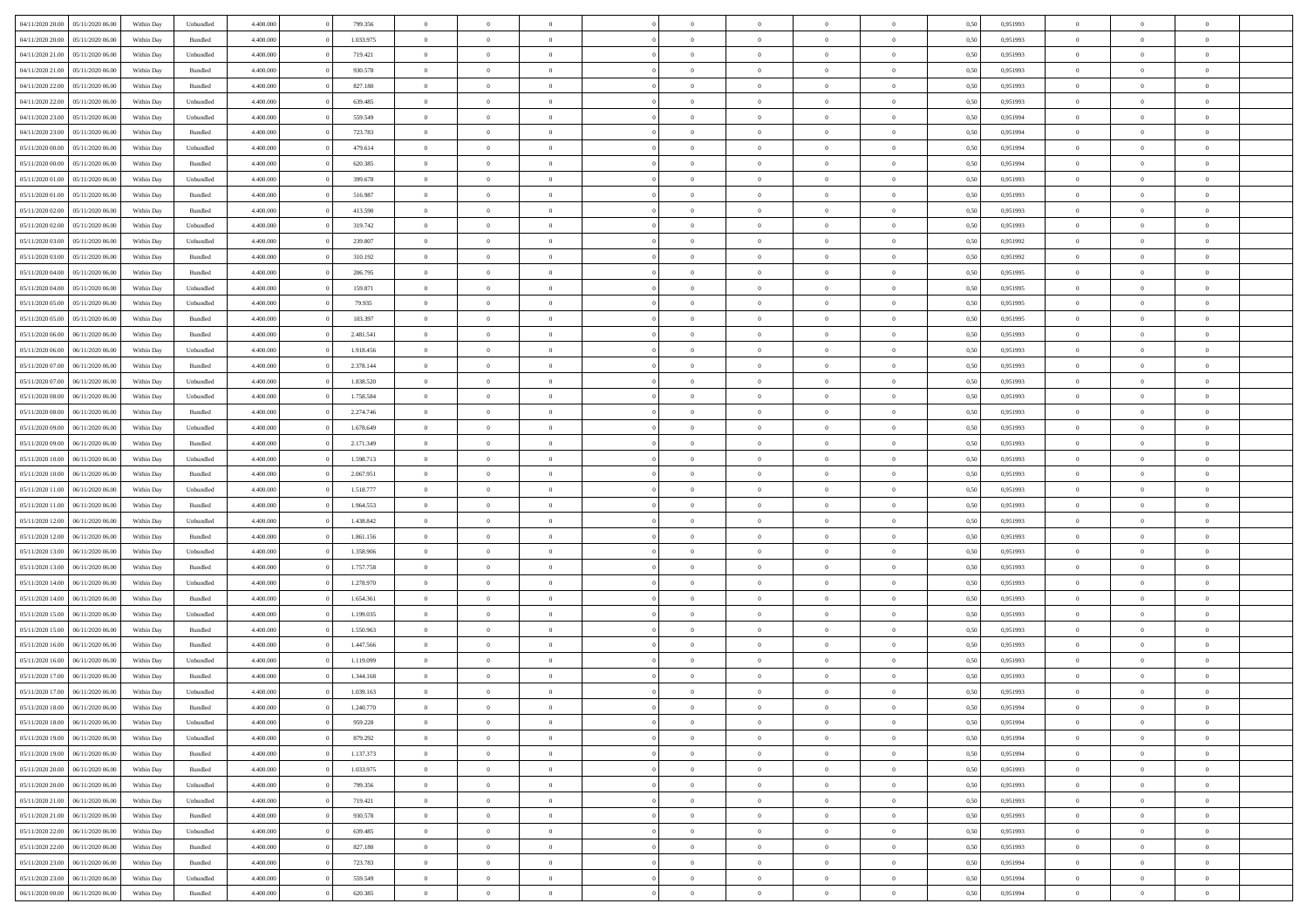| | | | | | | | | | | | | | | | | | | | | | |
|---|---|---|---|---|---|---|---|---|---|---|---|---|---|---|---|---|---|---|---|---|---|
| 04/11/2020 20.00 | 05/11/2020 06.00 | Within Day | Unbundled | 4.400.000 | 0 | 799.356 | 0 | 0 | 0 | | 0 | 0 | 0 | 0 | 0,50 | 0,951993 | 0 | 0 | 0 | |
| 04/11/2020 20.00 | 05/11/2020 06.00 | Within Day | Bundled | 4.400.000 | 0 | 1.033.975 | 0 | 0 | 0 | | 0 | 0 | 0 | 0 | 0,50 | 0,951993 | 0 | 0 | 0 | |
| 04/11/2020 21.00 | 05/11/2020 06.00 | Within Day | Unbundled | 4.400.000 | 0 | 719.421 | 0 | 0 | 0 | | 0 | 0 | 0 | 0 | 0,50 | 0,951993 | 0 | 0 | 0 | |
| 04/11/2020 21.00 | 05/11/2020 06.00 | Within Day | Bundled | 4.400.000 | 0 | 930.578 | 0 | 0 | 0 | | 0 | 0 | 0 | 0 | 0,50 | 0,951993 | 0 | 0 | 0 | |
| 04/11/2020 22.00 | 05/11/2020 06.00 | Within Day | Bundled | 4.400.000 | 0 | 827.180 | 0 | 0 | 0 | | 0 | 0 | 0 | 0 | 0,50 | 0,951993 | 0 | 0 | 0 | |
| 04/11/2020 22.00 | 05/11/2020 06.00 | Within Day | Unbundled | 4.400.000 | 0 | 639.485 | 0 | 0 | 0 | | 0 | 0 | 0 | 0 | 0,50 | 0,951993 | 0 | 0 | 0 | |
| 04/11/2020 23.00 | 05/11/2020 06.00 | Within Day | Unbundled | 4.400.000 | 0 | 559.549 | 0 | 0 | 0 | | 0 | 0 | 0 | 0 | 0,50 | 0,951994 | 0 | 0 | 0 | |
| 04/11/2020 23.00 | 05/11/2020 06.00 | Within Day | Bundled | 4.400.000 | 0 | 723.783 | 0 | 0 | 0 | | 0 | 0 | 0 | 0 | 0,50 | 0,951994 | 0 | 0 | 0 | |
| 05/11/2020 00.00 | 05/11/2020 06.00 | Within Day | Unbundled | 4.400.000 | 0 | 479.614 | 0 | 0 | 0 | | 0 | 0 | 0 | 0 | 0,50 | 0,951994 | 0 | 0 | 0 | |
| 05/11/2020 00.00 | 05/11/2020 06.00 | Within Day | Bundled | 4.400.000 | 0 | 620.385 | 0 | 0 | 0 | | 0 | 0 | 0 | 0 | 0,50 | 0,951994 | 0 | 0 | 0 | |
| 05/11/2020 01.00 | 05/11/2020 06.00 | Within Day | Unbundled | 4.400.000 | 0 | 399.678 | 0 | 0 | 0 | | 0 | 0 | 0 | 0 | 0,50 | 0,951993 | 0 | 0 | 0 | |
| 05/11/2020 01.00 | 05/11/2020 06.00 | Within Day | Bundled | 4.400.000 | 0 | 516.987 | 0 | 0 | 0 | | 0 | 0 | 0 | 0 | 0,50 | 0,951993 | 0 | 0 | 0 | |
| 05/11/2020 02.00 | 05/11/2020 06.00 | Within Day | Bundled | 4.400.000 | 0 | 413.590 | 0 | 0 | 0 | | 0 | 0 | 0 | 0 | 0,50 | 0,951993 | 0 | 0 | 0 | |
| 05/11/2020 02.00 | 05/11/2020 06.00 | Within Day | Unbundled | 4.400.000 | 0 | 319.742 | 0 | 0 | 0 | | 0 | 0 | 0 | 0 | 0,50 | 0,951993 | 0 | 0 | 0 | |
| 05/11/2020 03.00 | 05/11/2020 06.00 | Within Day | Unbundled | 4.400.000 | 0 | 239.807 | 0 | 0 | 0 | | 0 | 0 | 0 | 0 | 0,50 | 0,951992 | 0 | 0 | 0 | |
| 05/11/2020 03.00 | 05/11/2020 06.00 | Within Day | Bundled | 4.400.000 | 0 | 310.192 | 0 | 0 | 0 | | 0 | 0 | 0 | 0 | 0,50 | 0,951992 | 0 | 0 | 0 | |
| 05/11/2020 04.00 | 05/11/2020 06.00 | Within Day | Bundled | 4.400.000 | 0 | 206.795 | 0 | 0 | 0 | | 0 | 0 | 0 | 0 | 0,50 | 0,951995 | 0 | 0 | 0 | |
| 05/11/2020 04.00 | 05/11/2020 06.00 | Within Day | Unbundled | 4.400.000 | 0 | 159.871 | 0 | 0 | 0 | | 0 | 0 | 0 | 0 | 0,50 | 0,951995 | 0 | 0 | 0 | |
| 05/11/2020 05.00 | 05/11/2020 06.00 | Within Day | Unbundled | 4.400.000 | 0 | 79.935 | 0 | 0 | 0 | | 0 | 0 | 0 | 0 | 0,50 | 0,951995 | 0 | 0 | 0 | |
| 05/11/2020 05.00 | 05/11/2020 06.00 | Within Day | Bundled | 4.400.000 | 0 | 103.397 | 0 | 0 | 0 | | 0 | 0 | 0 | 0 | 0,50 | 0,951995 | 0 | 0 | 0 | |
| 05/11/2020 06.00 | 06/11/2020 06.00 | Within Day | Bundled | 4.400.000 | 0 | 2.481.541 | 0 | 0 | 0 | | 0 | 0 | 0 | 0 | 0,50 | 0,951993 | 0 | 0 | 0 | |
| 05/11/2020 06.00 | 06/11/2020 06.00 | Within Day | Unbundled | 4.400.000 | 0 | 1.918.456 | 0 | 0 | 0 | | 0 | 0 | 0 | 0 | 0,50 | 0,951993 | 0 | 0 | 0 | |
| 05/11/2020 07.00 | 06/11/2020 06.00 | Within Day | Bundled | 4.400.000 | 0 | 2.378.144 | 0 | 0 | 0 | | 0 | 0 | 0 | 0 | 0,50 | 0,951993 | 0 | 0 | 0 | |
| 05/11/2020 07.00 | 06/11/2020 06.00 | Within Day | Unbundled | 4.400.000 | 0 | 1.838.520 | 0 | 0 | 0 | | 0 | 0 | 0 | 0 | 0,50 | 0,951993 | 0 | 0 | 0 | |
| 05/11/2020 08.00 | 06/11/2020 06.00 | Within Day | Unbundled | 4.400.000 | 0 | 1.758.584 | 0 | 0 | 0 | | 0 | 0 | 0 | 0 | 0,50 | 0,951993 | 0 | 0 | 0 | |
| 05/11/2020 08.00 | 06/11/2020 06.00 | Within Day | Bundled | 4.400.000 | 0 | 2.274.746 | 0 | 0 | 0 | | 0 | 0 | 0 | 0 | 0,50 | 0,951993 | 0 | 0 | 0 | |
| 05/11/2020 09.00 | 06/11/2020 06.00 | Within Day | Unbundled | 4.400.000 | 0 | 1.678.649 | 0 | 0 | 0 | | 0 | 0 | 0 | 0 | 0,50 | 0,951993 | 0 | 0 | 0 | |
| 05/11/2020 09.00 | 06/11/2020 06.00 | Within Day | Bundled | 4.400.000 | 0 | 2.171.349 | 0 | 0 | 0 | | 0 | 0 | 0 | 0 | 0,50 | 0,951993 | 0 | 0 | 0 | |
| 05/11/2020 10.00 | 06/11/2020 06.00 | Within Day | Unbundled | 4.400.000 | 0 | 1.598.713 | 0 | 0 | 0 | | 0 | 0 | 0 | 0 | 0,50 | 0,951993 | 0 | 0 | 0 | |
| 05/11/2020 10.00 | 06/11/2020 06.00 | Within Day | Bundled | 4.400.000 | 0 | 2.067.951 | 0 | 0 | 0 | | 0 | 0 | 0 | 0 | 0,50 | 0,951993 | 0 | 0 | 0 | |
| 05/11/2020 11.00 | 06/11/2020 06.00 | Within Day | Unbundled | 4.400.000 | 0 | 1.518.777 | 0 | 0 | 0 | | 0 | 0 | 0 | 0 | 0,50 | 0,951993 | 0 | 0 | 0 | |
| 05/11/2020 11.00 | 06/11/2020 06.00 | Within Day | Bundled | 4.400.000 | 0 | 1.964.553 | 0 | 0 | 0 | | 0 | 0 | 0 | 0 | 0,50 | 0,951993 | 0 | 0 | 0 | |
| 05/11/2020 12.00 | 06/11/2020 06.00 | Within Day | Unbundled | 4.400.000 | 0 | 1.438.842 | 0 | 0 | 0 | | 0 | 0 | 0 | 0 | 0,50 | 0,951993 | 0 | 0 | 0 | |
| 05/11/2020 12.00 | 06/11/2020 06.00 | Within Day | Bundled | 4.400.000 | 0 | 1.861.156 | 0 | 0 | 0 | | 0 | 0 | 0 | 0 | 0,50 | 0,951993 | 0 | 0 | 0 | |
| 05/11/2020 13.00 | 06/11/2020 06.00 | Within Day | Unbundled | 4.400.000 | 0 | 1.358.906 | 0 | 0 | 0 | | 0 | 0 | 0 | 0 | 0,50 | 0,951993 | 0 | 0 | 0 | |
| 05/11/2020 13.00 | 06/11/2020 06.00 | Within Day | Bundled | 4.400.000 | 0 | 1.757.758 | 0 | 0 | 0 | | 0 | 0 | 0 | 0 | 0,50 | 0,951993 | 0 | 0 | 0 | |
| 05/11/2020 14.00 | 06/11/2020 06.00 | Within Day | Unbundled | 4.400.000 | 0 | 1.278.970 | 0 | 0 | 0 | | 0 | 0 | 0 | 0 | 0,50 | 0,951993 | 0 | 0 | 0 | |
| 05/11/2020 14.00 | 06/11/2020 06.00 | Within Day | Bundled | 4.400.000 | 0 | 1.654.361 | 0 | 0 | 0 | | 0 | 0 | 0 | 0 | 0,50 | 0,951993 | 0 | 0 | 0 | |
| 05/11/2020 15.00 | 06/11/2020 06.00 | Within Day | Unbundled | 4.400.000 | 0 | 1.199.035 | 0 | 0 | 0 | | 0 | 0 | 0 | 0 | 0,50 | 0,951993 | 0 | 0 | 0 | |
| 05/11/2020 15.00 | 06/11/2020 06.00 | Within Day | Bundled | 4.400.000 | 0 | 1.550.963 | 0 | 0 | 0 | | 0 | 0 | 0 | 0 | 0,50 | 0,951993 | 0 | 0 | 0 | |
| 05/11/2020 16.00 | 06/11/2020 06.00 | Within Day | Bundled | 4.400.000 | 0 | 1.447.566 | 0 | 0 | 0 | | 0 | 0 | 0 | 0 | 0,50 | 0,951993 | 0 | 0 | 0 | |
| 05/11/2020 16.00 | 06/11/2020 06.00 | Within Day | Unbundled | 4.400.000 | 0 | 1.119.099 | 0 | 0 | 0 | | 0 | 0 | 0 | 0 | 0,50 | 0,951993 | 0 | 0 | 0 | |
| 05/11/2020 17.00 | 06/11/2020 06.00 | Within Day | Bundled | 4.400.000 | 0 | 1.344.168 | 0 | 0 | 0 | | 0 | 0 | 0 | 0 | 0,50 | 0,951993 | 0 | 0 | 0 | |
| 05/11/2020 17.00 | 06/11/2020 06.00 | Within Day | Unbundled | 4.400.000 | 0 | 1.039.163 | 0 | 0 | 0 | | 0 | 0 | 0 | 0 | 0,50 | 0,951993 | 0 | 0 | 0 | |
| 05/11/2020 18.00 | 06/11/2020 06.00 | Within Day | Bundled | 4.400.000 | 0 | 1.240.770 | 0 | 0 | 0 | | 0 | 0 | 0 | 0 | 0,50 | 0,951994 | 0 | 0 | 0 | |
| 05/11/2020 18.00 | 06/11/2020 06.00 | Within Day | Unbundled | 4.400.000 | 0 | 959.228 | 0 | 0 | 0 | | 0 | 0 | 0 | 0 | 0,50 | 0,951994 | 0 | 0 | 0 | |
| 05/11/2020 19.00 | 06/11/2020 06.00 | Within Day | Unbundled | 4.400.000 | 0 | 879.292 | 0 | 0 | 0 | | 0 | 0 | 0 | 0 | 0,50 | 0,951994 | 0 | 0 | 0 | |
| 05/11/2020 19.00 | 06/11/2020 06.00 | Within Day | Bundled | 4.400.000 | 0 | 1.137.373 | 0 | 0 | 0 | | 0 | 0 | 0 | 0 | 0,50 | 0,951994 | 0 | 0 | 0 | |
| 05/11/2020 20.00 | 06/11/2020 06.00 | Within Day | Bundled | 4.400.000 | 0 | 1.033.975 | 0 | 0 | 0 | | 0 | 0 | 0 | 0 | 0,50 | 0,951993 | 0 | 0 | 0 | |
| 05/11/2020 20.00 | 06/11/2020 06.00 | Within Day | Unbundled | 4.400.000 | 0 | 799.356 | 0 | 0 | 0 | | 0 | 0 | 0 | 0 | 0,50 | 0,951993 | 0 | 0 | 0 | |
| 05/11/2020 21.00 | 06/11/2020 06.00 | Within Day | Unbundled | 4.400.000 | 0 | 719.421 | 0 | 0 | 0 | | 0 | 0 | 0 | 0 | 0,50 | 0,951993 | 0 | 0 | 0 | |
| 05/11/2020 21.00 | 06/11/2020 06.00 | Within Day | Bundled | 4.400.000 | 0 | 930.578 | 0 | 0 | 0 | | 0 | 0 | 0 | 0 | 0,50 | 0,951993 | 0 | 0 | 0 | |
| 05/11/2020 22.00 | 06/11/2020 06.00 | Within Day | Unbundled | 4.400.000 | 0 | 639.485 | 0 | 0 | 0 | | 0 | 0 | 0 | 0 | 0,50 | 0,951993 | 0 | 0 | 0 | |
| 05/11/2020 22.00 | 06/11/2020 06.00 | Within Day | Bundled | 4.400.000 | 0 | 827.180 | 0 | 0 | 0 | | 0 | 0 | 0 | 0 | 0,50 | 0,951993 | 0 | 0 | 0 | |
| 05/11/2020 23.00 | 06/11/2020 06.00 | Within Day | Bundled | 4.400.000 | 0 | 723.783 | 0 | 0 | 0 | | 0 | 0 | 0 | 0 | 0,50 | 0,951994 | 0 | 0 | 0 | |
| 05/11/2020 23.00 | 06/11/2020 06.00 | Within Day | Unbundled | 4.400.000 | 0 | 559.549 | 0 | 0 | 0 | | 0 | 0 | 0 | 0 | 0,50 | 0,951994 | 0 | 0 | 0 | |
| 06/11/2020 00.00 | 06/11/2020 06.00 | Within Day | Bundled | 4.400.000 | 0 | 620.385 | 0 | 0 | 0 | | 0 | 0 | 0 | 0 | 0,50 | 0,951994 | 0 | 0 | 0 | |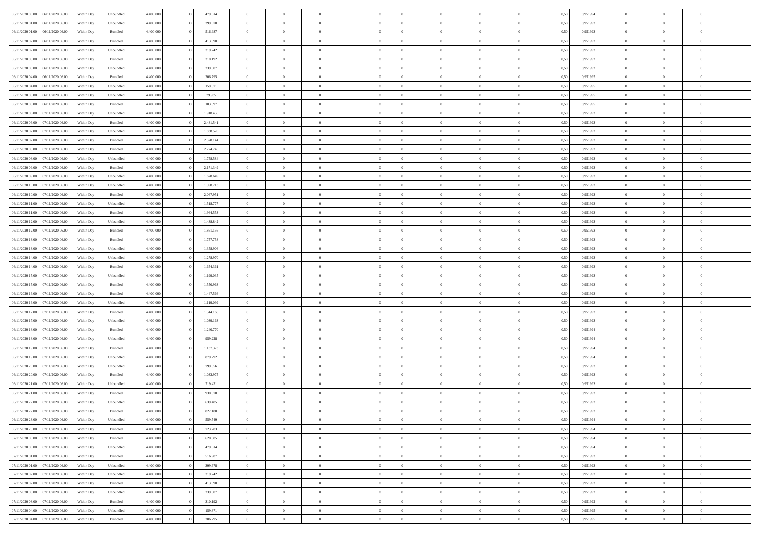| 06/11/2020 00:00 | 06/11/2020 06:00 | Within Day | Unbundled | 4.400.000 | 0 | 479.614 | 0 | 0 | 0 | | 0 | 0 | 0 | 0 | 0,50 | 0,951994 | 0 | 0 | 0 | |
|---|---|---|---|---|---|---|---|---|---|---|---|---|---|---|---|---|---|---|---|---|
| 06/11/2020 01:00 | 06/11/2020 06:00 | Within Day | Unbundled | 4.400.000 | 0 | 399.678 | 0 | 0 | 0 | | 0 | 0 | 0 | 0 | 0,50 | 0,951993 | 0 | 0 | 0 | |
| 06/11/2020 01:00 | 06/11/2020 06:00 | Within Day | Bundled | 4.400.000 | 0 | 516.987 | 0 | 0 | 0 | | 0 | 0 | 0 | 0 | 0,50 | 0,951993 | 0 | 0 | 0 | |
| 06/11/2020 02:00 | 06/11/2020 06:00 | Within Day | Bundled | 4.400.000 | 0 | 413.590 | 0 | 0 | 0 | | 0 | 0 | 0 | 0 | 0,50 | 0,951993 | 0 | 0 | 0 | |
| 06/11/2020 02:00 | 06/11/2020 06:00 | Within Day | Unbundled | 4.400.000 | 0 | 319.742 | 0 | 0 | 0 | | 0 | 0 | 0 | 0 | 0,50 | 0,951993 | 0 | 0 | 0 | |
| 06/11/2020 03:00 | 06/11/2020 06:00 | Within Day | Bundled | 4.400.000 | 0 | 310.192 | 0 | 0 | 0 | | 0 | 0 | 0 | 0 | 0,50 | 0,951992 | 0 | 0 | 0 | |
| 06/11/2020 03:00 | 06/11/2020 06:00 | Within Day | Unbundled | 4.400.000 | 0 | 239.807 | 0 | 0 | 0 | | 0 | 0 | 0 | 0 | 0,50 | 0,951992 | 0 | 0 | 0 | |
| 06/11/2020 04:00 | 06/11/2020 06:00 | Within Day | Bundled | 4.400.000 | 0 | 206.795 | 0 | 0 | 0 | | 0 | 0 | 0 | 0 | 0,50 | 0,951995 | 0 | 0 | 0 | |
| 06/11/2020 04:00 | 06/11/2020 06:00 | Within Day | Unbundled | 4.400.000 | 0 | 159.871 | 0 | 0 | 0 | | 0 | 0 | 0 | 0 | 0,50 | 0,951995 | 0 | 0 | 0 | |
| 06/11/2020 05:00 | 06/11/2020 06:00 | Within Day | Unbundled | 4.400.000 | 0 | 79.935 | 0 | 0 | 0 | | 0 | 0 | 0 | 0 | 0,50 | 0,951995 | 0 | 0 | 0 | |
| 06/11/2020 05:00 | 06/11/2020 06:00 | Within Day | Bundled | 4.400.000 | 0 | 103.397 | 0 | 0 | 0 | | 0 | 0 | 0 | 0 | 0,50 | 0,951995 | 0 | 0 | 0 | |
| 06/11/2020 06:00 | 07/11/2020 06:00 | Within Day | Unbundled | 4.400.000 | 0 | 1.918.456 | 0 | 0 | 0 | | 0 | 0 | 0 | 0 | 0,50 | 0,951993 | 0 | 0 | 0 | |
| 06/11/2020 06:00 | 07/11/2020 06:00 | Within Day | Bundled | 4.400.000 | 0 | 2.481.541 | 0 | 0 | 0 | | 0 | 0 | 0 | 0 | 0,50 | 0,951993 | 0 | 0 | 0 | |
| 06/11/2020 07:00 | 07/11/2020 06:00 | Within Day | Unbundled | 4.400.000 | 0 | 1.838.520 | 0 | 0 | 0 | | 0 | 0 | 0 | 0 | 0,50 | 0,951993 | 0 | 0 | 0 | |
| 06/11/2020 07:00 | 07/11/2020 06:00 | Within Day | Bundled | 4.400.000 | 0 | 2.378.144 | 0 | 0 | 0 | | 0 | 0 | 0 | 0 | 0,50 | 0,951993 | 0 | 0 | 0 | |
| 06/11/2020 08:00 | 07/11/2020 06:00 | Within Day | Bundled | 4.400.000 | 0 | 2.274.746 | 0 | 0 | 0 | | 0 | 0 | 0 | 0 | 0,50 | 0,951993 | 0 | 0 | 0 | |
| 06/11/2020 08:00 | 07/11/2020 06:00 | Within Day | Unbundled | 4.400.000 | 0 | 1.758.584 | 0 | 0 | 0 | | 0 | 0 | 0 | 0 | 0,50 | 0,951993 | 0 | 0 | 0 | |
| 06/11/2020 09:00 | 07/11/2020 06:00 | Within Day | Bundled | 4.400.000 | 0 | 2.171.349 | 0 | 0 | 0 | | 0 | 0 | 0 | 0 | 0,50 | 0,951993 | 0 | 0 | 0 | |
| 06/11/2020 09:00 | 07/11/2020 06:00 | Within Day | Unbundled | 4.400.000 | 0 | 1.678.649 | 0 | 0 | 0 | | 0 | 0 | 0 | 0 | 0,50 | 0,951993 | 0 | 0 | 0 | |
| 06/11/2020 10:00 | 07/11/2020 06:00 | Within Day | Unbundled | 4.400.000 | 0 | 1.598.713 | 0 | 0 | 0 | | 0 | 0 | 0 | 0 | 0,50 | 0,951993 | 0 | 0 | 0 | |
| 06/11/2020 10:00 | 07/11/2020 06:00 | Within Day | Bundled | 4.400.000 | 0 | 2.067.951 | 0 | 0 | 0 | | 0 | 0 | 0 | 0 | 0,50 | 0,951993 | 0 | 0 | 0 | |
| 06/11/2020 11:00 | 07/11/2020 06:00 | Within Day | Unbundled | 4.400.000 | 0 | 1.518.777 | 0 | 0 | 0 | | 0 | 0 | 0 | 0 | 0,50 | 0,951993 | 0 | 0 | 0 | |
| 06/11/2020 11:00 | 07/11/2020 06:00 | Within Day | Bundled | 4.400.000 | 0 | 1.964.553 | 0 | 0 | 0 | | 0 | 0 | 0 | 0 | 0,50 | 0,951993 | 0 | 0 | 0 | |
| 06/11/2020 12:00 | 07/11/2020 06:00 | Within Day | Unbundled | 4.400.000 | 0 | 1.438.842 | 0 | 0 | 0 | | 0 | 0 | 0 | 0 | 0,50 | 0,951993 | 0 | 0 | 0 | |
| 06/11/2020 12:00 | 07/11/2020 06:00 | Within Day | Bundled | 4.400.000 | 0 | 1.861.156 | 0 | 0 | 0 | | 0 | 0 | 0 | 0 | 0,50 | 0,951993 | 0 | 0 | 0 | |
| 06/11/2020 13:00 | 07/11/2020 06:00 | Within Day | Bundled | 4.400.000 | 0 | 1.757.758 | 0 | 0 | 0 | | 0 | 0 | 0 | 0 | 0,50 | 0,951993 | 0 | 0 | 0 | |
| 06/11/2020 13:00 | 07/11/2020 06:00 | Within Day | Unbundled | 4.400.000 | 0 | 1.358.906 | 0 | 0 | 0 | | 0 | 0 | 0 | 0 | 0,50 | 0,951993 | 0 | 0 | 0 | |
| 06/11/2020 14:00 | 07/11/2020 06:00 | Within Day | Unbundled | 4.400.000 | 0 | 1.278.970 | 0 | 0 | 0 | | 0 | 0 | 0 | 0 | 0,50 | 0,951993 | 0 | 0 | 0 | |
| 06/11/2020 14:00 | 07/11/2020 06:00 | Within Day | Bundled | 4.400.000 | 0 | 1.654.361 | 0 | 0 | 0 | | 0 | 0 | 0 | 0 | 0,50 | 0,951993 | 0 | 0 | 0 | |
| 06/11/2020 15:00 | 07/11/2020 06:00 | Within Day | Unbundled | 4.400.000 | 0 | 1.199.035 | 0 | 0 | 0 | | 0 | 0 | 0 | 0 | 0,50 | 0,951993 | 0 | 0 | 0 | |
| 06/11/2020 15:00 | 07/11/2020 06:00 | Within Day | Bundled | 4.400.000 | 0 | 1.550.963 | 0 | 0 | 0 | | 0 | 0 | 0 | 0 | 0,50 | 0,951993 | 0 | 0 | 0 | |
| 06/11/2020 16:00 | 07/11/2020 06:00 | Within Day | Bundled | 4.400.000 | 0 | 1.447.566 | 0 | 0 | 0 | | 0 | 0 | 0 | 0 | 0,50 | 0,951993 | 0 | 0 | 0 | |
| 06/11/2020 16:00 | 07/11/2020 06:00 | Within Day | Unbundled | 4.400.000 | 0 | 1.119.099 | 0 | 0 | 0 | | 0 | 0 | 0 | 0 | 0,50 | 0,951993 | 0 | 0 | 0 | |
| 06/11/2020 17:00 | 07/11/2020 06:00 | Within Day | Bundled | 4.400.000 | 0 | 1.344.168 | 0 | 0 | 0 | | 0 | 0 | 0 | 0 | 0,50 | 0,951993 | 0 | 0 | 0 | |
| 06/11/2020 17:00 | 07/11/2020 06:00 | Within Day | Unbundled | 4.400.000 | 0 | 1.039.163 | 0 | 0 | 0 | | 0 | 0 | 0 | 0 | 0,50 | 0,951993 | 0 | 0 | 0 | |
| 06/11/2020 18:00 | 07/11/2020 06:00 | Within Day | Bundled | 4.400.000 | 0 | 1.240.770 | 0 | 0 | 0 | | 0 | 0 | 0 | 0 | 0,50 | 0,951994 | 0 | 0 | 0 | |
| 06/11/2020 18:00 | 07/11/2020 06:00 | Within Day | Unbundled | 4.400.000 | 0 | 959.228 | 0 | 0 | 0 | | 0 | 0 | 0 | 0 | 0,50 | 0,951994 | 0 | 0 | 0 | |
| 06/11/2020 19:00 | 07/11/2020 06:00 | Within Day | Bundled | 4.400.000 | 0 | 1.137.373 | 0 | 0 | 0 | | 0 | 0 | 0 | 0 | 0,50 | 0,951994 | 0 | 0 | 0 | |
| 06/11/2020 19:00 | 07/11/2020 06:00 | Within Day | Unbundled | 4.400.000 | 0 | 879.292 | 0 | 0 | 0 | | 0 | 0 | 0 | 0 | 0,50 | 0,951994 | 0 | 0 | 0 | |
| 06/11/2020 20:00 | 07/11/2020 06:00 | Within Day | Unbundled | 4.400.000 | 0 | 799.356 | 0 | 0 | 0 | | 0 | 0 | 0 | 0 | 0,50 | 0,951993 | 0 | 0 | 0 | |
| 06/11/2020 20:00 | 07/11/2020 06:00 | Within Day | Bundled | 4.400.000 | 0 | 1.033.975 | 0 | 0 | 0 | | 0 | 0 | 0 | 0 | 0,50 | 0,951993 | 0 | 0 | 0 | |
| 06/11/2020 21:00 | 07/11/2020 06:00 | Within Day | Unbundled | 4.400.000 | 0 | 719.421 | 0 | 0 | 0 | | 0 | 0 | 0 | 0 | 0,50 | 0,951993 | 0 | 0 | 0 | |
| 06/11/2020 21:00 | 07/11/2020 06:00 | Within Day | Bundled | 4.400.000 | 0 | 930.578 | 0 | 0 | 0 | | 0 | 0 | 0 | 0 | 0,50 | 0,951993 | 0 | 0 | 0 | |
| 06/11/2020 22:00 | 07/11/2020 06:00 | Within Day | Unbundled | 4.400.000 | 0 | 639.485 | 0 | 0 | 0 | | 0 | 0 | 0 | 0 | 0,50 | 0,951993 | 0 | 0 | 0 | |
| 06/11/2020 22:00 | 07/11/2020 06:00 | Within Day | Bundled | 4.400.000 | 0 | 827.180 | 0 | 0 | 0 | | 0 | 0 | 0 | 0 | 0,50 | 0,951993 | 0 | 0 | 0 | |
| 06/11/2020 23:00 | 07/11/2020 06:00 | Within Day | Unbundled | 4.400.000 | 0 | 559.549 | 0 | 0 | 0 | | 0 | 0 | 0 | 0 | 0,50 | 0,951994 | 0 | 0 | 0 | |
| 06/11/2020 23:00 | 07/11/2020 06:00 | Within Day | Bundled | 4.400.000 | 0 | 723.783 | 0 | 0 | 0 | | 0 | 0 | 0 | 0 | 0,50 | 0,951994 | 0 | 0 | 0 | |
| 07/11/2020 00:00 | 07/11/2020 06:00 | Within Day | Bundled | 4.400.000 | 0 | 620.385 | 0 | 0 | 0 | | 0 | 0 | 0 | 0 | 0,50 | 0,951994 | 0 | 0 | 0 | |
| 07/11/2020 00:00 | 07/11/2020 06:00 | Within Day | Unbundled | 4.400.000 | 0 | 479.614 | 0 | 0 | 0 | | 0 | 0 | 0 | 0 | 0,50 | 0,951994 | 0 | 0 | 0 | |
| 07/11/2020 01:00 | 07/11/2020 06:00 | Within Day | Bundled | 4.400.000 | 0 | 516.987 | 0 | 0 | 0 | | 0 | 0 | 0 | 0 | 0,50 | 0,951993 | 0 | 0 | 0 | |
| 07/11/2020 01:00 | 07/11/2020 06:00 | Within Day | Unbundled | 4.400.000 | 0 | 399.678 | 0 | 0 | 0 | | 0 | 0 | 0 | 0 | 0,50 | 0,951993 | 0 | 0 | 0 | |
| 07/11/2020 02:00 | 07/11/2020 06:00 | Within Day | Unbundled | 4.400.000 | 0 | 319.742 | 0 | 0 | 0 | | 0 | 0 | 0 | 0 | 0,50 | 0,951993 | 0 | 0 | 0 | |
| 07/11/2020 02:00 | 07/11/2020 06:00 | Within Day | Bundled | 4.400.000 | 0 | 413.590 | 0 | 0 | 0 | | 0 | 0 | 0 | 0 | 0,50 | 0,951993 | 0 | 0 | 0 | |
| 07/11/2020 03:00 | 07/11/2020 06:00 | Within Day | Unbundled | 4.400.000 | 0 | 239.807 | 0 | 0 | 0 | | 0 | 0 | 0 | 0 | 0,50 | 0,951992 | 0 | 0 | 0 | |
| 07/11/2020 03:00 | 07/11/2020 06:00 | Within Day | Bundled | 4.400.000 | 0 | 310.192 | 0 | 0 | 0 | | 0 | 0 | 0 | 0 | 0,50 | 0,951992 | 0 | 0 | 0 | |
| 07/11/2020 04:00 | 07/11/2020 06:00 | Within Day | Unbundled | 4.400.000 | 0 | 159.871 | 0 | 0 | 0 | | 0 | 0 | 0 | 0 | 0,50 | 0,951995 | 0 | 0 | 0 | |
| 07/11/2020 04:00 | 07/11/2020 06:00 | Within Day | Bundled | 4.400.000 | 0 | 206.795 | 0 | 0 | 0 | | 0 | 0 | 0 | 0 | 0,50 | 0,951995 | 0 | 0 | 0 | |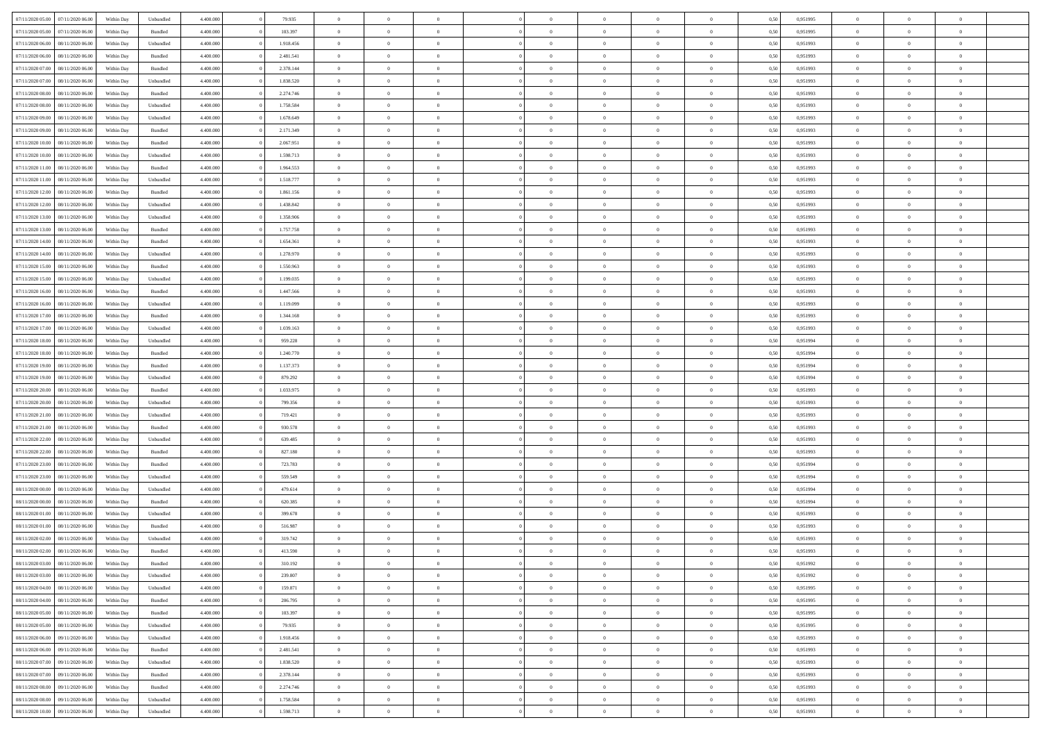| | | | | | | | | | | | | | | | | | | | | |
|---|---|---|---|---|---|---|---|---|---|---|---|---|---|---|---|---|---|---|---|---|
| 07/11/2020 05:00 | 07/11/2020 06:00 | Within Day | Unbundled | 4.400.000 | 0 | 79.935 | 0 | 0 | 0 | | 0 | 0 | 0 | 0 | 0,50 | 0,951995 | 0 | 0 | 0 | |
| 07/11/2020 05:00 | 07/11/2020 06:00 | Within Day | Bundled | 4.400.000 | 0 | 103.397 | 0 | 0 | 0 | | 0 | 0 | 0 | 0 | 0,50 | 0,951995 | 0 | 0 | 0 | |
| 07/11/2020 06:00 | 08/11/2020 06:00 | Within Day | Unbundled | 4.400.000 | 0 | 1.918.456 | 0 | 0 | 0 | | 0 | 0 | 0 | 0 | 0,50 | 0,951993 | 0 | 0 | 0 | |
| 07/11/2020 06:00 | 08/11/2020 06:00 | Within Day | Bundled | 4.400.000 | 0 | 2.481.541 | 0 | 0 | 0 | | 0 | 0 | 0 | 0 | 0,50 | 0,951993 | 0 | 0 | 0 | |
| 07/11/2020 07:00 | 08/11/2020 06:00 | Within Day | Bundled | 4.400.000 | 0 | 2.378.144 | 0 | 0 | 0 | | 0 | 0 | 0 | 0 | 0,50 | 0,951993 | 0 | 0 | 0 | |
| 07/11/2020 07:00 | 08/11/2020 06:00 | Within Day | Unbundled | 4.400.000 | 0 | 1.838.520 | 0 | 0 | 0 | | 0 | 0 | 0 | 0 | 0,50 | 0,951993 | 0 | 0 | 0 | |
| 07/11/2020 08:00 | 08/11/2020 06:00 | Within Day | Bundled | 4.400.000 | 0 | 2.274.746 | 0 | 0 | 0 | | 0 | 0 | 0 | 0 | 0,50 | 0,951993 | 0 | 0 | 0 | |
| 07/11/2020 08:00 | 08/11/2020 06:00 | Within Day | Unbundled | 4.400.000 | 0 | 1.758.584 | 0 | 0 | 0 | | 0 | 0 | 0 | 0 | 0,50 | 0,951993 | 0 | 0 | 0 | |
| 07/11/2020 09:00 | 08/11/2020 06:00 | Within Day | Unbundled | 4.400.000 | 0 | 1.678.649 | 0 | 0 | 0 | | 0 | 0 | 0 | 0 | 0,50 | 0,951993 | 0 | 0 | 0 | |
| 07/11/2020 09:00 | 08/11/2020 06:00 | Within Day | Bundled | 4.400.000 | 0 | 2.171.349 | 0 | 0 | 0 | | 0 | 0 | 0 | 0 | 0,50 | 0,951993 | 0 | 0 | 0 | |
| 07/11/2020 10:00 | 08/11/2020 06:00 | Within Day | Bundled | 4.400.000 | 0 | 2.067.951 | 0 | 0 | 0 | | 0 | 0 | 0 | 0 | 0,50 | 0,951993 | 0 | 0 | 0 | |
| 07/11/2020 10:00 | 08/11/2020 06:00 | Within Day | Unbundled | 4.400.000 | 0 | 1.598.713 | 0 | 0 | 0 | | 0 | 0 | 0 | 0 | 0,50 | 0,951993 | 0 | 0 | 0 | |
| 07/11/2020 11:00 | 08/11/2020 06:00 | Within Day | Bundled | 4.400.000 | 0 | 1.964.553 | 0 | 0 | 0 | | 0 | 0 | 0 | 0 | 0,50 | 0,951993 | 0 | 0 | 0 | |
| 07/11/2020 11:00 | 08/11/2020 06:00 | Within Day | Unbundled | 4.400.000 | 0 | 1.518.777 | 0 | 0 | 0 | | 0 | 0 | 0 | 0 | 0,50 | 0,951993 | 0 | 0 | 0 | |
| 07/11/2020 12:00 | 08/11/2020 06:00 | Within Day | Bundled | 4.400.000 | 0 | 1.861.156 | 0 | 0 | 0 | | 0 | 0 | 0 | 0 | 0,50 | 0,951993 | 0 | 0 | 0 | |
| 07/11/2020 12:00 | 08/11/2020 06:00 | Within Day | Unbundled | 4.400.000 | 0 | 1.438.842 | 0 | 0 | 0 | | 0 | 0 | 0 | 0 | 0,50 | 0,951993 | 0 | 0 | 0 | |
| 07/11/2020 13:00 | 08/11/2020 06:00 | Within Day | Unbundled | 4.400.000 | 0 | 1.358.906 | 0 | 0 | 0 | | 0 | 0 | 0 | 0 | 0,50 | 0,951993 | 0 | 0 | 0 | |
| 07/11/2020 13:00 | 08/11/2020 06:00 | Within Day | Bundled | 4.400.000 | 0 | 1.757.758 | 0 | 0 | 0 | | 0 | 0 | 0 | 0 | 0,50 | 0,951993 | 0 | 0 | 0 | |
| 07/11/2020 14:00 | 08/11/2020 06:00 | Within Day | Bundled | 4.400.000 | 0 | 1.654.361 | 0 | 0 | 0 | | 0 | 0 | 0 | 0 | 0,50 | 0,951993 | 0 | 0 | 0 | |
| 07/11/2020 14:00 | 08/11/2020 06:00 | Within Day | Unbundled | 4.400.000 | 0 | 1.278.970 | 0 | 0 | 0 | | 0 | 0 | 0 | 0 | 0,50 | 0,951993 | 0 | 0 | 0 | |
| 07/11/2020 15:00 | 08/11/2020 06:00 | Within Day | Bundled | 4.400.000 | 0 | 1.550.963 | 0 | 0 | 0 | | 0 | 0 | 0 | 0 | 0,50 | 0,951993 | 0 | 0 | 0 | |
| 07/11/2020 15:00 | 08/11/2020 06:00 | Within Day | Unbundled | 4.400.000 | 0 | 1.199.035 | 0 | 0 | 0 | | 0 | 0 | 0 | 0 | 0,50 | 0,951993 | 0 | 0 | 0 | |
| 07/11/2020 16:00 | 08/11/2020 06:00 | Within Day | Bundled | 4.400.000 | 0 | 1.447.566 | 0 | 0 | 0 | | 0 | 0 | 0 | 0 | 0,50 | 0,951993 | 0 | 0 | 0 | |
| 07/11/2020 16:00 | 08/11/2020 06:00 | Within Day | Unbundled | 4.400.000 | 0 | 1.119.099 | 0 | 0 | 0 | | 0 | 0 | 0 | 0 | 0,50 | 0,951993 | 0 | 0 | 0 | |
| 07/11/2020 17:00 | 08/11/2020 06:00 | Within Day | Bundled | 4.400.000 | 0 | 1.344.168 | 0 | 0 | 0 | | 0 | 0 | 0 | 0 | 0,50 | 0,951993 | 0 | 0 | 0 | |
| 07/11/2020 17:00 | 08/11/2020 06:00 | Within Day | Unbundled | 4.400.000 | 0 | 1.039.163 | 0 | 0 | 0 | | 0 | 0 | 0 | 0 | 0,50 | 0,951993 | 0 | 0 | 0 | |
| 07/11/2020 18:00 | 08/11/2020 06:00 | Within Day | Unbundled | 4.400.000 | 0 | 959.228 | 0 | 0 | 0 | | 0 | 0 | 0 | 0 | 0,50 | 0,951994 | 0 | 0 | 0 | |
| 07/11/2020 18:00 | 08/11/2020 06:00 | Within Day | Bundled | 4.400.000 | 0 | 1.240.770 | 0 | 0 | 0 | | 0 | 0 | 0 | 0 | 0,50 | 0,951994 | 0 | 0 | 0 | |
| 07/11/2020 19:00 | 08/11/2020 06:00 | Within Day | Bundled | 4.400.000 | 0 | 1.137.373 | 0 | 0 | 0 | | 0 | 0 | 0 | 0 | 0,50 | 0,951994 | 0 | 0 | 0 | |
| 07/11/2020 19:00 | 08/11/2020 06:00 | Within Day | Unbundled | 4.400.000 | 0 | 879.292 | 0 | 0 | 0 | | 0 | 0 | 0 | 0 | 0,50 | 0,951994 | 0 | 0 | 0 | |
| 07/11/2020 20:00 | 08/11/2020 06:00 | Within Day | Bundled | 4.400.000 | 0 | 1.033.975 | 0 | 0 | 0 | | 0 | 0 | 0 | 0 | 0,50 | 0,951993 | 0 | 0 | 0 | |
| 07/11/2020 20:00 | 08/11/2020 06:00 | Within Day | Unbundled | 4.400.000 | 0 | 799.356 | 0 | 0 | 0 | | 0 | 0 | 0 | 0 | 0,50 | 0,951993 | 0 | 0 | 0 | |
| 07/11/2020 21:00 | 08/11/2020 06:00 | Within Day | Unbundled | 4.400.000 | 0 | 719.421 | 0 | 0 | 0 | | 0 | 0 | 0 | 0 | 0,50 | 0,951993 | 0 | 0 | 0 | |
| 07/11/2020 21:00 | 08/11/2020 06:00 | Within Day | Bundled | 4.400.000 | 0 | 930.578 | 0 | 0 | 0 | | 0 | 0 | 0 | 0 | 0,50 | 0,951993 | 0 | 0 | 0 | |
| 07/11/2020 22:00 | 08/11/2020 06:00 | Within Day | Unbundled | 4.400.000 | 0 | 639.485 | 0 | 0 | 0 | | 0 | 0 | 0 | 0 | 0,50 | 0,951993 | 0 | 0 | 0 | |
| 07/11/2020 22:00 | 08/11/2020 06:00 | Within Day | Bundled | 4.400.000 | 0 | 827.180 | 0 | 0 | 0 | | 0 | 0 | 0 | 0 | 0,50 | 0,951993 | 0 | 0 | 0 | |
| 07/11/2020 23:00 | 08/11/2020 06:00 | Within Day | Bundled | 4.400.000 | 0 | 723.783 | 0 | 0 | 0 | | 0 | 0 | 0 | 0 | 0,50 | 0,951994 | 0 | 0 | 0 | |
| 07/11/2020 23:00 | 08/11/2020 06:00 | Within Day | Unbundled | 4.400.000 | 0 | 559.549 | 0 | 0 | 0 | | 0 | 0 | 0 | 0 | 0,50 | 0,951994 | 0 | 0 | 0 | |
| 08/11/2020 00:00 | 08/11/2020 06:00 | Within Day | Unbundled | 4.400.000 | 0 | 479.614 | 0 | 0 | 0 | | 0 | 0 | 0 | 0 | 0,50 | 0,951994 | 0 | 0 | 0 | |
| 08/11/2020 00:00 | 08/11/2020 06:00 | Within Day | Bundled | 4.400.000 | 0 | 620.385 | 0 | 0 | 0 | | 0 | 0 | 0 | 0 | 0,50 | 0,951994 | 0 | 0 | 0 | |
| 08/11/2020 01:00 | 08/11/2020 06:00 | Within Day | Unbundled | 4.400.000 | 0 | 399.678 | 0 | 0 | 0 | | 0 | 0 | 0 | 0 | 0,50 | 0,951993 | 0 | 0 | 0 | |
| 08/11/2020 01:00 | 08/11/2020 06:00 | Within Day | Bundled | 4.400.000 | 0 | 516.987 | 0 | 0 | 0 | | 0 | 0 | 0 | 0 | 0,50 | 0,951993 | 0 | 0 | 0 | |
| 08/11/2020 02:00 | 08/11/2020 06:00 | Within Day | Unbundled | 4.400.000 | 0 | 319.742 | 0 | 0 | 0 | | 0 | 0 | 0 | 0 | 0,50 | 0,951993 | 0 | 0 | 0 | |
| 08/11/2020 02:00 | 08/11/2020 06:00 | Within Day | Bundled | 4.400.000 | 0 | 413.590 | 0 | 0 | 0 | | 0 | 0 | 0 | 0 | 0,50 | 0,951993 | 0 | 0 | 0 | |
| 08/11/2020 03:00 | 08/11/2020 06:00 | Within Day | Bundled | 4.400.000 | 0 | 310.192 | 0 | 0 | 0 | | 0 | 0 | 0 | 0 | 0,50 | 0,951992 | 0 | 0 | 0 | |
| 08/11/2020 03:00 | 08/11/2020 06:00 | Within Day | Unbundled | 4.400.000 | 0 | 239.807 | 0 | 0 | 0 | | 0 | 0 | 0 | 0 | 0,50 | 0,951992 | 0 | 0 | 0 | |
| 08/11/2020 04:00 | 08/11/2020 06:00 | Within Day | Unbundled | 4.400.000 | 0 | 159.871 | 0 | 0 | 0 | | 0 | 0 | 0 | 0 | 0,50 | 0,951995 | 0 | 0 | 0 | |
| 08/11/2020 04:00 | 08/11/2020 06:00 | Within Day | Bundled | 4.400.000 | 0 | 206.795 | 0 | 0 | 0 | | 0 | 0 | 0 | 0 | 0,50 | 0,951995 | 0 | 0 | 0 | |
| 08/11/2020 05:00 | 08/11/2020 06:00 | Within Day | Bundled | 4.400.000 | 0 | 103.397 | 0 | 0 | 0 | | 0 | 0 | 0 | 0 | 0,50 | 0,951995 | 0 | 0 | 0 | |
| 08/11/2020 05:00 | 08/11/2020 06:00 | Within Day | Unbundled | 4.400.000 | 0 | 79.935 | 0 | 0 | 0 | | 0 | 0 | 0 | 0 | 0,50 | 0,951995 | 0 | 0 | 0 | |
| 08/11/2020 06:00 | 09/11/2020 06:00 | Within Day | Unbundled | 4.400.000 | 0 | 1.918.456 | 0 | 0 | 0 | | 0 | 0 | 0 | 0 | 0,50 | 0,951993 | 0 | 0 | 0 | |
| 08/11/2020 06:00 | 09/11/2020 06:00 | Within Day | Bundled | 4.400.000 | 0 | 2.481.541 | 0 | 0 | 0 | | 0 | 0 | 0 | 0 | 0,50 | 0,951993 | 0 | 0 | 0 | |
| 08/11/2020 07:00 | 09/11/2020 06:00 | Within Day | Unbundled | 4.400.000 | 0 | 1.838.520 | 0 | 0 | 0 | | 0 | 0 | 0 | 0 | 0,50 | 0,951993 | 0 | 0 | 0 | |
| 08/11/2020 07:00 | 09/11/2020 06:00 | Within Day | Bundled | 4.400.000 | 0 | 2.378.144 | 0 | 0 | 0 | | 0 | 0 | 0 | 0 | 0,50 | 0,951993 | 0 | 0 | 0 | |
| 08/11/2020 08:00 | 09/11/2020 06:00 | Within Day | Bundled | 4.400.000 | 0 | 2.274.746 | 0 | 0 | 0 | | 0 | 0 | 0 | 0 | 0,50 | 0,951993 | 0 | 0 | 0 | |
| 08/11/2020 08:00 | 09/11/2020 06:00 | Within Day | Unbundled | 4.400.000 | 0 | 1.758.584 | 0 | 0 | 0 | | 0 | 0 | 0 | 0 | 0,50 | 0,951993 | 0 | 0 | 0 | |
| 08/11/2020 10:00 | 09/11/2020 06:00 | Within Day | Unbundled | 4.400.000 | 0 | 1.598.713 | 0 | 0 | 0 | | 0 | 0 | 0 | 0 | 0,50 | 0,951993 | 0 | 0 | 0 | |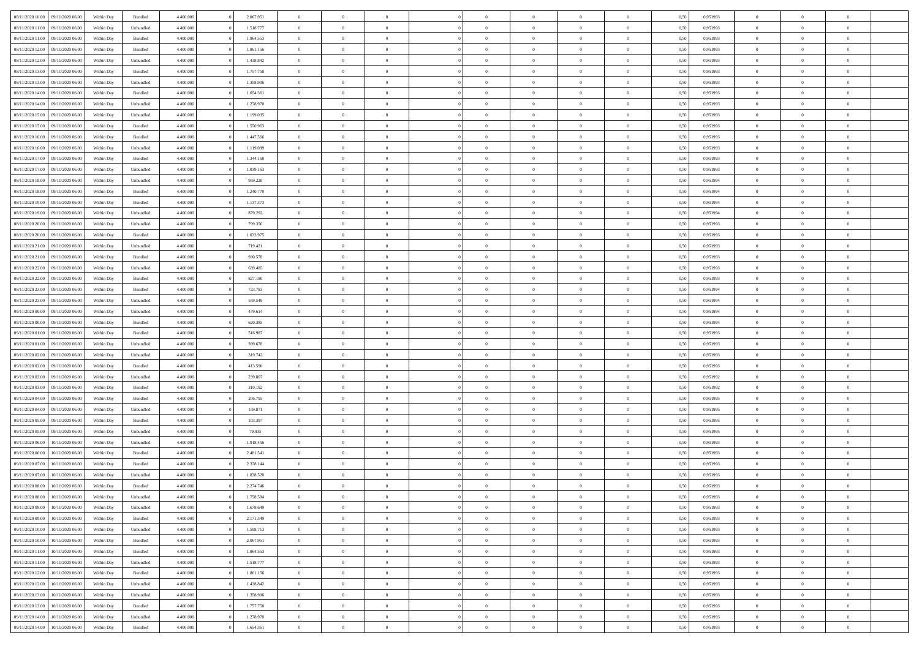| | | | | | | | | | | | | | | | | | | | | |
|---|---|---|---|---|---|---|---|---|---|---|---|---|---|---|---|---|---|---|---|---|
| 08/11/2020 10.00 | 09/11/2020 06.00 | Within Day | Bundled | 4.400.000 | 0 | 2.067.951 | 0 | 0 | 0 | | 0 | 0 | 0 | 0 | 0,50 | 0,951993 | 0 | 0 | 0 | |
| 08/11/2020 11.00 | 09/11/2020 06.00 | Within Day | Unbundled | 4.400.000 | 0 | 1.518.777 | 0 | 0 | 0 | | 0 | 0 | 0 | 0 | 0,50 | 0,951993 | 0 | 0 | 0 | |
| 08/11/2020 11.00 | 09/11/2020 06.00 | Within Day | Bundled | 4.400.000 | 0 | 1.964.553 | 0 | 0 | 0 | | 0 | 0 | 0 | 0 | 0,50 | 0,951993 | 0 | 0 | 0 | |
| 08/11/2020 12.00 | 09/11/2020 06.00 | Within Day | Bundled | 4.400.000 | 0 | 1.861.156 | 0 | 0 | 0 | | 0 | 0 | 0 | 0 | 0,50 | 0,951993 | 0 | 0 | 0 | |
| 08/11/2020 12.00 | 09/11/2020 06.00 | Within Day | Unbundled | 4.400.000 | 0 | 1.438.842 | 0 | 0 | 0 | | 0 | 0 | 0 | 0 | 0,50 | 0,951993 | 0 | 0 | 0 | |
| 08/11/2020 13.00 | 09/11/2020 06.00 | Within Day | Bundled | 4.400.000 | 0 | 1.757.758 | 0 | 0 | 0 | | 0 | 0 | 0 | 0 | 0,50 | 0,951993 | 0 | 0 | 0 | |
| 08/11/2020 13.00 | 09/11/2020 06.00 | Within Day | Unbundled | 4.400.000 | 0 | 1.358.906 | 0 | 0 | 0 | | 0 | 0 | 0 | 0 | 0,50 | 0,951993 | 0 | 0 | 0 | |
| 08/11/2020 14.00 | 09/11/2020 06.00 | Within Day | Bundled | 4.400.000 | 0 | 1.654.361 | 0 | 0 | 0 | | 0 | 0 | 0 | 0 | 0,50 | 0,951993 | 0 | 0 | 0 | |
| 08/11/2020 14.00 | 09/11/2020 06.00 | Within Day | Unbundled | 4.400.000 | 0 | 1.278.970 | 0 | 0 | 0 | | 0 | 0 | 0 | 0 | 0,50 | 0,951993 | 0 | 0 | 0 | |
| 08/11/2020 15.00 | 09/11/2020 06.00 | Within Day | Unbundled | 4.400.000 | 0 | 1.199.035 | 0 | 0 | 0 | | 0 | 0 | 0 | 0 | 0,50 | 0,951993 | 0 | 0 | 0 | |
| 08/11/2020 15.00 | 09/11/2020 06.00 | Within Day | Bundled | 4.400.000 | 0 | 1.550.963 | 0 | 0 | 0 | | 0 | 0 | 0 | 0 | 0,50 | 0,951993 | 0 | 0 | 0 | |
| 08/11/2020 16.00 | 09/11/2020 06.00 | Within Day | Bundled | 4.400.000 | 0 | 1.447.566 | 0 | 0 | 0 | | 0 | 0 | 0 | 0 | 0,50 | 0,951993 | 0 | 0 | 0 | |
| 08/11/2020 16.00 | 09/11/2020 06.00 | Within Day | Unbundled | 4.400.000 | 0 | 1.119.099 | 0 | 0 | 0 | | 0 | 0 | 0 | 0 | 0,50 | 0,951993 | 0 | 0 | 0 | |
| 08/11/2020 17.00 | 09/11/2020 06.00 | Within Day | Bundled | 4.400.000 | 0 | 1.344.168 | 0 | 0 | 0 | | 0 | 0 | 0 | 0 | 0,50 | 0,951993 | 0 | 0 | 0 | |
| 08/11/2020 17.00 | 09/11/2020 06.00 | Within Day | Unbundled | 4.400.000 | 0 | 1.039.163 | 0 | 0 | 0 | | 0 | 0 | 0 | 0 | 0,50 | 0,951993 | 0 | 0 | 0 | |
| 08/11/2020 18.00 | 09/11/2020 06.00 | Within Day | Unbundled | 4.400.000 | 0 | 959.228 | 0 | 0 | 0 | | 0 | 0 | 0 | 0 | 0,50 | 0,951994 | 0 | 0 | 0 | |
| 08/11/2020 18.00 | 09/11/2020 06.00 | Within Day | Bundled | 4.400.000 | 0 | 1.240.770 | 0 | 0 | 0 | | 0 | 0 | 0 | 0 | 0,50 | 0,951994 | 0 | 0 | 0 | |
| 08/11/2020 19.00 | 09/11/2020 06.00 | Within Day | Bundled | 4.400.000 | 0 | 1.137.373 | 0 | 0 | 0 | | 0 | 0 | 0 | 0 | 0,50 | 0,951994 | 0 | 0 | 0 | |
| 08/11/2020 19.00 | 09/11/2020 06.00 | Within Day | Unbundled | 4.400.000 | 0 | 879.292 | 0 | 0 | 0 | | 0 | 0 | 0 | 0 | 0,50 | 0,951994 | 0 | 0 | 0 | |
| 08/11/2020 20.00 | 09/11/2020 06.00 | Within Day | Unbundled | 4.400.000 | 0 | 799.356 | 0 | 0 | 0 | | 0 | 0 | 0 | 0 | 0,50 | 0,951993 | 0 | 0 | 0 | |
| 08/11/2020 20.00 | 09/11/2020 06.00 | Within Day | Bundled | 4.400.000 | 0 | 1.033.975 | 0 | 0 | 0 | | 0 | 0 | 0 | 0 | 0,50 | 0,951993 | 0 | 0 | 0 | |
| 08/11/2020 21.00 | 09/11/2020 06.00 | Within Day | Unbundled | 4.400.000 | 0 | 719.421 | 0 | 0 | 0 | | 0 | 0 | 0 | 0 | 0,50 | 0,951993 | 0 | 0 | 0 | |
| 08/11/2020 21.00 | 09/11/2020 06.00 | Within Day | Bundled | 4.400.000 | 0 | 930.578 | 0 | 0 | 0 | | 0 | 0 | 0 | 0 | 0,50 | 0,951993 | 0 | 0 | 0 | |
| 08/11/2020 22.00 | 09/11/2020 06.00 | Within Day | Unbundled | 4.400.000 | 0 | 639.485 | 0 | 0 | 0 | | 0 | 0 | 0 | 0 | 0,50 | 0,951993 | 0 | 0 | 0 | |
| 08/11/2020 22.00 | 09/11/2020 06.00 | Within Day | Bundled | 4.400.000 | 0 | 827.180 | 0 | 0 | 0 | | 0 | 0 | 0 | 0 | 0,50 | 0,951993 | 0 | 0 | 0 | |
| 08/11/2020 23.00 | 09/11/2020 06.00 | Within Day | Bundled | 4.400.000 | 0 | 723.783 | 0 | 0 | 0 | | 0 | 0 | 0 | 0 | 0,50 | 0,951994 | 0 | 0 | 0 | |
| 08/11/2020 23.00 | 09/11/2020 06.00 | Within Day | Unbundled | 4.400.000 | 0 | 559.549 | 0 | 0 | 0 | | 0 | 0 | 0 | 0 | 0,50 | 0,951994 | 0 | 0 | 0 | |
| 09/11/2020 00.00 | 09/11/2020 06.00 | Within Day | Unbundled | 4.400.000 | 0 | 479.614 | 0 | 0 | 0 | | 0 | 0 | 0 | 0 | 0,50 | 0,951994 | 0 | 0 | 0 | |
| 09/11/2020 00.00 | 09/11/2020 06.00 | Within Day | Bundled | 4.400.000 | 0 | 620.385 | 0 | 0 | 0 | | 0 | 0 | 0 | 0 | 0,50 | 0,951994 | 0 | 0 | 0 | |
| 09/11/2020 01.00 | 09/11/2020 06.00 | Within Day | Bundled | 4.400.000 | 0 | 516.987 | 0 | 0 | 0 | | 0 | 0 | 0 | 0 | 0,50 | 0,951993 | 0 | 0 | 0 | |
| 09/11/2020 01.00 | 09/11/2020 06.00 | Within Day | Unbundled | 4.400.000 | 0 | 399.678 | 0 | 0 | 0 | | 0 | 0 | 0 | 0 | 0,50 | 0,951993 | 0 | 0 | 0 | |
| 09/11/2020 02.00 | 09/11/2020 06.00 | Within Day | Unbundled | 4.400.000 | 0 | 319.742 | 0 | 0 | 0 | | 0 | 0 | 0 | 0 | 0,50 | 0,951993 | 0 | 0 | 0 | |
| 09/11/2020 02.00 | 09/11/2020 06.00 | Within Day | Bundled | 4.400.000 | 0 | 413.590 | 0 | 0 | 0 | | 0 | 0 | 0 | 0 | 0,50 | 0,951993 | 0 | 0 | 0 | |
| 09/11/2020 03.00 | 09/11/2020 06.00 | Within Day | Unbundled | 4.400.000 | 0 | 239.807 | 0 | 0 | 0 | | 0 | 0 | 0 | 0 | 0,50 | 0,951992 | 0 | 0 | 0 | |
| 09/11/2020 03.00 | 09/11/2020 06.00 | Within Day | Bundled | 4.400.000 | 0 | 310.192 | 0 | 0 | 0 | | 0 | 0 | 0 | 0 | 0,50 | 0,951992 | 0 | 0 | 0 | |
| 09/11/2020 04.00 | 09/11/2020 06.00 | Within Day | Bundled | 4.400.000 | 0 | 206.795 | 0 | 0 | 0 | | 0 | 0 | 0 | 0 | 0,50 | 0,951995 | 0 | 0 | 0 | |
| 09/11/2020 04.00 | 09/11/2020 06.00 | Within Day | Unbundled | 4.400.000 | 0 | 159.871 | 0 | 0 | 0 | | 0 | 0 | 0 | 0 | 0,50 | 0,951995 | 0 | 0 | 0 | |
| 09/11/2020 05.00 | 09/11/2020 06.00 | Within Day | Bundled | 4.400.000 | 0 | 103.397 | 0 | 0 | 0 | | 0 | 0 | 0 | 0 | 0,50 | 0,951995 | 0 | 0 | 0 | |
| 09/11/2020 05.00 | 09/11/2020 06.00 | Within Day | Unbundled | 4.400.000 | 0 | 79.935 | 0 | 0 | 0 | | 0 | 0 | 0 | 0 | 0,50 | 0,951995 | 0 | 0 | 0 | |
| 09/11/2020 06.00 | 10/11/2020 06.00 | Within Day | Unbundled | 4.400.000 | 0 | 1.918.456 | 0 | 0 | 0 | | 0 | 0 | 0 | 0 | 0,50 | 0,951993 | 0 | 0 | 0 | |
| 09/11/2020 06.00 | 10/11/2020 06.00 | Within Day | Bundled | 4.400.000 | 0 | 2.481.541 | 0 | 0 | 0 | | 0 | 0 | 0 | 0 | 0,50 | 0,951993 | 0 | 0 | 0 | |
| 09/11/2020 07.00 | 10/11/2020 06.00 | Within Day | Bundled | 4.400.000 | 0 | 2.378.144 | 0 | 0 | 0 | | 0 | 0 | 0 | 0 | 0,50 | 0,951993 | 0 | 0 | 0 | |
| 09/11/2020 07.00 | 10/11/2020 06.00 | Within Day | Unbundled | 4.400.000 | 0 | 1.838.520 | 0 | 0 | 0 | | 0 | 0 | 0 | 0 | 0,50 | 0,951993 | 0 | 0 | 0 | |
| 09/11/2020 08.00 | 10/11/2020 06.00 | Within Day | Bundled | 4.400.000 | 0 | 2.274.746 | 0 | 0 | 0 | | 0 | 0 | 0 | 0 | 0,50 | 0,951993 | 0 | 0 | 0 | |
| 09/11/2020 08.00 | 10/11/2020 06.00 | Within Day | Unbundled | 4.400.000 | 0 | 1.758.584 | 0 | 0 | 0 | | 0 | 0 | 0 | 0 | 0,50 | 0,951993 | 0 | 0 | 0 | |
| 09/11/2020 09.00 | 10/11/2020 06.00 | Within Day | Unbundled | 4.400.000 | 0 | 1.678.649 | 0 | 0 | 0 | | 0 | 0 | 0 | 0 | 0,50 | 0,951993 | 0 | 0 | 0 | |
| 09/11/2020 09.00 | 10/11/2020 06.00 | Within Day | Bundled | 4.400.000 | 0 | 2.171.349 | 0 | 0 | 0 | | 0 | 0 | 0 | 0 | 0,50 | 0,951993 | 0 | 0 | 0 | |
| 09/11/2020 10.00 | 10/11/2020 06.00 | Within Day | Unbundled | 4.400.000 | 0 | 1.598.713 | 0 | 0 | 0 | | 0 | 0 | 0 | 0 | 0,50 | 0,951993 | 0 | 0 | 0 | |
| 09/11/2020 10.00 | 10/11/2020 06.00 | Within Day | Bundled | 4.400.000 | 0 | 2.067.951 | 0 | 0 | 0 | | 0 | 0 | 0 | 0 | 0,50 | 0,951993 | 0 | 0 | 0 | |
| 09/11/2020 11.00 | 10/11/2020 06.00 | Within Day | Bundled | 4.400.000 | 0 | 1.964.553 | 0 | 0 | 0 | | 0 | 0 | 0 | 0 | 0,50 | 0,951993 | 0 | 0 | 0 | |
| 09/11/2020 11.00 | 10/11/2020 06.00 | Within Day | Unbundled | 4.400.000 | 0 | 1.518.777 | 0 | 0 | 0 | | 0 | 0 | 0 | 0 | 0,50 | 0,951993 | 0 | 0 | 0 | |
| 09/11/2020 12.00 | 10/11/2020 06.00 | Within Day | Bundled | 4.400.000 | 0 | 1.861.156 | 0 | 0 | 0 | | 0 | 0 | 0 | 0 | 0,50 | 0,951993 | 0 | 0 | 0 | |
| 09/11/2020 12.00 | 10/11/2020 06.00 | Within Day | Unbundled | 4.400.000 | 0 | 1.438.842 | 0 | 0 | 0 | | 0 | 0 | 0 | 0 | 0,50 | 0,951993 | 0 | 0 | 0 | |
| 09/11/2020 13.00 | 10/11/2020 06.00 | Within Day | Unbundled | 4.400.000 | 0 | 1.358.906 | 0 | 0 | 0 | | 0 | 0 | 0 | 0 | 0,50 | 0,951993 | 0 | 0 | 0 | |
| 09/11/2020 13.00 | 10/11/2020 06.00 | Within Day | Bundled | 4.400.000 | 0 | 1.757.758 | 0 | 0 | 0 | | 0 | 0 | 0 | 0 | 0,50 | 0,951993 | 0 | 0 | 0 | |
| 09/11/2020 14.00 | 10/11/2020 06.00 | Within Day | Unbundled | 4.400.000 | 0 | 1.278.970 | 0 | 0 | 0 | | 0 | 0 | 0 | 0 | 0,50 | 0,951993 | 0 | 0 | 0 | |
| 09/11/2020 14.00 | 10/11/2020 06.00 | Within Day | Bundled | 4.400.000 | 0 | 1.654.361 | 0 | 0 | 0 | | 0 | 0 | 0 | 0 | 0,50 | 0,951993 | 0 | 0 | 0 | |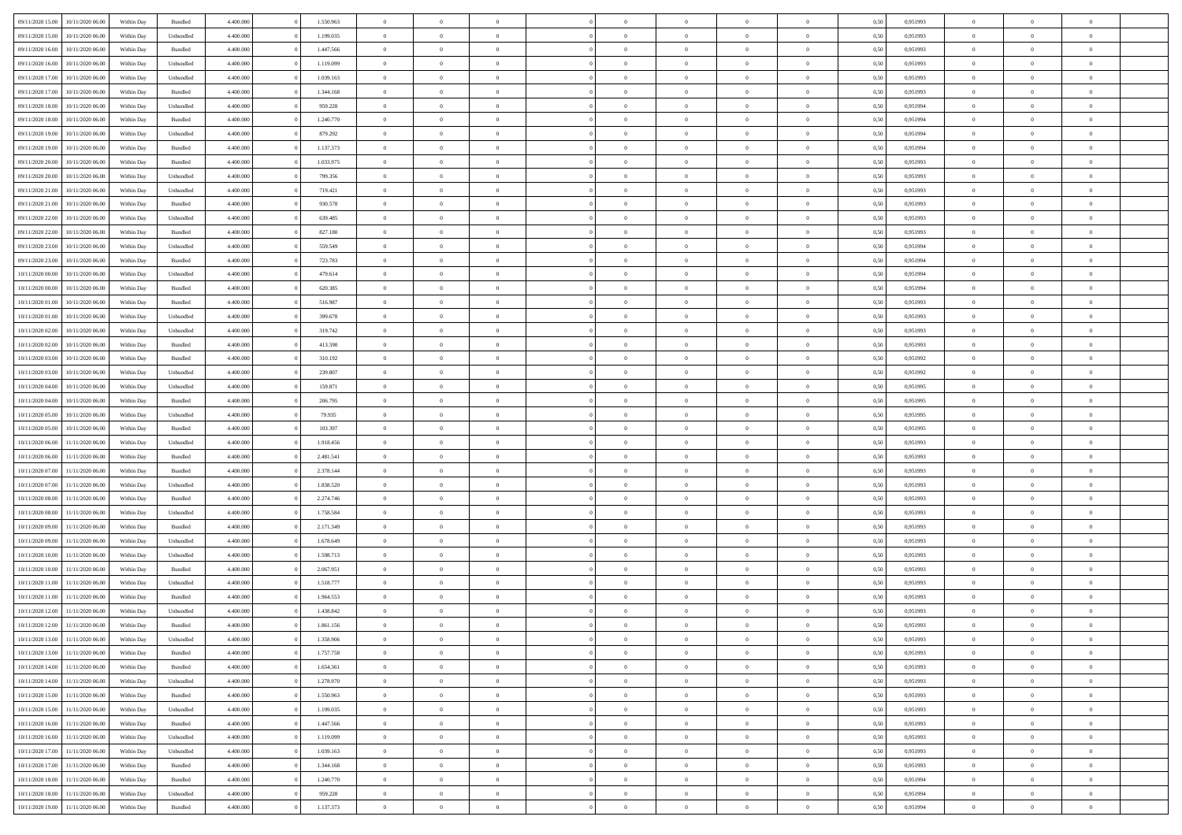| | | | | | | | | | | | | | | | | | | | | |
|---|---|---|---|---|---|---|---|---|---|---|---|---|---|---|---|---|---|---|---|---|
| 09/11/2020 15.00 | 10/11/2020 06.00 | Within Day | Bundled | 4.400.000 | 0 | 1.550.963 | 0 | 0 | 0 | | 0 | 0 | 0 | 0 | 0,50 | 0,951993 | 0 | 0 | 0 | |
| 09/11/2020 15.00 | 10/11/2020 06.00 | Within Day | Unbundled | 4.400.000 | 0 | 1.199.035 | 0 | 0 | 0 | | 0 | 0 | 0 | 0 | 0,50 | 0,951993 | 0 | 0 | 0 | |
| 09/11/2020 16.00 | 10/11/2020 06.00 | Within Day | Bundled | 4.400.000 | 0 | 1.447.566 | 0 | 0 | 0 | | 0 | 0 | 0 | 0 | 0,50 | 0,951993 | 0 | 0 | 0 | |
| 09/11/2020 16.00 | 10/11/2020 06.00 | Within Day | Unbundled | 4.400.000 | 0 | 1.119.099 | 0 | 0 | 0 | | 0 | 0 | 0 | 0 | 0,50 | 0,951993 | 0 | 0 | 0 | |
| 09/11/2020 17.00 | 10/11/2020 06.00 | Within Day | Unbundled | 4.400.000 | 0 | 1.039.163 | 0 | 0 | 0 | | 0 | 0 | 0 | 0 | 0,50 | 0,951993 | 0 | 0 | 0 | |
| 09/11/2020 17.00 | 10/11/2020 06.00 | Within Day | Bundled | 4.400.000 | 0 | 1.344.168 | 0 | 0 | 0 | | 0 | 0 | 0 | 0 | 0,50 | 0,951993 | 0 | 0 | 0 | |
| 09/11/2020 18.00 | 10/11/2020 06.00 | Within Day | Unbundled | 4.400.000 | 0 | 959.228 | 0 | 0 | 0 | | 0 | 0 | 0 | 0 | 0,50 | 0,951994 | 0 | 0 | 0 | |
| 09/11/2020 18.00 | 10/11/2020 06.00 | Within Day | Bundled | 4.400.000 | 0 | 1.240.770 | 0 | 0 | 0 | | 0 | 0 | 0 | 0 | 0,50 | 0,951994 | 0 | 0 | 0 | |
| 09/11/2020 19.00 | 10/11/2020 06.00 | Within Day | Unbundled | 4.400.000 | 0 | 879.292 | 0 | 0 | 0 | | 0 | 0 | 0 | 0 | 0,50 | 0,951994 | 0 | 0 | 0 | |
| 09/11/2020 19.00 | 10/11/2020 06.00 | Within Day | Bundled | 4.400.000 | 0 | 1.137.373 | 0 | 0 | 0 | | 0 | 0 | 0 | 0 | 0,50 | 0,951994 | 0 | 0 | 0 | |
| 09/11/2020 20.00 | 10/11/2020 06.00 | Within Day | Bundled | 4.400.000 | 0 | 1.033.975 | 0 | 0 | 0 | | 0 | 0 | 0 | 0 | 0,50 | 0,951993 | 0 | 0 | 0 | |
| 09/11/2020 20.00 | 10/11/2020 06.00 | Within Day | Unbundled | 4.400.000 | 0 | 799.356 | 0 | 0 | 0 | | 0 | 0 | 0 | 0 | 0,50 | 0,951993 | 0 | 0 | 0 | |
| 09/11/2020 21.00 | 10/11/2020 06.00 | Within Day | Unbundled | 4.400.000 | 0 | 719.421 | 0 | 0 | 0 | | 0 | 0 | 0 | 0 | 0,50 | 0,951993 | 0 | 0 | 0 | |
| 09/11/2020 21.00 | 10/11/2020 06.00 | Within Day | Bundled | 4.400.000 | 0 | 930.578 | 0 | 0 | 0 | | 0 | 0 | 0 | 0 | 0,50 | 0,951993 | 0 | 0 | 0 | |
| 09/11/2020 22.00 | 10/11/2020 06.00 | Within Day | Unbundled | 4.400.000 | 0 | 639.485 | 0 | 0 | 0 | | 0 | 0 | 0 | 0 | 0,50 | 0,951993 | 0 | 0 | 0 | |
| 09/11/2020 22.00 | 10/11/2020 06.00 | Within Day | Bundled | 4.400.000 | 0 | 827.180 | 0 | 0 | 0 | | 0 | 0 | 0 | 0 | 0,50 | 0,951993 | 0 | 0 | 0 | |
| 09/11/2020 23.00 | 10/11/2020 06.00 | Within Day | Unbundled | 4.400.000 | 0 | 559.549 | 0 | 0 | 0 | | 0 | 0 | 0 | 0 | 0,50 | 0,951994 | 0 | 0 | 0 | |
| 09/11/2020 23.00 | 10/11/2020 06.00 | Within Day | Bundled | 4.400.000 | 0 | 723.783 | 0 | 0 | 0 | | 0 | 0 | 0 | 0 | 0,50 | 0,951994 | 0 | 0 | 0 | |
| 10/11/2020 00.00 | 10/11/2020 06.00 | Within Day | Unbundled | 4.400.000 | 0 | 479.614 | 0 | 0 | 0 | | 0 | 0 | 0 | 0 | 0,50 | 0,951994 | 0 | 0 | 0 | |
| 10/11/2020 00.00 | 10/11/2020 06.00 | Within Day | Bundled | 4.400.000 | 0 | 620.385 | 0 | 0 | 0 | | 0 | 0 | 0 | 0 | 0,50 | 0,951994 | 0 | 0 | 0 | |
| 10/11/2020 01.00 | 10/11/2020 06.00 | Within Day | Bundled | 4.400.000 | 0 | 516.987 | 0 | 0 | 0 | | 0 | 0 | 0 | 0 | 0,50 | 0,951993 | 0 | 0 | 0 | |
| 10/11/2020 01.00 | 10/11/2020 06.00 | Within Day | Unbundled | 4.400.000 | 0 | 399.678 | 0 | 0 | 0 | | 0 | 0 | 0 | 0 | 0,50 | 0,951993 | 0 | 0 | 0 | |
| 10/11/2020 02.00 | 10/11/2020 06.00 | Within Day | Unbundled | 4.400.000 | 0 | 319.742 | 0 | 0 | 0 | | 0 | 0 | 0 | 0 | 0,50 | 0,951993 | 0 | 0 | 0 | |
| 10/11/2020 02.00 | 10/11/2020 06.00 | Within Day | Bundled | 4.400.000 | 0 | 413.590 | 0 | 0 | 0 | | 0 | 0 | 0 | 0 | 0,50 | 0,951993 | 0 | 0 | 0 | |
| 10/11/2020 03.00 | 10/11/2020 06.00 | Within Day | Bundled | 4.400.000 | 0 | 310.192 | 0 | 0 | 0 | | 0 | 0 | 0 | 0 | 0,50 | 0,951992 | 0 | 0 | 0 | |
| 10/11/2020 03.00 | 10/11/2020 06.00 | Within Day | Unbundled | 4.400.000 | 0 | 239.807 | 0 | 0 | 0 | | 0 | 0 | 0 | 0 | 0,50 | 0,951992 | 0 | 0 | 0 | |
| 10/11/2020 04.00 | 10/11/2020 06.00 | Within Day | Unbundled | 4.400.000 | 0 | 159.871 | 0 | 0 | 0 | | 0 | 0 | 0 | 0 | 0,50 | 0,951995 | 0 | 0 | 0 | |
| 10/11/2020 04.00 | 10/11/2020 06.00 | Within Day | Bundled | 4.400.000 | 0 | 206.795 | 0 | 0 | 0 | | 0 | 0 | 0 | 0 | 0,50 | 0,951995 | 0 | 0 | 0 | |
| 10/11/2020 05.00 | 10/11/2020 06.00 | Within Day | Unbundled | 4.400.000 | 0 | 79.935 | 0 | 0 | 0 | | 0 | 0 | 0 | 0 | 0,50 | 0,951995 | 0 | 0 | 0 | |
| 10/11/2020 05.00 | 10/11/2020 06.00 | Within Day | Bundled | 4.400.000 | 0 | 103.397 | 0 | 0 | 0 | | 0 | 0 | 0 | 0 | 0,50 | 0,951995 | 0 | 0 | 0 | |
| 10/11/2020 06.00 | 11/11/2020 06.00 | Within Day | Unbundled | 4.400.000 | 0 | 1.918.456 | 0 | 0 | 0 | | 0 | 0 | 0 | 0 | 0,50 | 0,951993 | 0 | 0 | 0 | |
| 10/11/2020 06.00 | 11/11/2020 06.00 | Within Day | Bundled | 4.400.000 | 0 | 2.481.541 | 0 | 0 | 0 | | 0 | 0 | 0 | 0 | 0,50 | 0,951993 | 0 | 0 | 0 | |
| 10/11/2020 07.00 | 11/11/2020 06.00 | Within Day | Bundled | 4.400.000 | 0 | 2.378.144 | 0 | 0 | 0 | | 0 | 0 | 0 | 0 | 0,50 | 0,951993 | 0 | 0 | 0 | |
| 10/11/2020 07.00 | 11/11/2020 06.00 | Within Day | Unbundled | 4.400.000 | 0 | 1.838.520 | 0 | 0 | 0 | | 0 | 0 | 0 | 0 | 0,50 | 0,951993 | 0 | 0 | 0 | |
| 10/11/2020 08.00 | 11/11/2020 06.00 | Within Day | Bundled | 4.400.000 | 0 | 2.274.746 | 0 | 0 | 0 | | 0 | 0 | 0 | 0 | 0,50 | 0,951993 | 0 | 0 | 0 | |
| 10/11/2020 08.00 | 11/11/2020 06.00 | Within Day | Unbundled | 4.400.000 | 0 | 1.758.584 | 0 | 0 | 0 | | 0 | 0 | 0 | 0 | 0,50 | 0,951993 | 0 | 0 | 0 | |
| 10/11/2020 09.00 | 11/11/2020 06.00 | Within Day | Bundled | 4.400.000 | 0 | 2.171.349 | 0 | 0 | 0 | | 0 | 0 | 0 | 0 | 0,50 | 0,951993 | 0 | 0 | 0 | |
| 10/11/2020 09.00 | 11/11/2020 06.00 | Within Day | Unbundled | 4.400.000 | 0 | 1.678.649 | 0 | 0 | 0 | | 0 | 0 | 0 | 0 | 0,50 | 0,951993 | 0 | 0 | 0 | |
| 10/11/2020 10.00 | 11/11/2020 06.00 | Within Day | Unbundled | 4.400.000 | 0 | 1.598.713 | 0 | 0 | 0 | | 0 | 0 | 0 | 0 | 0,50 | 0,951993 | 0 | 0 | 0 | |
| 10/11/2020 10.00 | 11/11/2020 06.00 | Within Day | Bundled | 4.400.000 | 0 | 2.067.951 | 0 | 0 | 0 | | 0 | 0 | 0 | 0 | 0,50 | 0,951993 | 0 | 0 | 0 | |
| 10/11/2020 11.00 | 11/11/2020 06.00 | Within Day | Unbundled | 4.400.000 | 0 | 1.518.777 | 0 | 0 | 0 | | 0 | 0 | 0 | 0 | 0,50 | 0,951993 | 0 | 0 | 0 | |
| 10/11/2020 11.00 | 11/11/2020 06.00 | Within Day | Bundled | 4.400.000 | 0 | 1.964.553 | 0 | 0 | 0 | | 0 | 0 | 0 | 0 | 0,50 | 0,951993 | 0 | 0 | 0 | |
| 10/11/2020 12.00 | 11/11/2020 06.00 | Within Day | Unbundled | 4.400.000 | 0 | 1.438.842 | 0 | 0 | 0 | | 0 | 0 | 0 | 0 | 0,50 | 0,951993 | 0 | 0 | 0 | |
| 10/11/2020 12.00 | 11/11/2020 06.00 | Within Day | Bundled | 4.400.000 | 0 | 1.861.156 | 0 | 0 | 0 | | 0 | 0 | 0 | 0 | 0,50 | 0,951993 | 0 | 0 | 0 | |
| 10/11/2020 13.00 | 11/11/2020 06.00 | Within Day | Unbundled | 4.400.000 | 0 | 1.358.906 | 0 | 0 | 0 | | 0 | 0 | 0 | 0 | 0,50 | 0,951993 | 0 | 0 | 0 | |
| 10/11/2020 13.00 | 11/11/2020 06.00 | Within Day | Bundled | 4.400.000 | 0 | 1.757.758 | 0 | 0 | 0 | | 0 | 0 | 0 | 0 | 0,50 | 0,951993 | 0 | 0 | 0 | |
| 10/11/2020 14.00 | 11/11/2020 06.00 | Within Day | Bundled | 4.400.000 | 0 | 1.654.361 | 0 | 0 | 0 | | 0 | 0 | 0 | 0 | 0,50 | 0,951993 | 0 | 0 | 0 | |
| 10/11/2020 14.00 | 11/11/2020 06.00 | Within Day | Unbundled | 4.400.000 | 0 | 1.278.970 | 0 | 0 | 0 | | 0 | 0 | 0 | 0 | 0,50 | 0,951993 | 0 | 0 | 0 | |
| 10/11/2020 15.00 | 11/11/2020 06.00 | Within Day | Bundled | 4.400.000 | 0 | 1.550.963 | 0 | 0 | 0 | | 0 | 0 | 0 | 0 | 0,50 | 0,951993 | 0 | 0 | 0 | |
| 10/11/2020 15.00 | 11/11/2020 06.00 | Within Day | Unbundled | 4.400.000 | 0 | 1.199.035 | 0 | 0 | 0 | | 0 | 0 | 0 | 0 | 0,50 | 0,951993 | 0 | 0 | 0 | |
| 10/11/2020 16.00 | 11/11/2020 06.00 | Within Day | Bundled | 4.400.000 | 0 | 1.447.566 | 0 | 0 | 0 | | 0 | 0 | 0 | 0 | 0,50 | 0,951993 | 0 | 0 | 0 | |
| 10/11/2020 16.00 | 11/11/2020 06.00 | Within Day | Unbundled | 4.400.000 | 0 | 1.119.099 | 0 | 0 | 0 | | 0 | 0 | 0 | 0 | 0,50 | 0,951993 | 0 | 0 | 0 | |
| 10/11/2020 17.00 | 11/11/2020 06.00 | Within Day | Unbundled | 4.400.000 | 0 | 1.039.163 | 0 | 0 | 0 | | 0 | 0 | 0 | 0 | 0,50 | 0,951993 | 0 | 0 | 0 | |
| 10/11/2020 17.00 | 11/11/2020 06.00 | Within Day | Bundled | 4.400.000 | 0 | 1.344.168 | 0 | 0 | 0 | | 0 | 0 | 0 | 0 | 0,50 | 0,951993 | 0 | 0 | 0 | |
| 10/11/2020 18.00 | 11/11/2020 06.00 | Within Day | Bundled | 4.400.000 | 0 | 1.240.770 | 0 | 0 | 0 | | 0 | 0 | 0 | 0 | 0,50 | 0,951994 | 0 | 0 | 0 | |
| 10/11/2020 18.00 | 11/11/2020 06.00 | Within Day | Unbundled | 4.400.000 | 0 | 959.228 | 0 | 0 | 0 | | 0 | 0 | 0 | 0 | 0,50 | 0,951994 | 0 | 0 | 0 | |
| 10/11/2020 19.00 | 11/11/2020 06.00 | Within Day | Bundled | 4.400.000 | 0 | 1.137.373 | 0 | 0 | 0 | | 0 | 0 | 0 | 0 | 0,50 | 0,951994 | 0 | 0 | 0 | |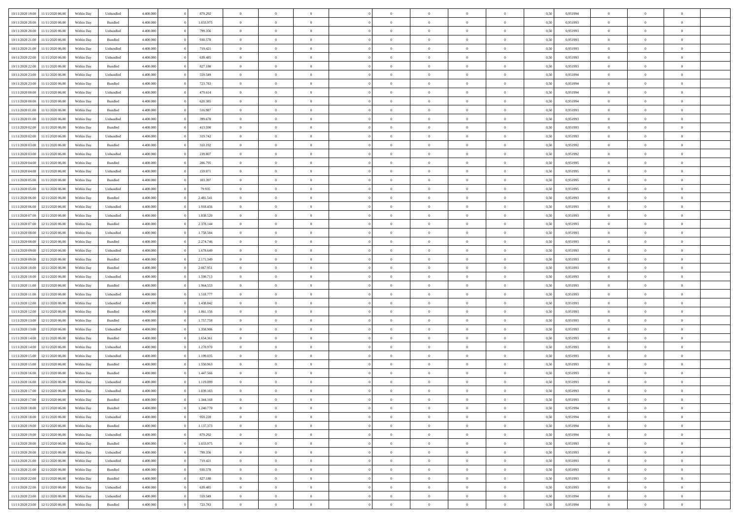| | | | | | | | | | | | | | | | | | | | | |
|---|---|---|---|---|---|---|---|---|---|---|---|---|---|---|---|---|---|---|---|---|
| 10/11/2020 19:00 | 11/11/2020 06:00 | Within Day | Unbundled | 4.400.000 | 0 | 879.292 | 0 | 0 | 0 | | 0 | 0 | 0 | 0 | 0,50 | 0,951994 | 0 | 0 | 0 | |
| 10/11/2020 20:00 | 11/11/2020 06:00 | Within Day | Bundled | 4.400.000 | 0 | 1.033.975 | 0 | 0 | 0 | | 0 | 0 | 0 | 0 | 0,50 | 0,951993 | 0 | 0 | 0 | |
| 10/11/2020 20:00 | 11/11/2020 06:00 | Within Day | Unbundled | 4.400.000 | 0 | 799.356 | 0 | 0 | 0 | | 0 | 0 | 0 | 0 | 0,50 | 0,951993 | 0 | 0 | 0 | |
| 10/11/2020 21:00 | 11/11/2020 06:00 | Within Day | Bundled | 4.400.000 | 0 | 930.578 | 0 | 0 | 0 | | 0 | 0 | 0 | 0 | 0,50 | 0,951993 | 0 | 0 | 0 | |
| 10/11/2020 21:00 | 11/11/2020 06:00 | Within Day | Unbundled | 4.400.000 | 0 | 719.421 | 0 | 0 | 0 | | 0 | 0 | 0 | 0 | 0,50 | 0,951993 | 0 | 0 | 0 | |
| 10/11/2020 22:00 | 11/11/2020 06:00 | Within Day | Unbundled | 4.400.000 | 0 | 639.485 | 0 | 0 | 0 | | 0 | 0 | 0 | 0 | 0,50 | 0,951993 | 0 | 0 | 0 | |
| 10/11/2020 22:00 | 11/11/2020 06:00 | Within Day | Bundled | 4.400.000 | 0 | 827.180 | 0 | 0 | 0 | | 0 | 0 | 0 | 0 | 0,50 | 0,951993 | 0 | 0 | 0 | |
| 10/11/2020 23:00 | 11/11/2020 06:00 | Within Day | Unbundled | 4.400.000 | 0 | 559.549 | 0 | 0 | 0 | | 0 | 0 | 0 | 0 | 0,50 | 0,951994 | 0 | 0 | 0 | |
| 10/11/2020 23:00 | 11/11/2020 06:00 | Within Day | Bundled | 4.400.000 | 0 | 723.783 | 0 | 0 | 0 | | 0 | 0 | 0 | 0 | 0,50 | 0,951994 | 0 | 0 | 0 | |
| 11/11/2020 00:00 | 11/11/2020 06:00 | Within Day | Unbundled | 4.400.000 | 0 | 479.614 | 0 | 0 | 0 | | 0 | 0 | 0 | 0 | 0,50 | 0,951994 | 0 | 0 | 0 | |
| 11/11/2020 00:00 | 11/11/2020 06:00 | Within Day | Bundled | 4.400.000 | 0 | 620.385 | 0 | 0 | 0 | | 0 | 0 | 0 | 0 | 0,50 | 0,951994 | 0 | 0 | 0 | |
| 11/11/2020 01:00 | 11/11/2020 06:00 | Within Day | Bundled | 4.400.000 | 0 | 516.987 | 0 | 0 | 0 | | 0 | 0 | 0 | 0 | 0,50 | 0,951993 | 0 | 0 | 0 | |
| 11/11/2020 01:00 | 11/11/2020 06:00 | Within Day | Unbundled | 4.400.000 | 0 | 399.678 | 0 | 0 | 0 | | 0 | 0 | 0 | 0 | 0,50 | 0,951993 | 0 | 0 | 0 | |
| 11/11/2020 02:00 | 11/11/2020 06:00 | Within Day | Bundled | 4.400.000 | 0 | 413.590 | 0 | 0 | 0 | | 0 | 0 | 0 | 0 | 0,50 | 0,951993 | 0 | 0 | 0 | |
| 11/11/2020 02:00 | 11/11/2020 06:00 | Within Day | Unbundled | 4.400.000 | 0 | 319.742 | 0 | 0 | 0 | | 0 | 0 | 0 | 0 | 0,50 | 0,951993 | 0 | 0 | 0 | |
| 11/11/2020 03:00 | 11/11/2020 06:00 | Within Day | Bundled | 4.400.000 | 0 | 310.192 | 0 | 0 | 0 | | 0 | 0 | 0 | 0 | 0,50 | 0,951992 | 0 | 0 | 0 | |
| 11/11/2020 03:00 | 11/11/2020 06:00 | Within Day | Unbundled | 4.400.000 | 0 | 239.807 | 0 | 0 | 0 | | 0 | 0 | 0 | 0 | 0,50 | 0,951992 | 0 | 0 | 0 | |
| 11/11/2020 04:00 | 11/11/2020 06:00 | Within Day | Bundled | 4.400.000 | 0 | 206.795 | 0 | 0 | 0 | | 0 | 0 | 0 | 0 | 0,50 | 0,951995 | 0 | 0 | 0 | |
| 11/11/2020 04:00 | 11/11/2020 06:00 | Within Day | Unbundled | 4.400.000 | 0 | 159.871 | 0 | 0 | 0 | | 0 | 0 | 0 | 0 | 0,50 | 0,951995 | 0 | 0 | 0 | |
| 11/11/2020 05:00 | 11/11/2020 06:00 | Within Day | Bundled | 4.400.000 | 0 | 103.397 | 0 | 0 | 0 | | 0 | 0 | 0 | 0 | 0,50 | 0,951995 | 0 | 0 | 0 | |
| 11/11/2020 05:00 | 11/11/2020 06:00 | Within Day | Unbundled | 4.400.000 | 0 | 79.935 | 0 | 0 | 0 | | 0 | 0 | 0 | 0 | 0,50 | 0,951995 | 0 | 0 | 0 | |
| 11/11/2020 06:00 | 12/11/2020 06:00 | Within Day | Bundled | 4.400.000 | 0 | 2.481.541 | 0 | 0 | 0 | | 0 | 0 | 0 | 0 | 0,50 | 0,951993 | 0 | 0 | 0 | |
| 11/11/2020 06:00 | 12/11/2020 06:00 | Within Day | Unbundled | 4.400.000 | 0 | 1.918.456 | 0 | 0 | 0 | | 0 | 0 | 0 | 0 | 0,50 | 0,951993 | 0 | 0 | 0 | |
| 11/11/2020 07:00 | 12/11/2020 06:00 | Within Day | Unbundled | 4.400.000 | 0 | 1.838.520 | 0 | 0 | 0 | | 0 | 0 | 0 | 0 | 0,50 | 0,951993 | 0 | 0 | 0 | |
| 11/11/2020 07:00 | 12/11/2020 06:00 | Within Day | Bundled | 4.400.000 | 0 | 2.378.144 | 0 | 0 | 0 | | 0 | 0 | 0 | 0 | 0,50 | 0,951993 | 0 | 0 | 0 | |
| 11/11/2020 08:00 | 12/11/2020 06:00 | Within Day | Unbundled | 4.400.000 | 0 | 1.758.584 | 0 | 0 | 0 | | 0 | 0 | 0 | 0 | 0,50 | 0,951993 | 0 | 0 | 0 | |
| 11/11/2020 08:00 | 12/11/2020 06:00 | Within Day | Bundled | 4.400.000 | 0 | 2.274.746 | 0 | 0 | 0 | | 0 | 0 | 0 | 0 | 0,50 | 0,951993 | 0 | 0 | 0 | |
| 11/11/2020 09:00 | 12/11/2020 06:00 | Within Day | Unbundled | 4.400.000 | 0 | 1.678.649 | 0 | 0 | 0 | | 0 | 0 | 0 | 0 | 0,50 | 0,951993 | 0 | 0 | 0 | |
| 11/11/2020 09:00 | 12/11/2020 06:00 | Within Day | Bundled | 4.400.000 | 0 | 2.171.349 | 0 | 0 | 0 | | 0 | 0 | 0 | 0 | 0,50 | 0,951993 | 0 | 0 | 0 | |
| 11/11/2020 10:00 | 12/11/2020 06:00 | Within Day | Bundled | 4.400.000 | 0 | 2.067.951 | 0 | 0 | 0 | | 0 | 0 | 0 | 0 | 0,50 | 0,951993 | 0 | 0 | 0 | |
| 11/11/2020 10:00 | 12/11/2020 06:00 | Within Day | Unbundled | 4.400.000 | 0 | 1.598.713 | 0 | 0 | 0 | | 0 | 0 | 0 | 0 | 0,50 | 0,951993 | 0 | 0 | 0 | |
| 11/11/2020 11:00 | 12/11/2020 06:00 | Within Day | Bundled | 4.400.000 | 0 | 1.964.553 | 0 | 0 | 0 | | 0 | 0 | 0 | 0 | 0,50 | 0,951993 | 0 | 0 | 0 | |
| 11/11/2020 11:00 | 12/11/2020 06:00 | Within Day | Unbundled | 4.400.000 | 0 | 1.518.777 | 0 | 0 | 0 | | 0 | 0 | 0 | 0 | 0,50 | 0,951993 | 0 | 0 | 0 | |
| 11/11/2020 12:00 | 12/11/2020 06:00 | Within Day | Unbundled | 4.400.000 | 0 | 1.438.842 | 0 | 0 | 0 | | 0 | 0 | 0 | 0 | 0,50 | 0,951993 | 0 | 0 | 0 | |
| 11/11/2020 12:00 | 12/11/2020 06:00 | Within Day | Bundled | 4.400.000 | 0 | 1.861.156 | 0 | 0 | 0 | | 0 | 0 | 0 | 0 | 0,50 | 0,951993 | 0 | 0 | 0 | |
| 11/11/2020 13:00 | 12/11/2020 06:00 | Within Day | Bundled | 4.400.000 | 0 | 1.757.758 | 0 | 0 | 0 | | 0 | 0 | 0 | 0 | 0,50 | 0,951993 | 0 | 0 | 0 | |
| 11/11/2020 13:00 | 12/11/2020 06:00 | Within Day | Unbundled | 4.400.000 | 0 | 1.358.906 | 0 | 0 | 0 | | 0 | 0 | 0 | 0 | 0,50 | 0,951993 | 0 | 0 | 0 | |
| 11/11/2020 14:00 | 12/11/2020 06:00 | Within Day | Bundled | 4.400.000 | 0 | 1.654.361 | 0 | 0 | 0 | | 0 | 0 | 0 | 0 | 0,50 | 0,951993 | 0 | 0 | 0 | |
| 11/11/2020 14:00 | 12/11/2020 06:00 | Within Day | Unbundled | 4.400.000 | 0 | 1.278.970 | 0 | 0 | 0 | | 0 | 0 | 0 | 0 | 0,50 | 0,951993 | 0 | 0 | 0 | |
| 11/11/2020 15:00 | 12/11/2020 06:00 | Within Day | Unbundled | 4.400.000 | 0 | 1.199.035 | 0 | 0 | 0 | | 0 | 0 | 0 | 0 | 0,50 | 0,951993 | 0 | 0 | 0 | |
| 11/11/2020 15:00 | 12/11/2020 06:00 | Within Day | Bundled | 4.400.000 | 0 | 1.550.963 | 0 | 0 | 0 | | 0 | 0 | 0 | 0 | 0,50 | 0,951993 | 0 | 0 | 0 | |
| 11/11/2020 16:00 | 12/11/2020 06:00 | Within Day | Bundled | 4.400.000 | 0 | 1.447.566 | 0 | 0 | 0 | | 0 | 0 | 0 | 0 | 0,50 | 0,951993 | 0 | 0 | 0 | |
| 11/11/2020 16:00 | 12/11/2020 06:00 | Within Day | Unbundled | 4.400.000 | 0 | 1.119.099 | 0 | 0 | 0 | | 0 | 0 | 0 | 0 | 0,50 | 0,951993 | 0 | 0 | 0 | |
| 11/11/2020 17:00 | 12/11/2020 06:00 | Within Day | Unbundled | 4.400.000 | 0 | 1.039.163 | 0 | 0 | 0 | | 0 | 0 | 0 | 0 | 0,50 | 0,951993 | 0 | 0 | 0 | |
| 11/11/2020 17:00 | 12/11/2020 06:00 | Within Day | Bundled | 4.400.000 | 0 | 1.344.168 | 0 | 0 | 0 | | 0 | 0 | 0 | 0 | 0,50 | 0,951993 | 0 | 0 | 0 | |
| 11/11/2020 18:00 | 12/11/2020 06:00 | Within Day | Bundled | 4.400.000 | 0 | 1.240.770 | 0 | 0 | 0 | | 0 | 0 | 0 | 0 | 0,50 | 0,951994 | 0 | 0 | 0 | |
| 11/11/2020 18:00 | 12/11/2020 06:00 | Within Day | Unbundled | 4.400.000 | 0 | 959.228 | 0 | 0 | 0 | | 0 | 0 | 0 | 0 | 0,50 | 0,951994 | 0 | 0 | 0 | |
| 11/11/2020 19:00 | 12/11/2020 06:00 | Within Day | Bundled | 4.400.000 | 0 | 1.137.373 | 0 | 0 | 0 | | 0 | 0 | 0 | 0 | 0,50 | 0,951994 | 0 | 0 | 0 | |
| 11/11/2020 19:00 | 12/11/2020 06:00 | Within Day | Unbundled | 4.400.000 | 0 | 879.292 | 0 | 0 | 0 | | 0 | 0 | 0 | 0 | 0,50 | 0,951994 | 0 | 0 | 0 | |
| 11/11/2020 20:00 | 12/11/2020 06:00 | Within Day | Bundled | 4.400.000 | 0 | 1.033.975 | 0 | 0 | 0 | | 0 | 0 | 0 | 0 | 0,50 | 0,951993 | 0 | 0 | 0 | |
| 11/11/2020 20:00 | 12/11/2020 06:00 | Within Day | Unbundled | 4.400.000 | 0 | 799.356 | 0 | 0 | 0 | | 0 | 0 | 0 | 0 | 0,50 | 0,951993 | 0 | 0 | 0 | |
| 11/11/2020 21:00 | 12/11/2020 06:00 | Within Day | Unbundled | 4.400.000 | 0 | 719.421 | 0 | 0 | 0 | | 0 | 0 | 0 | 0 | 0,50 | 0,951993 | 0 | 0 | 0 | |
| 11/11/2020 21:00 | 12/11/2020 06:00 | Within Day | Bundled | 4.400.000 | 0 | 930.578 | 0 | 0 | 0 | | 0 | 0 | 0 | 0 | 0,50 | 0,951993 | 0 | 0 | 0 | |
| 11/11/2020 22:00 | 12/11/2020 06:00 | Within Day | Bundled | 4.400.000 | 0 | 827.180 | 0 | 0 | 0 | | 0 | 0 | 0 | 0 | 0,50 | 0,951993 | 0 | 0 | 0 | |
| 11/11/2020 22:00 | 12/11/2020 06:00 | Within Day | Unbundled | 4.400.000 | 0 | 639.485 | 0 | 0 | 0 | | 0 | 0 | 0 | 0 | 0,50 | 0,951993 | 0 | 0 | 0 | |
| 11/11/2020 23:00 | 12/11/2020 06:00 | Within Day | Unbundled | 4.400.000 | 0 | 559.549 | 0 | 0 | 0 | | 0 | 0 | 0 | 0 | 0,50 | 0,951994 | 0 | 0 | 0 | |
| 11/11/2020 23:00 | 12/11/2020 06:00 | Within Day | Bundled | 4.400.000 | 0 | 723.783 | 0 | 0 | 0 | | 0 | 0 | 0 | 0 | 0,50 | 0,951994 | 0 | 0 | 0 | |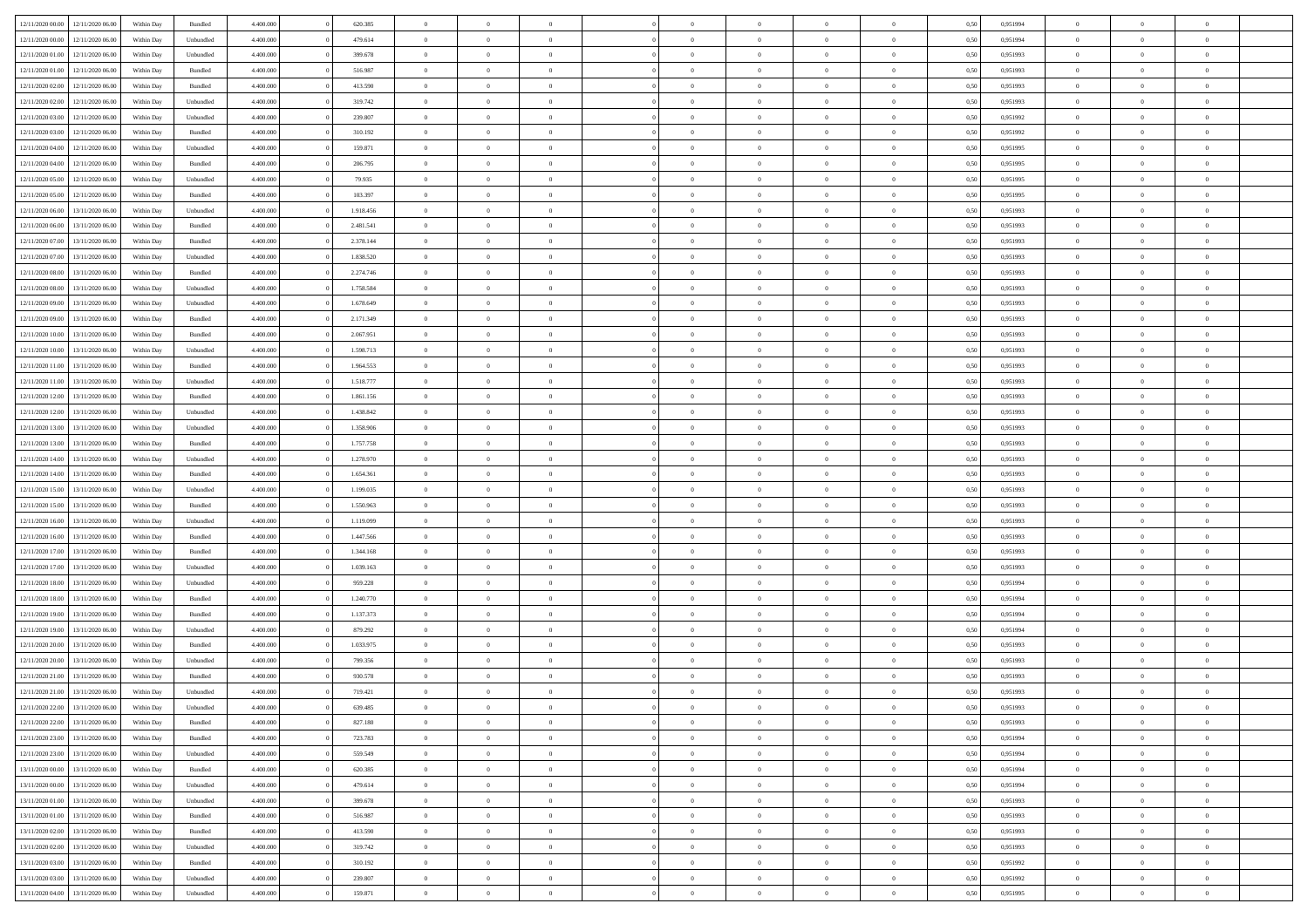| | | | | | | | | | | | | | | | | | | | | | |
|---|---|---|---|---|---|---|---|---|---|---|---|---|---|---|---|---|---|---|---|---|---|
| 12/11/2020 00.00 | 12/11/2020 06.00 | Within Day | Bundled | 4.400.000 | 0 | 620.385 | 0 | 0 | 0 | | 0 | 0 | 0 | 0 | 0,50 | 0,951994 | 0 | 0 | 0 | |
| 12/11/2020 00.00 | 12/11/2020 06.00 | Within Day | Unbundled | 4.400.000 | 0 | 479.614 | 0 | 0 | 0 | | 0 | 0 | 0 | 0 | 0,50 | 0,951994 | 0 | 0 | 0 | |
| 12/11/2020 01.00 | 12/11/2020 06.00 | Within Day | Unbundled | 4.400.000 | 0 | 399.678 | 0 | 0 | 0 | | 0 | 0 | 0 | 0 | 0,50 | 0,951993 | 0 | 0 | 0 | |
| 12/11/2020 01.00 | 12/11/2020 06.00 | Within Day | Bundled | 4.400.000 | 0 | 516.987 | 0 | 0 | 0 | | 0 | 0 | 0 | 0 | 0,50 | 0,951993 | 0 | 0 | 0 | |
| 12/11/2020 02.00 | 12/11/2020 06.00 | Within Day | Bundled | 4.400.000 | 0 | 413.590 | 0 | 0 | 0 | | 0 | 0 | 0 | 0 | 0,50 | 0,951993 | 0 | 0 | 0 | |
| 12/11/2020 02.00 | 12/11/2020 06.00 | Within Day | Unbundled | 4.400.000 | 0 | 319.742 | 0 | 0 | 0 | | 0 | 0 | 0 | 0 | 0,50 | 0,951993 | 0 | 0 | 0 | |
| 12/11/2020 03.00 | 12/11/2020 06.00 | Within Day | Unbundled | 4.400.000 | 0 | 239.807 | 0 | 0 | 0 | | 0 | 0 | 0 | 0 | 0,50 | 0,951992 | 0 | 0 | 0 | |
| 12/11/2020 03.00 | 12/11/2020 06.00 | Within Day | Bundled | 4.400.000 | 0 | 310.192 | 0 | 0 | 0 | | 0 | 0 | 0 | 0 | 0,50 | 0,951992 | 0 | 0 | 0 | |
| 12/11/2020 04.00 | 12/11/2020 06.00 | Within Day | Unbundled | 4.400.000 | 0 | 159.871 | 0 | 0 | 0 | | 0 | 0 | 0 | 0 | 0,50 | 0,951995 | 0 | 0 | 0 | |
| 12/11/2020 04.00 | 12/11/2020 06.00 | Within Day | Bundled | 4.400.000 | 0 | 206.795 | 0 | 0 | 0 | | 0 | 0 | 0 | 0 | 0,50 | 0,951995 | 0 | 0 | 0 | |
| 12/11/2020 05.00 | 12/11/2020 06.00 | Within Day | Unbundled | 4.400.000 | 0 | 79.935 | 0 | 0 | 0 | | 0 | 0 | 0 | 0 | 0,50 | 0,951995 | 0 | 0 | 0 | |
| 12/11/2020 05.00 | 12/11/2020 06.00 | Within Day | Bundled | 4.400.000 | 0 | 103.397 | 0 | 0 | 0 | | 0 | 0 | 0 | 0 | 0,50 | 0,951995 | 0 | 0 | 0 | |
| 12/11/2020 06.00 | 13/11/2020 06.00 | Within Day | Unbundled | 4.400.000 | 0 | 1.918.456 | 0 | 0 | 0 | | 0 | 0 | 0 | 0 | 0,50 | 0,951993 | 0 | 0 | 0 | |
| 12/11/2020 06.00 | 13/11/2020 06.00 | Within Day | Bundled | 4.400.000 | 0 | 2.481.541 | 0 | 0 | 0 | | 0 | 0 | 0 | 0 | 0,50 | 0,951993 | 0 | 0 | 0 | |
| 12/11/2020 07.00 | 13/11/2020 06.00 | Within Day | Bundled | 4.400.000 | 0 | 2.378.144 | 0 | 0 | 0 | | 0 | 0 | 0 | 0 | 0,50 | 0,951993 | 0 | 0 | 0 | |
| 12/11/2020 07.00 | 13/11/2020 06.00 | Within Day | Unbundled | 4.400.000 | 0 | 1.838.520 | 0 | 0 | 0 | | 0 | 0 | 0 | 0 | 0,50 | 0,951993 | 0 | 0 | 0 | |
| 12/11/2020 08.00 | 13/11/2020 06.00 | Within Day | Bundled | 4.400.000 | 0 | 2.274.746 | 0 | 0 | 0 | | 0 | 0 | 0 | 0 | 0,50 | 0,951993 | 0 | 0 | 0 | |
| 12/11/2020 08.00 | 13/11/2020 06.00 | Within Day | Unbundled | 4.400.000 | 0 | 1.758.584 | 0 | 0 | 0 | | 0 | 0 | 0 | 0 | 0,50 | 0,951993 | 0 | 0 | 0 | |
| 12/11/2020 09.00 | 13/11/2020 06.00 | Within Day | Unbundled | 4.400.000 | 0 | 1.678.649 | 0 | 0 | 0 | | 0 | 0 | 0 | 0 | 0,50 | 0,951993 | 0 | 0 | 0 | |
| 12/11/2020 09.00 | 13/11/2020 06.00 | Within Day | Bundled | 4.400.000 | 0 | 2.171.349 | 0 | 0 | 0 | | 0 | 0 | 0 | 0 | 0,50 | 0,951993 | 0 | 0 | 0 | |
| 12/11/2020 10.00 | 13/11/2020 06.00 | Within Day | Bundled | 4.400.000 | 0 | 2.067.951 | 0 | 0 | 0 | | 0 | 0 | 0 | 0 | 0,50 | 0,951993 | 0 | 0 | 0 | |
| 12/11/2020 10.00 | 13/11/2020 06.00 | Within Day | Unbundled | 4.400.000 | 0 | 1.598.713 | 0 | 0 | 0 | | 0 | 0 | 0 | 0 | 0,50 | 0,951993 | 0 | 0 | 0 | |
| 12/11/2020 11.00 | 13/11/2020 06.00 | Within Day | Bundled | 4.400.000 | 0 | 1.964.553 | 0 | 0 | 0 | | 0 | 0 | 0 | 0 | 0,50 | 0,951993 | 0 | 0 | 0 | |
| 12/11/2020 11.00 | 13/11/2020 06.00 | Within Day | Unbundled | 4.400.000 | 0 | 1.518.777 | 0 | 0 | 0 | | 0 | 0 | 0 | 0 | 0,50 | 0,951993 | 0 | 0 | 0 | |
| 12/11/2020 12.00 | 13/11/2020 06.00 | Within Day | Bundled | 4.400.000 | 0 | 1.861.156 | 0 | 0 | 0 | | 0 | 0 | 0 | 0 | 0,50 | 0,951993 | 0 | 0 | 0 | |
| 12/11/2020 12.00 | 13/11/2020 06.00 | Within Day | Unbundled | 4.400.000 | 0 | 1.438.842 | 0 | 0 | 0 | | 0 | 0 | 0 | 0 | 0,50 | 0,951993 | 0 | 0 | 0 | |
| 12/11/2020 13.00 | 13/11/2020 06.00 | Within Day | Unbundled | 4.400.000 | 0 | 1.358.906 | 0 | 0 | 0 | | 0 | 0 | 0 | 0 | 0,50 | 0,951993 | 0 | 0 | 0 | |
| 12/11/2020 13.00 | 13/11/2020 06.00 | Within Day | Bundled | 4.400.000 | 0 | 1.757.758 | 0 | 0 | 0 | | 0 | 0 | 0 | 0 | 0,50 | 0,951993 | 0 | 0 | 0 | |
| 12/11/2020 14.00 | 13/11/2020 06.00 | Within Day | Unbundled | 4.400.000 | 0 | 1.278.970 | 0 | 0 | 0 | | 0 | 0 | 0 | 0 | 0,50 | 0,951993 | 0 | 0 | 0 | |
| 12/11/2020 14.00 | 13/11/2020 06.00 | Within Day | Bundled | 4.400.000 | 0 | 1.654.361 | 0 | 0 | 0 | | 0 | 0 | 0 | 0 | 0,50 | 0,951993 | 0 | 0 | 0 | |
| 12/11/2020 15.00 | 13/11/2020 06.00 | Within Day | Unbundled | 4.400.000 | 0 | 1.199.035 | 0 | 0 | 0 | | 0 | 0 | 0 | 0 | 0,50 | 0,951993 | 0 | 0 | 0 | |
| 12/11/2020 15.00 | 13/11/2020 06.00 | Within Day | Bundled | 4.400.000 | 0 | 1.550.963 | 0 | 0 | 0 | | 0 | 0 | 0 | 0 | 0,50 | 0,951993 | 0 | 0 | 0 | |
| 12/11/2020 16.00 | 13/11/2020 06.00 | Within Day | Unbundled | 4.400.000 | 0 | 1.119.099 | 0 | 0 | 0 | | 0 | 0 | 0 | 0 | 0,50 | 0,951993 | 0 | 0 | 0 | |
| 12/11/2020 16.00 | 13/11/2020 06.00 | Within Day | Bundled | 4.400.000 | 0 | 1.447.566 | 0 | 0 | 0 | | 0 | 0 | 0 | 0 | 0,50 | 0,951993 | 0 | 0 | 0 | |
| 12/11/2020 17.00 | 13/11/2020 06.00 | Within Day | Bundled | 4.400.000 | 0 | 1.344.168 | 0 | 0 | 0 | | 0 | 0 | 0 | 0 | 0,50 | 0,951993 | 0 | 0 | 0 | |
| 12/11/2020 17.00 | 13/11/2020 06.00 | Within Day | Unbundled | 4.400.000 | 0 | 1.039.163 | 0 | 0 | 0 | | 0 | 0 | 0 | 0 | 0,50 | 0,951993 | 0 | 0 | 0 | |
| 12/11/2020 18.00 | 13/11/2020 06.00 | Within Day | Unbundled | 4.400.000 | 0 | 959.228 | 0 | 0 | 0 | | 0 | 0 | 0 | 0 | 0,50 | 0,951994 | 0 | 0 | 0 | |
| 12/11/2020 18.00 | 13/11/2020 06.00 | Within Day | Bundled | 4.400.000 | 0 | 1.240.770 | 0 | 0 | 0 | | 0 | 0 | 0 | 0 | 0,50 | 0,951994 | 0 | 0 | 0 | |
| 12/11/2020 19.00 | 13/11/2020 06.00 | Within Day | Bundled | 4.400.000 | 0 | 1.137.373 | 0 | 0 | 0 | | 0 | 0 | 0 | 0 | 0,50 | 0,951994 | 0 | 0 | 0 | |
| 12/11/2020 19.00 | 13/11/2020 06.00 | Within Day | Unbundled | 4.400.000 | 0 | 879.292 | 0 | 0 | 0 | | 0 | 0 | 0 | 0 | 0,50 | 0,951994 | 0 | 0 | 0 | |
| 12/11/2020 20.00 | 13/11/2020 06.00 | Within Day | Bundled | 4.400.000 | 0 | 1.033.975 | 0 | 0 | 0 | | 0 | 0 | 0 | 0 | 0,50 | 0,951993 | 0 | 0 | 0 | |
| 12/11/2020 20.00 | 13/11/2020 06.00 | Within Day | Unbundled | 4.400.000 | 0 | 799.356 | 0 | 0 | 0 | | 0 | 0 | 0 | 0 | 0,50 | 0,951993 | 0 | 0 | 0 | |
| 12/11/2020 21.00 | 13/11/2020 06.00 | Within Day | Bundled | 4.400.000 | 0 | 930.578 | 0 | 0 | 0 | | 0 | 0 | 0 | 0 | 0,50 | 0,951993 | 0 | 0 | 0 | |
| 12/11/2020 21.00 | 13/11/2020 06.00 | Within Day | Unbundled | 4.400.000 | 0 | 719.421 | 0 | 0 | 0 | | 0 | 0 | 0 | 0 | 0,50 | 0,951993 | 0 | 0 | 0 | |
| 12/11/2020 22.00 | 13/11/2020 06.00 | Within Day | Unbundled | 4.400.000 | 0 | 639.485 | 0 | 0 | 0 | | 0 | 0 | 0 | 0 | 0,50 | 0,951993 | 0 | 0 | 0 | |
| 12/11/2020 22.00 | 13/11/2020 06.00 | Within Day | Bundled | 4.400.000 | 0 | 827.180 | 0 | 0 | 0 | | 0 | 0 | 0 | 0 | 0,50 | 0,951993 | 0 | 0 | 0 | |
| 12/11/2020 23.00 | 13/11/2020 06.00 | Within Day | Bundled | 4.400.000 | 0 | 723.783 | 0 | 0 | 0 | | 0 | 0 | 0 | 0 | 0,50 | 0,951994 | 0 | 0 | 0 | |
| 12/11/2020 23.00 | 13/11/2020 06.00 | Within Day | Unbundled | 4.400.000 | 0 | 559.549 | 0 | 0 | 0 | | 0 | 0 | 0 | 0 | 0,50 | 0,951994 | 0 | 0 | 0 | |
| 13/11/2020 00.00 | 13/11/2020 06.00 | Within Day | Bundled | 4.400.000 | 0 | 620.385 | 0 | 0 | 0 | | 0 | 0 | 0 | 0 | 0,50 | 0,951994 | 0 | 0 | 0 | |
| 13/11/2020 00.00 | 13/11/2020 06.00 | Within Day | Unbundled | 4.400.000 | 0 | 479.614 | 0 | 0 | 0 | | 0 | 0 | 0 | 0 | 0,50 | 0,951994 | 0 | 0 | 0 | |
| 13/11/2020 01.00 | 13/11/2020 06.00 | Within Day | Unbundled | 4.400.000 | 0 | 399.678 | 0 | 0 | 0 | | 0 | 0 | 0 | 0 | 0,50 | 0,951993 | 0 | 0 | 0 | |
| 13/11/2020 01.00 | 13/11/2020 06.00 | Within Day | Bundled | 4.400.000 | 0 | 516.987 | 0 | 0 | 0 | | 0 | 0 | 0 | 0 | 0,50 | 0,951993 | 0 | 0 | 0 | |
| 13/11/2020 02.00 | 13/11/2020 06.00 | Within Day | Bundled | 4.400.000 | 0 | 413.590 | 0 | 0 | 0 | | 0 | 0 | 0 | 0 | 0,50 | 0,951993 | 0 | 0 | 0 | |
| 13/11/2020 02.00 | 13/11/2020 06.00 | Within Day | Unbundled | 4.400.000 | 0 | 319.742 | 0 | 0 | 0 | | 0 | 0 | 0 | 0 | 0,50 | 0,951993 | 0 | 0 | 0 | |
| 13/11/2020 03.00 | 13/11/2020 06.00 | Within Day | Bundled | 4.400.000 | 0 | 310.192 | 0 | 0 | 0 | | 0 | 0 | 0 | 0 | 0,50 | 0,951992 | 0 | 0 | 0 | |
| 13/11/2020 03.00 | 13/11/2020 06.00 | Within Day | Unbundled | 4.400.000 | 0 | 239.807 | 0 | 0 | 0 | | 0 | 0 | 0 | 0 | 0,50 | 0,951992 | 0 | 0 | 0 | |
| 13/11/2020 04.00 | 13/11/2020 06.00 | Within Day | Unbundled | 4.400.000 | 0 | 159.871 | 0 | 0 | 0 | | 0 | 0 | 0 | 0 | 0,50 | 0,951995 | 0 | 0 | 0 | |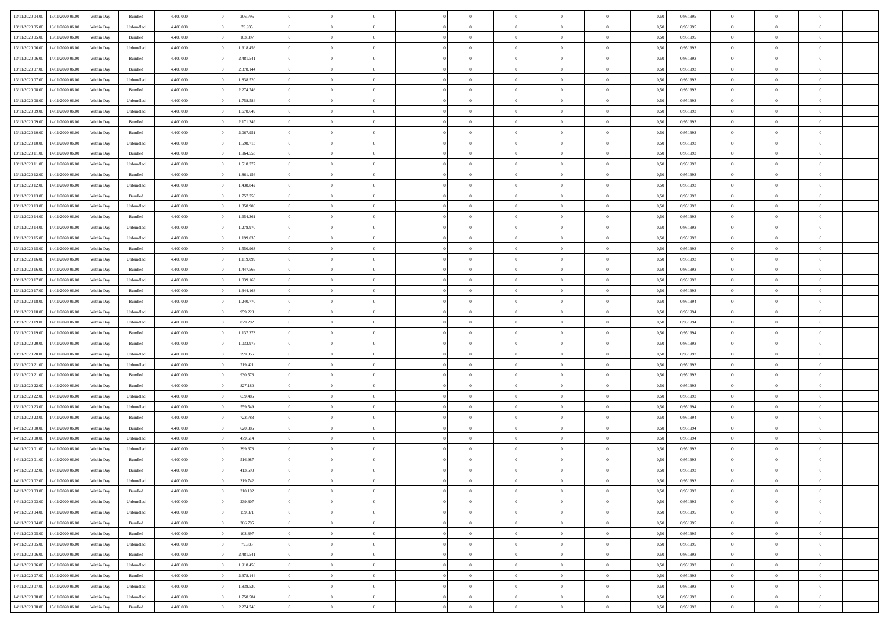| | | | | | | | | | | | | | | | | | | | | |
|---|---|---|---|---|---|---|---|---|---|---|---|---|---|---|---|---|---|---|---|---|
| 13/11/2020 04.00 | 13/11/2020 06.00 | Within Day | Bundled | 4.400.000 | 0 | 206.795 | 0 | 0 | 0 | | 0 | 0 | 0 | 0 | 0,50 | 0,951995 | 0 | 0 | 0 | |
| 13/11/2020 05.00 | 13/11/2020 06.00 | Within Day | Unbundled | 4.400.000 | 0 | 79.935 | 0 | 0 | 0 | | 0 | 0 | 0 | 0 | 0,50 | 0,951995 | 0 | 0 | 0 | |
| 13/11/2020 05.00 | 13/11/2020 06.00 | Within Day | Bundled | 4.400.000 | 0 | 103.397 | 0 | 0 | 0 | | 0 | 0 | 0 | 0 | 0,50 | 0,951995 | 0 | 0 | 0 | |
| 13/11/2020 06.00 | 14/11/2020 06.00 | Within Day | Unbundled | 4.400.000 | 0 | 1.918.456 | 0 | 0 | 0 | | 0 | 0 | 0 | 0 | 0,50 | 0,951993 | 0 | 0 | 0 | |
| 13/11/2020 06.00 | 14/11/2020 06.00 | Within Day | Bundled | 4.400.000 | 0 | 2.481.541 | 0 | 0 | 0 | | 0 | 0 | 0 | 0 | 0,50 | 0,951993 | 0 | 0 | 0 | |
| 13/11/2020 07.00 | 14/11/2020 06.00 | Within Day | Bundled | 4.400.000 | 0 | 2.378.144 | 0 | 0 | 0 | | 0 | 0 | 0 | 0 | 0,50 | 0,951993 | 0 | 0 | 0 | |
| 13/11/2020 07.00 | 14/11/2020 06.00 | Within Day | Unbundled | 4.400.000 | 0 | 1.838.520 | 0 | 0 | 0 | | 0 | 0 | 0 | 0 | 0,50 | 0,951993 | 0 | 0 | 0 | |
| 13/11/2020 08.00 | 14/11/2020 06.00 | Within Day | Bundled | 4.400.000 | 0 | 2.274.746 | 0 | 0 | 0 | | 0 | 0 | 0 | 0 | 0,50 | 0,951993 | 0 | 0 | 0 | |
| 13/11/2020 08.00 | 14/11/2020 06.00 | Within Day | Unbundled | 4.400.000 | 0 | 1.758.584 | 0 | 0 | 0 | | 0 | 0 | 0 | 0 | 0,50 | 0,951993 | 0 | 0 | 0 | |
| 13/11/2020 09.00 | 14/11/2020 06.00 | Within Day | Unbundled | 4.400.000 | 0 | 1.678.649 | 0 | 0 | 0 | | 0 | 0 | 0 | 0 | 0,50 | 0,951993 | 0 | 0 | 0 | |
| 13/11/2020 09.00 | 14/11/2020 06.00 | Within Day | Bundled | 4.400.000 | 0 | 2.171.349 | 0 | 0 | 0 | | 0 | 0 | 0 | 0 | 0,50 | 0,951993 | 0 | 0 | 0 | |
| 13/11/2020 10.00 | 14/11/2020 06.00 | Within Day | Bundled | 4.400.000 | 0 | 2.067.951 | 0 | 0 | 0 | | 0 | 0 | 0 | 0 | 0,50 | 0,951993 | 0 | 0 | 0 | |
| 13/11/2020 10.00 | 14/11/2020 06.00 | Within Day | Unbundled | 4.400.000 | 0 | 1.598.713 | 0 | 0 | 0 | | 0 | 0 | 0 | 0 | 0,50 | 0,951993 | 0 | 0 | 0 | |
| 13/11/2020 11.00 | 14/11/2020 06.00 | Within Day | Bundled | 4.400.000 | 0 | 1.964.553 | 0 | 0 | 0 | | 0 | 0 | 0 | 0 | 0,50 | 0,951993 | 0 | 0 | 0 | |
| 13/11/2020 11.00 | 14/11/2020 06.00 | Within Day | Unbundled | 4.400.000 | 0 | 1.518.777 | 0 | 0 | 0 | | 0 | 0 | 0 | 0 | 0,50 | 0,951993 | 0 | 0 | 0 | |
| 13/11/2020 12.00 | 14/11/2020 06.00 | Within Day | Bundled | 4.400.000 | 0 | 1.861.156 | 0 | 0 | 0 | | 0 | 0 | 0 | 0 | 0,50 | 0,951993 | 0 | 0 | 0 | |
| 13/11/2020 12.00 | 14/11/2020 06.00 | Within Day | Unbundled | 4.400.000 | 0 | 1.438.842 | 0 | 0 | 0 | | 0 | 0 | 0 | 0 | 0,50 | 0,951993 | 0 | 0 | 0 | |
| 13/11/2020 13.00 | 14/11/2020 06.00 | Within Day | Bundled | 4.400.000 | 0 | 1.757.758 | 0 | 0 | 0 | | 0 | 0 | 0 | 0 | 0,50 | 0,951993 | 0 | 0 | 0 | |
| 13/11/2020 13.00 | 14/11/2020 06.00 | Within Day | Unbundled | 4.400.000 | 0 | 1.358.906 | 0 | 0 | 0 | | 0 | 0 | 0 | 0 | 0,50 | 0,951993 | 0 | 0 | 0 | |
| 13/11/2020 14.00 | 14/11/2020 06.00 | Within Day | Bundled | 4.400.000 | 0 | 1.654.361 | 0 | 0 | 0 | | 0 | 0 | 0 | 0 | 0,50 | 0,951993 | 0 | 0 | 0 | |
| 13/11/2020 14.00 | 14/11/2020 06.00 | Within Day | Unbundled | 4.400.000 | 0 | 1.278.970 | 0 | 0 | 0 | | 0 | 0 | 0 | 0 | 0,50 | 0,951993 | 0 | 0 | 0 | |
| 13/11/2020 15.00 | 14/11/2020 06.00 | Within Day | Unbundled | 4.400.000 | 0 | 1.199.035 | 0 | 0 | 0 | | 0 | 0 | 0 | 0 | 0,50 | 0,951993 | 0 | 0 | 0 | |
| 13/11/2020 15.00 | 14/11/2020 06.00 | Within Day | Bundled | 4.400.000 | 0 | 1.550.963 | 0 | 0 | 0 | | 0 | 0 | 0 | 0 | 0,50 | 0,951993 | 0 | 0 | 0 | |
| 13/11/2020 16.00 | 14/11/2020 06.00 | Within Day | Unbundled | 4.400.000 | 0 | 1.119.099 | 0 | 0 | 0 | | 0 | 0 | 0 | 0 | 0,50 | 0,951993 | 0 | 0 | 0 | |
| 13/11/2020 16.00 | 14/11/2020 06.00 | Within Day | Bundled | 4.400.000 | 0 | 1.447.566 | 0 | 0 | 0 | | 0 | 0 | 0 | 0 | 0,50 | 0,951993 | 0 | 0 | 0 | |
| 13/11/2020 17.00 | 14/11/2020 06.00 | Within Day | Unbundled | 4.400.000 | 0 | 1.039.163 | 0 | 0 | 0 | | 0 | 0 | 0 | 0 | 0,50 | 0,951993 | 0 | 0 | 0 | |
| 13/11/2020 17.00 | 14/11/2020 06.00 | Within Day | Bundled | 4.400.000 | 0 | 1.344.168 | 0 | 0 | 0 | | 0 | 0 | 0 | 0 | 0,50 | 0,951993 | 0 | 0 | 0 | |
| 13/11/2020 18.00 | 14/11/2020 06.00 | Within Day | Bundled | 4.400.000 | 0 | 1.240.770 | 0 | 0 | 0 | | 0 | 0 | 0 | 0 | 0,50 | 0,951994 | 0 | 0 | 0 | |
| 13/11/2020 18.00 | 14/11/2020 06.00 | Within Day | Unbundled | 4.400.000 | 0 | 959.228 | 0 | 0 | 0 | | 0 | 0 | 0 | 0 | 0,50 | 0,951994 | 0 | 0 | 0 | |
| 13/11/2020 19.00 | 14/11/2020 06.00 | Within Day | Unbundled | 4.400.000 | 0 | 879.292 | 0 | 0 | 0 | | 0 | 0 | 0 | 0 | 0,50 | 0,951994 | 0 | 0 | 0 | |
| 13/11/2020 19.00 | 14/11/2020 06.00 | Within Day | Bundled | 4.400.000 | 0 | 1.137.373 | 0 | 0 | 0 | | 0 | 0 | 0 | 0 | 0,50 | 0,951994 | 0 | 0 | 0 | |
| 13/11/2020 20.00 | 14/11/2020 06.00 | Within Day | Bundled | 4.400.000 | 0 | 1.033.975 | 0 | 0 | 0 | | 0 | 0 | 0 | 0 | 0,50 | 0,951993 | 0 | 0 | 0 | |
| 13/11/2020 20.00 | 14/11/2020 06.00 | Within Day | Unbundled | 4.400.000 | 0 | 799.356 | 0 | 0 | 0 | | 0 | 0 | 0 | 0 | 0,50 | 0,951993 | 0 | 0 | 0 | |
| 13/11/2020 21.00 | 14/11/2020 06.00 | Within Day | Unbundled | 4.400.000 | 0 | 719.421 | 0 | 0 | 0 | | 0 | 0 | 0 | 0 | 0,50 | 0,951993 | 0 | 0 | 0 | |
| 13/11/2020 21.00 | 14/11/2020 06.00 | Within Day | Bundled | 4.400.000 | 0 | 930.578 | 0 | 0 | 0 | | 0 | 0 | 0 | 0 | 0,50 | 0,951993 | 0 | 0 | 0 | |
| 13/11/2020 22.00 | 14/11/2020 06.00 | Within Day | Bundled | 4.400.000 | 0 | 827.180 | 0 | 0 | 0 | | 0 | 0 | 0 | 0 | 0,50 | 0,951993 | 0 | 0 | 0 | |
| 13/11/2020 22.00 | 14/11/2020 06.00 | Within Day | Unbundled | 4.400.000 | 0 | 639.485 | 0 | 0 | 0 | | 0 | 0 | 0 | 0 | 0,50 | 0,951993 | 0 | 0 | 0 | |
| 13/11/2020 23.00 | 14/11/2020 06.00 | Within Day | Unbundled | 4.400.000 | 0 | 559.549 | 0 | 0 | 0 | | 0 | 0 | 0 | 0 | 0,50 | 0,951994 | 0 | 0 | 0 | |
| 13/11/2020 23.00 | 14/11/2020 06.00 | Within Day | Bundled | 4.400.000 | 0 | 723.783 | 0 | 0 | 0 | | 0 | 0 | 0 | 0 | 0,50 | 0,951994 | 0 | 0 | 0 | |
| 14/11/2020 00.00 | 14/11/2020 06.00 | Within Day | Bundled | 4.400.000 | 0 | 620.385 | 0 | 0 | 0 | | 0 | 0 | 0 | 0 | 0,50 | 0,951994 | 0 | 0 | 0 | |
| 14/11/2020 00.00 | 14/11/2020 06.00 | Within Day | Unbundled | 4.400.000 | 0 | 479.614 | 0 | 0 | 0 | | 0 | 0 | 0 | 0 | 0,50 | 0,951994 | 0 | 0 | 0 | |
| 14/11/2020 01.00 | 14/11/2020 06.00 | Within Day | Unbundled | 4.400.000 | 0 | 399.678 | 0 | 0 | 0 | | 0 | 0 | 0 | 0 | 0,50 | 0,951993 | 0 | 0 | 0 | |
| 14/11/2020 01.00 | 14/11/2020 06.00 | Within Day | Bundled | 4.400.000 | 0 | 516.987 | 0 | 0 | 0 | | 0 | 0 | 0 | 0 | 0,50 | 0,951993 | 0 | 0 | 0 | |
| 14/11/2020 02.00 | 14/11/2020 06.00 | Within Day | Bundled | 4.400.000 | 0 | 413.590 | 0 | 0 | 0 | | 0 | 0 | 0 | 0 | 0,50 | 0,951993 | 0 | 0 | 0 | |
| 14/11/2020 02.00 | 14/11/2020 06.00 | Within Day | Unbundled | 4.400.000 | 0 | 319.742 | 0 | 0 | 0 | | 0 | 0 | 0 | 0 | 0,50 | 0,951993 | 0 | 0 | 0 | |
| 14/11/2020 03.00 | 14/11/2020 06.00 | Within Day | Bundled | 4.400.000 | 0 | 310.192 | 0 | 0 | 0 | | 0 | 0 | 0 | 0 | 0,50 | 0,951992 | 0 | 0 | 0 | |
| 14/11/2020 03.00 | 14/11/2020 06.00 | Within Day | Unbundled | 4.400.000 | 0 | 239.807 | 0 | 0 | 0 | | 0 | 0 | 0 | 0 | 0,50 | 0,951992 | 0 | 0 | 0 | |
| 14/11/2020 04.00 | 14/11/2020 06.00 | Within Day | Unbundled | 4.400.000 | 0 | 159.871 | 0 | 0 | 0 | | 0 | 0 | 0 | 0 | 0,50 | 0,951995 | 0 | 0 | 0 | |
| 14/11/2020 04.00 | 14/11/2020 06.00 | Within Day | Bundled | 4.400.000 | 0 | 206.795 | 0 | 0 | 0 | | 0 | 0 | 0 | 0 | 0,50 | 0,951995 | 0 | 0 | 0 | |
| 14/11/2020 05.00 | 14/11/2020 06.00 | Within Day | Bundled | 4.400.000 | 0 | 103.397 | 0 | 0 | 0 | | 0 | 0 | 0 | 0 | 0,50 | 0,951995 | 0 | 0 | 0 | |
| 14/11/2020 05.00 | 14/11/2020 06.00 | Within Day | Unbundled | 4.400.000 | 0 | 79.935 | 0 | 0 | 0 | | 0 | 0 | 0 | 0 | 0,50 | 0,951995 | 0 | 0 | 0 | |
| 14/11/2020 06.00 | 15/11/2020 06.00 | Within Day | Bundled | 4.400.000 | 0 | 2.481.541 | 0 | 0 | 0 | | 0 | 0 | 0 | 0 | 0,50 | 0,951993 | 0 | 0 | 0 | |
| 14/11/2020 06.00 | 15/11/2020 06.00 | Within Day | Unbundled | 4.400.000 | 0 | 1.918.456 | 0 | 0 | 0 | | 0 | 0 | 0 | 0 | 0,50 | 0,951993 | 0 | 0 | 0 | |
| 14/11/2020 07.00 | 15/11/2020 06.00 | Within Day | Bundled | 4.400.000 | 0 | 2.378.144 | 0 | 0 | 0 | | 0 | 0 | 0 | 0 | 0,50 | 0,951993 | 0 | 0 | 0 | |
| 14/11/2020 07.00 | 15/11/2020 06.00 | Within Day | Unbundled | 4.400.000 | 0 | 1.838.520 | 0 | 0 | 0 | | 0 | 0 | 0 | 0 | 0,50 | 0,951993 | 0 | 0 | 0 | |
| 14/11/2020 08.00 | 15/11/2020 06.00 | Within Day | Unbundled | 4.400.000 | 0 | 1.758.584 | 0 | 0 | 0 | | 0 | 0 | 0 | 0 | 0,50 | 0,951993 | 0 | 0 | 0 | |
| 14/11/2020 08.00 | 15/11/2020 06.00 | Within Day | Bundled | 4.400.000 | 0 | 2.274.746 | 0 | 0 | 0 | | 0 | 0 | 0 | 0 | 0,50 | 0,951993 | 0 | 0 | 0 | |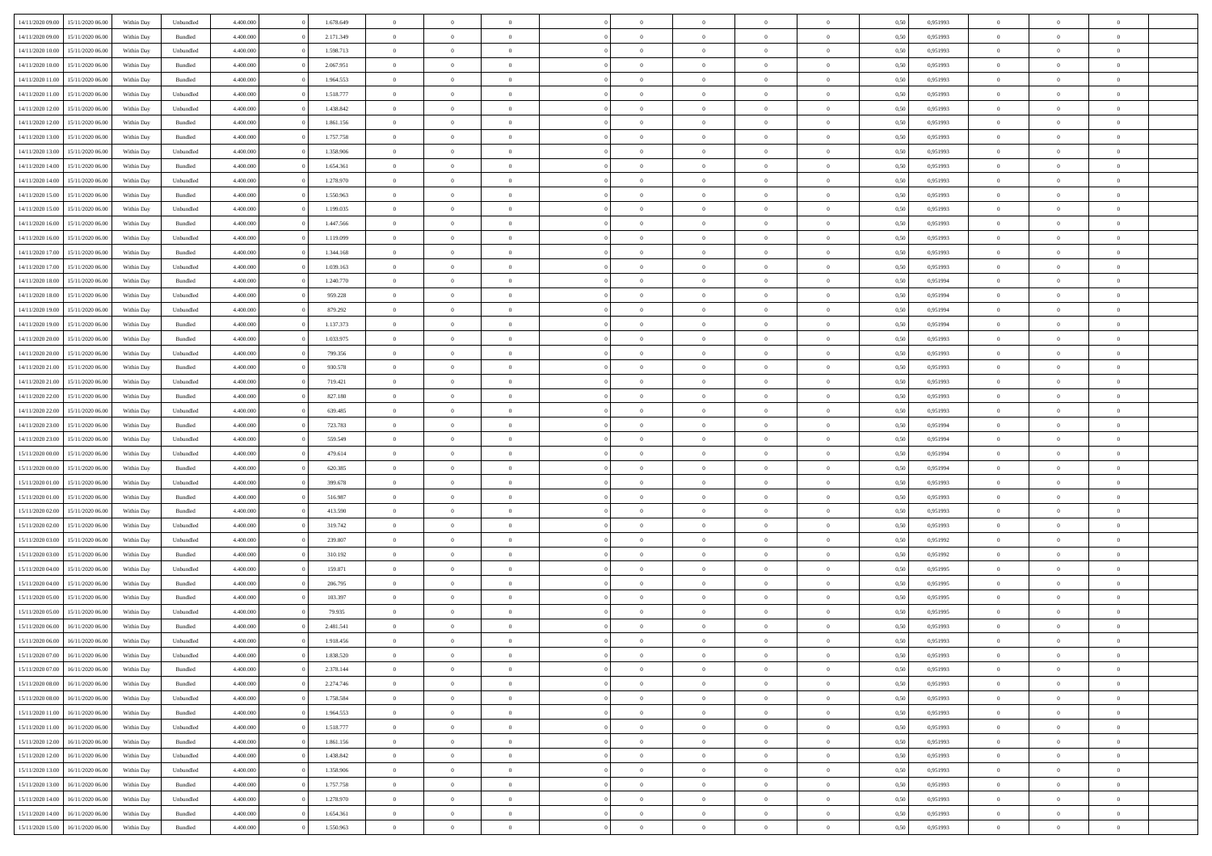| 14/11/2020 09:00 | 15/11/2020 06:00 | Within Day | Unbundled | 4.400.000 | 0 | 1.678.649 | 0 | 0 | 0 | | 0 | 0 | 0 | 0 | 0,50 | 0,951993 | 0 | 0 | 0 | |
|---|---|---|---|---|---|---|---|---|---|---|---|---|---|---|---|---|---|---|---|---|
| 14/11/2020 09:00 | 15/11/2020 06:00 | Within Day | Bundled | 4.400.000 | 0 | 2.171.349 | 0 | 0 | 0 | | 0 | 0 | 0 | 0 | 0,50 | 0,951993 | 0 | 0 | 0 | |
| 14/11/2020 10:00 | 15/11/2020 06:00 | Within Day | Unbundled | 4.400.000 | 0 | 1.598.713 | 0 | 0 | 0 | | 0 | 0 | 0 | 0 | 0,50 | 0,951993 | 0 | 0 | 0 | |
| 14/11/2020 10:00 | 15/11/2020 06:00 | Within Day | Bundled | 4.400.000 | 0 | 2.067.951 | 0 | 0 | 0 | | 0 | 0 | 0 | 0 | 0,50 | 0,951993 | 0 | 0 | 0 | |
| 14/11/2020 11:00 | 15/11/2020 06:00 | Within Day | Bundled | 4.400.000 | 0 | 1.964.553 | 0 | 0 | 0 | | 0 | 0 | 0 | 0 | 0,50 | 0,951993 | 0 | 0 | 0 | |
| 14/11/2020 11:00 | 15/11/2020 06:00 | Within Day | Unbundled | 4.400.000 | 0 | 1.518.777 | 0 | 0 | 0 | | 0 | 0 | 0 | 0 | 0,50 | 0,951993 | 0 | 0 | 0 | |
| 14/11/2020 12:00 | 15/11/2020 06:00 | Within Day | Unbundled | 4.400.000 | 0 | 1.438.842 | 0 | 0 | 0 | | 0 | 0 | 0 | 0 | 0,50 | 0,951993 | 0 | 0 | 0 | |
| 14/11/2020 12:00 | 15/11/2020 06:00 | Within Day | Bundled | 4.400.000 | 0 | 1.861.156 | 0 | 0 | 0 | | 0 | 0 | 0 | 0 | 0,50 | 0,951993 | 0 | 0 | 0 | |
| 14/11/2020 13:00 | 15/11/2020 06:00 | Within Day | Bundled | 4.400.000 | 0 | 1.757.758 | 0 | 0 | 0 | | 0 | 0 | 0 | 0 | 0,50 | 0,951993 | 0 | 0 | 0 | |
| 14/11/2020 13:00 | 15/11/2020 06:00 | Within Day | Unbundled | 4.400.000 | 0 | 1.358.906 | 0 | 0 | 0 | | 0 | 0 | 0 | 0 | 0,50 | 0,951993 | 0 | 0 | 0 | |
| 14/11/2020 14:00 | 15/11/2020 06:00 | Within Day | Bundled | 4.400.000 | 0 | 1.654.361 | 0 | 0 | 0 | | 0 | 0 | 0 | 0 | 0,50 | 0,951993 | 0 | 0 | 0 | |
| 14/11/2020 14:00 | 15/11/2020 06:00 | Within Day | Unbundled | 4.400.000 | 0 | 1.278.970 | 0 | 0 | 0 | | 0 | 0 | 0 | 0 | 0,50 | 0,951993 | 0 | 0 | 0 | |
| 14/11/2020 15:00 | 15/11/2020 06:00 | Within Day | Bundled | 4.400.000 | 0 | 1.550.963 | 0 | 0 | 0 | | 0 | 0 | 0 | 0 | 0,50 | 0,951993 | 0 | 0 | 0 | |
| 14/11/2020 15:00 | 15/11/2020 06:00 | Within Day | Unbundled | 4.400.000 | 0 | 1.199.035 | 0 | 0 | 0 | | 0 | 0 | 0 | 0 | 0,50 | 0,951993 | 0 | 0 | 0 | |
| 14/11/2020 16:00 | 15/11/2020 06:00 | Within Day | Bundled | 4.400.000 | 0 | 1.447.566 | 0 | 0 | 0 | | 0 | 0 | 0 | 0 | 0,50 | 0,951993 | 0 | 0 | 0 | |
| 14/11/2020 16:00 | 15/11/2020 06:00 | Within Day | Unbundled | 4.400.000 | 0 | 1.119.099 | 0 | 0 | 0 | | 0 | 0 | 0 | 0 | 0,50 | 0,951993 | 0 | 0 | 0 | |
| 14/11/2020 17:00 | 15/11/2020 06:00 | Within Day | Bundled | 4.400.000 | 0 | 1.344.168 | 0 | 0 | 0 | | 0 | 0 | 0 | 0 | 0,50 | 0,951993 | 0 | 0 | 0 | |
| 14/11/2020 17:00 | 15/11/2020 06:00 | Within Day | Unbundled | 4.400.000 | 0 | 1.039.163 | 0 | 0 | 0 | | 0 | 0 | 0 | 0 | 0,50 | 0,951993 | 0 | 0 | 0 | |
| 14/11/2020 18:00 | 15/11/2020 06:00 | Within Day | Bundled | 4.400.000 | 0 | 1.240.770 | 0 | 0 | 0 | | 0 | 0 | 0 | 0 | 0,50 | 0,951994 | 0 | 0 | 0 | |
| 14/11/2020 18:00 | 15/11/2020 06:00 | Within Day | Unbundled | 4.400.000 | 0 | 959.228 | 0 | 0 | 0 | | 0 | 0 | 0 | 0 | 0,50 | 0,951994 | 0 | 0 | 0 | |
| 14/11/2020 19:00 | 15/11/2020 06:00 | Within Day | Unbundled | 4.400.000 | 0 | 879.292 | 0 | 0 | 0 | | 0 | 0 | 0 | 0 | 0,50 | 0,951994 | 0 | 0 | 0 | |
| 14/11/2020 19:00 | 15/11/2020 06:00 | Within Day | Bundled | 4.400.000 | 0 | 1.137.373 | 0 | 0 | 0 | | 0 | 0 | 0 | 0 | 0,50 | 0,951994 | 0 | 0 | 0 | |
| 14/11/2020 20:00 | 15/11/2020 06:00 | Within Day | Bundled | 4.400.000 | 0 | 1.033.975 | 0 | 0 | 0 | | 0 | 0 | 0 | 0 | 0,50 | 0,951993 | 0 | 0 | 0 | |
| 14/11/2020 20:00 | 15/11/2020 06:00 | Within Day | Unbundled | 4.400.000 | 0 | 799.356 | 0 | 0 | 0 | | 0 | 0 | 0 | 0 | 0,50 | 0,951993 | 0 | 0 | 0 | |
| 14/11/2020 21:00 | 15/11/2020 06:00 | Within Day | Bundled | 4.400.000 | 0 | 930.578 | 0 | 0 | 0 | | 0 | 0 | 0 | 0 | 0,50 | 0,951993 | 0 | 0 | 0 | |
| 14/11/2020 21:00 | 15/11/2020 06:00 | Within Day | Unbundled | 4.400.000 | 0 | 719.421 | 0 | 0 | 0 | | 0 | 0 | 0 | 0 | 0,50 | 0,951993 | 0 | 0 | 0 | |
| 14/11/2020 22:00 | 15/11/2020 06:00 | Within Day | Bundled | 4.400.000 | 0 | 827.180 | 0 | 0 | 0 | | 0 | 0 | 0 | 0 | 0,50 | 0,951993 | 0 | 0 | 0 | |
| 14/11/2020 22:00 | 15/11/2020 06:00 | Within Day | Unbundled | 4.400.000 | 0 | 639.485 | 0 | 0 | 0 | | 0 | 0 | 0 | 0 | 0,50 | 0,951993 | 0 | 0 | 0 | |
| 14/11/2020 23:00 | 15/11/2020 06:00 | Within Day | Bundled | 4.400.000 | 0 | 723.783 | 0 | 0 | 0 | | 0 | 0 | 0 | 0 | 0,50 | 0,951994 | 0 | 0 | 0 | |
| 14/11/2020 23:00 | 15/11/2020 06:00 | Within Day | Unbundled | 4.400.000 | 0 | 559.549 | 0 | 0 | 0 | | 0 | 0 | 0 | 0 | 0,50 | 0,951994 | 0 | 0 | 0 | |
| 15/11/2020 00:00 | 15/11/2020 06:00 | Within Day | Unbundled | 4.400.000 | 0 | 479.614 | 0 | 0 | 0 | | 0 | 0 | 0 | 0 | 0,50 | 0,951994 | 0 | 0 | 0 | |
| 15/11/2020 00:00 | 15/11/2020 06:00 | Within Day | Bundled | 4.400.000 | 0 | 620.385 | 0 | 0 | 0 | | 0 | 0 | 0 | 0 | 0,50 | 0,951994 | 0 | 0 | 0 | |
| 15/11/2020 01:00 | 15/11/2020 06:00 | Within Day | Unbundled | 4.400.000 | 0 | 399.678 | 0 | 0 | 0 | | 0 | 0 | 0 | 0 | 0,50 | 0,951993 | 0 | 0 | 0 | |
| 15/11/2020 01:00 | 15/11/2020 06:00 | Within Day | Bundled | 4.400.000 | 0 | 516.987 | 0 | 0 | 0 | | 0 | 0 | 0 | 0 | 0,50 | 0,951993 | 0 | 0 | 0 | |
| 15/11/2020 02:00 | 15/11/2020 06:00 | Within Day | Bundled | 4.400.000 | 0 | 413.590 | 0 | 0 | 0 | | 0 | 0 | 0 | 0 | 0,50 | 0,951993 | 0 | 0 | 0 | |
| 15/11/2020 02:00 | 15/11/2020 06:00 | Within Day | Unbundled | 4.400.000 | 0 | 319.742 | 0 | 0 | 0 | | 0 | 0 | 0 | 0 | 0,50 | 0,951993 | 0 | 0 | 0 | |
| 15/11/2020 03:00 | 15/11/2020 06:00 | Within Day | Unbundled | 4.400.000 | 0 | 239.807 | 0 | 0 | 0 | | 0 | 0 | 0 | 0 | 0,50 | 0,951992 | 0 | 0 | 0 | |
| 15/11/2020 03:00 | 15/11/2020 06:00 | Within Day | Bundled | 4.400.000 | 0 | 310.192 | 0 | 0 | 0 | | 0 | 0 | 0 | 0 | 0,50 | 0,951992 | 0 | 0 | 0 | |
| 15/11/2020 04:00 | 15/11/2020 06:00 | Within Day | Unbundled | 4.400.000 | 0 | 159.871 | 0 | 0 | 0 | | 0 | 0 | 0 | 0 | 0,50 | 0,951995 | 0 | 0 | 0 | |
| 15/11/2020 04:00 | 15/11/2020 06:00 | Within Day | Bundled | 4.400.000 | 0 | 206.795 | 0 | 0 | 0 | | 0 | 0 | 0 | 0 | 0,50 | 0,951995 | 0 | 0 | 0 | |
| 15/11/2020 05:00 | 15/11/2020 06:00 | Within Day | Bundled | 4.400.000 | 0 | 103.397 | 0 | 0 | 0 | | 0 | 0 | 0 | 0 | 0,50 | 0,951995 | 0 | 0 | 0 | |
| 15/11/2020 05:00 | 15/11/2020 06:00 | Within Day | Unbundled | 4.400.000 | 0 | 79.935 | 0 | 0 | 0 | | 0 | 0 | 0 | 0 | 0,50 | 0,951995 | 0 | 0 | 0 | |
| 15/11/2020 06:00 | 16/11/2020 06:00 | Within Day | Bundled | 4.400.000 | 0 | 2.481.541 | 0 | 0 | 0 | | 0 | 0 | 0 | 0 | 0,50 | 0,951993 | 0 | 0 | 0 | |
| 15/11/2020 06:00 | 16/11/2020 06:00 | Within Day | Unbundled | 4.400.000 | 0 | 1.918.456 | 0 | 0 | 0 | | 0 | 0 | 0 | 0 | 0,50 | 0,951993 | 0 | 0 | 0 | |
| 15/11/2020 07:00 | 16/11/2020 06:00 | Within Day | Unbundled | 4.400.000 | 0 | 1.838.520 | 0 | 0 | 0 | | 0 | 0 | 0 | 0 | 0,50 | 0,951993 | 0 | 0 | 0 | |
| 15/11/2020 07:00 | 16/11/2020 06:00 | Within Day | Bundled | 4.400.000 | 0 | 2.378.144 | 0 | 0 | 0 | | 0 | 0 | 0 | 0 | 0,50 | 0,951993 | 0 | 0 | 0 | |
| 15/11/2020 08:00 | 16/11/2020 06:00 | Within Day | Bundled | 4.400.000 | 0 | 2.274.746 | 0 | 0 | 0 | | 0 | 0 | 0 | 0 | 0,50 | 0,951993 | 0 | 0 | 0 | |
| 15/11/2020 08:00 | 16/11/2020 06:00 | Within Day | Unbundled | 4.400.000 | 0 | 1.758.584 | 0 | 0 | 0 | | 0 | 0 | 0 | 0 | 0,50 | 0,951993 | 0 | 0 | 0 | |
| 15/11/2020 11:00 | 16/11/2020 06:00 | Within Day | Bundled | 4.400.000 | 0 | 1.964.553 | 0 | 0 | 0 | | 0 | 0 | 0 | 0 | 0,50 | 0,951993 | 0 | 0 | 0 | |
| 15/11/2020 11:00 | 16/11/2020 06:00 | Within Day | Unbundled | 4.400.000 | 0 | 1.518.777 | 0 | 0 | 0 | | 0 | 0 | 0 | 0 | 0,50 | 0,951993 | 0 | 0 | 0 | |
| 15/11/2020 12:00 | 16/11/2020 06:00 | Within Day | Bundled | 4.400.000 | 0 | 1.861.156 | 0 | 0 | 0 | | 0 | 0 | 0 | 0 | 0,50 | 0,951993 | 0 | 0 | 0 | |
| 15/11/2020 12:00 | 16/11/2020 06:00 | Within Day | Unbundled | 4.400.000 | 0 | 1.438.842 | 0 | 0 | 0 | | 0 | 0 | 0 | 0 | 0,50 | 0,951993 | 0 | 0 | 0 | |
| 15/11/2020 13:00 | 16/11/2020 06:00 | Within Day | Unbundled | 4.400.000 | 0 | 1.358.906 | 0 | 0 | 0 | | 0 | 0 | 0 | 0 | 0,50 | 0,951993 | 0 | 0 | 0 | |
| 15/11/2020 13:00 | 16/11/2020 06:00 | Within Day | Bundled | 4.400.000 | 0 | 1.757.758 | 0 | 0 | 0 | | 0 | 0 | 0 | 0 | 0,50 | 0,951993 | 0 | 0 | 0 | |
| 15/11/2020 14:00 | 16/11/2020 06:00 | Within Day | Unbundled | 4.400.000 | 0 | 1.278.970 | 0 | 0 | 0 | | 0 | 0 | 0 | 0 | 0,50 | 0,951993 | 0 | 0 | 0 | |
| 15/11/2020 14:00 | 16/11/2020 06:00 | Within Day | Bundled | 4.400.000 | 0 | 1.654.361 | 0 | 0 | 0 | | 0 | 0 | 0 | 0 | 0,50 | 0,951993 | 0 | 0 | 0 | |
| 15/11/2020 15:00 | 16/11/2020 06:00 | Within Day | Bundled | 4.400.000 | 0 | 1.550.963 | 0 | 0 | 0 | | 0 | 0 | 0 | 0 | 0,50 | 0,951993 | 0 | 0 | 0 | |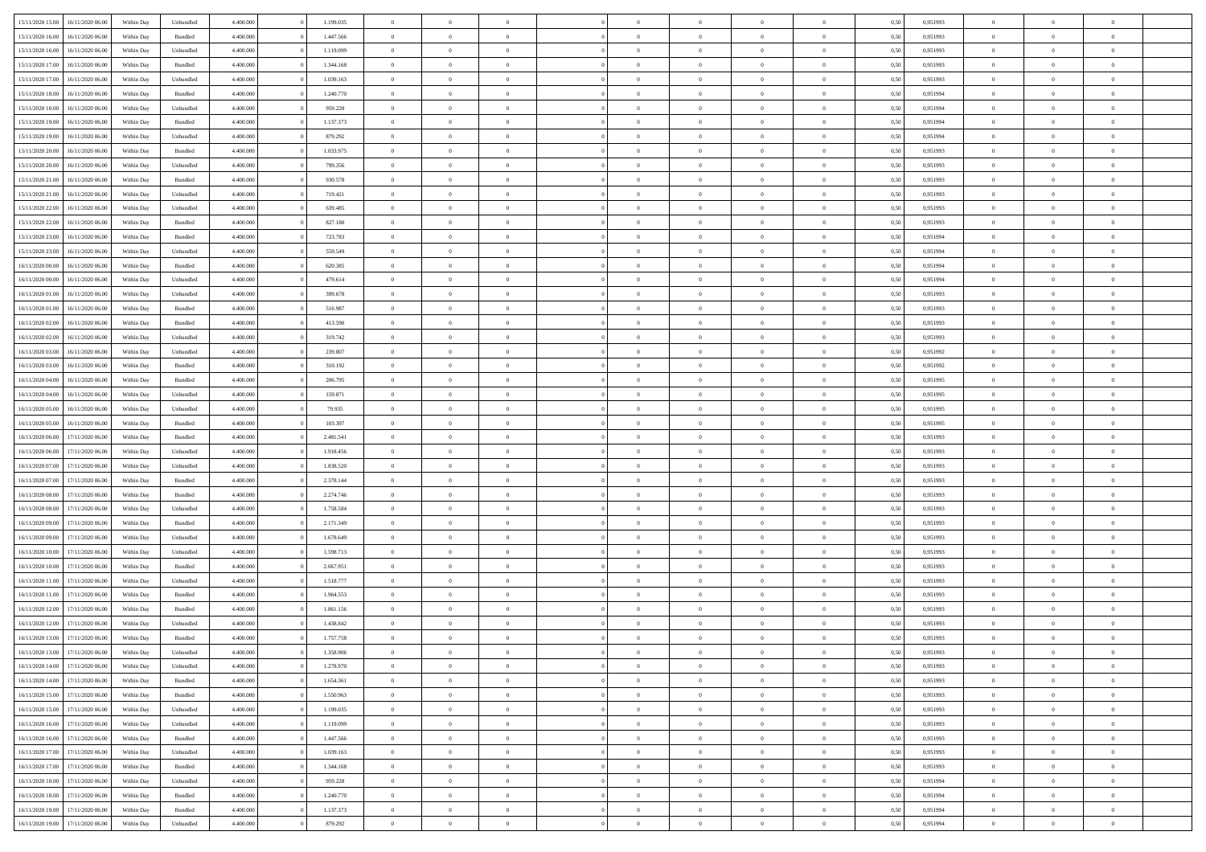| | | | | | | | | | | | | | | | | | | | | | |
|---|---|---|---|---|---|---|---|---|---|---|---|---|---|---|---|---|---|---|---|---|---|
| 15/11/2020 15.00 | 16/11/2020 06.00 | Within Day | Unbundled | 4.400.000 | 0 | 1.199.035 | 0 | 0 | 0 | | 0 | 0 | 0 | 0 | 0 | 0,50 | 0,951993 | 0 | 0 | 0 | |
| 15/11/2020 16.00 | 16/11/2020 06.00 | Within Day | Bundled | 4.400.000 | 0 | 1.447.566 | 0 | 0 | 0 | | 0 | 0 | 0 | 0 | 0 | 0,50 | 0,951993 | 0 | 0 | 0 | |
| 15/11/2020 16.00 | 16/11/2020 06.00 | Within Day | Unbundled | 4.400.000 | 0 | 1.119.099 | 0 | 0 | 0 | | 0 | 0 | 0 | 0 | 0 | 0,50 | 0,951993 | 0 | 0 | 0 | |
| 15/11/2020 17.00 | 16/11/2020 06.00 | Within Day | Bundled | 4.400.000 | 0 | 1.344.168 | 0 | 0 | 0 | | 0 | 0 | 0 | 0 | 0 | 0,50 | 0,951993 | 0 | 0 | 0 | |
| 15/11/2020 17.00 | 16/11/2020 06.00 | Within Day | Unbundled | 4.400.000 | 0 | 1.039.163 | 0 | 0 | 0 | | 0 | 0 | 0 | 0 | 0 | 0,50 | 0,951993 | 0 | 0 | 0 | |
| 15/11/2020 18.00 | 16/11/2020 06.00 | Within Day | Bundled | 4.400.000 | 0 | 1.240.770 | 0 | 0 | 0 | | 0 | 0 | 0 | 0 | 0 | 0,50 | 0,951994 | 0 | 0 | 0 | |
| 15/11/2020 18.00 | 16/11/2020 06.00 | Within Day | Unbundled | 4.400.000 | 0 | 959.228 | 0 | 0 | 0 | | 0 | 0 | 0 | 0 | 0 | 0,50 | 0,951994 | 0 | 0 | 0 | |
| 15/11/2020 19.00 | 16/11/2020 06.00 | Within Day | Bundled | 4.400.000 | 0 | 1.137.373 | 0 | 0 | 0 | | 0 | 0 | 0 | 0 | 0 | 0,50 | 0,951994 | 0 | 0 | 0 | |
| 15/11/2020 19.00 | 16/11/2020 06.00 | Within Day | Unbundled | 4.400.000 | 0 | 879.292 | 0 | 0 | 0 | | 0 | 0 | 0 | 0 | 0 | 0,50 | 0,951994 | 0 | 0 | 0 | |
| 15/11/2020 20.00 | 16/11/2020 06.00 | Within Day | Bundled | 4.400.000 | 0 | 1.033.975 | 0 | 0 | 0 | | 0 | 0 | 0 | 0 | 0 | 0,50 | 0,951993 | 0 | 0 | 0 | |
| 15/11/2020 20.00 | 16/11/2020 06.00 | Within Day | Unbundled | 4.400.000 | 0 | 799.356 | 0 | 0 | 0 | | 0 | 0 | 0 | 0 | 0 | 0,50 | 0,951993 | 0 | 0 | 0 | |
| 15/11/2020 21.00 | 16/11/2020 06.00 | Within Day | Bundled | 4.400.000 | 0 | 930.578 | 0 | 0 | 0 | | 0 | 0 | 0 | 0 | 0 | 0,50 | 0,951993 | 0 | 0 | 0 | |
| 15/11/2020 21.00 | 16/11/2020 06.00 | Within Day | Unbundled | 4.400.000 | 0 | 719.421 | 0 | 0 | 0 | | 0 | 0 | 0 | 0 | 0 | 0,50 | 0,951993 | 0 | 0 | 0 | |
| 15/11/2020 22.00 | 16/11/2020 06.00 | Within Day | Unbundled | 4.400.000 | 0 | 639.485 | 0 | 0 | 0 | | 0 | 0 | 0 | 0 | 0 | 0,50 | 0,951993 | 0 | 0 | 0 | |
| 15/11/2020 22.00 | 16/11/2020 06.00 | Within Day | Bundled | 4.400.000 | 0 | 827.180 | 0 | 0 | 0 | | 0 | 0 | 0 | 0 | 0 | 0,50 | 0,951993 | 0 | 0 | 0 | |
| 15/11/2020 23.00 | 16/11/2020 06.00 | Within Day | Bundled | 4.400.000 | 0 | 723.783 | 0 | 0 | 0 | | 0 | 0 | 0 | 0 | 0 | 0,50 | 0,951994 | 0 | 0 | 0 | |
| 15/11/2020 23.00 | 16/11/2020 06.00 | Within Day | Unbundled | 4.400.000 | 0 | 559.549 | 0 | 0 | 0 | | 0 | 0 | 0 | 0 | 0 | 0,50 | 0,951994 | 0 | 0 | 0 | |
| 16/11/2020 00.00 | 16/11/2020 06.00 | Within Day | Bundled | 4.400.000 | 0 | 620.385 | 0 | 0 | 0 | | 0 | 0 | 0 | 0 | 0 | 0,50 | 0,951994 | 0 | 0 | 0 | |
| 16/11/2020 00.00 | 16/11/2020 06.00 | Within Day | Unbundled | 4.400.000 | 0 | 479.614 | 0 | 0 | 0 | | 0 | 0 | 0 | 0 | 0 | 0,50 | 0,951994 | 0 | 0 | 0 | |
| 16/11/2020 01.00 | 16/11/2020 06.00 | Within Day | Unbundled | 4.400.000 | 0 | 399.678 | 0 | 0 | 0 | | 0 | 0 | 0 | 0 | 0 | 0,50 | 0,951993 | 0 | 0 | 0 | |
| 16/11/2020 01.00 | 16/11/2020 06.00 | Within Day | Bundled | 4.400.000 | 0 | 516.987 | 0 | 0 | 0 | | 0 | 0 | 0 | 0 | 0 | 0,50 | 0,951993 | 0 | 0 | 0 | |
| 16/11/2020 02.00 | 16/11/2020 06.00 | Within Day | Bundled | 4.400.000 | 0 | 413.590 | 0 | 0 | 0 | | 0 | 0 | 0 | 0 | 0 | 0,50 | 0,951993 | 0 | 0 | 0 | |
| 16/11/2020 02.00 | 16/11/2020 06.00 | Within Day | Unbundled | 4.400.000 | 0 | 319.742 | 0 | 0 | 0 | | 0 | 0 | 0 | 0 | 0 | 0,50 | 0,951993 | 0 | 0 | 0 | |
| 16/11/2020 03.00 | 16/11/2020 06.00 | Within Day | Unbundled | 4.400.000 | 0 | 239.807 | 0 | 0 | 0 | | 0 | 0 | 0 | 0 | 0 | 0,50 | 0,951992 | 0 | 0 | 0 | |
| 16/11/2020 03.00 | 16/11/2020 06.00 | Within Day | Bundled | 4.400.000 | 0 | 310.192 | 0 | 0 | 0 | | 0 | 0 | 0 | 0 | 0 | 0,50 | 0,951992 | 0 | 0 | 0 | |
| 16/11/2020 04.00 | 16/11/2020 06.00 | Within Day | Bundled | 4.400.000 | 0 | 206.795 | 0 | 0 | 0 | | 0 | 0 | 0 | 0 | 0 | 0,50 | 0,951995 | 0 | 0 | 0 | |
| 16/11/2020 04.00 | 16/11/2020 06.00 | Within Day | Unbundled | 4.400.000 | 0 | 159.871 | 0 | 0 | 0 | | 0 | 0 | 0 | 0 | 0 | 0,50 | 0,951995 | 0 | 0 | 0 | |
| 16/11/2020 05.00 | 16/11/2020 06.00 | Within Day | Unbundled | 4.400.000 | 0 | 79.935 | 0 | 0 | 0 | | 0 | 0 | 0 | 0 | 0 | 0,50 | 0,951995 | 0 | 0 | 0 | |
| 16/11/2020 05.00 | 16/11/2020 06.00 | Within Day | Bundled | 4.400.000 | 0 | 103.397 | 0 | 0 | 0 | | 0 | 0 | 0 | 0 | 0 | 0,50 | 0,951995 | 0 | 0 | 0 | |
| 16/11/2020 06.00 | 17/11/2020 06.00 | Within Day | Bundled | 4.400.000 | 0 | 2.481.541 | 0 | 0 | 0 | | 0 | 0 | 0 | 0 | 0 | 0,50 | 0,951993 | 0 | 0 | 0 | |
| 16/11/2020 06.00 | 17/11/2020 06.00 | Within Day | Unbundled | 4.400.000 | 0 | 1.918.456 | 0 | 0 | 0 | | 0 | 0 | 0 | 0 | 0 | 0,50 | 0,951993 | 0 | 0 | 0 | |
| 16/11/2020 07.00 | 17/11/2020 06.00 | Within Day | Unbundled | 4.400.000 | 0 | 1.838.520 | 0 | 0 | 0 | | 0 | 0 | 0 | 0 | 0 | 0,50 | 0,951993 | 0 | 0 | 0 | |
| 16/11/2020 07.00 | 17/11/2020 06.00 | Within Day | Bundled | 4.400.000 | 0 | 2.378.144 | 0 | 0 | 0 | | 0 | 0 | 0 | 0 | 0 | 0,50 | 0,951993 | 0 | 0 | 0 | |
| 16/11/2020 08.00 | 17/11/2020 06.00 | Within Day | Bundled | 4.400.000 | 0 | 2.274.746 | 0 | 0 | 0 | | 0 | 0 | 0 | 0 | 0 | 0,50 | 0,951993 | 0 | 0 | 0 | |
| 16/11/2020 08.00 | 17/11/2020 06.00 | Within Day | Unbundled | 4.400.000 | 0 | 1.758.584 | 0 | 0 | 0 | | 0 | 0 | 0 | 0 | 0 | 0,50 | 0,951993 | 0 | 0 | 0 | |
| 16/11/2020 09.00 | 17/11/2020 06.00 | Within Day | Bundled | 4.400.000 | 0 | 2.171.349 | 0 | 0 | 0 | | 0 | 0 | 0 | 0 | 0 | 0,50 | 0,951993 | 0 | 0 | 0 | |
| 16/11/2020 09.00 | 17/11/2020 06.00 | Within Day | Unbundled | 4.400.000 | 0 | 1.678.649 | 0 | 0 | 0 | | 0 | 0 | 0 | 0 | 0 | 0,50 | 0,951993 | 0 | 0 | 0 | |
| 16/11/2020 10.00 | 17/11/2020 06.00 | Within Day | Unbundled | 4.400.000 | 0 | 1.598.713 | 0 | 0 | 0 | | 0 | 0 | 0 | 0 | 0 | 0,50 | 0,951993 | 0 | 0 | 0 | |
| 16/11/2020 10.00 | 17/11/2020 06.00 | Within Day | Bundled | 4.400.000 | 0 | 2.067.951 | 0 | 0 | 0 | | 0 | 0 | 0 | 0 | 0 | 0,50 | 0,951993 | 0 | 0 | 0 | |
| 16/11/2020 11.00 | 17/11/2020 06.00 | Within Day | Unbundled | 4.400.000 | 0 | 1.518.777 | 0 | 0 | 0 | | 0 | 0 | 0 | 0 | 0 | 0,50 | 0,951993 | 0 | 0 | 0 | |
| 16/11/2020 11.00 | 17/11/2020 06.00 | Within Day | Bundled | 4.400.000 | 0 | 1.964.553 | 0 | 0 | 0 | | 0 | 0 | 0 | 0 | 0 | 0,50 | 0,951993 | 0 | 0 | 0 | |
| 16/11/2020 12.00 | 17/11/2020 06.00 | Within Day | Bundled | 4.400.000 | 0 | 1.861.156 | 0 | 0 | 0 | | 0 | 0 | 0 | 0 | 0 | 0,50 | 0,951993 | 0 | 0 | 0 | |
| 16/11/2020 12.00 | 17/11/2020 06.00 | Within Day | Unbundled | 4.400.000 | 0 | 1.438.842 | 0 | 0 | 0 | | 0 | 0 | 0 | 0 | 0 | 0,50 | 0,951993 | 0 | 0 | 0 | |
| 16/11/2020 13.00 | 17/11/2020 06.00 | Within Day | Bundled | 4.400.000 | 0 | 1.757.758 | 0 | 0 | 0 | | 0 | 0 | 0 | 0 | 0 | 0,50 | 0,951993 | 0 | 0 | 0 | |
| 16/11/2020 13.00 | 17/11/2020 06.00 | Within Day | Unbundled | 4.400.000 | 0 | 1.358.906 | 0 | 0 | 0 | | 0 | 0 | 0 | 0 | 0 | 0,50 | 0,951993 | 0 | 0 | 0 | |
| 16/11/2020 14.00 | 17/11/2020 06.00 | Within Day | Unbundled | 4.400.000 | 0 | 1.278.970 | 0 | 0 | 0 | | 0 | 0 | 0 | 0 | 0 | 0,50 | 0,951993 | 0 | 0 | 0 | |
| 16/11/2020 14.00 | 17/11/2020 06.00 | Within Day | Bundled | 4.400.000 | 0 | 1.654.361 | 0 | 0 | 0 | | 0 | 0 | 0 | 0 | 0 | 0,50 | 0,951993 | 0 | 0 | 0 | |
| 16/11/2020 15.00 | 17/11/2020 06.00 | Within Day | Bundled | 4.400.000 | 0 | 1.550.963 | 0 | 0 | 0 | | 0 | 0 | 0 | 0 | 0 | 0,50 | 0,951993 | 0 | 0 | 0 | |
| 16/11/2020 15.00 | 17/11/2020 06.00 | Within Day | Unbundled | 4.400.000 | 0 | 1.199.035 | 0 | 0 | 0 | | 0 | 0 | 0 | 0 | 0 | 0,50 | 0,951993 | 0 | 0 | 0 | |
| 16/11/2020 16.00 | 17/11/2020 06.00 | Within Day | Unbundled | 4.400.000 | 0 | 1.119.099 | 0 | 0 | 0 | | 0 | 0 | 0 | 0 | 0 | 0,50 | 0,951993 | 0 | 0 | 0 | |
| 16/11/2020 16.00 | 17/11/2020 06.00 | Within Day | Bundled | 4.400.000 | 0 | 1.447.566 | 0 | 0 | 0 | | 0 | 0 | 0 | 0 | 0 | 0,50 | 0,951993 | 0 | 0 | 0 | |
| 16/11/2020 17.00 | 17/11/2020 06.00 | Within Day | Unbundled | 4.400.000 | 0 | 1.039.163 | 0 | 0 | 0 | | 0 | 0 | 0 | 0 | 0 | 0,50 | 0,951993 | 0 | 0 | 0 | |
| 16/11/2020 17.00 | 17/11/2020 06.00 | Within Day | Bundled | 4.400.000 | 0 | 1.344.168 | 0 | 0 | 0 | | 0 | 0 | 0 | 0 | 0 | 0,50 | 0,951993 | 0 | 0 | 0 | |
| 16/11/2020 18.00 | 17/11/2020 06.00 | Within Day | Unbundled | 4.400.000 | 0 | 959.228 | 0 | 0 | 0 | | 0 | 0 | 0 | 0 | 0 | 0,50 | 0,951994 | 0 | 0 | 0 | |
| 16/11/2020 18.00 | 17/11/2020 06.00 | Within Day | Bundled | 4.400.000 | 0 | 1.240.770 | 0 | 0 | 0 | | 0 | 0 | 0 | 0 | 0 | 0,50 | 0,951994 | 0 | 0 | 0 | |
| 16/11/2020 19.00 | 17/11/2020 06.00 | Within Day | Bundled | 4.400.000 | 0 | 1.137.373 | 0 | 0 | 0 | | 0 | 0 | 0 | 0 | 0 | 0,50 | 0,951994 | 0 | 0 | 0 | |
| 16/11/2020 19.00 | 17/11/2020 06.00 | Within Day | Unbundled | 4.400.000 | 0 | 879.292 | 0 | 0 | 0 | | 0 | 0 | 0 | 0 | 0 | 0,50 | 0,951994 | 0 | 0 | 0 | |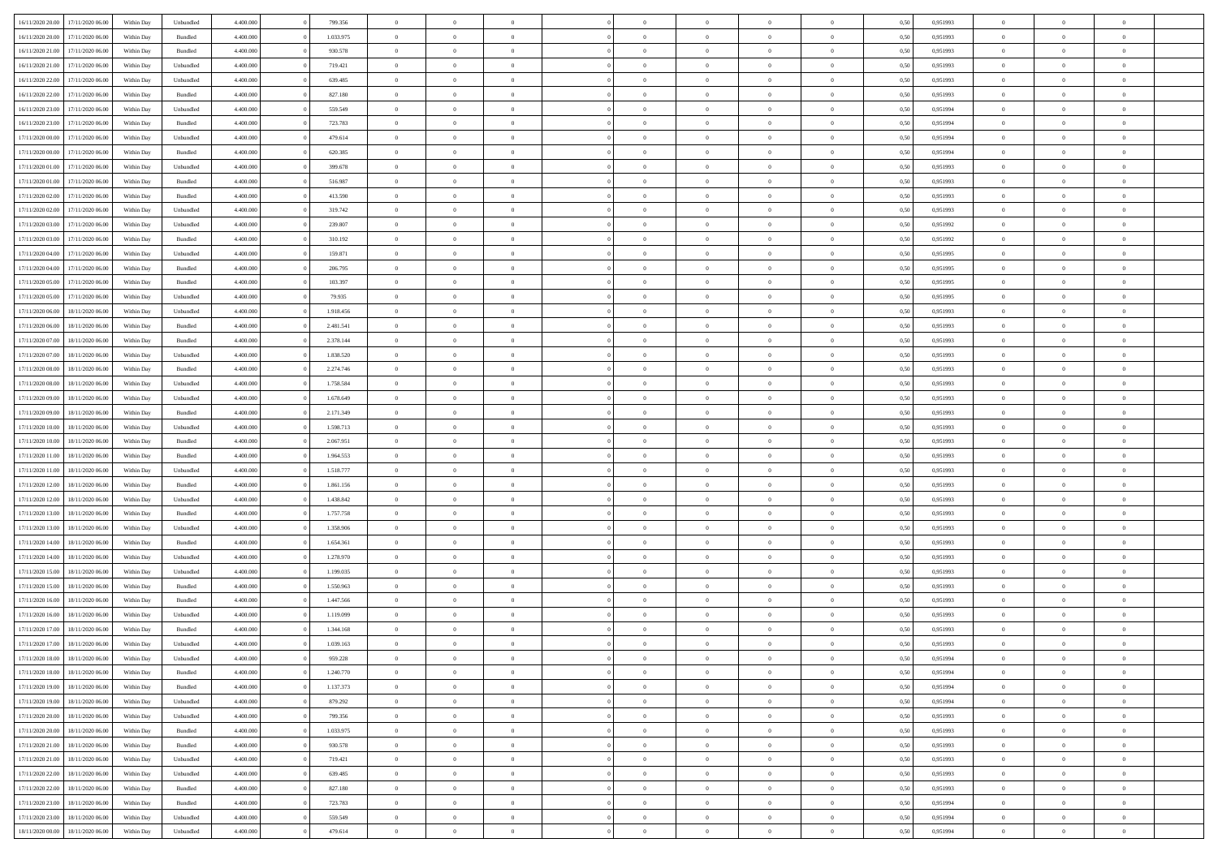| | | | | | | | | | | | | | | | | | | | | |
|---|---|---|---|---|---|---|---|---|---|---|---|---|---|---|---|---|---|---|---|---|
| 16/11/2020 20:00 | 17/11/2020 06:00 | Within Day | Unbundled | 4.400.000 | 0 | 799.356 | 0 | 0 | 0 | | 0 | 0 | 0 | 0 | 0,50 | 0,951993 | 0 | 0 | 0 | |
| 16/11/2020 20:00 | 17/11/2020 06:00 | Within Day | Bundled | 4.400.000 | 0 | 1.033.975 | 0 | 0 | 0 | | 0 | 0 | 0 | 0 | 0,50 | 0,951993 | 0 | 0 | 0 | |
| 16/11/2020 21:00 | 17/11/2020 06:00 | Within Day | Bundled | 4.400.000 | 0 | 930.578 | 0 | 0 | 0 | | 0 | 0 | 0 | 0 | 0,50 | 0,951993 | 0 | 0 | 0 | |
| 16/11/2020 21:00 | 17/11/2020 06:00 | Within Day | Unbundled | 4.400.000 | 0 | 719.421 | 0 | 0 | 0 | | 0 | 0 | 0 | 0 | 0,50 | 0,951993 | 0 | 0 | 0 | |
| 16/11/2020 22:00 | 17/11/2020 06:00 | Within Day | Unbundled | 4.400.000 | 0 | 639.485 | 0 | 0 | 0 | | 0 | 0 | 0 | 0 | 0,50 | 0,951993 | 0 | 0 | 0 | |
| 16/11/2020 22:00 | 17/11/2020 06:00 | Within Day | Bundled | 4.400.000 | 0 | 827.180 | 0 | 0 | 0 | | 0 | 0 | 0 | 0 | 0,50 | 0,951993 | 0 | 0 | 0 | |
| 16/11/2020 23:00 | 17/11/2020 06:00 | Within Day | Unbundled | 4.400.000 | 0 | 559.549 | 0 | 0 | 0 | | 0 | 0 | 0 | 0 | 0,50 | 0,951994 | 0 | 0 | 0 | |
| 16/11/2020 23:00 | 17/11/2020 06:00 | Within Day | Bundled | 4.400.000 | 0 | 723.783 | 0 | 0 | 0 | | 0 | 0 | 0 | 0 | 0,50 | 0,951994 | 0 | 0 | 0 | |
| 17/11/2020 00:00 | 17/11/2020 06:00 | Within Day | Unbundled | 4.400.000 | 0 | 479.614 | 0 | 0 | 0 | | 0 | 0 | 0 | 0 | 0,50 | 0,951994 | 0 | 0 | 0 | |
| 17/11/2020 00:00 | 17/11/2020 06:00 | Within Day | Bundled | 4.400.000 | 0 | 620.385 | 0 | 0 | 0 | | 0 | 0 | 0 | 0 | 0,50 | 0,951994 | 0 | 0 | 0 | |
| 17/11/2020 01:00 | 17/11/2020 06:00 | Within Day | Unbundled | 4.400.000 | 0 | 399.678 | 0 | 0 | 0 | | 0 | 0 | 0 | 0 | 0,50 | 0,951993 | 0 | 0 | 0 | |
| 17/11/2020 01:00 | 17/11/2020 06:00 | Within Day | Bundled | 4.400.000 | 0 | 516.987 | 0 | 0 | 0 | | 0 | 0 | 0 | 0 | 0,50 | 0,951993 | 0 | 0 | 0 | |
| 17/11/2020 02:00 | 17/11/2020 06:00 | Within Day | Bundled | 4.400.000 | 0 | 413.590 | 0 | 0 | 0 | | 0 | 0 | 0 | 0 | 0,50 | 0,951993 | 0 | 0 | 0 | |
| 17/11/2020 02:00 | 17/11/2020 06:00 | Within Day | Unbundled | 4.400.000 | 0 | 319.742 | 0 | 0 | 0 | | 0 | 0 | 0 | 0 | 0,50 | 0,951993 | 0 | 0 | 0 | |
| 17/11/2020 03:00 | 17/11/2020 06:00 | Within Day | Unbundled | 4.400.000 | 0 | 239.807 | 0 | 0 | 0 | | 0 | 0 | 0 | 0 | 0,50 | 0,951992 | 0 | 0 | 0 | |
| 17/11/2020 03:00 | 17/11/2020 06:00 | Within Day | Bundled | 4.400.000 | 0 | 310.192 | 0 | 0 | 0 | | 0 | 0 | 0 | 0 | 0,50 | 0,951992 | 0 | 0 | 0 | |
| 17/11/2020 04:00 | 17/11/2020 06:00 | Within Day | Unbundled | 4.400.000 | 0 | 159.871 | 0 | 0 | 0 | | 0 | 0 | 0 | 0 | 0,50 | 0,951995 | 0 | 0 | 0 | |
| 17/11/2020 04:00 | 17/11/2020 06:00 | Within Day | Bundled | 4.400.000 | 0 | 206.795 | 0 | 0 | 0 | | 0 | 0 | 0 | 0 | 0,50 | 0,951995 | 0 | 0 | 0 | |
| 17/11/2020 05:00 | 17/11/2020 06:00 | Within Day | Bundled | 4.400.000 | 0 | 103.397 | 0 | 0 | 0 | | 0 | 0 | 0 | 0 | 0,50 | 0,951995 | 0 | 0 | 0 | |
| 17/11/2020 05:00 | 17/11/2020 06:00 | Within Day | Unbundled | 4.400.000 | 0 | 79.935 | 0 | 0 | 0 | | 0 | 0 | 0 | 0 | 0,50 | 0,951995 | 0 | 0 | 0 | |
| 17/11/2020 06:00 | 18/11/2020 06:00 | Within Day | Unbundled | 4.400.000 | 0 | 1.918.456 | 0 | 0 | 0 | | 0 | 0 | 0 | 0 | 0,50 | 0,951993 | 0 | 0 | 0 | |
| 17/11/2020 06:00 | 18/11/2020 06:00 | Within Day | Bundled | 4.400.000 | 0 | 2.481.541 | 0 | 0 | 0 | | 0 | 0 | 0 | 0 | 0,50 | 0,951993 | 0 | 0 | 0 | |
| 17/11/2020 07:00 | 18/11/2020 06:00 | Within Day | Bundled | 4.400.000 | 0 | 2.378.144 | 0 | 0 | 0 | | 0 | 0 | 0 | 0 | 0,50 | 0,951993 | 0 | 0 | 0 | |
| 17/11/2020 07:00 | 18/11/2020 06:00 | Within Day | Unbundled | 4.400.000 | 0 | 1.838.520 | 0 | 0 | 0 | | 0 | 0 | 0 | 0 | 0,50 | 0,951993 | 0 | 0 | 0 | |
| 17/11/2020 08:00 | 18/11/2020 06:00 | Within Day | Bundled | 4.400.000 | 0 | 2.274.746 | 0 | 0 | 0 | | 0 | 0 | 0 | 0 | 0,50 | 0,951993 | 0 | 0 | 0 | |
| 17/11/2020 08:00 | 18/11/2020 06:00 | Within Day | Unbundled | 4.400.000 | 0 | 1.758.584 | 0 | 0 | 0 | | 0 | 0 | 0 | 0 | 0,50 | 0,951993 | 0 | 0 | 0 | |
| 17/11/2020 09:00 | 18/11/2020 06:00 | Within Day | Unbundled | 4.400.000 | 0 | 1.678.649 | 0 | 0 | 0 | | 0 | 0 | 0 | 0 | 0,50 | 0,951993 | 0 | 0 | 0 | |
| 17/11/2020 09:00 | 18/11/2020 06:00 | Within Day | Bundled | 4.400.000 | 0 | 2.171.349 | 0 | 0 | 0 | | 0 | 0 | 0 | 0 | 0,50 | 0,951993 | 0 | 0 | 0 | |
| 17/11/2020 10:00 | 18/11/2020 06:00 | Within Day | Unbundled | 4.400.000 | 0 | 1.598.713 | 0 | 0 | 0 | | 0 | 0 | 0 | 0 | 0,50 | 0,951993 | 0 | 0 | 0 | |
| 17/11/2020 10:00 | 18/11/2020 06:00 | Within Day | Bundled | 4.400.000 | 0 | 2.067.951 | 0 | 0 | 0 | | 0 | 0 | 0 | 0 | 0,50 | 0,951993 | 0 | 0 | 0 | |
| 17/11/2020 11:00 | 18/11/2020 06:00 | Within Day | Bundled | 4.400.000 | 0 | 1.964.553 | 0 | 0 | 0 | | 0 | 0 | 0 | 0 | 0,50 | 0,951993 | 0 | 0 | 0 | |
| 17/11/2020 11:00 | 18/11/2020 06:00 | Within Day | Unbundled | 4.400.000 | 0 | 1.518.777 | 0 | 0 | 0 | | 0 | 0 | 0 | 0 | 0,50 | 0,951993 | 0 | 0 | 0 | |
| 17/11/2020 12:00 | 18/11/2020 06:00 | Within Day | Bundled | 4.400.000 | 0 | 1.861.156 | 0 | 0 | 0 | | 0 | 0 | 0 | 0 | 0,50 | 0,951993 | 0 | 0 | 0 | |
| 17/11/2020 12:00 | 18/11/2020 06:00 | Within Day | Unbundled | 4.400.000 | 0 | 1.438.842 | 0 | 0 | 0 | | 0 | 0 | 0 | 0 | 0,50 | 0,951993 | 0 | 0 | 0 | |
| 17/11/2020 13:00 | 18/11/2020 06:00 | Within Day | Bundled | 4.400.000 | 0 | 1.757.758 | 0 | 0 | 0 | | 0 | 0 | 0 | 0 | 0,50 | 0,951993 | 0 | 0 | 0 | |
| 17/11/2020 13:00 | 18/11/2020 06:00 | Within Day | Unbundled | 4.400.000 | 0 | 1.358.906 | 0 | 0 | 0 | | 0 | 0 | 0 | 0 | 0,50 | 0,951993 | 0 | 0 | 0 | |
| 17/11/2020 14:00 | 18/11/2020 06:00 | Within Day | Bundled | 4.400.000 | 0 | 1.654.361 | 0 | 0 | 0 | | 0 | 0 | 0 | 0 | 0,50 | 0,951993 | 0 | 0 | 0 | |
| 17/11/2020 14:00 | 18/11/2020 06:00 | Within Day | Unbundled | 4.400.000 | 0 | 1.278.970 | 0 | 0 | 0 | | 0 | 0 | 0 | 0 | 0,50 | 0,951993 | 0 | 0 | 0 | |
| 17/11/2020 15:00 | 18/11/2020 06:00 | Within Day | Unbundled | 4.400.000 | 0 | 1.199.035 | 0 | 0 | 0 | | 0 | 0 | 0 | 0 | 0,50 | 0,951993 | 0 | 0 | 0 | |
| 17/11/2020 15:00 | 18/11/2020 06:00 | Within Day | Bundled | 4.400.000 | 0 | 1.550.963 | 0 | 0 | 0 | | 0 | 0 | 0 | 0 | 0,50 | 0,951993 | 0 | 0 | 0 | |
| 17/11/2020 16:00 | 18/11/2020 06:00 | Within Day | Bundled | 4.400.000 | 0 | 1.447.566 | 0 | 0 | 0 | | 0 | 0 | 0 | 0 | 0,50 | 0,951993 | 0 | 0 | 0 | |
| 17/11/2020 16:00 | 18/11/2020 06:00 | Within Day | Unbundled | 4.400.000 | 0 | 1.119.099 | 0 | 0 | 0 | | 0 | 0 | 0 | 0 | 0,50 | 0,951993 | 0 | 0 | 0 | |
| 17/11/2020 17:00 | 18/11/2020 06:00 | Within Day | Bundled | 4.400.000 | 0 | 1.344.168 | 0 | 0 | 0 | | 0 | 0 | 0 | 0 | 0,50 | 0,951993 | 0 | 0 | 0 | |
| 17/11/2020 17:00 | 18/11/2020 06:00 | Within Day | Unbundled | 4.400.000 | 0 | 1.039.163 | 0 | 0 | 0 | | 0 | 0 | 0 | 0 | 0,50 | 0,951993 | 0 | 0 | 0 | |
| 17/11/2020 18:00 | 18/11/2020 06:00 | Within Day | Unbundled | 4.400.000 | 0 | 959.228 | 0 | 0 | 0 | | 0 | 0 | 0 | 0 | 0,50 | 0,951994 | 0 | 0 | 0 | |
| 17/11/2020 18:00 | 18/11/2020 06:00 | Within Day | Bundled | 4.400.000 | 0 | 1.240.770 | 0 | 0 | 0 | | 0 | 0 | 0 | 0 | 0,50 | 0,951994 | 0 | 0 | 0 | |
| 17/11/2020 19:00 | 18/11/2020 06:00 | Within Day | Bundled | 4.400.000 | 0 | 1.137.373 | 0 | 0 | 0 | | 0 | 0 | 0 | 0 | 0,50 | 0,951994 | 0 | 0 | 0 | |
| 17/11/2020 19:00 | 18/11/2020 06:00 | Within Day | Unbundled | 4.400.000 | 0 | 879.292 | 0 | 0 | 0 | | 0 | 0 | 0 | 0 | 0,50 | 0,951994 | 0 | 0 | 0 | |
| 17/11/2020 20:00 | 18/11/2020 06:00 | Within Day | Unbundled | 4.400.000 | 0 | 799.356 | 0 | 0 | 0 | | 0 | 0 | 0 | 0 | 0,50 | 0,951993 | 0 | 0 | 0 | |
| 17/11/2020 20:00 | 18/11/2020 06:00 | Within Day | Bundled | 4.400.000 | 0 | 1.033.975 | 0 | 0 | 0 | | 0 | 0 | 0 | 0 | 0,50 | 0,951993 | 0 | 0 | 0 | |
| 17/11/2020 21:00 | 18/11/2020 06:00 | Within Day | Bundled | 4.400.000 | 0 | 930.578 | 0 | 0 | 0 | | 0 | 0 | 0 | 0 | 0,50 | 0,951993 | 0 | 0 | 0 | |
| 17/11/2020 21:00 | 18/11/2020 06:00 | Within Day | Unbundled | 4.400.000 | 0 | 719.421 | 0 | 0 | 0 | | 0 | 0 | 0 | 0 | 0,50 | 0,951993 | 0 | 0 | 0 | |
| 17/11/2020 22:00 | 18/11/2020 06:00 | Within Day | Unbundled | 4.400.000 | 0 | 639.485 | 0 | 0 | 0 | | 0 | 0 | 0 | 0 | 0,50 | 0,951993 | 0 | 0 | 0 | |
| 17/11/2020 22:00 | 18/11/2020 06:00 | Within Day | Bundled | 4.400.000 | 0 | 827.180 | 0 | 0 | 0 | | 0 | 0 | 0 | 0 | 0,50 | 0,951993 | 0 | 0 | 0 | |
| 17/11/2020 23:00 | 18/11/2020 06:00 | Within Day | Bundled | 4.400.000 | 0 | 723.783 | 0 | 0 | 0 | | 0 | 0 | 0 | 0 | 0,50 | 0,951994 | 0 | 0 | 0 | |
| 17/11/2020 23:00 | 18/11/2020 06:00 | Within Day | Unbundled | 4.400.000 | 0 | 559.549 | 0 | 0 | 0 | | 0 | 0 | 0 | 0 | 0,50 | 0,951994 | 0 | 0 | 0 | |
| 18/11/2020 00:00 | 18/11/2020 06:00 | Within Day | Unbundled | 4.400.000 | 0 | 479.614 | 0 | 0 | 0 | | 0 | 0 | 0 | 0 | 0,50 | 0,951994 | 0 | 0 | 0 | |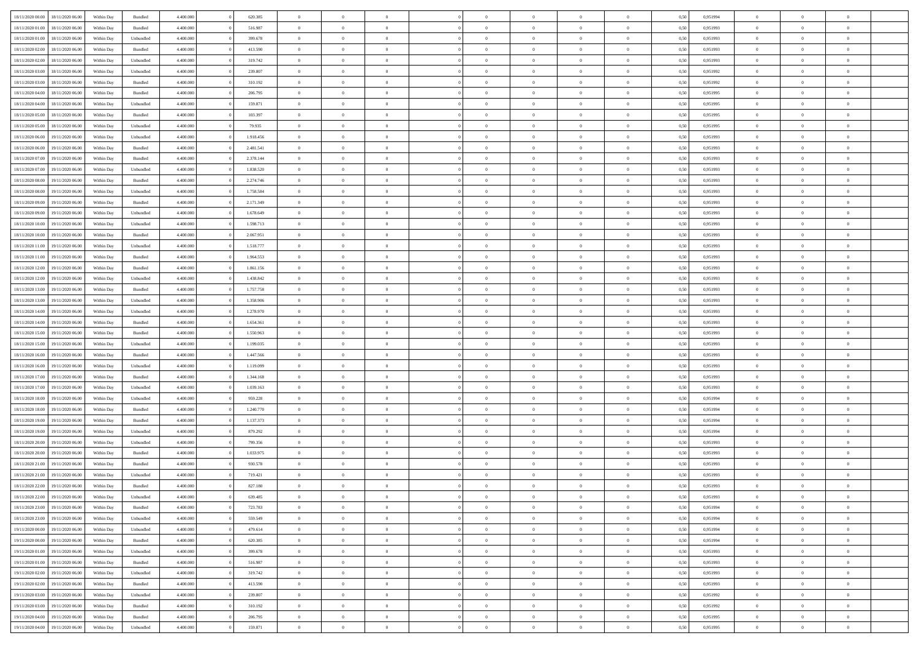| | | | | | | | | | | | | | | | | | | | | | |
|---|---|---|---|---|---|---|---|---|---|---|---|---|---|---|---|---|---|---|---|---|---|
| 18/11/2020 00:00 | 18/11/2020 06:00 | Within Day | Bundled | 4.400.000 | 0 | 620.385 | 0 | 0 | 0 | | 0 | 0 | 0 | 0 | 0 | 0,50 | 0,951994 | 0 | 0 | 0 | |
| 18/11/2020 01:00 | 18/11/2020 06:00 | Within Day | Bundled | 4.400.000 | 0 | 516.987 | 0 | 0 | 0 | | 0 | 0 | 0 | 0 | 0 | 0,50 | 0,951993 | 0 | 0 | 0 | |
| 18/11/2020 01:00 | 18/11/2020 06:00 | Within Day | Unbundled | 4.400.000 | 0 | 399.678 | 0 | 0 | 0 | | 0 | 0 | 0 | 0 | 0 | 0,50 | 0,951993 | 0 | 0 | 0 | |
| 18/11/2020 02:00 | 18/11/2020 06:00 | Within Day | Bundled | 4.400.000 | 0 | 413.590 | 0 | 0 | 0 | | 0 | 0 | 0 | 0 | 0 | 0,50 | 0,951993 | 0 | 0 | 0 | |
| 18/11/2020 02:00 | 18/11/2020 06:00 | Within Day | Unbundled | 4.400.000 | 0 | 319.742 | 0 | 0 | 0 | | 0 | 0 | 0 | 0 | 0 | 0,50 | 0,951993 | 0 | 0 | 0 | |
| 18/11/2020 03:00 | 18/11/2020 06:00 | Within Day | Unbundled | 4.400.000 | 0 | 239.807 | 0 | 0 | 0 | | 0 | 0 | 0 | 0 | 0 | 0,50 | 0,951992 | 0 | 0 | 0 | |
| 18/11/2020 03:00 | 18/11/2020 06:00 | Within Day | Bundled | 4.400.000 | 0 | 310.192 | 0 | 0 | 0 | | 0 | 0 | 0 | 0 | 0 | 0,50 | 0,951992 | 0 | 0 | 0 | |
| 18/11/2020 04:00 | 18/11/2020 06:00 | Within Day | Bundled | 4.400.000 | 0 | 206.795 | 0 | 0 | 0 | | 0 | 0 | 0 | 0 | 0 | 0,50 | 0,951995 | 0 | 0 | 0 | |
| 18/11/2020 04:00 | 18/11/2020 06:00 | Within Day | Unbundled | 4.400.000 | 0 | 159.871 | 0 | 0 | 0 | | 0 | 0 | 0 | 0 | 0 | 0,50 | 0,951995 | 0 | 0 | 0 | |
| 18/11/2020 05:00 | 18/11/2020 06:00 | Within Day | Bundled | 4.400.000 | 0 | 103.397 | 0 | 0 | 0 | | 0 | 0 | 0 | 0 | 0 | 0,50 | 0,951995 | 0 | 0 | 0 | |
| 18/11/2020 05:00 | 18/11/2020 06:00 | Within Day | Unbundled | 4.400.000 | 0 | 79.935 | 0 | 0 | 0 | | 0 | 0 | 0 | 0 | 0 | 0,50 | 0,951995 | 0 | 0 | 0 | |
| 18/11/2020 06:00 | 19/11/2020 06:00 | Within Day | Unbundled | 4.400.000 | 0 | 1.918.456 | 0 | 0 | 0 | | 0 | 0 | 0 | 0 | 0 | 0,50 | 0,951993 | 0 | 0 | 0 | |
| 18/11/2020 06:00 | 19/11/2020 06:00 | Within Day | Bundled | 4.400.000 | 0 | 2.481.541 | 0 | 0 | 0 | | 0 | 0 | 0 | 0 | 0 | 0,50 | 0,951993 | 0 | 0 | 0 | |
| 18/11/2020 07:00 | 19/11/2020 06:00 | Within Day | Bundled | 4.400.000 | 0 | 2.378.144 | 0 | 0 | 0 | | 0 | 0 | 0 | 0 | 0 | 0,50 | 0,951993 | 0 | 0 | 0 | |
| 18/11/2020 07:00 | 19/11/2020 06:00 | Within Day | Unbundled | 4.400.000 | 0 | 1.838.520 | 0 | 0 | 0 | | 0 | 0 | 0 | 0 | 0 | 0,50 | 0,951993 | 0 | 0 | 0 | |
| 18/11/2020 08:00 | 19/11/2020 06:00 | Within Day | Bundled | 4.400.000 | 0 | 2.274.746 | 0 | 0 | 0 | | 0 | 0 | 0 | 0 | 0 | 0,50 | 0,951993 | 0 | 0 | 0 | |
| 18/11/2020 08:00 | 19/11/2020 06:00 | Within Day | Unbundled | 4.400.000 | 0 | 1.758.584 | 0 | 0 | 0 | | 0 | 0 | 0 | 0 | 0 | 0,50 | 0,951993 | 0 | 0 | 0 | |
| 18/11/2020 09:00 | 19/11/2020 06:00 | Within Day | Bundled | 4.400.000 | 0 | 2.171.349 | 0 | 0 | 0 | | 0 | 0 | 0 | 0 | 0 | 0,50 | 0,951993 | 0 | 0 | 0 | |
| 18/11/2020 09:00 | 19/11/2020 06:00 | Within Day | Unbundled | 4.400.000 | 0 | 1.678.649 | 0 | 0 | 0 | | 0 | 0 | 0 | 0 | 0 | 0,50 | 0,951993 | 0 | 0 | 0 | |
| 18/11/2020 10:00 | 19/11/2020 06:00 | Within Day | Unbundled | 4.400.000 | 0 | 1.598.713 | 0 | 0 | 0 | | 0 | 0 | 0 | 0 | 0 | 0,50 | 0,951993 | 0 | 0 | 0 | |
| 18/11/2020 10:00 | 19/11/2020 06:00 | Within Day | Bundled | 4.400.000 | 0 | 2.067.951 | 0 | 0 | 0 | | 0 | 0 | 0 | 0 | 0 | 0,50 | 0,951993 | 0 | 0 | 0 | |
| 18/11/2020 11:00 | 19/11/2020 06:00 | Within Day | Unbundled | 4.400.000 | 0 | 1.518.777 | 0 | 0 | 0 | | 0 | 0 | 0 | 0 | 0 | 0,50 | 0,951993 | 0 | 0 | 0 | |
| 18/11/2020 11:00 | 19/11/2020 06:00 | Within Day | Bundled | 4.400.000 | 0 | 1.964.553 | 0 | 0 | 0 | | 0 | 0 | 0 | 0 | 0 | 0,50 | 0,951993 | 0 | 0 | 0 | |
| 18/11/2020 12:00 | 19/11/2020 06:00 | Within Day | Bundled | 4.400.000 | 0 | 1.861.156 | 0 | 0 | 0 | | 0 | 0 | 0 | 0 | 0 | 0,50 | 0,951993 | 0 | 0 | 0 | |
| 18/11/2020 12:00 | 19/11/2020 06:00 | Within Day | Unbundled | 4.400.000 | 0 | 1.438.842 | 0 | 0 | 0 | | 0 | 0 | 0 | 0 | 0 | 0,50 | 0,951993 | 0 | 0 | 0 | |
| 18/11/2020 13:00 | 19/11/2020 06:00 | Within Day | Bundled | 4.400.000 | 0 | 1.757.758 | 0 | 0 | 0 | | 0 | 0 | 0 | 0 | 0 | 0,50 | 0,951993 | 0 | 0 | 0 | |
| 18/11/2020 13:00 | 19/11/2020 06:00 | Within Day | Unbundled | 4.400.000 | 0 | 1.358.906 | 0 | 0 | 0 | | 0 | 0 | 0 | 0 | 0 | 0,50 | 0,951993 | 0 | 0 | 0 | |
| 18/11/2020 14:00 | 19/11/2020 06:00 | Within Day | Unbundled | 4.400.000 | 0 | 1.278.970 | 0 | 0 | 0 | | 0 | 0 | 0 | 0 | 0 | 0,50 | 0,951993 | 0 | 0 | 0 | |
| 18/11/2020 14:00 | 19/11/2020 06:00 | Within Day | Bundled | 4.400.000 | 0 | 1.654.361 | 0 | 0 | 0 | | 0 | 0 | 0 | 0 | 0 | 0,50 | 0,951993 | 0 | 0 | 0 | |
| 18/11/2020 15:00 | 19/11/2020 06:00 | Within Day | Bundled | 4.400.000 | 0 | 1.550.963 | 0 | 0 | 0 | | 0 | 0 | 0 | 0 | 0 | 0,50 | 0,951993 | 0 | 0 | 0 | |
| 18/11/2020 15:00 | 19/11/2020 06:00 | Within Day | Unbundled | 4.400.000 | 0 | 1.199.035 | 0 | 0 | 0 | | 0 | 0 | 0 | 0 | 0 | 0,50 | 0,951993 | 0 | 0 | 0 | |
| 18/11/2020 16:00 | 19/11/2020 06:00 | Within Day | Bundled | 4.400.000 | 0 | 1.447.566 | 0 | 0 | 0 | | 0 | 0 | 0 | 0 | 0 | 0,50 | 0,951993 | 0 | 0 | 0 | |
| 18/11/2020 16:00 | 19/11/2020 06:00 | Within Day | Unbundled | 4.400.000 | 0 | 1.119.099 | 0 | 0 | 0 | | 0 | 0 | 0 | 0 | 0 | 0,50 | 0,951993 | 0 | 0 | 0 | |
| 18/11/2020 17:00 | 19/11/2020 06:00 | Within Day | Bundled | 4.400.000 | 0 | 1.344.168 | 0 | 0 | 0 | | 0 | 0 | 0 | 0 | 0 | 0,50 | 0,951993 | 0 | 0 | 0 | |
| 18/11/2020 17:00 | 19/11/2020 06:00 | Within Day | Unbundled | 4.400.000 | 0 | 1.039.163 | 0 | 0 | 0 | | 0 | 0 | 0 | 0 | 0 | 0,50 | 0,951993 | 0 | 0 | 0 | |
| 18/11/2020 18:00 | 19/11/2020 06:00 | Within Day | Unbundled | 4.400.000 | 0 | 959.228 | 0 | 0 | 0 | | 0 | 0 | 0 | 0 | 0 | 0,50 | 0,951994 | 0 | 0 | 0 | |
| 18/11/2020 18:00 | 19/11/2020 06:00 | Within Day | Bundled | 4.400.000 | 0 | 1.240.770 | 0 | 0 | 0 | | 0 | 0 | 0 | 0 | 0 | 0,50 | 0,951994 | 0 | 0 | 0 | |
| 18/11/2020 19:00 | 19/11/2020 06:00 | Within Day | Bundled | 4.400.000 | 0 | 1.137.373 | 0 | 0 | 0 | | 0 | 0 | 0 | 0 | 0 | 0,50 | 0,951994 | 0 | 0 | 0 | |
| 18/11/2020 19:00 | 19/11/2020 06:00 | Within Day | Unbundled | 4.400.000 | 0 | 879.292 | 0 | 0 | 0 | | 0 | 0 | 0 | 0 | 0 | 0,50 | 0,951994 | 0 | 0 | 0 | |
| 18/11/2020 20:00 | 19/11/2020 06:00 | Within Day | Unbundled | 4.400.000 | 0 | 799.356 | 0 | 0 | 0 | | 0 | 0 | 0 | 0 | 0 | 0,50 | 0,951993 | 0 | 0 | 0 | |
| 18/11/2020 20:00 | 19/11/2020 06:00 | Within Day | Bundled | 4.400.000 | 0 | 1.033.975 | 0 | 0 | 0 | | 0 | 0 | 0 | 0 | 0 | 0,50 | 0,951993 | 0 | 0 | 0 | |
| 18/11/2020 21:00 | 19/11/2020 06:00 | Within Day | Bundled | 4.400.000 | 0 | 930.578 | 0 | 0 | 0 | | 0 | 0 | 0 | 0 | 0 | 0,50 | 0,951993 | 0 | 0 | 0 | |
| 18/11/2020 21:00 | 19/11/2020 06:00 | Within Day | Unbundled | 4.400.000 | 0 | 719.421 | 0 | 0 | 0 | | 0 | 0 | 0 | 0 | 0 | 0,50 | 0,951993 | 0 | 0 | 0 | |
| 18/11/2020 22:00 | 19/11/2020 06:00 | Within Day | Bundled | 4.400.000 | 0 | 827.180 | 0 | 0 | 0 | | 0 | 0 | 0 | 0 | 0 | 0,50 | 0,951993 | 0 | 0 | 0 | |
| 18/11/2020 22:00 | 19/11/2020 06:00 | Within Day | Unbundled | 4.400.000 | 0 | 639.485 | 0 | 0 | 0 | | 0 | 0 | 0 | 0 | 0 | 0,50 | 0,951993 | 0 | 0 | 0 | |
| 18/11/2020 23:00 | 19/11/2020 06:00 | Within Day | Bundled | 4.400.000 | 0 | 723.783 | 0 | 0 | 0 | | 0 | 0 | 0 | 0 | 0 | 0,50 | 0,951994 | 0 | 0 | 0 | |
| 18/11/2020 23:00 | 19/11/2020 06:00 | Within Day | Unbundled | 4.400.000 | 0 | 559.549 | 0 | 0 | 0 | | 0 | 0 | 0 | 0 | 0 | 0,50 | 0,951994 | 0 | 0 | 0 | |
| 19/11/2020 00:00 | 19/11/2020 06:00 | Within Day | Unbundled | 4.400.000 | 0 | 479.614 | 0 | 0 | 0 | | 0 | 0 | 0 | 0 | 0 | 0,50 | 0,951994 | 0 | 0 | 0 | |
| 19/11/2020 00:00 | 19/11/2020 06:00 | Within Day | Bundled | 4.400.000 | 0 | 620.385 | 0 | 0 | 0 | | 0 | 0 | 0 | 0 | 0 | 0,50 | 0,951994 | 0 | 0 | 0 | |
| 19/11/2020 01:00 | 19/11/2020 06:00 | Within Day | Unbundled | 4.400.000 | 0 | 399.678 | 0 | 0 | 0 | | 0 | 0 | 0 | 0 | 0 | 0,50 | 0,951993 | 0 | 0 | 0 | |
| 19/11/2020 01:00 | 19/11/2020 06:00 | Within Day | Bundled | 4.400.000 | 0 | 516.987 | 0 | 0 | 0 | | 0 | 0 | 0 | 0 | 0 | 0,50 | 0,951993 | 0 | 0 | 0 | |
| 19/11/2020 02:00 | 19/11/2020 06:00 | Within Day | Unbundled | 4.400.000 | 0 | 319.742 | 0 | 0 | 0 | | 0 | 0 | 0 | 0 | 0 | 0,50 | 0,951993 | 0 | 0 | 0 | |
| 19/11/2020 02:00 | 19/11/2020 06:00 | Within Day | Bundled | 4.400.000 | 0 | 413.590 | 0 | 0 | 0 | | 0 | 0 | 0 | 0 | 0 | 0,50 | 0,951993 | 0 | 0 | 0 | |
| 19/11/2020 03:00 | 19/11/2020 06:00 | Within Day | Unbundled | 4.400.000 | 0 | 239.807 | 0 | 0 | 0 | | 0 | 0 | 0 | 0 | 0 | 0,50 | 0,951992 | 0 | 0 | 0 | |
| 19/11/2020 03:00 | 19/11/2020 06:00 | Within Day | Bundled | 4.400.000 | 0 | 310.192 | 0 | 0 | 0 | | 0 | 0 | 0 | 0 | 0 | 0,50 | 0,951992 | 0 | 0 | 0 | |
| 19/11/2020 04:00 | 19/11/2020 06:00 | Within Day | Bundled | 4.400.000 | 0 | 206.795 | 0 | 0 | 0 | | 0 | 0 | 0 | 0 | 0 | 0,50 | 0,951995 | 0 | 0 | 0 | |
| 19/11/2020 04:00 | 19/11/2020 06:00 | Within Day | Unbundled | 4.400.000 | 0 | 159.871 | 0 | 0 | 0 | | 0 | 0 | 0 | 0 | 0 | 0,50 | 0,951995 | 0 | 0 | 0 | |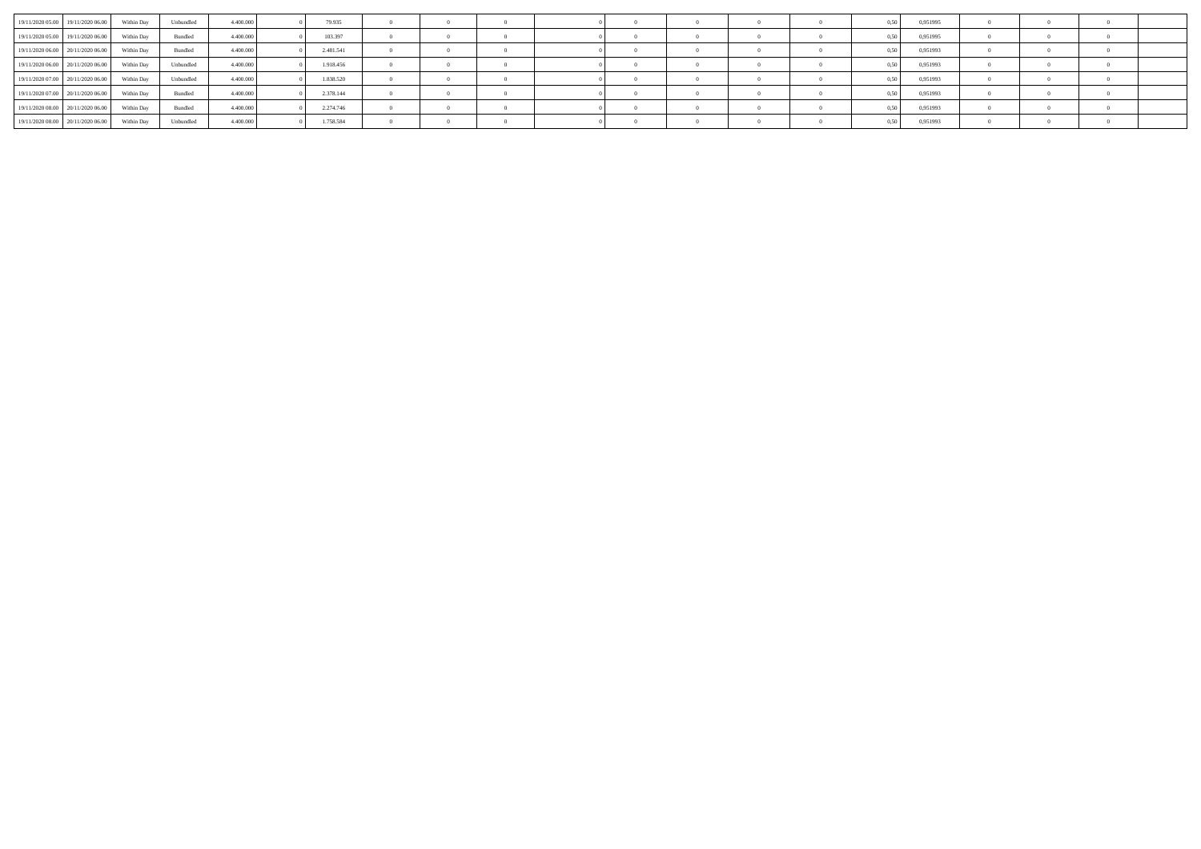| | | | | | | | | | | | | | | | | | | | | |
|---|---|---|---|---|---|---|---|---|---|---|---|---|---|---|---|---|---|---|---|---|
| 19/11/2020 05.00 | 19/11/2020 06.00 | Within Day | Unbundled | 4.400.000 | 0 | 79.935 | 0 | 0 | 0 | 0 | 0 | 0 | 0 | 0 | 0,50 | 0,951995 | 0 | 0 | 0 | |
| 19/11/2020 05.00 | 19/11/2020 06.00 | Within Day | Bundled | 4.400.000 | 0 | 103.397 | 0 | 0 | 0 | 0 | 0 | 0 | 0 | 0 | 0,50 | 0,951995 | 0 | 0 | 0 | |
| 19/11/2020 06.00 | 20/11/2020 06.00 | Within Day | Bundled | 4.400.000 | 0 | 2.481.541 | 0 | 0 | 0 | 0 | 0 | 0 | 0 | 0 | 0,50 | 0,951993 | 0 | 0 | 0 | |
| 19/11/2020 06.00 | 20/11/2020 06.00 | Within Day | Unbundled | 4.400.000 | 0 | 1.918.456 | 0 | 0 | 0 | 0 | 0 | 0 | 0 | 0 | 0,50 | 0,951993 | 0 | 0 | 0 | |
| 19/11/2020 07.00 | 20/11/2020 06.00 | Within Day | Unbundled | 4.400.000 | 0 | 1.838.520 | 0 | 0 | 0 | 0 | 0 | 0 | 0 | 0 | 0,50 | 0,951993 | 0 | 0 | 0 | |
| 19/11/2020 07.00 | 20/11/2020 06.00 | Within Day | Bundled | 4.400.000 | 0 | 2.378.144 | 0 | 0 | 0 | 0 | 0 | 0 | 0 | 0 | 0,50 | 0,951993 | 0 | 0 | 0 | |
| 19/11/2020 08.00 | 20/11/2020 06.00 | Within Day | Bundled | 4.400.000 | 0 | 2.274.746 | 0 | 0 | 0 | 0 | 0 | 0 | 0 | 0 | 0,50 | 0,951993 | 0 | 0 | 0 | |
| 19/11/2020 08.00 | 20/11/2020 06.00 | Within Day | Unbundled | 4.400.000 | 0 | 1.758.584 | 0 | 0 | 0 | 0 | 0 | 0 | 0 | 0 | 0,50 | 0,951993 | 0 | 0 | 0 | |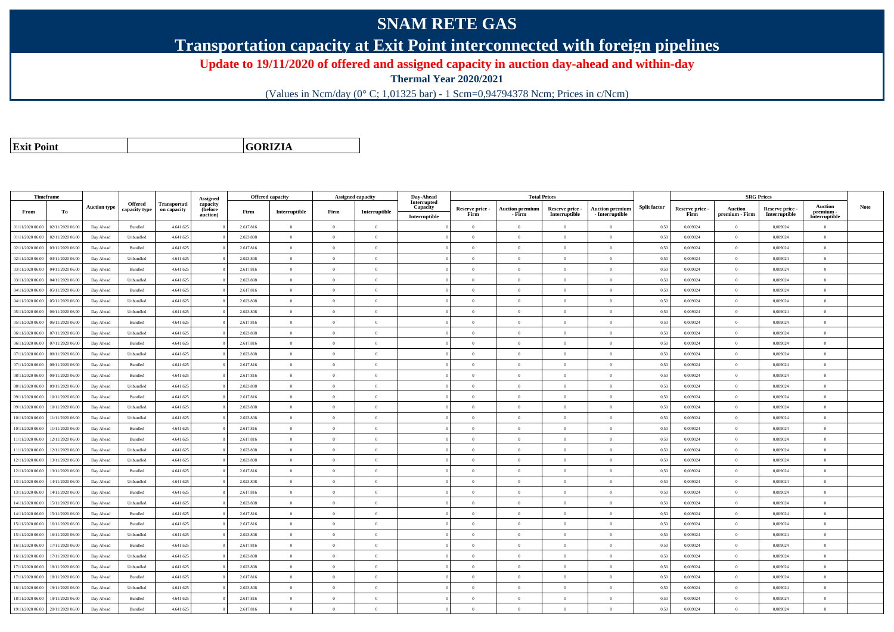# SNAM RETE GAS

## Transportation capacity at Exit Point interconnected with foreign pipelines

### Update to 19/11/2020 of offered and assigned capacity in auction day-ahead and within-day

**Thermal Year 2020/2021**

(Values in Ncm/day (0° C; 1,01325 bar) - 1 Scm=0,94794378 Ncm; Prices in c/Ncm)

| **Exit Point** | | **GORIZIA** |
|---|---|---|

| Timeframe | | Auction type | Offered capacity type | Transportation capacity | Assigned capacity (before auction) | Offered capacity | | Assigned capacity | | Day-Ahead Interrupted Capacity | Total Prices | | | | Split factor | SRG Prices | | | | Note |
|---|---|---|---|---|---|---|---|---|---|---|---|---|---|---|---|---|---|---|---|---|
| From | To | | | | | Firm | Interruptible | Firm | Interruptible | Interruptible | Reserve price - Firm | Auction premium - Firm | Reserve price - Interruptible | Auction premium - Interruptible | | Reserve price - Firm | Auction premium - Firm | Reserve price - Interruptible | Auction premium - Interruptible | |
| 01/11/2020 06.00 | 02/11/2020 06.00 | Day Ahead | Bundled | 4.641.625 | 0 | 2.617.816 | 0 | 0 | 0 | 0 | 0 | 0 | 0 | 0 | 0,50 | 0,009024 | 0 | 0,009024 | 0 | |
| 01/11/2020 06.00 | 02/11/2020 06.00 | Day Ahead | Unbundled | 4.641.625 | 0 | 2.023.808 | 0 | 0 | 0 | 0 | 0 | 0 | 0 | 0 | 0,50 | 0,009024 | 0 | 0,009024 | 0 | |
| 02/11/2020 06.00 | 03/11/2020 06.00 | Day Ahead | Bundled | 4.641.625 | 0 | 2.617.816 | 0 | 0 | 0 | 0 | 0 | 0 | 0 | 0 | 0,50 | 0,009024 | 0 | 0,009024 | 0 | |
| 02/11/2020 06.00 | 03/11/2020 06.00 | Day Ahead | Unbundled | 4.641.625 | 0 | 2.023.808 | 0 | 0 | 0 | 0 | 0 | 0 | 0 | 0 | 0,50 | 0,009024 | 0 | 0,009024 | 0 | |
| 03/11/2020 06.00 | 04/11/2020 06.00 | Day Ahead | Bundled | 4.641.625 | 0 | 2.617.816 | 0 | 0 | 0 | 0 | 0 | 0 | 0 | 0 | 0,50 | 0,009024 | 0 | 0,009024 | 0 | |
| 03/11/2020 06.00 | 04/11/2020 06.00 | Day Ahead | Unbundled | 4.641.625 | 0 | 2.023.808 | 0 | 0 | 0 | 0 | 0 | 0 | 0 | 0 | 0,50 | 0,009024 | 0 | 0,009024 | 0 | |
| 04/11/2020 06.00 | 05/11/2020 06.00 | Day Ahead | Bundled | 4.641.625 | 0 | 2.617.816 | 0 | 0 | 0 | 0 | 0 | 0 | 0 | 0 | 0,50 | 0,009024 | 0 | 0,009024 | 0 | |
| 04/11/2020 06.00 | 05/11/2020 06.00 | Day Ahead | Unbundled | 4.641.625 | 0 | 2.023.808 | 0 | 0 | 0 | 0 | 0 | 0 | 0 | 0 | 0,50 | 0,009024 | 0 | 0,009024 | 0 | |
| 05/11/2020 06.00 | 06/11/2020 06.00 | Day Ahead | Unbundled | 4.641.625 | 0 | 2.023.808 | 0 | 0 | 0 | 0 | 0 | 0 | 0 | 0 | 0,50 | 0,009024 | 0 | 0,009024 | 0 | |
| 05/11/2020 06.00 | 06/11/2020 06.00 | Day Ahead | Bundled | 4.641.625 | 0 | 2.617.816 | 0 | 0 | 0 | 0 | 0 | 0 | 0 | 0 | 0,50 | 0,009024 | 0 | 0,009024 | 0 | |
| 06/11/2020 06.00 | 07/11/2020 06.00 | Day Ahead | Unbundled | 4.641.625 | 0 | 2.023.808 | 0 | 0 | 0 | 0 | 0 | 0 | 0 | 0 | 0,50 | 0,009024 | 0 | 0,009024 | 0 | |
| 06/11/2020 06.00 | 07/11/2020 06.00 | Day Ahead | Bundled | 4.641.625 | 0 | 2.617.816 | 0 | 0 | 0 | 0 | 0 | 0 | 0 | 0 | 0,50 | 0,009024 | 0 | 0,009024 | 0 | |
| 07/11/2020 06.00 | 08/11/2020 06.00 | Day Ahead | Unbundled | 4.641.625 | 0 | 2.023.808 | 0 | 0 | 0 | 0 | 0 | 0 | 0 | 0 | 0,50 | 0,009024 | 0 | 0,009024 | 0 | |
| 07/11/2020 06.00 | 08/11/2020 06.00 | Day Ahead | Bundled | 4.641.625 | 0 | 2.617.816 | 0 | 0 | 0 | 0 | 0 | 0 | 0 | 0 | 0,50 | 0,009024 | 0 | 0,009024 | 0 | |
| 08/11/2020 06.00 | 09/11/2020 06.00 | Day Ahead | Bundled | 4.641.625 | 0 | 2.617.816 | 0 | 0 | 0 | 0 | 0 | 0 | 0 | 0 | 0,50 | 0,009024 | 0 | 0,009024 | 0 | |
| 08/11/2020 06.00 | 09/11/2020 06.00 | Day Ahead | Unbundled | 4.641.625 | 0 | 2.023.808 | 0 | 0 | 0 | 0 | 0 | 0 | 0 | 0 | 0,50 | 0,009024 | 0 | 0,009024 | 0 | |
| 09/11/2020 06.00 | 10/11/2020 06.00 | Day Ahead | Bundled | 4.641.625 | 0 | 2.617.816 | 0 | 0 | 0 | 0 | 0 | 0 | 0 | 0 | 0,50 | 0,009024 | 0 | 0,009024 | 0 | |
| 09/11/2020 06.00 | 10/11/2020 06.00 | Day Ahead | Unbundled | 4.641.625 | 0 | 2.023.808 | 0 | 0 | 0 | 0 | 0 | 0 | 0 | 0 | 0,50 | 0,009024 | 0 | 0,009024 | 0 | |
| 10/11/2020 06.00 | 11/11/2020 06.00 | Day Ahead | Unbundled | 4.641.625 | 0 | 2.023.808 | 0 | 0 | 0 | 0 | 0 | 0 | 0 | 0 | 0,50 | 0,009024 | 0 | 0,009024 | 0 | |
| 10/11/2020 06.00 | 11/11/2020 06.00 | Day Ahead | Bundled | 4.641.625 | 0 | 2.617.816 | 0 | 0 | 0 | 0 | 0 | 0 | 0 | 0 | 0,50 | 0,009024 | 0 | 0,009024 | 0 | |
| 11/11/2020 06.00 | 12/11/2020 06.00 | Day Ahead | Bundled | 4.641.625 | 0 | 2.617.816 | 0 | 0 | 0 | 0 | 0 | 0 | 0 | 0 | 0,50 | 0,009024 | 0 | 0,009024 | 0 | |
| 11/11/2020 06.00 | 12/11/2020 06.00 | Day Ahead | Unbundled | 4.641.625 | 0 | 2.023.808 | 0 | 0 | 0 | 0 | 0 | 0 | 0 | 0 | 0,50 | 0,009024 | 0 | 0,009024 | 0 | |
| 12/11/2020 06.00 | 13/11/2020 06.00 | Day Ahead | Unbundled | 4.641.625 | 0 | 2.023.808 | 0 | 0 | 0 | 0 | 0 | 0 | 0 | 0 | 0,50 | 0,009024 | 0 | 0,009024 | 0 | |
| 12/11/2020 06.00 | 13/11/2020 06.00 | Day Ahead | Bundled | 4.641.625 | 0 | 2.617.816 | 0 | 0 | 0 | 0 | 0 | 0 | 0 | 0 | 0,50 | 0,009024 | 0 | 0,009024 | 0 | |
| 13/11/2020 06.00 | 14/11/2020 06.00 | Day Ahead | Unbundled | 4.641.625 | 0 | 2.023.808 | 0 | 0 | 0 | 0 | 0 | 0 | 0 | 0 | 0,50 | 0,009024 | 0 | 0,009024 | 0 | |
| 13/11/2020 06.00 | 14/11/2020 06.00 | Day Ahead | Bundled | 4.641.625 | 0 | 2.617.816 | 0 | 0 | 0 | 0 | 0 | 0 | 0 | 0 | 0,50 | 0,009024 | 0 | 0,009024 | 0 | |
| 14/11/2020 06.00 | 15/11/2020 06.00 | Day Ahead | Unbundled | 4.641.625 | 0 | 2.023.808 | 0 | 0 | 0 | 0 | 0 | 0 | 0 | 0 | 0,50 | 0,009024 | 0 | 0,009024 | 0 | |
| 14/11/2020 06.00 | 15/11/2020 06.00 | Day Ahead | Bundled | 4.641.625 | 0 | 2.617.816 | 0 | 0 | 0 | 0 | 0 | 0 | 0 | 0 | 0,50 | 0,009024 | 0 | 0,009024 | 0 | |
| 15/11/2020 06.00 | 16/11/2020 06.00 | Day Ahead | Bundled | 4.641.625 | 0 | 2.617.816 | 0 | 0 | 0 | 0 | 0 | 0 | 0 | 0 | 0,50 | 0,009024 | 0 | 0,009024 | 0 | |
| 15/11/2020 06.00 | 16/11/2020 06.00 | Day Ahead | Unbundled | 4.641.625 | 0 | 2.023.808 | 0 | 0 | 0 | 0 | 0 | 0 | 0 | 0 | 0,50 | 0,009024 | 0 | 0,009024 | 0 | |
| 16/11/2020 06.00 | 17/11/2020 06.00 | Day Ahead | Bundled | 4.641.625 | 0 | 2.617.816 | 0 | 0 | 0 | 0 | 0 | 0 | 0 | 0 | 0,50 | 0,009024 | 0 | 0,009024 | 0 | |
| 16/11/2020 06.00 | 17/11/2020 06.00 | Day Ahead | Unbundled | 4.641.625 | 0 | 2.023.808 | 0 | 0 | 0 | 0 | 0 | 0 | 0 | 0 | 0,50 | 0,009024 | 0 | 0,009024 | 0 | |
| 17/11/2020 06.00 | 18/11/2020 06.00 | Day Ahead | Unbundled | 4.641.625 | 0 | 2.023.808 | 0 | 0 | 0 | 0 | 0 | 0 | 0 | 0 | 0,50 | 0,009024 | 0 | 0,009024 | 0 | |
| 17/11/2020 06.00 | 18/11/2020 06.00 | Day Ahead | Bundled | 4.641.625 | 0 | 2.617.816 | 0 | 0 | 0 | 0 | 0 | 0 | 0 | 0 | 0,50 | 0,009024 | 0 | 0,009024 | 0 | |
| 18/11/2020 06.00 | 19/11/2020 06.00 | Day Ahead | Unbundled | 4.641.625 | 0 | 2.023.808 | 0 | 0 | 0 | 0 | 0 | 0 | 0 | 0 | 0,50 | 0,009024 | 0 | 0,009024 | 0 | |
| 18/11/2020 06.00 | 19/11/2020 06.00 | Day Ahead | Bundled | 4.641.625 | 0 | 2.617.816 | 0 | 0 | 0 | 0 | 0 | 0 | 0 | 0 | 0,50 | 0,009024 | 0 | 0,009024 | 0 | |
| 19/11/2020 06.00 | 20/11/2020 06.00 | Day Ahead | Bundled | 4.641.625 | 0 | 2.617.816 | 0 | 0 | 0 | 0 | 0 | 0 | 0 | 0 | 0,50 | 0,009024 | 0 | 0,009024 | 0 | |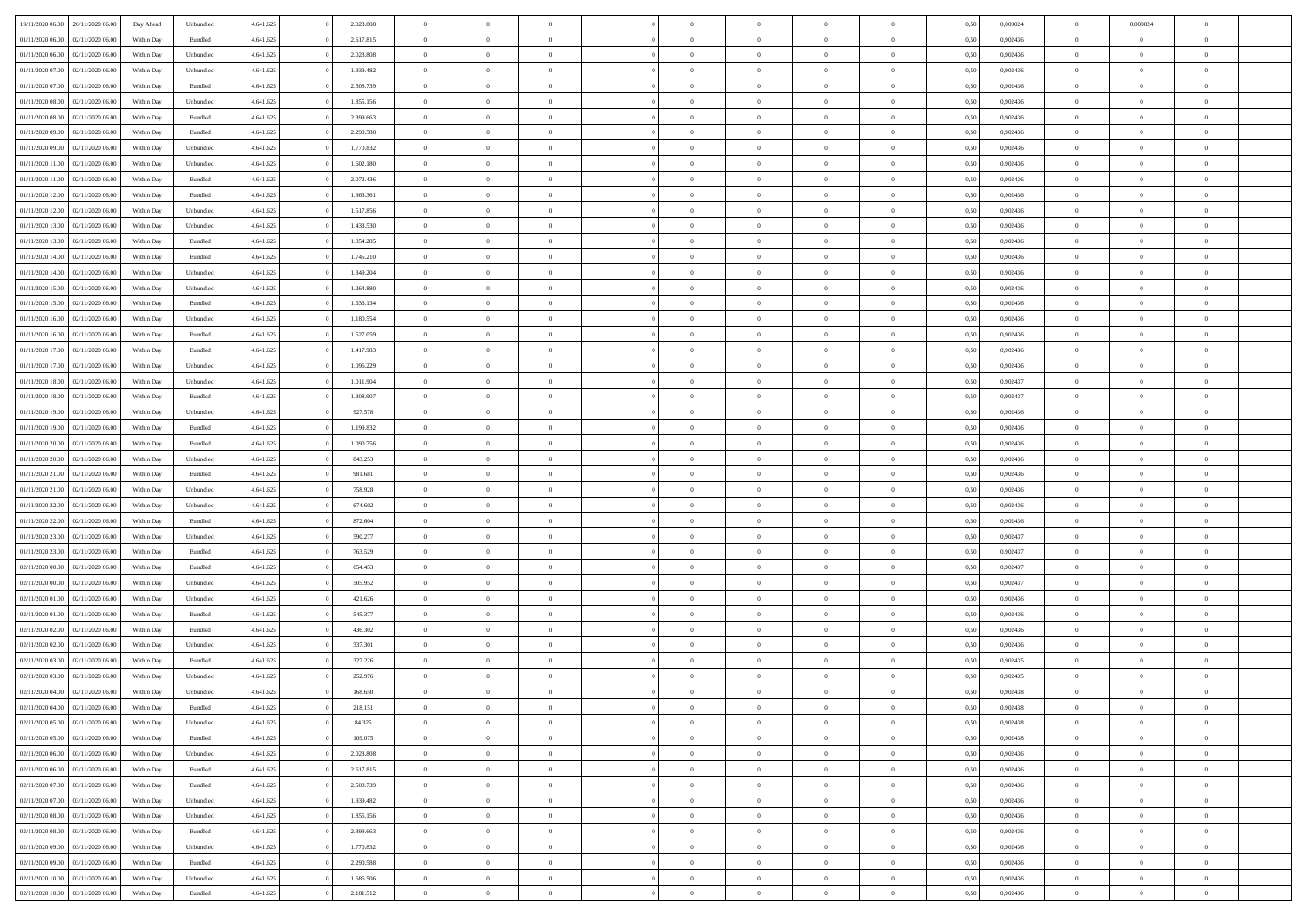| | | | | | | | | | | | | | | | | | | | | |
|---|---|---|---|---|---|---|---|---|---|---|---|---|---|---|---|---|---|---|---|---|
| 19/11/2020 06.00 | 20/11/2020 06.00 | Day Ahead | Unbundled | 4.641.625 | 0 | 2.023.808 | 0 | 0 | 0 | | 0 | 0 | 0 | 0 | 0,50 | 0,009024 | 0 | 0,009024 | 0 | |
| 01/11/2020 06.00 | 02/11/2020 06.00 | Within Day | Bundled | 4.641.625 | 0 | 2.617.815 | 0 | 0 | 0 | | 0 | 0 | 0 | 0 | 0,50 | 0,902436 | 0 | 0 | 0 | |
| 01/11/2020 06.00 | 02/11/2020 06.00 | Within Day | Unbundled | 4.641.625 | 0 | 2.023.808 | 0 | 0 | 0 | | 0 | 0 | 0 | 0 | 0,50 | 0,902436 | 0 | 0 | 0 | |
| 01/11/2020 07.00 | 02/11/2020 06.00 | Within Day | Unbundled | 4.641.625 | 0 | 1.939.482 | 0 | 0 | 0 | | 0 | 0 | 0 | 0 | 0,50 | 0,902436 | 0 | 0 | 0 | |
| 01/11/2020 07.00 | 02/11/2020 06.00 | Within Day | Bundled | 4.641.625 | 0 | 2.508.739 | 0 | 0 | 0 | | 0 | 0 | 0 | 0 | 0,50 | 0,902436 | 0 | 0 | 0 | |
| 01/11/2020 08.00 | 02/11/2020 06.00 | Within Day | Unbundled | 4.641.625 | 0 | 1.855.156 | 0 | 0 | 0 | | 0 | 0 | 0 | 0 | 0,50 | 0,902436 | 0 | 0 | 0 | |
| 01/11/2020 08.00 | 02/11/2020 06.00 | Within Day | Bundled | 4.641.625 | 0 | 2.399.663 | 0 | 0 | 0 | | 0 | 0 | 0 | 0 | 0,50 | 0,902436 | 0 | 0 | 0 | |
| 01/11/2020 09.00 | 02/11/2020 06.00 | Within Day | Bundled | 4.641.625 | 0 | 2.290.588 | 0 | 0 | 0 | | 0 | 0 | 0 | 0 | 0,50 | 0,902436 | 0 | 0 | 0 | |
| 01/11/2020 09.00 | 02/11/2020 06.00 | Within Day | Unbundled | 4.641.625 | 0 | 1.770.832 | 0 | 0 | 0 | | 0 | 0 | 0 | 0 | 0,50 | 0,902436 | 0 | 0 | 0 | |
| 01/11/2020 11.00 | 02/11/2020 06.00 | Within Day | Unbundled | 4.641.625 | 0 | 1.602.180 | 0 | 0 | 0 | | 0 | 0 | 0 | 0 | 0,50 | 0,902436 | 0 | 0 | 0 | |
| 01/11/2020 11.00 | 02/11/2020 06.00 | Within Day | Bundled | 4.641.625 | 0 | 2.072.436 | 0 | 0 | 0 | | 0 | 0 | 0 | 0 | 0,50 | 0,902436 | 0 | 0 | 0 | |
| 01/11/2020 12.00 | 02/11/2020 06.00 | Within Day | Bundled | 4.641.625 | 0 | 1.963.361 | 0 | 0 | 0 | | 0 | 0 | 0 | 0 | 0,50 | 0,902436 | 0 | 0 | 0 | |
| 01/11/2020 12.00 | 02/11/2020 06.00 | Within Day | Unbundled | 4.641.625 | 0 | 1.517.856 | 0 | 0 | 0 | | 0 | 0 | 0 | 0 | 0,50 | 0,902436 | 0 | 0 | 0 | |
| 01/11/2020 13.00 | 02/11/2020 06.00 | Within Day | Unbundled | 4.641.625 | 0 | 1.433.530 | 0 | 0 | 0 | | 0 | 0 | 0 | 0 | 0,50 | 0,902436 | 0 | 0 | 0 | |
| 01/11/2020 13.00 | 02/11/2020 06.00 | Within Day | Bundled | 4.641.625 | 0 | 1.854.285 | 0 | 0 | 0 | | 0 | 0 | 0 | 0 | 0,50 | 0,902436 | 0 | 0 | 0 | |
| 01/11/2020 14.00 | 02/11/2020 06.00 | Within Day | Bundled | 4.641.625 | 0 | 1.745.210 | 0 | 0 | 0 | | 0 | 0 | 0 | 0 | 0,50 | 0,902436 | 0 | 0 | 0 | |
| 01/11/2020 14.00 | 02/11/2020 06.00 | Within Day | Unbundled | 4.641.625 | 0 | 1.349.204 | 0 | 0 | 0 | | 0 | 0 | 0 | 0 | 0,50 | 0,902436 | 0 | 0 | 0 | |
| 01/11/2020 15.00 | 02/11/2020 06.00 | Within Day | Unbundled | 4.641.625 | 0 | 1.264.880 | 0 | 0 | 0 | | 0 | 0 | 0 | 0 | 0,50 | 0,902436 | 0 | 0 | 0 | |
| 01/11/2020 15.00 | 02/11/2020 06.00 | Within Day | Bundled | 4.641.625 | 0 | 1.636.134 | 0 | 0 | 0 | | 0 | 0 | 0 | 0 | 0,50 | 0,902436 | 0 | 0 | 0 | |
| 01/11/2020 16.00 | 02/11/2020 06.00 | Within Day | Unbundled | 4.641.625 | 0 | 1.180.554 | 0 | 0 | 0 | | 0 | 0 | 0 | 0 | 0,50 | 0,902436 | 0 | 0 | 0 | |
| 01/11/2020 16.00 | 02/11/2020 06.00 | Within Day | Bundled | 4.641.625 | 0 | 1.527.059 | 0 | 0 | 0 | | 0 | 0 | 0 | 0 | 0,50 | 0,902436 | 0 | 0 | 0 | |
| 01/11/2020 17.00 | 02/11/2020 06.00 | Within Day | Bundled | 4.641.625 | 0 | 1.417.983 | 0 | 0 | 0 | | 0 | 0 | 0 | 0 | 0,50 | 0,902436 | 0 | 0 | 0 | |
| 01/11/2020 17.00 | 02/11/2020 06.00 | Within Day | Unbundled | 4.641.625 | 0 | 1.096.229 | 0 | 0 | 0 | | 0 | 0 | 0 | 0 | 0,50 | 0,902436 | 0 | 0 | 0 | |
| 01/11/2020 18.00 | 02/11/2020 06.00 | Within Day | Unbundled | 4.641.625 | 0 | 1.011.904 | 0 | 0 | 0 | | 0 | 0 | 0 | 0 | 0,50 | 0,902437 | 0 | 0 | 0 | |
| 01/11/2020 18.00 | 02/11/2020 06.00 | Within Day | Bundled | 4.641.625 | 0 | 1.308.907 | 0 | 0 | 0 | | 0 | 0 | 0 | 0 | 0,50 | 0,902437 | 0 | 0 | 0 | |
| 01/11/2020 19.00 | 02/11/2020 06.00 | Within Day | Unbundled | 4.641.625 | 0 | 927.578 | 0 | 0 | 0 | | 0 | 0 | 0 | 0 | 0,50 | 0,902436 | 0 | 0 | 0 | |
| 01/11/2020 19.00 | 02/11/2020 06.00 | Within Day | Bundled | 4.641.625 | 0 | 1.199.832 | 0 | 0 | 0 | | 0 | 0 | 0 | 0 | 0,50 | 0,902436 | 0 | 0 | 0 | |
| 01/11/2020 20.00 | 02/11/2020 06.00 | Within Day | Bundled | 4.641.625 | 0 | 1.090.756 | 0 | 0 | 0 | | 0 | 0 | 0 | 0 | 0,50 | 0,902436 | 0 | 0 | 0 | |
| 01/11/2020 20.00 | 02/11/2020 06.00 | Within Day | Unbundled | 4.641.625 | 0 | 843.253 | 0 | 0 | 0 | | 0 | 0 | 0 | 0 | 0,50 | 0,902436 | 0 | 0 | 0 | |
| 01/11/2020 21.00 | 02/11/2020 06.00 | Within Day | Bundled | 4.641.625 | 0 | 981.681 | 0 | 0 | 0 | | 0 | 0 | 0 | 0 | 0,50 | 0,902436 | 0 | 0 | 0 | |
| 01/11/2020 21.00 | 02/11/2020 06.00 | Within Day | Unbundled | 4.641.625 | 0 | 758.928 | 0 | 0 | 0 | | 0 | 0 | 0 | 0 | 0,50 | 0,902436 | 0 | 0 | 0 | |
| 01/11/2020 22.00 | 02/11/2020 06.00 | Within Day | Unbundled | 4.641.625 | 0 | 674.602 | 0 | 0 | 0 | | 0 | 0 | 0 | 0 | 0,50 | 0,902436 | 0 | 0 | 0 | |
| 01/11/2020 22.00 | 02/11/2020 06.00 | Within Day | Bundled | 4.641.625 | 0 | 872.604 | 0 | 0 | 0 | | 0 | 0 | 0 | 0 | 0,50 | 0,902436 | 0 | 0 | 0 | |
| 01/11/2020 23.00 | 02/11/2020 06.00 | Within Day | Unbundled | 4.641.625 | 0 | 590.277 | 0 | 0 | 0 | | 0 | 0 | 0 | 0 | 0,50 | 0,902437 | 0 | 0 | 0 | |
| 01/11/2020 23.00 | 02/11/2020 06.00 | Within Day | Bundled | 4.641.625 | 0 | 763.529 | 0 | 0 | 0 | | 0 | 0 | 0 | 0 | 0,50 | 0,902437 | 0 | 0 | 0 | |
| 02/11/2020 00.00 | 02/11/2020 06.00 | Within Day | Bundled | 4.641.625 | 0 | 654.453 | 0 | 0 | 0 | | 0 | 0 | 0 | 0 | 0,50 | 0,902437 | 0 | 0 | 0 | |
| 02/11/2020 00.00 | 02/11/2020 06.00 | Within Day | Unbundled | 4.641.625 | 0 | 505.952 | 0 | 0 | 0 | | 0 | 0 | 0 | 0 | 0,50 | 0,902437 | 0 | 0 | 0 | |
| 02/11/2020 01.00 | 02/11/2020 06.00 | Within Day | Unbundled | 4.641.625 | 0 | 421.626 | 0 | 0 | 0 | | 0 | 0 | 0 | 0 | 0,50 | 0,902436 | 0 | 0 | 0 | |
| 02/11/2020 01.00 | 02/11/2020 06.00 | Within Day | Bundled | 4.641.625 | 0 | 545.377 | 0 | 0 | 0 | | 0 | 0 | 0 | 0 | 0,50 | 0,902436 | 0 | 0 | 0 | |
| 02/11/2020 02.00 | 02/11/2020 06.00 | Within Day | Bundled | 4.641.625 | 0 | 436.302 | 0 | 0 | 0 | | 0 | 0 | 0 | 0 | 0,50 | 0,902436 | 0 | 0 | 0 | |
| 02/11/2020 02.00 | 02/11/2020 06.00 | Within Day | Unbundled | 4.641.625 | 0 | 337.301 | 0 | 0 | 0 | | 0 | 0 | 0 | 0 | 0,50 | 0,902436 | 0 | 0 | 0 | |
| 02/11/2020 03.00 | 02/11/2020 06.00 | Within Day | Bundled | 4.641.625 | 0 | 327.226 | 0 | 0 | 0 | | 0 | 0 | 0 | 0 | 0,50 | 0,902435 | 0 | 0 | 0 | |
| 02/11/2020 03.00 | 02/11/2020 06.00 | Within Day | Unbundled | 4.641.625 | 0 | 252.976 | 0 | 0 | 0 | | 0 | 0 | 0 | 0 | 0,50 | 0,902435 | 0 | 0 | 0 | |
| 02/11/2020 04.00 | 02/11/2020 06.00 | Within Day | Unbundled | 4.641.625 | 0 | 168.650 | 0 | 0 | 0 | | 0 | 0 | 0 | 0 | 0,50 | 0,902438 | 0 | 0 | 0 | |
| 02/11/2020 04.00 | 02/11/2020 06.00 | Within Day | Bundled | 4.641.625 | 0 | 218.151 | 0 | 0 | 0 | | 0 | 0 | 0 | 0 | 0,50 | 0,902438 | 0 | 0 | 0 | |
| 02/11/2020 05.00 | 02/11/2020 06.00 | Within Day | Unbundled | 4.641.625 | 0 | 84.325 | 0 | 0 | 0 | | 0 | 0 | 0 | 0 | 0,50 | 0,902438 | 0 | 0 | 0 | |
| 02/11/2020 05.00 | 02/11/2020 06.00 | Within Day | Bundled | 4.641.625 | 0 | 109.075 | 0 | 0 | 0 | | 0 | 0 | 0 | 0 | 0,50 | 0,902438 | 0 | 0 | 0 | |
| 02/11/2020 06.00 | 03/11/2020 06.00 | Within Day | Unbundled | 4.641.625 | 0 | 2.023.808 | 0 | 0 | 0 | | 0 | 0 | 0 | 0 | 0,50 | 0,902436 | 0 | 0 | 0 | |
| 02/11/2020 06.00 | 03/11/2020 06.00 | Within Day | Bundled | 4.641.625 | 0 | 2.617.815 | 0 | 0 | 0 | | 0 | 0 | 0 | 0 | 0,50 | 0,902436 | 0 | 0 | 0 | |
| 02/11/2020 07.00 | 03/11/2020 06.00 | Within Day | Bundled | 4.641.625 | 0 | 2.508.739 | 0 | 0 | 0 | | 0 | 0 | 0 | 0 | 0,50 | 0,902436 | 0 | 0 | 0 | |
| 02/11/2020 07.00 | 03/11/2020 06.00 | Within Day | Unbundled | 4.641.625 | 0 | 1.939.482 | 0 | 0 | 0 | | 0 | 0 | 0 | 0 | 0,50 | 0,902436 | 0 | 0 | 0 | |
| 02/11/2020 08.00 | 03/11/2020 06.00 | Within Day | Unbundled | 4.641.625 | 0 | 1.855.156 | 0 | 0 | 0 | | 0 | 0 | 0 | 0 | 0,50 | 0,902436 | 0 | 0 | 0 | |
| 02/11/2020 08.00 | 03/11/2020 06.00 | Within Day | Bundled | 4.641.625 | 0 | 2.399.663 | 0 | 0 | 0 | | 0 | 0 | 0 | 0 | 0,50 | 0,902436 | 0 | 0 | 0 | |
| 02/11/2020 09.00 | 03/11/2020 06.00 | Within Day | Unbundled | 4.641.625 | 0 | 1.770.832 | 0 | 0 | 0 | | 0 | 0 | 0 | 0 | 0,50 | 0,902436 | 0 | 0 | 0 | |
| 02/11/2020 09.00 | 03/11/2020 06.00 | Within Day | Bundled | 4.641.625 | 0 | 2.290.588 | 0 | 0 | 0 | | 0 | 0 | 0 | 0 | 0,50 | 0,902436 | 0 | 0 | 0 | |
| 02/11/2020 10.00 | 03/11/2020 06.00 | Within Day | Unbundled | 4.641.625 | 0 | 1.686.506 | 0 | 0 | 0 | | 0 | 0 | 0 | 0 | 0,50 | 0,902436 | 0 | 0 | 0 | |
| 02/11/2020 10.00 | 03/11/2020 06.00 | Within Day | Bundled | 4.641.625 | 0 | 2.181.512 | 0 | 0 | 0 | | 0 | 0 | 0 | 0 | 0,50 | 0,902436 | 0 | 0 | 0 | |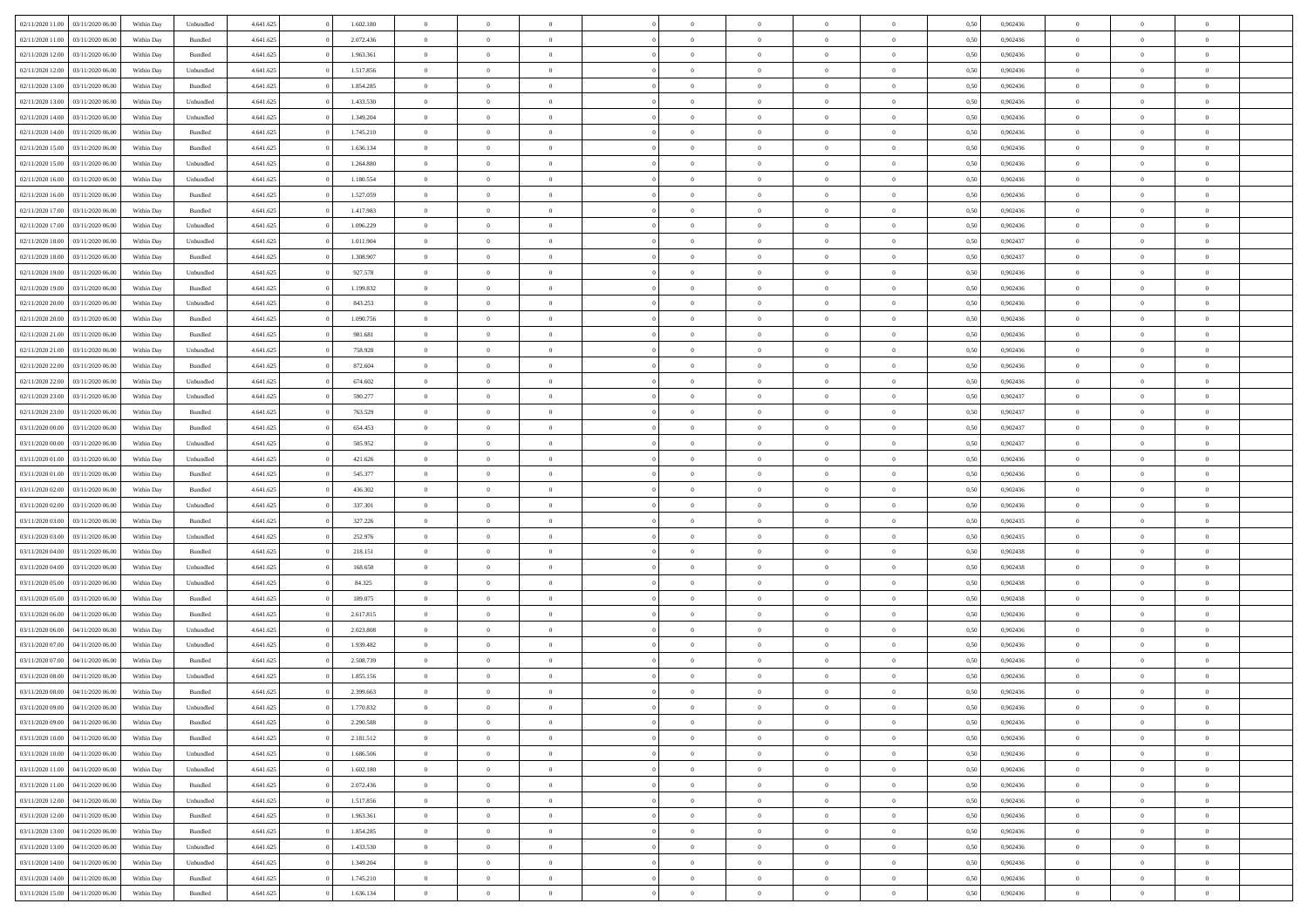| | | | | | | | | | | | | | | | | | | | | |
|---|---|---|---|---|---|---|---|---|---|---|---|---|---|---|---|---|---|---|---|---|
| 02/11/2020 11:00 | 03/11/2020 06:00 | Within Day | Unbundled | 4.641.625 | 0 | 1.602.180 | 0 | 0 | 0 | | 0 | 0 | 0 | 0 | 0,50 | 0,902436 | 0 | 0 | 0 | |
| 02/11/2020 11:00 | 03/11/2020 06:00 | Within Day | Bundled | 4.641.625 | 0 | 2.072.436 | 0 | 0 | 0 | | 0 | 0 | 0 | 0 | 0,50 | 0,902436 | 0 | 0 | 0 | |
| 02/11/2020 12:00 | 03/11/2020 06:00 | Within Day | Bundled | 4.641.625 | 0 | 1.963.361 | 0 | 0 | 0 | | 0 | 0 | 0 | 0 | 0,50 | 0,902436 | 0 | 0 | 0 | |
| 02/11/2020 12:00 | 03/11/2020 06:00 | Within Day | Unbundled | 4.641.625 | 0 | 1.517.856 | 0 | 0 | 0 | | 0 | 0 | 0 | 0 | 0,50 | 0,902436 | 0 | 0 | 0 | |
| 02/11/2020 13:00 | 03/11/2020 06:00 | Within Day | Bundled | 4.641.625 | 0 | 1.854.285 | 0 | 0 | 0 | | 0 | 0 | 0 | 0 | 0,50 | 0,902436 | 0 | 0 | 0 | |
| 02/11/2020 13:00 | 03/11/2020 06:00 | Within Day | Unbundled | 4.641.625 | 0 | 1.433.530 | 0 | 0 | 0 | | 0 | 0 | 0 | 0 | 0,50 | 0,902436 | 0 | 0 | 0 | |
| 02/11/2020 14:00 | 03/11/2020 06:00 | Within Day | Unbundled | 4.641.625 | 0 | 1.349.204 | 0 | 0 | 0 | | 0 | 0 | 0 | 0 | 0,50 | 0,902436 | 0 | 0 | 0 | |
| 02/11/2020 14:00 | 03/11/2020 06:00 | Within Day | Bundled | 4.641.625 | 0 | 1.745.210 | 0 | 0 | 0 | | 0 | 0 | 0 | 0 | 0,50 | 0,902436 | 0 | 0 | 0 | |
| 02/11/2020 15:00 | 03/11/2020 06:00 | Within Day | Bundled | 4.641.625 | 0 | 1.636.134 | 0 | 0 | 0 | | 0 | 0 | 0 | 0 | 0,50 | 0,902436 | 0 | 0 | 0 | |
| 02/11/2020 15:00 | 03/11/2020 06:00 | Within Day | Unbundled | 4.641.625 | 0 | 1.264.880 | 0 | 0 | 0 | | 0 | 0 | 0 | 0 | 0,50 | 0,902436 | 0 | 0 | 0 | |
| 02/11/2020 16:00 | 03/11/2020 06:00 | Within Day | Unbundled | 4.641.625 | 0 | 1.180.554 | 0 | 0 | 0 | | 0 | 0 | 0 | 0 | 0,50 | 0,902436 | 0 | 0 | 0 | |
| 02/11/2020 16:00 | 03/11/2020 06:00 | Within Day | Bundled | 4.641.625 | 0 | 1.527.059 | 0 | 0 | 0 | | 0 | 0 | 0 | 0 | 0,50 | 0,902436 | 0 | 0 | 0 | |
| 02/11/2020 17:00 | 03/11/2020 06:00 | Within Day | Bundled | 4.641.625 | 0 | 1.417.983 | 0 | 0 | 0 | | 0 | 0 | 0 | 0 | 0,50 | 0,902436 | 0 | 0 | 0 | |
| 02/11/2020 17:00 | 03/11/2020 06:00 | Within Day | Unbundled | 4.641.625 | 0 | 1.096.229 | 0 | 0 | 0 | | 0 | 0 | 0 | 0 | 0,50 | 0,902436 | 0 | 0 | 0 | |
| 02/11/2020 18:00 | 03/11/2020 06:00 | Within Day | Unbundled | 4.641.625 | 0 | 1.011.904 | 0 | 0 | 0 | | 0 | 0 | 0 | 0 | 0,50 | 0,902437 | 0 | 0 | 0 | |
| 02/11/2020 18:00 | 03/11/2020 06:00 | Within Day | Bundled | 4.641.625 | 0 | 1.308.907 | 0 | 0 | 0 | | 0 | 0 | 0 | 0 | 0,50 | 0,902437 | 0 | 0 | 0 | |
| 02/11/2020 19:00 | 03/11/2020 06:00 | Within Day | Unbundled | 4.641.625 | 0 | 927.578 | 0 | 0 | 0 | | 0 | 0 | 0 | 0 | 0,50 | 0,902436 | 0 | 0 | 0 | |
| 02/11/2020 19:00 | 03/11/2020 06:00 | Within Day | Bundled | 4.641.625 | 0 | 1.199.832 | 0 | 0 | 0 | | 0 | 0 | 0 | 0 | 0,50 | 0,902436 | 0 | 0 | 0 | |
| 02/11/2020 20:00 | 03/11/2020 06:00 | Within Day | Unbundled | 4.641.625 | 0 | 843.253 | 0 | 0 | 0 | | 0 | 0 | 0 | 0 | 0,50 | 0,902436 | 0 | 0 | 0 | |
| 02/11/2020 20:00 | 03/11/2020 06:00 | Within Day | Bundled | 4.641.625 | 0 | 1.090.756 | 0 | 0 | 0 | | 0 | 0 | 0 | 0 | 0,50 | 0,902436 | 0 | 0 | 0 | |
| 02/11/2020 21:00 | 03/11/2020 06:00 | Within Day | Bundled | 4.641.625 | 0 | 981.681 | 0 | 0 | 0 | | 0 | 0 | 0 | 0 | 0,50 | 0,902436 | 0 | 0 | 0 | |
| 02/11/2020 21:00 | 03/11/2020 06:00 | Within Day | Unbundled | 4.641.625 | 0 | 758.928 | 0 | 0 | 0 | | 0 | 0 | 0 | 0 | 0,50 | 0,902436 | 0 | 0 | 0 | |
| 02/11/2020 22:00 | 03/11/2020 06:00 | Within Day | Bundled | 4.641.625 | 0 | 872.604 | 0 | 0 | 0 | | 0 | 0 | 0 | 0 | 0,50 | 0,902436 | 0 | 0 | 0 | |
| 02/11/2020 22:00 | 03/11/2020 06:00 | Within Day | Unbundled | 4.641.625 | 0 | 674.602 | 0 | 0 | 0 | | 0 | 0 | 0 | 0 | 0,50 | 0,902436 | 0 | 0 | 0 | |
| 02/11/2020 23:00 | 03/11/2020 06:00 | Within Day | Unbundled | 4.641.625 | 0 | 590.277 | 0 | 0 | 0 | | 0 | 0 | 0 | 0 | 0,50 | 0,902437 | 0 | 0 | 0 | |
| 02/11/2020 23:00 | 03/11/2020 06:00 | Within Day | Bundled | 4.641.625 | 0 | 763.529 | 0 | 0 | 0 | | 0 | 0 | 0 | 0 | 0,50 | 0,902437 | 0 | 0 | 0 | |
| 03/11/2020 00:00 | 03/11/2020 06:00 | Within Day | Bundled | 4.641.625 | 0 | 654.453 | 0 | 0 | 0 | | 0 | 0 | 0 | 0 | 0,50 | 0,902437 | 0 | 0 | 0 | |
| 03/11/2020 00:00 | 03/11/2020 06:00 | Within Day | Unbundled | 4.641.625 | 0 | 505.952 | 0 | 0 | 0 | | 0 | 0 | 0 | 0 | 0,50 | 0,902437 | 0 | 0 | 0 | |
| 03/11/2020 01:00 | 03/11/2020 06:00 | Within Day | Unbundled | 4.641.625 | 0 | 421.626 | 0 | 0 | 0 | | 0 | 0 | 0 | 0 | 0,50 | 0,902436 | 0 | 0 | 0 | |
| 03/11/2020 01:00 | 03/11/2020 06:00 | Within Day | Bundled | 4.641.625 | 0 | 545.377 | 0 | 0 | 0 | | 0 | 0 | 0 | 0 | 0,50 | 0,902436 | 0 | 0 | 0 | |
| 03/11/2020 02:00 | 03/11/2020 06:00 | Within Day | Bundled | 4.641.625 | 0 | 436.302 | 0 | 0 | 0 | | 0 | 0 | 0 | 0 | 0,50 | 0,902436 | 0 | 0 | 0 | |
| 03/11/2020 02:00 | 03/11/2020 06:00 | Within Day | Unbundled | 4.641.625 | 0 | 337.301 | 0 | 0 | 0 | | 0 | 0 | 0 | 0 | 0,50 | 0,902436 | 0 | 0 | 0 | |
| 03/11/2020 03:00 | 03/11/2020 06:00 | Within Day | Bundled | 4.641.625 | 0 | 327.226 | 0 | 0 | 0 | | 0 | 0 | 0 | 0 | 0,50 | 0,902435 | 0 | 0 | 0 | |
| 03/11/2020 03:00 | 03/11/2020 06:00 | Within Day | Unbundled | 4.641.625 | 0 | 252.976 | 0 | 0 | 0 | | 0 | 0 | 0 | 0 | 0,50 | 0,902435 | 0 | 0 | 0 | |
| 03/11/2020 04:00 | 03/11/2020 06:00 | Within Day | Bundled | 4.641.625 | 0 | 218.151 | 0 | 0 | 0 | | 0 | 0 | 0 | 0 | 0,50 | 0,902438 | 0 | 0 | 0 | |
| 03/11/2020 04:00 | 03/11/2020 06:00 | Within Day | Unbundled | 4.641.625 | 0 | 168.650 | 0 | 0 | 0 | | 0 | 0 | 0 | 0 | 0,50 | 0,902438 | 0 | 0 | 0 | |
| 03/11/2020 05:00 | 03/11/2020 06:00 | Within Day | Unbundled | 4.641.625 | 0 | 84.325 | 0 | 0 | 0 | | 0 | 0 | 0 | 0 | 0,50 | 0,902438 | 0 | 0 | 0 | |
| 03/11/2020 05:00 | 03/11/2020 06:00 | Within Day | Bundled | 4.641.625 | 0 | 109.075 | 0 | 0 | 0 | | 0 | 0 | 0 | 0 | 0,50 | 0,902438 | 0 | 0 | 0 | |
| 03/11/2020 06:00 | 04/11/2020 06:00 | Within Day | Bundled | 4.641.625 | 0 | 2.617.815 | 0 | 0 | 0 | | 0 | 0 | 0 | 0 | 0,50 | 0,902436 | 0 | 0 | 0 | |
| 03/11/2020 06:00 | 04/11/2020 06:00 | Within Day | Unbundled | 4.641.625 | 0 | 2.023.808 | 0 | 0 | 0 | | 0 | 0 | 0 | 0 | 0,50 | 0,902436 | 0 | 0 | 0 | |
| 03/11/2020 07:00 | 04/11/2020 06:00 | Within Day | Unbundled | 4.641.625 | 0 | 1.939.482 | 0 | 0 | 0 | | 0 | 0 | 0 | 0 | 0,50 | 0,902436 | 0 | 0 | 0 | |
| 03/11/2020 07:00 | 04/11/2020 06:00 | Within Day | Bundled | 4.641.625 | 0 | 2.508.739 | 0 | 0 | 0 | | 0 | 0 | 0 | 0 | 0,50 | 0,902436 | 0 | 0 | 0 | |
| 03/11/2020 08:00 | 04/11/2020 06:00 | Within Day | Unbundled | 4.641.625 | 0 | 1.855.156 | 0 | 0 | 0 | | 0 | 0 | 0 | 0 | 0,50 | 0,902436 | 0 | 0 | 0 | |
| 03/11/2020 08:00 | 04/11/2020 06:00 | Within Day | Bundled | 4.641.625 | 0 | 2.399.663 | 0 | 0 | 0 | | 0 | 0 | 0 | 0 | 0,50 | 0,902436 | 0 | 0 | 0 | |
| 03/11/2020 09:00 | 04/11/2020 06:00 | Within Day | Unbundled | 4.641.625 | 0 | 1.770.832 | 0 | 0 | 0 | | 0 | 0 | 0 | 0 | 0,50 | 0,902436 | 0 | 0 | 0 | |
| 03/11/2020 09:00 | 04/11/2020 06:00 | Within Day | Bundled | 4.641.625 | 0 | 2.290.588 | 0 | 0 | 0 | | 0 | 0 | 0 | 0 | 0,50 | 0,902436 | 0 | 0 | 0 | |
| 03/11/2020 10:00 | 04/11/2020 06:00 | Within Day | Bundled | 4.641.625 | 0 | 2.181.512 | 0 | 0 | 0 | | 0 | 0 | 0 | 0 | 0,50 | 0,902436 | 0 | 0 | 0 | |
| 03/11/2020 10:00 | 04/11/2020 06:00 | Within Day | Unbundled | 4.641.625 | 0 | 1.686.506 | 0 | 0 | 0 | | 0 | 0 | 0 | 0 | 0,50 | 0,902436 | 0 | 0 | 0 | |
| 03/11/2020 11:00 | 04/11/2020 06:00 | Within Day | Unbundled | 4.641.625 | 0 | 1.602.180 | 0 | 0 | 0 | | 0 | 0 | 0 | 0 | 0,50 | 0,902436 | 0 | 0 | 0 | |
| 03/11/2020 11:00 | 04/11/2020 06:00 | Within Day | Bundled | 4.641.625 | 0 | 2.072.436 | 0 | 0 | 0 | | 0 | 0 | 0 | 0 | 0,50 | 0,902436 | 0 | 0 | 0 | |
| 03/11/2020 12:00 | 04/11/2020 06:00 | Within Day | Unbundled | 4.641.625 | 0 | 1.517.856 | 0 | 0 | 0 | | 0 | 0 | 0 | 0 | 0,50 | 0,902436 | 0 | 0 | 0 | |
| 03/11/2020 12:00 | 04/11/2020 06:00 | Within Day | Bundled | 4.641.625 | 0 | 1.963.361 | 0 | 0 | 0 | | 0 | 0 | 0 | 0 | 0,50 | 0,902436 | 0 | 0 | 0 | |
| 03/11/2020 13:00 | 04/11/2020 06:00 | Within Day | Bundled | 4.641.625 | 0 | 1.854.285 | 0 | 0 | 0 | | 0 | 0 | 0 | 0 | 0,50 | 0,902436 | 0 | 0 | 0 | |
| 03/11/2020 13:00 | 04/11/2020 06:00 | Within Day | Unbundled | 4.641.625 | 0 | 1.433.530 | 0 | 0 | 0 | | 0 | 0 | 0 | 0 | 0,50 | 0,902436 | 0 | 0 | 0 | |
| 03/11/2020 14:00 | 04/11/2020 06:00 | Within Day | Unbundled | 4.641.625 | 0 | 1.349.204 | 0 | 0 | 0 | | 0 | 0 | 0 | 0 | 0,50 | 0,902436 | 0 | 0 | 0 | |
| 03/11/2020 14:00 | 04/11/2020 06:00 | Within Day | Bundled | 4.641.625 | 0 | 1.745.210 | 0 | 0 | 0 | | 0 | 0 | 0 | 0 | 0,50 | 0,902436 | 0 | 0 | 0 | |
| 03/11/2020 15:00 | 04/11/2020 06:00 | Within Day | Bundled | 4.641.625 | 0 | 1.636.134 | 0 | 0 | 0 | | 0 | 0 | 0 | 0 | 0,50 | 0,902436 | 0 | 0 | 0 | |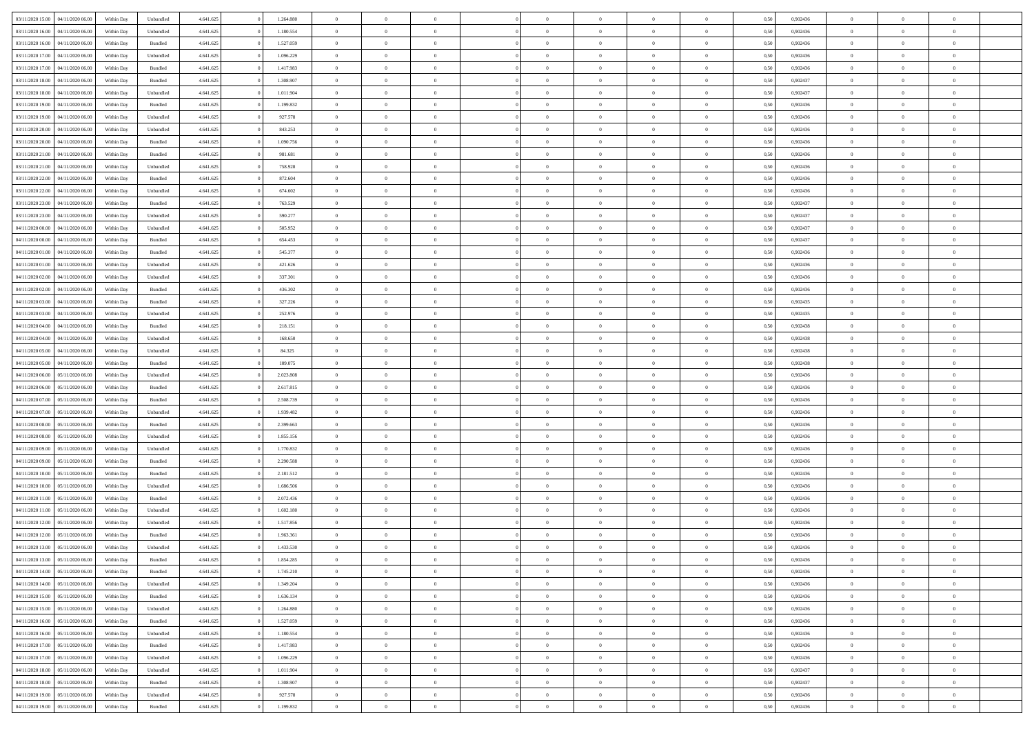| | | | | | | | | | | | | | | | | | | | | | |
|---|---|---|---|---|---|---|---|---|---|---|---|---|---|---|---|---|---|---|---|---|---|
| 03/11/2020 15:00 | 04/11/2020 06:00 | Within Day | Unbundled | 4.641.625 | 0 | 1.264.880 | 0 | 0 | 0 | | 0 | 0 | 0 | 0 | 0,50 | 0,902436 | 0 | 0 | 0 | |
| 03/11/2020 16:00 | 04/11/2020 06:00 | Within Day | Unbundled | 4.641.625 | 0 | 1.180.554 | 0 | 0 | 0 | | 0 | 0 | 0 | 0 | 0,50 | 0,902436 | 0 | 0 | 0 | |
| 03/11/2020 16:00 | 04/11/2020 06:00 | Within Day | Bundled | 4.641.625 | 0 | 1.527.059 | 0 | 0 | 0 | | 0 | 0 | 0 | 0 | 0,50 | 0,902436 | 0 | 0 | 0 | |
| 03/11/2020 17:00 | 04/11/2020 06:00 | Within Day | Unbundled | 4.641.625 | 0 | 1.096.229 | 0 | 0 | 0 | | 0 | 0 | 0 | 0 | 0,50 | 0,902436 | 0 | 0 | 0 | |
| 03/11/2020 17:00 | 04/11/2020 06:00 | Within Day | Bundled | 4.641.625 | 0 | 1.417.983 | 0 | 0 | 0 | | 0 | 0 | 0 | 0 | 0,50 | 0,902436 | 0 | 0 | 0 | |
| 03/11/2020 18:00 | 04/11/2020 06:00 | Within Day | Bundled | 4.641.625 | 0 | 1.308.907 | 0 | 0 | 0 | | 0 | 0 | 0 | 0 | 0,50 | 0,902437 | 0 | 0 | 0 | |
| 03/11/2020 18:00 | 04/11/2020 06:00 | Within Day | Unbundled | 4.641.625 | 0 | 1.011.904 | 0 | 0 | 0 | | 0 | 0 | 0 | 0 | 0,50 | 0,902437 | 0 | 0 | 0 | |
| 03/11/2020 19:00 | 04/11/2020 06:00 | Within Day | Bundled | 4.641.625 | 0 | 1.199.832 | 0 | 0 | 0 | | 0 | 0 | 0 | 0 | 0,50 | 0,902436 | 0 | 0 | 0 | |
| 03/11/2020 19:00 | 04/11/2020 06:00 | Within Day | Unbundled | 4.641.625 | 0 | 927.578 | 0 | 0 | 0 | | 0 | 0 | 0 | 0 | 0,50 | 0,902436 | 0 | 0 | 0 | |
| 03/11/2020 20:00 | 04/11/2020 06:00 | Within Day | Unbundled | 4.641.625 | 0 | 843.253 | 0 | 0 | 0 | | 0 | 0 | 0 | 0 | 0,50 | 0,902436 | 0 | 0 | 0 | |
| 03/11/2020 20:00 | 04/11/2020 06:00 | Within Day | Bundled | 4.641.625 | 0 | 1.090.756 | 0 | 0 | 0 | | 0 | 0 | 0 | 0 | 0,50 | 0,902436 | 0 | 0 | 0 | |
| 03/11/2020 21:00 | 04/11/2020 06:00 | Within Day | Bundled | 4.641.625 | 0 | 981.681 | 0 | 0 | 0 | | 0 | 0 | 0 | 0 | 0,50 | 0,902436 | 0 | 0 | 0 | |
| 03/11/2020 21:00 | 04/11/2020 06:00 | Within Day | Unbundled | 4.641.625 | 0 | 758.928 | 0 | 0 | 0 | | 0 | 0 | 0 | 0 | 0,50 | 0,902436 | 0 | 0 | 0 | |
| 03/11/2020 22:00 | 04/11/2020 06:00 | Within Day | Bundled | 4.641.625 | 0 | 872.604 | 0 | 0 | 0 | | 0 | 0 | 0 | 0 | 0,50 | 0,902436 | 0 | 0 | 0 | |
| 03/11/2020 22:00 | 04/11/2020 06:00 | Within Day | Unbundled | 4.641.625 | 0 | 674.602 | 0 | 0 | 0 | | 0 | 0 | 0 | 0 | 0,50 | 0,902436 | 0 | 0 | 0 | |
| 03/11/2020 23:00 | 04/11/2020 06:00 | Within Day | Bundled | 4.641.625 | 0 | 763.529 | 0 | 0 | 0 | | 0 | 0 | 0 | 0 | 0,50 | 0,902437 | 0 | 0 | 0 | |
| 03/11/2020 23:00 | 04/11/2020 06:00 | Within Day | Unbundled | 4.641.625 | 0 | 590.277 | 0 | 0 | 0 | | 0 | 0 | 0 | 0 | 0,50 | 0,902437 | 0 | 0 | 0 | |
| 04/11/2020 00:00 | 04/11/2020 06:00 | Within Day | Unbundled | 4.641.625 | 0 | 505.952 | 0 | 0 | 0 | | 0 | 0 | 0 | 0 | 0,50 | 0,902437 | 0 | 0 | 0 | |
| 04/11/2020 00:00 | 04/11/2020 06:00 | Within Day | Bundled | 4.641.625 | 0 | 654.453 | 0 | 0 | 0 | | 0 | 0 | 0 | 0 | 0,50 | 0,902437 | 0 | 0 | 0 | |
| 04/11/2020 01:00 | 04/11/2020 06:00 | Within Day | Bundled | 4.641.625 | 0 | 545.377 | 0 | 0 | 0 | | 0 | 0 | 0 | 0 | 0,50 | 0,902436 | 0 | 0 | 0 | |
| 04/11/2020 01:00 | 04/11/2020 06:00 | Within Day | Unbundled | 4.641.625 | 0 | 421.626 | 0 | 0 | 0 | | 0 | 0 | 0 | 0 | 0,50 | 0,902436 | 0 | 0 | 0 | |
| 04/11/2020 02:00 | 04/11/2020 06:00 | Within Day | Unbundled | 4.641.625 | 0 | 337.301 | 0 | 0 | 0 | | 0 | 0 | 0 | 0 | 0,50 | 0,902436 | 0 | 0 | 0 | |
| 04/11/2020 02:00 | 04/11/2020 06:00 | Within Day | Bundled | 4.641.625 | 0 | 436.302 | 0 | 0 | 0 | | 0 | 0 | 0 | 0 | 0,50 | 0,902436 | 0 | 0 | 0 | |
| 04/11/2020 03:00 | 04/11/2020 06:00 | Within Day | Bundled | 4.641.625 | 0 | 327.226 | 0 | 0 | 0 | | 0 | 0 | 0 | 0 | 0,50 | 0,902435 | 0 | 0 | 0 | |
| 04/11/2020 03:00 | 04/11/2020 06:00 | Within Day | Unbundled | 4.641.625 | 0 | 252.976 | 0 | 0 | 0 | | 0 | 0 | 0 | 0 | 0,50 | 0,902435 | 0 | 0 | 0 | |
| 04/11/2020 04:00 | 04/11/2020 06:00 | Within Day | Bundled | 4.641.625 | 0 | 218.151 | 0 | 0 | 0 | | 0 | 0 | 0 | 0 | 0,50 | 0,902438 | 0 | 0 | 0 | |
| 04/11/2020 04:00 | 04/11/2020 06:00 | Within Day | Unbundled | 4.641.625 | 0 | 168.650 | 0 | 0 | 0 | | 0 | 0 | 0 | 0 | 0,50 | 0,902438 | 0 | 0 | 0 | |
| 04/11/2020 05:00 | 04/11/2020 06:00 | Within Day | Unbundled | 4.641.625 | 0 | 84.325 | 0 | 0 | 0 | | 0 | 0 | 0 | 0 | 0,50 | 0,902438 | 0 | 0 | 0 | |
| 04/11/2020 05:00 | 04/11/2020 06:00 | Within Day | Bundled | 4.641.625 | 0 | 109.075 | 0 | 0 | 0 | | 0 | 0 | 0 | 0 | 0,50 | 0,902438 | 0 | 0 | 0 | |
| 04/11/2020 06:00 | 05/11/2020 06:00 | Within Day | Unbundled | 4.641.625 | 0 | 2.023.808 | 0 | 0 | 0 | | 0 | 0 | 0 | 0 | 0,50 | 0,902436 | 0 | 0 | 0 | |
| 04/11/2020 06:00 | 05/11/2020 06:00 | Within Day | Bundled | 4.641.625 | 0 | 2.617.815 | 0 | 0 | 0 | | 0 | 0 | 0 | 0 | 0,50 | 0,902436 | 0 | 0 | 0 | |
| 04/11/2020 07:00 | 05/11/2020 06:00 | Within Day | Bundled | 4.641.625 | 0 | 2.508.739 | 0 | 0 | 0 | | 0 | 0 | 0 | 0 | 0,50 | 0,902436 | 0 | 0 | 0 | |
| 04/11/2020 07:00 | 05/11/2020 06:00 | Within Day | Unbundled | 4.641.625 | 0 | 1.939.482 | 0 | 0 | 0 | | 0 | 0 | 0 | 0 | 0,50 | 0,902436 | 0 | 0 | 0 | |
| 04/11/2020 08:00 | 05/11/2020 06:00 | Within Day | Bundled | 4.641.625 | 0 | 2.399.663 | 0 | 0 | 0 | | 0 | 0 | 0 | 0 | 0,50 | 0,902436 | 0 | 0 | 0 | |
| 04/11/2020 08:00 | 05/11/2020 06:00 | Within Day | Unbundled | 4.641.625 | 0 | 1.855.156 | 0 | 0 | 0 | | 0 | 0 | 0 | 0 | 0,50 | 0,902436 | 0 | 0 | 0 | |
| 04/11/2020 09:00 | 05/11/2020 06:00 | Within Day | Unbundled | 4.641.625 | 0 | 1.770.832 | 0 | 0 | 0 | | 0 | 0 | 0 | 0 | 0,50 | 0,902436 | 0 | 0 | 0 | |
| 04/11/2020 09:00 | 05/11/2020 06:00 | Within Day | Bundled | 4.641.625 | 0 | 2.290.588 | 0 | 0 | 0 | | 0 | 0 | 0 | 0 | 0,50 | 0,902436 | 0 | 0 | 0 | |
| 04/11/2020 10:00 | 05/11/2020 06:00 | Within Day | Bundled | 4.641.625 | 0 | 2.181.512 | 0 | 0 | 0 | | 0 | 0 | 0 | 0 | 0,50 | 0,902436 | 0 | 0 | 0 | |
| 04/11/2020 10:00 | 05/11/2020 06:00 | Within Day | Unbundled | 4.641.625 | 0 | 1.686.506 | 0 | 0 | 0 | | 0 | 0 | 0 | 0 | 0,50 | 0,902436 | 0 | 0 | 0 | |
| 04/11/2020 11:00 | 05/11/2020 06:00 | Within Day | Bundled | 4.641.625 | 0 | 2.072.436 | 0 | 0 | 0 | | 0 | 0 | 0 | 0 | 0,50 | 0,902436 | 0 | 0 | 0 | |
| 04/11/2020 11:00 | 05/11/2020 06:00 | Within Day | Unbundled | 4.641.625 | 0 | 1.602.180 | 0 | 0 | 0 | | 0 | 0 | 0 | 0 | 0,50 | 0,902436 | 0 | 0 | 0 | |
| 04/11/2020 12:00 | 05/11/2020 06:00 | Within Day | Unbundled | 4.641.625 | 0 | 1.517.856 | 0 | 0 | 0 | | 0 | 0 | 0 | 0 | 0,50 | 0,902436 | 0 | 0 | 0 | |
| 04/11/2020 12:00 | 05/11/2020 06:00 | Within Day | Bundled | 4.641.625 | 0 | 1.963.361 | 0 | 0 | 0 | | 0 | 0 | 0 | 0 | 0,50 | 0,902436 | 0 | 0 | 0 | |
| 04/11/2020 13:00 | 05/11/2020 06:00 | Within Day | Unbundled | 4.641.625 | 0 | 1.433.530 | 0 | 0 | 0 | | 0 | 0 | 0 | 0 | 0,50 | 0,902436 | 0 | 0 | 0 | |
| 04/11/2020 13:00 | 05/11/2020 06:00 | Within Day | Bundled | 4.641.625 | 0 | 1.854.285 | 0 | 0 | 0 | | 0 | 0 | 0 | 0 | 0,50 | 0,902436 | 0 | 0 | 0 | |
| 04/11/2020 14:00 | 05/11/2020 06:00 | Within Day | Bundled | 4.641.625 | 0 | 1.745.210 | 0 | 0 | 0 | | 0 | 0 | 0 | 0 | 0,50 | 0,902436 | 0 | 0 | 0 | |
| 04/11/2020 14:00 | 05/11/2020 06:00 | Within Day | Unbundled | 4.641.625 | 0 | 1.349.204 | 0 | 0 | 0 | | 0 | 0 | 0 | 0 | 0,50 | 0,902436 | 0 | 0 | 0 | |
| 04/11/2020 15:00 | 05/11/2020 06:00 | Within Day | Bundled | 4.641.625 | 0 | 1.636.134 | 0 | 0 | 0 | | 0 | 0 | 0 | 0 | 0,50 | 0,902436 | 0 | 0 | 0 | |
| 04/11/2020 15:00 | 05/11/2020 06:00 | Within Day | Unbundled | 4.641.625 | 0 | 1.264.880 | 0 | 0 | 0 | | 0 | 0 | 0 | 0 | 0,50 | 0,902436 | 0 | 0 | 0 | |
| 04/11/2020 16:00 | 05/11/2020 06:00 | Within Day | Bundled | 4.641.625 | 0 | 1.527.059 | 0 | 0 | 0 | | 0 | 0 | 0 | 0 | 0,50 | 0,902436 | 0 | 0 | 0 | |
| 04/11/2020 16:00 | 05/11/2020 06:00 | Within Day | Unbundled | 4.641.625 | 0 | 1.180.554 | 0 | 0 | 0 | | 0 | 0 | 0 | 0 | 0,50 | 0,902436 | 0 | 0 | 0 | |
| 04/11/2020 17:00 | 05/11/2020 06:00 | Within Day | Bundled | 4.641.625 | 0 | 1.417.983 | 0 | 0 | 0 | | 0 | 0 | 0 | 0 | 0,50 | 0,902436 | 0 | 0 | 0 | |
| 04/11/2020 17:00 | 05/11/2020 06:00 | Within Day | Unbundled | 4.641.625 | 0 | 1.096.229 | 0 | 0 | 0 | | 0 | 0 | 0 | 0 | 0,50 | 0,902436 | 0 | 0 | 0 | |
| 04/11/2020 18:00 | 05/11/2020 06:00 | Within Day | Unbundled | 4.641.625 | 0 | 1.011.904 | 0 | 0 | 0 | | 0 | 0 | 0 | 0 | 0,50 | 0,902437 | 0 | 0 | 0 | |
| 04/11/2020 18:00 | 05/11/2020 06:00 | Within Day | Bundled | 4.641.625 | 0 | 1.308.907 | 0 | 0 | 0 | | 0 | 0 | 0 | 0 | 0,50 | 0,902437 | 0 | 0 | 0 | |
| 04/11/2020 19:00 | 05/11/2020 06:00 | Within Day | Unbundled | 4.641.625 | 0 | 927.578 | 0 | 0 | 0 | | 0 | 0 | 0 | 0 | 0,50 | 0,902436 | 0 | 0 | 0 | |
| 04/11/2020 19:00 | 05/11/2020 06:00 | Within Day | Bundled | 4.641.625 | 0 | 1.199.832 | 0 | 0 | 0 | | 0 | 0 | 0 | 0 | 0,50 | 0,902436 | 0 | 0 | 0 | |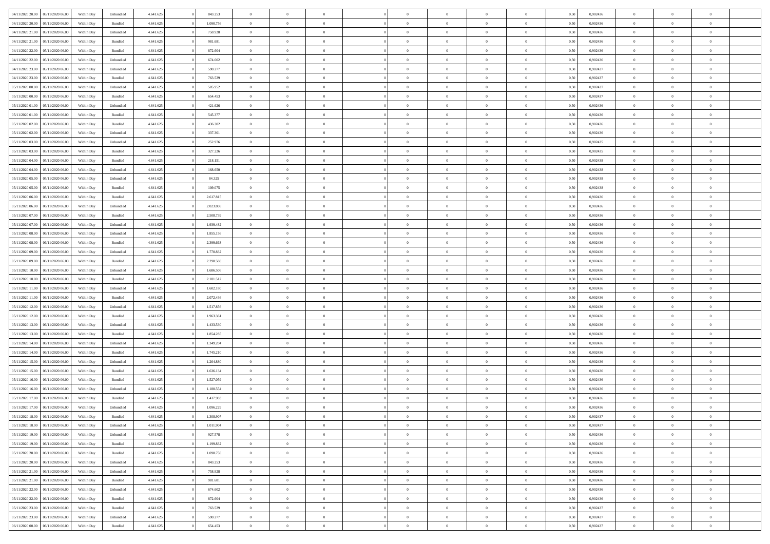| | | | | | | | | | | | | | | | | | | | | |
|---|---|---|---|---|---|---|---|---|---|---|---|---|---|---|---|---|---|---|---|---|
| 04/11/2020 20.00 | 05/11/2020 06.00 | Within Day | Unbundled | 4.641.625 | 0 | 843.253 | 0 | 0 | 0 | | 0 | 0 | 0 | 0 | 0,50 | 0,902436 | 0 | 0 | 0 | |
| 04/11/2020 20.00 | 05/11/2020 06.00 | Within Day | Bundled | 4.641.625 | 0 | 1.090.756 | 0 | 0 | 0 | | 0 | 0 | 0 | 0 | 0,50 | 0,902436 | 0 | 0 | 0 | |
| 04/11/2020 21.00 | 05/11/2020 06.00 | Within Day | Unbundled | 4.641.625 | 0 | 758.928 | 0 | 0 | 0 | | 0 | 0 | 0 | 0 | 0,50 | 0,902436 | 0 | 0 | 0 | |
| 04/11/2020 21.00 | 05/11/2020 06.00 | Within Day | Bundled | 4.641.625 | 0 | 981.681 | 0 | 0 | 0 | | 0 | 0 | 0 | 0 | 0,50 | 0,902436 | 0 | 0 | 0 | |
| 04/11/2020 22.00 | 05/11/2020 06.00 | Within Day | Bundled | 4.641.625 | 0 | 872.604 | 0 | 0 | 0 | | 0 | 0 | 0 | 0 | 0,50 | 0,902436 | 0 | 0 | 0 | |
| 04/11/2020 22.00 | 05/11/2020 06.00 | Within Day | Unbundled | 4.641.625 | 0 | 674.602 | 0 | 0 | 0 | | 0 | 0 | 0 | 0 | 0,50 | 0,902436 | 0 | 0 | 0 | |
| 04/11/2020 23.00 | 05/11/2020 06.00 | Within Day | Unbundled | 4.641.625 | 0 | 590.277 | 0 | 0 | 0 | | 0 | 0 | 0 | 0 | 0,50 | 0,902437 | 0 | 0 | 0 | |
| 04/11/2020 23.00 | 05/11/2020 06.00 | Within Day | Bundled | 4.641.625 | 0 | 763.529 | 0 | 0 | 0 | | 0 | 0 | 0 | 0 | 0,50 | 0,902437 | 0 | 0 | 0 | |
| 05/11/2020 00.00 | 05/11/2020 06.00 | Within Day | Unbundled | 4.641.625 | 0 | 505.952 | 0 | 0 | 0 | | 0 | 0 | 0 | 0 | 0,50 | 0,902437 | 0 | 0 | 0 | |
| 05/11/2020 00.00 | 05/11/2020 06.00 | Within Day | Bundled | 4.641.625 | 0 | 654.453 | 0 | 0 | 0 | | 0 | 0 | 0 | 0 | 0,50 | 0,902437 | 0 | 0 | 0 | |
| 05/11/2020 01.00 | 05/11/2020 06.00 | Within Day | Unbundled | 4.641.625 | 0 | 421.626 | 0 | 0 | 0 | | 0 | 0 | 0 | 0 | 0,50 | 0,902436 | 0 | 0 | 0 | |
| 05/11/2020 01.00 | 05/11/2020 06.00 | Within Day | Bundled | 4.641.625 | 0 | 545.377 | 0 | 0 | 0 | | 0 | 0 | 0 | 0 | 0,50 | 0,902436 | 0 | 0 | 0 | |
| 05/11/2020 02.00 | 05/11/2020 06.00 | Within Day | Bundled | 4.641.625 | 0 | 436.302 | 0 | 0 | 0 | | 0 | 0 | 0 | 0 | 0,50 | 0,902436 | 0 | 0 | 0 | |
| 05/11/2020 02.00 | 05/11/2020 06.00 | Within Day | Unbundled | 4.641.625 | 0 | 337.301 | 0 | 0 | 0 | | 0 | 0 | 0 | 0 | 0,50 | 0,902436 | 0 | 0 | 0 | |
| 05/11/2020 03.00 | 05/11/2020 06.00 | Within Day | Unbundled | 4.641.625 | 0 | 252.976 | 0 | 0 | 0 | | 0 | 0 | 0 | 0 | 0,50 | 0,902435 | 0 | 0 | 0 | |
| 05/11/2020 03.00 | 05/11/2020 06.00 | Within Day | Bundled | 4.641.625 | 0 | 327.226 | 0 | 0 | 0 | | 0 | 0 | 0 | 0 | 0,50 | 0,902435 | 0 | 0 | 0 | |
| 05/11/2020 04.00 | 05/11/2020 06.00 | Within Day | Bundled | 4.641.625 | 0 | 218.151 | 0 | 0 | 0 | | 0 | 0 | 0 | 0 | 0,50 | 0,902438 | 0 | 0 | 0 | |
| 05/11/2020 04.00 | 05/11/2020 06.00 | Within Day | Unbundled | 4.641.625 | 0 | 168.650 | 0 | 0 | 0 | | 0 | 0 | 0 | 0 | 0,50 | 0,902438 | 0 | 0 | 0 | |
| 05/11/2020 05.00 | 05/11/2020 06.00 | Within Day | Unbundled | 4.641.625 | 0 | 84.325 | 0 | 0 | 0 | | 0 | 0 | 0 | 0 | 0,50 | 0,902438 | 0 | 0 | 0 | |
| 05/11/2020 05.00 | 05/11/2020 06.00 | Within Day | Bundled | 4.641.625 | 0 | 109.075 | 0 | 0 | 0 | | 0 | 0 | 0 | 0 | 0,50 | 0,902438 | 0 | 0 | 0 | |
| 05/11/2020 06.00 | 06/11/2020 06.00 | Within Day | Bundled | 4.641.625 | 0 | 2.617.815 | 0 | 0 | 0 | | 0 | 0 | 0 | 0 | 0,50 | 0,902436 | 0 | 0 | 0 | |
| 05/11/2020 06.00 | 06/11/2020 06.00 | Within Day | Unbundled | 4.641.625 | 0 | 2.023.808 | 0 | 0 | 0 | | 0 | 0 | 0 | 0 | 0,50 | 0,902436 | 0 | 0 | 0 | |
| 05/11/2020 07.00 | 06/11/2020 06.00 | Within Day | Bundled | 4.641.625 | 0 | 2.508.739 | 0 | 0 | 0 | | 0 | 0 | 0 | 0 | 0,50 | 0,902436 | 0 | 0 | 0 | |
| 05/11/2020 07.00 | 06/11/2020 06.00 | Within Day | Unbundled | 4.641.625 | 0 | 1.939.482 | 0 | 0 | 0 | | 0 | 0 | 0 | 0 | 0,50 | 0,902436 | 0 | 0 | 0 | |
| 05/11/2020 08.00 | 06/11/2020 06.00 | Within Day | Unbundled | 4.641.625 | 0 | 1.855.156 | 0 | 0 | 0 | | 0 | 0 | 0 | 0 | 0,50 | 0,902436 | 0 | 0 | 0 | |
| 05/11/2020 08.00 | 06/11/2020 06.00 | Within Day | Bundled | 4.641.625 | 0 | 2.399.663 | 0 | 0 | 0 | | 0 | 0 | 0 | 0 | 0,50 | 0,902436 | 0 | 0 | 0 | |
| 05/11/2020 09.00 | 06/11/2020 06.00 | Within Day | Unbundled | 4.641.625 | 0 | 1.770.832 | 0 | 0 | 0 | | 0 | 0 | 0 | 0 | 0,50 | 0,902436 | 0 | 0 | 0 | |
| 05/11/2020 09.00 | 06/11/2020 06.00 | Within Day | Bundled | 4.641.625 | 0 | 2.290.588 | 0 | 0 | 0 | | 0 | 0 | 0 | 0 | 0,50 | 0,902436 | 0 | 0 | 0 | |
| 05/11/2020 10.00 | 06/11/2020 06.00 | Within Day | Unbundled | 4.641.625 | 0 | 1.686.506 | 0 | 0 | 0 | | 0 | 0 | 0 | 0 | 0,50 | 0,902436 | 0 | 0 | 0 | |
| 05/11/2020 10.00 | 06/11/2020 06.00 | Within Day | Bundled | 4.641.625 | 0 | 2.181.512 | 0 | 0 | 0 | | 0 | 0 | 0 | 0 | 0,50 | 0,902436 | 0 | 0 | 0 | |
| 05/11/2020 11.00 | 06/11/2020 06.00 | Within Day | Unbundled | 4.641.625 | 0 | 1.602.180 | 0 | 0 | 0 | | 0 | 0 | 0 | 0 | 0,50 | 0,902436 | 0 | 0 | 0 | |
| 05/11/2020 11.00 | 06/11/2020 06.00 | Within Day | Bundled | 4.641.625 | 0 | 2.072.436 | 0 | 0 | 0 | | 0 | 0 | 0 | 0 | 0,50 | 0,902436 | 0 | 0 | 0 | |
| 05/11/2020 12.00 | 06/11/2020 06.00 | Within Day | Unbundled | 4.641.625 | 0 | 1.517.856 | 0 | 0 | 0 | | 0 | 0 | 0 | 0 | 0,50 | 0,902436 | 0 | 0 | 0 | |
| 05/11/2020 12.00 | 06/11/2020 06.00 | Within Day | Bundled | 4.641.625 | 0 | 1.963.361 | 0 | 0 | 0 | | 0 | 0 | 0 | 0 | 0,50 | 0,902436 | 0 | 0 | 0 | |
| 05/11/2020 13.00 | 06/11/2020 06.00 | Within Day | Unbundled | 4.641.625 | 0 | 1.433.530 | 0 | 0 | 0 | | 0 | 0 | 0 | 0 | 0,50 | 0,902436 | 0 | 0 | 0 | |
| 05/11/2020 13.00 | 06/11/2020 06.00 | Within Day | Bundled | 4.641.625 | 0 | 1.854.285 | 0 | 0 | 0 | | 0 | 0 | 0 | 0 | 0,50 | 0,902436 | 0 | 0 | 0 | |
| 05/11/2020 14.00 | 06/11/2020 06.00 | Within Day | Unbundled | 4.641.625 | 0 | 1.349.204 | 0 | 0 | 0 | | 0 | 0 | 0 | 0 | 0,50 | 0,902436 | 0 | 0 | 0 | |
| 05/11/2020 14.00 | 06/11/2020 06.00 | Within Day | Bundled | 4.641.625 | 0 | 1.745.210 | 0 | 0 | 0 | | 0 | 0 | 0 | 0 | 0,50 | 0,902436 | 0 | 0 | 0 | |
| 05/11/2020 15.00 | 06/11/2020 06.00 | Within Day | Unbundled | 4.641.625 | 0 | 1.264.880 | 0 | 0 | 0 | | 0 | 0 | 0 | 0 | 0,50 | 0,902436 | 0 | 0 | 0 | |
| 05/11/2020 15.00 | 06/11/2020 06.00 | Within Day | Bundled | 4.641.625 | 0 | 1.636.134 | 0 | 0 | 0 | | 0 | 0 | 0 | 0 | 0,50 | 0,902436 | 0 | 0 | 0 | |
| 05/11/2020 16.00 | 06/11/2020 06.00 | Within Day | Bundled | 4.641.625 | 0 | 1.527.059 | 0 | 0 | 0 | | 0 | 0 | 0 | 0 | 0,50 | 0,902436 | 0 | 0 | 0 | |
| 05/11/2020 16.00 | 06/11/2020 06.00 | Within Day | Unbundled | 4.641.625 | 0 | 1.180.554 | 0 | 0 | 0 | | 0 | 0 | 0 | 0 | 0,50 | 0,902436 | 0 | 0 | 0 | |
| 05/11/2020 17.00 | 06/11/2020 06.00 | Within Day | Bundled | 4.641.625 | 0 | 1.417.983 | 0 | 0 | 0 | | 0 | 0 | 0 | 0 | 0,50 | 0,902436 | 0 | 0 | 0 | |
| 05/11/2020 17.00 | 06/11/2020 06.00 | Within Day | Unbundled | 4.641.625 | 0 | 1.096.229 | 0 | 0 | 0 | | 0 | 0 | 0 | 0 | 0,50 | 0,902436 | 0 | 0 | 0 | |
| 05/11/2020 18.00 | 06/11/2020 06.00 | Within Day | Bundled | 4.641.625 | 0 | 1.308.907 | 0 | 0 | 0 | | 0 | 0 | 0 | 0 | 0,50 | 0,902437 | 0 | 0 | 0 | |
| 05/11/2020 18.00 | 06/11/2020 06.00 | Within Day | Unbundled | 4.641.625 | 0 | 1.011.904 | 0 | 0 | 0 | | 0 | 0 | 0 | 0 | 0,50 | 0,902437 | 0 | 0 | 0 | |
| 05/11/2020 19.00 | 06/11/2020 06.00 | Within Day | Unbundled | 4.641.625 | 0 | 927.578 | 0 | 0 | 0 | | 0 | 0 | 0 | 0 | 0,50 | 0,902436 | 0 | 0 | 0 | |
| 05/11/2020 19.00 | 06/11/2020 06.00 | Within Day | Bundled | 4.641.625 | 0 | 1.199.832 | 0 | 0 | 0 | | 0 | 0 | 0 | 0 | 0,50 | 0,902436 | 0 | 0 | 0 | |
| 05/11/2020 20.00 | 06/11/2020 06.00 | Within Day | Bundled | 4.641.625 | 0 | 1.090.756 | 0 | 0 | 0 | | 0 | 0 | 0 | 0 | 0,50 | 0,902436 | 0 | 0 | 0 | |
| 05/11/2020 20.00 | 06/11/2020 06.00 | Within Day | Unbundled | 4.641.625 | 0 | 843.253 | 0 | 0 | 0 | | 0 | 0 | 0 | 0 | 0,50 | 0,902436 | 0 | 0 | 0 | |
| 05/11/2020 21.00 | 06/11/2020 06.00 | Within Day | Unbundled | 4.641.625 | 0 | 758.928 | 0 | 0 | 0 | | 0 | 0 | 0 | 0 | 0,50 | 0,902436 | 0 | 0 | 0 | |
| 05/11/2020 21.00 | 06/11/2020 06.00 | Within Day | Bundled | 4.641.625 | 0 | 981.681 | 0 | 0 | 0 | | 0 | 0 | 0 | 0 | 0,50 | 0,902436 | 0 | 0 | 0 | |
| 05/11/2020 22.00 | 06/11/2020 06.00 | Within Day | Unbundled | 4.641.625 | 0 | 674.602 | 0 | 0 | 0 | | 0 | 0 | 0 | 0 | 0,50 | 0,902436 | 0 | 0 | 0 | |
| 05/11/2020 22.00 | 06/11/2020 06.00 | Within Day | Bundled | 4.641.625 | 0 | 872.604 | 0 | 0 | 0 | | 0 | 0 | 0 | 0 | 0,50 | 0,902436 | 0 | 0 | 0 | |
| 05/11/2020 23.00 | 06/11/2020 06.00 | Within Day | Bundled | 4.641.625 | 0 | 763.529 | 0 | 0 | 0 | | 0 | 0 | 0 | 0 | 0,50 | 0,902437 | 0 | 0 | 0 | |
| 05/11/2020 23.00 | 06/11/2020 06.00 | Within Day | Unbundled | 4.641.625 | 0 | 590.277 | 0 | 0 | 0 | | 0 | 0 | 0 | 0 | 0,50 | 0,902437 | 0 | 0 | 0 | |
| 06/11/2020 00.00 | 06/11/2020 06.00 | Within Day | Bundled | 4.641.625 | 0 | 654.453 | 0 | 0 | 0 | | 0 | 0 | 0 | 0 | 0,50 | 0,902437 | 0 | 0 | 0 | |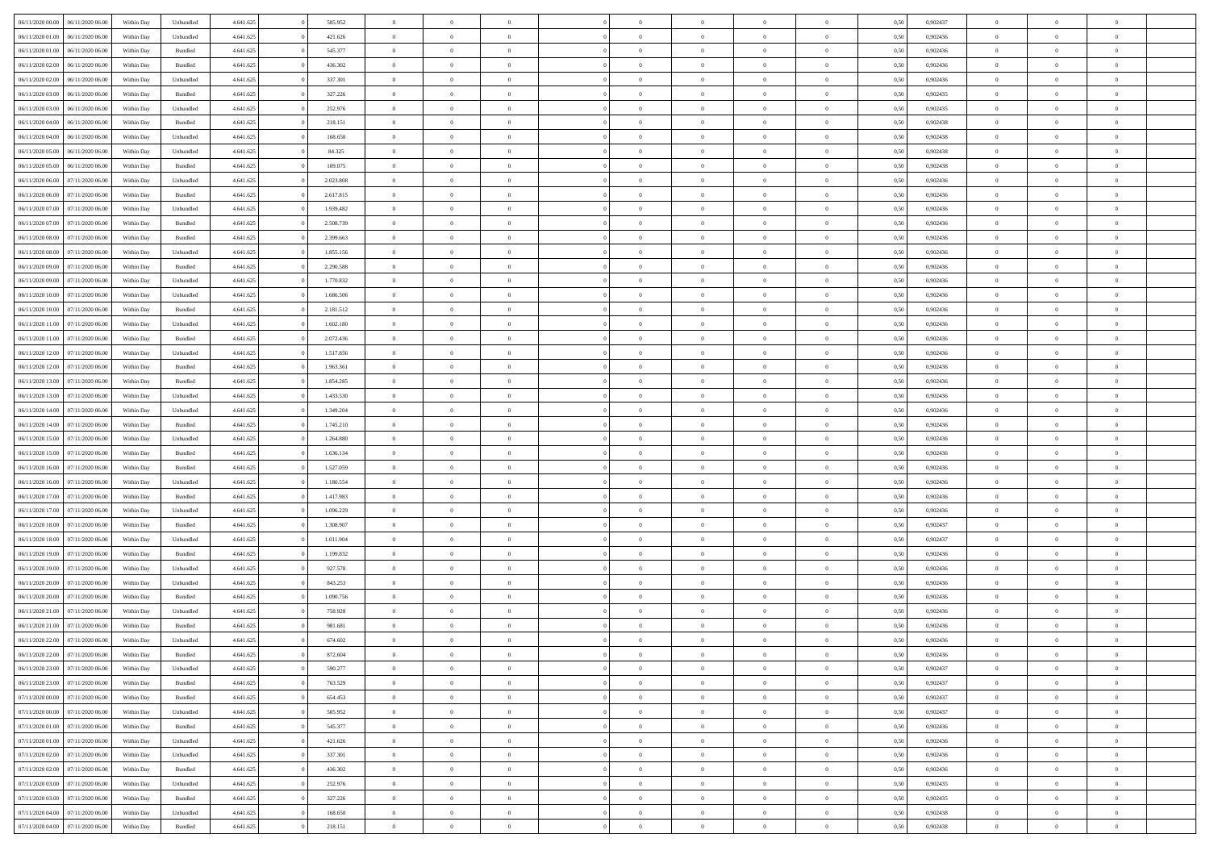| | | | | | | | | | | | | | | | | | | | | | |
|---|---|---|---|---|---|---|---|---|---|---|---|---|---|---|---|---|---|---|---|---|---|
| 06/11/2020 00.00 | 06/11/2020 06.00 | Within Day | Unbundled | 4.641.625 | 0 | 505.952 | 0 | 0 | 0 | | 0 | 0 | 0 | 0 | 0 | 0,50 | 0,902437 | 0 | 0 | 0 | |
| 06/11/2020 01.00 | 06/11/2020 06.00 | Within Day | Unbundled | 4.641.625 | 0 | 421.626 | 0 | 0 | 0 | | 0 | 0 | 0 | 0 | 0 | 0,50 | 0,902436 | 0 | 0 | 0 | |
| 06/11/2020 01.00 | 06/11/2020 06.00 | Within Day | Bundled | 4.641.625 | 0 | 545.377 | 0 | 0 | 0 | | 0 | 0 | 0 | 0 | 0 | 0,50 | 0,902436 | 0 | 0 | 0 | |
| 06/11/2020 02.00 | 06/11/2020 06.00 | Within Day | Bundled | 4.641.625 | 0 | 436.302 | 0 | 0 | 0 | | 0 | 0 | 0 | 0 | 0 | 0,50 | 0,902436 | 0 | 0 | 0 | |
| 06/11/2020 02.00 | 06/11/2020 06.00 | Within Day | Unbundled | 4.641.625 | 0 | 337.301 | 0 | 0 | 0 | | 0 | 0 | 0 | 0 | 0 | 0,50 | 0,902436 | 0 | 0 | 0 | |
| 06/11/2020 03.00 | 06/11/2020 06.00 | Within Day | Bundled | 4.641.625 | 0 | 327.226 | 0 | 0 | 0 | | 0 | 0 | 0 | 0 | 0 | 0,50 | 0,902435 | 0 | 0 | 0 | |
| 06/11/2020 03.00 | 06/11/2020 06.00 | Within Day | Unbundled | 4.641.625 | 0 | 252.976 | 0 | 0 | 0 | | 0 | 0 | 0 | 0 | 0 | 0,50 | 0,902435 | 0 | 0 | 0 | |
| 06/11/2020 04.00 | 06/11/2020 06.00 | Within Day | Bundled | 4.641.625 | 0 | 218.151 | 0 | 0 | 0 | | 0 | 0 | 0 | 0 | 0 | 0,50 | 0,902438 | 0 | 0 | 0 | |
| 06/11/2020 04.00 | 06/11/2020 06.00 | Within Day | Unbundled | 4.641.625 | 0 | 168.650 | 0 | 0 | 0 | | 0 | 0 | 0 | 0 | 0 | 0,50 | 0,902438 | 0 | 0 | 0 | |
| 06/11/2020 05.00 | 06/11/2020 06.00 | Within Day | Unbundled | 4.641.625 | 0 | 84.325 | 0 | 0 | 0 | | 0 | 0 | 0 | 0 | 0 | 0,50 | 0,902438 | 0 | 0 | 0 | |
| 06/11/2020 05.00 | 06/11/2020 06.00 | Within Day | Bundled | 4.641.625 | 0 | 109.075 | 0 | 0 | 0 | | 0 | 0 | 0 | 0 | 0 | 0,50 | 0,902438 | 0 | 0 | 0 | |
| 06/11/2020 06.00 | 07/11/2020 06.00 | Within Day | Unbundled | 4.641.625 | 0 | 2.023.808 | 0 | 0 | 0 | | 0 | 0 | 0 | 0 | 0 | 0,50 | 0,902436 | 0 | 0 | 0 | |
| 06/11/2020 06.00 | 07/11/2020 06.00 | Within Day | Bundled | 4.641.625 | 0 | 2.617.815 | 0 | 0 | 0 | | 0 | 0 | 0 | 0 | 0 | 0,50 | 0,902436 | 0 | 0 | 0 | |
| 06/11/2020 07.00 | 07/11/2020 06.00 | Within Day | Unbundled | 4.641.625 | 0 | 1.939.482 | 0 | 0 | 0 | | 0 | 0 | 0 | 0 | 0 | 0,50 | 0,902436 | 0 | 0 | 0 | |
| 06/11/2020 07.00 | 07/11/2020 06.00 | Within Day | Bundled | 4.641.625 | 0 | 2.508.739 | 0 | 0 | 0 | | 0 | 0 | 0 | 0 | 0 | 0,50 | 0,902436 | 0 | 0 | 0 | |
| 06/11/2020 08.00 | 07/11/2020 06.00 | Within Day | Bundled | 4.641.625 | 0 | 2.399.663 | 0 | 0 | 0 | | 0 | 0 | 0 | 0 | 0 | 0,50 | 0,902436 | 0 | 0 | 0 | |
| 06/11/2020 08.00 | 07/11/2020 06.00 | Within Day | Unbundled | 4.641.625 | 0 | 1.855.156 | 0 | 0 | 0 | | 0 | 0 | 0 | 0 | 0 | 0,50 | 0,902436 | 0 | 0 | 0 | |
| 06/11/2020 09.00 | 07/11/2020 06.00 | Within Day | Bundled | 4.641.625 | 0 | 2.290.588 | 0 | 0 | 0 | | 0 | 0 | 0 | 0 | 0 | 0,50 | 0,902436 | 0 | 0 | 0 | |
| 06/11/2020 09.00 | 07/11/2020 06.00 | Within Day | Unbundled | 4.641.625 | 0 | 1.770.832 | 0 | 0 | 0 | | 0 | 0 | 0 | 0 | 0 | 0,50 | 0,902436 | 0 | 0 | 0 | |
| 06/11/2020 10.00 | 07/11/2020 06.00 | Within Day | Unbundled | 4.641.625 | 0 | 1.686.506 | 0 | 0 | 0 | | 0 | 0 | 0 | 0 | 0 | 0,50 | 0,902436 | 0 | 0 | 0 | |
| 06/11/2020 10.00 | 07/11/2020 06.00 | Within Day | Bundled | 4.641.625 | 0 | 2.181.512 | 0 | 0 | 0 | | 0 | 0 | 0 | 0 | 0 | 0,50 | 0,902436 | 0 | 0 | 0 | |
| 06/11/2020 11.00 | 07/11/2020 06.00 | Within Day | Unbundled | 4.641.625 | 0 | 1.602.180 | 0 | 0 | 0 | | 0 | 0 | 0 | 0 | 0 | 0,50 | 0,902436 | 0 | 0 | 0 | |
| 06/11/2020 11.00 | 07/11/2020 06.00 | Within Day | Bundled | 4.641.625 | 0 | 2.072.436 | 0 | 0 | 0 | | 0 | 0 | 0 | 0 | 0 | 0,50 | 0,902436 | 0 | 0 | 0 | |
| 06/11/2020 12.00 | 07/11/2020 06.00 | Within Day | Unbundled | 4.641.625 | 0 | 1.517.856 | 0 | 0 | 0 | | 0 | 0 | 0 | 0 | 0 | 0,50 | 0,902436 | 0 | 0 | 0 | |
| 06/11/2020 12.00 | 07/11/2020 06.00 | Within Day | Bundled | 4.641.625 | 0 | 1.963.361 | 0 | 0 | 0 | | 0 | 0 | 0 | 0 | 0 | 0,50 | 0,902436 | 0 | 0 | 0 | |
| 06/11/2020 13.00 | 07/11/2020 06.00 | Within Day | Bundled | 4.641.625 | 0 | 1.854.285 | 0 | 0 | 0 | | 0 | 0 | 0 | 0 | 0 | 0,50 | 0,902436 | 0 | 0 | 0 | |
| 06/11/2020 13.00 | 07/11/2020 06.00 | Within Day | Unbundled | 4.641.625 | 0 | 1.433.530 | 0 | 0 | 0 | | 0 | 0 | 0 | 0 | 0 | 0,50 | 0,902436 | 0 | 0 | 0 | |
| 06/11/2020 14.00 | 07/11/2020 06.00 | Within Day | Unbundled | 4.641.625 | 0 | 1.349.204 | 0 | 0 | 0 | | 0 | 0 | 0 | 0 | 0 | 0,50 | 0,902436 | 0 | 0 | 0 | |
| 06/11/2020 14.00 | 07/11/2020 06.00 | Within Day | Bundled | 4.641.625 | 0 | 1.745.210 | 0 | 0 | 0 | | 0 | 0 | 0 | 0 | 0 | 0,50 | 0,902436 | 0 | 0 | 0 | |
| 06/11/2020 15.00 | 07/11/2020 06.00 | Within Day | Unbundled | 4.641.625 | 0 | 1.264.880 | 0 | 0 | 0 | | 0 | 0 | 0 | 0 | 0 | 0,50 | 0,902436 | 0 | 0 | 0 | |
| 06/11/2020 15.00 | 07/11/2020 06.00 | Within Day | Bundled | 4.641.625 | 0 | 1.636.134 | 0 | 0 | 0 | | 0 | 0 | 0 | 0 | 0 | 0,50 | 0,902436 | 0 | 0 | 0 | |
| 06/11/2020 16.00 | 07/11/2020 06.00 | Within Day | Bundled | 4.641.625 | 0 | 1.527.059 | 0 | 0 | 0 | | 0 | 0 | 0 | 0 | 0 | 0,50 | 0,902436 | 0 | 0 | 0 | |
| 06/11/2020 16.00 | 07/11/2020 06.00 | Within Day | Unbundled | 4.641.625 | 0 | 1.180.554 | 0 | 0 | 0 | | 0 | 0 | 0 | 0 | 0 | 0,50 | 0,902436 | 0 | 0 | 0 | |
| 06/11/2020 17.00 | 07/11/2020 06.00 | Within Day | Bundled | 4.641.625 | 0 | 1.417.983 | 0 | 0 | 0 | | 0 | 0 | 0 | 0 | 0 | 0,50 | 0,902436 | 0 | 0 | 0 | |
| 06/11/2020 17.00 | 07/11/2020 06.00 | Within Day | Unbundled | 4.641.625 | 0 | 1.096.229 | 0 | 0 | 0 | | 0 | 0 | 0 | 0 | 0 | 0,50 | 0,902436 | 0 | 0 | 0 | |
| 06/11/2020 18.00 | 07/11/2020 06.00 | Within Day | Bundled | 4.641.625 | 0 | 1.308.907 | 0 | 0 | 0 | | 0 | 0 | 0 | 0 | 0 | 0,50 | 0,902437 | 0 | 0 | 0 | |
| 06/11/2020 18.00 | 07/11/2020 06.00 | Within Day | Unbundled | 4.641.625 | 0 | 1.011.904 | 0 | 0 | 0 | | 0 | 0 | 0 | 0 | 0 | 0,50 | 0,902437 | 0 | 0 | 0 | |
| 06/11/2020 19.00 | 07/11/2020 06.00 | Within Day | Bundled | 4.641.625 | 0 | 1.199.832 | 0 | 0 | 0 | | 0 | 0 | 0 | 0 | 0 | 0,50 | 0,902436 | 0 | 0 | 0 | |
| 06/11/2020 19.00 | 07/11/2020 06.00 | Within Day | Unbundled | 4.641.625 | 0 | 927.578 | 0 | 0 | 0 | | 0 | 0 | 0 | 0 | 0 | 0,50 | 0,902436 | 0 | 0 | 0 | |
| 06/11/2020 20.00 | 07/11/2020 06.00 | Within Day | Unbundled | 4.641.625 | 0 | 843.253 | 0 | 0 | 0 | | 0 | 0 | 0 | 0 | 0 | 0,50 | 0,902436 | 0 | 0 | 0 | |
| 06/11/2020 20.00 | 07/11/2020 06.00 | Within Day | Bundled | 4.641.625 | 0 | 1.090.756 | 0 | 0 | 0 | | 0 | 0 | 0 | 0 | 0 | 0,50 | 0,902436 | 0 | 0 | 0 | |
| 06/11/2020 21.00 | 07/11/2020 06.00 | Within Day | Unbundled | 4.641.625 | 0 | 758.928 | 0 | 0 | 0 | | 0 | 0 | 0 | 0 | 0 | 0,50 | 0,902436 | 0 | 0 | 0 | |
| 06/11/2020 21.00 | 07/11/2020 06.00 | Within Day | Bundled | 4.641.625 | 0 | 981.681 | 0 | 0 | 0 | | 0 | 0 | 0 | 0 | 0 | 0,50 | 0,902436 | 0 | 0 | 0 | |
| 06/11/2020 22.00 | 07/11/2020 06.00 | Within Day | Unbundled | 4.641.625 | 0 | 674.602 | 0 | 0 | 0 | | 0 | 0 | 0 | 0 | 0 | 0,50 | 0,902436 | 0 | 0 | 0 | |
| 06/11/2020 22.00 | 07/11/2020 06.00 | Within Day | Bundled | 4.641.625 | 0 | 872.604 | 0 | 0 | 0 | | 0 | 0 | 0 | 0 | 0 | 0,50 | 0,902436 | 0 | 0 | 0 | |
| 06/11/2020 23.00 | 07/11/2020 06.00 | Within Day | Unbundled | 4.641.625 | 0 | 590.277 | 0 | 0 | 0 | | 0 | 0 | 0 | 0 | 0 | 0,50 | 0,902437 | 0 | 0 | 0 | |
| 06/11/2020 23.00 | 07/11/2020 06.00 | Within Day | Bundled | 4.641.625 | 0 | 763.529 | 0 | 0 | 0 | | 0 | 0 | 0 | 0 | 0 | 0,50 | 0,902437 | 0 | 0 | 0 | |
| 07/11/2020 00.00 | 07/11/2020 06.00 | Within Day | Bundled | 4.641.625 | 0 | 654.453 | 0 | 0 | 0 | | 0 | 0 | 0 | 0 | 0 | 0,50 | 0,902437 | 0 | 0 | 0 | |
| 07/11/2020 00.00 | 07/11/2020 06.00 | Within Day | Unbundled | 4.641.625 | 0 | 505.952 | 0 | 0 | 0 | | 0 | 0 | 0 | 0 | 0 | 0,50 | 0,902437 | 0 | 0 | 0 | |
| 07/11/2020 01.00 | 07/11/2020 06.00 | Within Day | Bundled | 4.641.625 | 0 | 545.377 | 0 | 0 | 0 | | 0 | 0 | 0 | 0 | 0 | 0,50 | 0,902436 | 0 | 0 | 0 | |
| 07/11/2020 01.00 | 07/11/2020 06.00 | Within Day | Unbundled | 4.641.625 | 0 | 421.626 | 0 | 0 | 0 | | 0 | 0 | 0 | 0 | 0 | 0,50 | 0,902436 | 0 | 0 | 0 | |
| 07/11/2020 02.00 | 07/11/2020 06.00 | Within Day | Unbundled | 4.641.625 | 0 | 337.301 | 0 | 0 | 0 | | 0 | 0 | 0 | 0 | 0 | 0,50 | 0,902436 | 0 | 0 | 0 | |
| 07/11/2020 02.00 | 07/11/2020 06.00 | Within Day | Bundled | 4.641.625 | 0 | 436.302 | 0 | 0 | 0 | | 0 | 0 | 0 | 0 | 0 | 0,50 | 0,902436 | 0 | 0 | 0 | |
| 07/11/2020 03.00 | 07/11/2020 06.00 | Within Day | Unbundled | 4.641.625 | 0 | 252.976 | 0 | 0 | 0 | | 0 | 0 | 0 | 0 | 0 | 0,50 | 0,902435 | 0 | 0 | 0 | |
| 07/11/2020 03.00 | 07/11/2020 06.00 | Within Day | Bundled | 4.641.625 | 0 | 327.226 | 0 | 0 | 0 | | 0 | 0 | 0 | 0 | 0 | 0,50 | 0,902435 | 0 | 0 | 0 | |
| 07/11/2020 04.00 | 07/11/2020 06.00 | Within Day | Unbundled | 4.641.625 | 0 | 168.650 | 0 | 0 | 0 | | 0 | 0 | 0 | 0 | 0 | 0,50 | 0,902438 | 0 | 0 | 0 | |
| 07/11/2020 04.00 | 07/11/2020 06.00 | Within Day | Bundled | 4.641.625 | 0 | 218.151 | 0 | 0 | 0 | | 0 | 0 | 0 | 0 | 0 | 0,50 | 0,902438 | 0 | 0 | 0 | |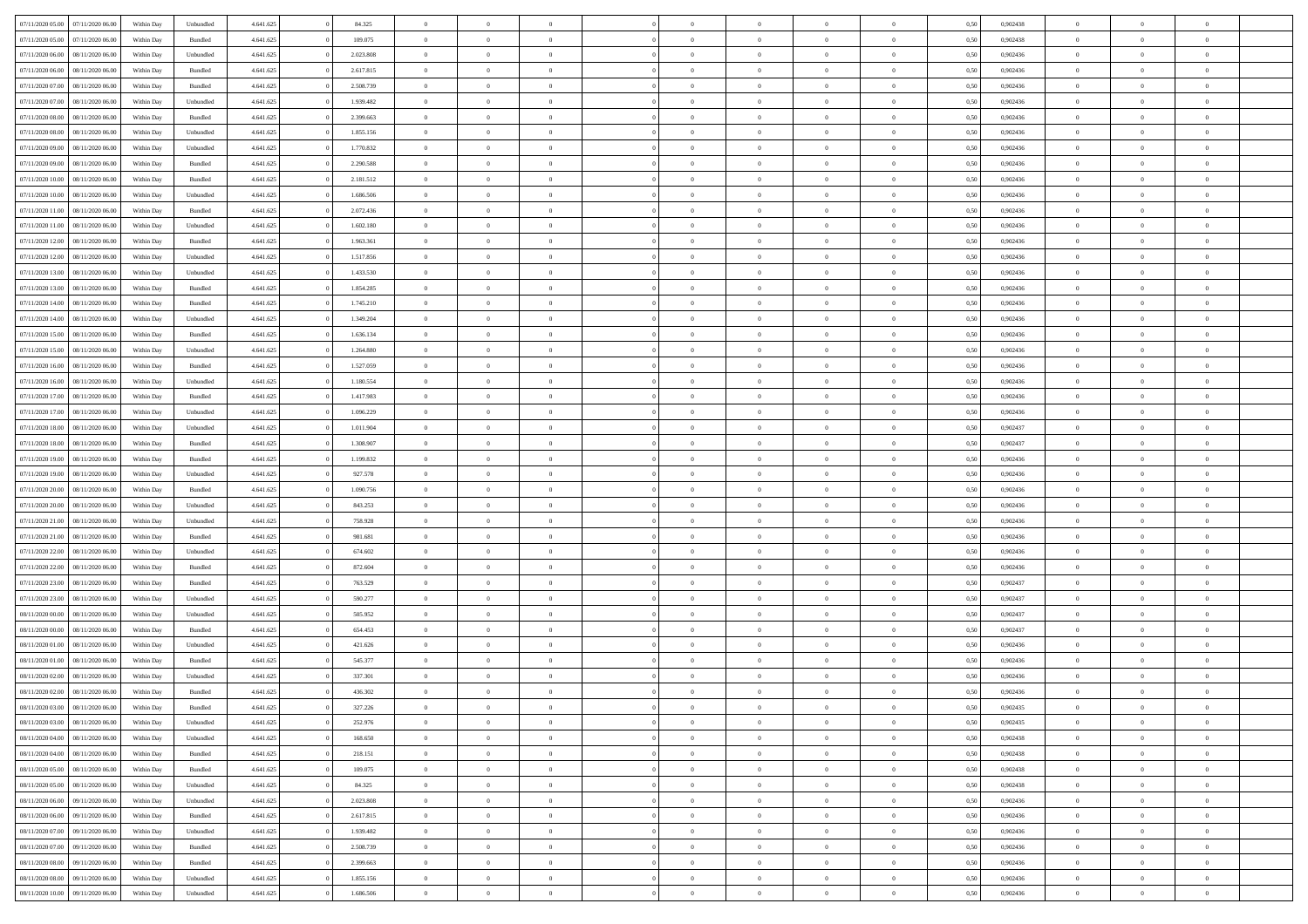| | | | | | | | | | | | | | | | | | | | | | |
|---|---|---|---|---|---|---|---|---|---|---|---|---|---|---|---|---|---|---|---|---|---|
| 07/11/2020 05.00 | 07/11/2020 06.00 | Within Day | Unbundled | 4.641.625 | 0 | 84.325 | 0 | 0 | 0 | | 0 | 0 | 0 | 0 | 0 | 0,50 | 0,902438 | 0 | 0 | 0 | |
| 07/11/2020 05.00 | 07/11/2020 06.00 | Within Day | Bundled | 4.641.625 | 0 | 109.075 | 0 | 0 | 0 | | 0 | 0 | 0 | 0 | 0 | 0,50 | 0,902438 | 0 | 0 | 0 | |
| 07/11/2020 06.00 | 08/11/2020 06.00 | Within Day | Unbundled | 4.641.625 | 0 | 2.023.808 | 0 | 0 | 0 | | 0 | 0 | 0 | 0 | 0 | 0,50 | 0,902436 | 0 | 0 | 0 | |
| 07/11/2020 06.00 | 08/11/2020 06.00 | Within Day | Bundled | 4.641.625 | 0 | 2.617.815 | 0 | 0 | 0 | | 0 | 0 | 0 | 0 | 0 | 0,50 | 0,902436 | 0 | 0 | 0 | |
| 07/11/2020 07.00 | 08/11/2020 06.00 | Within Day | Bundled | 4.641.625 | 0 | 2.508.739 | 0 | 0 | 0 | | 0 | 0 | 0 | 0 | 0 | 0,50 | 0,902436 | 0 | 0 | 0 | |
| 07/11/2020 07.00 | 08/11/2020 06.00 | Within Day | Unbundled | 4.641.625 | 0 | 1.939.482 | 0 | 0 | 0 | | 0 | 0 | 0 | 0 | 0 | 0,50 | 0,902436 | 0 | 0 | 0 | |
| 07/11/2020 08.00 | 08/11/2020 06.00 | Within Day | Bundled | 4.641.625 | 0 | 2.399.663 | 0 | 0 | 0 | | 0 | 0 | 0 | 0 | 0 | 0,50 | 0,902436 | 0 | 0 | 0 | |
| 07/11/2020 08.00 | 08/11/2020 06.00 | Within Day | Unbundled | 4.641.625 | 0 | 1.855.156 | 0 | 0 | 0 | | 0 | 0 | 0 | 0 | 0 | 0,50 | 0,902436 | 0 | 0 | 0 | |
| 07/11/2020 09.00 | 08/11/2020 06.00 | Within Day | Unbundled | 4.641.625 | 0 | 1.770.832 | 0 | 0 | 0 | | 0 | 0 | 0 | 0 | 0 | 0,50 | 0,902436 | 0 | 0 | 0 | |
| 07/11/2020 09.00 | 08/11/2020 06.00 | Within Day | Bundled | 4.641.625 | 0 | 2.290.588 | 0 | 0 | 0 | | 0 | 0 | 0 | 0 | 0 | 0,50 | 0,902436 | 0 | 0 | 0 | |
| 07/11/2020 10.00 | 08/11/2020 06.00 | Within Day | Bundled | 4.641.625 | 0 | 2.181.512 | 0 | 0 | 0 | | 0 | 0 | 0 | 0 | 0 | 0,50 | 0,902436 | 0 | 0 | 0 | |
| 07/11/2020 10.00 | 08/11/2020 06.00 | Within Day | Unbundled | 4.641.625 | 0 | 1.686.506 | 0 | 0 | 0 | | 0 | 0 | 0 | 0 | 0 | 0,50 | 0,902436 | 0 | 0 | 0 | |
| 07/11/2020 11.00 | 08/11/2020 06.00 | Within Day | Bundled | 4.641.625 | 0 | 2.072.436 | 0 | 0 | 0 | | 0 | 0 | 0 | 0 | 0 | 0,50 | 0,902436 | 0 | 0 | 0 | |
| 07/11/2020 11.00 | 08/11/2020 06.00 | Within Day | Unbundled | 4.641.625 | 0 | 1.602.180 | 0 | 0 | 0 | | 0 | 0 | 0 | 0 | 0 | 0,50 | 0,902436 | 0 | 0 | 0 | |
| 07/11/2020 12.00 | 08/11/2020 06.00 | Within Day | Bundled | 4.641.625 | 0 | 1.963.361 | 0 | 0 | 0 | | 0 | 0 | 0 | 0 | 0 | 0,50 | 0,902436 | 0 | 0 | 0 | |
| 07/11/2020 12.00 | 08/11/2020 06.00 | Within Day | Unbundled | 4.641.625 | 0 | 1.517.856 | 0 | 0 | 0 | | 0 | 0 | 0 | 0 | 0 | 0,50 | 0,902436 | 0 | 0 | 0 | |
| 07/11/2020 13.00 | 08/11/2020 06.00 | Within Day | Unbundled | 4.641.625 | 0 | 1.433.530 | 0 | 0 | 0 | | 0 | 0 | 0 | 0 | 0 | 0,50 | 0,902436 | 0 | 0 | 0 | |
| 07/11/2020 13.00 | 08/11/2020 06.00 | Within Day | Bundled | 4.641.625 | 0 | 1.854.285 | 0 | 0 | 0 | | 0 | 0 | 0 | 0 | 0 | 0,50 | 0,902436 | 0 | 0 | 0 | |
| 07/11/2020 14.00 | 08/11/2020 06.00 | Within Day | Bundled | 4.641.625 | 0 | 1.745.210 | 0 | 0 | 0 | | 0 | 0 | 0 | 0 | 0 | 0,50 | 0,902436 | 0 | 0 | 0 | |
| 07/11/2020 14.00 | 08/11/2020 06.00 | Within Day | Unbundled | 4.641.625 | 0 | 1.349.204 | 0 | 0 | 0 | | 0 | 0 | 0 | 0 | 0 | 0,50 | 0,902436 | 0 | 0 | 0 | |
| 07/11/2020 15.00 | 08/11/2020 06.00 | Within Day | Bundled | 4.641.625 | 0 | 1.636.134 | 0 | 0 | 0 | | 0 | 0 | 0 | 0 | 0 | 0,50 | 0,902436 | 0 | 0 | 0 | |
| 07/11/2020 15.00 | 08/11/2020 06.00 | Within Day | Unbundled | 4.641.625 | 0 | 1.264.880 | 0 | 0 | 0 | | 0 | 0 | 0 | 0 | 0 | 0,50 | 0,902436 | 0 | 0 | 0 | |
| 07/11/2020 16.00 | 08/11/2020 06.00 | Within Day | Bundled | 4.641.625 | 0 | 1.527.059 | 0 | 0 | 0 | | 0 | 0 | 0 | 0 | 0 | 0,50 | 0,902436 | 0 | 0 | 0 | |
| 07/11/2020 16.00 | 08/11/2020 06.00 | Within Day | Unbundled | 4.641.625 | 0 | 1.180.554 | 0 | 0 | 0 | | 0 | 0 | 0 | 0 | 0 | 0,50 | 0,902436 | 0 | 0 | 0 | |
| 07/11/2020 17.00 | 08/11/2020 06.00 | Within Day | Bundled | 4.641.625 | 0 | 1.417.983 | 0 | 0 | 0 | | 0 | 0 | 0 | 0 | 0 | 0,50 | 0,902436 | 0 | 0 | 0 | |
| 07/11/2020 17.00 | 08/11/2020 06.00 | Within Day | Unbundled | 4.641.625 | 0 | 1.096.229 | 0 | 0 | 0 | | 0 | 0 | 0 | 0 | 0 | 0,50 | 0,902436 | 0 | 0 | 0 | |
| 07/11/2020 18.00 | 08/11/2020 06.00 | Within Day | Unbundled | 4.641.625 | 0 | 1.011.904 | 0 | 0 | 0 | | 0 | 0 | 0 | 0 | 0 | 0,50 | 0,902437 | 0 | 0 | 0 | |
| 07/11/2020 18.00 | 08/11/2020 06.00 | Within Day | Bundled | 4.641.625 | 0 | 1.308.907 | 0 | 0 | 0 | | 0 | 0 | 0 | 0 | 0 | 0,50 | 0,902437 | 0 | 0 | 0 | |
| 07/11/2020 19.00 | 08/11/2020 06.00 | Within Day | Bundled | 4.641.625 | 0 | 1.199.832 | 0 | 0 | 0 | | 0 | 0 | 0 | 0 | 0 | 0,50 | 0,902436 | 0 | 0 | 0 | |
| 07/11/2020 19.00 | 08/11/2020 06.00 | Within Day | Unbundled | 4.641.625 | 0 | 927.578 | 0 | 0 | 0 | | 0 | 0 | 0 | 0 | 0 | 0,50 | 0,902436 | 0 | 0 | 0 | |
| 07/11/2020 20.00 | 08/11/2020 06.00 | Within Day | Bundled | 4.641.625 | 0 | 1.090.756 | 0 | 0 | 0 | | 0 | 0 | 0 | 0 | 0 | 0,50 | 0,902436 | 0 | 0 | 0 | |
| 07/11/2020 20.00 | 08/11/2020 06.00 | Within Day | Unbundled | 4.641.625 | 0 | 843.253 | 0 | 0 | 0 | | 0 | 0 | 0 | 0 | 0 | 0,50 | 0,902436 | 0 | 0 | 0 | |
| 07/11/2020 21.00 | 08/11/2020 06.00 | Within Day | Unbundled | 4.641.625 | 0 | 758.928 | 0 | 0 | 0 | | 0 | 0 | 0 | 0 | 0 | 0,50 | 0,902436 | 0 | 0 | 0 | |
| 07/11/2020 21.00 | 08/11/2020 06.00 | Within Day | Bundled | 4.641.625 | 0 | 981.681 | 0 | 0 | 0 | | 0 | 0 | 0 | 0 | 0 | 0,50 | 0,902436 | 0 | 0 | 0 | |
| 07/11/2020 22.00 | 08/11/2020 06.00 | Within Day | Unbundled | 4.641.625 | 0 | 674.602 | 0 | 0 | 0 | | 0 | 0 | 0 | 0 | 0 | 0,50 | 0,902436 | 0 | 0 | 0 | |
| 07/11/2020 22.00 | 08/11/2020 06.00 | Within Day | Bundled | 4.641.625 | 0 | 872.604 | 0 | 0 | 0 | | 0 | 0 | 0 | 0 | 0 | 0,50 | 0,902436 | 0 | 0 | 0 | |
| 07/11/2020 23.00 | 08/11/2020 06.00 | Within Day | Bundled | 4.641.625 | 0 | 763.529 | 0 | 0 | 0 | | 0 | 0 | 0 | 0 | 0 | 0,50 | 0,902437 | 0 | 0 | 0 | |
| 07/11/2020 23.00 | 08/11/2020 06.00 | Within Day | Unbundled | 4.641.625 | 0 | 590.277 | 0 | 0 | 0 | | 0 | 0 | 0 | 0 | 0 | 0,50 | 0,902437 | 0 | 0 | 0 | |
| 08/11/2020 00.00 | 08/11/2020 06.00 | Within Day | Unbundled | 4.641.625 | 0 | 505.952 | 0 | 0 | 0 | | 0 | 0 | 0 | 0 | 0 | 0,50 | 0,902437 | 0 | 0 | 0 | |
| 08/11/2020 00.00 | 08/11/2020 06.00 | Within Day | Bundled | 4.641.625 | 0 | 654.453 | 0 | 0 | 0 | | 0 | 0 | 0 | 0 | 0 | 0,50 | 0,902437 | 0 | 0 | 0 | |
| 08/11/2020 01.00 | 08/11/2020 06.00 | Within Day | Unbundled | 4.641.625 | 0 | 421.626 | 0 | 0 | 0 | | 0 | 0 | 0 | 0 | 0 | 0,50 | 0,902436 | 0 | 0 | 0 | |
| 08/11/2020 01.00 | 08/11/2020 06.00 | Within Day | Bundled | 4.641.625 | 0 | 545.377 | 0 | 0 | 0 | | 0 | 0 | 0 | 0 | 0 | 0,50 | 0,902436 | 0 | 0 | 0 | |
| 08/11/2020 02.00 | 08/11/2020 06.00 | Within Day | Unbundled | 4.641.625 | 0 | 337.301 | 0 | 0 | 0 | | 0 | 0 | 0 | 0 | 0 | 0,50 | 0,902436 | 0 | 0 | 0 | |
| 08/11/2020 02.00 | 08/11/2020 06.00 | Within Day | Bundled | 4.641.625 | 0 | 436.302 | 0 | 0 | 0 | | 0 | 0 | 0 | 0 | 0 | 0,50 | 0,902436 | 0 | 0 | 0 | |
| 08/11/2020 03.00 | 08/11/2020 06.00 | Within Day | Bundled | 4.641.625 | 0 | 327.226 | 0 | 0 | 0 | | 0 | 0 | 0 | 0 | 0 | 0,50 | 0,902435 | 0 | 0 | 0 | |
| 08/11/2020 03.00 | 08/11/2020 06.00 | Within Day | Unbundled | 4.641.625 | 0 | 252.976 | 0 | 0 | 0 | | 0 | 0 | 0 | 0 | 0 | 0,50 | 0,902435 | 0 | 0 | 0 | |
| 08/11/2020 04.00 | 08/11/2020 06.00 | Within Day | Unbundled | 4.641.625 | 0 | 168.650 | 0 | 0 | 0 | | 0 | 0 | 0 | 0 | 0 | 0,50 | 0,902438 | 0 | 0 | 0 | |
| 08/11/2020 04.00 | 08/11/2020 06.00 | Within Day | Bundled | 4.641.625 | 0 | 218.151 | 0 | 0 | 0 | | 0 | 0 | 0 | 0 | 0 | 0,50 | 0,902438 | 0 | 0 | 0 | |
| 08/11/2020 05.00 | 08/11/2020 06.00 | Within Day | Bundled | 4.641.625 | 0 | 109.075 | 0 | 0 | 0 | | 0 | 0 | 0 | 0 | 0 | 0,50 | 0,902438 | 0 | 0 | 0 | |
| 08/11/2020 05.00 | 08/11/2020 06.00 | Within Day | Unbundled | 4.641.625 | 0 | 84.325 | 0 | 0 | 0 | | 0 | 0 | 0 | 0 | 0 | 0,50 | 0,902438 | 0 | 0 | 0 | |
| 08/11/2020 06.00 | 09/11/2020 06.00 | Within Day | Unbundled | 4.641.625 | 0 | 2.023.808 | 0 | 0 | 0 | | 0 | 0 | 0 | 0 | 0 | 0,50 | 0,902436 | 0 | 0 | 0 | |
| 08/11/2020 06.00 | 09/11/2020 06.00 | Within Day | Bundled | 4.641.625 | 0 | 2.617.815 | 0 | 0 | 0 | | 0 | 0 | 0 | 0 | 0 | 0,50 | 0,902436 | 0 | 0 | 0 | |
| 08/11/2020 07.00 | 09/11/2020 06.00 | Within Day | Unbundled | 4.641.625 | 0 | 1.939.482 | 0 | 0 | 0 | | 0 | 0 | 0 | 0 | 0 | 0,50 | 0,902436 | 0 | 0 | 0 | |
| 08/11/2020 07.00 | 09/11/2020 06.00 | Within Day | Bundled | 4.641.625 | 0 | 2.508.739 | 0 | 0 | 0 | | 0 | 0 | 0 | 0 | 0 | 0,50 | 0,902436 | 0 | 0 | 0 | |
| 08/11/2020 08.00 | 09/11/2020 06.00 | Within Day | Bundled | 4.641.625 | 0 | 2.399.663 | 0 | 0 | 0 | | 0 | 0 | 0 | 0 | 0 | 0,50 | 0,902436 | 0 | 0 | 0 | |
| 08/11/2020 08.00 | 09/11/2020 06.00 | Within Day | Unbundled | 4.641.625 | 0 | 1.855.156 | 0 | 0 | 0 | | 0 | 0 | 0 | 0 | 0 | 0,50 | 0,902436 | 0 | 0 | 0 | |
| 08/11/2020 10.00 | 09/11/2020 06.00 | Within Day | Unbundled | 4.641.625 | 0 | 1.686.506 | 0 | 0 | 0 | | 0 | 0 | 0 | 0 | 0 | 0,50 | 0,902436 | 0 | 0 | 0 | |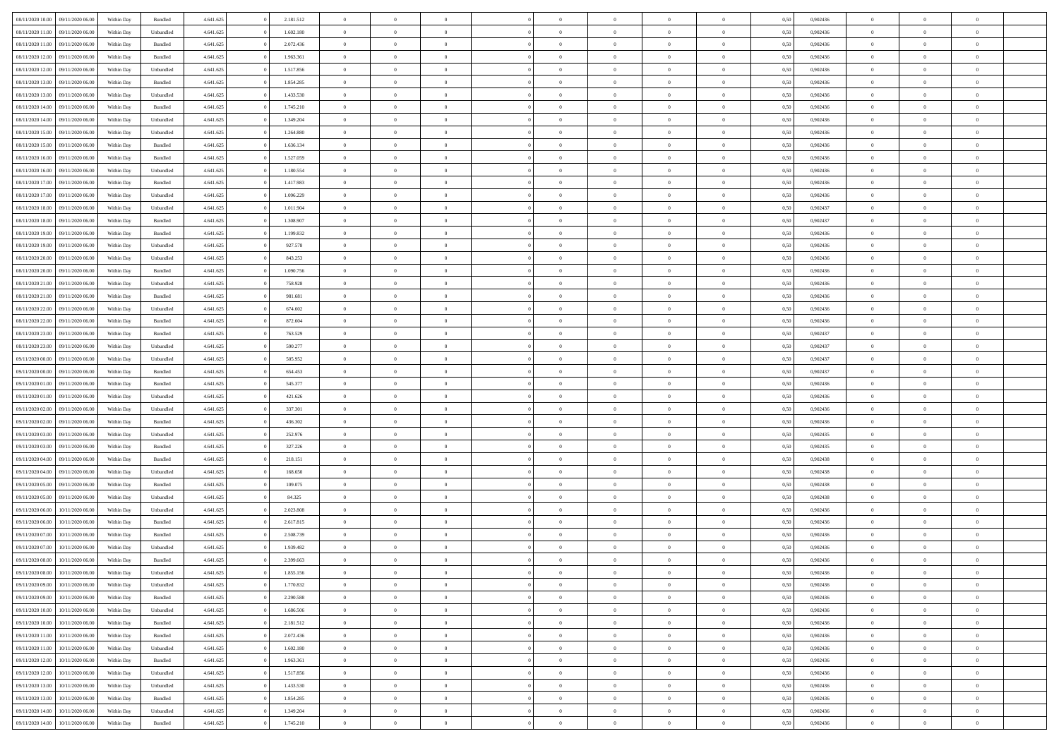| | | | | | | | | | | | | | | | | | | | | | |
|---|---|---|---|---|---|---|---|---|---|---|---|---|---|---|---|---|---|---|---|---|---|
| 08/11/2020 10.00 | 09/11/2020 06.00 | Within Day | Bundled | 4.641.625 | 0 | 2.181.512 | 0 | 0 | 0 | | 0 | 0 | 0 | 0 | 0,50 | 0,902436 | 0 | 0 | 0 | |
| 08/11/2020 11.00 | 09/11/2020 06.00 | Within Day | Unbundled | 4.641.625 | 0 | 1.602.180 | 0 | 0 | 0 | | 0 | 0 | 0 | 0 | 0,50 | 0,902436 | 0 | 0 | 0 | |
| 08/11/2020 11.00 | 09/11/2020 06.00 | Within Day | Bundled | 4.641.625 | 0 | 2.072.436 | 0 | 0 | 0 | | 0 | 0 | 0 | 0 | 0,50 | 0,902436 | 0 | 0 | 0 | |
| 08/11/2020 12.00 | 09/11/2020 06.00 | Within Day | Bundled | 4.641.625 | 0 | 1.963.361 | 0 | 0 | 0 | | 0 | 0 | 0 | 0 | 0,50 | 0,902436 | 0 | 0 | 0 | |
| 08/11/2020 12.00 | 09/11/2020 06.00 | Within Day | Unbundled | 4.641.625 | 0 | 1.517.856 | 0 | 0 | 0 | | 0 | 0 | 0 | 0 | 0,50 | 0,902436 | 0 | 0 | 0 | |
| 08/11/2020 13.00 | 09/11/2020 06.00 | Within Day | Bundled | 4.641.625 | 0 | 1.854.285 | 0 | 0 | 0 | | 0 | 0 | 0 | 0 | 0,50 | 0,902436 | 0 | 0 | 0 | |
| 08/11/2020 13.00 | 09/11/2020 06.00 | Within Day | Unbundled | 4.641.625 | 0 | 1.433.530 | 0 | 0 | 0 | | 0 | 0 | 0 | 0 | 0,50 | 0,902436 | 0 | 0 | 0 | |
| 08/11/2020 14.00 | 09/11/2020 06.00 | Within Day | Bundled | 4.641.625 | 0 | 1.745.210 | 0 | 0 | 0 | | 0 | 0 | 0 | 0 | 0,50 | 0,902436 | 0 | 0 | 0 | |
| 08/11/2020 14.00 | 09/11/2020 06.00 | Within Day | Unbundled | 4.641.625 | 0 | 1.349.204 | 0 | 0 | 0 | | 0 | 0 | 0 | 0 | 0,50 | 0,902436 | 0 | 0 | 0 | |
| 08/11/2020 15.00 | 09/11/2020 06.00 | Within Day | Unbundled | 4.641.625 | 0 | 1.264.880 | 0 | 0 | 0 | | 0 | 0 | 0 | 0 | 0,50 | 0,902436 | 0 | 0 | 0 | |
| 08/11/2020 15.00 | 09/11/2020 06.00 | Within Day | Bundled | 4.641.625 | 0 | 1.636.134 | 0 | 0 | 0 | | 0 | 0 | 0 | 0 | 0,50 | 0,902436 | 0 | 0 | 0 | |
| 08/11/2020 16.00 | 09/11/2020 06.00 | Within Day | Bundled | 4.641.625 | 0 | 1.527.059 | 0 | 0 | 0 | | 0 | 0 | 0 | 0 | 0,50 | 0,902436 | 0 | 0 | 0 | |
| 08/11/2020 16.00 | 09/11/2020 06.00 | Within Day | Unbundled | 4.641.625 | 0 | 1.180.554 | 0 | 0 | 0 | | 0 | 0 | 0 | 0 | 0,50 | 0,902436 | 0 | 0 | 0 | |
| 08/11/2020 17.00 | 09/11/2020 06.00 | Within Day | Bundled | 4.641.625 | 0 | 1.417.983 | 0 | 0 | 0 | | 0 | 0 | 0 | 0 | 0,50 | 0,902436 | 0 | 0 | 0 | |
| 08/11/2020 17.00 | 09/11/2020 06.00 | Within Day | Unbundled | 4.641.625 | 0 | 1.096.229 | 0 | 0 | 0 | | 0 | 0 | 0 | 0 | 0,50 | 0,902436 | 0 | 0 | 0 | |
| 08/11/2020 18.00 | 09/11/2020 06.00 | Within Day | Unbundled | 4.641.625 | 0 | 1.011.904 | 0 | 0 | 0 | | 0 | 0 | 0 | 0 | 0,50 | 0,902437 | 0 | 0 | 0 | |
| 08/11/2020 18.00 | 09/11/2020 06.00 | Within Day | Bundled | 4.641.625 | 0 | 1.308.907 | 0 | 0 | 0 | | 0 | 0 | 0 | 0 | 0,50 | 0,902437 | 0 | 0 | 0 | |
| 08/11/2020 19.00 | 09/11/2020 06.00 | Within Day | Bundled | 4.641.625 | 0 | 1.199.832 | 0 | 0 | 0 | | 0 | 0 | 0 | 0 | 0,50 | 0,902436 | 0 | 0 | 0 | |
| 08/11/2020 19.00 | 09/11/2020 06.00 | Within Day | Unbundled | 4.641.625 | 0 | 927.578 | 0 | 0 | 0 | | 0 | 0 | 0 | 0 | 0,50 | 0,902436 | 0 | 0 | 0 | |
| 08/11/2020 20.00 | 09/11/2020 06.00 | Within Day | Unbundled | 4.641.625 | 0 | 843.253 | 0 | 0 | 0 | | 0 | 0 | 0 | 0 | 0,50 | 0,902436 | 0 | 0 | 0 | |
| 08/11/2020 20.00 | 09/11/2020 06.00 | Within Day | Bundled | 4.641.625 | 0 | 1.090.756 | 0 | 0 | 0 | | 0 | 0 | 0 | 0 | 0,50 | 0,902436 | 0 | 0 | 0 | |
| 08/11/2020 21.00 | 09/11/2020 06.00 | Within Day | Unbundled | 4.641.625 | 0 | 758.928 | 0 | 0 | 0 | | 0 | 0 | 0 | 0 | 0,50 | 0,902436 | 0 | 0 | 0 | |
| 08/11/2020 21.00 | 09/11/2020 06.00 | Within Day | Bundled | 4.641.625 | 0 | 981.681 | 0 | 0 | 0 | | 0 | 0 | 0 | 0 | 0,50 | 0,902436 | 0 | 0 | 0 | |
| 08/11/2020 22.00 | 09/11/2020 06.00 | Within Day | Unbundled | 4.641.625 | 0 | 674.602 | 0 | 0 | 0 | | 0 | 0 | 0 | 0 | 0,50 | 0,902436 | 0 | 0 | 0 | |
| 08/11/2020 22.00 | 09/11/2020 06.00 | Within Day | Bundled | 4.641.625 | 0 | 872.604 | 0 | 0 | 0 | | 0 | 0 | 0 | 0 | 0,50 | 0,902436 | 0 | 0 | 0 | |
| 08/11/2020 23.00 | 09/11/2020 06.00 | Within Day | Bundled | 4.641.625 | 0 | 763.529 | 0 | 0 | 0 | | 0 | 0 | 0 | 0 | 0,50 | 0,902437 | 0 | 0 | 0 | |
| 08/11/2020 23.00 | 09/11/2020 06.00 | Within Day | Unbundled | 4.641.625 | 0 | 590.277 | 0 | 0 | 0 | | 0 | 0 | 0 | 0 | 0,50 | 0,902437 | 0 | 0 | 0 | |
| 09/11/2020 00.00 | 09/11/2020 06.00 | Within Day | Unbundled | 4.641.625 | 0 | 505.952 | 0 | 0 | 0 | | 0 | 0 | 0 | 0 | 0,50 | 0,902437 | 0 | 0 | 0 | |
| 09/11/2020 00.00 | 09/11/2020 06.00 | Within Day | Bundled | 4.641.625 | 0 | 654.453 | 0 | 0 | 0 | | 0 | 0 | 0 | 0 | 0,50 | 0,902437 | 0 | 0 | 0 | |
| 09/11/2020 01.00 | 09/11/2020 06.00 | Within Day | Bundled | 4.641.625 | 0 | 545.377 | 0 | 0 | 0 | | 0 | 0 | 0 | 0 | 0,50 | 0,902436 | 0 | 0 | 0 | |
| 09/11/2020 01.00 | 09/11/2020 06.00 | Within Day | Unbundled | 4.641.625 | 0 | 421.626 | 0 | 0 | 0 | | 0 | 0 | 0 | 0 | 0,50 | 0,902436 | 0 | 0 | 0 | |
| 09/11/2020 02.00 | 09/11/2020 06.00 | Within Day | Unbundled | 4.641.625 | 0 | 337.301 | 0 | 0 | 0 | | 0 | 0 | 0 | 0 | 0,50 | 0,902436 | 0 | 0 | 0 | |
| 09/11/2020 02.00 | 09/11/2020 06.00 | Within Day | Bundled | 4.641.625 | 0 | 436.302 | 0 | 0 | 0 | | 0 | 0 | 0 | 0 | 0,50 | 0,902436 | 0 | 0 | 0 | |
| 09/11/2020 03.00 | 09/11/2020 06.00 | Within Day | Unbundled | 4.641.625 | 0 | 252.976 | 0 | 0 | 0 | | 0 | 0 | 0 | 0 | 0,50 | 0,902435 | 0 | 0 | 0 | |
| 09/11/2020 03.00 | 09/11/2020 06.00 | Within Day | Bundled | 4.641.625 | 0 | 327.226 | 0 | 0 | 0 | | 0 | 0 | 0 | 0 | 0,50 | 0,902435 | 0 | 0 | 0 | |
| 09/11/2020 04.00 | 09/11/2020 06.00 | Within Day | Bundled | 4.641.625 | 0 | 218.151 | 0 | 0 | 0 | | 0 | 0 | 0 | 0 | 0,50 | 0,902438 | 0 | 0 | 0 | |
| 09/11/2020 04.00 | 09/11/2020 06.00 | Within Day | Unbundled | 4.641.625 | 0 | 168.650 | 0 | 0 | 0 | | 0 | 0 | 0 | 0 | 0,50 | 0,902438 | 0 | 0 | 0 | |
| 09/11/2020 05.00 | 09/11/2020 06.00 | Within Day | Bundled | 4.641.625 | 0 | 109.075 | 0 | 0 | 0 | | 0 | 0 | 0 | 0 | 0,50 | 0,902438 | 0 | 0 | 0 | |
| 09/11/2020 05.00 | 09/11/2020 06.00 | Within Day | Unbundled | 4.641.625 | 0 | 84.325 | 0 | 0 | 0 | | 0 | 0 | 0 | 0 | 0,50 | 0,902438 | 0 | 0 | 0 | |
| 09/11/2020 06.00 | 10/11/2020 06.00 | Within Day | Unbundled | 4.641.625 | 0 | 2.023.808 | 0 | 0 | 0 | | 0 | 0 | 0 | 0 | 0,50 | 0,902436 | 0 | 0 | 0 | |
| 09/11/2020 06.00 | 10/11/2020 06.00 | Within Day | Bundled | 4.641.625 | 0 | 2.617.815 | 0 | 0 | 0 | | 0 | 0 | 0 | 0 | 0,50 | 0,902436 | 0 | 0 | 0 | |
| 09/11/2020 07.00 | 10/11/2020 06.00 | Within Day | Bundled | 4.641.625 | 0 | 2.508.739 | 0 | 0 | 0 | | 0 | 0 | 0 | 0 | 0,50 | 0,902436 | 0 | 0 | 0 | |
| 09/11/2020 07.00 | 10/11/2020 06.00 | Within Day | Unbundled | 4.641.625 | 0 | 1.939.482 | 0 | 0 | 0 | | 0 | 0 | 0 | 0 | 0,50 | 0,902436 | 0 | 0 | 0 | |
| 09/11/2020 08.00 | 10/11/2020 06.00 | Within Day | Bundled | 4.641.625 | 0 | 2.399.663 | 0 | 0 | 0 | | 0 | 0 | 0 | 0 | 0,50 | 0,902436 | 0 | 0 | 0 | |
| 09/11/2020 08.00 | 10/11/2020 06.00 | Within Day | Unbundled | 4.641.625 | 0 | 1.855.156 | 0 | 0 | 0 | | 0 | 0 | 0 | 0 | 0,50 | 0,902436 | 0 | 0 | 0 | |
| 09/11/2020 09.00 | 10/11/2020 06.00 | Within Day | Unbundled | 4.641.625 | 0 | 1.770.832 | 0 | 0 | 0 | | 0 | 0 | 0 | 0 | 0,50 | 0,902436 | 0 | 0 | 0 | |
| 09/11/2020 09.00 | 10/11/2020 06.00 | Within Day | Bundled | 4.641.625 | 0 | 2.290.588 | 0 | 0 | 0 | | 0 | 0 | 0 | 0 | 0,50 | 0,902436 | 0 | 0 | 0 | |
| 09/11/2020 10.00 | 10/11/2020 06.00 | Within Day | Unbundled | 4.641.625 | 0 | 1.686.506 | 0 | 0 | 0 | | 0 | 0 | 0 | 0 | 0,50 | 0,902436 | 0 | 0 | 0 | |
| 09/11/2020 10.00 | 10/11/2020 06.00 | Within Day | Bundled | 4.641.625 | 0 | 2.181.512 | 0 | 0 | 0 | | 0 | 0 | 0 | 0 | 0,50 | 0,902436 | 0 | 0 | 0 | |
| 09/11/2020 11.00 | 10/11/2020 06.00 | Within Day | Bundled | 4.641.625 | 0 | 2.072.436 | 0 | 0 | 0 | | 0 | 0 | 0 | 0 | 0,50 | 0,902436 | 0 | 0 | 0 | |
| 09/11/2020 11.00 | 10/11/2020 06.00 | Within Day | Unbundled | 4.641.625 | 0 | 1.602.180 | 0 | 0 | 0 | | 0 | 0 | 0 | 0 | 0,50 | 0,902436 | 0 | 0 | 0 | |
| 09/11/2020 12.00 | 10/11/2020 06.00 | Within Day | Bundled | 4.641.625 | 0 | 1.963.361 | 0 | 0 | 0 | | 0 | 0 | 0 | 0 | 0,50 | 0,902436 | 0 | 0 | 0 | |
| 09/11/2020 12.00 | 10/11/2020 06.00 | Within Day | Unbundled | 4.641.625 | 0 | 1.517.856 | 0 | 0 | 0 | | 0 | 0 | 0 | 0 | 0,50 | 0,902436 | 0 | 0 | 0 | |
| 09/11/2020 13.00 | 10/11/2020 06.00 | Within Day | Unbundled | 4.641.625 | 0 | 1.433.530 | 0 | 0 | 0 | | 0 | 0 | 0 | 0 | 0,50 | 0,902436 | 0 | 0 | 0 | |
| 09/11/2020 13.00 | 10/11/2020 06.00 | Within Day | Bundled | 4.641.625 | 0 | 1.854.285 | 0 | 0 | 0 | | 0 | 0 | 0 | 0 | 0,50 | 0,902436 | 0 | 0 | 0 | |
| 09/11/2020 14.00 | 10/11/2020 06.00 | Within Day | Unbundled | 4.641.625 | 0 | 1.349.204 | 0 | 0 | 0 | | 0 | 0 | 0 | 0 | 0,50 | 0,902436 | 0 | 0 | 0 | |
| 09/11/2020 14.00 | 10/11/2020 06.00 | Within Day | Bundled | 4.641.625 | 0 | 1.745.210 | 0 | 0 | 0 | | 0 | 0 | 0 | 0 | 0,50 | 0,902436 | 0 | 0 | 0 | |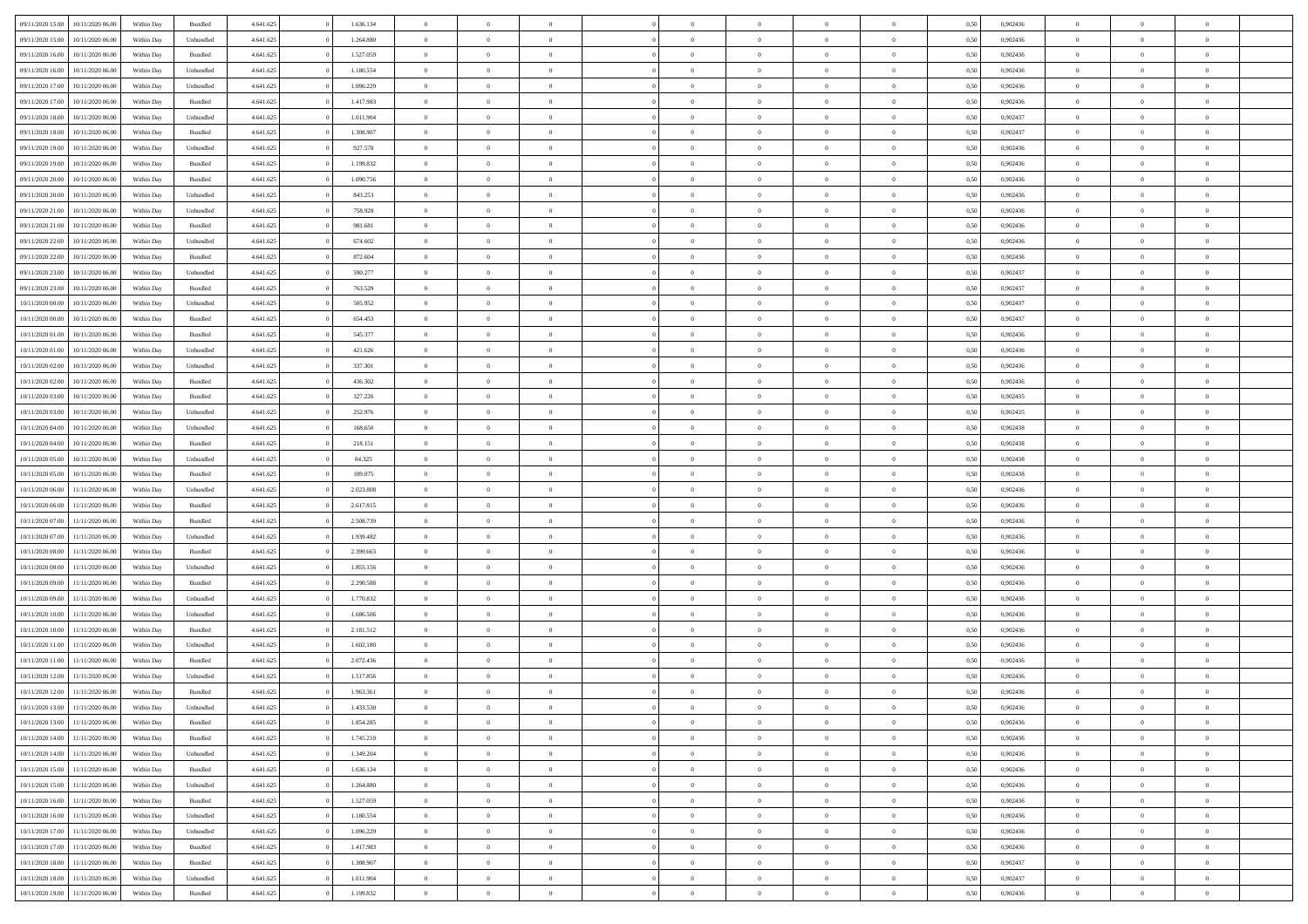| | | | | | | | | | | | | | | | | | | | | | |
|---|---|---|---|---|---|---|---|---|---|---|---|---|---|---|---|---|---|---|---|---|---|
| 09/11/2020 15.00 | 10/11/2020 06.00 | Within Day | Bundled | 4.641.625 | 0 | 1.636.134 | 0 | 0 | 0 | | 0 | 0 | 0 | 0 | 0 | 0,50 | 0,902436 | 0 | 0 | 0 | |
| 09/11/2020 15.00 | 10/11/2020 06.00 | Within Day | Unbundled | 4.641.625 | 0 | 1.264.880 | 0 | 0 | 0 | | 0 | 0 | 0 | 0 | 0 | 0,50 | 0,902436 | 0 | 0 | 0 | |
| 09/11/2020 16.00 | 10/11/2020 06.00 | Within Day | Bundled | 4.641.625 | 0 | 1.527.059 | 0 | 0 | 0 | | 0 | 0 | 0 | 0 | 0 | 0,50 | 0,902436 | 0 | 0 | 0 | |
| 09/11/2020 16.00 | 10/11/2020 06.00 | Within Day | Unbundled | 4.641.625 | 0 | 1.180.554 | 0 | 0 | 0 | | 0 | 0 | 0 | 0 | 0 | 0,50 | 0,902436 | 0 | 0 | 0 | |
| 09/11/2020 17.00 | 10/11/2020 06.00 | Within Day | Unbundled | 4.641.625 | 0 | 1.096.229 | 0 | 0 | 0 | | 0 | 0 | 0 | 0 | 0 | 0,50 | 0,902436 | 0 | 0 | 0 | |
| 09/11/2020 17.00 | 10/11/2020 06.00 | Within Day | Bundled | 4.641.625 | 0 | 1.417.983 | 0 | 0 | 0 | | 0 | 0 | 0 | 0 | 0 | 0,50 | 0,902436 | 0 | 0 | 0 | |
| 09/11/2020 18.00 | 10/11/2020 06.00 | Within Day | Unbundled | 4.641.625 | 0 | 1.011.904 | 0 | 0 | 0 | | 0 | 0 | 0 | 0 | 0 | 0,50 | 0,902437 | 0 | 0 | 0 | |
| 09/11/2020 18.00 | 10/11/2020 06.00 | Within Day | Bundled | 4.641.625 | 0 | 1.308.907 | 0 | 0 | 0 | | 0 | 0 | 0 | 0 | 0 | 0,50 | 0,902437 | 0 | 0 | 0 | |
| 09/11/2020 19.00 | 10/11/2020 06.00 | Within Day | Unbundled | 4.641.625 | 0 | 927.578 | 0 | 0 | 0 | | 0 | 0 | 0 | 0 | 0 | 0,50 | 0,902436 | 0 | 0 | 0 | |
| 09/11/2020 19.00 | 10/11/2020 06.00 | Within Day | Bundled | 4.641.625 | 0 | 1.199.832 | 0 | 0 | 0 | | 0 | 0 | 0 | 0 | 0 | 0,50 | 0,902436 | 0 | 0 | 0 | |
| 09/11/2020 20.00 | 10/11/2020 06.00 | Within Day | Bundled | 4.641.625 | 0 | 1.090.756 | 0 | 0 | 0 | | 0 | 0 | 0 | 0 | 0 | 0,50 | 0,902436 | 0 | 0 | 0 | |
| 09/11/2020 20.00 | 10/11/2020 06.00 | Within Day | Unbundled | 4.641.625 | 0 | 843.253 | 0 | 0 | 0 | | 0 | 0 | 0 | 0 | 0 | 0,50 | 0,902436 | 0 | 0 | 0 | |
| 09/11/2020 21.00 | 10/11/2020 06.00 | Within Day | Unbundled | 4.641.625 | 0 | 758.928 | 0 | 0 | 0 | | 0 | 0 | 0 | 0 | 0 | 0,50 | 0,902436 | 0 | 0 | 0 | |
| 09/11/2020 21.00 | 10/11/2020 06.00 | Within Day | Bundled | 4.641.625 | 0 | 981.681 | 0 | 0 | 0 | | 0 | 0 | 0 | 0 | 0 | 0,50 | 0,902436 | 0 | 0 | 0 | |
| 09/11/2020 22.00 | 10/11/2020 06.00 | Within Day | Unbundled | 4.641.625 | 0 | 674.602 | 0 | 0 | 0 | | 0 | 0 | 0 | 0 | 0 | 0,50 | 0,902436 | 0 | 0 | 0 | |
| 09/11/2020 22.00 | 10/11/2020 06.00 | Within Day | Bundled | 4.641.625 | 0 | 872.604 | 0 | 0 | 0 | | 0 | 0 | 0 | 0 | 0 | 0,50 | 0,902436 | 0 | 0 | 0 | |
| 09/11/2020 23.00 | 10/11/2020 06.00 | Within Day | Unbundled | 4.641.625 | 0 | 590.277 | 0 | 0 | 0 | | 0 | 0 | 0 | 0 | 0 | 0,50 | 0,902437 | 0 | 0 | 0 | |
| 09/11/2020 23.00 | 10/11/2020 06.00 | Within Day | Bundled | 4.641.625 | 0 | 763.529 | 0 | 0 | 0 | | 0 | 0 | 0 | 0 | 0 | 0,50 | 0,902437 | 0 | 0 | 0 | |
| 10/11/2020 00.00 | 10/11/2020 06.00 | Within Day | Unbundled | 4.641.625 | 0 | 505.952 | 0 | 0 | 0 | | 0 | 0 | 0 | 0 | 0 | 0,50 | 0,902437 | 0 | 0 | 0 | |
| 10/11/2020 00.00 | 10/11/2020 06.00 | Within Day | Bundled | 4.641.625 | 0 | 654.453 | 0 | 0 | 0 | | 0 | 0 | 0 | 0 | 0 | 0,50 | 0,902437 | 0 | 0 | 0 | |
| 10/11/2020 01.00 | 10/11/2020 06.00 | Within Day | Bundled | 4.641.625 | 0 | 545.377 | 0 | 0 | 0 | | 0 | 0 | 0 | 0 | 0 | 0,50 | 0,902436 | 0 | 0 | 0 | |
| 10/11/2020 01.00 | 10/11/2020 06.00 | Within Day | Unbundled | 4.641.625 | 0 | 421.626 | 0 | 0 | 0 | | 0 | 0 | 0 | 0 | 0 | 0,50 | 0,902436 | 0 | 0 | 0 | |
| 10/11/2020 02.00 | 10/11/2020 06.00 | Within Day | Unbundled | 4.641.625 | 0 | 337.301 | 0 | 0 | 0 | | 0 | 0 | 0 | 0 | 0 | 0,50 | 0,902436 | 0 | 0 | 0 | |
| 10/11/2020 02.00 | 10/11/2020 06.00 | Within Day | Bundled | 4.641.625 | 0 | 436.302 | 0 | 0 | 0 | | 0 | 0 | 0 | 0 | 0 | 0,50 | 0,902436 | 0 | 0 | 0 | |
| 10/11/2020 03.00 | 10/11/2020 06.00 | Within Day | Bundled | 4.641.625 | 0 | 327.226 | 0 | 0 | 0 | | 0 | 0 | 0 | 0 | 0 | 0,50 | 0,902435 | 0 | 0 | 0 | |
| 10/11/2020 03.00 | 10/11/2020 06.00 | Within Day | Unbundled | 4.641.625 | 0 | 252.976 | 0 | 0 | 0 | | 0 | 0 | 0 | 0 | 0 | 0,50 | 0,902435 | 0 | 0 | 0 | |
| 10/11/2020 04.00 | 10/11/2020 06.00 | Within Day | Unbundled | 4.641.625 | 0 | 168.650 | 0 | 0 | 0 | | 0 | 0 | 0 | 0 | 0 | 0,50 | 0,902438 | 0 | 0 | 0 | |
| 10/11/2020 04.00 | 10/11/2020 06.00 | Within Day | Bundled | 4.641.625 | 0 | 218.151 | 0 | 0 | 0 | | 0 | 0 | 0 | 0 | 0 | 0,50 | 0,902438 | 0 | 0 | 0 | |
| 10/11/2020 05.00 | 10/11/2020 06.00 | Within Day | Unbundled | 4.641.625 | 0 | 84.325 | 0 | 0 | 0 | | 0 | 0 | 0 | 0 | 0 | 0,50 | 0,902438 | 0 | 0 | 0 | |
| 10/11/2020 05.00 | 10/11/2020 06.00 | Within Day | Bundled | 4.641.625 | 0 | 109.075 | 0 | 0 | 0 | | 0 | 0 | 0 | 0 | 0 | 0,50 | 0,902438 | 0 | 0 | 0 | |
| 10/11/2020 06.00 | 11/11/2020 06.00 | Within Day | Unbundled | 4.641.625 | 0 | 2.023.808 | 0 | 0 | 0 | | 0 | 0 | 0 | 0 | 0 | 0,50 | 0,902436 | 0 | 0 | 0 | |
| 10/11/2020 06.00 | 11/11/2020 06.00 | Within Day | Bundled | 4.641.625 | 0 | 2.617.815 | 0 | 0 | 0 | | 0 | 0 | 0 | 0 | 0 | 0,50 | 0,902436 | 0 | 0 | 0 | |
| 10/11/2020 07.00 | 11/11/2020 06.00 | Within Day | Bundled | 4.641.625 | 0 | 2.508.739 | 0 | 0 | 0 | | 0 | 0 | 0 | 0 | 0 | 0,50 | 0,902436 | 0 | 0 | 0 | |
| 10/11/2020 07.00 | 11/11/2020 06.00 | Within Day | Unbundled | 4.641.625 | 0 | 1.939.482 | 0 | 0 | 0 | | 0 | 0 | 0 | 0 | 0 | 0,50 | 0,902436 | 0 | 0 | 0 | |
| 10/11/2020 08.00 | 11/11/2020 06.00 | Within Day | Bundled | 4.641.625 | 0 | 2.399.663 | 0 | 0 | 0 | | 0 | 0 | 0 | 0 | 0 | 0,50 | 0,902436 | 0 | 0 | 0 | |
| 10/11/2020 08.00 | 11/11/2020 06.00 | Within Day | Unbundled | 4.641.625 | 0 | 1.855.156 | 0 | 0 | 0 | | 0 | 0 | 0 | 0 | 0 | 0,50 | 0,902436 | 0 | 0 | 0 | |
| 10/11/2020 09.00 | 11/11/2020 06.00 | Within Day | Bundled | 4.641.625 | 0 | 2.290.588 | 0 | 0 | 0 | | 0 | 0 | 0 | 0 | 0 | 0,50 | 0,902436 | 0 | 0 | 0 | |
| 10/11/2020 09.00 | 11/11/2020 06.00 | Within Day | Unbundled | 4.641.625 | 0 | 1.770.832 | 0 | 0 | 0 | | 0 | 0 | 0 | 0 | 0 | 0,50 | 0,902436 | 0 | 0 | 0 | |
| 10/11/2020 10.00 | 11/11/2020 06.00 | Within Day | Unbundled | 4.641.625 | 0 | 1.686.506 | 0 | 0 | 0 | | 0 | 0 | 0 | 0 | 0 | 0,50 | 0,902436 | 0 | 0 | 0 | |
| 10/11/2020 10.00 | 11/11/2020 06.00 | Within Day | Bundled | 4.641.625 | 0 | 2.181.512 | 0 | 0 | 0 | | 0 | 0 | 0 | 0 | 0 | 0,50 | 0,902436 | 0 | 0 | 0 | |
| 10/11/2020 11.00 | 11/11/2020 06.00 | Within Day | Unbundled | 4.641.625 | 0 | 1.602.180 | 0 | 0 | 0 | | 0 | 0 | 0 | 0 | 0 | 0,50 | 0,902436 | 0 | 0 | 0 | |
| 10/11/2020 11.00 | 11/11/2020 06.00 | Within Day | Bundled | 4.641.625 | 0 | 2.072.436 | 0 | 0 | 0 | | 0 | 0 | 0 | 0 | 0 | 0,50 | 0,902436 | 0 | 0 | 0 | |
| 10/11/2020 12.00 | 11/11/2020 06.00 | Within Day | Unbundled | 4.641.625 | 0 | 1.517.856 | 0 | 0 | 0 | | 0 | 0 | 0 | 0 | 0 | 0,50 | 0,902436 | 0 | 0 | 0 | |
| 10/11/2020 12.00 | 11/11/2020 06.00 | Within Day | Bundled | 4.641.625 | 0 | 1.963.361 | 0 | 0 | 0 | | 0 | 0 | 0 | 0 | 0 | 0,50 | 0,902436 | 0 | 0 | 0 | |
| 10/11/2020 13.00 | 11/11/2020 06.00 | Within Day | Unbundled | 4.641.625 | 0 | 1.433.530 | 0 | 0 | 0 | | 0 | 0 | 0 | 0 | 0 | 0,50 | 0,902436 | 0 | 0 | 0 | |
| 10/11/2020 13.00 | 11/11/2020 06.00 | Within Day | Bundled | 4.641.625 | 0 | 1.854.285 | 0 | 0 | 0 | | 0 | 0 | 0 | 0 | 0 | 0,50 | 0,902436 | 0 | 0 | 0 | |
| 10/11/2020 14.00 | 11/11/2020 06.00 | Within Day | Bundled | 4.641.625 | 0 | 1.745.210 | 0 | 0 | 0 | | 0 | 0 | 0 | 0 | 0 | 0,50 | 0,902436 | 0 | 0 | 0 | |
| 10/11/2020 14.00 | 11/11/2020 06.00 | Within Day | Unbundled | 4.641.625 | 0 | 1.349.204 | 0 | 0 | 0 | | 0 | 0 | 0 | 0 | 0 | 0,50 | 0,902436 | 0 | 0 | 0 | |
| 10/11/2020 15.00 | 11/11/2020 06.00 | Within Day | Bundled | 4.641.625 | 0 | 1.636.134 | 0 | 0 | 0 | | 0 | 0 | 0 | 0 | 0 | 0,50 | 0,902436 | 0 | 0 | 0 | |
| 10/11/2020 15.00 | 11/11/2020 06.00 | Within Day | Unbundled | 4.641.625 | 0 | 1.264.880 | 0 | 0 | 0 | | 0 | 0 | 0 | 0 | 0 | 0,50 | 0,902436 | 0 | 0 | 0 | |
| 10/11/2020 16.00 | 11/11/2020 06.00 | Within Day | Bundled | 4.641.625 | 0 | 1.527.059 | 0 | 0 | 0 | | 0 | 0 | 0 | 0 | 0 | 0,50 | 0,902436 | 0 | 0 | 0 | |
| 10/11/2020 16.00 | 11/11/2020 06.00 | Within Day | Unbundled | 4.641.625 | 0 | 1.180.554 | 0 | 0 | 0 | | 0 | 0 | 0 | 0 | 0 | 0,50 | 0,902436 | 0 | 0 | 0 | |
| 10/11/2020 17.00 | 11/11/2020 06.00 | Within Day | Unbundled | 4.641.625 | 0 | 1.096.229 | 0 | 0 | 0 | | 0 | 0 | 0 | 0 | 0 | 0,50 | 0,902436 | 0 | 0 | 0 | |
| 10/11/2020 17.00 | 11/11/2020 06.00 | Within Day | Bundled | 4.641.625 | 0 | 1.417.983 | 0 | 0 | 0 | | 0 | 0 | 0 | 0 | 0 | 0,50 | 0,902436 | 0 | 0 | 0 | |
| 10/11/2020 18.00 | 11/11/2020 06.00 | Within Day | Bundled | 4.641.625 | 0 | 1.308.907 | 0 | 0 | 0 | | 0 | 0 | 0 | 0 | 0 | 0,50 | 0,902437 | 0 | 0 | 0 | |
| 10/11/2020 18.00 | 11/11/2020 06.00 | Within Day | Unbundled | 4.641.625 | 0 | 1.011.904 | 0 | 0 | 0 | | 0 | 0 | 0 | 0 | 0 | 0,50 | 0,902437 | 0 | 0 | 0 | |
| 10/11/2020 19.00 | 11/11/2020 06.00 | Within Day | Bundled | 4.641.625 | 0 | 1.199.832 | 0 | 0 | 0 | | 0 | 0 | 0 | 0 | 0 | 0,50 | 0,902436 | 0 | 0 | 0 | |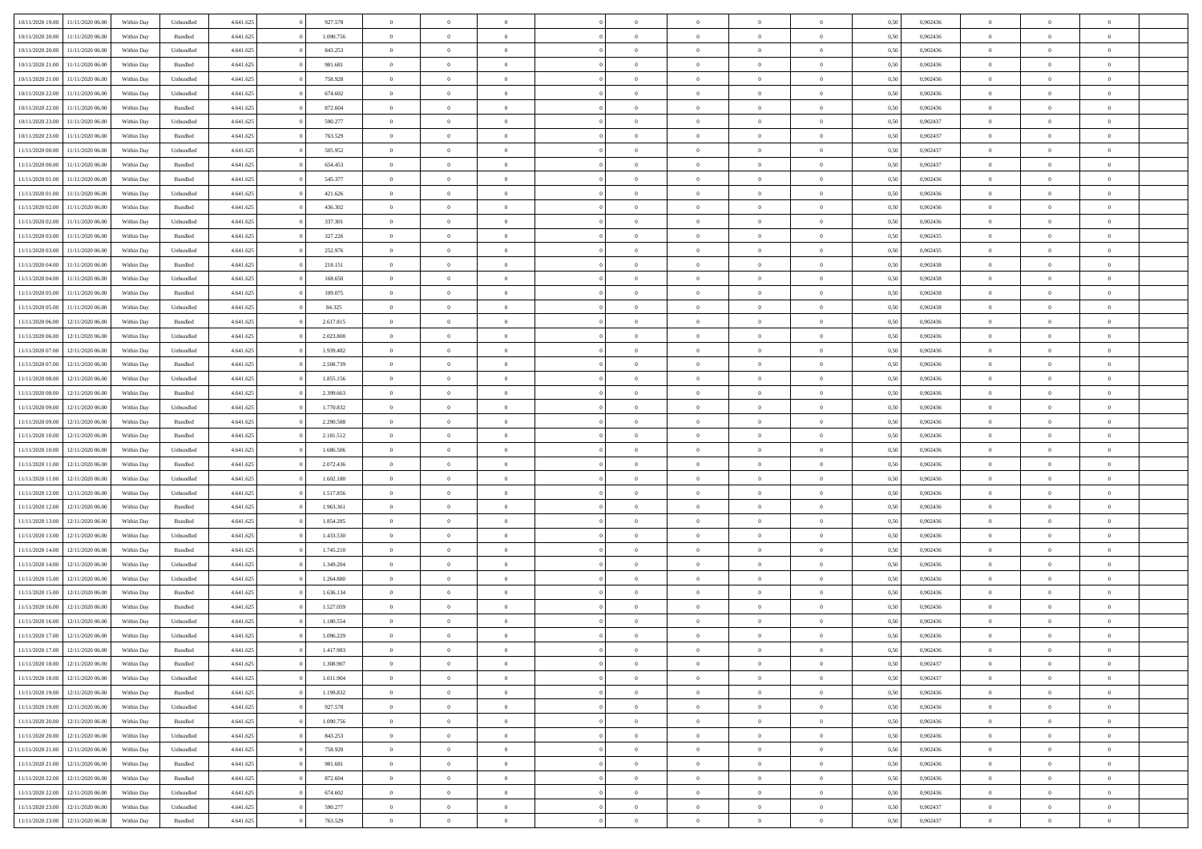| | | | | | | | | | | | | | | | | | | | | | |
|---|---|---|---|---|---|---|---|---|---|---|---|---|---|---|---|---|---|---|---|---|---|
| 10/11/2020 19.00 | 11/11/2020 06.00 | Within Day | Unbundled | 4.641.625 | 0 | 927.578 | 0 | 0 | 0 | | 0 | 0 | 0 | 0 | 0,50 | 0,902436 | 0 | 0 | 0 | |
| 10/11/2020 20.00 | 11/11/2020 06.00 | Within Day | Bundled | 4.641.625 | 0 | 1.090.756 | 0 | 0 | 0 | | 0 | 0 | 0 | 0 | 0,50 | 0,902436 | 0 | 0 | 0 | |
| 10/11/2020 20.00 | 11/11/2020 06.00 | Within Day | Unbundled | 4.641.625 | 0 | 843.253 | 0 | 0 | 0 | | 0 | 0 | 0 | 0 | 0,50 | 0,902436 | 0 | 0 | 0 | |
| 10/11/2020 21.00 | 11/11/2020 06.00 | Within Day | Bundled | 4.641.625 | 0 | 981.681 | 0 | 0 | 0 | | 0 | 0 | 0 | 0 | 0,50 | 0,902436 | 0 | 0 | 0 | |
| 10/11/2020 21.00 | 11/11/2020 06.00 | Within Day | Unbundled | 4.641.625 | 0 | 758.928 | 0 | 0 | 0 | | 0 | 0 | 0 | 0 | 0,50 | 0,902436 | 0 | 0 | 0 | |
| 10/11/2020 22.00 | 11/11/2020 06.00 | Within Day | Unbundled | 4.641.625 | 0 | 674.602 | 0 | 0 | 0 | | 0 | 0 | 0 | 0 | 0,50 | 0,902436 | 0 | 0 | 0 | |
| 10/11/2020 22.00 | 11/11/2020 06.00 | Within Day | Bundled | 4.641.625 | 0 | 872.604 | 0 | 0 | 0 | | 0 | 0 | 0 | 0 | 0,50 | 0,902436 | 0 | 0 | 0 | |
| 10/11/2020 23.00 | 11/11/2020 06.00 | Within Day | Unbundled | 4.641.625 | 0 | 590.277 | 0 | 0 | 0 | | 0 | 0 | 0 | 0 | 0,50 | 0,902437 | 0 | 0 | 0 | |
| 10/11/2020 23.00 | 11/11/2020 06.00 | Within Day | Bundled | 4.641.625 | 0 | 763.529 | 0 | 0 | 0 | | 0 | 0 | 0 | 0 | 0,50 | 0,902437 | 0 | 0 | 0 | |
| 11/11/2020 00.00 | 11/11/2020 06.00 | Within Day | Unbundled | 4.641.625 | 0 | 505.952 | 0 | 0 | 0 | | 0 | 0 | 0 | 0 | 0,50 | 0,902437 | 0 | 0 | 0 | |
| 11/11/2020 00.00 | 11/11/2020 06.00 | Within Day | Bundled | 4.641.625 | 0 | 654.453 | 0 | 0 | 0 | | 0 | 0 | 0 | 0 | 0,50 | 0,902437 | 0 | 0 | 0 | |
| 11/11/2020 01.00 | 11/11/2020 06.00 | Within Day | Bundled | 4.641.625 | 0 | 545.377 | 0 | 0 | 0 | | 0 | 0 | 0 | 0 | 0,50 | 0,902436 | 0 | 0 | 0 | |
| 11/11/2020 01.00 | 11/11/2020 06.00 | Within Day | Unbundled | 4.641.625 | 0 | 421.626 | 0 | 0 | 0 | | 0 | 0 | 0 | 0 | 0,50 | 0,902436 | 0 | 0 | 0 | |
| 11/11/2020 02.00 | 11/11/2020 06.00 | Within Day | Bundled | 4.641.625 | 0 | 436.302 | 0 | 0 | 0 | | 0 | 0 | 0 | 0 | 0,50 | 0,902436 | 0 | 0 | 0 | |
| 11/11/2020 02.00 | 11/11/2020 06.00 | Within Day | Unbundled | 4.641.625 | 0 | 337.301 | 0 | 0 | 0 | | 0 | 0 | 0 | 0 | 0,50 | 0,902436 | 0 | 0 | 0 | |
| 11/11/2020 03.00 | 11/11/2020 06.00 | Within Day | Bundled | 4.641.625 | 0 | 327.226 | 0 | 0 | 0 | | 0 | 0 | 0 | 0 | 0,50 | 0,902435 | 0 | 0 | 0 | |
| 11/11/2020 03.00 | 11/11/2020 06.00 | Within Day | Unbundled | 4.641.625 | 0 | 252.976 | 0 | 0 | 0 | | 0 | 0 | 0 | 0 | 0,50 | 0,902435 | 0 | 0 | 0 | |
| 11/11/2020 04.00 | 11/11/2020 06.00 | Within Day | Bundled | 4.641.625 | 0 | 218.151 | 0 | 0 | 0 | | 0 | 0 | 0 | 0 | 0,50 | 0,902438 | 0 | 0 | 0 | |
| 11/11/2020 04.00 | 11/11/2020 06.00 | Within Day | Unbundled | 4.641.625 | 0 | 168.650 | 0 | 0 | 0 | | 0 | 0 | 0 | 0 | 0,50 | 0,902438 | 0 | 0 | 0 | |
| 11/11/2020 05.00 | 11/11/2020 06.00 | Within Day | Bundled | 4.641.625 | 0 | 109.075 | 0 | 0 | 0 | | 0 | 0 | 0 | 0 | 0,50 | 0,902438 | 0 | 0 | 0 | |
| 11/11/2020 05.00 | 11/11/2020 06.00 | Within Day | Unbundled | 4.641.625 | 0 | 84.325 | 0 | 0 | 0 | | 0 | 0 | 0 | 0 | 0,50 | 0,902438 | 0 | 0 | 0 | |
| 11/11/2020 06.00 | 12/11/2020 06.00 | Within Day | Bundled | 4.641.625 | 0 | 2.617.815 | 0 | 0 | 0 | | 0 | 0 | 0 | 0 | 0,50 | 0,902436 | 0 | 0 | 0 | |
| 11/11/2020 06.00 | 12/11/2020 06.00 | Within Day | Unbundled | 4.641.625 | 0 | 2.023.808 | 0 | 0 | 0 | | 0 | 0 | 0 | 0 | 0,50 | 0,902436 | 0 | 0 | 0 | |
| 11/11/2020 07.00 | 12/11/2020 06.00 | Within Day | Unbundled | 4.641.625 | 0 | 1.939.482 | 0 | 0 | 0 | | 0 | 0 | 0 | 0 | 0,50 | 0,902436 | 0 | 0 | 0 | |
| 11/11/2020 07.00 | 12/11/2020 06.00 | Within Day | Bundled | 4.641.625 | 0 | 2.508.739 | 0 | 0 | 0 | | 0 | 0 | 0 | 0 | 0,50 | 0,902436 | 0 | 0 | 0 | |
| 11/11/2020 08.00 | 12/11/2020 06.00 | Within Day | Unbundled | 4.641.625 | 0 | 1.855.156 | 0 | 0 | 0 | | 0 | 0 | 0 | 0 | 0,50 | 0,902436 | 0 | 0 | 0 | |
| 11/11/2020 08.00 | 12/11/2020 06.00 | Within Day | Bundled | 4.641.625 | 0 | 2.399.663 | 0 | 0 | 0 | | 0 | 0 | 0 | 0 | 0,50 | 0,902436 | 0 | 0 | 0 | |
| 11/11/2020 09.00 | 12/11/2020 06.00 | Within Day | Unbundled | 4.641.625 | 0 | 1.770.832 | 0 | 0 | 0 | | 0 | 0 | 0 | 0 | 0,50 | 0,902436 | 0 | 0 | 0 | |
| 11/11/2020 09.00 | 12/11/2020 06.00 | Within Day | Bundled | 4.641.625 | 0 | 2.290.588 | 0 | 0 | 0 | | 0 | 0 | 0 | 0 | 0,50 | 0,902436 | 0 | 0 | 0 | |
| 11/11/2020 10.00 | 12/11/2020 06.00 | Within Day | Bundled | 4.641.625 | 0 | 2.181.512 | 0 | 0 | 0 | | 0 | 0 | 0 | 0 | 0,50 | 0,902436 | 0 | 0 | 0 | |
| 11/11/2020 10.00 | 12/11/2020 06.00 | Within Day | Unbundled | 4.641.625 | 0 | 1.686.506 | 0 | 0 | 0 | | 0 | 0 | 0 | 0 | 0,50 | 0,902436 | 0 | 0 | 0 | |
| 11/11/2020 11.00 | 12/11/2020 06.00 | Within Day | Bundled | 4.641.625 | 0 | 2.072.436 | 0 | 0 | 0 | | 0 | 0 | 0 | 0 | 0,50 | 0,902436 | 0 | 0 | 0 | |
| 11/11/2020 11.00 | 12/11/2020 06.00 | Within Day | Unbundled | 4.641.625 | 0 | 1.602.180 | 0 | 0 | 0 | | 0 | 0 | 0 | 0 | 0,50 | 0,902436 | 0 | 0 | 0 | |
| 11/11/2020 12.00 | 12/11/2020 06.00 | Within Day | Unbundled | 4.641.625 | 0 | 1.517.856 | 0 | 0 | 0 | | 0 | 0 | 0 | 0 | 0,50 | 0,902436 | 0 | 0 | 0 | |
| 11/11/2020 12.00 | 12/11/2020 06.00 | Within Day | Bundled | 4.641.625 | 0 | 1.963.361 | 0 | 0 | 0 | | 0 | 0 | 0 | 0 | 0,50 | 0,902436 | 0 | 0 | 0 | |
| 11/11/2020 13.00 | 12/11/2020 06.00 | Within Day | Bundled | 4.641.625 | 0 | 1.854.285 | 0 | 0 | 0 | | 0 | 0 | 0 | 0 | 0,50 | 0,902436 | 0 | 0 | 0 | |
| 11/11/2020 13.00 | 12/11/2020 06.00 | Within Day | Unbundled | 4.641.625 | 0 | 1.433.530 | 0 | 0 | 0 | | 0 | 0 | 0 | 0 | 0,50 | 0,902436 | 0 | 0 | 0 | |
| 11/11/2020 14.00 | 12/11/2020 06.00 | Within Day | Bundled | 4.641.625 | 0 | 1.745.210 | 0 | 0 | 0 | | 0 | 0 | 0 | 0 | 0,50 | 0,902436 | 0 | 0 | 0 | |
| 11/11/2020 14.00 | 12/11/2020 06.00 | Within Day | Unbundled | 4.641.625 | 0 | 1.349.204 | 0 | 0 | 0 | | 0 | 0 | 0 | 0 | 0,50 | 0,902436 | 0 | 0 | 0 | |
| 11/11/2020 15.00 | 12/11/2020 06.00 | Within Day | Unbundled | 4.641.625 | 0 | 1.264.880 | 0 | 0 | 0 | | 0 | 0 | 0 | 0 | 0,50 | 0,902436 | 0 | 0 | 0 | |
| 11/11/2020 15.00 | 12/11/2020 06.00 | Within Day | Bundled | 4.641.625 | 0 | 1.636.134 | 0 | 0 | 0 | | 0 | 0 | 0 | 0 | 0,50 | 0,902436 | 0 | 0 | 0 | |
| 11/11/2020 16.00 | 12/11/2020 06.00 | Within Day | Bundled | 4.641.625 | 0 | 1.527.059 | 0 | 0 | 0 | | 0 | 0 | 0 | 0 | 0,50 | 0,902436 | 0 | 0 | 0 | |
| 11/11/2020 16.00 | 12/11/2020 06.00 | Within Day | Unbundled | 4.641.625 | 0 | 1.180.554 | 0 | 0 | 0 | | 0 | 0 | 0 | 0 | 0,50 | 0,902436 | 0 | 0 | 0 | |
| 11/11/2020 17.00 | 12/11/2020 06.00 | Within Day | Unbundled | 4.641.625 | 0 | 1.096.229 | 0 | 0 | 0 | | 0 | 0 | 0 | 0 | 0,50 | 0,902436 | 0 | 0 | 0 | |
| 11/11/2020 17.00 | 12/11/2020 06.00 | Within Day | Bundled | 4.641.625 | 0 | 1.417.983 | 0 | 0 | 0 | | 0 | 0 | 0 | 0 | 0,50 | 0,902436 | 0 | 0 | 0 | |
| 11/11/2020 18.00 | 12/11/2020 06.00 | Within Day | Bundled | 4.641.625 | 0 | 1.308.907 | 0 | 0 | 0 | | 0 | 0 | 0 | 0 | 0,50 | 0,902437 | 0 | 0 | 0 | |
| 11/11/2020 18.00 | 12/11/2020 06.00 | Within Day | Unbundled | 4.641.625 | 0 | 1.011.904 | 0 | 0 | 0 | | 0 | 0 | 0 | 0 | 0,50 | 0,902437 | 0 | 0 | 0 | |
| 11/11/2020 19.00 | 12/11/2020 06.00 | Within Day | Bundled | 4.641.625 | 0 | 1.199.832 | 0 | 0 | 0 | | 0 | 0 | 0 | 0 | 0,50 | 0,902436 | 0 | 0 | 0 | |
| 11/11/2020 19.00 | 12/11/2020 06.00 | Within Day | Unbundled | 4.641.625 | 0 | 927.578 | 0 | 0 | 0 | | 0 | 0 | 0 | 0 | 0,50 | 0,902436 | 0 | 0 | 0 | |
| 11/11/2020 20.00 | 12/11/2020 06.00 | Within Day | Bundled | 4.641.625 | 0 | 1.090.756 | 0 | 0 | 0 | | 0 | 0 | 0 | 0 | 0,50 | 0,902436 | 0 | 0 | 0 | |
| 11/11/2020 20.00 | 12/11/2020 06.00 | Within Day | Unbundled | 4.641.625 | 0 | 843.253 | 0 | 0 | 0 | | 0 | 0 | 0 | 0 | 0,50 | 0,902436 | 0 | 0 | 0 | |
| 11/11/2020 21.00 | 12/11/2020 06.00 | Within Day | Unbundled | 4.641.625 | 0 | 758.928 | 0 | 0 | 0 | | 0 | 0 | 0 | 0 | 0,50 | 0,902436 | 0 | 0 | 0 | |
| 11/11/2020 21.00 | 12/11/2020 06.00 | Within Day | Bundled | 4.641.625 | 0 | 981.681 | 0 | 0 | 0 | | 0 | 0 | 0 | 0 | 0,50 | 0,902436 | 0 | 0 | 0 | |
| 11/11/2020 22.00 | 12/11/2020 06.00 | Within Day | Bundled | 4.641.625 | 0 | 872.604 | 0 | 0 | 0 | | 0 | 0 | 0 | 0 | 0,50 | 0,902436 | 0 | 0 | 0 | |
| 11/11/2020 22.00 | 12/11/2020 06.00 | Within Day | Unbundled | 4.641.625 | 0 | 674.602 | 0 | 0 | 0 | | 0 | 0 | 0 | 0 | 0,50 | 0,902436 | 0 | 0 | 0 | |
| 11/11/2020 23.00 | 12/11/2020 06.00 | Within Day | Unbundled | 4.641.625 | 0 | 590.277 | 0 | 0 | 0 | | 0 | 0 | 0 | 0 | 0,50 | 0,902437 | 0 | 0 | 0 | |
| 11/11/2020 23.00 | 12/11/2020 06.00 | Within Day | Bundled | 4.641.625 | 0 | 763.529 | 0 | 0 | 0 | | 0 | 0 | 0 | 0 | 0,50 | 0,902437 | 0 | 0 | 0 | |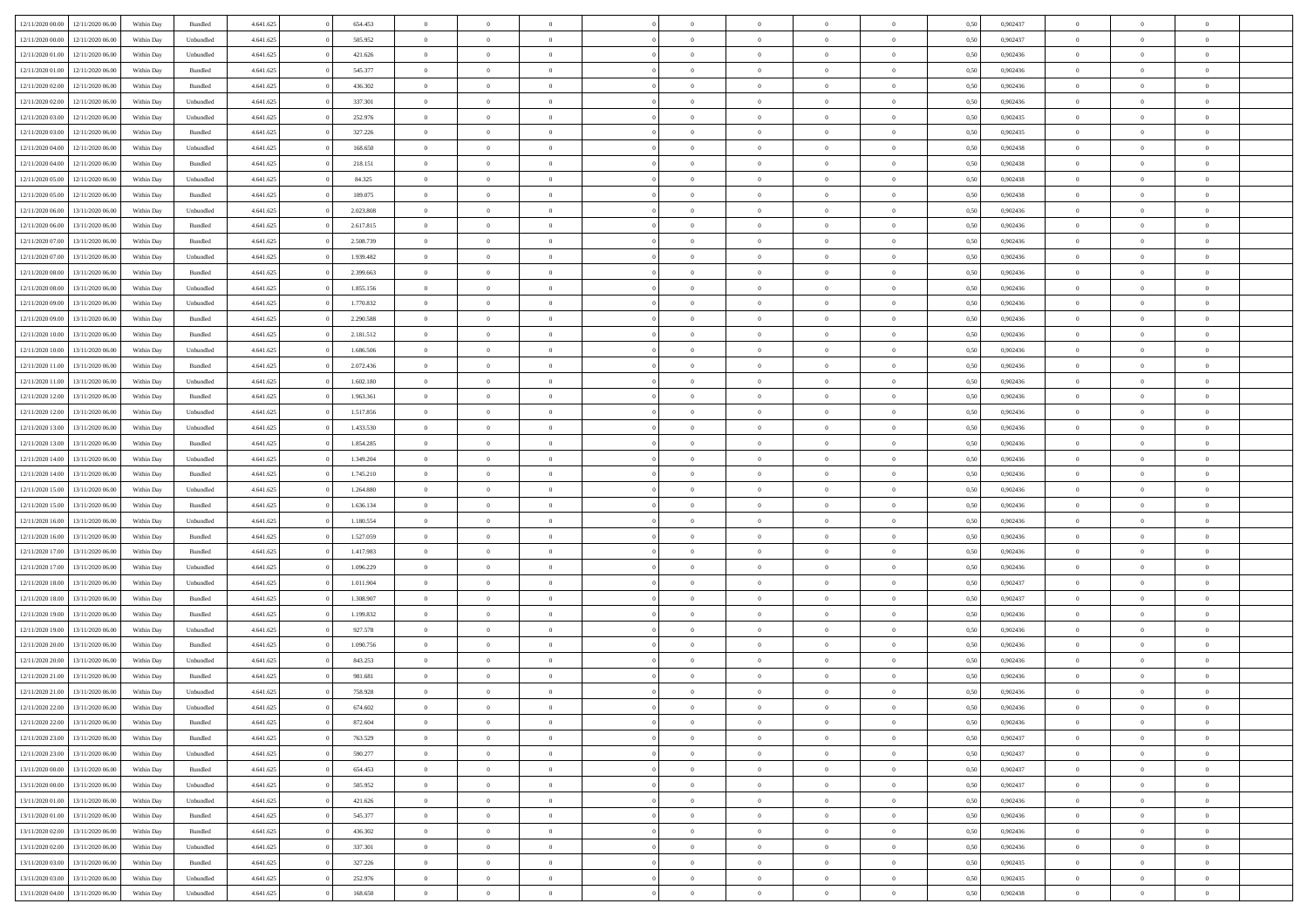| | | | | | | | | | | | | | | | | | | | | |
|---|---|---|---|---|---|---|---|---|---|---|---|---|---|---|---|---|---|---|---|---|
| 12/11/2020 00.00 | 12/11/2020 06.00 | Within Day | Bundled | 4.641.625 | 0 | 654.453 | 0 | 0 | 0 | | 0 | 0 | 0 | 0 | 0,50 | 0,902437 | 0 | 0 | 0 | |
| 12/11/2020 00.00 | 12/11/2020 06.00 | Within Day | Unbundled | 4.641.625 | 0 | 505.952 | 0 | 0 | 0 | | 0 | 0 | 0 | 0 | 0,50 | 0,902437 | 0 | 0 | 0 | |
| 12/11/2020 01.00 | 12/11/2020 06.00 | Within Day | Unbundled | 4.641.625 | 0 | 421.626 | 0 | 0 | 0 | | 0 | 0 | 0 | 0 | 0,50 | 0,902436 | 0 | 0 | 0 | |
| 12/11/2020 01.00 | 12/11/2020 06.00 | Within Day | Bundled | 4.641.625 | 0 | 545.377 | 0 | 0 | 0 | | 0 | 0 | 0 | 0 | 0,50 | 0,902436 | 0 | 0 | 0 | |
| 12/11/2020 02.00 | 12/11/2020 06.00 | Within Day | Bundled | 4.641.625 | 0 | 436.302 | 0 | 0 | 0 | | 0 | 0 | 0 | 0 | 0,50 | 0,902436 | 0 | 0 | 0 | |
| 12/11/2020 02.00 | 12/11/2020 06.00 | Within Day | Unbundled | 4.641.625 | 0 | 337.301 | 0 | 0 | 0 | | 0 | 0 | 0 | 0 | 0,50 | 0,902436 | 0 | 0 | 0 | |
| 12/11/2020 03.00 | 12/11/2020 06.00 | Within Day | Unbundled | 4.641.625 | 0 | 252.976 | 0 | 0 | 0 | | 0 | 0 | 0 | 0 | 0,50 | 0,902435 | 0 | 0 | 0 | |
| 12/11/2020 03.00 | 12/11/2020 06.00 | Within Day | Bundled | 4.641.625 | 0 | 327.226 | 0 | 0 | 0 | | 0 | 0 | 0 | 0 | 0,50 | 0,902435 | 0 | 0 | 0 | |
| 12/11/2020 04.00 | 12/11/2020 06.00 | Within Day | Unbundled | 4.641.625 | 0 | 168.650 | 0 | 0 | 0 | | 0 | 0 | 0 | 0 | 0,50 | 0,902438 | 0 | 0 | 0 | |
| 12/11/2020 04.00 | 12/11/2020 06.00 | Within Day | Bundled | 4.641.625 | 0 | 218.151 | 0 | 0 | 0 | | 0 | 0 | 0 | 0 | 0,50 | 0,902438 | 0 | 0 | 0 | |
| 12/11/2020 05.00 | 12/11/2020 06.00 | Within Day | Unbundled | 4.641.625 | 0 | 84.325 | 0 | 0 | 0 | | 0 | 0 | 0 | 0 | 0,50 | 0,902438 | 0 | 0 | 0 | |
| 12/11/2020 05.00 | 12/11/2020 06.00 | Within Day | Bundled | 4.641.625 | 0 | 109.075 | 0 | 0 | 0 | | 0 | 0 | 0 | 0 | 0,50 | 0,902438 | 0 | 0 | 0 | |
| 12/11/2020 06.00 | 13/11/2020 06.00 | Within Day | Unbundled | 4.641.625 | 0 | 2.023.808 | 0 | 0 | 0 | | 0 | 0 | 0 | 0 | 0,50 | 0,902436 | 0 | 0 | 0 | |
| 12/11/2020 06.00 | 13/11/2020 06.00 | Within Day | Bundled | 4.641.625 | 0 | 2.617.815 | 0 | 0 | 0 | | 0 | 0 | 0 | 0 | 0,50 | 0,902436 | 0 | 0 | 0 | |
| 12/11/2020 07.00 | 13/11/2020 06.00 | Within Day | Bundled | 4.641.625 | 0 | 2.508.739 | 0 | 0 | 0 | | 0 | 0 | 0 | 0 | 0,50 | 0,902436 | 0 | 0 | 0 | |
| 12/11/2020 07.00 | 13/11/2020 06.00 | Within Day | Unbundled | 4.641.625 | 0 | 1.939.482 | 0 | 0 | 0 | | 0 | 0 | 0 | 0 | 0,50 | 0,902436 | 0 | 0 | 0 | |
| 12/11/2020 08.00 | 13/11/2020 06.00 | Within Day | Bundled | 4.641.625 | 0 | 2.399.663 | 0 | 0 | 0 | | 0 | 0 | 0 | 0 | 0,50 | 0,902436 | 0 | 0 | 0 | |
| 12/11/2020 08.00 | 13/11/2020 06.00 | Within Day | Unbundled | 4.641.625 | 0 | 1.855.156 | 0 | 0 | 0 | | 0 | 0 | 0 | 0 | 0,50 | 0,902436 | 0 | 0 | 0 | |
| 12/11/2020 09.00 | 13/11/2020 06.00 | Within Day | Unbundled | 4.641.625 | 0 | 1.770.832 | 0 | 0 | 0 | | 0 | 0 | 0 | 0 | 0,50 | 0,902436 | 0 | 0 | 0 | |
| 12/11/2020 09.00 | 13/11/2020 06.00 | Within Day | Bundled | 4.641.625 | 0 | 2.290.588 | 0 | 0 | 0 | | 0 | 0 | 0 | 0 | 0,50 | 0,902436 | 0 | 0 | 0 | |
| 12/11/2020 10.00 | 13/11/2020 06.00 | Within Day | Bundled | 4.641.625 | 0 | 2.181.512 | 0 | 0 | 0 | | 0 | 0 | 0 | 0 | 0,50 | 0,902436 | 0 | 0 | 0 | |
| 12/11/2020 10.00 | 13/11/2020 06.00 | Within Day | Unbundled | 4.641.625 | 0 | 1.686.506 | 0 | 0 | 0 | | 0 | 0 | 0 | 0 | 0,50 | 0,902436 | 0 | 0 | 0 | |
| 12/11/2020 11.00 | 13/11/2020 06.00 | Within Day | Bundled | 4.641.625 | 0 | 2.072.436 | 0 | 0 | 0 | | 0 | 0 | 0 | 0 | 0,50 | 0,902436 | 0 | 0 | 0 | |
| 12/11/2020 11.00 | 13/11/2020 06.00 | Within Day | Unbundled | 4.641.625 | 0 | 1.602.180 | 0 | 0 | 0 | | 0 | 0 | 0 | 0 | 0,50 | 0,902436 | 0 | 0 | 0 | |
| 12/11/2020 12.00 | 13/11/2020 06.00 | Within Day | Bundled | 4.641.625 | 0 | 1.963.361 | 0 | 0 | 0 | | 0 | 0 | 0 | 0 | 0,50 | 0,902436 | 0 | 0 | 0 | |
| 12/11/2020 12.00 | 13/11/2020 06.00 | Within Day | Unbundled | 4.641.625 | 0 | 1.517.856 | 0 | 0 | 0 | | 0 | 0 | 0 | 0 | 0,50 | 0,902436 | 0 | 0 | 0 | |
| 12/11/2020 13.00 | 13/11/2020 06.00 | Within Day | Unbundled | 4.641.625 | 0 | 1.433.530 | 0 | 0 | 0 | | 0 | 0 | 0 | 0 | 0,50 | 0,902436 | 0 | 0 | 0 | |
| 12/11/2020 13.00 | 13/11/2020 06.00 | Within Day | Bundled | 4.641.625 | 0 | 1.854.285 | 0 | 0 | 0 | | 0 | 0 | 0 | 0 | 0,50 | 0,902436 | 0 | 0 | 0 | |
| 12/11/2020 14.00 | 13/11/2020 06.00 | Within Day | Unbundled | 4.641.625 | 0 | 1.349.204 | 0 | 0 | 0 | | 0 | 0 | 0 | 0 | 0,50 | 0,902436 | 0 | 0 | 0 | |
| 12/11/2020 14.00 | 13/11/2020 06.00 | Within Day | Bundled | 4.641.625 | 0 | 1.745.210 | 0 | 0 | 0 | | 0 | 0 | 0 | 0 | 0,50 | 0,902436 | 0 | 0 | 0 | |
| 12/11/2020 15.00 | 13/11/2020 06.00 | Within Day | Unbundled | 4.641.625 | 0 | 1.264.880 | 0 | 0 | 0 | | 0 | 0 | 0 | 0 | 0,50 | 0,902436 | 0 | 0 | 0 | |
| 12/11/2020 15.00 | 13/11/2020 06.00 | Within Day | Bundled | 4.641.625 | 0 | 1.636.134 | 0 | 0 | 0 | | 0 | 0 | 0 | 0 | 0,50 | 0,902436 | 0 | 0 | 0 | |
| 12/11/2020 16.00 | 13/11/2020 06.00 | Within Day | Unbundled | 4.641.625 | 0 | 1.180.554 | 0 | 0 | 0 | | 0 | 0 | 0 | 0 | 0,50 | 0,902436 | 0 | 0 | 0 | |
| 12/11/2020 16.00 | 13/11/2020 06.00 | Within Day | Bundled | 4.641.625 | 0 | 1.527.059 | 0 | 0 | 0 | | 0 | 0 | 0 | 0 | 0,50 | 0,902436 | 0 | 0 | 0 | |
| 12/11/2020 17.00 | 13/11/2020 06.00 | Within Day | Bundled | 4.641.625 | 0 | 1.417.983 | 0 | 0 | 0 | | 0 | 0 | 0 | 0 | 0,50 | 0,902436 | 0 | 0 | 0 | |
| 12/11/2020 17.00 | 13/11/2020 06.00 | Within Day | Unbundled | 4.641.625 | 0 | 1.096.229 | 0 | 0 | 0 | | 0 | 0 | 0 | 0 | 0,50 | 0,902436 | 0 | 0 | 0 | |
| 12/11/2020 18.00 | 13/11/2020 06.00 | Within Day | Unbundled | 4.641.625 | 0 | 1.011.904 | 0 | 0 | 0 | | 0 | 0 | 0 | 0 | 0,50 | 0,902437 | 0 | 0 | 0 | |
| 12/11/2020 18.00 | 13/11/2020 06.00 | Within Day | Bundled | 4.641.625 | 0 | 1.308.907 | 0 | 0 | 0 | | 0 | 0 | 0 | 0 | 0,50 | 0,902437 | 0 | 0 | 0 | |
| 12/11/2020 19.00 | 13/11/2020 06.00 | Within Day | Bundled | 4.641.625 | 0 | 1.199.832 | 0 | 0 | 0 | | 0 | 0 | 0 | 0 | 0,50 | 0,902436 | 0 | 0 | 0 | |
| 12/11/2020 19.00 | 13/11/2020 06.00 | Within Day | Unbundled | 4.641.625 | 0 | 927.578 | 0 | 0 | 0 | | 0 | 0 | 0 | 0 | 0,50 | 0,902436 | 0 | 0 | 0 | |
| 12/11/2020 20.00 | 13/11/2020 06.00 | Within Day | Bundled | 4.641.625 | 0 | 1.090.756 | 0 | 0 | 0 | | 0 | 0 | 0 | 0 | 0,50 | 0,902436 | 0 | 0 | 0 | |
| 12/11/2020 20.00 | 13/11/2020 06.00 | Within Day | Unbundled | 4.641.625 | 0 | 843.253 | 0 | 0 | 0 | | 0 | 0 | 0 | 0 | 0,50 | 0,902436 | 0 | 0 | 0 | |
| 12/11/2020 21.00 | 13/11/2020 06.00 | Within Day | Bundled | 4.641.625 | 0 | 981.681 | 0 | 0 | 0 | | 0 | 0 | 0 | 0 | 0,50 | 0,902436 | 0 | 0 | 0 | |
| 12/11/2020 21.00 | 13/11/2020 06.00 | Within Day | Unbundled | 4.641.625 | 0 | 758.928 | 0 | 0 | 0 | | 0 | 0 | 0 | 0 | 0,50 | 0,902436 | 0 | 0 | 0 | |
| 12/11/2020 22.00 | 13/11/2020 06.00 | Within Day | Unbundled | 4.641.625 | 0 | 674.602 | 0 | 0 | 0 | | 0 | 0 | 0 | 0 | 0,50 | 0,902436 | 0 | 0 | 0 | |
| 12/11/2020 22.00 | 13/11/2020 06.00 | Within Day | Bundled | 4.641.625 | 0 | 872.604 | 0 | 0 | 0 | | 0 | 0 | 0 | 0 | 0,50 | 0,902436 | 0 | 0 | 0 | |
| 12/11/2020 23.00 | 13/11/2020 06.00 | Within Day | Bundled | 4.641.625 | 0 | 763.529 | 0 | 0 | 0 | | 0 | 0 | 0 | 0 | 0,50 | 0,902437 | 0 | 0 | 0 | |
| 12/11/2020 23.00 | 13/11/2020 06.00 | Within Day | Unbundled | 4.641.625 | 0 | 590.277 | 0 | 0 | 0 | | 0 | 0 | 0 | 0 | 0,50 | 0,902437 | 0 | 0 | 0 | |
| 13/11/2020 00.00 | 13/11/2020 06.00 | Within Day | Bundled | 4.641.625 | 0 | 654.453 | 0 | 0 | 0 | | 0 | 0 | 0 | 0 | 0,50 | 0,902437 | 0 | 0 | 0 | |
| 13/11/2020 00.00 | 13/11/2020 06.00 | Within Day | Unbundled | 4.641.625 | 0 | 505.952 | 0 | 0 | 0 | | 0 | 0 | 0 | 0 | 0,50 | 0,902437 | 0 | 0 | 0 | |
| 13/11/2020 01.00 | 13/11/2020 06.00 | Within Day | Unbundled | 4.641.625 | 0 | 421.626 | 0 | 0 | 0 | | 0 | 0 | 0 | 0 | 0,50 | 0,902436 | 0 | 0 | 0 | |
| 13/11/2020 01.00 | 13/11/2020 06.00 | Within Day | Bundled | 4.641.625 | 0 | 545.377 | 0 | 0 | 0 | | 0 | 0 | 0 | 0 | 0,50 | 0,902436 | 0 | 0 | 0 | |
| 13/11/2020 02.00 | 13/11/2020 06.00 | Within Day | Bundled | 4.641.625 | 0 | 436.302 | 0 | 0 | 0 | | 0 | 0 | 0 | 0 | 0,50 | 0,902436 | 0 | 0 | 0 | |
| 13/11/2020 02.00 | 13/11/2020 06.00 | Within Day | Unbundled | 4.641.625 | 0 | 337.301 | 0 | 0 | 0 | | 0 | 0 | 0 | 0 | 0,50 | 0,902436 | 0 | 0 | 0 | |
| 13/11/2020 03.00 | 13/11/2020 06.00 | Within Day | Bundled | 4.641.625 | 0 | 327.226 | 0 | 0 | 0 | | 0 | 0 | 0 | 0 | 0,50 | 0,902435 | 0 | 0 | 0 | |
| 13/11/2020 03.00 | 13/11/2020 06.00 | Within Day | Unbundled | 4.641.625 | 0 | 252.976 | 0 | 0 | 0 | | 0 | 0 | 0 | 0 | 0,50 | 0,902435 | 0 | 0 | 0 | |
| 13/11/2020 04.00 | 13/11/2020 06.00 | Within Day | Unbundled | 4.641.625 | 0 | 168.650 | 0 | 0 | 0 | | 0 | 0 | 0 | 0 | 0,50 | 0,902438 | 0 | 0 | 0 | |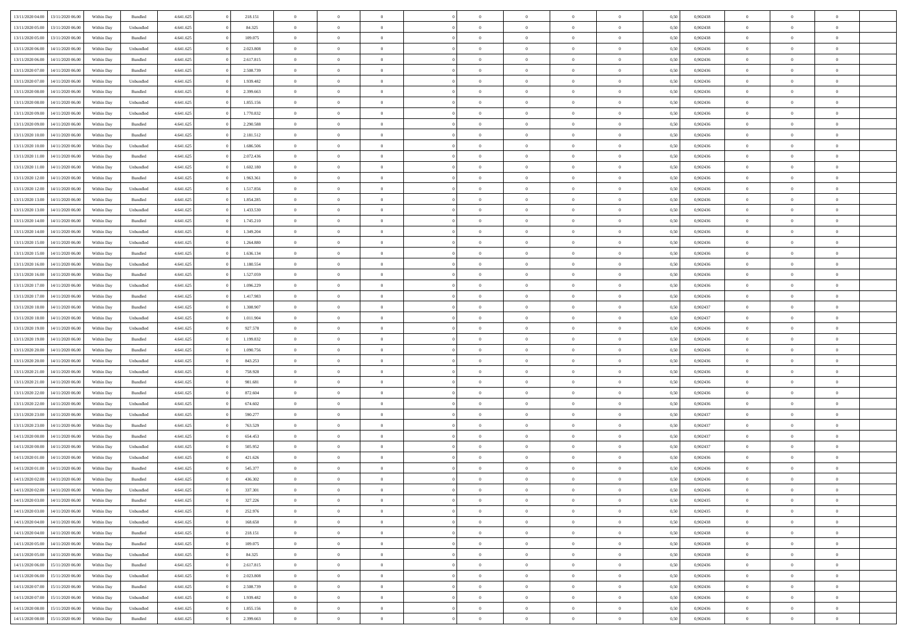| | | | | | | | | | | | | | | | | | | | | | |
|---|---|---|---|---|---|---|---|---|---|---|---|---|---|---|---|---|---|---|---|---|---|
| 13/11/2020 04.00 | 13/11/2020 06.00 | Within Day | Bundled | 4.641.625 | 0 | 218.151 | 0 | 0 | 0 | | 0 | 0 | 0 | 0 | 0 | 0,50 | 0,902438 | 0 | 0 | 0 | |
| 13/11/2020 05.00 | 13/11/2020 06.00 | Within Day | Unbundled | 4.641.625 | 0 | 84.325 | 0 | 0 | 0 | | 0 | 0 | 0 | 0 | 0 | 0,50 | 0,902438 | 0 | 0 | 0 | |
| 13/11/2020 05.00 | 13/11/2020 06.00 | Within Day | Bundled | 4.641.625 | 0 | 109.075 | 0 | 0 | 0 | | 0 | 0 | 0 | 0 | 0 | 0,50 | 0,902438 | 0 | 0 | 0 | |
| 13/11/2020 06.00 | 14/11/2020 06.00 | Within Day | Unbundled | 4.641.625 | 0 | 2.023.808 | 0 | 0 | 0 | | 0 | 0 | 0 | 0 | 0 | 0,50 | 0,902436 | 0 | 0 | 0 | |
| 13/11/2020 06.00 | 14/11/2020 06.00 | Within Day | Bundled | 4.641.625 | 0 | 2.617.815 | 0 | 0 | 0 | | 0 | 0 | 0 | 0 | 0 | 0,50 | 0,902436 | 0 | 0 | 0 | |
| 13/11/2020 07.00 | 14/11/2020 06.00 | Within Day | Bundled | 4.641.625 | 0 | 2.508.739 | 0 | 0 | 0 | | 0 | 0 | 0 | 0 | 0 | 0,50 | 0,902436 | 0 | 0 | 0 | |
| 13/11/2020 07.00 | 14/11/2020 06.00 | Within Day | Unbundled | 4.641.625 | 0 | 1.939.482 | 0 | 0 | 0 | | 0 | 0 | 0 | 0 | 0 | 0,50 | 0,902436 | 0 | 0 | 0 | |
| 13/11/2020 08.00 | 14/11/2020 06.00 | Within Day | Bundled | 4.641.625 | 0 | 2.399.663 | 0 | 0 | 0 | | 0 | 0 | 0 | 0 | 0 | 0,50 | 0,902436 | 0 | 0 | 0 | |
| 13/11/2020 08.00 | 14/11/2020 06.00 | Within Day | Unbundled | 4.641.625 | 0 | 1.855.156 | 0 | 0 | 0 | | 0 | 0 | 0 | 0 | 0 | 0,50 | 0,902436 | 0 | 0 | 0 | |
| 13/11/2020 09.00 | 14/11/2020 06.00 | Within Day | Unbundled | 4.641.625 | 0 | 1.770.832 | 0 | 0 | 0 | | 0 | 0 | 0 | 0 | 0 | 0,50 | 0,902436 | 0 | 0 | 0 | |
| 13/11/2020 09.00 | 14/11/2020 06.00 | Within Day | Bundled | 4.641.625 | 0 | 2.290.588 | 0 | 0 | 0 | | 0 | 0 | 0 | 0 | 0 | 0,50 | 0,902436 | 0 | 0 | 0 | |
| 13/11/2020 10.00 | 14/11/2020 06.00 | Within Day | Bundled | 4.641.625 | 0 | 2.181.512 | 0 | 0 | 0 | | 0 | 0 | 0 | 0 | 0 | 0,50 | 0,902436 | 0 | 0 | 0 | |
| 13/11/2020 10.00 | 14/11/2020 06.00 | Within Day | Unbundled | 4.641.625 | 0 | 1.686.506 | 0 | 0 | 0 | | 0 | 0 | 0 | 0 | 0 | 0,50 | 0,902436 | 0 | 0 | 0 | |
| 13/11/2020 11.00 | 14/11/2020 06.00 | Within Day | Bundled | 4.641.625 | 0 | 2.072.436 | 0 | 0 | 0 | | 0 | 0 | 0 | 0 | 0 | 0,50 | 0,902436 | 0 | 0 | 0 | |
| 13/11/2020 11.00 | 14/11/2020 06.00 | Within Day | Unbundled | 4.641.625 | 0 | 1.602.180 | 0 | 0 | 0 | | 0 | 0 | 0 | 0 | 0 | 0,50 | 0,902436 | 0 | 0 | 0 | |
| 13/11/2020 12.00 | 14/11/2020 06.00 | Within Day | Bundled | 4.641.625 | 0 | 1.963.361 | 0 | 0 | 0 | | 0 | 0 | 0 | 0 | 0 | 0,50 | 0,902436 | 0 | 0 | 0 | |
| 13/11/2020 12.00 | 14/11/2020 06.00 | Within Day | Unbundled | 4.641.625 | 0 | 1.517.856 | 0 | 0 | 0 | | 0 | 0 | 0 | 0 | 0 | 0,50 | 0,902436 | 0 | 0 | 0 | |
| 13/11/2020 13.00 | 14/11/2020 06.00 | Within Day | Bundled | 4.641.625 | 0 | 1.854.285 | 0 | 0 | 0 | | 0 | 0 | 0 | 0 | 0 | 0,50 | 0,902436 | 0 | 0 | 0 | |
| 13/11/2020 13.00 | 14/11/2020 06.00 | Within Day | Unbundled | 4.641.625 | 0 | 1.433.530 | 0 | 0 | 0 | | 0 | 0 | 0 | 0 | 0 | 0,50 | 0,902436 | 0 | 0 | 0 | |
| 13/11/2020 14.00 | 14/11/2020 06.00 | Within Day | Bundled | 4.641.625 | 0 | 1.745.210 | 0 | 0 | 0 | | 0 | 0 | 0 | 0 | 0 | 0,50 | 0,902436 | 0 | 0 | 0 | |
| 13/11/2020 14.00 | 14/11/2020 06.00 | Within Day | Unbundled | 4.641.625 | 0 | 1.349.204 | 0 | 0 | 0 | | 0 | 0 | 0 | 0 | 0 | 0,50 | 0,902436 | 0 | 0 | 0 | |
| 13/11/2020 15.00 | 14/11/2020 06.00 | Within Day | Unbundled | 4.641.625 | 0 | 1.264.880 | 0 | 0 | 0 | | 0 | 0 | 0 | 0 | 0 | 0,50 | 0,902436 | 0 | 0 | 0 | |
| 13/11/2020 15.00 | 14/11/2020 06.00 | Within Day | Bundled | 4.641.625 | 0 | 1.636.134 | 0 | 0 | 0 | | 0 | 0 | 0 | 0 | 0 | 0,50 | 0,902436 | 0 | 0 | 0 | |
| 13/11/2020 16.00 | 14/11/2020 06.00 | Within Day | Unbundled | 4.641.625 | 0 | 1.180.554 | 0 | 0 | 0 | | 0 | 0 | 0 | 0 | 0 | 0,50 | 0,902436 | 0 | 0 | 0 | |
| 13/11/2020 16.00 | 14/11/2020 06.00 | Within Day | Bundled | 4.641.625 | 0 | 1.527.059 | 0 | 0 | 0 | | 0 | 0 | 0 | 0 | 0 | 0,50 | 0,902436 | 0 | 0 | 0 | |
| 13/11/2020 17.00 | 14/11/2020 06.00 | Within Day | Unbundled | 4.641.625 | 0 | 1.096.229 | 0 | 0 | 0 | | 0 | 0 | 0 | 0 | 0 | 0,50 | 0,902436 | 0 | 0 | 0 | |
| 13/11/2020 17.00 | 14/11/2020 06.00 | Within Day | Bundled | 4.641.625 | 0 | 1.417.983 | 0 | 0 | 0 | | 0 | 0 | 0 | 0 | 0 | 0,50 | 0,902436 | 0 | 0 | 0 | |
| 13/11/2020 18.00 | 14/11/2020 06.00 | Within Day | Bundled | 4.641.625 | 0 | 1.308.907 | 0 | 0 | 0 | | 0 | 0 | 0 | 0 | 0 | 0,50 | 0,902437 | 0 | 0 | 0 | |
| 13/11/2020 18.00 | 14/11/2020 06.00 | Within Day | Unbundled | 4.641.625 | 0 | 1.011.904 | 0 | 0 | 0 | | 0 | 0 | 0 | 0 | 0 | 0,50 | 0,902437 | 0 | 0 | 0 | |
| 13/11/2020 19.00 | 14/11/2020 06.00 | Within Day | Unbundled | 4.641.625 | 0 | 927.578 | 0 | 0 | 0 | | 0 | 0 | 0 | 0 | 0 | 0,50 | 0,902436 | 0 | 0 | 0 | |
| 13/11/2020 19.00 | 14/11/2020 06.00 | Within Day | Bundled | 4.641.625 | 0 | 1.199.832 | 0 | 0 | 0 | | 0 | 0 | 0 | 0 | 0 | 0,50 | 0,902436 | 0 | 0 | 0 | |
| 13/11/2020 20.00 | 14/11/2020 06.00 | Within Day | Bundled | 4.641.625 | 0 | 1.090.756 | 0 | 0 | 0 | | 0 | 0 | 0 | 0 | 0 | 0,50 | 0,902436 | 0 | 0 | 0 | |
| 13/11/2020 20.00 | 14/11/2020 06.00 | Within Day | Unbundled | 4.641.625 | 0 | 843.253 | 0 | 0 | 0 | | 0 | 0 | 0 | 0 | 0 | 0,50 | 0,902436 | 0 | 0 | 0 | |
| 13/11/2020 21.00 | 14/11/2020 06.00 | Within Day | Unbundled | 4.641.625 | 0 | 758.928 | 0 | 0 | 0 | | 0 | 0 | 0 | 0 | 0 | 0,50 | 0,902436 | 0 | 0 | 0 | |
| 13/11/2020 21.00 | 14/11/2020 06.00 | Within Day | Bundled | 4.641.625 | 0 | 981.681 | 0 | 0 | 0 | | 0 | 0 | 0 | 0 | 0 | 0,50 | 0,902436 | 0 | 0 | 0 | |
| 13/11/2020 22.00 | 14/11/2020 06.00 | Within Day | Bundled | 4.641.625 | 0 | 872.604 | 0 | 0 | 0 | | 0 | 0 | 0 | 0 | 0 | 0,50 | 0,902436 | 0 | 0 | 0 | |
| 13/11/2020 22.00 | 14/11/2020 06.00 | Within Day | Unbundled | 4.641.625 | 0 | 674.602 | 0 | 0 | 0 | | 0 | 0 | 0 | 0 | 0 | 0,50 | 0,902436 | 0 | 0 | 0 | |
| 13/11/2020 23.00 | 14/11/2020 06.00 | Within Day | Unbundled | 4.641.625 | 0 | 590.277 | 0 | 0 | 0 | | 0 | 0 | 0 | 0 | 0 | 0,50 | 0,902437 | 0 | 0 | 0 | |
| 13/11/2020 23.00 | 14/11/2020 06.00 | Within Day | Bundled | 4.641.625 | 0 | 763.529 | 0 | 0 | 0 | | 0 | 0 | 0 | 0 | 0 | 0,50 | 0,902437 | 0 | 0 | 0 | |
| 14/11/2020 00.00 | 14/11/2020 06.00 | Within Day | Bundled | 4.641.625 | 0 | 654.453 | 0 | 0 | 0 | | 0 | 0 | 0 | 0 | 0 | 0,50 | 0,902437 | 0 | 0 | 0 | |
| 14/11/2020 00.00 | 14/11/2020 06.00 | Within Day | Unbundled | 4.641.625 | 0 | 505.952 | 0 | 0 | 0 | | 0 | 0 | 0 | 0 | 0 | 0,50 | 0,902437 | 0 | 0 | 0 | |
| 14/11/2020 01.00 | 14/11/2020 06.00 | Within Day | Unbundled | 4.641.625 | 0 | 421.626 | 0 | 0 | 0 | | 0 | 0 | 0 | 0 | 0 | 0,50 | 0,902436 | 0 | 0 | 0 | |
| 14/11/2020 01.00 | 14/11/2020 06.00 | Within Day | Bundled | 4.641.625 | 0 | 545.377 | 0 | 0 | 0 | | 0 | 0 | 0 | 0 | 0 | 0,50 | 0,902436 | 0 | 0 | 0 | |
| 14/11/2020 02.00 | 14/11/2020 06.00 | Within Day | Bundled | 4.641.625 | 0 | 436.302 | 0 | 0 | 0 | | 0 | 0 | 0 | 0 | 0 | 0,50 | 0,902436 | 0 | 0 | 0 | |
| 14/11/2020 02.00 | 14/11/2020 06.00 | Within Day | Unbundled | 4.641.625 | 0 | 337.301 | 0 | 0 | 0 | | 0 | 0 | 0 | 0 | 0 | 0,50 | 0,902436 | 0 | 0 | 0 | |
| 14/11/2020 03.00 | 14/11/2020 06.00 | Within Day | Bundled | 4.641.625 | 0 | 327.226 | 0 | 0 | 0 | | 0 | 0 | 0 | 0 | 0 | 0,50 | 0,902435 | 0 | 0 | 0 | |
| 14/11/2020 03.00 | 14/11/2020 06.00 | Within Day | Unbundled | 4.641.625 | 0 | 252.976 | 0 | 0 | 0 | | 0 | 0 | 0 | 0 | 0 | 0,50 | 0,902435 | 0 | 0 | 0 | |
| 14/11/2020 04.00 | 14/11/2020 06.00 | Within Day | Unbundled | 4.641.625 | 0 | 168.650 | 0 | 0 | 0 | | 0 | 0 | 0 | 0 | 0 | 0,50 | 0,902438 | 0 | 0 | 0 | |
| 14/11/2020 04.00 | 14/11/2020 06.00 | Within Day | Bundled | 4.641.625 | 0 | 218.151 | 0 | 0 | 0 | | 0 | 0 | 0 | 0 | 0 | 0,50 | 0,902438 | 0 | 0 | 0 | |
| 14/11/2020 05.00 | 14/11/2020 06.00 | Within Day | Bundled | 4.641.625 | 0 | 109.075 | 0 | 0 | 0 | | 0 | 0 | 0 | 0 | 0 | 0,50 | 0,902438 | 0 | 0 | 0 | |
| 14/11/2020 05.00 | 14/11/2020 06.00 | Within Day | Unbundled | 4.641.625 | 0 | 84.325 | 0 | 0 | 0 | | 0 | 0 | 0 | 0 | 0 | 0,50 | 0,902438 | 0 | 0 | 0 | |
| 14/11/2020 06.00 | 15/11/2020 06.00 | Within Day | Bundled | 4.641.625 | 0 | 2.617.815 | 0 | 0 | 0 | | 0 | 0 | 0 | 0 | 0 | 0,50 | 0,902436 | 0 | 0 | 0 | |
| 14/11/2020 06.00 | 15/11/2020 06.00 | Within Day | Unbundled | 4.641.625 | 0 | 2.023.808 | 0 | 0 | 0 | | 0 | 0 | 0 | 0 | 0 | 0,50 | 0,902436 | 0 | 0 | 0 | |
| 14/11/2020 07.00 | 15/11/2020 06.00 | Within Day | Bundled | 4.641.625 | 0 | 2.508.739 | 0 | 0 | 0 | | 0 | 0 | 0 | 0 | 0 | 0,50 | 0,902436 | 0 | 0 | 0 | |
| 14/11/2020 07.00 | 15/11/2020 06.00 | Within Day | Unbundled | 4.641.625 | 0 | 1.939.482 | 0 | 0 | 0 | | 0 | 0 | 0 | 0 | 0 | 0,50 | 0,902436 | 0 | 0 | 0 | |
| 14/11/2020 08.00 | 15/11/2020 06.00 | Within Day | Unbundled | 4.641.625 | 0 | 1.855.156 | 0 | 0 | 0 | | 0 | 0 | 0 | 0 | 0 | 0,50 | 0,902436 | 0 | 0 | 0 | |
| 14/11/2020 08.00 | 15/11/2020 06.00 | Within Day | Bundled | 4.641.625 | 0 | 2.399.663 | 0 | 0 | 0 | | 0 | 0 | 0 | 0 | 0 | 0,50 | 0,902436 | 0 | 0 | 0 | |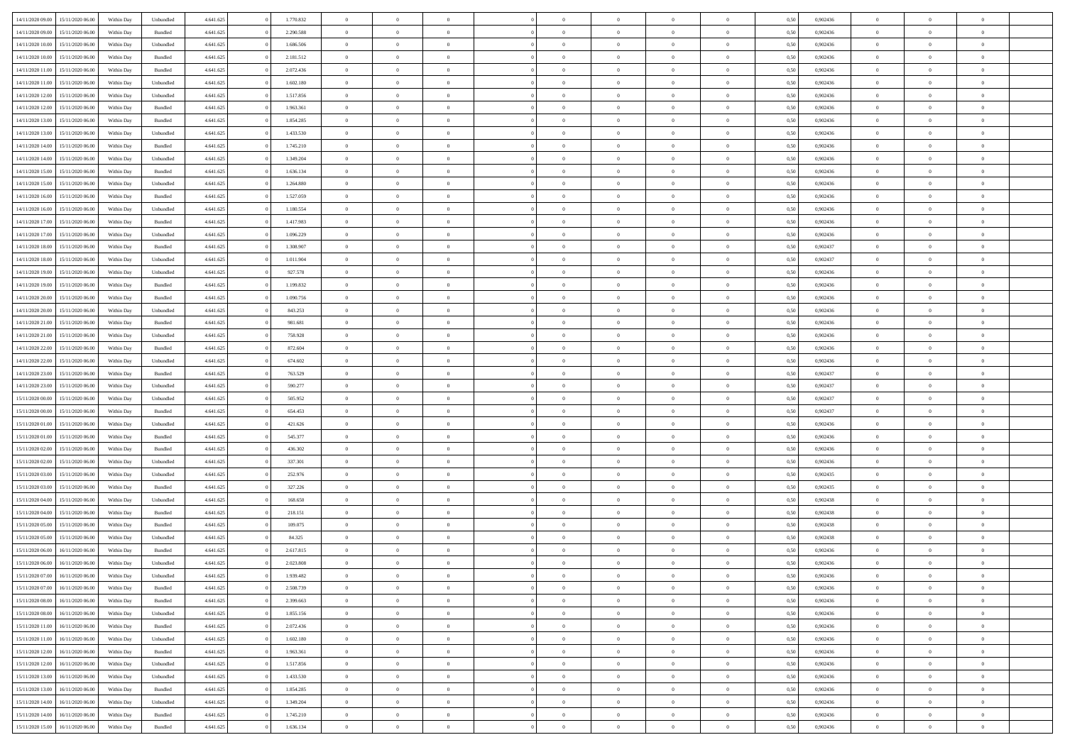| | | | | | | | | | | | | | | | | | | | | |
|---|---|---|---|---|---|---|---|---|---|---|---|---|---|---|---|---|---|---|---|---|
| 14/11/2020 09.00 | 15/11/2020 06.00 | Within Day | Unbundled | 4.641.625 | 0 | 1.770.832 | 0 | 0 | 0 | | 0 | 0 | 0 | 0 | 0,50 | 0,902436 | 0 | 0 | 0 | |
| 14/11/2020 09.00 | 15/11/2020 06.00 | Within Day | Bundled | 4.641.625 | 0 | 2.290.588 | 0 | 0 | 0 | | 0 | 0 | 0 | 0 | 0,50 | 0,902436 | 0 | 0 | 0 | |
| 14/11/2020 10.00 | 15/11/2020 06.00 | Within Day | Unbundled | 4.641.625 | 0 | 1.686.506 | 0 | 0 | 0 | | 0 | 0 | 0 | 0 | 0,50 | 0,902436 | 0 | 0 | 0 | |
| 14/11/2020 10.00 | 15/11/2020 06.00 | Within Day | Bundled | 4.641.625 | 0 | 2.181.512 | 0 | 0 | 0 | | 0 | 0 | 0 | 0 | 0,50 | 0,902436 | 0 | 0 | 0 | |
| 14/11/2020 11.00 | 15/11/2020 06.00 | Within Day | Bundled | 4.641.625 | 0 | 2.072.436 | 0 | 0 | 0 | | 0 | 0 | 0 | 0 | 0,50 | 0,902436 | 0 | 0 | 0 | |
| 14/11/2020 11.00 | 15/11/2020 06.00 | Within Day | Unbundled | 4.641.625 | 0 | 1.602.180 | 0 | 0 | 0 | | 0 | 0 | 0 | 0 | 0,50 | 0,902436 | 0 | 0 | 0 | |
| 14/11/2020 12.00 | 15/11/2020 06.00 | Within Day | Unbundled | 4.641.625 | 0 | 1.517.856 | 0 | 0 | 0 | | 0 | 0 | 0 | 0 | 0,50 | 0,902436 | 0 | 0 | 0 | |
| 14/11/2020 12.00 | 15/11/2020 06.00 | Within Day | Bundled | 4.641.625 | 0 | 1.963.361 | 0 | 0 | 0 | | 0 | 0 | 0 | 0 | 0,50 | 0,902436 | 0 | 0 | 0 | |
| 14/11/2020 13.00 | 15/11/2020 06.00 | Within Day | Bundled | 4.641.625 | 0 | 1.854.285 | 0 | 0 | 0 | | 0 | 0 | 0 | 0 | 0,50 | 0,902436 | 0 | 0 | 0 | |
| 14/11/2020 13.00 | 15/11/2020 06.00 | Within Day | Unbundled | 4.641.625 | 0 | 1.433.530 | 0 | 0 | 0 | | 0 | 0 | 0 | 0 | 0,50 | 0,902436 | 0 | 0 | 0 | |
| 14/11/2020 14.00 | 15/11/2020 06.00 | Within Day | Bundled | 4.641.625 | 0 | 1.745.210 | 0 | 0 | 0 | | 0 | 0 | 0 | 0 | 0,50 | 0,902436 | 0 | 0 | 0 | |
| 14/11/2020 14.00 | 15/11/2020 06.00 | Within Day | Unbundled | 4.641.625 | 0 | 1.349.204 | 0 | 0 | 0 | | 0 | 0 | 0 | 0 | 0,50 | 0,902436 | 0 | 0 | 0 | |
| 14/11/2020 15.00 | 15/11/2020 06.00 | Within Day | Bundled | 4.641.625 | 0 | 1.636.134 | 0 | 0 | 0 | | 0 | 0 | 0 | 0 | 0,50 | 0,902436 | 0 | 0 | 0 | |
| 14/11/2020 15.00 | 15/11/2020 06.00 | Within Day | Unbundled | 4.641.625 | 0 | 1.264.880 | 0 | 0 | 0 | | 0 | 0 | 0 | 0 | 0,50 | 0,902436 | 0 | 0 | 0 | |
| 14/11/2020 16.00 | 15/11/2020 06.00 | Within Day | Bundled | 4.641.625 | 0 | 1.527.059 | 0 | 0 | 0 | | 0 | 0 | 0 | 0 | 0,50 | 0,902436 | 0 | 0 | 0 | |
| 14/11/2020 16.00 | 15/11/2020 06.00 | Within Day | Unbundled | 4.641.625 | 0 | 1.180.554 | 0 | 0 | 0 | | 0 | 0 | 0 | 0 | 0,50 | 0,902436 | 0 | 0 | 0 | |
| 14/11/2020 17.00 | 15/11/2020 06.00 | Within Day | Bundled | 4.641.625 | 0 | 1.417.983 | 0 | 0 | 0 | | 0 | 0 | 0 | 0 | 0,50 | 0,902436 | 0 | 0 | 0 | |
| 14/11/2020 17.00 | 15/11/2020 06.00 | Within Day | Unbundled | 4.641.625 | 0 | 1.096.229 | 0 | 0 | 0 | | 0 | 0 | 0 | 0 | 0,50 | 0,902436 | 0 | 0 | 0 | |
| 14/11/2020 18.00 | 15/11/2020 06.00 | Within Day | Bundled | 4.641.625 | 0 | 1.308.907 | 0 | 0 | 0 | | 0 | 0 | 0 | 0 | 0,50 | 0,902437 | 0 | 0 | 0 | |
| 14/11/2020 18.00 | 15/11/2020 06.00 | Within Day | Unbundled | 4.641.625 | 0 | 1.011.904 | 0 | 0 | 0 | | 0 | 0 | 0 | 0 | 0,50 | 0,902437 | 0 | 0 | 0 | |
| 14/11/2020 19.00 | 15/11/2020 06.00 | Within Day | Unbundled | 4.641.625 | 0 | 927.578 | 0 | 0 | 0 | | 0 | 0 | 0 | 0 | 0,50 | 0,902436 | 0 | 0 | 0 | |
| 14/11/2020 19.00 | 15/11/2020 06.00 | Within Day | Bundled | 4.641.625 | 0 | 1.199.832 | 0 | 0 | 0 | | 0 | 0 | 0 | 0 | 0,50 | 0,902436 | 0 | 0 | 0 | |
| 14/11/2020 20.00 | 15/11/2020 06.00 | Within Day | Bundled | 4.641.625 | 0 | 1.090.756 | 0 | 0 | 0 | | 0 | 0 | 0 | 0 | 0,50 | 0,902436 | 0 | 0 | 0 | |
| 14/11/2020 20.00 | 15/11/2020 06.00 | Within Day | Unbundled | 4.641.625 | 0 | 843.253 | 0 | 0 | 0 | | 0 | 0 | 0 | 0 | 0,50 | 0,902436 | 0 | 0 | 0 | |
| 14/11/2020 21.00 | 15/11/2020 06.00 | Within Day | Bundled | 4.641.625 | 0 | 981.681 | 0 | 0 | 0 | | 0 | 0 | 0 | 0 | 0,50 | 0,902436 | 0 | 0 | 0 | |
| 14/11/2020 21.00 | 15/11/2020 06.00 | Within Day | Unbundled | 4.641.625 | 0 | 758.928 | 0 | 0 | 0 | | 0 | 0 | 0 | 0 | 0,50 | 0,902436 | 0 | 0 | 0 | |
| 14/11/2020 22.00 | 15/11/2020 06.00 | Within Day | Bundled | 4.641.625 | 0 | 872.604 | 0 | 0 | 0 | | 0 | 0 | 0 | 0 | 0,50 | 0,902436 | 0 | 0 | 0 | |
| 14/11/2020 22.00 | 15/11/2020 06.00 | Within Day | Unbundled | 4.641.625 | 0 | 674.602 | 0 | 0 | 0 | | 0 | 0 | 0 | 0 | 0,50 | 0,902436 | 0 | 0 | 0 | |
| 14/11/2020 23.00 | 15/11/2020 06.00 | Within Day | Bundled | 4.641.625 | 0 | 763.529 | 0 | 0 | 0 | | 0 | 0 | 0 | 0 | 0,50 | 0,902437 | 0 | 0 | 0 | |
| 14/11/2020 23.00 | 15/11/2020 06.00 | Within Day | Unbundled | 4.641.625 | 0 | 590.277 | 0 | 0 | 0 | | 0 | 0 | 0 | 0 | 0,50 | 0,902437 | 0 | 0 | 0 | |
| 15/11/2020 00.00 | 15/11/2020 06.00 | Within Day | Unbundled | 4.641.625 | 0 | 505.952 | 0 | 0 | 0 | | 0 | 0 | 0 | 0 | 0,50 | 0,902437 | 0 | 0 | 0 | |
| 15/11/2020 00.00 | 15/11/2020 06.00 | Within Day | Bundled | 4.641.625 | 0 | 654.453 | 0 | 0 | 0 | | 0 | 0 | 0 | 0 | 0,50 | 0,902437 | 0 | 0 | 0 | |
| 15/11/2020 01.00 | 15/11/2020 06.00 | Within Day | Unbundled | 4.641.625 | 0 | 421.626 | 0 | 0 | 0 | | 0 | 0 | 0 | 0 | 0,50 | 0,902436 | 0 | 0 | 0 | |
| 15/11/2020 01.00 | 15/11/2020 06.00 | Within Day | Bundled | 4.641.625 | 0 | 545.377 | 0 | 0 | 0 | | 0 | 0 | 0 | 0 | 0,50 | 0,902436 | 0 | 0 | 0 | |
| 15/11/2020 02.00 | 15/11/2020 06.00 | Within Day | Bundled | 4.641.625 | 0 | 436.302 | 0 | 0 | 0 | | 0 | 0 | 0 | 0 | 0,50 | 0,902436 | 0 | 0 | 0 | |
| 15/11/2020 02.00 | 15/11/2020 06.00 | Within Day | Unbundled | 4.641.625 | 0 | 337.301 | 0 | 0 | 0 | | 0 | 0 | 0 | 0 | 0,50 | 0,902436 | 0 | 0 | 0 | |
| 15/11/2020 03.00 | 15/11/2020 06.00 | Within Day | Unbundled | 4.641.625 | 0 | 252.976 | 0 | 0 | 0 | | 0 | 0 | 0 | 0 | 0,50 | 0,902435 | 0 | 0 | 0 | |
| 15/11/2020 03.00 | 15/11/2020 06.00 | Within Day | Bundled | 4.641.625 | 0 | 327.226 | 0 | 0 | 0 | | 0 | 0 | 0 | 0 | 0,50 | 0,902435 | 0 | 0 | 0 | |
| 15/11/2020 04.00 | 15/11/2020 06.00 | Within Day | Unbundled | 4.641.625 | 0 | 168.650 | 0 | 0 | 0 | | 0 | 0 | 0 | 0 | 0,50 | 0,902438 | 0 | 0 | 0 | |
| 15/11/2020 04.00 | 15/11/2020 06.00 | Within Day | Bundled | 4.641.625 | 0 | 218.151 | 0 | 0 | 0 | | 0 | 0 | 0 | 0 | 0,50 | 0,902438 | 0 | 0 | 0 | |
| 15/11/2020 05.00 | 15/11/2020 06.00 | Within Day | Bundled | 4.641.625 | 0 | 109.075 | 0 | 0 | 0 | | 0 | 0 | 0 | 0 | 0,50 | 0,902438 | 0 | 0 | 0 | |
| 15/11/2020 05.00 | 15/11/2020 06.00 | Within Day | Unbundled | 4.641.625 | 0 | 84.325 | 0 | 0 | 0 | | 0 | 0 | 0 | 0 | 0,50 | 0,902438 | 0 | 0 | 0 | |
| 15/11/2020 06.00 | 16/11/2020 06.00 | Within Day | Bundled | 4.641.625 | 0 | 2.617.815 | 0 | 0 | 0 | | 0 | 0 | 0 | 0 | 0,50 | 0,902436 | 0 | 0 | 0 | |
| 15/11/2020 06.00 | 16/11/2020 06.00 | Within Day | Unbundled | 4.641.625 | 0 | 2.023.808 | 0 | 0 | 0 | | 0 | 0 | 0 | 0 | 0,50 | 0,902436 | 0 | 0 | 0 | |
| 15/11/2020 07.00 | 16/11/2020 06.00 | Within Day | Unbundled | 4.641.625 | 0 | 1.939.482 | 0 | 0 | 0 | | 0 | 0 | 0 | 0 | 0,50 | 0,902436 | 0 | 0 | 0 | |
| 15/11/2020 07.00 | 16/11/2020 06.00 | Within Day | Bundled | 4.641.625 | 0 | 2.508.739 | 0 | 0 | 0 | | 0 | 0 | 0 | 0 | 0,50 | 0,902436 | 0 | 0 | 0 | |
| 15/11/2020 08.00 | 16/11/2020 06.00 | Within Day | Bundled | 4.641.625 | 0 | 2.399.663 | 0 | 0 | 0 | | 0 | 0 | 0 | 0 | 0,50 | 0,902436 | 0 | 0 | 0 | |
| 15/11/2020 08.00 | 16/11/2020 06.00 | Within Day | Unbundled | 4.641.625 | 0 | 1.855.156 | 0 | 0 | 0 | | 0 | 0 | 0 | 0 | 0,50 | 0,902436 | 0 | 0 | 0 | |
| 15/11/2020 11.00 | 16/11/2020 06.00 | Within Day | Bundled | 4.641.625 | 0 | 2.072.436 | 0 | 0 | 0 | | 0 | 0 | 0 | 0 | 0,50 | 0,902436 | 0 | 0 | 0 | |
| 15/11/2020 11.00 | 16/11/2020 06.00 | Within Day | Unbundled | 4.641.625 | 0 | 1.602.180 | 0 | 0 | 0 | | 0 | 0 | 0 | 0 | 0,50 | 0,902436 | 0 | 0 | 0 | |
| 15/11/2020 12.00 | 16/11/2020 06.00 | Within Day | Bundled | 4.641.625 | 0 | 1.963.361 | 0 | 0 | 0 | | 0 | 0 | 0 | 0 | 0,50 | 0,902436 | 0 | 0 | 0 | |
| 15/11/2020 12.00 | 16/11/2020 06.00 | Within Day | Unbundled | 4.641.625 | 0 | 1.517.856 | 0 | 0 | 0 | | 0 | 0 | 0 | 0 | 0,50 | 0,902436 | 0 | 0 | 0 | |
| 15/11/2020 13.00 | 16/11/2020 06.00 | Within Day | Unbundled | 4.641.625 | 0 | 1.433.530 | 0 | 0 | 0 | | 0 | 0 | 0 | 0 | 0,50 | 0,902436 | 0 | 0 | 0 | |
| 15/11/2020 13.00 | 16/11/2020 06.00 | Within Day | Bundled | 4.641.625 | 0 | 1.854.285 | 0 | 0 | 0 | | 0 | 0 | 0 | 0 | 0,50 | 0,902436 | 0 | 0 | 0 | |
| 15/11/2020 14.00 | 16/11/2020 06.00 | Within Day | Unbundled | 4.641.625 | 0 | 1.349.204 | 0 | 0 | 0 | | 0 | 0 | 0 | 0 | 0,50 | 0,902436 | 0 | 0 | 0 | |
| 15/11/2020 14.00 | 16/11/2020 06.00 | Within Day | Bundled | 4.641.625 | 0 | 1.745.210 | 0 | 0 | 0 | | 0 | 0 | 0 | 0 | 0,50 | 0,902436 | 0 | 0 | 0 | |
| 15/11/2020 15.00 | 16/11/2020 06.00 | Within Day | Bundled | 4.641.625 | 0 | 1.636.134 | 0 | 0 | 0 | | 0 | 0 | 0 | 0 | 0,50 | 0,902436 | 0 | 0 | 0 | |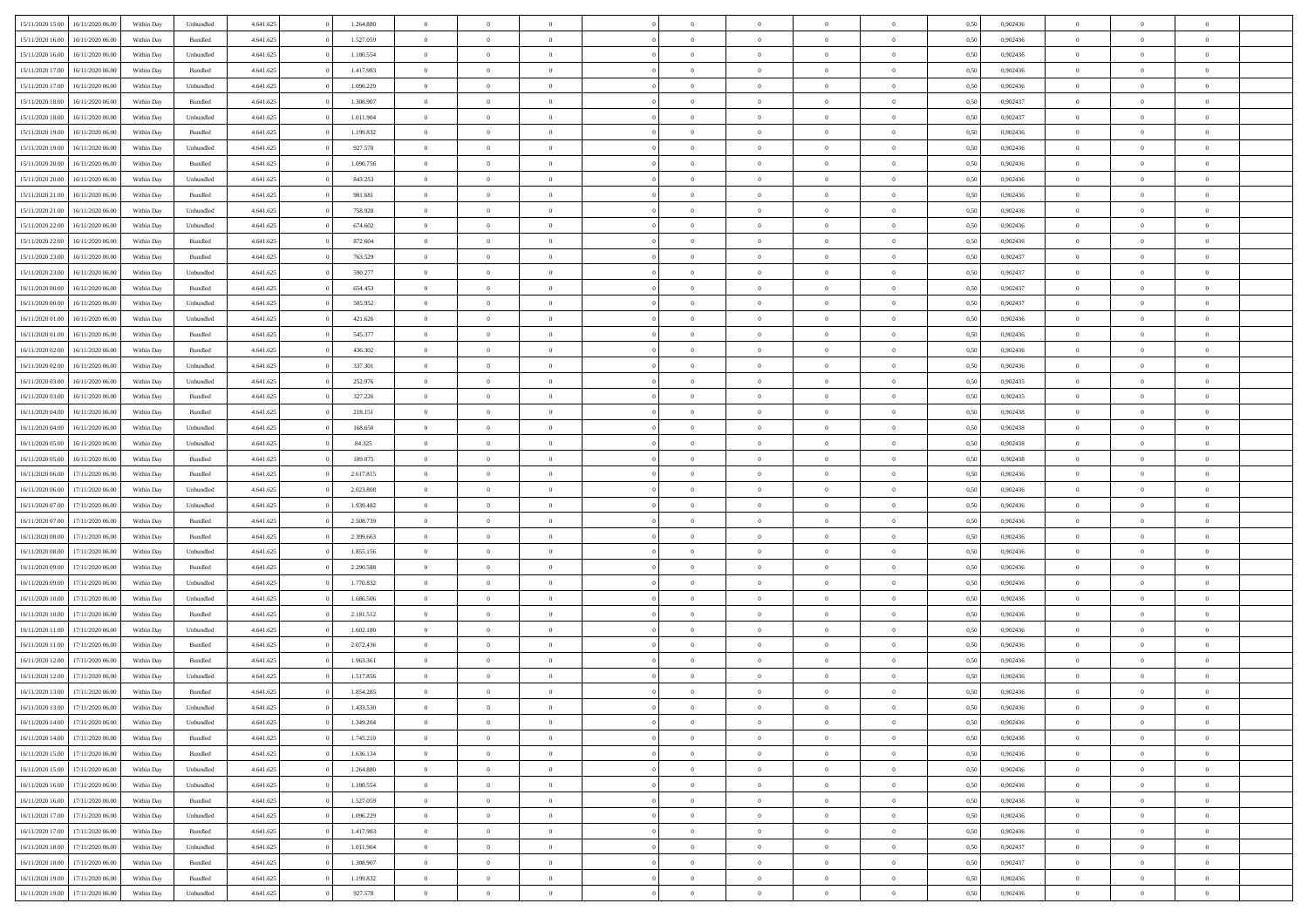| | | | | | | | | | | | | | | | | | | | | | |
|---|---|---|---|---|---|---|---|---|---|---|---|---|---|---|---|---|---|---|---|---|---|
| 15/11/2020 15.00 | 16/11/2020 06.00 | Within Day | Unbundled | 4.641.625 | 0 | 1.264.880 | 0 | 0 | 0 | | 0 | 0 | 0 | 0 | 0,50 | 0,902436 | 0 | 0 | 0 | |
| 15/11/2020 16.00 | 16/11/2020 06.00 | Within Day | Bundled | 4.641.625 | 0 | 1.527.059 | 0 | 0 | 0 | | 0 | 0 | 0 | 0 | 0,50 | 0,902436 | 0 | 0 | 0 | |
| 15/11/2020 16.00 | 16/11/2020 06.00 | Within Day | Unbundled | 4.641.625 | 0 | 1.180.554 | 0 | 0 | 0 | | 0 | 0 | 0 | 0 | 0,50 | 0,902436 | 0 | 0 | 0 | |
| 15/11/2020 17.00 | 16/11/2020 06.00 | Within Day | Bundled | 4.641.625 | 0 | 1.417.983 | 0 | 0 | 0 | | 0 | 0 | 0 | 0 | 0,50 | 0,902436 | 0 | 0 | 0 | |
| 15/11/2020 17.00 | 16/11/2020 06.00 | Within Day | Unbundled | 4.641.625 | 0 | 1.096.229 | 0 | 0 | 0 | | 0 | 0 | 0 | 0 | 0,50 | 0,902436 | 0 | 0 | 0 | |
| 15/11/2020 18.00 | 16/11/2020 06.00 | Within Day | Bundled | 4.641.625 | 0 | 1.308.907 | 0 | 0 | 0 | | 0 | 0 | 0 | 0 | 0,50 | 0,902437 | 0 | 0 | 0 | |
| 15/11/2020 18.00 | 16/11/2020 06.00 | Within Day | Unbundled | 4.641.625 | 0 | 1.011.904 | 0 | 0 | 0 | | 0 | 0 | 0 | 0 | 0,50 | 0,902437 | 0 | 0 | 0 | |
| 15/11/2020 19.00 | 16/11/2020 06.00 | Within Day | Bundled | 4.641.625 | 0 | 1.199.832 | 0 | 0 | 0 | | 0 | 0 | 0 | 0 | 0,50 | 0,902436 | 0 | 0 | 0 | |
| 15/11/2020 19.00 | 16/11/2020 06.00 | Within Day | Unbundled | 4.641.625 | 0 | 927.578 | 0 | 0 | 0 | | 0 | 0 | 0 | 0 | 0,50 | 0,902436 | 0 | 0 | 0 | |
| 15/11/2020 20.00 | 16/11/2020 06.00 | Within Day | Bundled | 4.641.625 | 0 | 1.090.756 | 0 | 0 | 0 | | 0 | 0 | 0 | 0 | 0,50 | 0,902436 | 0 | 0 | 0 | |
| 15/11/2020 20.00 | 16/11/2020 06.00 | Within Day | Unbundled | 4.641.625 | 0 | 843.253 | 0 | 0 | 0 | | 0 | 0 | 0 | 0 | 0,50 | 0,902436 | 0 | 0 | 0 | |
| 15/11/2020 21.00 | 16/11/2020 06.00 | Within Day | Bundled | 4.641.625 | 0 | 981.681 | 0 | 0 | 0 | | 0 | 0 | 0 | 0 | 0,50 | 0,902436 | 0 | 0 | 0 | |
| 15/11/2020 21.00 | 16/11/2020 06.00 | Within Day | Unbundled | 4.641.625 | 0 | 758.928 | 0 | 0 | 0 | | 0 | 0 | 0 | 0 | 0,50 | 0,902436 | 0 | 0 | 0 | |
| 15/11/2020 22.00 | 16/11/2020 06.00 | Within Day | Unbundled | 4.641.625 | 0 | 674.602 | 0 | 0 | 0 | | 0 | 0 | 0 | 0 | 0,50 | 0,902436 | 0 | 0 | 0 | |
| 15/11/2020 22.00 | 16/11/2020 06.00 | Within Day | Bundled | 4.641.625 | 0 | 872.604 | 0 | 0 | 0 | | 0 | 0 | 0 | 0 | 0,50 | 0,902436 | 0 | 0 | 0 | |
| 15/11/2020 23.00 | 16/11/2020 06.00 | Within Day | Bundled | 4.641.625 | 0 | 763.529 | 0 | 0 | 0 | | 0 | 0 | 0 | 0 | 0,50 | 0,902437 | 0 | 0 | 0 | |
| 15/11/2020 23.00 | 16/11/2020 06.00 | Within Day | Unbundled | 4.641.625 | 0 | 590.277 | 0 | 0 | 0 | | 0 | 0 | 0 | 0 | 0,50 | 0,902437 | 0 | 0 | 0 | |
| 16/11/2020 00.00 | 16/11/2020 06.00 | Within Day | Bundled | 4.641.625 | 0 | 654.453 | 0 | 0 | 0 | | 0 | 0 | 0 | 0 | 0,50 | 0,902437 | 0 | 0 | 0 | |
| 16/11/2020 00.00 | 16/11/2020 06.00 | Within Day | Unbundled | 4.641.625 | 0 | 505.952 | 0 | 0 | 0 | | 0 | 0 | 0 | 0 | 0,50 | 0,902437 | 0 | 0 | 0 | |
| 16/11/2020 01.00 | 16/11/2020 06.00 | Within Day | Unbundled | 4.641.625 | 0 | 421.626 | 0 | 0 | 0 | | 0 | 0 | 0 | 0 | 0,50 | 0,902436 | 0 | 0 | 0 | |
| 16/11/2020 01.00 | 16/11/2020 06.00 | Within Day | Bundled | 4.641.625 | 0 | 545.377 | 0 | 0 | 0 | | 0 | 0 | 0 | 0 | 0,50 | 0,902436 | 0 | 0 | 0 | |
| 16/11/2020 02.00 | 16/11/2020 06.00 | Within Day | Bundled | 4.641.625 | 0 | 436.302 | 0 | 0 | 0 | | 0 | 0 | 0 | 0 | 0,50 | 0,902436 | 0 | 0 | 0 | |
| 16/11/2020 02.00 | 16/11/2020 06.00 | Within Day | Unbundled | 4.641.625 | 0 | 337.301 | 0 | 0 | 0 | | 0 | 0 | 0 | 0 | 0,50 | 0,902436 | 0 | 0 | 0 | |
| 16/11/2020 03.00 | 16/11/2020 06.00 | Within Day | Unbundled | 4.641.625 | 0 | 252.976 | 0 | 0 | 0 | | 0 | 0 | 0 | 0 | 0,50 | 0,902435 | 0 | 0 | 0 | |
| 16/11/2020 03.00 | 16/11/2020 06.00 | Within Day | Bundled | 4.641.625 | 0 | 327.226 | 0 | 0 | 0 | | 0 | 0 | 0 | 0 | 0,50 | 0,902435 | 0 | 0 | 0 | |
| 16/11/2020 04.00 | 16/11/2020 06.00 | Within Day | Bundled | 4.641.625 | 0 | 218.151 | 0 | 0 | 0 | | 0 | 0 | 0 | 0 | 0,50 | 0,902438 | 0 | 0 | 0 | |
| 16/11/2020 04.00 | 16/11/2020 06.00 | Within Day | Unbundled | 4.641.625 | 0 | 168.650 | 0 | 0 | 0 | | 0 | 0 | 0 | 0 | 0,50 | 0,902438 | 0 | 0 | 0 | |
| 16/11/2020 05.00 | 16/11/2020 06.00 | Within Day | Unbundled | 4.641.625 | 0 | 84.325 | 0 | 0 | 0 | | 0 | 0 | 0 | 0 | 0,50 | 0,902438 | 0 | 0 | 0 | |
| 16/11/2020 05.00 | 16/11/2020 06.00 | Within Day | Bundled | 4.641.625 | 0 | 109.075 | 0 | 0 | 0 | | 0 | 0 | 0 | 0 | 0,50 | 0,902438 | 0 | 0 | 0 | |
| 16/11/2020 06.00 | 17/11/2020 06.00 | Within Day | Bundled | 4.641.625 | 0 | 2.617.815 | 0 | 0 | 0 | | 0 | 0 | 0 | 0 | 0,50 | 0,902436 | 0 | 0 | 0 | |
| 16/11/2020 06.00 | 17/11/2020 06.00 | Within Day | Unbundled | 4.641.625 | 0 | 2.023.808 | 0 | 0 | 0 | | 0 | 0 | 0 | 0 | 0,50 | 0,902436 | 0 | 0 | 0 | |
| 16/11/2020 07.00 | 17/11/2020 06.00 | Within Day | Unbundled | 4.641.625 | 0 | 1.939.482 | 0 | 0 | 0 | | 0 | 0 | 0 | 0 | 0,50 | 0,902436 | 0 | 0 | 0 | |
| 16/11/2020 07.00 | 17/11/2020 06.00 | Within Day | Bundled | 4.641.625 | 0 | 2.508.739 | 0 | 0 | 0 | | 0 | 0 | 0 | 0 | 0,50 | 0,902436 | 0 | 0 | 0 | |
| 16/11/2020 08.00 | 17/11/2020 06.00 | Within Day | Bundled | 4.641.625 | 0 | 2.399.663 | 0 | 0 | 0 | | 0 | 0 | 0 | 0 | 0,50 | 0,902436 | 0 | 0 | 0 | |
| 16/11/2020 08.00 | 17/11/2020 06.00 | Within Day | Unbundled | 4.641.625 | 0 | 1.855.156 | 0 | 0 | 0 | | 0 | 0 | 0 | 0 | 0,50 | 0,902436 | 0 | 0 | 0 | |
| 16/11/2020 09.00 | 17/11/2020 06.00 | Within Day | Bundled | 4.641.625 | 0 | 2.290.588 | 0 | 0 | 0 | | 0 | 0 | 0 | 0 | 0,50 | 0,902436 | 0 | 0 | 0 | |
| 16/11/2020 09.00 | 17/11/2020 06.00 | Within Day | Unbundled | 4.641.625 | 0 | 1.770.832 | 0 | 0 | 0 | | 0 | 0 | 0 | 0 | 0,50 | 0,902436 | 0 | 0 | 0 | |
| 16/11/2020 10.00 | 17/11/2020 06.00 | Within Day | Unbundled | 4.641.625 | 0 | 1.686.506 | 0 | 0 | 0 | | 0 | 0 | 0 | 0 | 0,50 | 0,902436 | 0 | 0 | 0 | |
| 16/11/2020 10.00 | 17/11/2020 06.00 | Within Day | Bundled | 4.641.625 | 0 | 2.181.512 | 0 | 0 | 0 | | 0 | 0 | 0 | 0 | 0,50 | 0,902436 | 0 | 0 | 0 | |
| 16/11/2020 11.00 | 17/11/2020 06.00 | Within Day | Unbundled | 4.641.625 | 0 | 1.602.180 | 0 | 0 | 0 | | 0 | 0 | 0 | 0 | 0,50 | 0,902436 | 0 | 0 | 0 | |
| 16/11/2020 11.00 | 17/11/2020 06.00 | Within Day | Bundled | 4.641.625 | 0 | 2.072.436 | 0 | 0 | 0 | | 0 | 0 | 0 | 0 | 0,50 | 0,902436 | 0 | 0 | 0 | |
| 16/11/2020 12.00 | 17/11/2020 06.00 | Within Day | Bundled | 4.641.625 | 0 | 1.963.361 | 0 | 0 | 0 | | 0 | 0 | 0 | 0 | 0,50 | 0,902436 | 0 | 0 | 0 | |
| 16/11/2020 12.00 | 17/11/2020 06.00 | Within Day | Unbundled | 4.641.625 | 0 | 1.517.856 | 0 | 0 | 0 | | 0 | 0 | 0 | 0 | 0,50 | 0,902436 | 0 | 0 | 0 | |
| 16/11/2020 13.00 | 17/11/2020 06.00 | Within Day | Bundled | 4.641.625 | 0 | 1.854.285 | 0 | 0 | 0 | | 0 | 0 | 0 | 0 | 0,50 | 0,902436 | 0 | 0 | 0 | |
| 16/11/2020 13.00 | 17/11/2020 06.00 | Within Day | Unbundled | 4.641.625 | 0 | 1.433.530 | 0 | 0 | 0 | | 0 | 0 | 0 | 0 | 0,50 | 0,902436 | 0 | 0 | 0 | |
| 16/11/2020 14.00 | 17/11/2020 06.00 | Within Day | Unbundled | 4.641.625 | 0 | 1.349.204 | 0 | 0 | 0 | | 0 | 0 | 0 | 0 | 0,50 | 0,902436 | 0 | 0 | 0 | |
| 16/11/2020 14.00 | 17/11/2020 06.00 | Within Day | Bundled | 4.641.625 | 0 | 1.745.210 | 0 | 0 | 0 | | 0 | 0 | 0 | 0 | 0,50 | 0,902436 | 0 | 0 | 0 | |
| 16/11/2020 15.00 | 17/11/2020 06.00 | Within Day | Bundled | 4.641.625 | 0 | 1.636.134 | 0 | 0 | 0 | | 0 | 0 | 0 | 0 | 0,50 | 0,902436 | 0 | 0 | 0 | |
| 16/11/2020 15.00 | 17/11/2020 06.00 | Within Day | Unbundled | 4.641.625 | 0 | 1.264.880 | 0 | 0 | 0 | | 0 | 0 | 0 | 0 | 0,50 | 0,902436 | 0 | 0 | 0 | |
| 16/11/2020 16.00 | 17/11/2020 06.00 | Within Day | Unbundled | 4.641.625 | 0 | 1.180.554 | 0 | 0 | 0 | | 0 | 0 | 0 | 0 | 0,50 | 0,902436 | 0 | 0 | 0 | |
| 16/11/2020 16.00 | 17/11/2020 06.00 | Within Day | Bundled | 4.641.625 | 0 | 1.527.059 | 0 | 0 | 0 | | 0 | 0 | 0 | 0 | 0,50 | 0,902436 | 0 | 0 | 0 | |
| 16/11/2020 17.00 | 17/11/2020 06.00 | Within Day | Unbundled | 4.641.625 | 0 | 1.096.229 | 0 | 0 | 0 | | 0 | 0 | 0 | 0 | 0,50 | 0,902436 | 0 | 0 | 0 | |
| 16/11/2020 17.00 | 17/11/2020 06.00 | Within Day | Bundled | 4.641.625 | 0 | 1.417.983 | 0 | 0 | 0 | | 0 | 0 | 0 | 0 | 0,50 | 0,902436 | 0 | 0 | 0 | |
| 16/11/2020 18.00 | 17/11/2020 06.00 | Within Day | Unbundled | 4.641.625 | 0 | 1.011.904 | 0 | 0 | 0 | | 0 | 0 | 0 | 0 | 0,50 | 0,902437 | 0 | 0 | 0 | |
| 16/11/2020 18.00 | 17/11/2020 06.00 | Within Day | Bundled | 4.641.625 | 0 | 1.308.907 | 0 | 0 | 0 | | 0 | 0 | 0 | 0 | 0,50 | 0,902437 | 0 | 0 | 0 | |
| 16/11/2020 19.00 | 17/11/2020 06.00 | Within Day | Bundled | 4.641.625 | 0 | 1.199.832 | 0 | 0 | 0 | | 0 | 0 | 0 | 0 | 0,50 | 0,902436 | 0 | 0 | 0 | |
| 16/11/2020 19.00 | 17/11/2020 06.00 | Within Day | Unbundled | 4.641.625 | 0 | 927.578 | 0 | 0 | 0 | | 0 | 0 | 0 | 0 | 0,50 | 0,902436 | 0 | 0 | 0 | |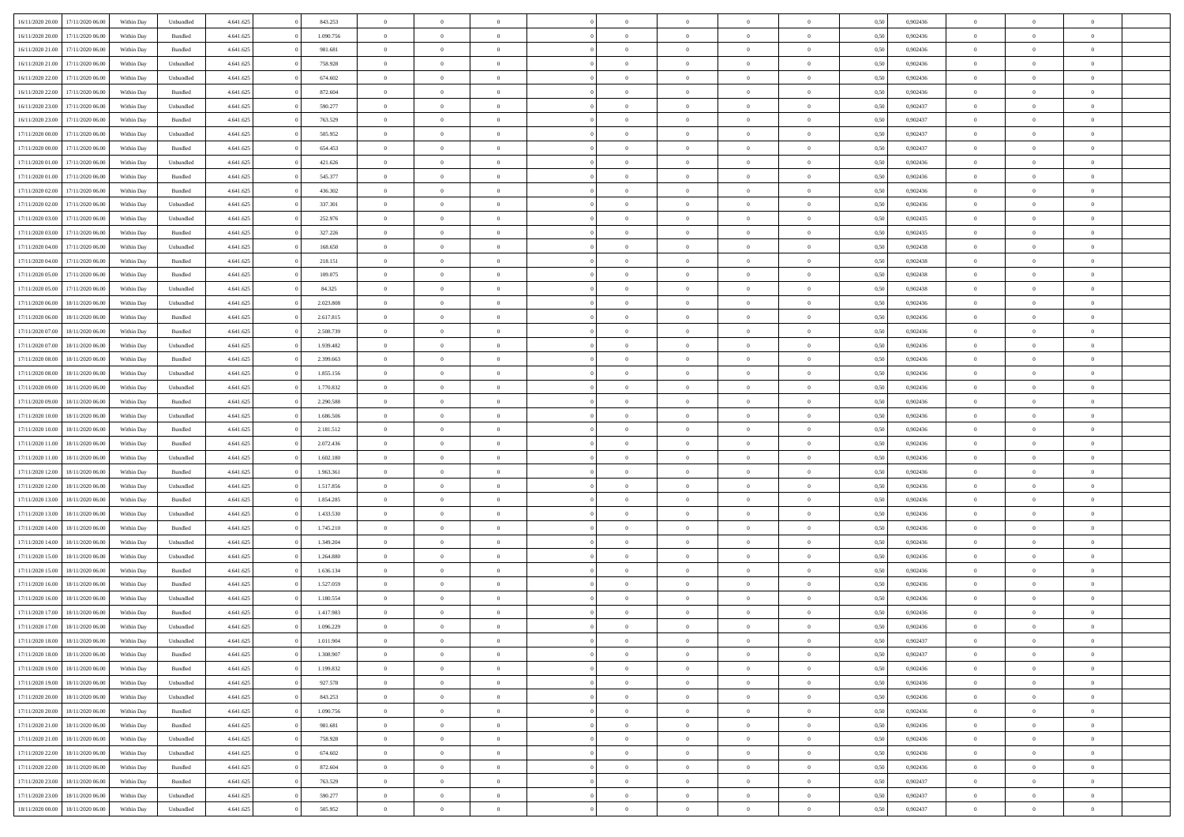| | | | | | | | | | | | | | | | | | | | | | |
|---|---|---|---|---|---|---|---|---|---|---|---|---|---|---|---|---|---|---|---|---|---|
| 16/11/2020 20:00 | 17/11/2020 06:00 | Within Day | Unbundled | 4.641.625 | 0 | 843.253 | 0 | 0 | 0 | | 0 | 0 | 0 | 0 | 0,50 | 0,902436 | 0 | 0 | 0 | |
| 16/11/2020 20:00 | 17/11/2020 06:00 | Within Day | Bundled | 4.641.625 | 0 | 1.090.756 | 0 | 0 | 0 | | 0 | 0 | 0 | 0 | 0,50 | 0,902436 | 0 | 0 | 0 | |
| 16/11/2020 21:00 | 17/11/2020 06:00 | Within Day | Bundled | 4.641.625 | 0 | 981.681 | 0 | 0 | 0 | | 0 | 0 | 0 | 0 | 0,50 | 0,902436 | 0 | 0 | 0 | |
| 16/11/2020 21:00 | 17/11/2020 06:00 | Within Day | Unbundled | 4.641.625 | 0 | 758.928 | 0 | 0 | 0 | | 0 | 0 | 0 | 0 | 0,50 | 0,902436 | 0 | 0 | 0 | |
| 16/11/2020 22:00 | 17/11/2020 06:00 | Within Day | Unbundled | 4.641.625 | 0 | 674.602 | 0 | 0 | 0 | | 0 | 0 | 0 | 0 | 0,50 | 0,902436 | 0 | 0 | 0 | |
| 16/11/2020 22:00 | 17/11/2020 06:00 | Within Day | Bundled | 4.641.625 | 0 | 872.604 | 0 | 0 | 0 | | 0 | 0 | 0 | 0 | 0,50 | 0,902436 | 0 | 0 | 0 | |
| 16/11/2020 23:00 | 17/11/2020 06:00 | Within Day | Unbundled | 4.641.625 | 0 | 590.277 | 0 | 0 | 0 | | 0 | 0 | 0 | 0 | 0,50 | 0,902437 | 0 | 0 | 0 | |
| 16/11/2020 23:00 | 17/11/2020 06:00 | Within Day | Bundled | 4.641.625 | 0 | 763.529 | 0 | 0 | 0 | | 0 | 0 | 0 | 0 | 0,50 | 0,902437 | 0 | 0 | 0 | |
| 17/11/2020 00:00 | 17/11/2020 06:00 | Within Day | Unbundled | 4.641.625 | 0 | 505.952 | 0 | 0 | 0 | | 0 | 0 | 0 | 0 | 0,50 | 0,902437 | 0 | 0 | 0 | |
| 17/11/2020 00:00 | 17/11/2020 06:00 | Within Day | Bundled | 4.641.625 | 0 | 654.453 | 0 | 0 | 0 | | 0 | 0 | 0 | 0 | 0,50 | 0,902437 | 0 | 0 | 0 | |
| 17/11/2020 01:00 | 17/11/2020 06:00 | Within Day | Unbundled | 4.641.625 | 0 | 421.626 | 0 | 0 | 0 | | 0 | 0 | 0 | 0 | 0,50 | 0,902436 | 0 | 0 | 0 | |
| 17/11/2020 01:00 | 17/11/2020 06:00 | Within Day | Bundled | 4.641.625 | 0 | 545.377 | 0 | 0 | 0 | | 0 | 0 | 0 | 0 | 0,50 | 0,902436 | 0 | 0 | 0 | |
| 17/11/2020 02:00 | 17/11/2020 06:00 | Within Day | Bundled | 4.641.625 | 0 | 436.302 | 0 | 0 | 0 | | 0 | 0 | 0 | 0 | 0,50 | 0,902436 | 0 | 0 | 0 | |
| 17/11/2020 02:00 | 17/11/2020 06:00 | Within Day | Unbundled | 4.641.625 | 0 | 337.301 | 0 | 0 | 0 | | 0 | 0 | 0 | 0 | 0,50 | 0,902436 | 0 | 0 | 0 | |
| 17/11/2020 03:00 | 17/11/2020 06:00 | Within Day | Unbundled | 4.641.625 | 0 | 252.976 | 0 | 0 | 0 | | 0 | 0 | 0 | 0 | 0,50 | 0,902435 | 0 | 0 | 0 | |
| 17/11/2020 03:00 | 17/11/2020 06:00 | Within Day | Bundled | 4.641.625 | 0 | 327.226 | 0 | 0 | 0 | | 0 | 0 | 0 | 0 | 0,50 | 0,902435 | 0 | 0 | 0 | |
| 17/11/2020 04:00 | 17/11/2020 06:00 | Within Day | Unbundled | 4.641.625 | 0 | 168.650 | 0 | 0 | 0 | | 0 | 0 | 0 | 0 | 0,50 | 0,902438 | 0 | 0 | 0 | |
| 17/11/2020 04:00 | 17/11/2020 06:00 | Within Day | Bundled | 4.641.625 | 0 | 218.151 | 0 | 0 | 0 | | 0 | 0 | 0 | 0 | 0,50 | 0,902438 | 0 | 0 | 0 | |
| 17/11/2020 05:00 | 17/11/2020 06:00 | Within Day | Bundled | 4.641.625 | 0 | 109.075 | 0 | 0 | 0 | | 0 | 0 | 0 | 0 | 0,50 | 0,902438 | 0 | 0 | 0 | |
| 17/11/2020 05:00 | 17/11/2020 06:00 | Within Day | Unbundled | 4.641.625 | 0 | 84.325 | 0 | 0 | 0 | | 0 | 0 | 0 | 0 | 0,50 | 0,902438 | 0 | 0 | 0 | |
| 17/11/2020 06:00 | 18/11/2020 06:00 | Within Day | Unbundled | 4.641.625 | 0 | 2.023.808 | 0 | 0 | 0 | | 0 | 0 | 0 | 0 | 0,50 | 0,902436 | 0 | 0 | 0 | |
| 17/11/2020 06:00 | 18/11/2020 06:00 | Within Day | Bundled | 4.641.625 | 0 | 2.617.815 | 0 | 0 | 0 | | 0 | 0 | 0 | 0 | 0,50 | 0,902436 | 0 | 0 | 0 | |
| 17/11/2020 07:00 | 18/11/2020 06:00 | Within Day | Bundled | 4.641.625 | 0 | 2.508.739 | 0 | 0 | 0 | | 0 | 0 | 0 | 0 | 0,50 | 0,902436 | 0 | 0 | 0 | |
| 17/11/2020 07:00 | 18/11/2020 06:00 | Within Day | Unbundled | 4.641.625 | 0 | 1.939.482 | 0 | 0 | 0 | | 0 | 0 | 0 | 0 | 0,50 | 0,902436 | 0 | 0 | 0 | |
| 17/11/2020 08:00 | 18/11/2020 06:00 | Within Day | Bundled | 4.641.625 | 0 | 2.399.663 | 0 | 0 | 0 | | 0 | 0 | 0 | 0 | 0,50 | 0,902436 | 0 | 0 | 0 | |
| 17/11/2020 08:00 | 18/11/2020 06:00 | Within Day | Unbundled | 4.641.625 | 0 | 1.855.156 | 0 | 0 | 0 | | 0 | 0 | 0 | 0 | 0,50 | 0,902436 | 0 | 0 | 0 | |
| 17/11/2020 09:00 | 18/11/2020 06:00 | Within Day | Unbundled | 4.641.625 | 0 | 1.770.832 | 0 | 0 | 0 | | 0 | 0 | 0 | 0 | 0,50 | 0,902436 | 0 | 0 | 0 | |
| 17/11/2020 09:00 | 18/11/2020 06:00 | Within Day | Bundled | 4.641.625 | 0 | 2.290.588 | 0 | 0 | 0 | | 0 | 0 | 0 | 0 | 0,50 | 0,902436 | 0 | 0 | 0 | |
| 17/11/2020 10:00 | 18/11/2020 06:00 | Within Day | Unbundled | 4.641.625 | 0 | 1.686.506 | 0 | 0 | 0 | | 0 | 0 | 0 | 0 | 0,50 | 0,902436 | 0 | 0 | 0 | |
| 17/11/2020 10:00 | 18/11/2020 06:00 | Within Day | Bundled | 4.641.625 | 0 | 2.181.512 | 0 | 0 | 0 | | 0 | 0 | 0 | 0 | 0,50 | 0,902436 | 0 | 0 | 0 | |
| 17/11/2020 11:00 | 18/11/2020 06:00 | Within Day | Bundled | 4.641.625 | 0 | 2.072.436 | 0 | 0 | 0 | | 0 | 0 | 0 | 0 | 0,50 | 0,902436 | 0 | 0 | 0 | |
| 17/11/2020 11:00 | 18/11/2020 06:00 | Within Day | Unbundled | 4.641.625 | 0 | 1.602.180 | 0 | 0 | 0 | | 0 | 0 | 0 | 0 | 0,50 | 0,902436 | 0 | 0 | 0 | |
| 17/11/2020 12:00 | 18/11/2020 06:00 | Within Day | Bundled | 4.641.625 | 0 | 1.963.361 | 0 | 0 | 0 | | 0 | 0 | 0 | 0 | 0,50 | 0,902436 | 0 | 0 | 0 | |
| 17/11/2020 12:00 | 18/11/2020 06:00 | Within Day | Unbundled | 4.641.625 | 0 | 1.517.856 | 0 | 0 | 0 | | 0 | 0 | 0 | 0 | 0,50 | 0,902436 | 0 | 0 | 0 | |
| 17/11/2020 13:00 | 18/11/2020 06:00 | Within Day | Bundled | 4.641.625 | 0 | 1.854.285 | 0 | 0 | 0 | | 0 | 0 | 0 | 0 | 0,50 | 0,902436 | 0 | 0 | 0 | |
| 17/11/2020 13:00 | 18/11/2020 06:00 | Within Day | Unbundled | 4.641.625 | 0 | 1.433.530 | 0 | 0 | 0 | | 0 | 0 | 0 | 0 | 0,50 | 0,902436 | 0 | 0 | 0 | |
| 17/11/2020 14:00 | 18/11/2020 06:00 | Within Day | Bundled | 4.641.625 | 0 | 1.745.210 | 0 | 0 | 0 | | 0 | 0 | 0 | 0 | 0,50 | 0,902436 | 0 | 0 | 0 | |
| 17/11/2020 14:00 | 18/11/2020 06:00 | Within Day | Unbundled | 4.641.625 | 0 | 1.349.204 | 0 | 0 | 0 | | 0 | 0 | 0 | 0 | 0,50 | 0,902436 | 0 | 0 | 0 | |
| 17/11/2020 15:00 | 18/11/2020 06:00 | Within Day | Unbundled | 4.641.625 | 0 | 1.264.880 | 0 | 0 | 0 | | 0 | 0 | 0 | 0 | 0,50 | 0,902436 | 0 | 0 | 0 | |
| 17/11/2020 15:00 | 18/11/2020 06:00 | Within Day | Bundled | 4.641.625 | 0 | 1.636.134 | 0 | 0 | 0 | | 0 | 0 | 0 | 0 | 0,50 | 0,902436 | 0 | 0 | 0 | |
| 17/11/2020 16:00 | 18/11/2020 06:00 | Within Day | Bundled | 4.641.625 | 0 | 1.527.059 | 0 | 0 | 0 | | 0 | 0 | 0 | 0 | 0,50 | 0,902436 | 0 | 0 | 0 | |
| 17/11/2020 16:00 | 18/11/2020 06:00 | Within Day | Unbundled | 4.641.625 | 0 | 1.180.554 | 0 | 0 | 0 | | 0 | 0 | 0 | 0 | 0,50 | 0,902436 | 0 | 0 | 0 | |
| 17/11/2020 17:00 | 18/11/2020 06:00 | Within Day | Bundled | 4.641.625 | 0 | 1.417.983 | 0 | 0 | 0 | | 0 | 0 | 0 | 0 | 0,50 | 0,902436 | 0 | 0 | 0 | |
| 17/11/2020 17:00 | 18/11/2020 06:00 | Within Day | Unbundled | 4.641.625 | 0 | 1.096.229 | 0 | 0 | 0 | | 0 | 0 | 0 | 0 | 0,50 | 0,902436 | 0 | 0 | 0 | |
| 17/11/2020 18:00 | 18/11/2020 06:00 | Within Day | Unbundled | 4.641.625 | 0 | 1.011.904 | 0 | 0 | 0 | | 0 | 0 | 0 | 0 | 0,50 | 0,902437 | 0 | 0 | 0 | |
| 17/11/2020 18:00 | 18/11/2020 06:00 | Within Day | Bundled | 4.641.625 | 0 | 1.308.907 | 0 | 0 | 0 | | 0 | 0 | 0 | 0 | 0,50 | 0,902437 | 0 | 0 | 0 | |
| 17/11/2020 19:00 | 18/11/2020 06:00 | Within Day | Bundled | 4.641.625 | 0 | 1.199.832 | 0 | 0 | 0 | | 0 | 0 | 0 | 0 | 0,50 | 0,902436 | 0 | 0 | 0 | |
| 17/11/2020 19:00 | 18/11/2020 06:00 | Within Day | Unbundled | 4.641.625 | 0 | 927.578 | 0 | 0 | 0 | | 0 | 0 | 0 | 0 | 0,50 | 0,902436 | 0 | 0 | 0 | |
| 17/11/2020 20:00 | 18/11/2020 06:00 | Within Day | Unbundled | 4.641.625 | 0 | 843.253 | 0 | 0 | 0 | | 0 | 0 | 0 | 0 | 0,50 | 0,902436 | 0 | 0 | 0 | |
| 17/11/2020 20:00 | 18/11/2020 06:00 | Within Day | Bundled | 4.641.625 | 0 | 1.090.756 | 0 | 0 | 0 | | 0 | 0 | 0 | 0 | 0,50 | 0,902436 | 0 | 0 | 0 | |
| 17/11/2020 21:00 | 18/11/2020 06:00 | Within Day | Bundled | 4.641.625 | 0 | 981.681 | 0 | 0 | 0 | | 0 | 0 | 0 | 0 | 0,50 | 0,902436 | 0 | 0 | 0 | |
| 17/11/2020 21:00 | 18/11/2020 06:00 | Within Day | Unbundled | 4.641.625 | 0 | 758.928 | 0 | 0 | 0 | | 0 | 0 | 0 | 0 | 0,50 | 0,902436 | 0 | 0 | 0 | |
| 17/11/2020 22:00 | 18/11/2020 06:00 | Within Day | Unbundled | 4.641.625 | 0 | 674.602 | 0 | 0 | 0 | | 0 | 0 | 0 | 0 | 0,50 | 0,902436 | 0 | 0 | 0 | |
| 17/11/2020 22:00 | 18/11/2020 06:00 | Within Day | Bundled | 4.641.625 | 0 | 872.604 | 0 | 0 | 0 | | 0 | 0 | 0 | 0 | 0,50 | 0,902436 | 0 | 0 | 0 | |
| 17/11/2020 23:00 | 18/11/2020 06:00 | Within Day | Bundled | 4.641.625 | 0 | 763.529 | 0 | 0 | 0 | | 0 | 0 | 0 | 0 | 0,50 | 0,902437 | 0 | 0 | 0 | |
| 17/11/2020 23:00 | 18/11/2020 06:00 | Within Day | Unbundled | 4.641.625 | 0 | 590.277 | 0 | 0 | 0 | | 0 | 0 | 0 | 0 | 0,50 | 0,902437 | 0 | 0 | 0 | |
| 18/11/2020 00:00 | 18/11/2020 06:00 | Within Day | Unbundled | 4.641.625 | 0 | 505.952 | 0 | 0 | 0 | | 0 | 0 | 0 | 0 | 0,50 | 0,902437 | 0 | 0 | 0 | |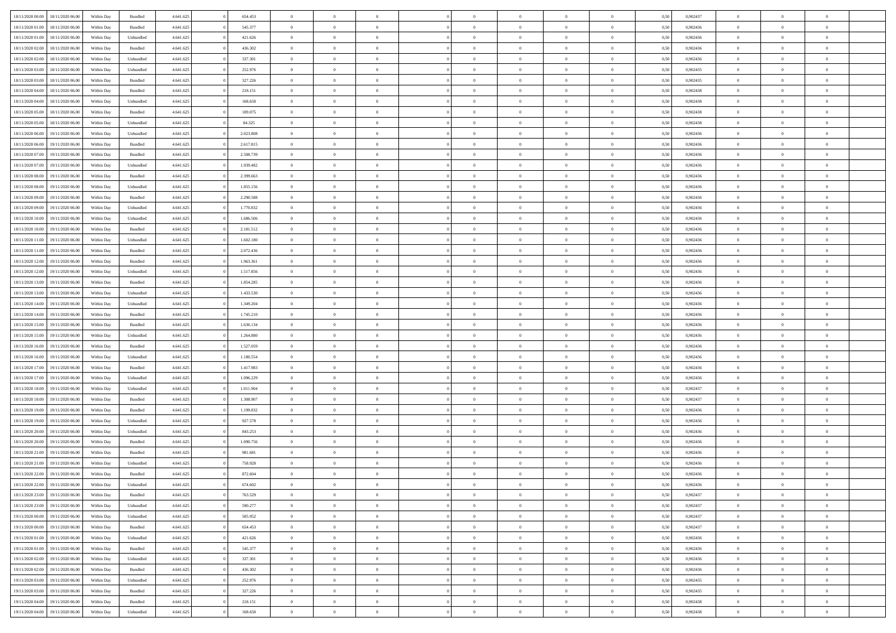| | | | | | | | | | | | | | | | | | | | | | |
|---|---|---|---|---|---|---|---|---|---|---|---|---|---|---|---|---|---|---|---|---|---|
| 18/11/2020 00.00 | 18/11/2020 06.00 | Within Day | Bundled | 4.641.625 | 0 | 654.453 | 0 | 0 | 0 | | 0 | 0 | 0 | 0 | 0,50 | 0,902437 | 0 | 0 | 0 | |
| 18/11/2020 01.00 | 18/11/2020 06.00 | Within Day | Bundled | 4.641.625 | 0 | 545.377 | 0 | 0 | 0 | | 0 | 0 | 0 | 0 | 0,50 | 0,902436 | 0 | 0 | 0 | |
| 18/11/2020 01.00 | 18/11/2020 06.00 | Within Day | Unbundled | 4.641.625 | 0 | 421.626 | 0 | 0 | 0 | | 0 | 0 | 0 | 0 | 0,50 | 0,902436 | 0 | 0 | 0 | |
| 18/11/2020 02.00 | 18/11/2020 06.00 | Within Day | Bundled | 4.641.625 | 0 | 436.302 | 0 | 0 | 0 | | 0 | 0 | 0 | 0 | 0,50 | 0,902436 | 0 | 0 | 0 | |
| 18/11/2020 02.00 | 18/11/2020 06.00 | Within Day | Unbundled | 4.641.625 | 0 | 337.301 | 0 | 0 | 0 | | 0 | 0 | 0 | 0 | 0,50 | 0,902436 | 0 | 0 | 0 | |
| 18/11/2020 03.00 | 18/11/2020 06.00 | Within Day | Unbundled | 4.641.625 | 0 | 252.976 | 0 | 0 | 0 | | 0 | 0 | 0 | 0 | 0,50 | 0,902435 | 0 | 0 | 0 | |
| 18/11/2020 03.00 | 18/11/2020 06.00 | Within Day | Bundled | 4.641.625 | 0 | 327.226 | 0 | 0 | 0 | | 0 | 0 | 0 | 0 | 0,50 | 0,902435 | 0 | 0 | 0 | |
| 18/11/2020 04.00 | 18/11/2020 06.00 | Within Day | Bundled | 4.641.625 | 0 | 218.151 | 0 | 0 | 0 | | 0 | 0 | 0 | 0 | 0,50 | 0,902438 | 0 | 0 | 0 | |
| 18/11/2020 04.00 | 18/11/2020 06.00 | Within Day | Unbundled | 4.641.625 | 0 | 168.650 | 0 | 0 | 0 | | 0 | 0 | 0 | 0 | 0,50 | 0,902438 | 0 | 0 | 0 | |
| 18/11/2020 05.00 | 18/11/2020 06.00 | Within Day | Bundled | 4.641.625 | 0 | 109.075 | 0 | 0 | 0 | | 0 | 0 | 0 | 0 | 0,50 | 0,902438 | 0 | 0 | 0 | |
| 18/11/2020 05.00 | 18/11/2020 06.00 | Within Day | Unbundled | 4.641.625 | 0 | 84.325 | 0 | 0 | 0 | | 0 | 0 | 0 | 0 | 0,50 | 0,902438 | 0 | 0 | 0 | |
| 18/11/2020 06.00 | 19/11/2020 06.00 | Within Day | Unbundled | 4.641.625 | 0 | 2.023.808 | 0 | 0 | 0 | | 0 | 0 | 0 | 0 | 0,50 | 0,902436 | 0 | 0 | 0 | |
| 18/11/2020 06.00 | 19/11/2020 06.00 | Within Day | Bundled | 4.641.625 | 0 | 2.617.815 | 0 | 0 | 0 | | 0 | 0 | 0 | 0 | 0,50 | 0,902436 | 0 | 0 | 0 | |
| 18/11/2020 07.00 | 19/11/2020 06.00 | Within Day | Bundled | 4.641.625 | 0 | 2.508.739 | 0 | 0 | 0 | | 0 | 0 | 0 | 0 | 0,50 | 0,902436 | 0 | 0 | 0 | |
| 18/11/2020 07.00 | 19/11/2020 06.00 | Within Day | Unbundled | 4.641.625 | 0 | 1.939.482 | 0 | 0 | 0 | | 0 | 0 | 0 | 0 | 0,50 | 0,902436 | 0 | 0 | 0 | |
| 18/11/2020 08.00 | 19/11/2020 06.00 | Within Day | Bundled | 4.641.625 | 0 | 2.399.663 | 0 | 0 | 0 | | 0 | 0 | 0 | 0 | 0,50 | 0,902436 | 0 | 0 | 0 | |
| 18/11/2020 08.00 | 19/11/2020 06.00 | Within Day | Unbundled | 4.641.625 | 0 | 1.855.156 | 0 | 0 | 0 | | 0 | 0 | 0 | 0 | 0,50 | 0,902436 | 0 | 0 | 0 | |
| 18/11/2020 09.00 | 19/11/2020 06.00 | Within Day | Bundled | 4.641.625 | 0 | 2.290.588 | 0 | 0 | 0 | | 0 | 0 | 0 | 0 | 0,50 | 0,902436 | 0 | 0 | 0 | |
| 18/11/2020 09.00 | 19/11/2020 06.00 | Within Day | Unbundled | 4.641.625 | 0 | 1.770.832 | 0 | 0 | 0 | | 0 | 0 | 0 | 0 | 0,50 | 0,902436 | 0 | 0 | 0 | |
| 18/11/2020 10.00 | 19/11/2020 06.00 | Within Day | Unbundled | 4.641.625 | 0 | 1.686.506 | 0 | 0 | 0 | | 0 | 0 | 0 | 0 | 0,50 | 0,902436 | 0 | 0 | 0 | |
| 18/11/2020 10.00 | 19/11/2020 06.00 | Within Day | Bundled | 4.641.625 | 0 | 2.181.512 | 0 | 0 | 0 | | 0 | 0 | 0 | 0 | 0,50 | 0,902436 | 0 | 0 | 0 | |
| 18/11/2020 11.00 | 19/11/2020 06.00 | Within Day | Unbundled | 4.641.625 | 0 | 1.602.180 | 0 | 0 | 0 | | 0 | 0 | 0 | 0 | 0,50 | 0,902436 | 0 | 0 | 0 | |
| 18/11/2020 11.00 | 19/11/2020 06.00 | Within Day | Bundled | 4.641.625 | 0 | 2.072.436 | 0 | 0 | 0 | | 0 | 0 | 0 | 0 | 0,50 | 0,902436 | 0 | 0 | 0 | |
| 18/11/2020 12.00 | 19/11/2020 06.00 | Within Day | Bundled | 4.641.625 | 0 | 1.963.361 | 0 | 0 | 0 | | 0 | 0 | 0 | 0 | 0,50 | 0,902436 | 0 | 0 | 0 | |
| 18/11/2020 12.00 | 19/11/2020 06.00 | Within Day | Unbundled | 4.641.625 | 0 | 1.517.856 | 0 | 0 | 0 | | 0 | 0 | 0 | 0 | 0,50 | 0,902436 | 0 | 0 | 0 | |
| 18/11/2020 13.00 | 19/11/2020 06.00 | Within Day | Bundled | 4.641.625 | 0 | 1.854.285 | 0 | 0 | 0 | | 0 | 0 | 0 | 0 | 0,50 | 0,902436 | 0 | 0 | 0 | |
| 18/11/2020 13.00 | 19/11/2020 06.00 | Within Day | Unbundled | 4.641.625 | 0 | 1.433.530 | 0 | 0 | 0 | | 0 | 0 | 0 | 0 | 0,50 | 0,902436 | 0 | 0 | 0 | |
| 18/11/2020 14.00 | 19/11/2020 06.00 | Within Day | Unbundled | 4.641.625 | 0 | 1.349.204 | 0 | 0 | 0 | | 0 | 0 | 0 | 0 | 0,50 | 0,902436 | 0 | 0 | 0 | |
| 18/11/2020 14.00 | 19/11/2020 06.00 | Within Day | Bundled | 4.641.625 | 0 | 1.745.210 | 0 | 0 | 0 | | 0 | 0 | 0 | 0 | 0,50 | 0,902436 | 0 | 0 | 0 | |
| 18/11/2020 15.00 | 19/11/2020 06.00 | Within Day | Bundled | 4.641.625 | 0 | 1.636.134 | 0 | 0 | 0 | | 0 | 0 | 0 | 0 | 0,50 | 0,902436 | 0 | 0 | 0 | |
| 18/11/2020 15.00 | 19/11/2020 06.00 | Within Day | Unbundled | 4.641.625 | 0 | 1.264.880 | 0 | 0 | 0 | | 0 | 0 | 0 | 0 | 0,50 | 0,902436 | 0 | 0 | 0 | |
| 18/11/2020 16.00 | 19/11/2020 06.00 | Within Day | Bundled | 4.641.625 | 0 | 1.527.059 | 0 | 0 | 0 | | 0 | 0 | 0 | 0 | 0,50 | 0,902436 | 0 | 0 | 0 | |
| 18/11/2020 16.00 | 19/11/2020 06.00 | Within Day | Unbundled | 4.641.625 | 0 | 1.180.554 | 0 | 0 | 0 | | 0 | 0 | 0 | 0 | 0,50 | 0,902436 | 0 | 0 | 0 | |
| 18/11/2020 17.00 | 19/11/2020 06.00 | Within Day | Bundled | 4.641.625 | 0 | 1.417.983 | 0 | 0 | 0 | | 0 | 0 | 0 | 0 | 0,50 | 0,902436 | 0 | 0 | 0 | |
| 18/11/2020 17.00 | 19/11/2020 06.00 | Within Day | Unbundled | 4.641.625 | 0 | 1.096.229 | 0 | 0 | 0 | | 0 | 0 | 0 | 0 | 0,50 | 0,902436 | 0 | 0 | 0 | |
| 18/11/2020 18.00 | 19/11/2020 06.00 | Within Day | Unbundled | 4.641.625 | 0 | 1.011.904 | 0 | 0 | 0 | | 0 | 0 | 0 | 0 | 0,50 | 0,902437 | 0 | 0 | 0 | |
| 18/11/2020 18.00 | 19/11/2020 06.00 | Within Day | Bundled | 4.641.625 | 0 | 1.308.907 | 0 | 0 | 0 | | 0 | 0 | 0 | 0 | 0,50 | 0,902437 | 0 | 0 | 0 | |
| 18/11/2020 19.00 | 19/11/2020 06.00 | Within Day | Bundled | 4.641.625 | 0 | 1.199.832 | 0 | 0 | 0 | | 0 | 0 | 0 | 0 | 0,50 | 0,902436 | 0 | 0 | 0 | |
| 18/11/2020 19.00 | 19/11/2020 06.00 | Within Day | Unbundled | 4.641.625 | 0 | 927.578 | 0 | 0 | 0 | | 0 | 0 | 0 | 0 | 0,50 | 0,902436 | 0 | 0 | 0 | |
| 18/11/2020 20.00 | 19/11/2020 06.00 | Within Day | Unbundled | 4.641.625 | 0 | 843.253 | 0 | 0 | 0 | | 0 | 0 | 0 | 0 | 0,50 | 0,902436 | 0 | 0 | 0 | |
| 18/11/2020 20.00 | 19/11/2020 06.00 | Within Day | Bundled | 4.641.625 | 0 | 1.090.756 | 0 | 0 | 0 | | 0 | 0 | 0 | 0 | 0,50 | 0,902436 | 0 | 0 | 0 | |
| 18/11/2020 21.00 | 19/11/2020 06.00 | Within Day | Bundled | 4.641.625 | 0 | 981.681 | 0 | 0 | 0 | | 0 | 0 | 0 | 0 | 0,50 | 0,902436 | 0 | 0 | 0 | |
| 18/11/2020 21.00 | 19/11/2020 06.00 | Within Day | Unbundled | 4.641.625 | 0 | 758.928 | 0 | 0 | 0 | | 0 | 0 | 0 | 0 | 0,50 | 0,902436 | 0 | 0 | 0 | |
| 18/11/2020 22.00 | 19/11/2020 06.00 | Within Day | Bundled | 4.641.625 | 0 | 872.604 | 0 | 0 | 0 | | 0 | 0 | 0 | 0 | 0,50 | 0,902436 | 0 | 0 | 0 | |
| 18/11/2020 22.00 | 19/11/2020 06.00 | Within Day | Unbundled | 4.641.625 | 0 | 674.602 | 0 | 0 | 0 | | 0 | 0 | 0 | 0 | 0,50 | 0,902436 | 0 | 0 | 0 | |
| 18/11/2020 23.00 | 19/11/2020 06.00 | Within Day | Bundled | 4.641.625 | 0 | 763.529 | 0 | 0 | 0 | | 0 | 0 | 0 | 0 | 0,50 | 0,902437 | 0 | 0 | 0 | |
| 18/11/2020 23.00 | 19/11/2020 06.00 | Within Day | Unbundled | 4.641.625 | 0 | 590.277 | 0 | 0 | 0 | | 0 | 0 | 0 | 0 | 0,50 | 0,902437 | 0 | 0 | 0 | |
| 19/11/2020 00.00 | 19/11/2020 06.00 | Within Day | Unbundled | 4.641.625 | 0 | 505.952 | 0 | 0 | 0 | | 0 | 0 | 0 | 0 | 0,50 | 0,902437 | 0 | 0 | 0 | |
| 19/11/2020 00.00 | 19/11/2020 06.00 | Within Day | Bundled | 4.641.625 | 0 | 654.453 | 0 | 0 | 0 | | 0 | 0 | 0 | 0 | 0,50 | 0,902437 | 0 | 0 | 0 | |
| 19/11/2020 01.00 | 19/11/2020 06.00 | Within Day | Unbundled | 4.641.625 | 0 | 421.626 | 0 | 0 | 0 | | 0 | 0 | 0 | 0 | 0,50 | 0,902436 | 0 | 0 | 0 | |
| 19/11/2020 01.00 | 19/11/2020 06.00 | Within Day | Bundled | 4.641.625 | 0 | 545.377 | 0 | 0 | 0 | | 0 | 0 | 0 | 0 | 0,50 | 0,902436 | 0 | 0 | 0 | |
| 19/11/2020 02.00 | 19/11/2020 06.00 | Within Day | Unbundled | 4.641.625 | 0 | 337.301 | 0 | 0 | 0 | | 0 | 0 | 0 | 0 | 0,50 | 0,902436 | 0 | 0 | 0 | |
| 19/11/2020 02.00 | 19/11/2020 06.00 | Within Day | Bundled | 4.641.625 | 0 | 436.302 | 0 | 0 | 0 | | 0 | 0 | 0 | 0 | 0,50 | 0,902436 | 0 | 0 | 0 | |
| 19/11/2020 03.00 | 19/11/2020 06.00 | Within Day | Unbundled | 4.641.625 | 0 | 252.976 | 0 | 0 | 0 | | 0 | 0 | 0 | 0 | 0,50 | 0,902435 | 0 | 0 | 0 | |
| 19/11/2020 03.00 | 19/11/2020 06.00 | Within Day | Bundled | 4.641.625 | 0 | 327.226 | 0 | 0 | 0 | | 0 | 0 | 0 | 0 | 0,50 | 0,902435 | 0 | 0 | 0 | |
| 19/11/2020 04.00 | 19/11/2020 06.00 | Within Day | Bundled | 4.641.625 | 0 | 218.151 | 0 | 0 | 0 | | 0 | 0 | 0 | 0 | 0,50 | 0,902438 | 0 | 0 | 0 | |
| 19/11/2020 04.00 | 19/11/2020 06.00 | Within Day | Unbundled | 4.641.625 | 0 | 168.650 | 0 | 0 | 0 | | 0 | 0 | 0 | 0 | 0,50 | 0,902438 | 0 | 0 | 0 | |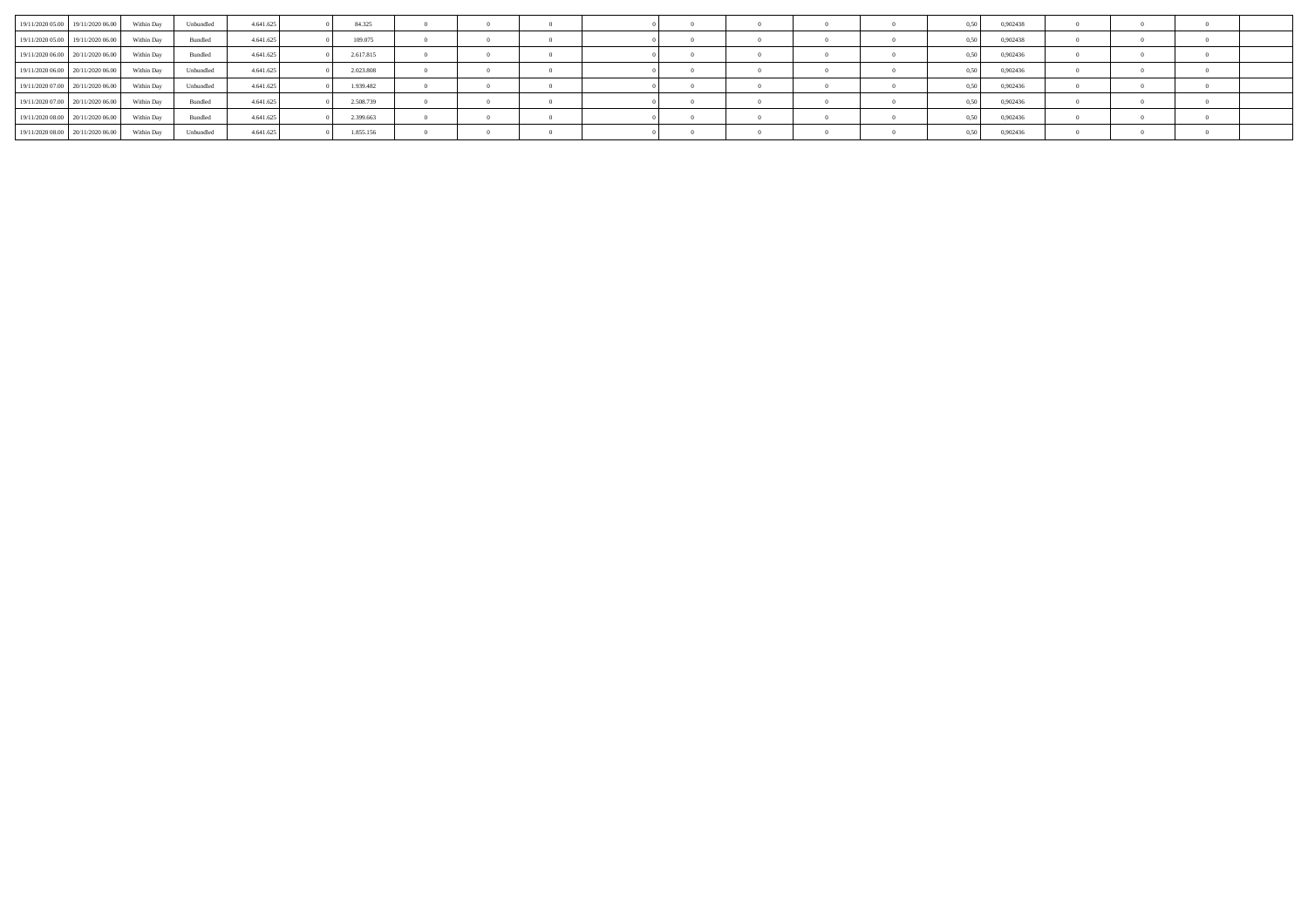| | | | | | | | | | | | | | | | | | | | | | |
|---|---|---|---|---|---|---|---|---|---|---|---|---|---|---|---|---|---|---|---|---|---|
| 19/11/2020 05.00 | 19/11/2020 06.00 | Within Day | Unbundled | 4.641.625 | 0 | 84.325 | 0 | 0 | 0 | | 0 | 0 | 0 | 0 | 0 | 0,50 | 0,902438 | 0 | 0 | 0 | |
| 19/11/2020 05.00 | 19/11/2020 06.00 | Within Day | Bundled | 4.641.625 | 0 | 109.075 | 0 | 0 | 0 | | 0 | 0 | 0 | 0 | 0 | 0,50 | 0,902438 | 0 | 0 | 0 | |
| 19/11/2020 06.00 | 20/11/2020 06.00 | Within Day | Bundled | 4.641.625 | 0 | 2.617.815 | 0 | 0 | 0 | | 0 | 0 | 0 | 0 | 0 | 0,50 | 0,902436 | 0 | 0 | 0 | |
| 19/11/2020 06.00 | 20/11/2020 06.00 | Within Day | Unbundled | 4.641.625 | 0 | 2.023.808 | 0 | 0 | 0 | | 0 | 0 | 0 | 0 | 0 | 0,50 | 0,902436 | 0 | 0 | 0 | |
| 19/11/2020 07.00 | 20/11/2020 06.00 | Within Day | Unbundled | 4.641.625 | 0 | 1.939.482 | 0 | 0 | 0 | | 0 | 0 | 0 | 0 | 0 | 0,50 | 0,902436 | 0 | 0 | 0 | |
| 19/11/2020 07.00 | 20/11/2020 06.00 | Within Day | Bundled | 4.641.625 | 0 | 2.508.739 | 0 | 0 | 0 | | 0 | 0 | 0 | 0 | 0 | 0,50 | 0,902436 | 0 | 0 | 0 | |
| 19/11/2020 08.00 | 20/11/2020 06.00 | Within Day | Bundled | 4.641.625 | 0 | 2.399.663 | 0 | 0 | 0 | | 0 | 0 | 0 | 0 | 0 | 0,50 | 0,902436 | 0 | 0 | 0 | |
| 19/11/2020 08.00 | 20/11/2020 06.00 | Within Day | Unbundled | 4.641.625 | 0 | 1.855.156 | 0 | 0 | 0 | | 0 | 0 | 0 | 0 | 0 | 0,50 | 0,902436 | 0 | 0 | 0 | |